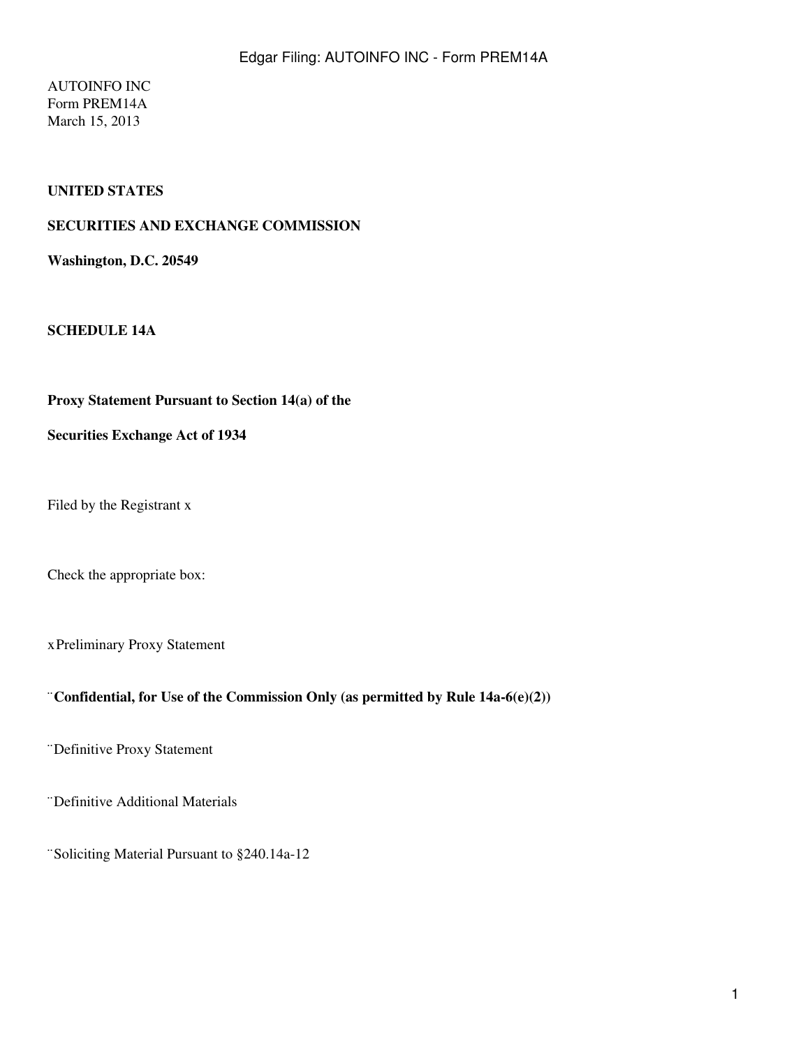AUTOINFO INC
Form PREM14A
March 15, 2013

**UNITED STATES**

**SECURITIES AND EXCHANGE COMMISSION**

**Washington, D.C. 20549**

**SCHEDULE 14A**

**Proxy Statement Pursuant to Section 14(a) of the**

**Securities Exchange Act of 1934**

Filed by the Registrant x

Check the appropriate box:

x Preliminary Proxy Statement

¨ **Confidential, for Use of the Commission Only (as permitted by Rule 14a-6(e)(2))**

¨ Definitive Proxy Statement

¨ Definitive Additional Materials

¨ Soliciting Material Pursuant to §240.14a-12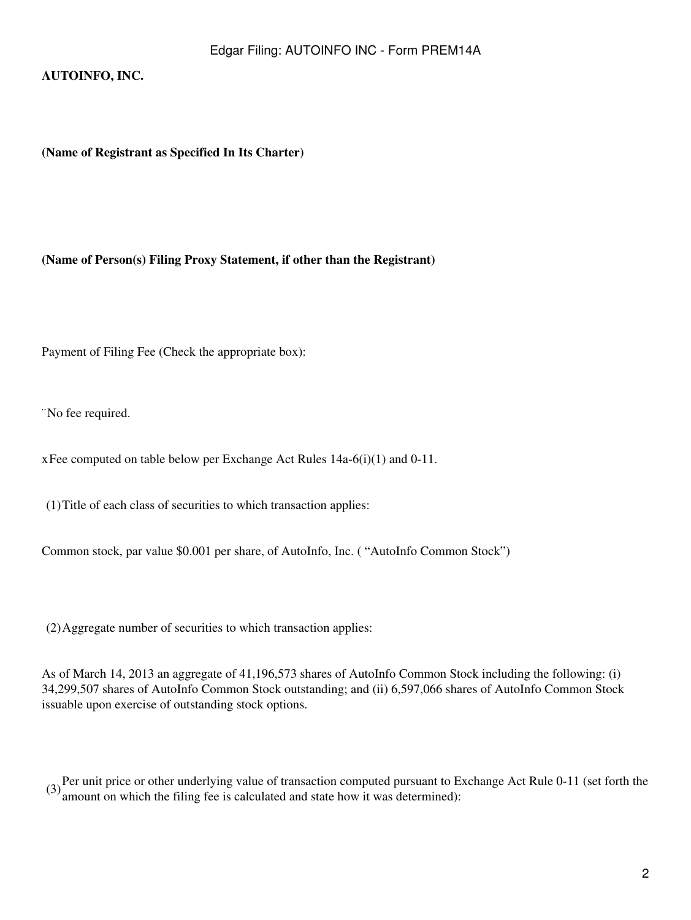**AUTOINFO, INC.**

**(Name of Registrant as Specified In Its Charter)**

**(Name of Person(s) Filing Proxy Statement, if other than the Registrant)**

Payment of Filing Fee (Check the appropriate box):

¨ No fee required.

x Fee computed on table below per Exchange Act Rules 14a-6(i)(1) and 0-11.

(1) Title of each class of securities to which transaction applies:

Common stock, par value $0.001 per share, of AutoInfo, Inc. ( “AutoInfo Common Stock”)

(2) Aggregate number of securities to which transaction applies:

As of March 14, 2013 an aggregate of 41,196,573 shares of AutoInfo Common Stock including the following: (i) 34,299,507 shares of AutoInfo Common Stock outstanding; and (ii) 6,597,066 shares of AutoInfo Common Stock issuable upon exercise of outstanding stock options.

(3) Per unit price or other underlying value of transaction computed pursuant to Exchange Act Rule 0-11 (set forth the amount on which the filing fee is calculated and state how it was determined):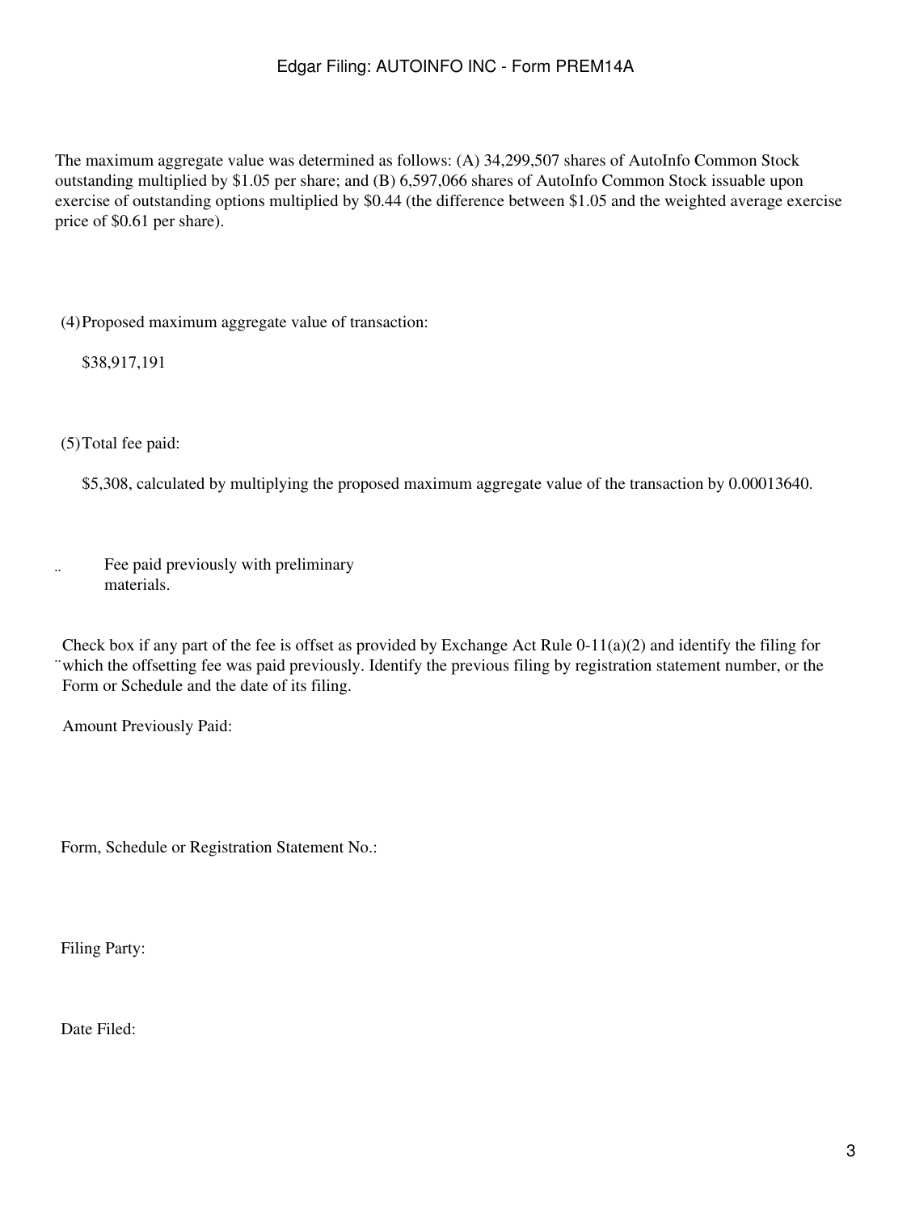The maximum aggregate value was determined as follows: (A) 34,299,507 shares of AutoInfo Common Stock outstanding multiplied by $1.05 per share; and (B) 6,597,066 shares of AutoInfo Common Stock issuable upon exercise of outstanding options multiplied by $0.44 (the difference between $1.05 and the weighted average exercise price of $0.61 per share).

(4) Proposed maximum aggregate value of transaction:

$38,917,191

(5) Total fee paid:

$5,308, calculated by multiplying the proposed maximum aggregate value of the transaction by 0.00013640.

¨ Fee paid previously with preliminary materials.

¨ Check box if any part of the fee is offset as provided by Exchange Act Rule 0-11(a)(2) and identify the filing for which the offsetting fee was paid previously. Identify the previous filing by registration statement number, or the Form or Schedule and the date of its filing.

Amount Previously Paid:

Form, Schedule or Registration Statement No.:

Filing Party:

Date Filed: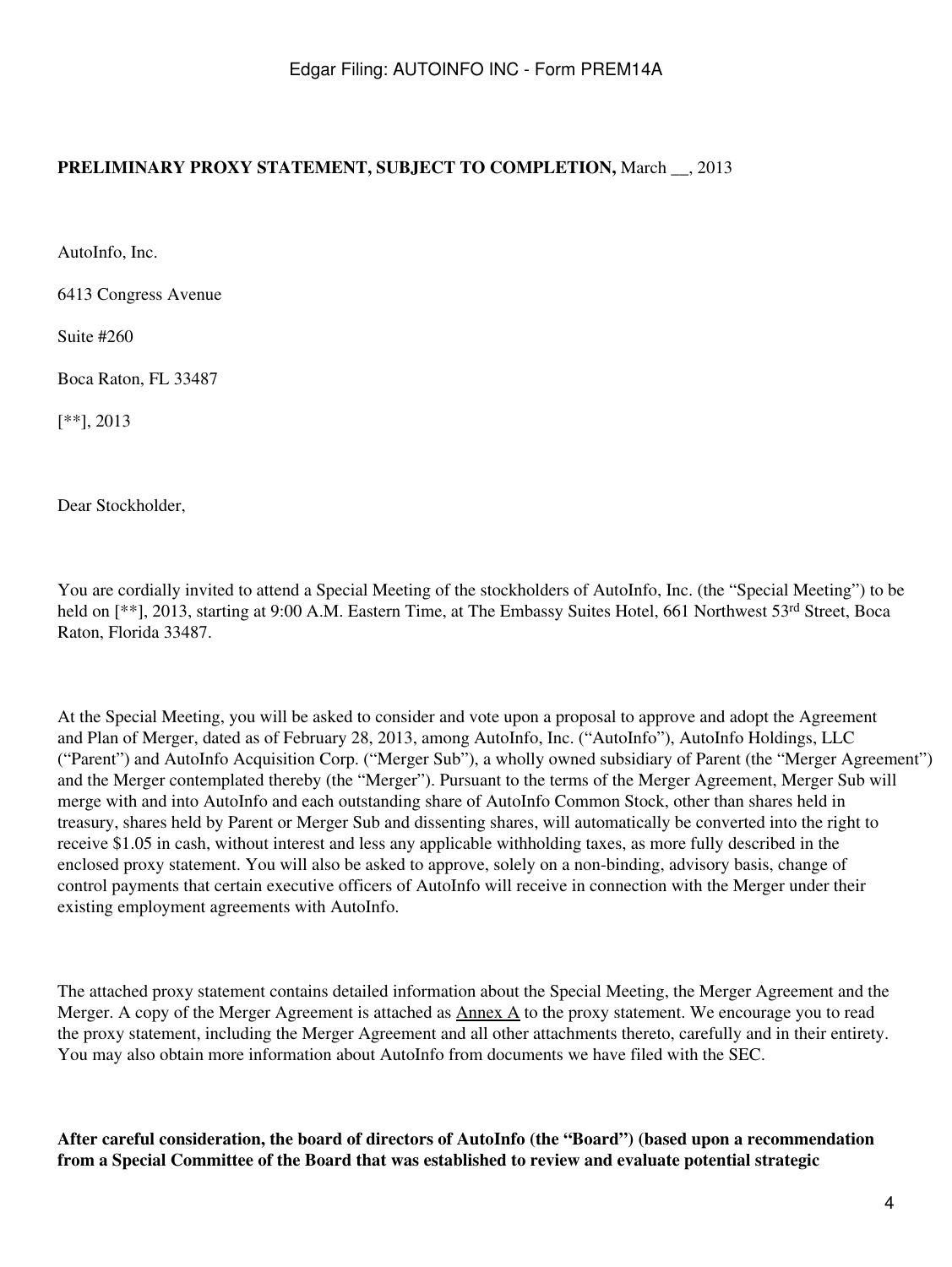**PRELIMINARY PROXY STATEMENT, SUBJECT TO COMPLETION,** March __, 2013

AutoInfo, Inc.

6413 Congress Avenue

Suite #260

Boca Raton, FL 33487

[**], 2013

Dear Stockholder,

You are cordially invited to attend a Special Meeting of the stockholders of AutoInfo, Inc. (the "Special Meeting") to be held on [**], 2013, starting at 9:00 A.M. Eastern Time, at The Embassy Suites Hotel, 661 Northwest 53rd Street, Boca Raton, Florida 33487.

At the Special Meeting, you will be asked to consider and vote upon a proposal to approve and adopt the Agreement and Plan of Merger, dated as of February 28, 2013, among AutoInfo, Inc. ("AutoInfo"), AutoInfo Holdings, LLC ("Parent") and AutoInfo Acquisition Corp. ("Merger Sub"), a wholly owned subsidiary of Parent (the "Merger Agreement") and the Merger contemplated thereby (the "Merger"). Pursuant to the terms of the Merger Agreement, Merger Sub will merge with and into AutoInfo and each outstanding share of AutoInfo Common Stock, other than shares held in treasury, shares held by Parent or Merger Sub and dissenting shares, will automatically be converted into the right to receive $1.05 in cash, without interest and less any applicable withholding taxes, as more fully described in the enclosed proxy statement. You will also be asked to approve, solely on a non-binding, advisory basis, change of control payments that certain executive officers of AutoInfo will receive in connection with the Merger under their existing employment agreements with AutoInfo.

The attached proxy statement contains detailed information about the Special Meeting, the Merger Agreement and the Merger. A copy of the Merger Agreement is attached as Annex A to the proxy statement. We encourage you to read the proxy statement, including the Merger Agreement and all other attachments thereto, carefully and in their entirety. You may also obtain more information about AutoInfo from documents we have filed with the SEC.

**After careful consideration, the board of directors of AutoInfo (the "Board") (based upon a recommendation from a Special Committee of the Board that was established to review and evaluate potential strategic**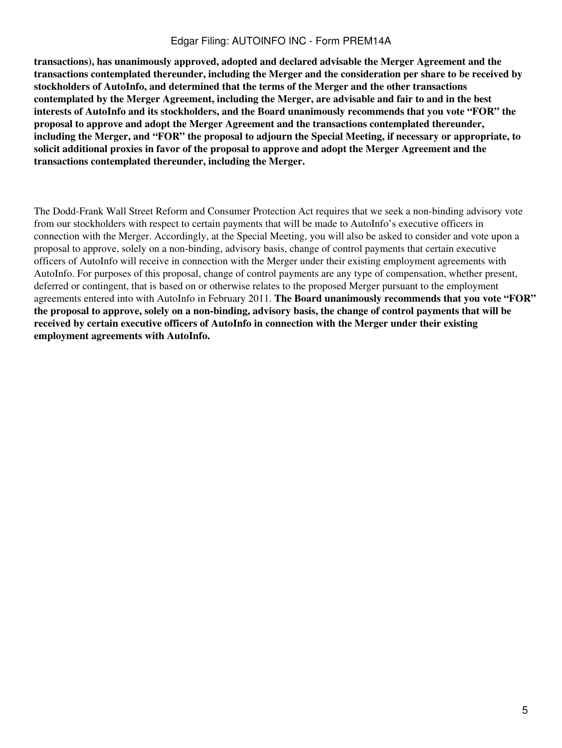**transactions), has unanimously approved, adopted and declared advisable the Merger Agreement and the transactions contemplated thereunder, including the Merger and the consideration per share to be received by stockholders of AutoInfo, and determined that the terms of the Merger and the other transactions contemplated by the Merger Agreement, including the Merger, are advisable and fair to and in the best interests of AutoInfo and its stockholders, and the Board unanimously recommends that you vote "FOR" the proposal to approve and adopt the Merger Agreement and the transactions contemplated thereunder, including the Merger, and "FOR" the proposal to adjourn the Special Meeting, if necessary or appropriate, to solicit additional proxies in favor of the proposal to approve and adopt the Merger Agreement and the transactions contemplated thereunder, including the Merger.**

The Dodd-Frank Wall Street Reform and Consumer Protection Act requires that we seek a non-binding advisory vote from our stockholders with respect to certain payments that will be made to AutoInfo's executive officers in connection with the Merger. Accordingly, at the Special Meeting, you will also be asked to consider and vote upon a proposal to approve, solely on a non-binding, advisory basis, change of control payments that certain executive officers of AutoInfo will receive in connection with the Merger under their existing employment agreements with AutoInfo. For purposes of this proposal, change of control payments are any type of compensation, whether present, deferred or contingent, that is based on or otherwise relates to the proposed Merger pursuant to the employment agreements entered into with AutoInfo in February 2011. **The Board unanimously recommends that you vote "FOR" the proposal to approve, solely on a non-binding, advisory basis, the change of control payments that will be received by certain executive officers of AutoInfo in connection with the Merger under their existing employment agreements with AutoInfo.**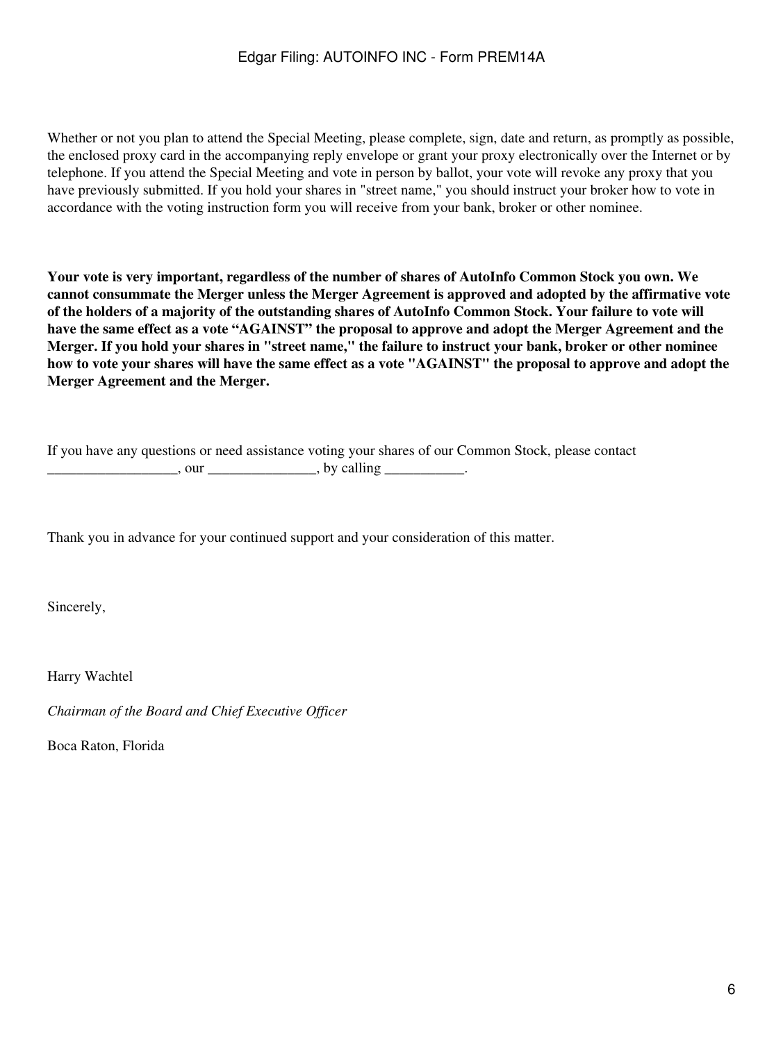Whether or not you plan to attend the Special Meeting, please complete, sign, date and return, as promptly as possible, the enclosed proxy card in the accompanying reply envelope or grant your proxy electronically over the Internet or by telephone. If you attend the Special Meeting and vote in person by ballot, your vote will revoke any proxy that you have previously submitted. If you hold your shares in "street name," you should instruct your broker how to vote in accordance with the voting instruction form you will receive from your bank, broker or other nominee.

**Your vote is very important, regardless of the number of shares of AutoInfo Common Stock you own. We cannot consummate the Merger unless the Merger Agreement is approved and adopted by the affirmative vote of the holders of a majority of the outstanding shares of AutoInfo Common Stock. Your failure to vote will have the same effect as a vote "AGAINST" the proposal to approve and adopt the Merger Agreement and the Merger. If you hold your shares in "street name," the failure to instruct your bank, broker or other nominee how to vote your shares will have the same effect as a vote "AGAINST" the proposal to approve and adopt the Merger Agreement and the Merger.**

If you have any questions or need assistance voting your shares of our Common Stock, please contact __________________, our _______________, by calling ___________.

Thank you in advance for your continued support and your consideration of this matter.

Sincerely,

Harry Wachtel

*Chairman of the Board and Chief Executive Officer*

Boca Raton, Florida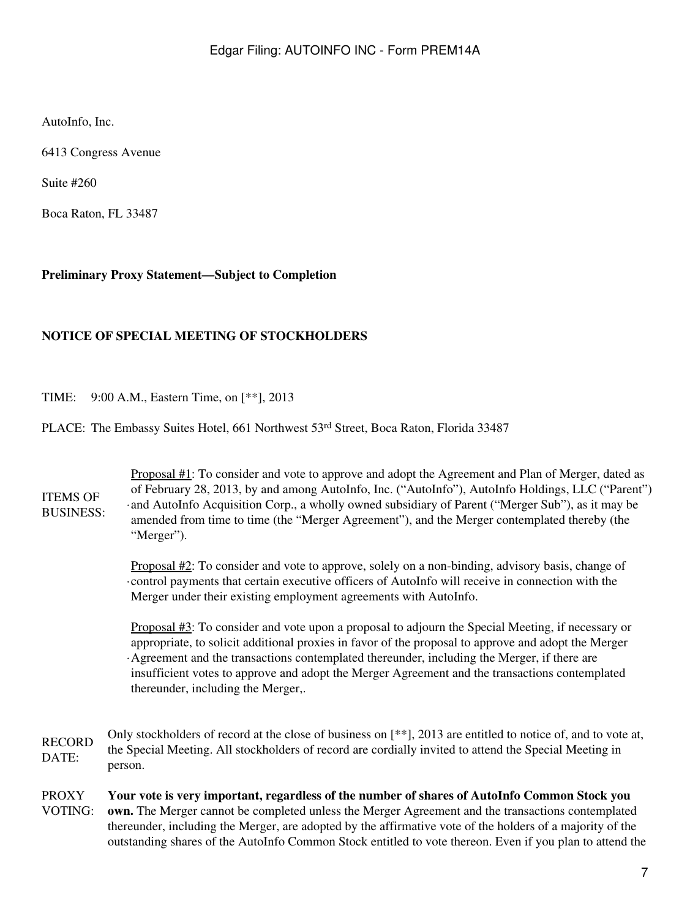AutoInfo, Inc.

6413 Congress Avenue

Suite #260

Boca Raton, FL 33487

**Preliminary Proxy Statement—Subject to Completion**

**NOTICE OF SPECIAL MEETING OF STOCKHOLDERS**

TIME: 9:00 A.M., Eastern Time, on [**], 2013

PLACE: The Embassy Suites Hotel, 661 Northwest 53rd Street, Boca Raton, Florida 33487

ITEMS OF BUSINESS:

- Proposal #1: To consider and vote to approve and adopt the Agreement and Plan of Merger, dated as of February 28, 2013, by and among AutoInfo, Inc. ("AutoInfo"), AutoInfo Holdings, LLC ("Parent") and AutoInfo Acquisition Corp., a wholly owned subsidiary of Parent ("Merger Sub"), as it may be amended from time to time (the "Merger Agreement"), and the Merger contemplated thereby (the "Merger").

- Proposal #2: To consider and vote to approve, solely on a non-binding, advisory basis, change of control payments that certain executive officers of AutoInfo will receive in connection with the Merger under their existing employment agreements with AutoInfo.

- Proposal #3: To consider and vote upon a proposal to adjourn the Special Meeting, if necessary or appropriate, to solicit additional proxies in favor of the proposal to approve and adopt the Merger Agreement and the transactions contemplated thereunder, including the Merger, if there are insufficient votes to approve and adopt the Merger Agreement and the transactions contemplated thereunder, including the Merger,.

RECORD DATE: Only stockholders of record at the close of business on [**], 2013 are entitled to notice of, and to vote at, the Special Meeting. All stockholders of record are cordially invited to attend the Special Meeting in person.

PROXY VOTING: **Your vote is very important, regardless of the number of shares of AutoInfo Common Stock you own.** The Merger cannot be completed unless the Merger Agreement and the transactions contemplated thereunder, including the Merger, are adopted by the affirmative vote of the holders of a majority of the outstanding shares of the AutoInfo Common Stock entitled to vote thereon. Even if you plan to attend the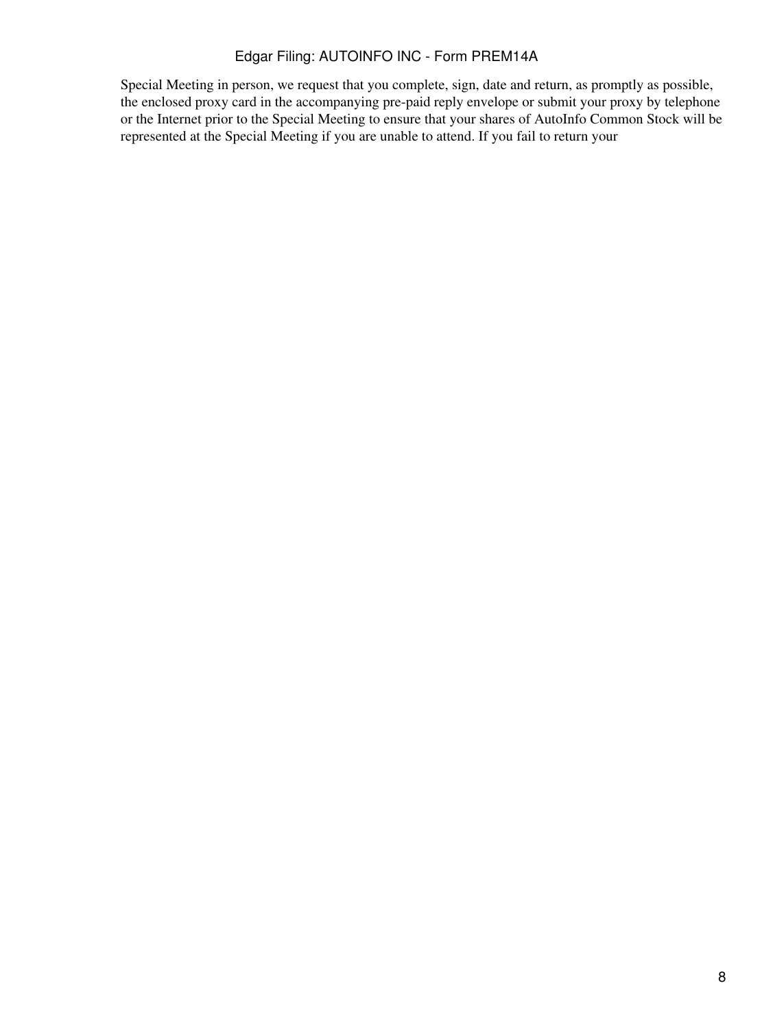Special Meeting in person, we request that you complete, sign, date and return, as promptly as possible, the enclosed proxy card in the accompanying pre-paid reply envelope or submit your proxy by telephone or the Internet prior to the Special Meeting to ensure that your shares of AutoInfo Common Stock will be represented at the Special Meeting if you are unable to attend. If you fail to return your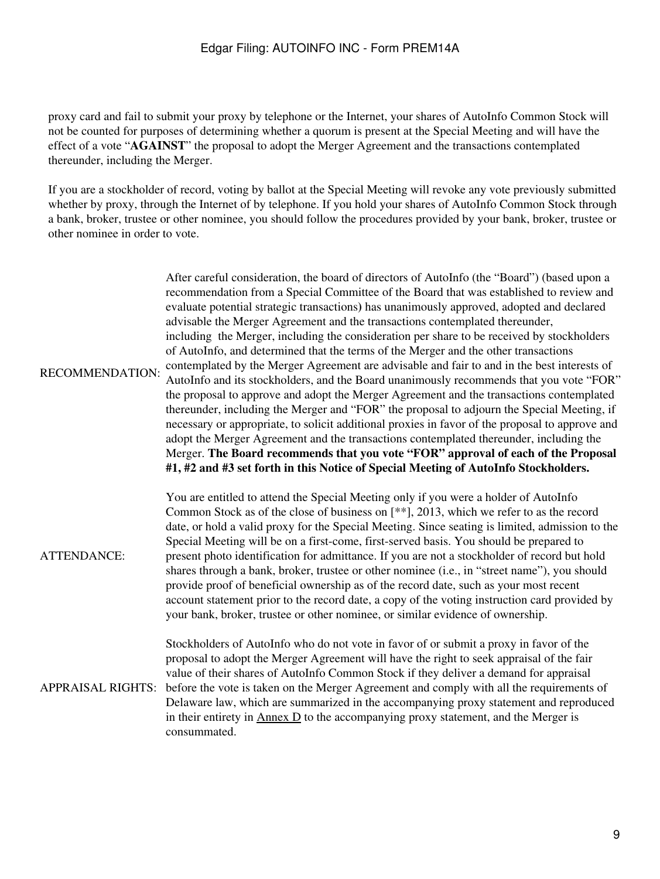proxy card and fail to submit your proxy by telephone or the Internet, your shares of AutoInfo Common Stock will not be counted for purposes of determining whether a quorum is present at the Special Meeting and will have the effect of a vote "**AGAINST**" the proposal to adopt the Merger Agreement and the transactions contemplated thereunder, including the Merger.

If you are a stockholder of record, voting by ballot at the Special Meeting will revoke any vote previously submitted whether by proxy, through the Internet of by telephone. If you hold your shares of AutoInfo Common Stock through a bank, broker, trustee or other nominee, you should follow the procedures provided by your bank, broker, trustee or other nominee in order to vote.

| | |
|---|---|
| RECOMMENDATION: | After careful consideration, the board of directors of AutoInfo (the "Board") (based upon a recommendation from a Special Committee of the Board that was established to review and evaluate potential strategic transactions) has unanimously approved, adopted and declared advisable the Merger Agreement and the transactions contemplated thereunder, including the Merger, including the consideration per share to be received by stockholders of AutoInfo, and determined that the terms of the Merger and the other transactions contemplated by the Merger Agreement are advisable and fair to and in the best interests of AutoInfo and its stockholders, and the Board unanimously recommends that you vote "FOR" the proposal to approve and adopt the Merger Agreement and the transactions contemplated thereunder, including the Merger and "FOR" the proposal to adjourn the Special Meeting, if necessary or appropriate, to solicit additional proxies in favor of the proposal to approve and adopt the Merger Agreement and the transactions contemplated thereunder, including the Merger. **The Board recommends that you vote "FOR" approval of each of the Proposal #1, #2 and #3 set forth in this Notice of Special Meeting of AutoInfo Stockholders.** |
| ATTENDANCE: | You are entitled to attend the Special Meeting only if you were a holder of AutoInfo Common Stock as of the close of business on [**], 2013, which we refer to as the record date, or hold a valid proxy for the Special Meeting. Since seating is limited, admission to the Special Meeting will be on a first-come, first-served basis. You should be prepared to present photo identification for admittance. If you are not a stockholder of record but hold shares through a bank, broker, trustee or other nominee (i.e., in "street name"), you should provide proof of beneficial ownership as of the record date, such as your most recent account statement prior to the record date, a copy of the voting instruction card provided by your bank, broker, trustee or other nominee, or similar evidence of ownership. |
| APPRAISAL RIGHTS: | Stockholders of AutoInfo who do not vote in favor of or submit a proxy in favor of the proposal to adopt the Merger Agreement will have the right to seek appraisal of the fair value of their shares of AutoInfo Common Stock if they deliver a demand for appraisal before the vote is taken on the Merger Agreement and comply with all the requirements of Delaware law, which are summarized in the accompanying proxy statement and reproduced in their entirety in Annex D to the accompanying proxy statement, and the Merger is consummated. |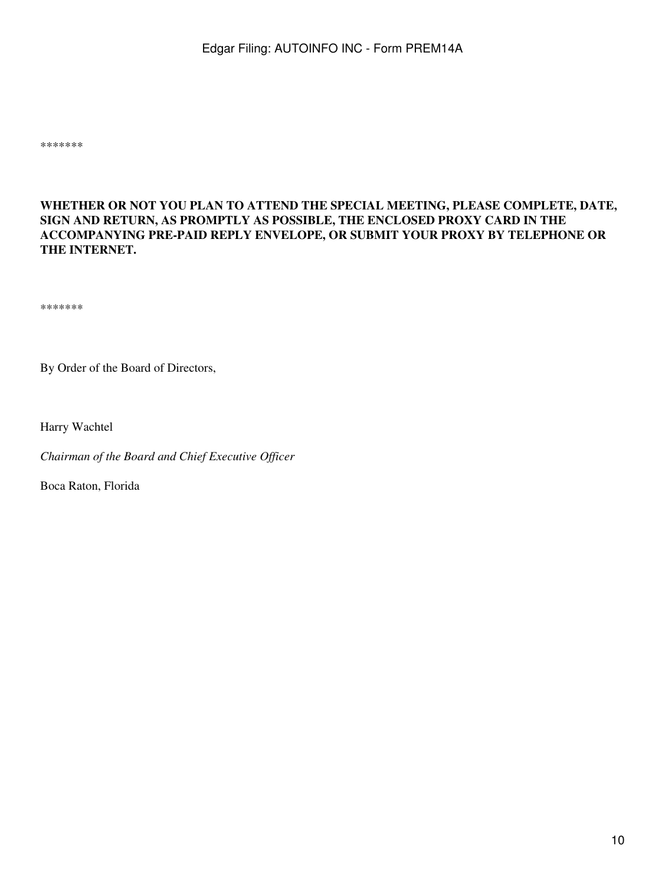*******

**WHETHER OR NOT YOU PLAN TO ATTEND THE SPECIAL MEETING, PLEASE COMPLETE, DATE, SIGN AND RETURN, AS PROMPTLY AS POSSIBLE, THE ENCLOSED PROXY CARD IN THE ACCOMPANYING PRE-PAID REPLY ENVELOPE, OR SUBMIT YOUR PROXY BY TELEPHONE OR THE INTERNET.**

*******

By Order of the Board of Directors,

Harry Wachtel

*Chairman of the Board and Chief Executive Officer*

Boca Raton, Florida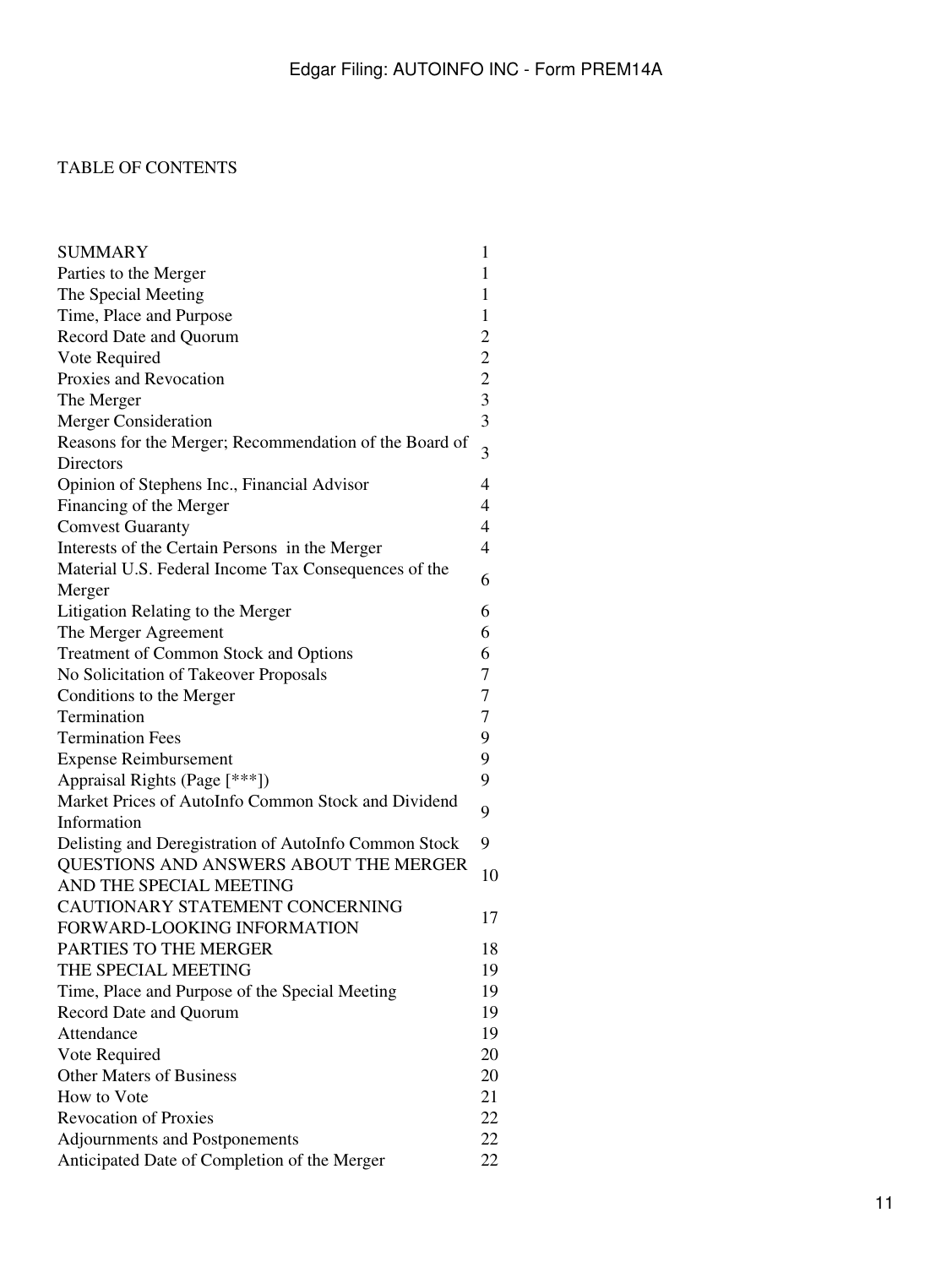TABLE OF CONTENTS

| | |
|---|---|
| SUMMARY | 1 |
| Parties to the Merger | 1 |
| The Special Meeting | 1 |
| Time, Place and Purpose | 1 |
| Record Date and Quorum | 2 |
| Vote Required | 2 |
| Proxies and Revocation | 2 |
| The Merger | 3 |
| Merger Consideration | 3 |
| Reasons for the Merger; Recommendation of the Board of Directors | 3 |
| Opinion of Stephens Inc., Financial Advisor | 4 |
| Financing of the Merger | 4 |
| Comvest Guaranty | 4 |
| Interests of the Certain Persons in the Merger | 4 |
| Material U.S. Federal Income Tax Consequences of the Merger | 6 |
| Litigation Relating to the Merger | 6 |
| The Merger Agreement | 6 |
| Treatment of Common Stock and Options | 6 |
| No Solicitation of Takeover Proposals | 7 |
| Conditions to the Merger | 7 |
| Termination | 7 |
| Termination Fees | 9 |
| Expense Reimbursement | 9 |
| Appraisal Rights (Page [***]) | 9 |
| Market Prices of AutoInfo Common Stock and Dividend Information | 9 |
| Delisting and Deregistration of AutoInfo Common Stock | 9 |
| QUESTIONS AND ANSWERS ABOUT THE MERGER AND THE SPECIAL MEETING | 10 |
| CAUTIONARY STATEMENT CONCERNING FORWARD-LOOKING INFORMATION | 17 |
| PARTIES TO THE MERGER | 18 |
| THE SPECIAL MEETING | 19 |
| Time, Place and Purpose of the Special Meeting | 19 |
| Record Date and Quorum | 19 |
| Attendance | 19 |
| Vote Required | 20 |
| Other Maters of Business | 20 |
| How to Vote | 21 |
| Revocation of Proxies | 22 |
| Adjournments and Postponements | 22 |
| Anticipated Date of Completion of the Merger | 22 |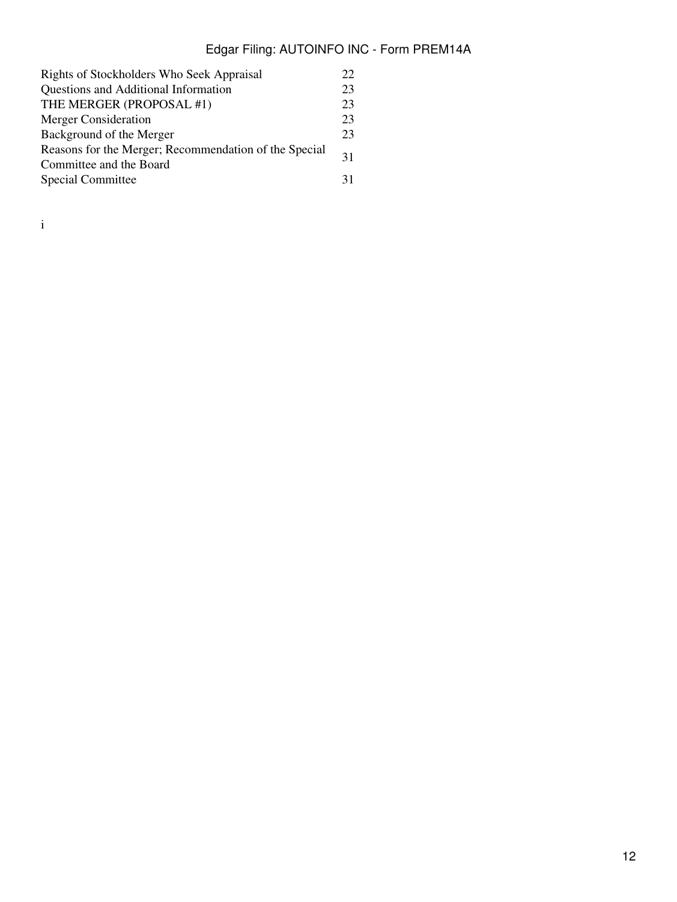| | |
|---|---|
| Rights of Stockholders Who Seek Appraisal | 22 |
| Questions and Additional Information | 23 |
| THE MERGER (PROPOSAL #1) | 23 |
| Merger Consideration | 23 |
| Background of the Merger | 23 |
| Reasons for the Merger; Recommendation of the Special Committee and the Board | 31 |
| Special Committee | 31 |

i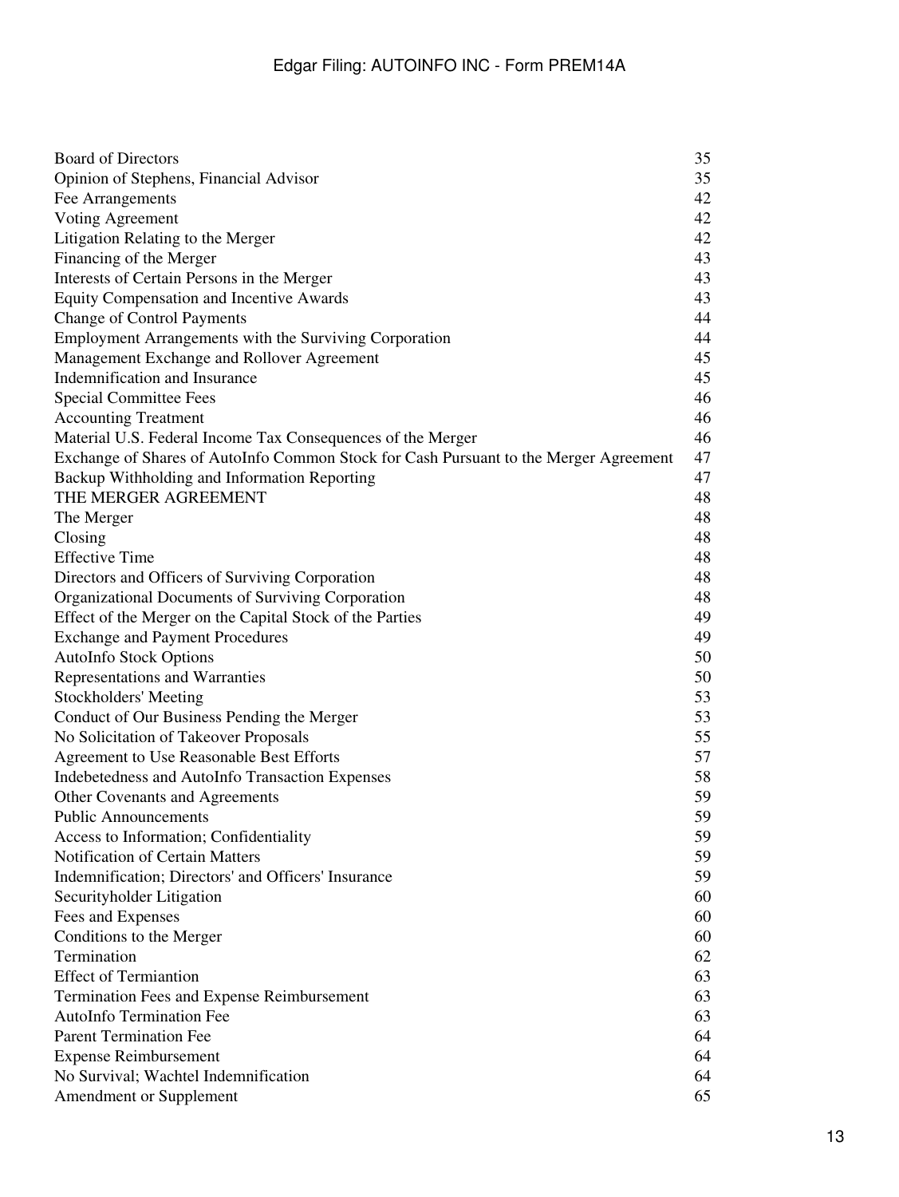| | |
|---|---|
| Board of Directors | 35 |
| Opinion of Stephens, Financial Advisor | 35 |
| Fee Arrangements | 42 |
| Voting Agreement | 42 |
| Litigation Relating to the Merger | 42 |
| Financing of the Merger | 43 |
| Interests of Certain Persons in the Merger | 43 |
| Equity Compensation and Incentive Awards | 43 |
| Change of Control Payments | 44 |
| Employment Arrangements with the Surviving Corporation | 44 |
| Management Exchange and Rollover Agreement | 45 |
| Indemnification and Insurance | 45 |
| Special Committee Fees | 46 |
| Accounting Treatment | 46 |
| Material U.S. Federal Income Tax Consequences of the Merger | 46 |
| Exchange of Shares of AutoInfo Common Stock for Cash Pursuant to the Merger Agreement | 47 |
| Backup Withholding and Information Reporting | 47 |
| THE MERGER AGREEMENT | 48 |
| The Merger | 48 |
| Closing | 48 |
| Effective Time | 48 |
| Directors and Officers of Surviving Corporation | 48 |
| Organizational Documents of Surviving Corporation | 48 |
| Effect of the Merger on the Capital Stock of the Parties | 49 |
| Exchange and Payment Procedures | 49 |
| AutoInfo Stock Options | 50 |
| Representations and Warranties | 50 |
| Stockholders' Meeting | 53 |
| Conduct of Our Business Pending the Merger | 53 |
| No Solicitation of Takeover Proposals | 55 |
| Agreement to Use Reasonable Best Efforts | 57 |
| Indebetedness and AutoInfo Transaction Expenses | 58 |
| Other Covenants and Agreements | 59 |
| Public Announcements | 59 |
| Access to Information; Confidentiality | 59 |
| Notification of Certain Matters | 59 |
| Indemnification; Directors' and Officers' Insurance | 59 |
| Securityholder Litigation | 60 |
| Fees and Expenses | 60 |
| Conditions to the Merger | 60 |
| Termination | 62 |
| Effect of Termiantion | 63 |
| Termination Fees and Expense Reimbursement | 63 |
| AutoInfo Termination Fee | 63 |
| Parent Termination Fee | 64 |
| Expense Reimbursement | 64 |
| No Survival; Wachtel Indemnification | 64 |
| Amendment or Supplement | 65 |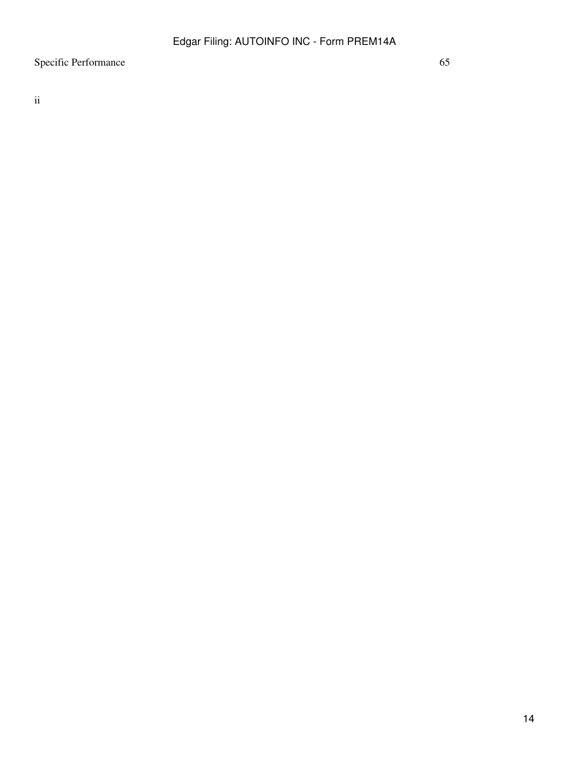| | |
|---|---|
| Specific Performance | 65 |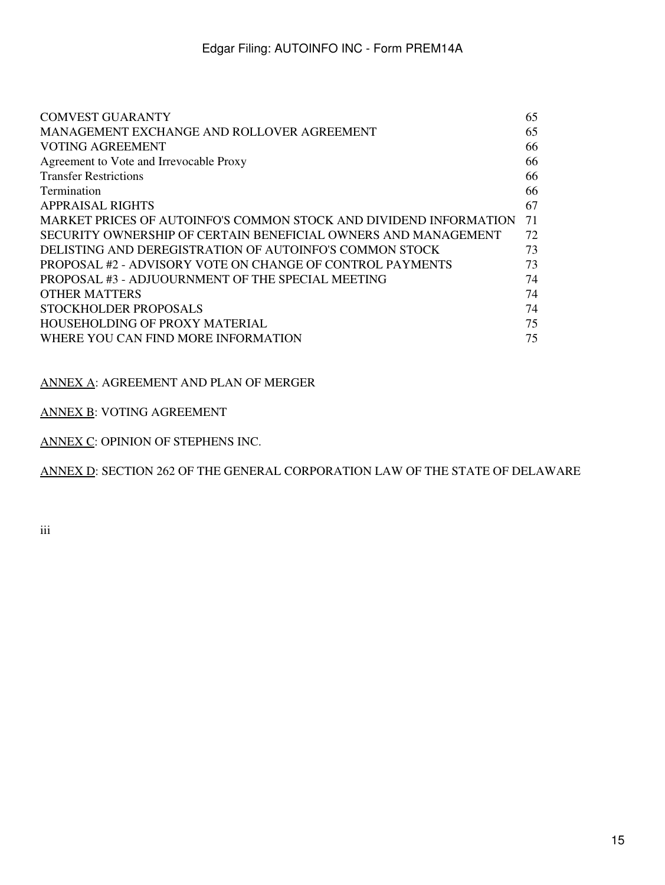| | |
|---|---|
| COMVEST GUARANTY | 65 |
| MANAGEMENT EXCHANGE AND ROLLOVER AGREEMENT | 65 |
| VOTING AGREEMENT | 66 |
| Agreement to Vote and Irrevocable Proxy | 66 |
| Transfer Restrictions | 66 |
| Termination | 66 |
| APPRAISAL RIGHTS | 67 |
| MARKET PRICES OF AUTOINFO'S COMMON STOCK AND DIVIDEND INFORMATION | 71 |
| SECURITY OWNERSHIP OF CERTAIN BENEFICIAL OWNERS AND MANAGEMENT | 72 |
| DELISTING AND DEREGISTRATION OF AUTOINFO'S COMMON STOCK | 73 |
| PROPOSAL #2 - ADVISORY VOTE ON CHANGE OF CONTROL PAYMENTS | 73 |
| PROPOSAL #3 - ADJUOURNMENT OF THE SPECIAL MEETING | 74 |
| OTHER MATTERS | 74 |
| STOCKHOLDER PROPOSALS | 74 |
| HOUSEHOLDING OF PROXY MATERIAL | 75 |
| WHERE YOU CAN FIND MORE INFORMATION | 75 |

ANNEX A: AGREEMENT AND PLAN OF MERGER

ANNEX B: VOTING AGREEMENT

ANNEX C: OPINION OF STEPHENS INC.

ANNEX D: SECTION 262 OF THE GENERAL CORPORATION LAW OF THE STATE OF DELAWARE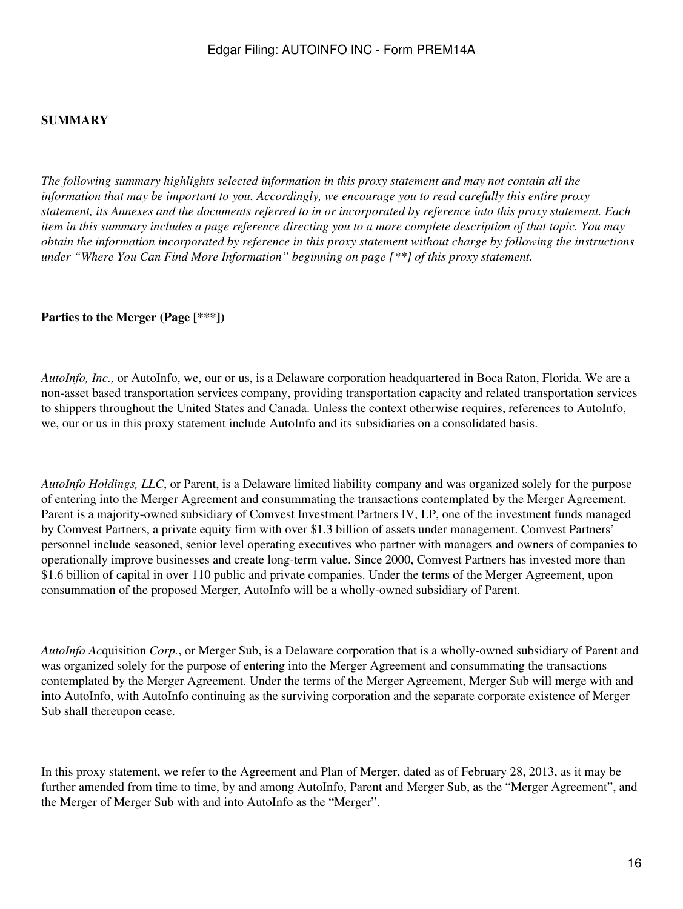**SUMMARY**

*The following summary highlights selected information in this proxy statement and may not contain all the information that may be important to you. Accordingly, we encourage you to read carefully this entire proxy statement, its Annexes and the documents referred to in or incorporated by reference into this proxy statement. Each item in this summary includes a page reference directing you to a more complete description of that topic. You may obtain the information incorporated by reference in this proxy statement without charge by following the instructions under "Where You Can Find More Information" beginning on page [**] of this proxy statement.*

**Parties to the Merger (Page [***])**

*AutoInfo, Inc.,* or AutoInfo, we, our or us, is a Delaware corporation headquartered in Boca Raton, Florida. We are a non-asset based transportation services company, providing transportation capacity and related transportation services to shippers throughout the United States and Canada. Unless the context otherwise requires, references to AutoInfo, we, our or us in this proxy statement include AutoInfo and its subsidiaries on a consolidated basis.

*AutoInfo Holdings, LLC*, or Parent, is a Delaware limited liability company and was organized solely for the purpose of entering into the Merger Agreement and consummating the transactions contemplated by the Merger Agreement. Parent is a majority-owned subsidiary of Comvest Investment Partners IV, LP, one of the investment funds managed by Comvest Partners, a private equity firm with over $1.3 billion of assets under management. Comvest Partners' personnel include seasoned, senior level operating executives who partner with managers and owners of companies to operationally improve businesses and create long-term value. Since 2000, Comvest Partners has invested more than $1.6 billion of capital in over 110 public and private companies. Under the terms of the Merger Agreement, upon consummation of the proposed Merger, AutoInfo will be a wholly-owned subsidiary of Parent.

*AutoInfo Ac*quisition *Corp.*, or Merger Sub, is a Delaware corporation that is a wholly-owned subsidiary of Parent and was organized solely for the purpose of entering into the Merger Agreement and consummating the transactions contemplated by the Merger Agreement. Under the terms of the Merger Agreement, Merger Sub will merge with and into AutoInfo, with AutoInfo continuing as the surviving corporation and the separate corporate existence of Merger Sub shall thereupon cease.

In this proxy statement, we refer to the Agreement and Plan of Merger, dated as of February 28, 2013, as it may be further amended from time to time, by and among AutoInfo, Parent and Merger Sub, as the "Merger Agreement", and the Merger of Merger Sub with and into AutoInfo as the "Merger".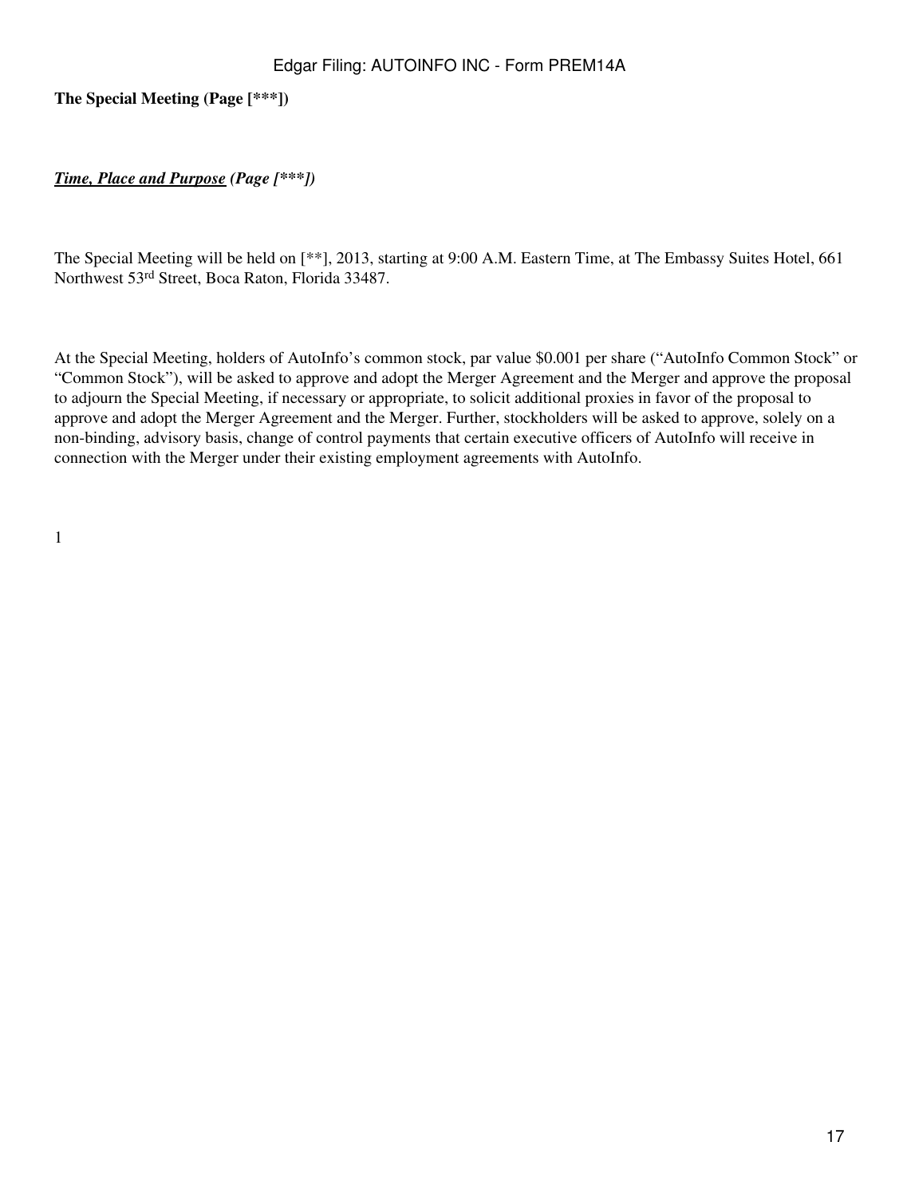**The Special Meeting (Page [***])**

***Time, Place and Purpose*** ***(Page [***])***

The Special Meeting will be held on [**], 2013, starting at 9:00 A.M. Eastern Time, at The Embassy Suites Hotel, 661 Northwest 53rd Street, Boca Raton, Florida 33487.

At the Special Meeting, holders of AutoInfo's common stock, par value $0.001 per share ("AutoInfo Common Stock" or "Common Stock"), will be asked to approve and adopt the Merger Agreement and the Merger and approve the proposal to adjourn the Special Meeting, if necessary or appropriate, to solicit additional proxies in favor of the proposal to approve and adopt the Merger Agreement and the Merger. Further, stockholders will be asked to approve, solely on a non-binding, advisory basis, change of control payments that certain executive officers of AutoInfo will receive in connection with the Merger under their existing employment agreements with AutoInfo.

1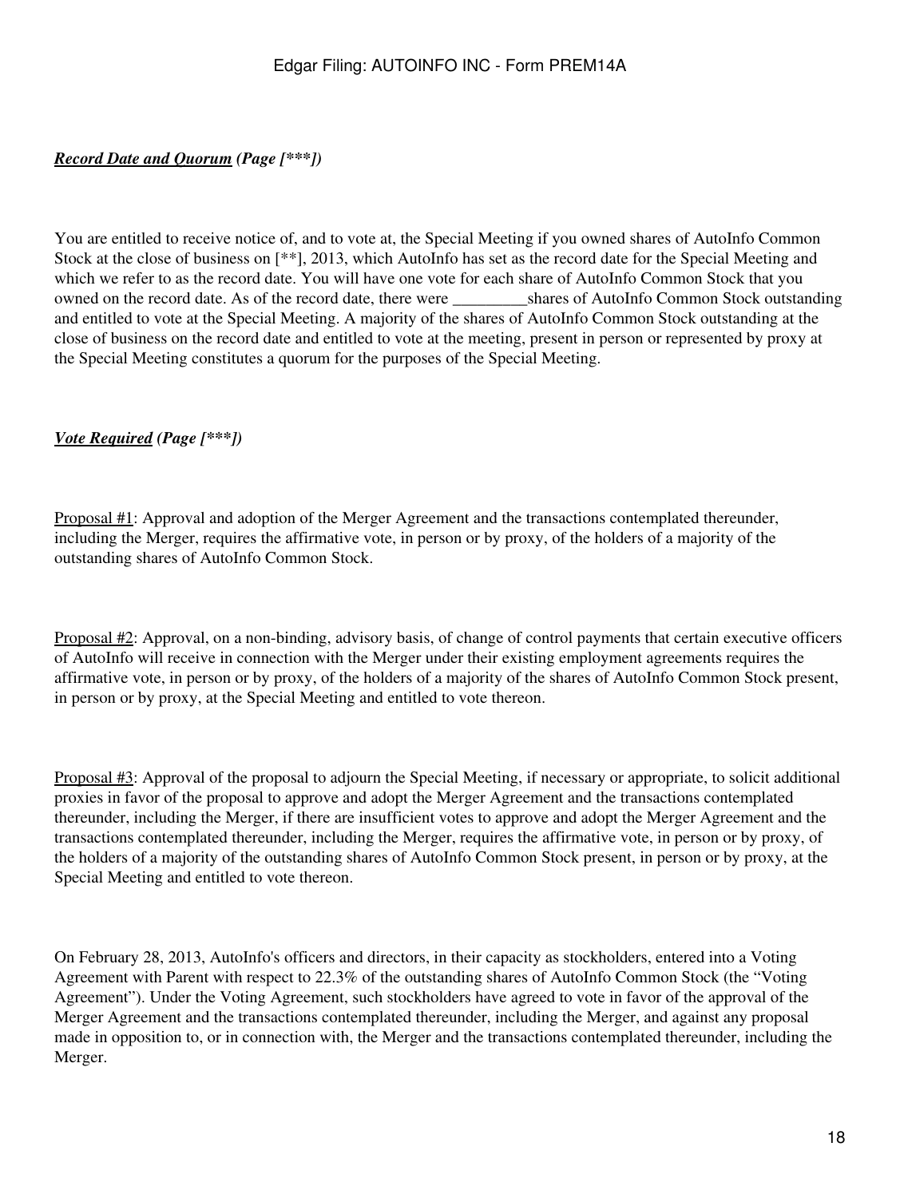***Record Date and Quorum*** ***(Page [***])***

You are entitled to receive notice of, and to vote at, the Special Meeting if you owned shares of AutoInfo Common Stock at the close of business on [**], 2013, which AutoInfo has set as the record date for the Special Meeting and which we refer to as the record date. You will have one vote for each share of AutoInfo Common Stock that you owned on the record date. As of the record date, there were _________shares of AutoInfo Common Stock outstanding and entitled to vote at the Special Meeting. A majority of the shares of AutoInfo Common Stock outstanding at the close of business on the record date and entitled to vote at the meeting, present in person or represented by proxy at the Special Meeting constitutes a quorum for the purposes of the Special Meeting.

***Vote Required*** ***(Page [***])***

Proposal #1: Approval and adoption of the Merger Agreement and the transactions contemplated thereunder, including the Merger, requires the affirmative vote, in person or by proxy, of the holders of a majority of the outstanding shares of AutoInfo Common Stock.

Proposal #2: Approval, on a non-binding, advisory basis, of change of control payments that certain executive officers of AutoInfo will receive in connection with the Merger under their existing employment agreements requires the affirmative vote, in person or by proxy, of the holders of a majority of the shares of AutoInfo Common Stock present, in person or by proxy, at the Special Meeting and entitled to vote thereon.

Proposal #3: Approval of the proposal to adjourn the Special Meeting, if necessary or appropriate, to solicit additional proxies in favor of the proposal to approve and adopt the Merger Agreement and the transactions contemplated thereunder, including the Merger, if there are insufficient votes to approve and adopt the Merger Agreement and the transactions contemplated thereunder, including the Merger, requires the affirmative vote, in person or by proxy, of the holders of a majority of the outstanding shares of AutoInfo Common Stock present, in person or by proxy, at the Special Meeting and entitled to vote thereon.

On February 28, 2013, AutoInfo's officers and directors, in their capacity as stockholders, entered into a Voting Agreement with Parent with respect to 22.3% of the outstanding shares of AutoInfo Common Stock (the "Voting Agreement"). Under the Voting Agreement, such stockholders have agreed to vote in favor of the approval of the Merger Agreement and the transactions contemplated thereunder, including the Merger, and against any proposal made in opposition to, or in connection with, the Merger and the transactions contemplated thereunder, including the Merger.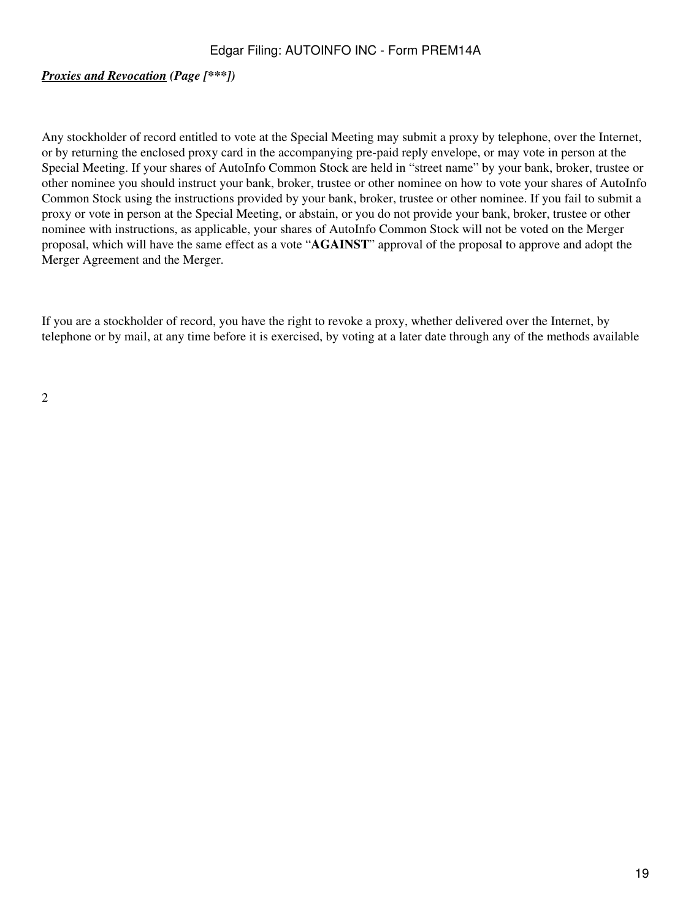***Proxies and Revocation*** ***(Page [***])***

Any stockholder of record entitled to vote at the Special Meeting may submit a proxy by telephone, over the Internet, or by returning the enclosed proxy card in the accompanying pre-paid reply envelope, or may vote in person at the Special Meeting. If your shares of AutoInfo Common Stock are held in "street name" by your bank, broker, trustee or other nominee you should instruct your bank, broker, trustee or other nominee on how to vote your shares of AutoInfo Common Stock using the instructions provided by your bank, broker, trustee or other nominee. If you fail to submit a proxy or vote in person at the Special Meeting, or abstain, or you do not provide your bank, broker, trustee or other nominee with instructions, as applicable, your shares of AutoInfo Common Stock will not be voted on the Merger proposal, which will have the same effect as a vote "**AGAINST**" approval of the proposal to approve and adopt the Merger Agreement and the Merger.

If you are a stockholder of record, you have the right to revoke a proxy, whether delivered over the Internet, by telephone or by mail, at any time before it is exercised, by voting at a later date through any of the methods available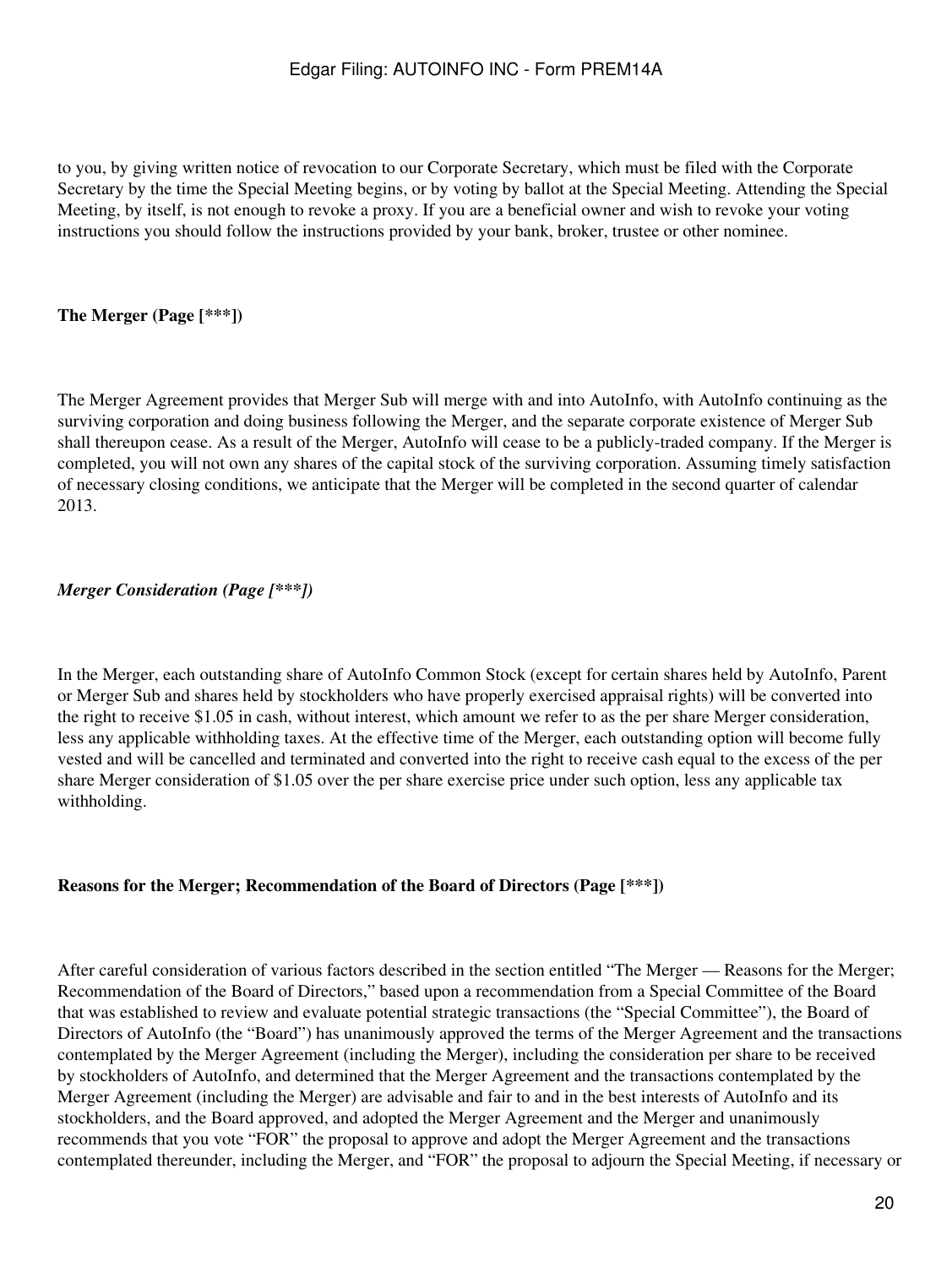to you, by giving written notice of revocation to our Corporate Secretary, which must be filed with the Corporate Secretary by the time the Special Meeting begins, or by voting by ballot at the Special Meeting. Attending the Special Meeting, by itself, is not enough to revoke a proxy. If you are a beneficial owner and wish to revoke your voting instructions you should follow the instructions provided by your bank, broker, trustee or other nominee.

**The Merger (Page [***])**

The Merger Agreement provides that Merger Sub will merge with and into AutoInfo, with AutoInfo continuing as the surviving corporation and doing business following the Merger, and the separate corporate existence of Merger Sub shall thereupon cease. As a result of the Merger, AutoInfo will cease to be a publicly-traded company. If the Merger is completed, you will not own any shares of the capital stock of the surviving corporation. Assuming timely satisfaction of necessary closing conditions, we anticipate that the Merger will be completed in the second quarter of calendar 2013.

***Merger Consideration (Page [***])***

In the Merger, each outstanding share of AutoInfo Common Stock (except for certain shares held by AutoInfo, Parent or Merger Sub and shares held by stockholders who have properly exercised appraisal rights) will be converted into the right to receive $1.05 in cash, without interest, which amount we refer to as the per share Merger consideration, less any applicable withholding taxes. At the effective time of the Merger, each outstanding option will become fully vested and will be cancelled and terminated and converted into the right to receive cash equal to the excess of the per share Merger consideration of $1.05 over the per share exercise price under such option, less any applicable tax withholding.

**Reasons for the Merger; Recommendation of the Board of Directors (Page [***])**

After careful consideration of various factors described in the section entitled "The Merger — Reasons for the Merger; Recommendation of the Board of Directors," based upon a recommendation from a Special Committee of the Board that was established to review and evaluate potential strategic transactions (the "Special Committee"), the Board of Directors of AutoInfo (the "Board") has unanimously approved the terms of the Merger Agreement and the transactions contemplated by the Merger Agreement (including the Merger), including the consideration per share to be received by stockholders of AutoInfo, and determined that the Merger Agreement and the transactions contemplated by the Merger Agreement (including the Merger) are advisable and fair to and in the best interests of AutoInfo and its stockholders, and the Board approved, and adopted the Merger Agreement and the Merger and unanimously recommends that you vote "FOR" the proposal to approve and adopt the Merger Agreement and the transactions contemplated thereunder, including the Merger, and "FOR" the proposal to adjourn the Special Meeting, if necessary or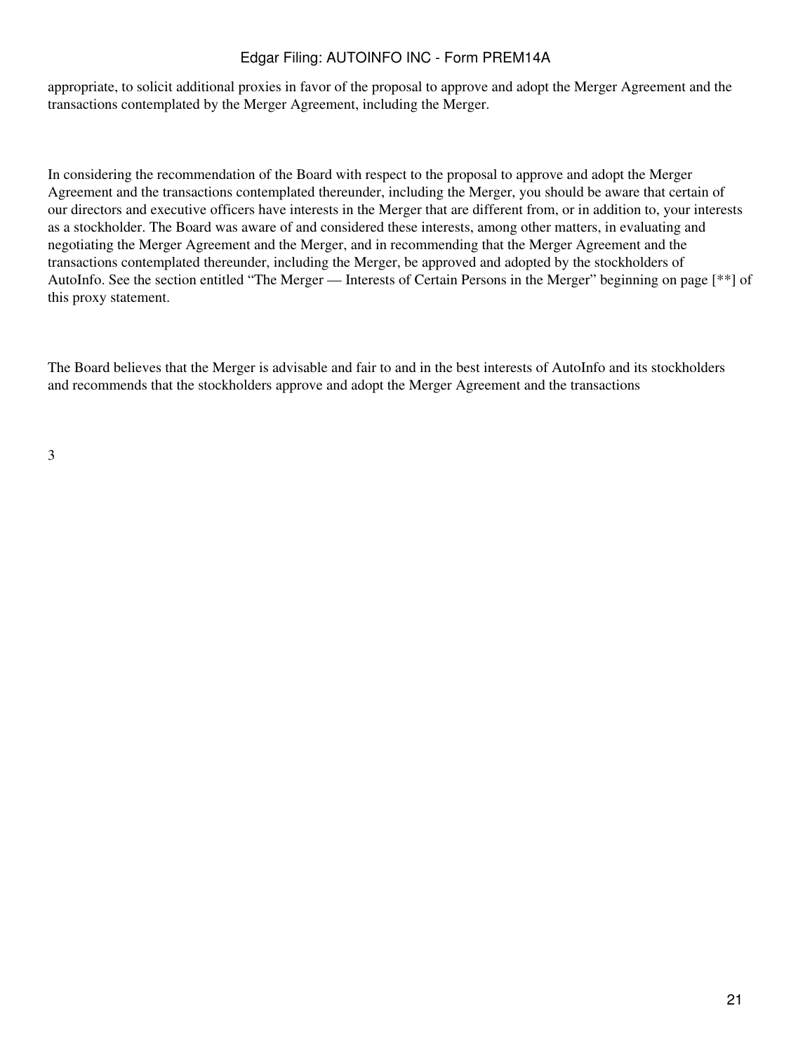appropriate, to solicit additional proxies in favor of the proposal to approve and adopt the Merger Agreement and the transactions contemplated by the Merger Agreement, including the Merger.

In considering the recommendation of the Board with respect to the proposal to approve and adopt the Merger Agreement and the transactions contemplated thereunder, including the Merger, you should be aware that certain of our directors and executive officers have interests in the Merger that are different from, or in addition to, your interests as a stockholder. The Board was aware of and considered these interests, among other matters, in evaluating and negotiating the Merger Agreement and the Merger, and in recommending that the Merger Agreement and the transactions contemplated thereunder, including the Merger, be approved and adopted by the stockholders of AutoInfo. See the section entitled "The Merger — Interests of Certain Persons in the Merger" beginning on page [**] of this proxy statement.

The Board believes that the Merger is advisable and fair to and in the best interests of AutoInfo and its stockholders and recommends that the stockholders approve and adopt the Merger Agreement and the transactions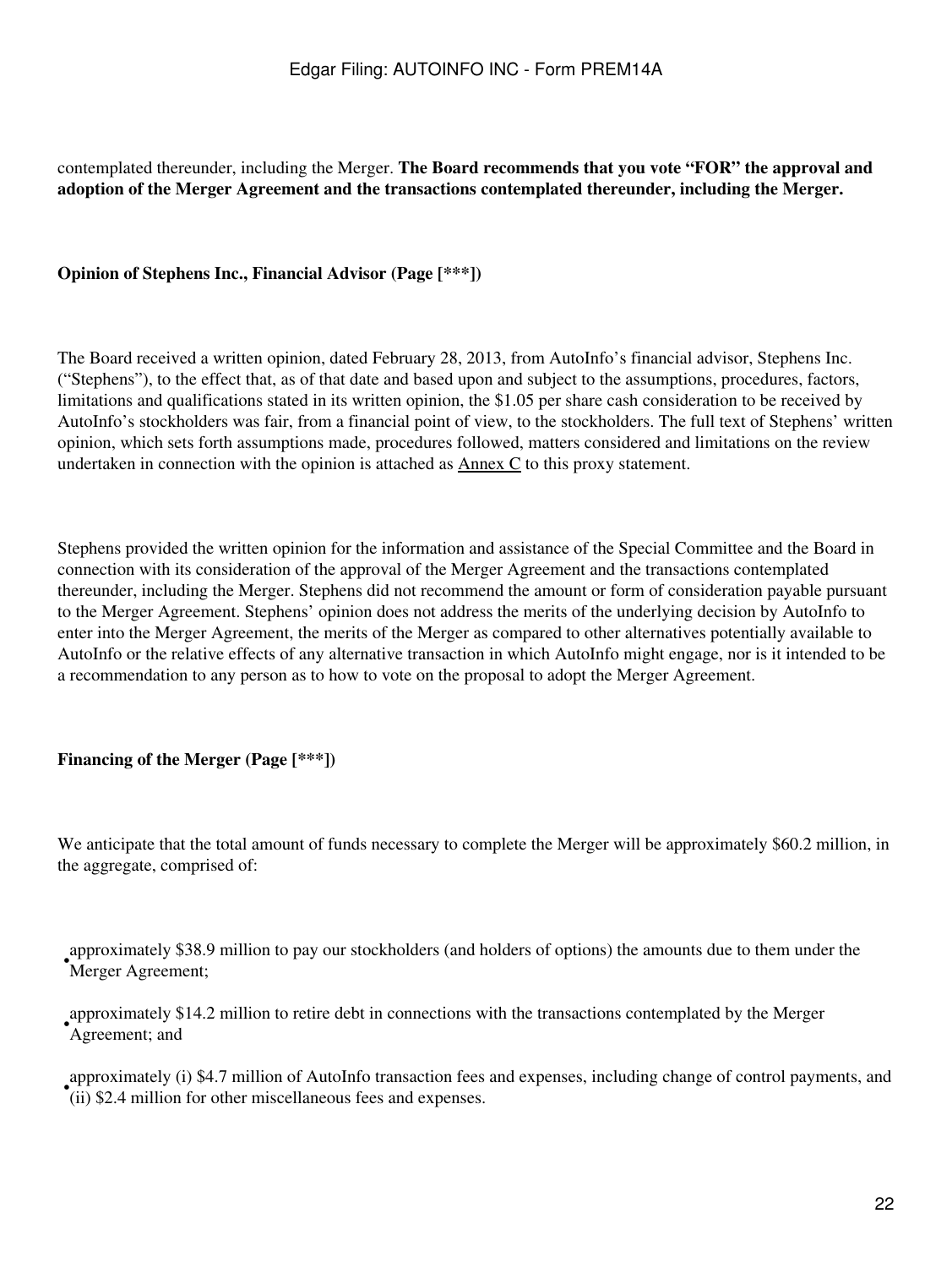contemplated thereunder, including the Merger. **The Board recommends that you vote "FOR" the approval and adoption of the Merger Agreement and the transactions contemplated thereunder, including the Merger.**

**Opinion of Stephens Inc., Financial Advisor (Page [***])**

The Board received a written opinion, dated February 28, 2013, from AutoInfo's financial advisor, Stephens Inc. ("Stephens"), to the effect that, as of that date and based upon and subject to the assumptions, procedures, factors, limitations and qualifications stated in its written opinion, the $1.05 per share cash consideration to be received by AutoInfo's stockholders was fair, from a financial point of view, to the stockholders. The full text of Stephens' written opinion, which sets forth assumptions made, procedures followed, matters considered and limitations on the review undertaken in connection with the opinion is attached as Annex C to this proxy statement.

Stephens provided the written opinion for the information and assistance of the Special Committee and the Board in connection with its consideration of the approval of the Merger Agreement and the transactions contemplated thereunder, including the Merger. Stephens did not recommend the amount or form of consideration payable pursuant to the Merger Agreement. Stephens' opinion does not address the merits of the underlying decision by AutoInfo to enter into the Merger Agreement, the merits of the Merger as compared to other alternatives potentially available to AutoInfo or the relative effects of any alternative transaction in which AutoInfo might engage, nor is it intended to be a recommendation to any person as to how to vote on the proposal to adopt the Merger Agreement.

**Financing of the Merger (Page [***])**

We anticipate that the total amount of funds necessary to complete the Merger will be approximately $60.2 million, in the aggregate, comprised of:

- approximately $38.9 million to pay our stockholders (and holders of options) the amounts due to them under the Merger Agreement;
- approximately $14.2 million to retire debt in connections with the transactions contemplated by the Merger Agreement; and
- approximately (i) $4.7 million of AutoInfo transaction fees and expenses, including change of control payments, and (ii) $2.4 million for other miscellaneous fees and expenses.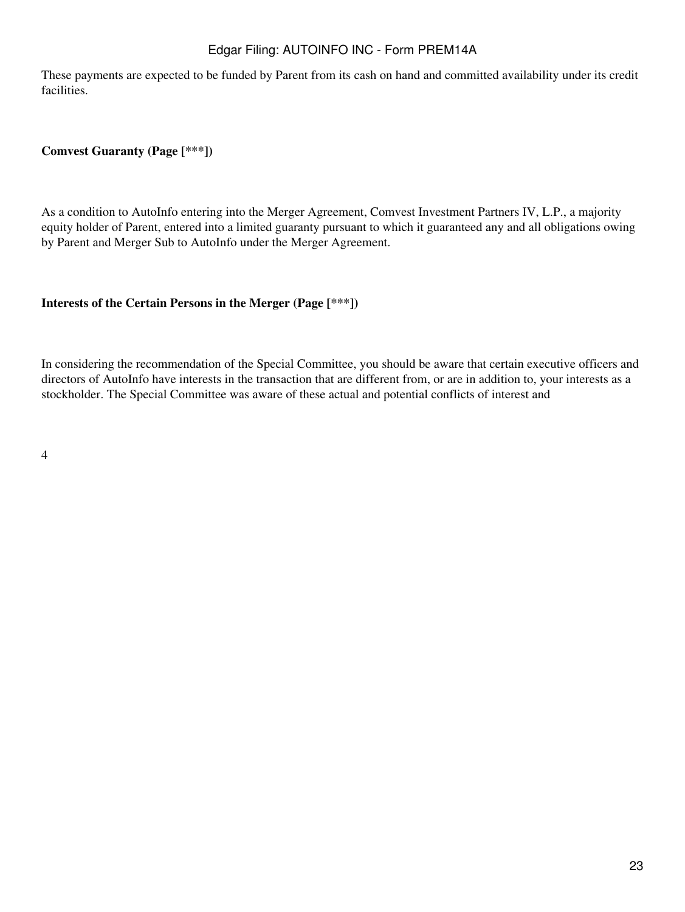These payments are expected to be funded by Parent from its cash on hand and committed availability under its credit facilities.

**Comvest Guaranty (Page [***])**

As a condition to AutoInfo entering into the Merger Agreement, Comvest Investment Partners IV, L.P., a majority equity holder of Parent, entered into a limited guaranty pursuant to which it guaranteed any and all obligations owing by Parent and Merger Sub to AutoInfo under the Merger Agreement.

**Interests of the Certain Persons in the Merger (Page [***])**

In considering the recommendation of the Special Committee, you should be aware that certain executive officers and directors of AutoInfo have interests in the transaction that are different from, or are in addition to, your interests as a stockholder. The Special Committee was aware of these actual and potential conflicts of interest and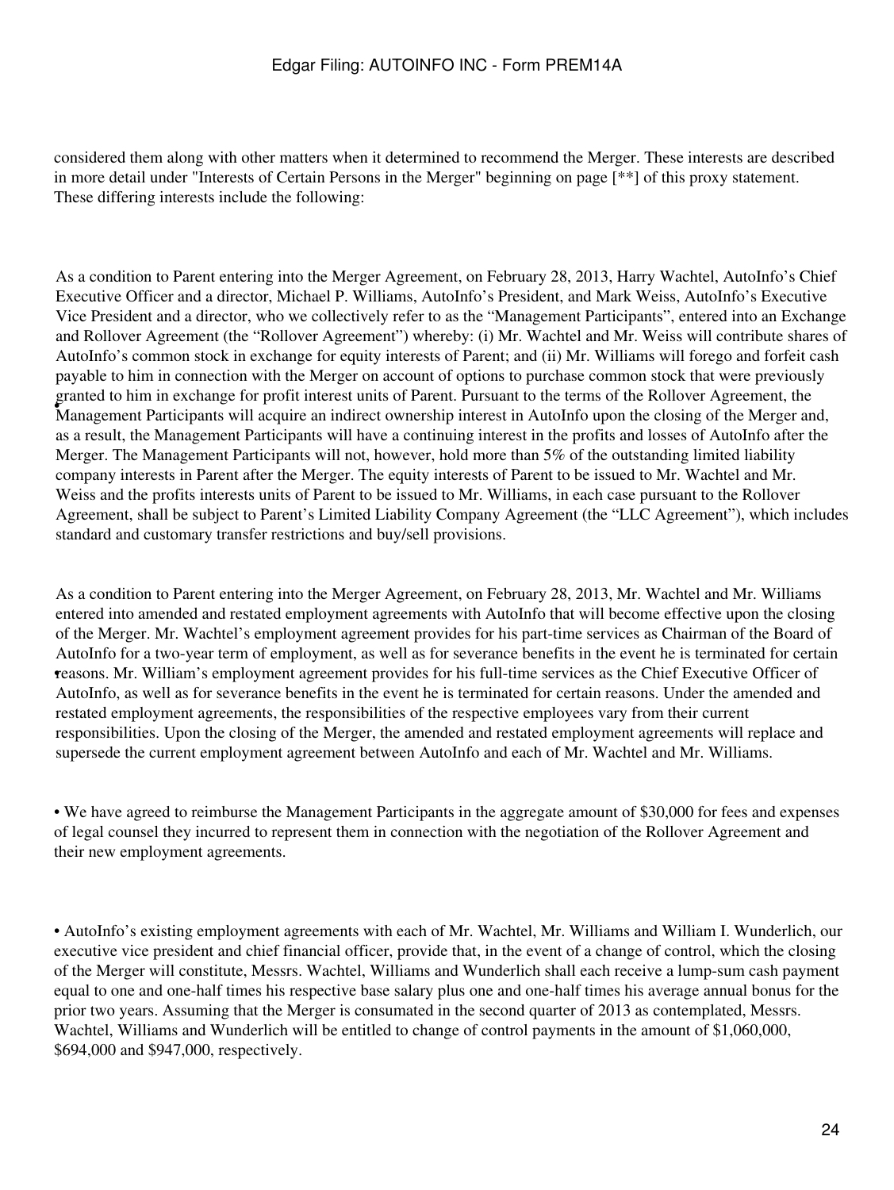considered them along with other matters when it determined to recommend the Merger. These interests are described in more detail under "Interests of Certain Persons in the Merger" beginning on page [**] of this proxy statement. These differing interests include the following:

- As a condition to Parent entering into the Merger Agreement, on February 28, 2013, Harry Wachtel, AutoInfo's Chief Executive Officer and a director, Michael P. Williams, AutoInfo's President, and Mark Weiss, AutoInfo's Executive Vice President and a director, who we collectively refer to as the "Management Participants", entered into an Exchange and Rollover Agreement (the "Rollover Agreement") whereby: (i) Mr. Wachtel and Mr. Weiss will contribute shares of AutoInfo's common stock in exchange for equity interests of Parent; and (ii) Mr. Williams will forego and forfeit cash payable to him in connection with the Merger on account of options to purchase common stock that were previously granted to him in exchange for profit interest units of Parent. Pursuant to the terms of the Rollover Agreement, the Management Participants will acquire an indirect ownership interest in AutoInfo upon the closing of the Merger and, as a result, the Management Participants will have a continuing interest in the profits and losses of AutoInfo after the Merger. The Management Participants will not, however, hold more than 5% of the outstanding limited liability company interests in Parent after the Merger. The equity interests of Parent to be issued to Mr. Wachtel and Mr. Weiss and the profits interests units of Parent to be issued to Mr. Williams, in each case pursuant to the Rollover Agreement, shall be subject to Parent's Limited Liability Company Agreement (the "LLC Agreement"), which includes standard and customary transfer restrictions and buy/sell provisions.

- As a condition to Parent entering into the Merger Agreement, on February 28, 2013, Mr. Wachtel and Mr. Williams entered into amended and restated employment agreements with AutoInfo that will become effective upon the closing of the Merger. Mr. Wachtel's employment agreement provides for his part-time services as Chairman of the Board of AutoInfo for a two-year term of employment, as well as for severance benefits in the event he is terminated for certain reasons. Mr. William's employment agreement provides for his full-time services as the Chief Executive Officer of AutoInfo, as well as for severance benefits in the event he is terminated for certain reasons. Under the amended and restated employment agreements, the responsibilities of the respective employees vary from their current responsibilities. Upon the closing of the Merger, the amended and restated employment agreements will replace and supersede the current employment agreement between AutoInfo and each of Mr. Wachtel and Mr. Williams.

- We have agreed to reimburse the Management Participants in the aggregate amount of $30,000 for fees and expenses of legal counsel they incurred to represent them in connection with the negotiation of the Rollover Agreement and their new employment agreements.

- AutoInfo's existing employment agreements with each of Mr. Wachtel, Mr. Williams and William I. Wunderlich, our executive vice president and chief financial officer, provide that, in the event of a change of control, which the closing of the Merger will constitute, Messrs. Wachtel, Williams and Wunderlich shall each receive a lump-sum cash payment equal to one and one-half times his respective base salary plus one and one-half times his average annual bonus for the prior two years. Assuming that the Merger is consumated in the second quarter of 2013 as contemplated, Messrs. Wachtel, Williams and Wunderlich will be entitled to change of control payments in the amount of $1,060,000, $694,000 and $947,000, respectively.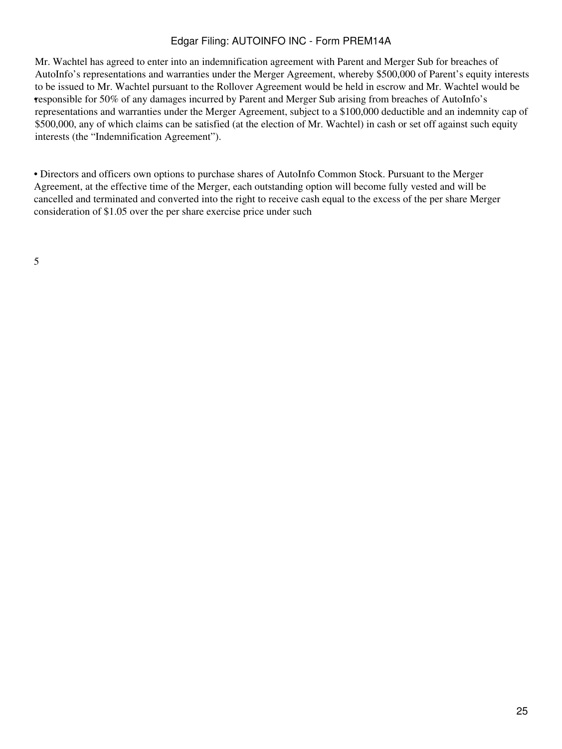- Mr. Wachtel has agreed to enter into an indemnification agreement with Parent and Merger Sub for breaches of AutoInfo's representations and warranties under the Merger Agreement, whereby $500,000 of Parent's equity interests to be issued to Mr. Wachtel pursuant to the Rollover Agreement would be held in escrow and Mr. Wachtel would be responsible for 50% of any damages incurred by Parent and Merger Sub arising from breaches of AutoInfo's representations and warranties under the Merger Agreement, subject to a $100,000 deductible and an indemnity cap of $500,000, any of which claims can be satisfied (at the election of Mr. Wachtel) in cash or set off against such equity interests (the "Indemnification Agreement").

- Directors and officers own options to purchase shares of AutoInfo Common Stock. Pursuant to the Merger Agreement, at the effective time of the Merger, each outstanding option will become fully vested and will be cancelled and terminated and converted into the right to receive cash equal to the excess of the per share Merger consideration of $1.05 over the per share exercise price under such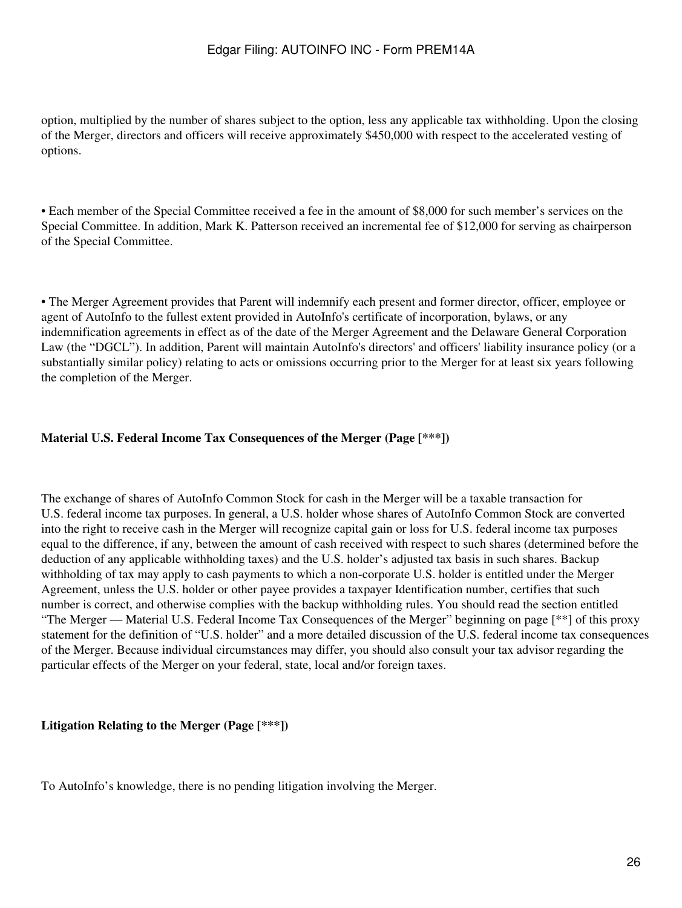option, multiplied by the number of shares subject to the option, less any applicable tax withholding. Upon the closing of the Merger, directors and officers will receive approximately $450,000 with respect to the accelerated vesting of options.

• Each member of the Special Committee received a fee in the amount of $8,000 for such member's services on the Special Committee. In addition, Mark K. Patterson received an incremental fee of $12,000 for serving as chairperson of the Special Committee.

• The Merger Agreement provides that Parent will indemnify each present and former director, officer, employee or agent of AutoInfo to the fullest extent provided in AutoInfo's certificate of incorporation, bylaws, or any indemnification agreements in effect as of the date of the Merger Agreement and the Delaware General Corporation Law (the "DGCL"). In addition, Parent will maintain AutoInfo's directors' and officers' liability insurance policy (or a substantially similar policy) relating to acts or omissions occurring prior to the Merger for at least six years following the completion of the Merger.

**Material U.S. Federal Income Tax Consequences of the Merger (Page [***])**

The exchange of shares of AutoInfo Common Stock for cash in the Merger will be a taxable transaction for U.S. federal income tax purposes. In general, a U.S. holder whose shares of AutoInfo Common Stock are converted into the right to receive cash in the Merger will recognize capital gain or loss for U.S. federal income tax purposes equal to the difference, if any, between the amount of cash received with respect to such shares (determined before the deduction of any applicable withholding taxes) and the U.S. holder's adjusted tax basis in such shares. Backup withholding of tax may apply to cash payments to which a non-corporate U.S. holder is entitled under the Merger Agreement, unless the U.S. holder or other payee provides a taxpayer Identification number, certifies that such number is correct, and otherwise complies with the backup withholding rules. You should read the section entitled "The Merger — Material U.S. Federal Income Tax Consequences of the Merger" beginning on page [**] of this proxy statement for the definition of "U.S. holder" and a more detailed discussion of the U.S. federal income tax consequences of the Merger. Because individual circumstances may differ, you should also consult your tax advisor regarding the particular effects of the Merger on your federal, state, local and/or foreign taxes.

**Litigation Relating to the Merger (Page [***])**

To AutoInfo's knowledge, there is no pending litigation involving the Merger.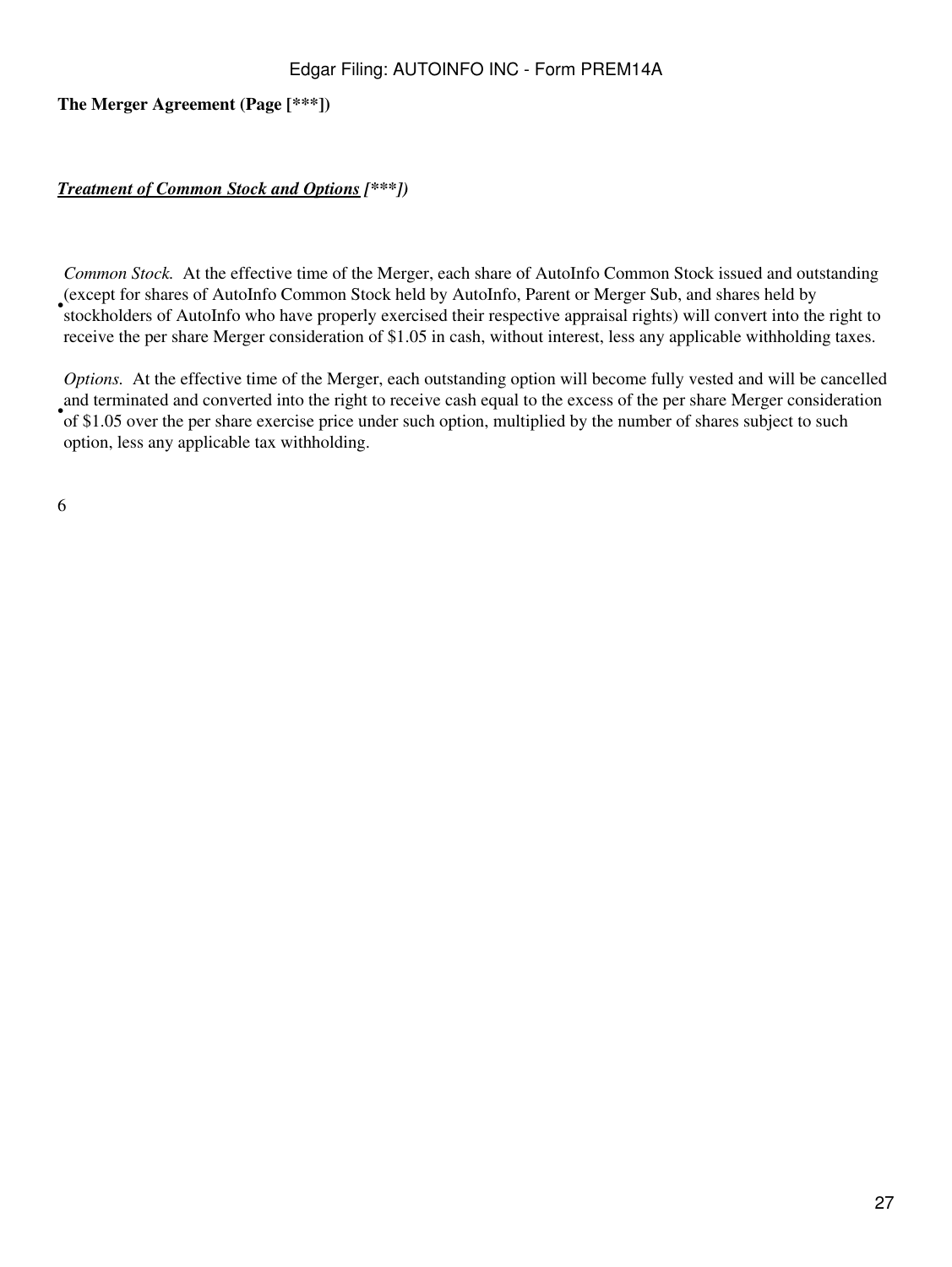**The Merger Agreement (Page [***])**

***Treatment of Common Stock and Options [***])***

- *Common Stock.* At the effective time of the Merger, each share of AutoInfo Common Stock issued and outstanding (except for shares of AutoInfo Common Stock held by AutoInfo, Parent or Merger Sub, and shares held by stockholders of AutoInfo who have properly exercised their respective appraisal rights) will convert into the right to receive the per share Merger consideration of $1.05 in cash, without interest, less any applicable withholding taxes.

- *Options.* At the effective time of the Merger, each outstanding option will become fully vested and will be cancelled and terminated and converted into the right to receive cash equal to the excess of the per share Merger consideration of $1.05 over the per share exercise price under such option, multiplied by the number of shares subject to such option, less any applicable tax withholding.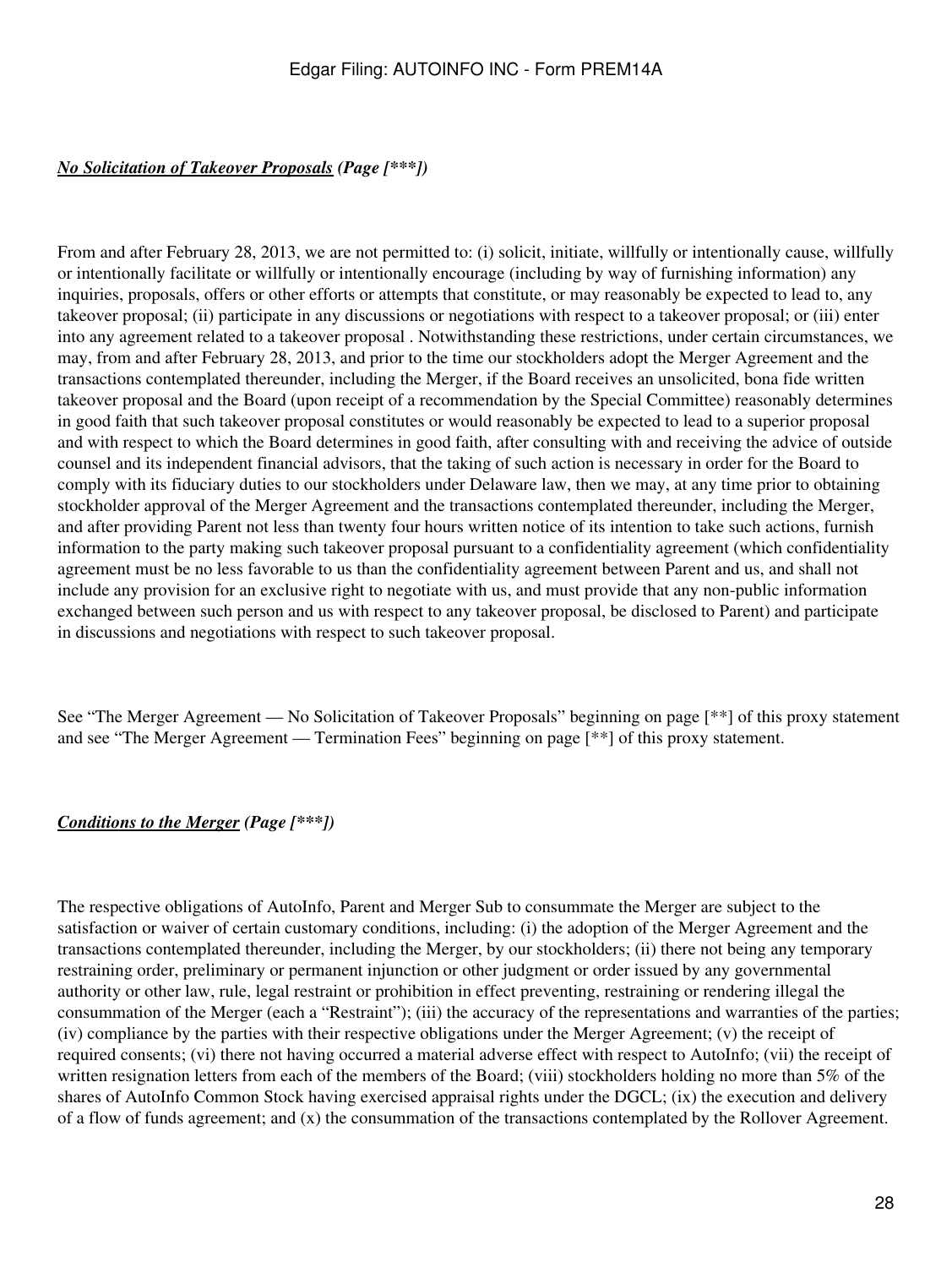***No Solicitation of Takeover Proposals*** ***(Page [***])***

From and after February 28, 2013, we are not permitted to: (i) solicit, initiate, willfully or intentionally cause, willfully or intentionally facilitate or willfully or intentionally encourage (including by way of furnishing information) any inquiries, proposals, offers or other efforts or attempts that constitute, or may reasonably be expected to lead to, any takeover proposal; (ii) participate in any discussions or negotiations with respect to a takeover proposal; or (iii) enter into any agreement related to a takeover proposal . Notwithstanding these restrictions, under certain circumstances, we may, from and after February 28, 2013, and prior to the time our stockholders adopt the Merger Agreement and the transactions contemplated thereunder, including the Merger, if the Board receives an unsolicited, bona fide written takeover proposal and the Board (upon receipt of a recommendation by the Special Committee) reasonably determines in good faith that such takeover proposal constitutes or would reasonably be expected to lead to a superior proposal and with respect to which the Board determines in good faith, after consulting with and receiving the advice of outside counsel and its independent financial advisors, that the taking of such action is necessary in order for the Board to comply with its fiduciary duties to our stockholders under Delaware law, then we may, at any time prior to obtaining stockholder approval of the Merger Agreement and the transactions contemplated thereunder, including the Merger, and after providing Parent not less than twenty four hours written notice of its intention to take such actions, furnish information to the party making such takeover proposal pursuant to a confidentiality agreement (which confidentiality agreement must be no less favorable to us than the confidentiality agreement between Parent and us, and shall not include any provision for an exclusive right to negotiate with us, and must provide that any non-public information exchanged between such person and us with respect to any takeover proposal, be disclosed to Parent) and participate in discussions and negotiations with respect to such takeover proposal.

See "The Merger Agreement — No Solicitation of Takeover Proposals" beginning on page [**] of this proxy statement and see "The Merger Agreement — Termination Fees" beginning on page [**] of this proxy statement.

***Conditions to the Merger*** ***(Page [***])***

The respective obligations of AutoInfo, Parent and Merger Sub to consummate the Merger are subject to the satisfaction or waiver of certain customary conditions, including: (i) the adoption of the Merger Agreement and the transactions contemplated thereunder, including the Merger, by our stockholders; (ii) there not being any temporary restraining order, preliminary or permanent injunction or other judgment or order issued by any governmental authority or other law, rule, legal restraint or prohibition in effect preventing, restraining or rendering illegal the consummation of the Merger (each a "Restraint"); (iii) the accuracy of the representations and warranties of the parties; (iv) compliance by the parties with their respective obligations under the Merger Agreement; (v) the receipt of required consents; (vi) there not having occurred a material adverse effect with respect to AutoInfo; (vii) the receipt of written resignation letters from each of the members of the Board; (viii) stockholders holding no more than 5% of the shares of AutoInfo Common Stock having exercised appraisal rights under the DGCL; (ix) the execution and delivery of a flow of funds agreement; and (x) the consummation of the transactions contemplated by the Rollover Agreement.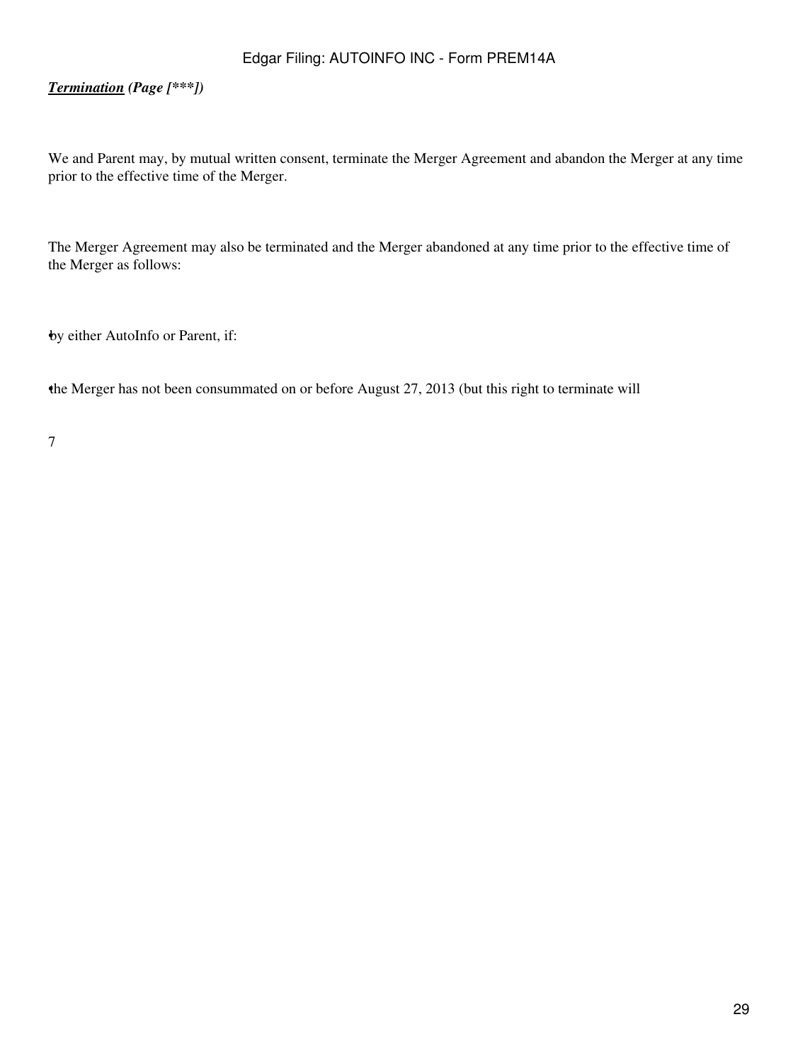***Termination*** ***(Page [***])***

We and Parent may, by mutual written consent, terminate the Merger Agreement and abandon the Merger at any time prior to the effective time of the Merger.

The Merger Agreement may also be terminated and the Merger abandoned at any time prior to the effective time of the Merger as follows:

- by either AutoInfo or Parent, if:

- the Merger has not been consummated on or before August 27, 2013 (but this right to terminate will

7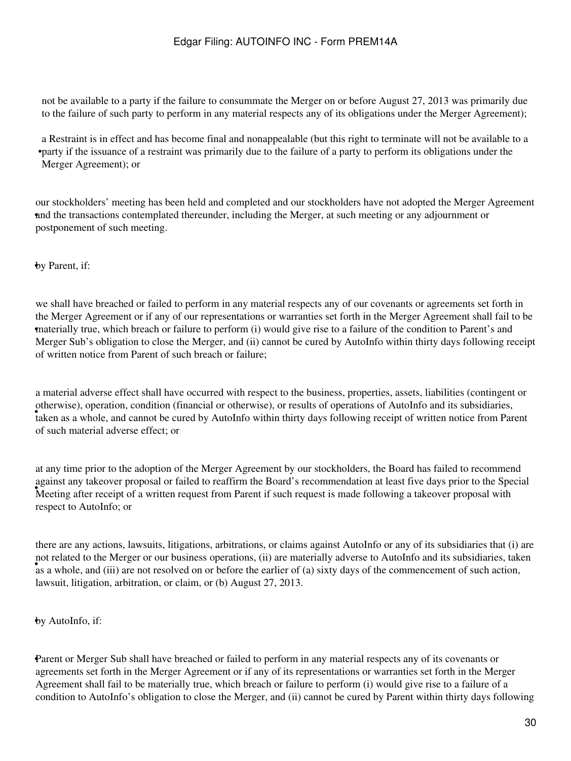not be available to a party if the failure to consummate the Merger on or before August 27, 2013 was primarily due to the failure of such party to perform in any material respects any of its obligations under the Merger Agreement);

- a Restraint is in effect and has become final and nonappealable (but this right to terminate will not be available to a party if the issuance of a restraint was primarily due to the failure of a party to perform its obligations under the Merger Agreement); or

- our stockholders' meeting has been held and completed and our stockholders have not adopted the Merger Agreement and the transactions contemplated thereunder, including the Merger, at such meeting or any adjournment or postponement of such meeting.

- by Parent, if:

- we shall have breached or failed to perform in any material respects any of our covenants or agreements set forth in the Merger Agreement or if any of our representations or warranties set forth in the Merger Agreement shall fail to be materially true, which breach or failure to perform (i) would give rise to a failure of the condition to Parent's and Merger Sub's obligation to close the Merger, and (ii) cannot be cured by AutoInfo within thirty days following receipt of written notice from Parent of such breach or failure;

- a material adverse effect shall have occurred with respect to the business, properties, assets, liabilities (contingent or otherwise), operation, condition (financial or otherwise), or results of operations of AutoInfo and its subsidiaries, taken as a whole, and cannot be cured by AutoInfo within thirty days following receipt of written notice from Parent of such material adverse effect; or

- at any time prior to the adoption of the Merger Agreement by our stockholders, the Board has failed to recommend against any takeover proposal or failed to reaffirm the Board's recommendation at least five days prior to the Special Meeting after receipt of a written request from Parent if such request is made following a takeover proposal with respect to AutoInfo; or

- there are any actions, lawsuits, litigations, arbitrations, or claims against AutoInfo or any of its subsidiaries that (i) are not related to the Merger or our business operations, (ii) are materially adverse to AutoInfo and its subsidiaries, taken as a whole, and (iii) are not resolved on or before the earlier of (a) sixty days of the commencement of such action, lawsuit, litigation, arbitration, or claim, or (b) August 27, 2013.

- by AutoInfo, if:

- Parent or Merger Sub shall have breached or failed to perform in any material respects any of its covenants or agreements set forth in the Merger Agreement or if any of its representations or warranties set forth in the Merger Agreement shall fail to be materially true, which breach or failure to perform (i) would give rise to a failure of a condition to AutoInfo's obligation to close the Merger, and (ii) cannot be cured by Parent within thirty days following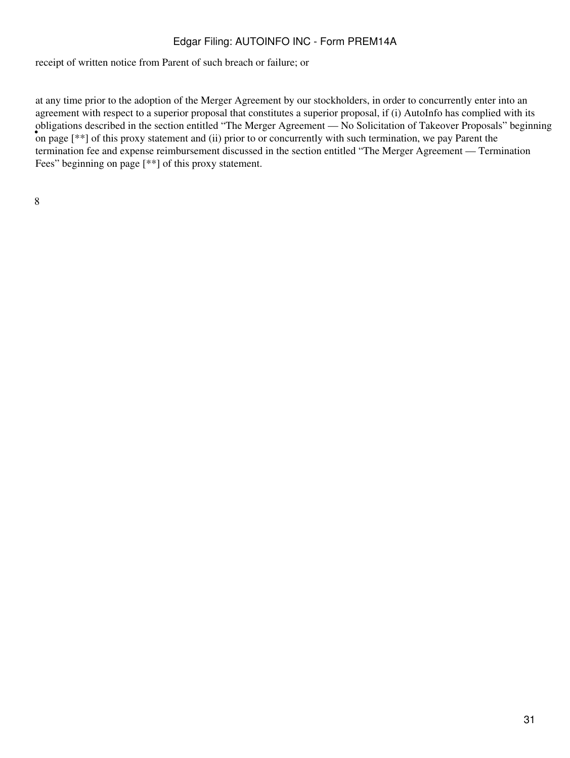receipt of written notice from Parent of such breach or failure; or

- at any time prior to the adoption of the Merger Agreement by our stockholders, in order to concurrently enter into an agreement with respect to a superior proposal that constitutes a superior proposal, if (i) AutoInfo has complied with its obligations described in the section entitled "The Merger Agreement — No Solicitation of Takeover Proposals" beginning on page [**] of this proxy statement and (ii) prior to or concurrently with such termination, we pay Parent the termination fee and expense reimbursement discussed in the section entitled "The Merger Agreement — Termination Fees" beginning on page [**] of this proxy statement.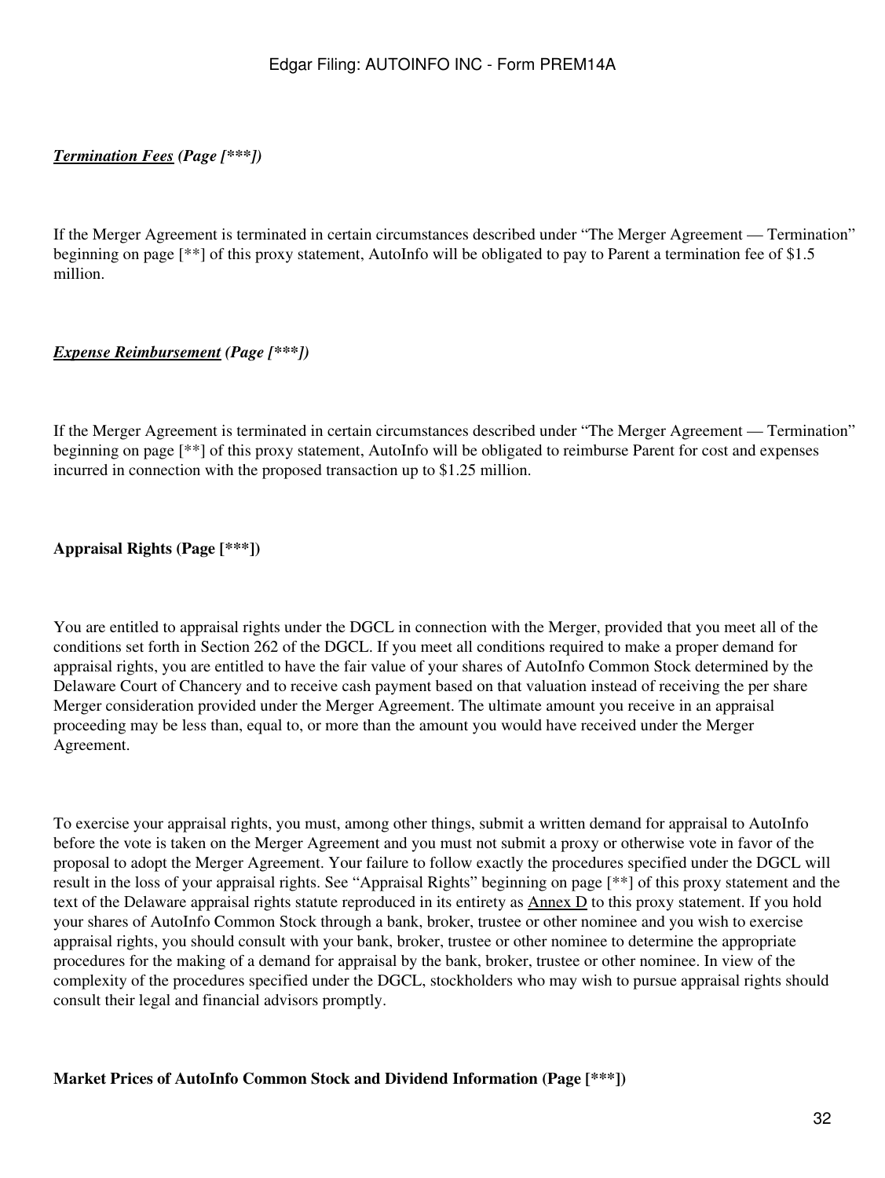***<u>Termination Fees</u> (Page [***])***

If the Merger Agreement is terminated in certain circumstances described under "The Merger Agreement — Termination" beginning on page [**] of this proxy statement, AutoInfo will be obligated to pay to Parent a termination fee of $1.5 million.

***<u>Expense Reimbursement</u> (Page [***])***

If the Merger Agreement is terminated in certain circumstances described under "The Merger Agreement — Termination" beginning on page [**] of this proxy statement, AutoInfo will be obligated to reimburse Parent for cost and expenses incurred in connection with the proposed transaction up to $1.25 million.

**Appraisal Rights (Page [***])**

You are entitled to appraisal rights under the DGCL in connection with the Merger, provided that you meet all of the conditions set forth in Section 262 of the DGCL. If you meet all conditions required to make a proper demand for appraisal rights, you are entitled to have the fair value of your shares of AutoInfo Common Stock determined by the Delaware Court of Chancery and to receive cash payment based on that valuation instead of receiving the per share Merger consideration provided under the Merger Agreement. The ultimate amount you receive in an appraisal proceeding may be less than, equal to, or more than the amount you would have received under the Merger Agreement.

To exercise your appraisal rights, you must, among other things, submit a written demand for appraisal to AutoInfo before the vote is taken on the Merger Agreement and you must not submit a proxy or otherwise vote in favor of the proposal to adopt the Merger Agreement. Your failure to follow exactly the procedures specified under the DGCL will result in the loss of your appraisal rights. See "Appraisal Rights" beginning on page [**] of this proxy statement and the text of the Delaware appraisal rights statute reproduced in its entirety as <u>Annex D</u> to this proxy statement. If you hold your shares of AutoInfo Common Stock through a bank, broker, trustee or other nominee and you wish to exercise appraisal rights, you should consult with your bank, broker, trustee or other nominee to determine the appropriate procedures for the making of a demand for appraisal by the bank, broker, trustee or other nominee. In view of the complexity of the procedures specified under the DGCL, stockholders who may wish to pursue appraisal rights should consult their legal and financial advisors promptly.

**Market Prices of AutoInfo Common Stock and Dividend Information (Page [***])**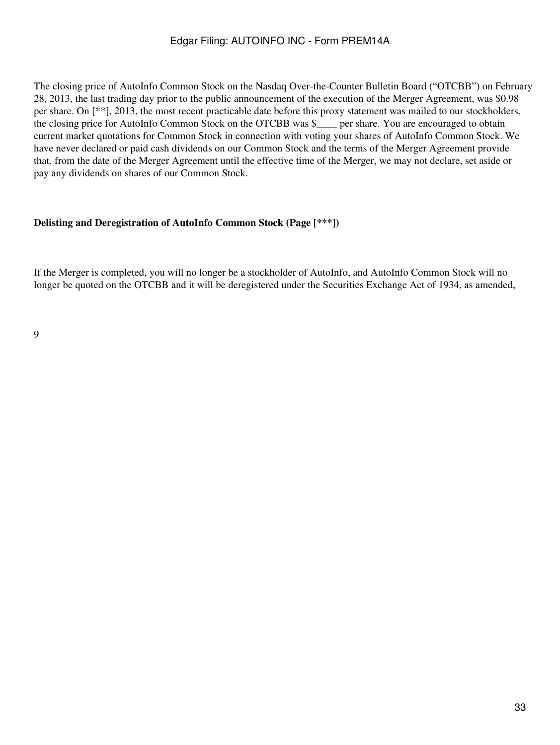The closing price of AutoInfo Common Stock on the Nasdaq Over-the-Counter Bulletin Board ("OTCBB") on February 28, 2013, the last trading day prior to the public announcement of the execution of the Merger Agreement, was $0.98 per share. On [**], 2013, the most recent practicable date before this proxy statement was mailed to our stockholders, the closing price for AutoInfo Common Stock on the OTCBB was $____ per share. You are encouraged to obtain current market quotations for Common Stock in connection with voting your shares of AutoInfo Common Stock. We have never declared or paid cash dividends on our Common Stock and the terms of the Merger Agreement provide that, from the date of the Merger Agreement until the effective time of the Merger, we may not declare, set aside or pay any dividends on shares of our Common Stock.

**Delisting and Deregistration of AutoInfo Common Stock (Page [***])**

If the Merger is completed, you will no longer be a stockholder of AutoInfo, and AutoInfo Common Stock will no longer be quoted on the OTCBB and it will be deregistered under the Securities Exchange Act of 1934, as amended,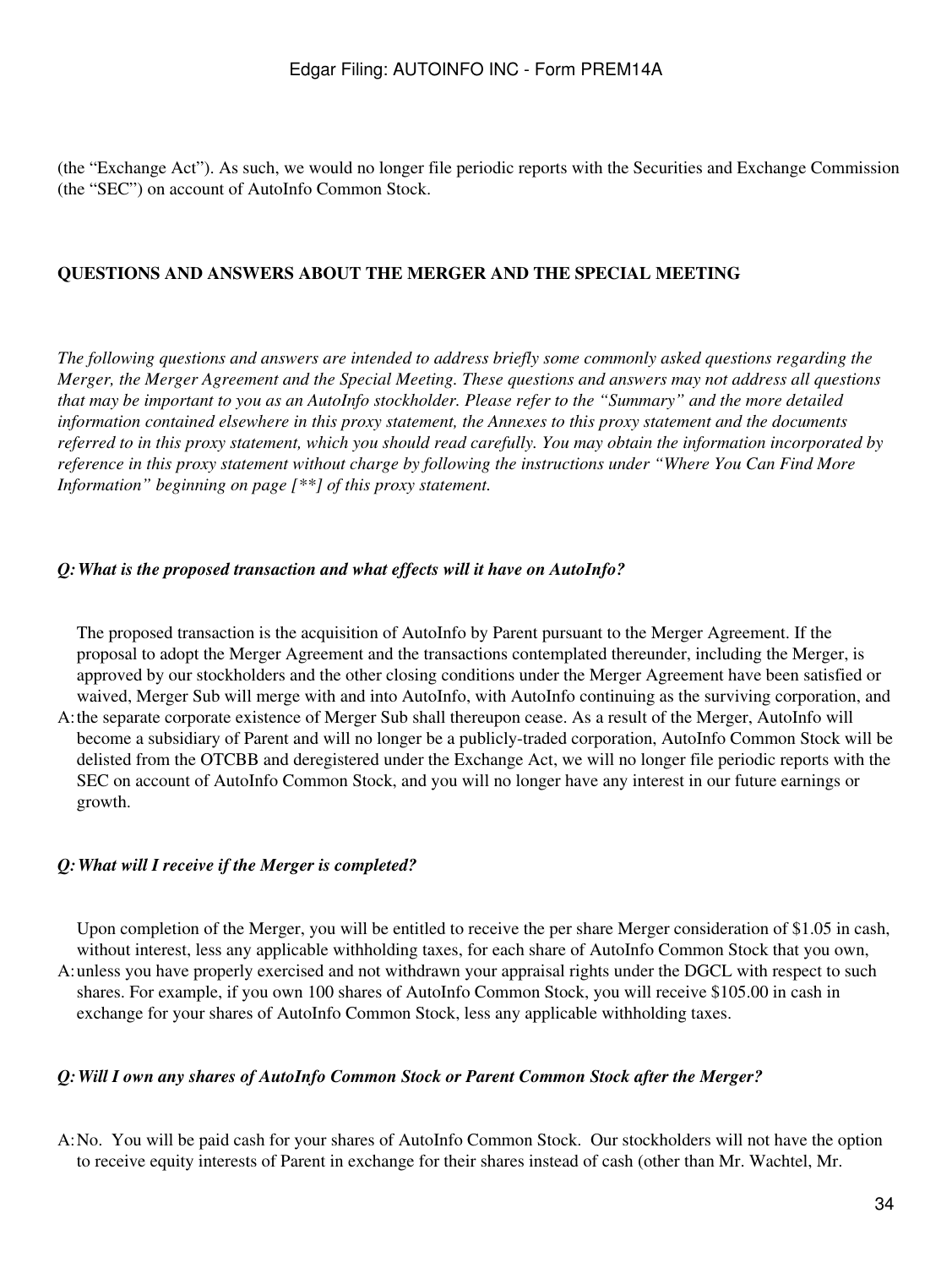(the “Exchange Act”). As such, we would no longer file periodic reports with the Securities and Exchange Commission (the “SEC”) on account of AutoInfo Common Stock.

## QUESTIONS AND ANSWERS ABOUT THE MERGER AND THE SPECIAL MEETING

*The following questions and answers are intended to address briefly some commonly asked questions regarding the Merger, the Merger Agreement and the Special Meeting. These questions and answers may not address all questions that may be important to you as an AutoInfo stockholder. Please refer to the “Summary” and the more detailed information contained elsewhere in this proxy statement, the Annexes to this proxy statement and the documents referred to in this proxy statement, which you should read carefully. You may obtain the information incorporated by reference in this proxy statement without charge by following the instructions under “Where You Can Find More Information” beginning on page [**] of this proxy statement.*

*Q: What is the proposed transaction and what effects will it have on AutoInfo?*

A: The proposed transaction is the acquisition of AutoInfo by Parent pursuant to the Merger Agreement. If the proposal to adopt the Merger Agreement and the transactions contemplated thereunder, including the Merger, is approved by our stockholders and the other closing conditions under the Merger Agreement have been satisfied or waived, Merger Sub will merge with and into AutoInfo, with AutoInfo continuing as the surviving corporation, and the separate corporate existence of Merger Sub shall thereupon cease. As a result of the Merger, AutoInfo will become a subsidiary of Parent and will no longer be a publicly-traded corporation, AutoInfo Common Stock will be delisted from the OTCBB and deregistered under the Exchange Act, we will no longer file periodic reports with the SEC on account of AutoInfo Common Stock, and you will no longer have any interest in our future earnings or growth.

*Q: What will I receive if the Merger is completed?*

A: Upon completion of the Merger, you will be entitled to receive the per share Merger consideration of $1.05 in cash, without interest, less any applicable withholding taxes, for each share of AutoInfo Common Stock that you own, unless you have properly exercised and not withdrawn your appraisal rights under the DGCL with respect to such shares. For example, if you own 100 shares of AutoInfo Common Stock, you will receive $105.00 in cash in exchange for your shares of AutoInfo Common Stock, less any applicable withholding taxes.

*Q: Will I own any shares of AutoInfo Common Stock or Parent Common Stock after the Merger?*

A: No. You will be paid cash for your shares of AutoInfo Common Stock. Our stockholders will not have the option to receive equity interests of Parent in exchange for their shares instead of cash (other than Mr. Wachtel, Mr.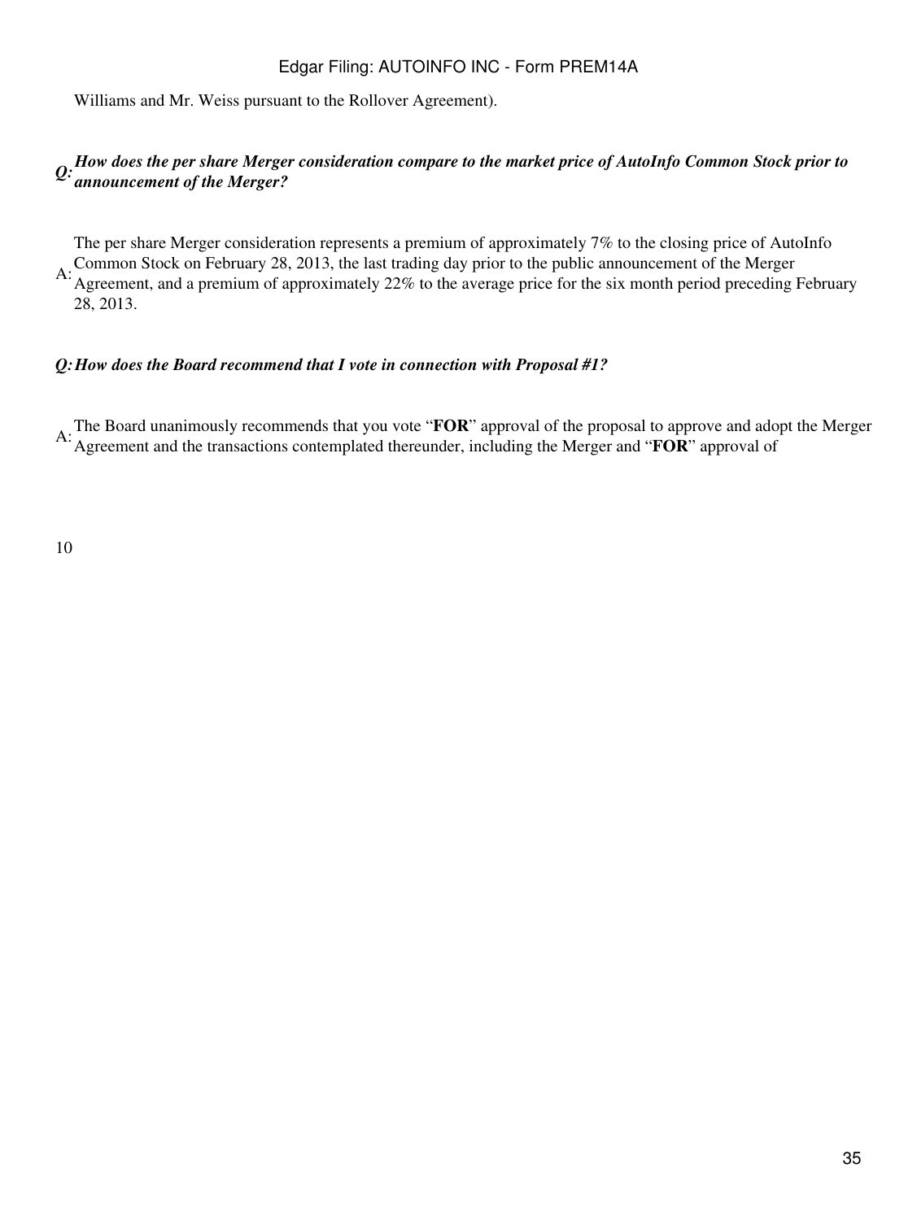Williams and Mr. Weiss pursuant to the Rollover Agreement).

***Q: How does the per share Merger consideration compare to the market price of AutoInfo Common Stock prior to announcement of the Merger?***

A: The per share Merger consideration represents a premium of approximately 7% to the closing price of AutoInfo Common Stock on February 28, 2013, the last trading day prior to the public announcement of the Merger Agreement, and a premium of approximately 22% to the average price for the six month period preceding February 28, 2013.

***Q: How does the Board recommend that I vote in connection with Proposal #1?***

A: The Board unanimously recommends that you vote "**FOR**" approval of the proposal to approve and adopt the Merger Agreement and the transactions contemplated thereunder, including the Merger and "**FOR**" approval of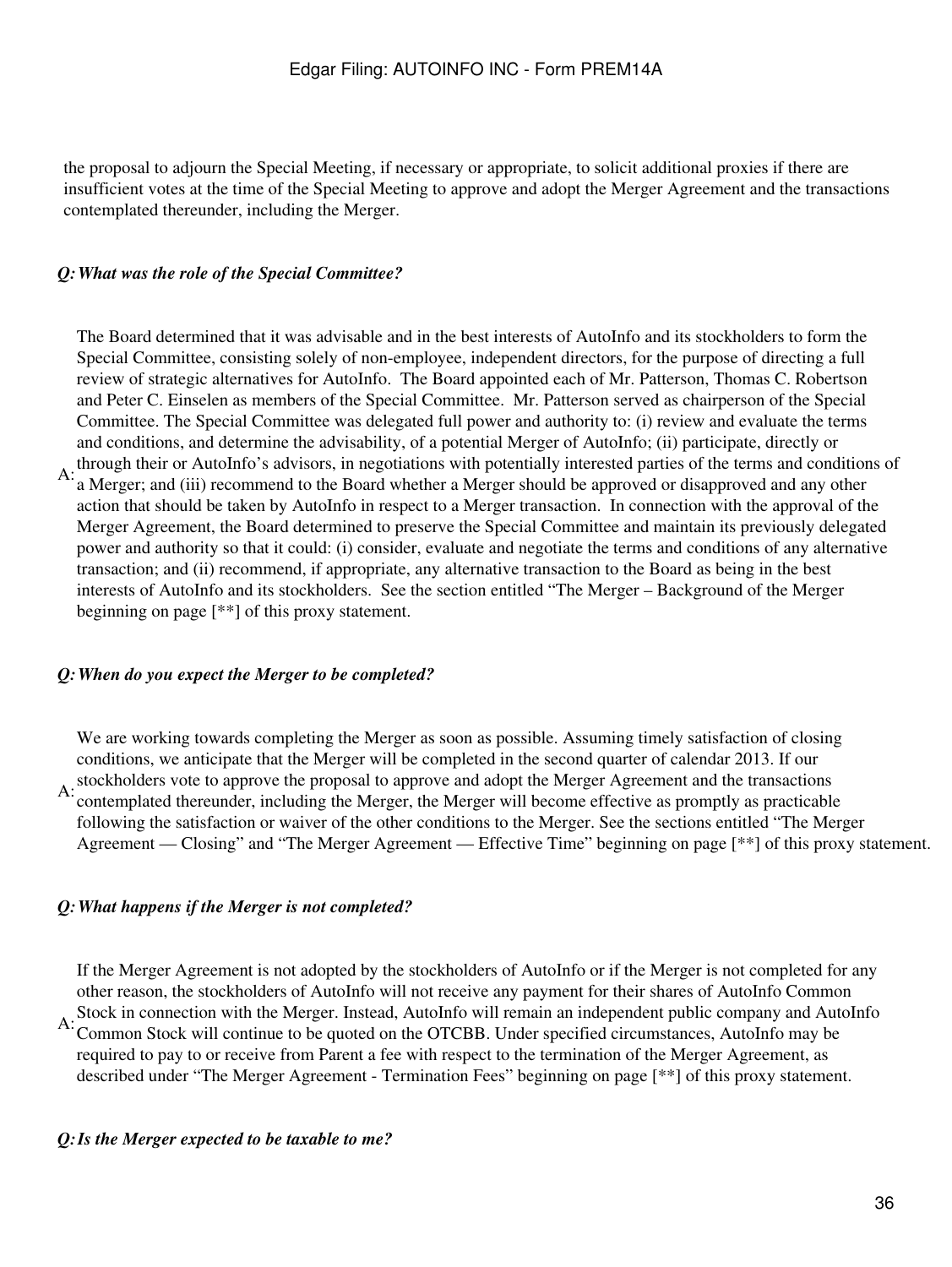the proposal to adjourn the Special Meeting, if necessary or appropriate, to solicit additional proxies if there are insufficient votes at the time of the Special Meeting to approve and adopt the Merger Agreement and the transactions contemplated thereunder, including the Merger.

***Q: What was the role of the Special Committee?***

A: The Board determined that it was advisable and in the best interests of AutoInfo and its stockholders to form the Special Committee, consisting solely of non-employee, independent directors, for the purpose of directing a full review of strategic alternatives for AutoInfo. The Board appointed each of Mr. Patterson, Thomas C. Robertson and Peter C. Einselen as members of the Special Committee. Mr. Patterson served as chairperson of the Special Committee. The Special Committee was delegated full power and authority to: (i) review and evaluate the terms and conditions, and determine the advisability, of a potential Merger of AutoInfo; (ii) participate, directly or through their or AutoInfo's advisors, in negotiations with potentially interested parties of the terms and conditions of a Merger; and (iii) recommend to the Board whether a Merger should be approved or disapproved and any other action that should be taken by AutoInfo in respect to a Merger transaction. In connection with the approval of the Merger Agreement, the Board determined to preserve the Special Committee and maintain its previously delegated power and authority so that it could: (i) consider, evaluate and negotiate the terms and conditions of any alternative transaction; and (ii) recommend, if appropriate, any alternative transaction to the Board as being in the best interests of AutoInfo and its stockholders. See the section entitled "The Merger – Background of the Merger beginning on page [**] of this proxy statement.

***Q: When do you expect the Merger to be completed?***

A: We are working towards completing the Merger as soon as possible. Assuming timely satisfaction of closing conditions, we anticipate that the Merger will be completed in the second quarter of calendar 2013. If our stockholders vote to approve the proposal to approve and adopt the Merger Agreement and the transactions contemplated thereunder, including the Merger, the Merger will become effective as promptly as practicable following the satisfaction or waiver of the other conditions to the Merger. See the sections entitled "The Merger Agreement — Closing" and "The Merger Agreement — Effective Time" beginning on page [**] of this proxy statement.

***Q: What happens if the Merger is not completed?***

A: If the Merger Agreement is not adopted by the stockholders of AutoInfo or if the Merger is not completed for any other reason, the stockholders of AutoInfo will not receive any payment for their shares of AutoInfo Common Stock in connection with the Merger. Instead, AutoInfo will remain an independent public company and AutoInfo Common Stock will continue to be quoted on the OTCBB. Under specified circumstances, AutoInfo may be required to pay to or receive from Parent a fee with respect to the termination of the Merger Agreement, as described under "The Merger Agreement - Termination Fees" beginning on page [**] of this proxy statement.

***Q: Is the Merger expected to be taxable to me?***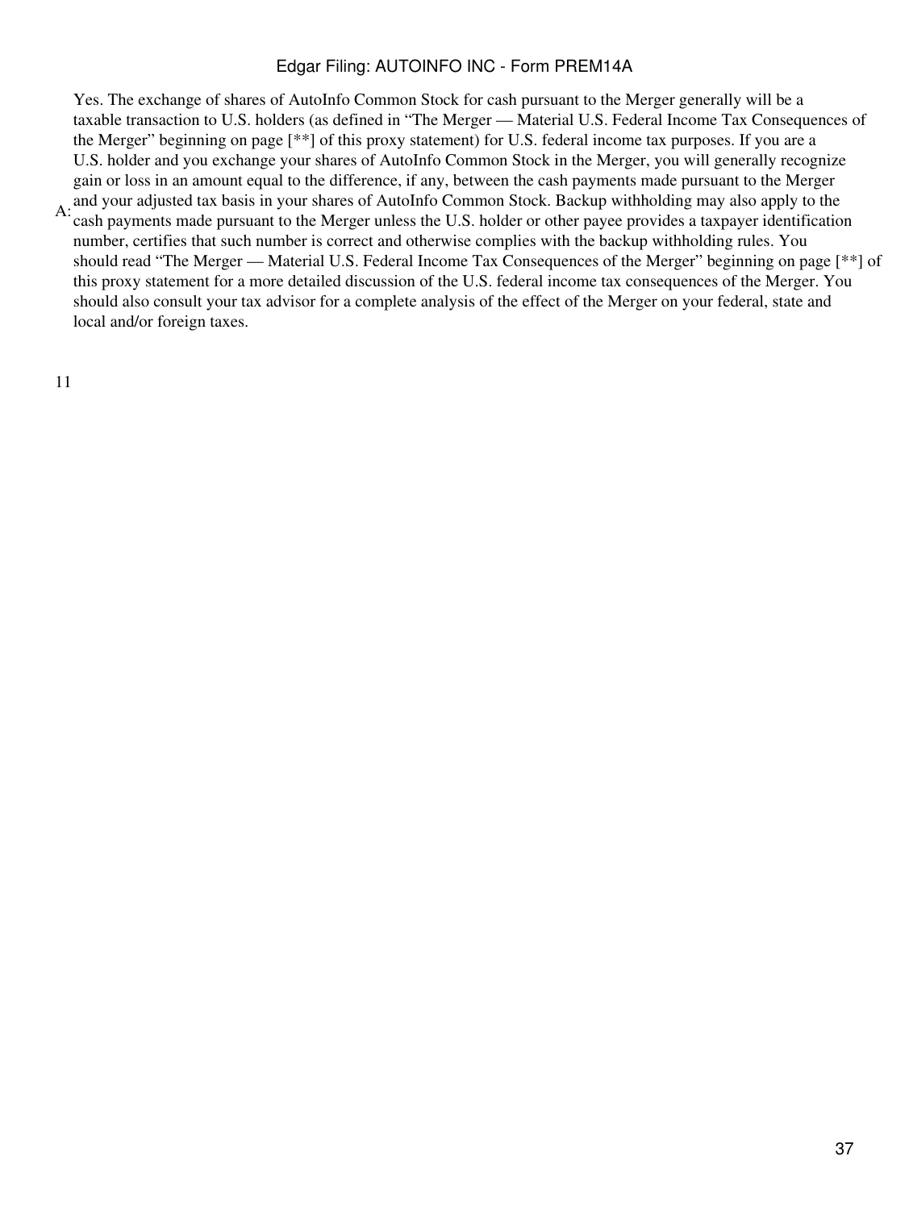A: Yes. The exchange of shares of AutoInfo Common Stock for cash pursuant to the Merger generally will be a taxable transaction to U.S. holders (as defined in "The Merger — Material U.S. Federal Income Tax Consequences of the Merger" beginning on page [**] of this proxy statement) for U.S. federal income tax purposes. If you are a U.S. holder and you exchange your shares of AutoInfo Common Stock in the Merger, you will generally recognize gain or loss in an amount equal to the difference, if any, between the cash payments made pursuant to the Merger and your adjusted tax basis in your shares of AutoInfo Common Stock. Backup withholding may also apply to the cash payments made pursuant to the Merger unless the U.S. holder or other payee provides a taxpayer identification number, certifies that such number is correct and otherwise complies with the backup withholding rules. You should read "The Merger — Material U.S. Federal Income Tax Consequences of the Merger" beginning on page [**] of this proxy statement for a more detailed discussion of the U.S. federal income tax consequences of the Merger. You should also consult your tax advisor for a complete analysis of the effect of the Merger on your federal, state and local and/or foreign taxes.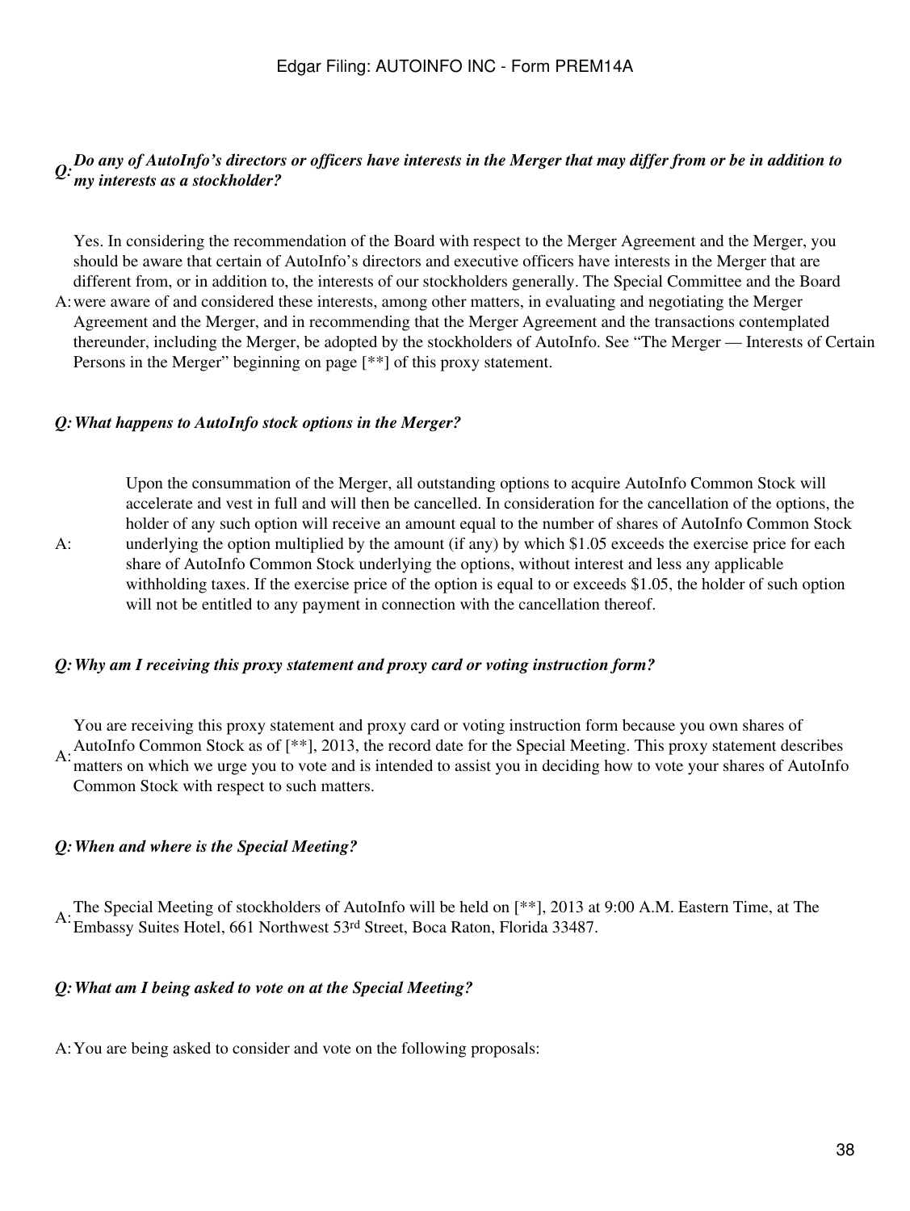***Q: Do any of AutoInfo's directors or officers have interests in the Merger that may differ from or be in addition to my interests as a stockholder?***

A: Yes. In considering the recommendation of the Board with respect to the Merger Agreement and the Merger, you should be aware that certain of AutoInfo's directors and executive officers have interests in the Merger that are different from, or in addition to, the interests of our stockholders generally. The Special Committee and the Board were aware of and considered these interests, among other matters, in evaluating and negotiating the Merger Agreement and the Merger, and in recommending that the Merger Agreement and the transactions contemplated thereunder, including the Merger, be adopted by the stockholders of AutoInfo. See "The Merger — Interests of Certain Persons in the Merger" beginning on page [**] of this proxy statement.

***Q: What happens to AutoInfo stock options in the Merger?***

A: Upon the consummation of the Merger, all outstanding options to acquire AutoInfo Common Stock will accelerate and vest in full and will then be cancelled. In consideration for the cancellation of the options, the holder of any such option will receive an amount equal to the number of shares of AutoInfo Common Stock underlying the option multiplied by the amount (if any) by which $1.05 exceeds the exercise price for each share of AutoInfo Common Stock underlying the options, without interest and less any applicable withholding taxes. If the exercise price of the option is equal to or exceeds $1.05, the holder of such option will not be entitled to any payment in connection with the cancellation thereof.

***Q: Why am I receiving this proxy statement and proxy card or voting instruction form?***

A: You are receiving this proxy statement and proxy card or voting instruction form because you own shares of AutoInfo Common Stock as of [**], 2013, the record date for the Special Meeting. This proxy statement describes matters on which we urge you to vote and is intended to assist you in deciding how to vote your shares of AutoInfo Common Stock with respect to such matters.

***Q: When and where is the Special Meeting?***

A: The Special Meeting of stockholders of AutoInfo will be held on [**], 2013 at 9:00 A.M. Eastern Time, at The Embassy Suites Hotel, 661 Northwest 53rd Street, Boca Raton, Florida 33487.

***Q: What am I being asked to vote on at the Special Meeting?***

A: You are being asked to consider and vote on the following proposals: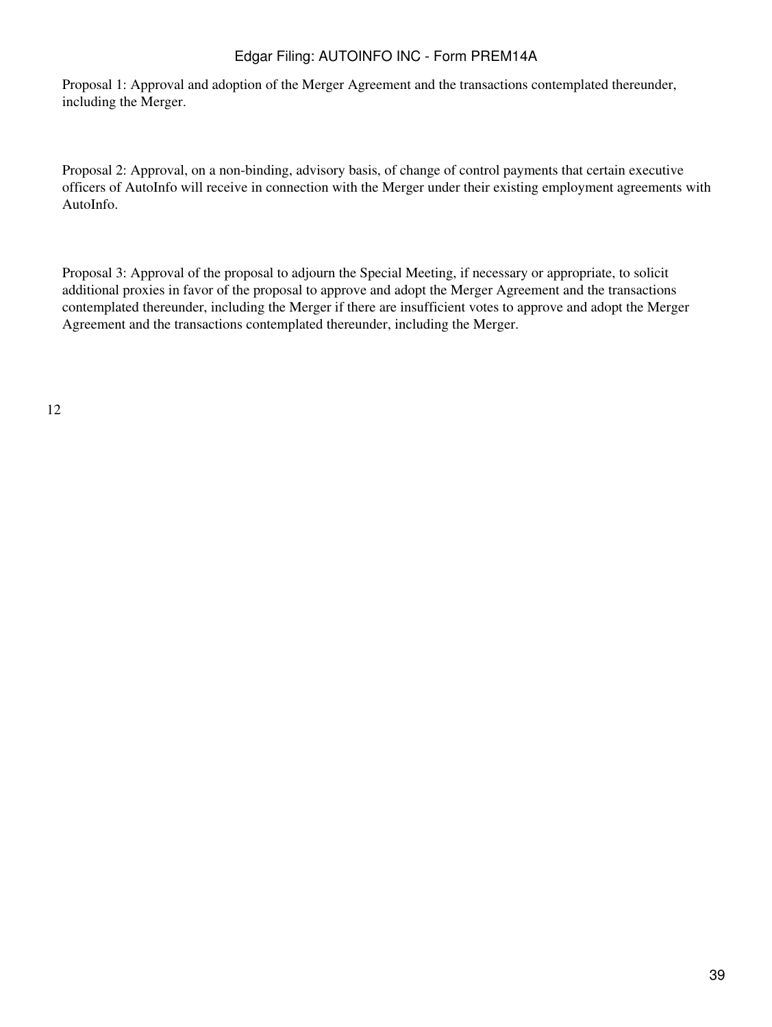Proposal 1: Approval and adoption of the Merger Agreement and the transactions contemplated thereunder, including the Merger.

Proposal 2: Approval, on a non-binding, advisory basis, of change of control payments that certain executive officers of AutoInfo will receive in connection with the Merger under their existing employment agreements with AutoInfo.

Proposal 3: Approval of the proposal to adjourn the Special Meeting, if necessary or appropriate, to solicit additional proxies in favor of the proposal to approve and adopt the Merger Agreement and the transactions contemplated thereunder, including the Merger if there are insufficient votes to approve and adopt the Merger Agreement and the transactions contemplated thereunder, including the Merger.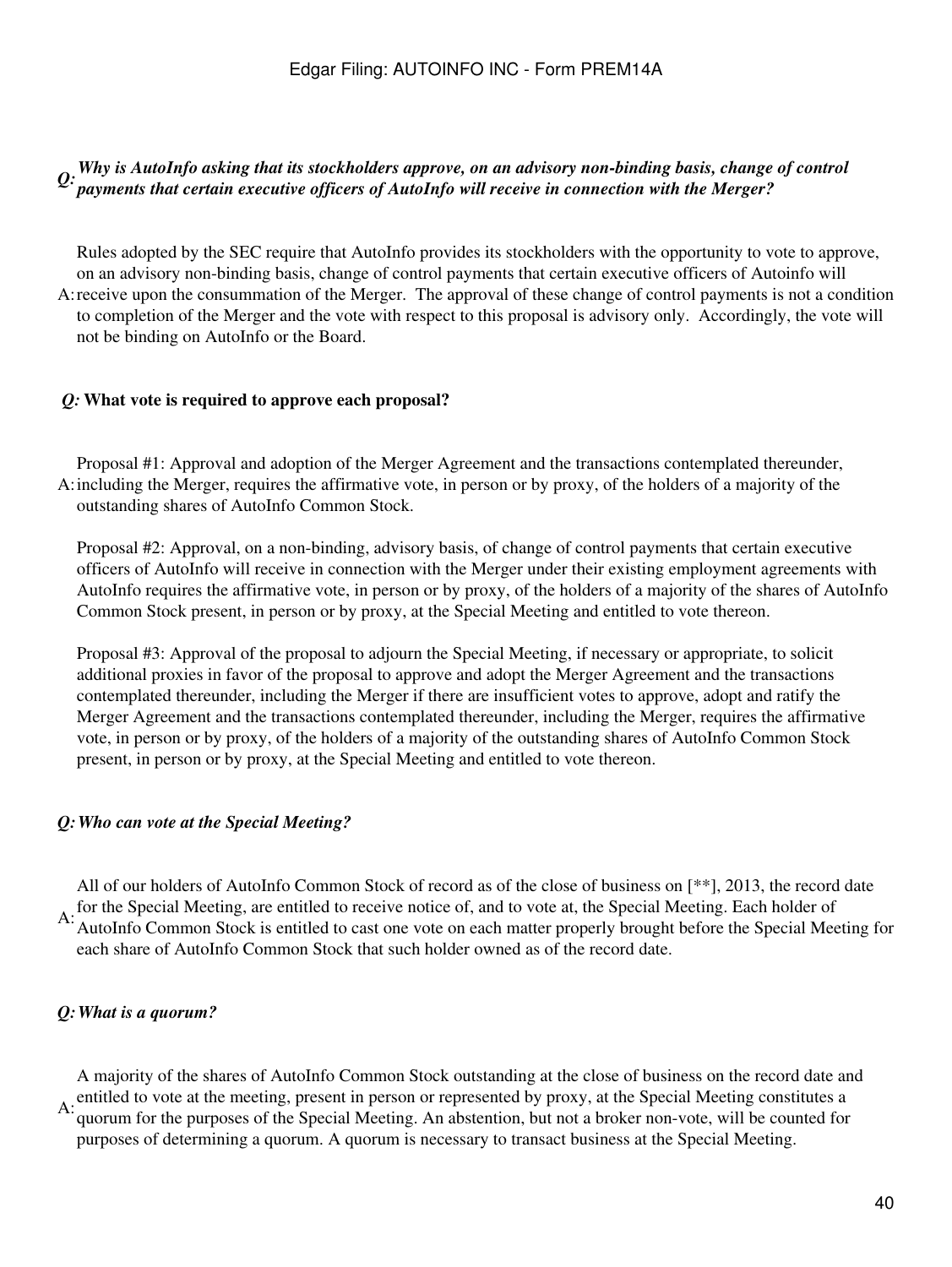***Q: Why is AutoInfo asking that its stockholders approve, on an advisory non-binding basis, change of control payments that certain executive officers of AutoInfo will receive in connection with the Merger?***

A: Rules adopted by the SEC require that AutoInfo provides its stockholders with the opportunity to vote to approve, on an advisory non-binding basis, change of control payments that certain executive officers of Autoinfo will receive upon the consummation of the Merger. The approval of these change of control payments is not a condition to completion of the Merger and the vote with respect to this proposal is advisory only. Accordingly, the vote will not be binding on AutoInfo or the Board.

***Q:* What vote is required to approve each proposal?**

A: Proposal #1: Approval and adoption of the Merger Agreement and the transactions contemplated thereunder, including the Merger, requires the affirmative vote, in person or by proxy, of the holders of a majority of the outstanding shares of AutoInfo Common Stock.

Proposal #2: Approval, on a non-binding, advisory basis, of change of control payments that certain executive officers of AutoInfo will receive in connection with the Merger under their existing employment agreements with AutoInfo requires the affirmative vote, in person or by proxy, of the holders of a majority of the shares of AutoInfo Common Stock present, in person or by proxy, at the Special Meeting and entitled to vote thereon.

Proposal #3: Approval of the proposal to adjourn the Special Meeting, if necessary or appropriate, to solicit additional proxies in favor of the proposal to approve and adopt the Merger Agreement and the transactions contemplated thereunder, including the Merger if there are insufficient votes to approve, adopt and ratify the Merger Agreement and the transactions contemplated thereunder, including the Merger, requires the affirmative vote, in person or by proxy, of the holders of a majority of the outstanding shares of AutoInfo Common Stock present, in person or by proxy, at the Special Meeting and entitled to vote thereon.

***Q: Who can vote at the Special Meeting?***

A: All of our holders of AutoInfo Common Stock of record as of the close of business on [**], 2013, the record date for the Special Meeting, are entitled to receive notice of, and to vote at, the Special Meeting. Each holder of AutoInfo Common Stock is entitled to cast one vote on each matter properly brought before the Special Meeting for each share of AutoInfo Common Stock that such holder owned as of the record date.

***Q: What is a quorum?***

A: A majority of the shares of AutoInfo Common Stock outstanding at the close of business on the record date and entitled to vote at the meeting, present in person or represented by proxy, at the Special Meeting constitutes a quorum for the purposes of the Special Meeting. An abstention, but not a broker non-vote, will be counted for purposes of determining a quorum. A quorum is necessary to transact business at the Special Meeting.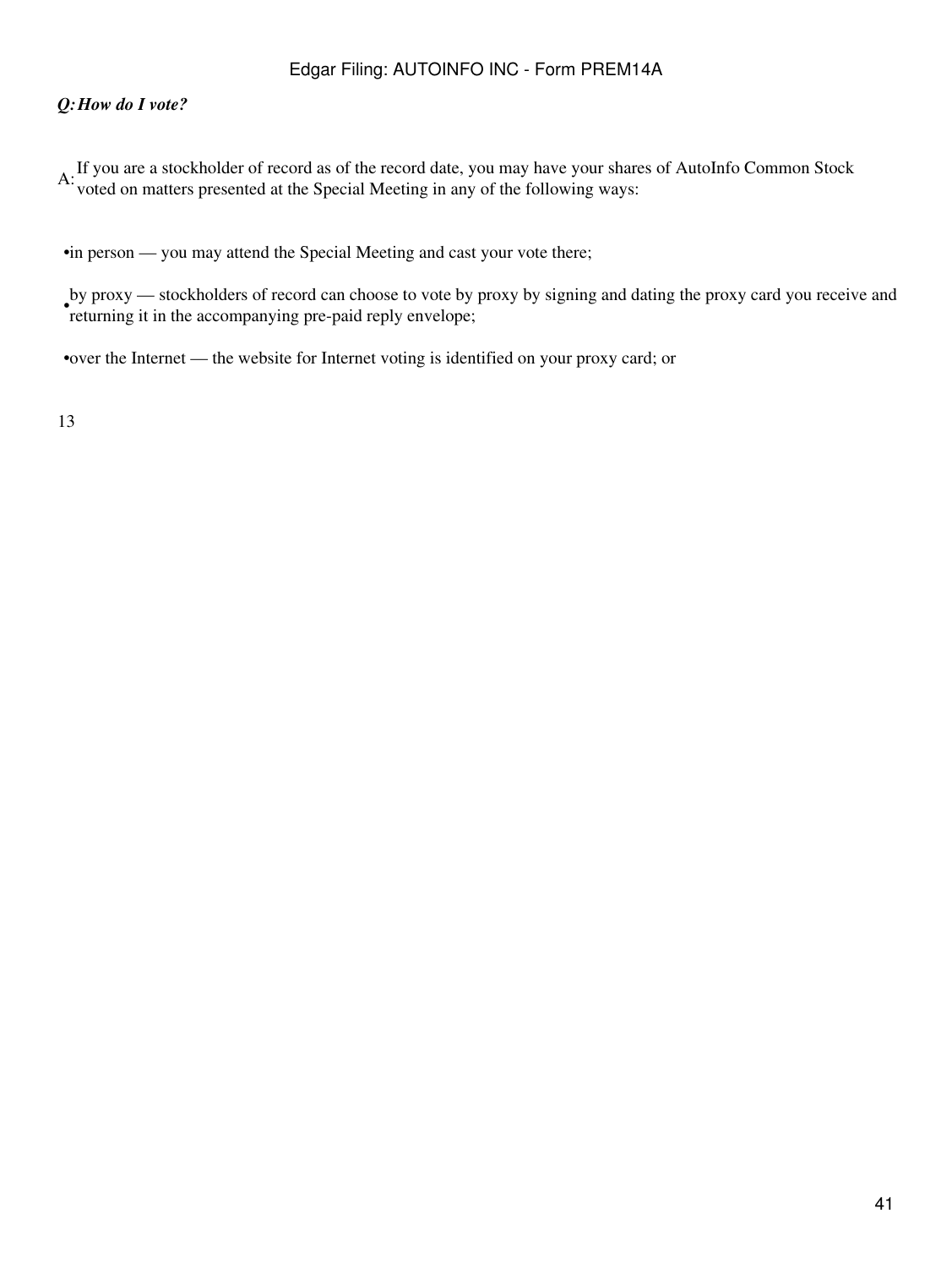***Q: How do I vote?***

A: If you are a stockholder of record as of the record date, you may have your shares of AutoInfo Common Stock voted on matters presented at the Special Meeting in any of the following ways:

- in person — you may attend the Special Meeting and cast your vote there;
- by proxy — stockholders of record can choose to vote by proxy by signing and dating the proxy card you receive and returning it in the accompanying pre-paid reply envelope;
- over the Internet — the website for Internet voting is identified on your proxy card; or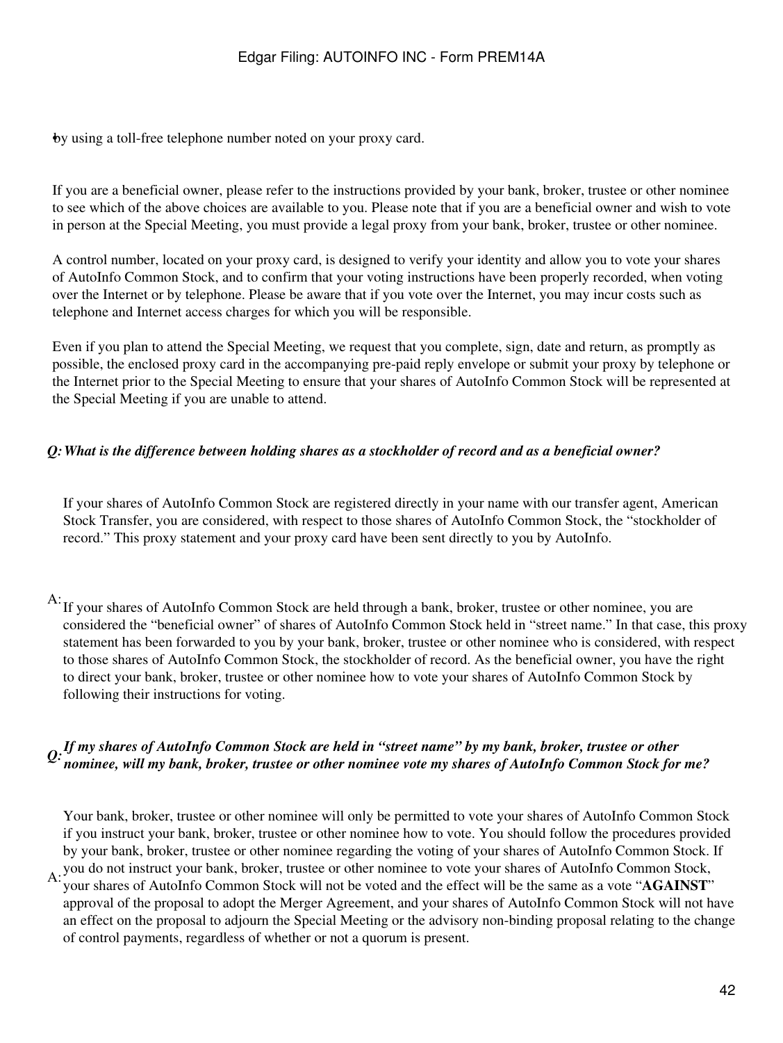- by using a toll-free telephone number noted on your proxy card.

If you are a beneficial owner, please refer to the instructions provided by your bank, broker, trustee or other nominee to see which of the above choices are available to you. Please note that if you are a beneficial owner and wish to vote in person at the Special Meeting, you must provide a legal proxy from your bank, broker, trustee or other nominee.

A control number, located on your proxy card, is designed to verify your identity and allow you to vote your shares of AutoInfo Common Stock, and to confirm that your voting instructions have been properly recorded, when voting over the Internet or by telephone. Please be aware that if you vote over the Internet, you may incur costs such as telephone and Internet access charges for which you will be responsible.

Even if you plan to attend the Special Meeting, we request that you complete, sign, date and return, as promptly as possible, the enclosed proxy card in the accompanying pre-paid reply envelope or submit your proxy by telephone or the Internet prior to the Special Meeting to ensure that your shares of AutoInfo Common Stock will be represented at the Special Meeting if you are unable to attend.

***Q: What is the difference between holding shares as a stockholder of record and as a beneficial owner?***

A: If your shares of AutoInfo Common Stock are registered directly in your name with our transfer agent, American Stock Transfer, you are considered, with respect to those shares of AutoInfo Common Stock, the "stockholder of record." This proxy statement and your proxy card have been sent directly to you by AutoInfo.

If your shares of AutoInfo Common Stock are held through a bank, broker, trustee or other nominee, you are considered the "beneficial owner" of shares of AutoInfo Common Stock held in "street name." In that case, this proxy statement has been forwarded to you by your bank, broker, trustee or other nominee who is considered, with respect to those shares of AutoInfo Common Stock, the stockholder of record. As the beneficial owner, you have the right to direct your bank, broker, trustee or other nominee how to vote your shares of AutoInfo Common Stock by following their instructions for voting.

***Q: If my shares of AutoInfo Common Stock are held in "street name" by my bank, broker, trustee or other nominee, will my bank, broker, trustee or other nominee vote my shares of AutoInfo Common Stock for me?***

A: Your bank, broker, trustee or other nominee will only be permitted to vote your shares of AutoInfo Common Stock if you instruct your bank, broker, trustee or other nominee how to vote. You should follow the procedures provided by your bank, broker, trustee or other nominee regarding the voting of your shares of AutoInfo Common Stock. If you do not instruct your bank, broker, trustee or other nominee to vote your shares of AutoInfo Common Stock, your shares of AutoInfo Common Stock will not be voted and the effect will be the same as a vote "**AGAINST**" approval of the proposal to adopt the Merger Agreement, and your shares of AutoInfo Common Stock will not have an effect on the proposal to adjourn the Special Meeting or the advisory non-binding proposal relating to the change of control payments, regardless of whether or not a quorum is present.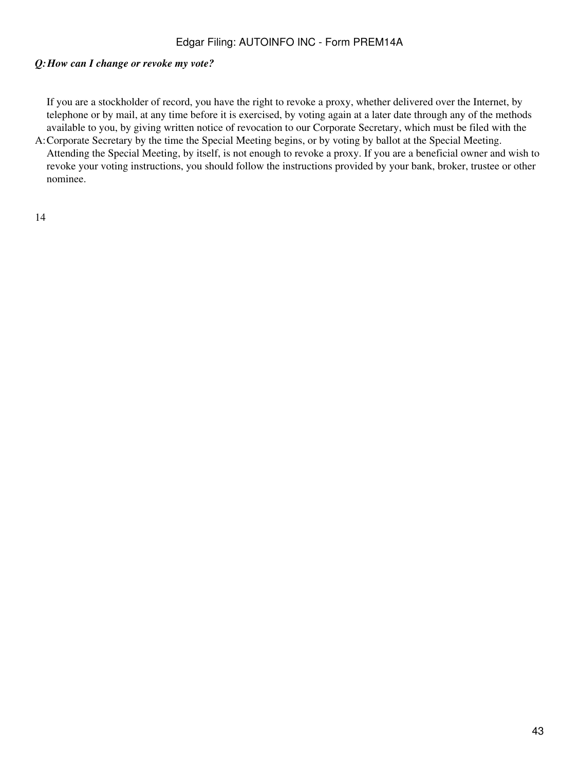***Q: How can I change or revoke my vote?***

A: If you are a stockholder of record, you have the right to revoke a proxy, whether delivered over the Internet, by telephone or by mail, at any time before it is exercised, by voting again at a later date through any of the methods available to you, by giving written notice of revocation to our Corporate Secretary, which must be filed with the Corporate Secretary by the time the Special Meeting begins, or by voting by ballot at the Special Meeting. Attending the Special Meeting, by itself, is not enough to revoke a proxy. If you are a beneficial owner and wish to revoke your voting instructions, you should follow the instructions provided by your bank, broker, trustee or other nominee.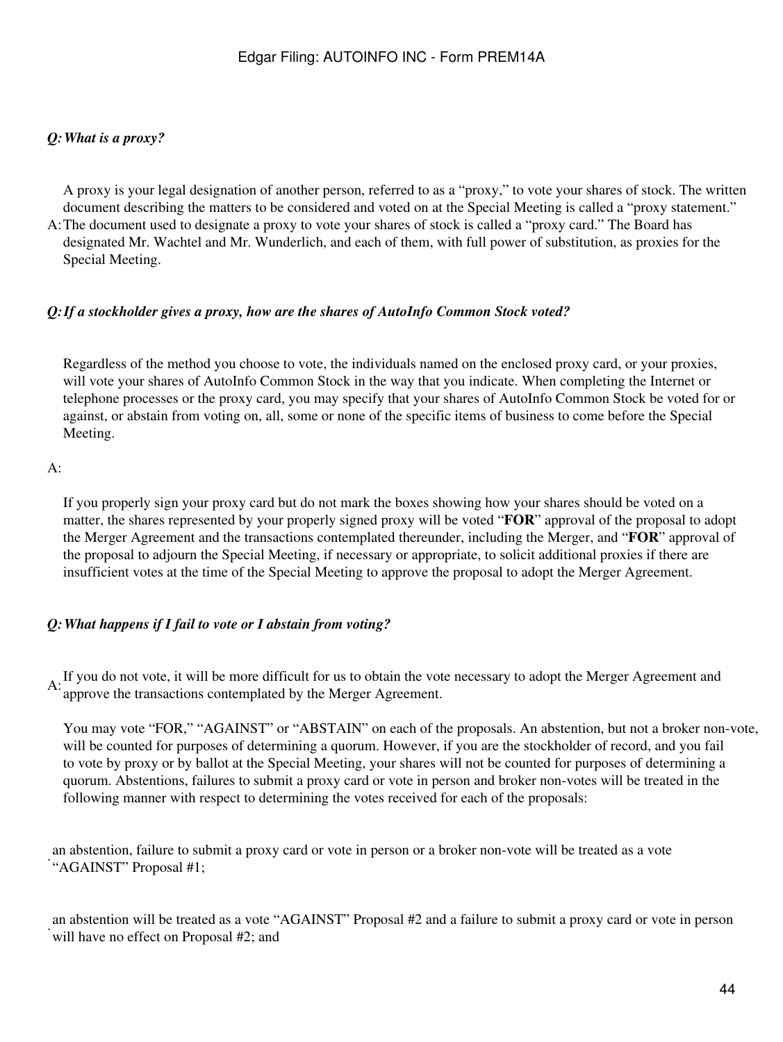*Q: What is a proxy?*

A: A proxy is your legal designation of another person, referred to as a "proxy," to vote your shares of stock. The written document describing the matters to be considered and voted on at the Special Meeting is called a "proxy statement." The document used to designate a proxy to vote your shares of stock is called a "proxy card." The Board has designated Mr. Wachtel and Mr. Wunderlich, and each of them, with full power of substitution, as proxies for the Special Meeting.

*Q: If a stockholder gives a proxy, how are the shares of AutoInfo Common Stock voted?*

A: Regardless of the method you choose to vote, the individuals named on the enclosed proxy card, or your proxies, will vote your shares of AutoInfo Common Stock in the way that you indicate. When completing the Internet or telephone processes or the proxy card, you may specify that your shares of AutoInfo Common Stock be voted for or against, or abstain from voting on, all, some or none of the specific items of business to come before the Special Meeting.

If you properly sign your proxy card but do not mark the boxes showing how your shares should be voted on a matter, the shares represented by your properly signed proxy will be voted "**FOR**" approval of the proposal to adopt the Merger Agreement and the transactions contemplated thereunder, including the Merger, and "**FOR**" approval of the proposal to adjourn the Special Meeting, if necessary or appropriate, to solicit additional proxies if there are insufficient votes at the time of the Special Meeting to approve the proposal to adopt the Merger Agreement.

*Q: What happens if I fail to vote or I abstain from voting?*

A: If you do not vote, it will be more difficult for us to obtain the vote necessary to adopt the Merger Agreement and approve the transactions contemplated by the Merger Agreement.

You may vote "FOR," "AGAINST" or "ABSTAIN" on each of the proposals. An abstention, but not a broker non-vote, will be counted for purposes of determining a quorum. However, if you are the stockholder of record, and you fail to vote by proxy or by ballot at the Special Meeting, your shares will not be counted for purposes of determining a quorum. Abstentions, failures to submit a proxy card or vote in person and broker non-votes will be treated in the following manner with respect to determining the votes received for each of the proposals:

- an abstention, failure to submit a proxy card or vote in person or a broker non-vote will be treated as a vote "AGAINST" Proposal #1;
- an abstention will be treated as a vote "AGAINST" Proposal #2 and a failure to submit a proxy card or vote in person will have no effect on Proposal #2; and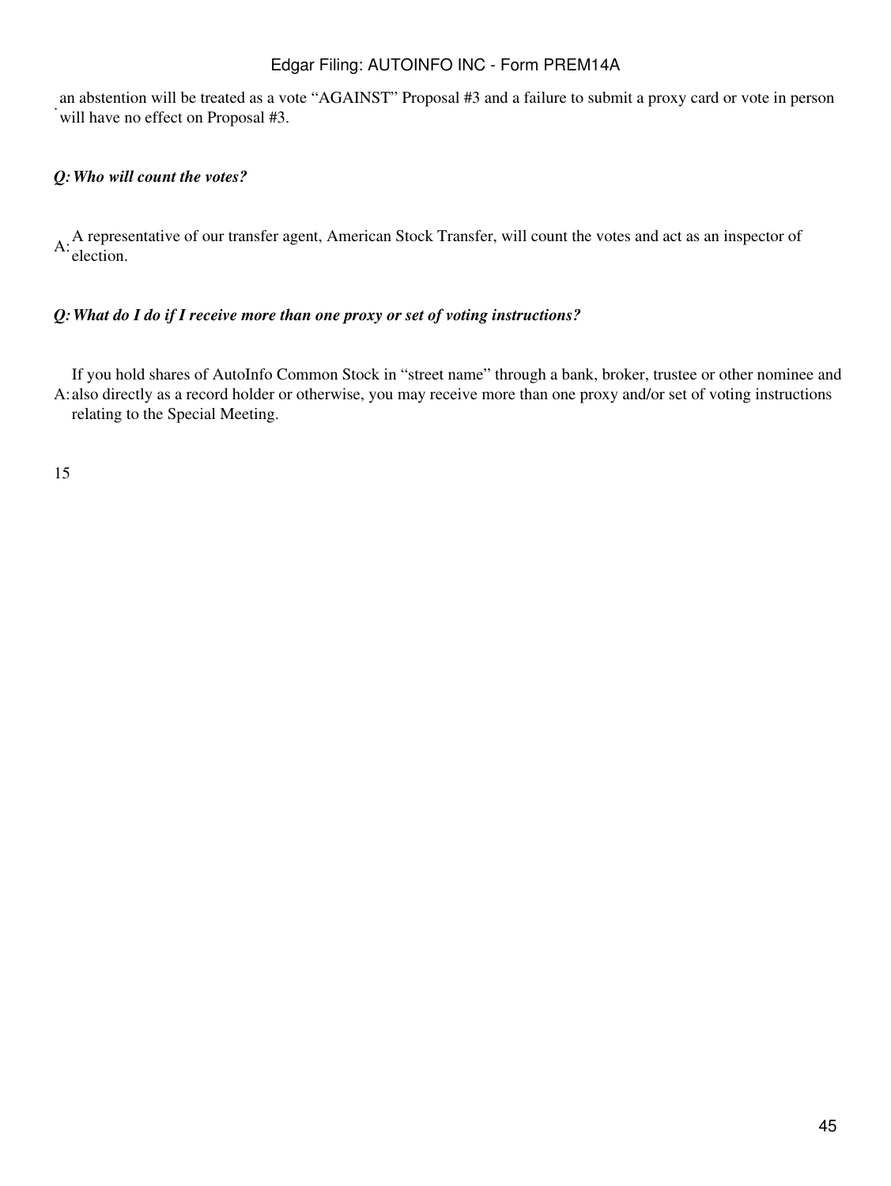- an abstention will be treated as a vote "AGAINST" Proposal #3 and a failure to submit a proxy card or vote in person will have no effect on Proposal #3.

***Q: Who will count the votes?***

A: A representative of our transfer agent, American Stock Transfer, will count the votes and act as an inspector of election.

***Q: What do I do if I receive more than one proxy or set of voting instructions?***

A: If you hold shares of AutoInfo Common Stock in "street name" through a bank, broker, trustee or other nominee and also directly as a record holder or otherwise, you may receive more than one proxy and/or set of voting instructions relating to the Special Meeting.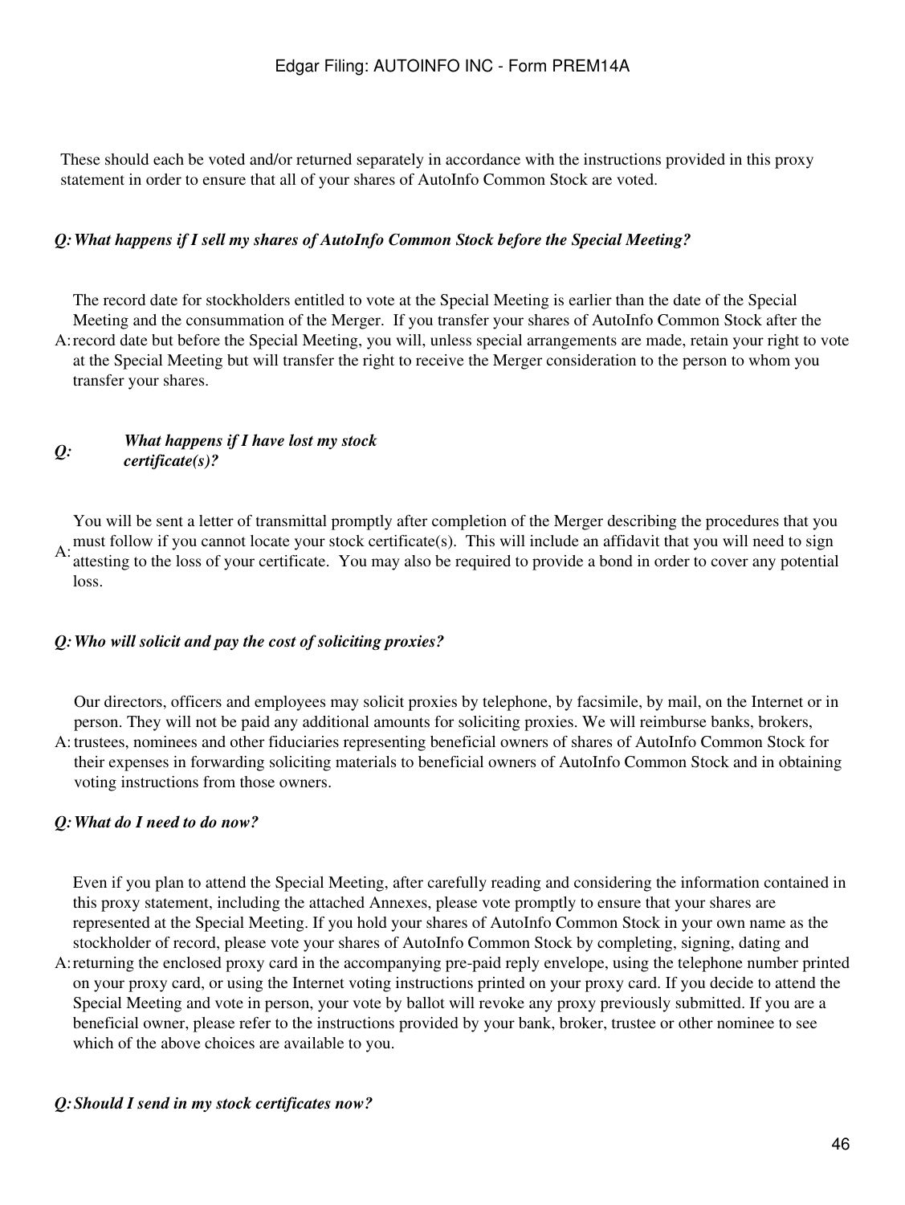These should each be voted and/or returned separately in accordance with the instructions provided in this proxy statement in order to ensure that all of your shares of AutoInfo Common Stock are voted.

***Q: What happens if I sell my shares of AutoInfo Common Stock before the Special Meeting?***

A: The record date for stockholders entitled to vote at the Special Meeting is earlier than the date of the Special Meeting and the consummation of the Merger. If you transfer your shares of AutoInfo Common Stock after the record date but before the Special Meeting, you will, unless special arrangements are made, retain your right to vote at the Special Meeting but will transfer the right to receive the Merger consideration to the person to whom you transfer your shares.

***Q: What happens if I have lost my stock certificate(s)?***

A: You will be sent a letter of transmittal promptly after completion of the Merger describing the procedures that you must follow if you cannot locate your stock certificate(s). This will include an affidavit that you will need to sign attesting to the loss of your certificate. You may also be required to provide a bond in order to cover any potential loss.

***Q: Who will solicit and pay the cost of soliciting proxies?***

A: Our directors, officers and employees may solicit proxies by telephone, by facsimile, by mail, on the Internet or in person. They will not be paid any additional amounts for soliciting proxies. We will reimburse banks, brokers, trustees, nominees and other fiduciaries representing beneficial owners of shares of AutoInfo Common Stock for their expenses in forwarding soliciting materials to beneficial owners of AutoInfo Common Stock and in obtaining voting instructions from those owners.

***Q: What do I need to do now?***

A: Even if you plan to attend the Special Meeting, after carefully reading and considering the information contained in this proxy statement, including the attached Annexes, please vote promptly to ensure that your shares are represented at the Special Meeting. If you hold your shares of AutoInfo Common Stock in your own name as the stockholder of record, please vote your shares of AutoInfo Common Stock by completing, signing, dating and returning the enclosed proxy card in the accompanying pre-paid reply envelope, using the telephone number printed on your proxy card, or using the Internet voting instructions printed on your proxy card. If you decide to attend the Special Meeting and vote in person, your vote by ballot will revoke any proxy previously submitted. If you are a beneficial owner, please refer to the instructions provided by your bank, broker, trustee or other nominee to see which of the above choices are available to you.

***Q: Should I send in my stock certificates now?***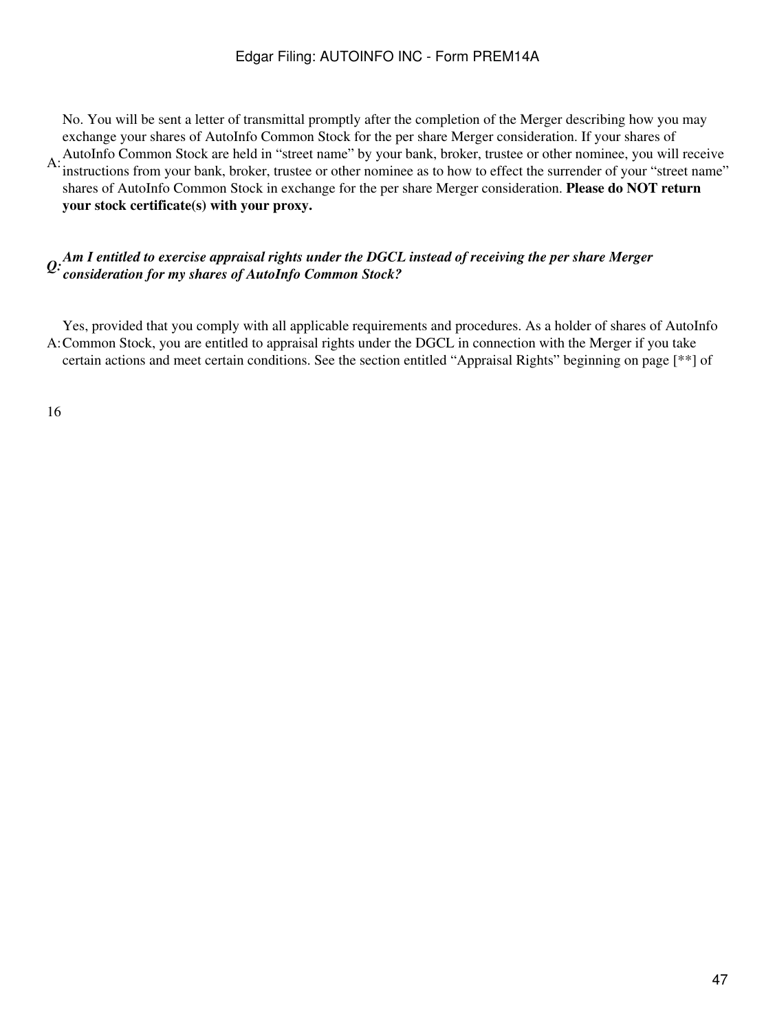A: No. You will be sent a letter of transmittal promptly after the completion of the Merger describing how you may exchange your shares of AutoInfo Common Stock for the per share Merger consideration. If your shares of AutoInfo Common Stock are held in "street name" by your bank, broker, trustee or other nominee, you will receive instructions from your bank, broker, trustee or other nominee as to how to effect the surrender of your "street name" shares of AutoInfo Common Stock in exchange for the per share Merger consideration. **Please do NOT return your stock certificate(s) with your proxy.**

***Q: Am I entitled to exercise appraisal rights under the DGCL instead of receiving the per share Merger consideration for my shares of AutoInfo Common Stock?***

A: Yes, provided that you comply with all applicable requirements and procedures. As a holder of shares of AutoInfo Common Stock, you are entitled to appraisal rights under the DGCL in connection with the Merger if you take certain actions and meet certain conditions. See the section entitled "Appraisal Rights" beginning on page [**] of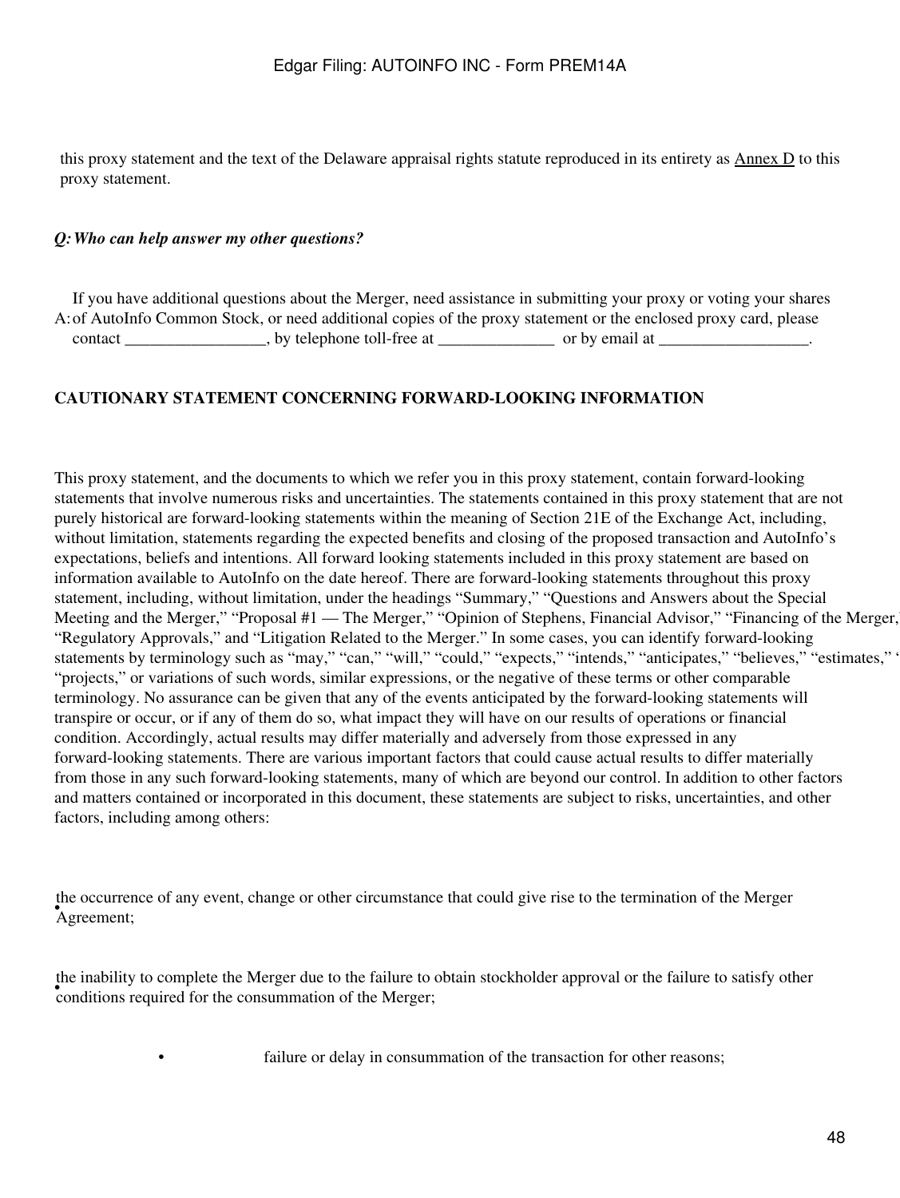this proxy statement and the text of the Delaware appraisal rights statute reproduced in its entirety as Annex D to this proxy statement.

***Q: Who can help answer my other questions?***

A: If you have additional questions about the Merger, need assistance in submitting your proxy or voting your shares of AutoInfo Common Stock, or need additional copies of the proxy statement or the enclosed proxy card, please contact _________________, by telephone toll-free at ______________ or by email at __________________.

**CAUTIONARY STATEMENT CONCERNING FORWARD-LOOKING INFORMATION**

This proxy statement, and the documents to which we refer you in this proxy statement, contain forward-looking statements that involve numerous risks and uncertainties. The statements contained in this proxy statement that are not purely historical are forward-looking statements within the meaning of Section 21E of the Exchange Act, including, without limitation, statements regarding the expected benefits and closing of the proposed transaction and AutoInfo's expectations, beliefs and intentions. All forward looking statements included in this proxy statement are based on information available to AutoInfo on the date hereof. There are forward-looking statements throughout this proxy statement, including, without limitation, under the headings "Summary," "Questions and Answers about the Special Meeting and the Merger," "Proposal #1 — The Merger," "Opinion of Stephens, Financial Advisor," "Financing of the Merger," "Regulatory Approvals," and "Litigation Related to the Merger." In some cases, you can identify forward-looking statements by terminology such as "may," "can," "will," "could," "expects," "intends," "anticipates," "believes," "estimates," " "projects," or variations of such words, similar expressions, or the negative of these terms or other comparable terminology. No assurance can be given that any of the events anticipated by the forward-looking statements will transpire or occur, or if any of them do so, what impact they will have on our results of operations or financial condition. Accordingly, actual results may differ materially and adversely from those expressed in any forward-looking statements. There are various important factors that could cause actual results to differ materially from those in any such forward-looking statements, many of which are beyond our control. In addition to other factors and matters contained or incorporated in this document, these statements are subject to risks, uncertainties, and other factors, including among others:

- the occurrence of any event, change or other circumstance that could give rise to the termination of the Merger Agreement;
- the inability to complete the Merger due to the failure to obtain stockholder approval or the failure to satisfy other conditions required for the consummation of the Merger;
- failure or delay in consummation of the transaction for other reasons;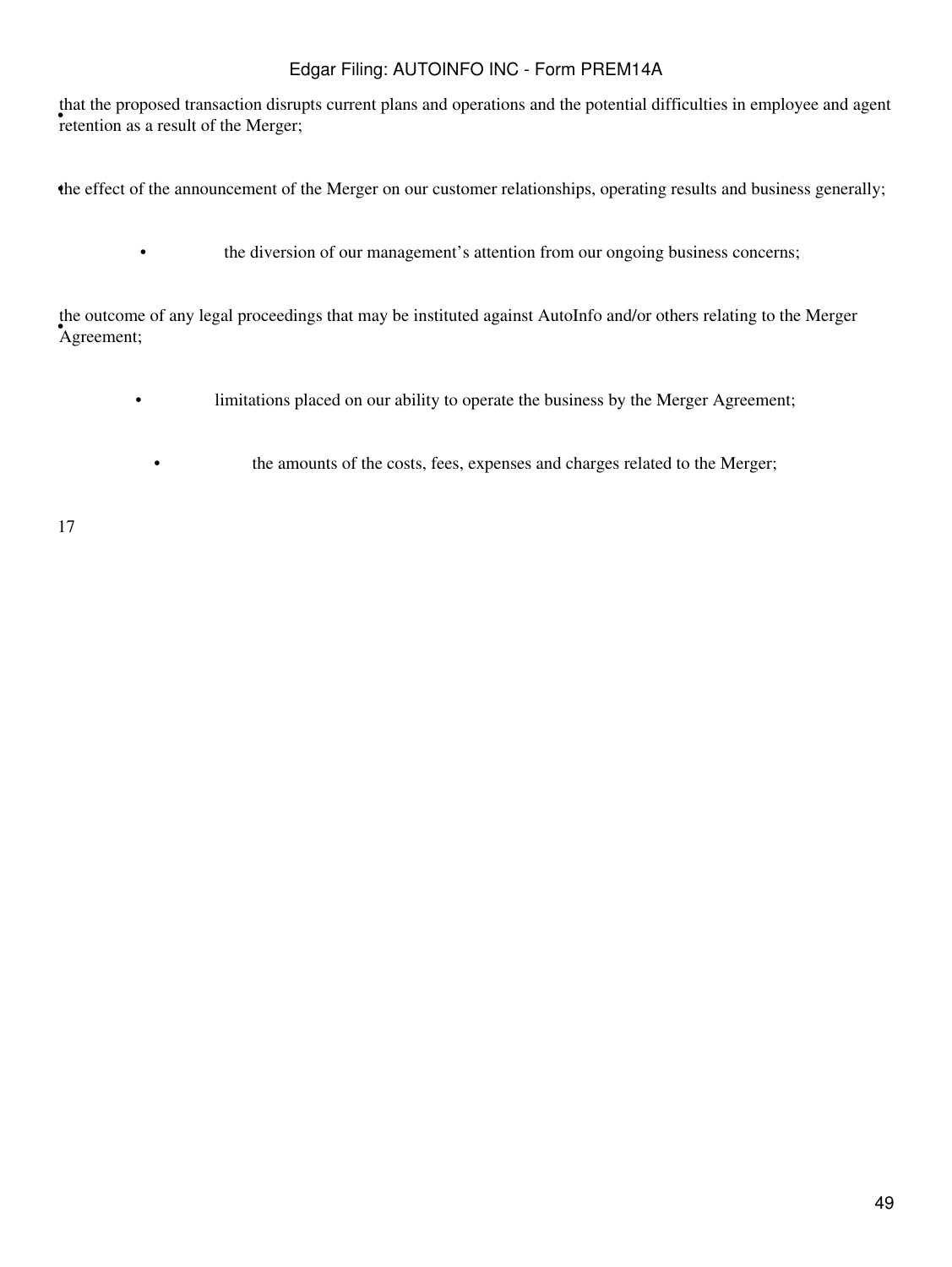- that the proposed transaction disrupts current plans and operations and the potential difficulties in employee and agent retention as a result of the Merger;
- the effect of the announcement of the Merger on our customer relationships, operating results and business generally;
- the diversion of our management's attention from our ongoing business concerns;
- the outcome of any legal proceedings that may be instituted against AutoInfo and/or others relating to the Merger Agreement;
- limitations placed on our ability to operate the business by the Merger Agreement;
- the amounts of the costs, fees, expenses and charges related to the Merger;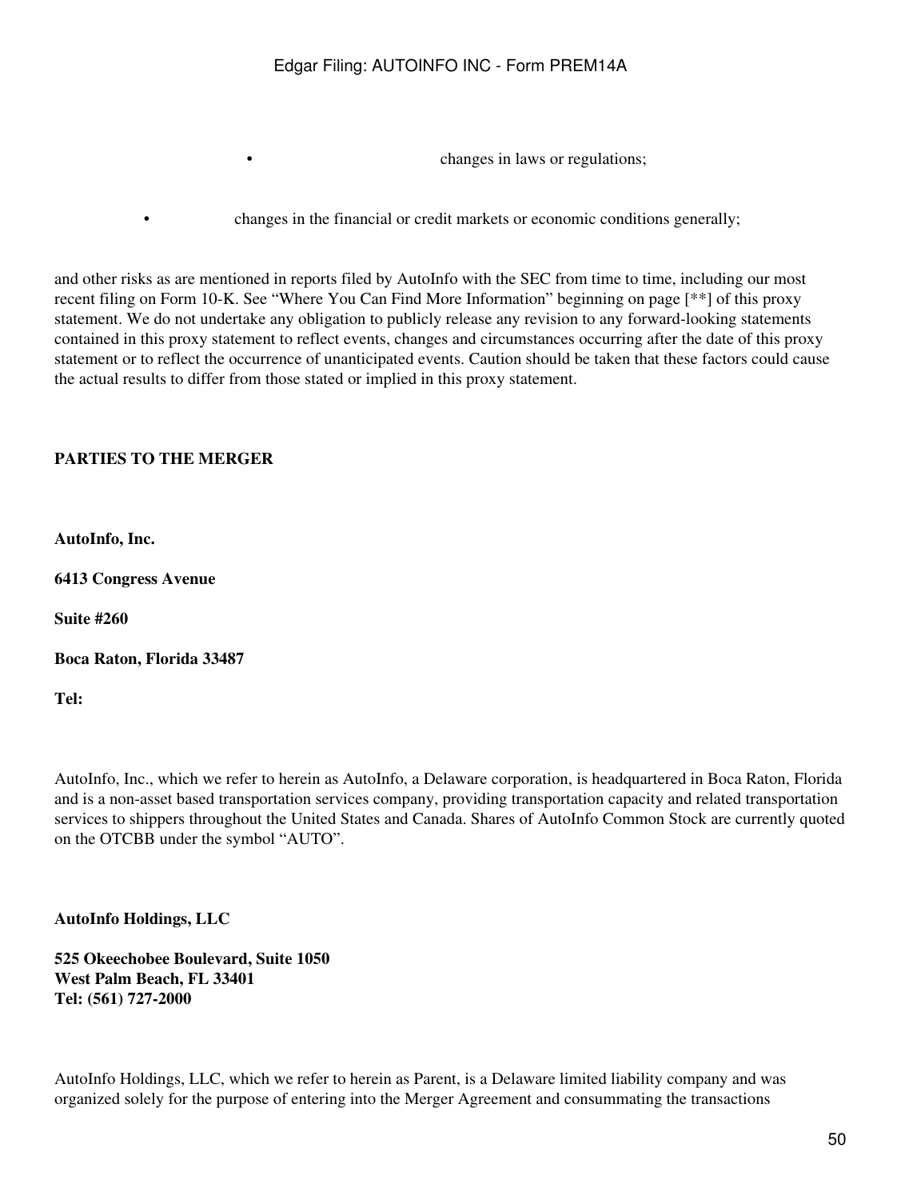- changes in laws or regulations;
- changes in the financial or credit markets or economic conditions generally;

and other risks as are mentioned in reports filed by AutoInfo with the SEC from time to time, including our most recent filing on Form 10-K. See "Where You Can Find More Information" beginning on page [**] of this proxy statement. We do not undertake any obligation to publicly release any revision to any forward-looking statements contained in this proxy statement to reflect events, changes and circumstances occurring after the date of this proxy statement or to reflect the occurrence of unanticipated events. Caution should be taken that these factors could cause the actual results to differ from those stated or implied in this proxy statement.

## PARTIES TO THE MERGER

**AutoInfo, Inc.**

**6413 Congress Avenue**

**Suite #260**

**Boca Raton, Florida 33487**

**Tel:**

AutoInfo, Inc., which we refer to herein as AutoInfo, a Delaware corporation, is headquartered in Boca Raton, Florida and is a non-asset based transportation services company, providing transportation capacity and related transportation services to shippers throughout the United States and Canada. Shares of AutoInfo Common Stock are currently quoted on the OTCBB under the symbol "AUTO".

**AutoInfo Holdings, LLC**

**525 Okeechobee Boulevard, Suite 1050**
**West Palm Beach, FL 33401**
**Tel: (561) 727-2000**

AutoInfo Holdings, LLC, which we refer to herein as Parent, is a Delaware limited liability company and was organized solely for the purpose of entering into the Merger Agreement and consummating the transactions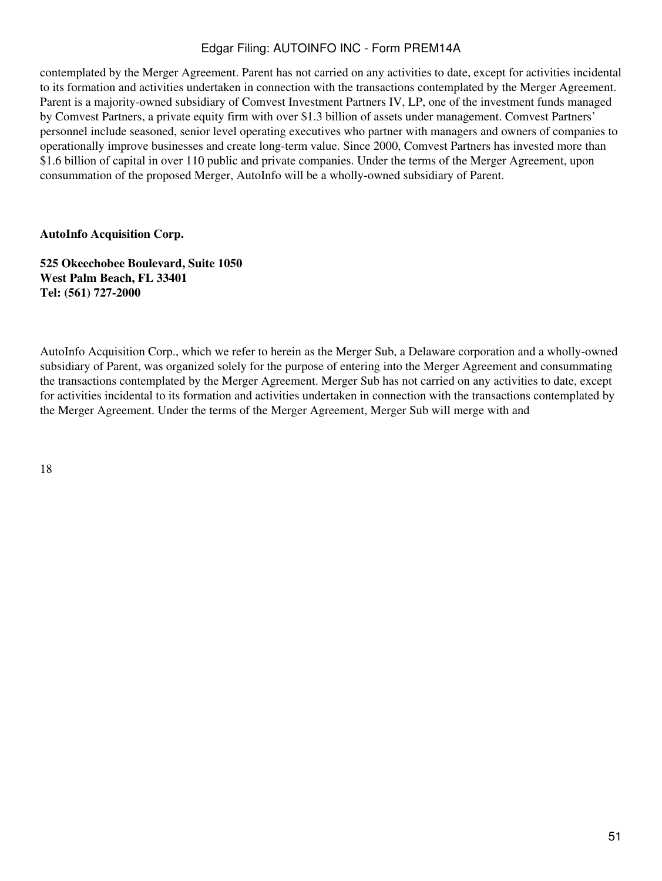contemplated by the Merger Agreement. Parent has not carried on any activities to date, except for activities incidental to its formation and activities undertaken in connection with the transactions contemplated by the Merger Agreement. Parent is a majority-owned subsidiary of Comvest Investment Partners IV, LP, one of the investment funds managed by Comvest Partners, a private equity firm with over $1.3 billion of assets under management. Comvest Partners' personnel include seasoned, senior level operating executives who partner with managers and owners of companies to operationally improve businesses and create long-term value. Since 2000, Comvest Partners has invested more than $1.6 billion of capital in over 110 public and private companies. Under the terms of the Merger Agreement, upon consummation of the proposed Merger, AutoInfo will be a wholly-owned subsidiary of Parent.

**AutoInfo Acquisition Corp.**

**525 Okeechobee Boulevard, Suite 1050**
**West Palm Beach, FL 33401**
**Tel: (561) 727-2000**

AutoInfo Acquisition Corp., which we refer to herein as the Merger Sub, a Delaware corporation and a wholly-owned subsidiary of Parent, was organized solely for the purpose of entering into the Merger Agreement and consummating the transactions contemplated by the Merger Agreement. Merger Sub has not carried on any activities to date, except for activities incidental to its formation and activities undertaken in connection with the transactions contemplated by the Merger Agreement. Under the terms of the Merger Agreement, Merger Sub will merge with and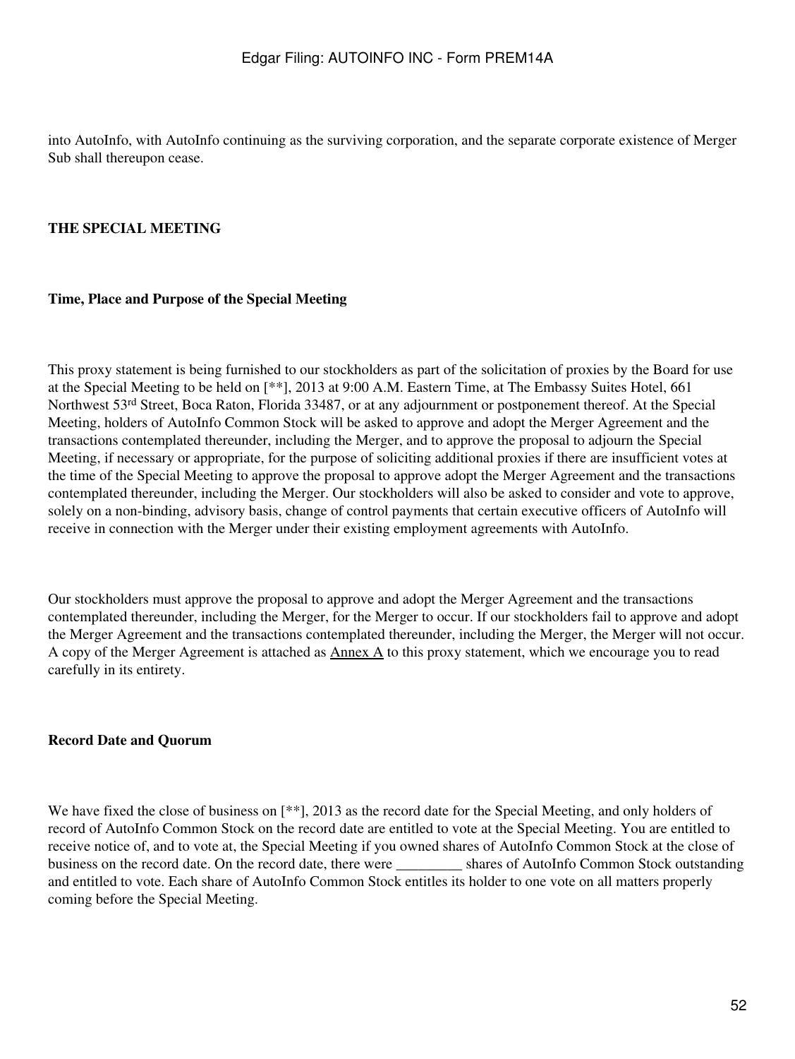into AutoInfo, with AutoInfo continuing as the surviving corporation, and the separate corporate existence of Merger Sub shall thereupon cease.

## THE SPECIAL MEETING

### Time, Place and Purpose of the Special Meeting

This proxy statement is being furnished to our stockholders as part of the solicitation of proxies by the Board for use at the Special Meeting to be held on [**], 2013 at 9:00 A.M. Eastern Time, at The Embassy Suites Hotel, 661 Northwest 53rd Street, Boca Raton, Florida 33487, or at any adjournment or postponement thereof. At the Special Meeting, holders of AutoInfo Common Stock will be asked to approve and adopt the Merger Agreement and the transactions contemplated thereunder, including the Merger, and to approve the proposal to adjourn the Special Meeting, if necessary or appropriate, for the purpose of soliciting additional proxies if there are insufficient votes at the time of the Special Meeting to approve the proposal to approve adopt the Merger Agreement and the transactions contemplated thereunder, including the Merger. Our stockholders will also be asked to consider and vote to approve, solely on a non-binding, advisory basis, change of control payments that certain executive officers of AutoInfo will receive in connection with the Merger under their existing employment agreements with AutoInfo.

Our stockholders must approve the proposal to approve and adopt the Merger Agreement and the transactions contemplated thereunder, including the Merger, for the Merger to occur. If our stockholders fail to approve and adopt the Merger Agreement and the transactions contemplated thereunder, including the Merger, the Merger will not occur. A copy of the Merger Agreement is attached as Annex A to this proxy statement, which we encourage you to read carefully in its entirety.

### Record Date and Quorum

We have fixed the close of business on [**], 2013 as the record date for the Special Meeting, and only holders of record of AutoInfo Common Stock on the record date are entitled to vote at the Special Meeting. You are entitled to receive notice of, and to vote at, the Special Meeting if you owned shares of AutoInfo Common Stock at the close of business on the record date. On the record date, there were _________ shares of AutoInfo Common Stock outstanding and entitled to vote. Each share of AutoInfo Common Stock entitles its holder to one vote on all matters properly coming before the Special Meeting.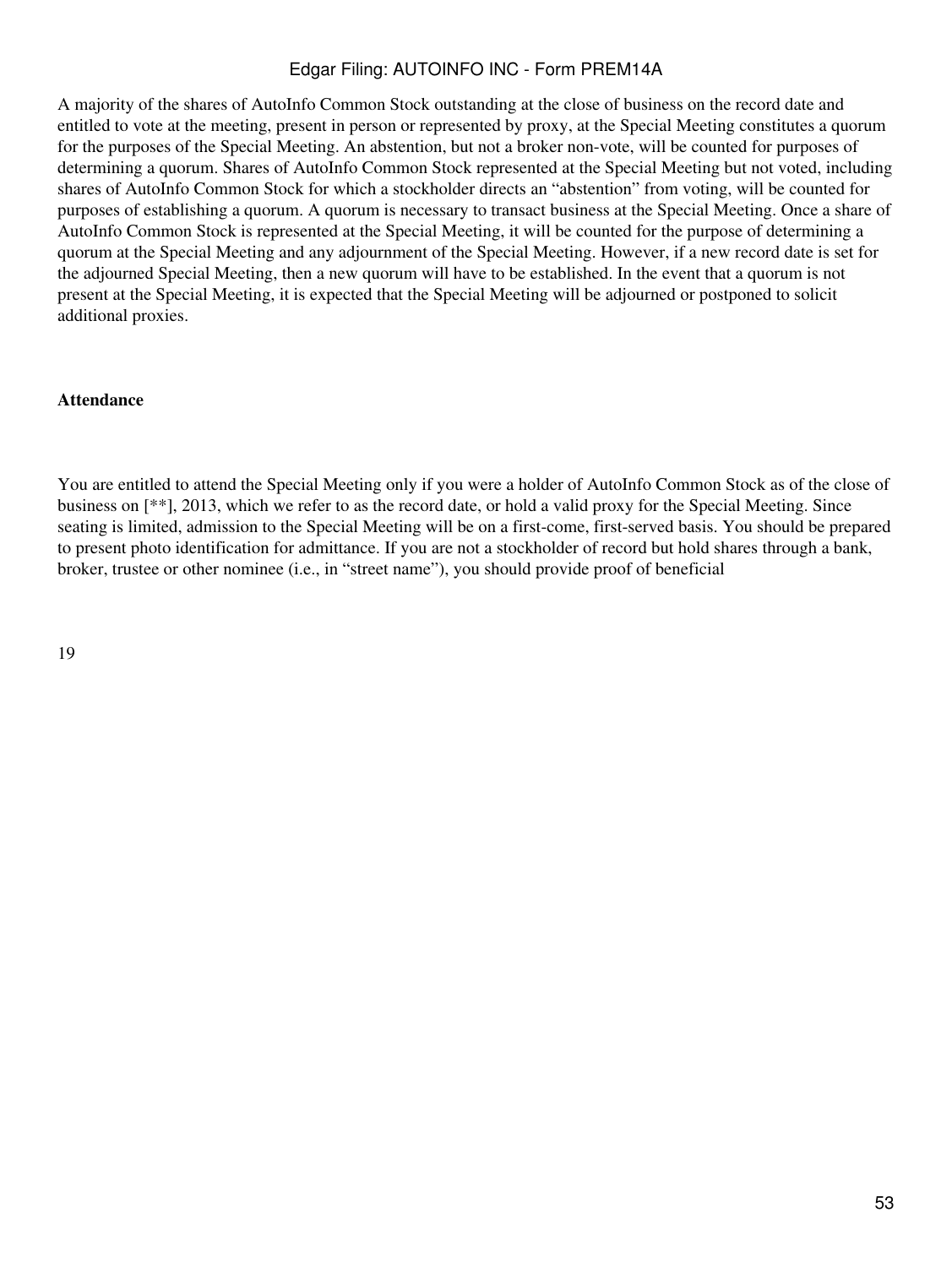A majority of the shares of AutoInfo Common Stock outstanding at the close of business on the record date and entitled to vote at the meeting, present in person or represented by proxy, at the Special Meeting constitutes a quorum for the purposes of the Special Meeting. An abstention, but not a broker non-vote, will be counted for purposes of determining a quorum. Shares of AutoInfo Common Stock represented at the Special Meeting but not voted, including shares of AutoInfo Common Stock for which a stockholder directs an "abstention" from voting, will be counted for purposes of establishing a quorum. A quorum is necessary to transact business at the Special Meeting. Once a share of AutoInfo Common Stock is represented at the Special Meeting, it will be counted for the purpose of determining a quorum at the Special Meeting and any adjournment of the Special Meeting. However, if a new record date is set for the adjourned Special Meeting, then a new quorum will have to be established. In the event that a quorum is not present at the Special Meeting, it is expected that the Special Meeting will be adjourned or postponed to solicit additional proxies.

**Attendance**

You are entitled to attend the Special Meeting only if you were a holder of AutoInfo Common Stock as of the close of business on [**], 2013, which we refer to as the record date, or hold a valid proxy for the Special Meeting. Since seating is limited, admission to the Special Meeting will be on a first-come, first-served basis. You should be prepared to present photo identification for admittance. If you are not a stockholder of record but hold shares through a bank, broker, trustee or other nominee (i.e., in "street name"), you should provide proof of beneficial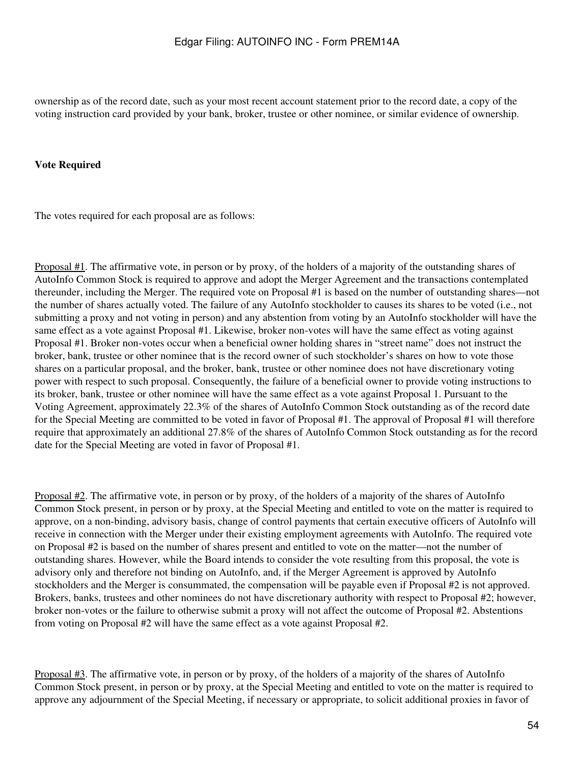ownership as of the record date, such as your most recent account statement prior to the record date, a copy of the voting instruction card provided by your bank, broker, trustee or other nominee, or similar evidence of ownership.

**Vote Required**

The votes required for each proposal are as follows:

Proposal #1. The affirmative vote, in person or by proxy, of the holders of a majority of the outstanding shares of AutoInfo Common Stock is required to approve and adopt the Merger Agreement and the transactions contemplated thereunder, including the Merger. The required vote on Proposal #1 is based on the number of outstanding shares—not the number of shares actually voted. The failure of any AutoInfo stockholder to causes its shares to be voted (i.e., not submitting a proxy and not voting in person) and any abstention from voting by an AutoInfo stockholder will have the same effect as a vote against Proposal #1. Likewise, broker non-votes will have the same effect as voting against Proposal #1. Broker non-votes occur when a beneficial owner holding shares in "street name" does not instruct the broker, bank, trustee or other nominee that is the record owner of such stockholder's shares on how to vote those shares on a particular proposal, and the broker, bank, trustee or other nominee does not have discretionary voting power with respect to such proposal. Consequently, the failure of a beneficial owner to provide voting instructions to its broker, bank, trustee or other nominee will have the same effect as a vote against Proposal 1. Pursuant to the Voting Agreement, approximately 22.3% of the shares of AutoInfo Common Stock outstanding as of the record date for the Special Meeting are committed to be voted in favor of Proposal #1. The approval of Proposal #1 will therefore require that approximately an additional 27.8% of the shares of AutoInfo Common Stock outstanding as for the record date for the Special Meeting are voted in favor of Proposal #1.

Proposal #2. The affirmative vote, in person or by proxy, of the holders of a majority of the shares of AutoInfo Common Stock present, in person or by proxy, at the Special Meeting and entitled to vote on the matter is required to approve, on a non-binding, advisory basis, change of control payments that certain executive officers of AutoInfo will receive in connection with the Merger under their existing employment agreements with AutoInfo. The required vote on Proposal #2 is based on the number of shares present and entitled to vote on the matter—not the number of outstanding shares. However, while the Board intends to consider the vote resulting from this proposal, the vote is advisory only and therefore not binding on AutoInfo, and, if the Merger Agreement is approved by AutoInfo stockholders and the Merger is consummated, the compensation will be payable even if Proposal #2 is not approved. Brokers, banks, trustees and other nominees do not have discretionary authority with respect to Proposal #2; however, broker non-votes or the failure to otherwise submit a proxy will not affect the outcome of Proposal #2. Abstentions from voting on Proposal #2 will have the same effect as a vote against Proposal #2.

Proposal #3. The affirmative vote, in person or by proxy, of the holders of a majority of the shares of AutoInfo Common Stock present, in person or by proxy, at the Special Meeting and entitled to vote on the matter is required to approve any adjournment of the Special Meeting, if necessary or appropriate, to solicit additional proxies in favor of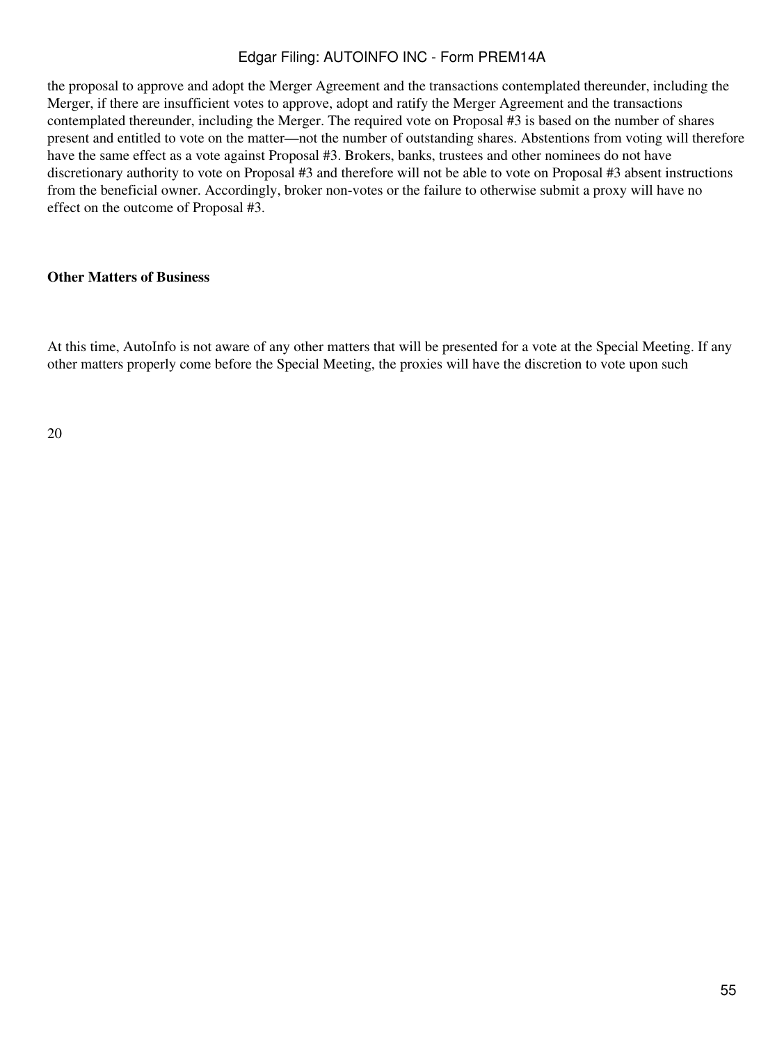the proposal to approve and adopt the Merger Agreement and the transactions contemplated thereunder, including the Merger, if there are insufficient votes to approve, adopt and ratify the Merger Agreement and the transactions contemplated thereunder, including the Merger. The required vote on Proposal #3 is based on the number of shares present and entitled to vote on the matter—not the number of outstanding shares. Abstentions from voting will therefore have the same effect as a vote against Proposal #3. Brokers, banks, trustees and other nominees do not have discretionary authority to vote on Proposal #3 and therefore will not be able to vote on Proposal #3 absent instructions from the beneficial owner. Accordingly, broker non-votes or the failure to otherwise submit a proxy will have no effect on the outcome of Proposal #3.

**Other Matters of Business**

At this time, AutoInfo is not aware of any other matters that will be presented for a vote at the Special Meeting. If any other matters properly come before the Special Meeting, the proxies will have the discretion to vote upon such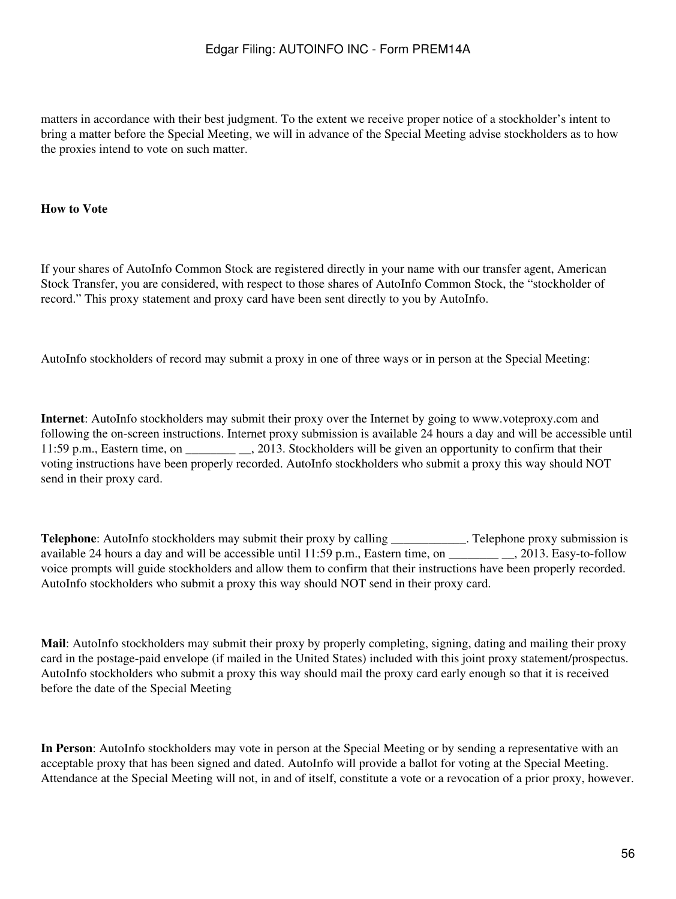matters in accordance with their best judgment. To the extent we receive proper notice of a stockholder's intent to bring a matter before the Special Meeting, we will in advance of the Special Meeting advise stockholders as to how the proxies intend to vote on such matter.

**How to Vote**

If your shares of AutoInfo Common Stock are registered directly in your name with our transfer agent, American Stock Transfer, you are considered, with respect to those shares of AutoInfo Common Stock, the "stockholder of record." This proxy statement and proxy card have been sent directly to you by AutoInfo.

AutoInfo stockholders of record may submit a proxy in one of three ways or in person at the Special Meeting:

**Internet**: AutoInfo stockholders may submit their proxy over the Internet by going to www.voteproxy.com and following the on-screen instructions. Internet proxy submission is available 24 hours a day and will be accessible until 11:59 p.m., Eastern time, on ________ __, 2013. Stockholders will be given an opportunity to confirm that their voting instructions have been properly recorded. AutoInfo stockholders who submit a proxy this way should NOT send in their proxy card.

**Telephone**: AutoInfo stockholders may submit their proxy by calling ____________. Telephone proxy submission is available 24 hours a day and will be accessible until 11:59 p.m., Eastern time, on ________ __, 2013. Easy-to-follow voice prompts will guide stockholders and allow them to confirm that their instructions have been properly recorded. AutoInfo stockholders who submit a proxy this way should NOT send in their proxy card.

**Mail**: AutoInfo stockholders may submit their proxy by properly completing, signing, dating and mailing their proxy card in the postage-paid envelope (if mailed in the United States) included with this joint proxy statement/prospectus. AutoInfo stockholders who submit a proxy this way should mail the proxy card early enough so that it is received before the date of the Special Meeting

**In Person**: AutoInfo stockholders may vote in person at the Special Meeting or by sending a representative with an acceptable proxy that has been signed and dated. AutoInfo will provide a ballot for voting at the Special Meeting. Attendance at the Special Meeting will not, in and of itself, constitute a vote or a revocation of a prior proxy, however.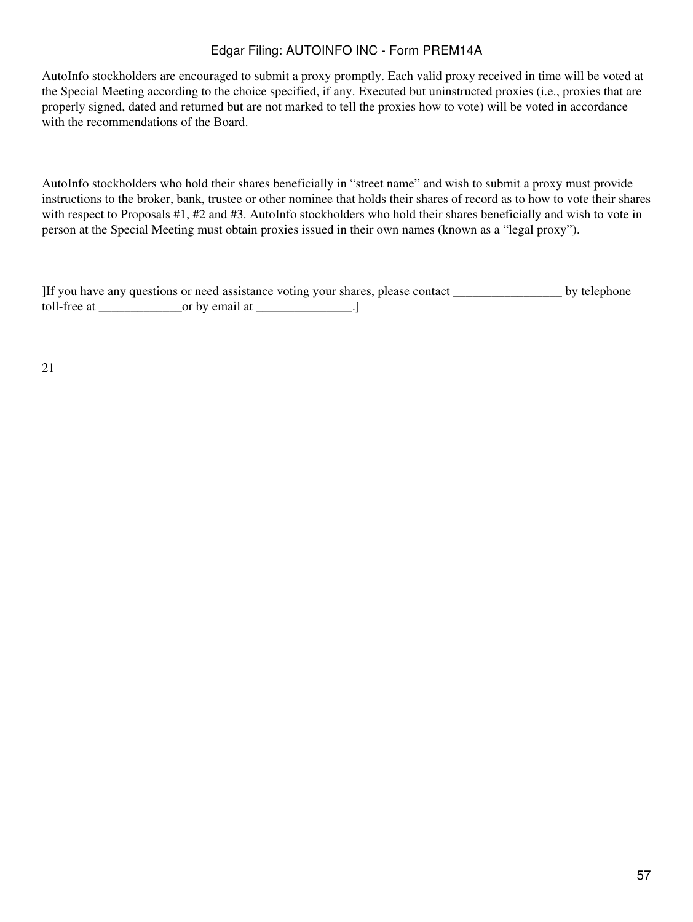AutoInfo stockholders are encouraged to submit a proxy promptly. Each valid proxy received in time will be voted at the Special Meeting according to the choice specified, if any. Executed but uninstructed proxies (i.e., proxies that are properly signed, dated and returned but are not marked to tell the proxies how to vote) will be voted in accordance with the recommendations of the Board.

AutoInfo stockholders who hold their shares beneficially in "street name" and wish to submit a proxy must provide instructions to the broker, bank, trustee or other nominee that holds their shares of record as to how to vote their shares with respect to Proposals #1, #2 and #3. AutoInfo stockholders who hold their shares beneficially and wish to vote in person at the Special Meeting must obtain proxies issued in their own names (known as a "legal proxy").

]If you have any questions or need assistance voting your shares, please contact _________________ by telephone toll-free at _____________or by email at _______________.]

21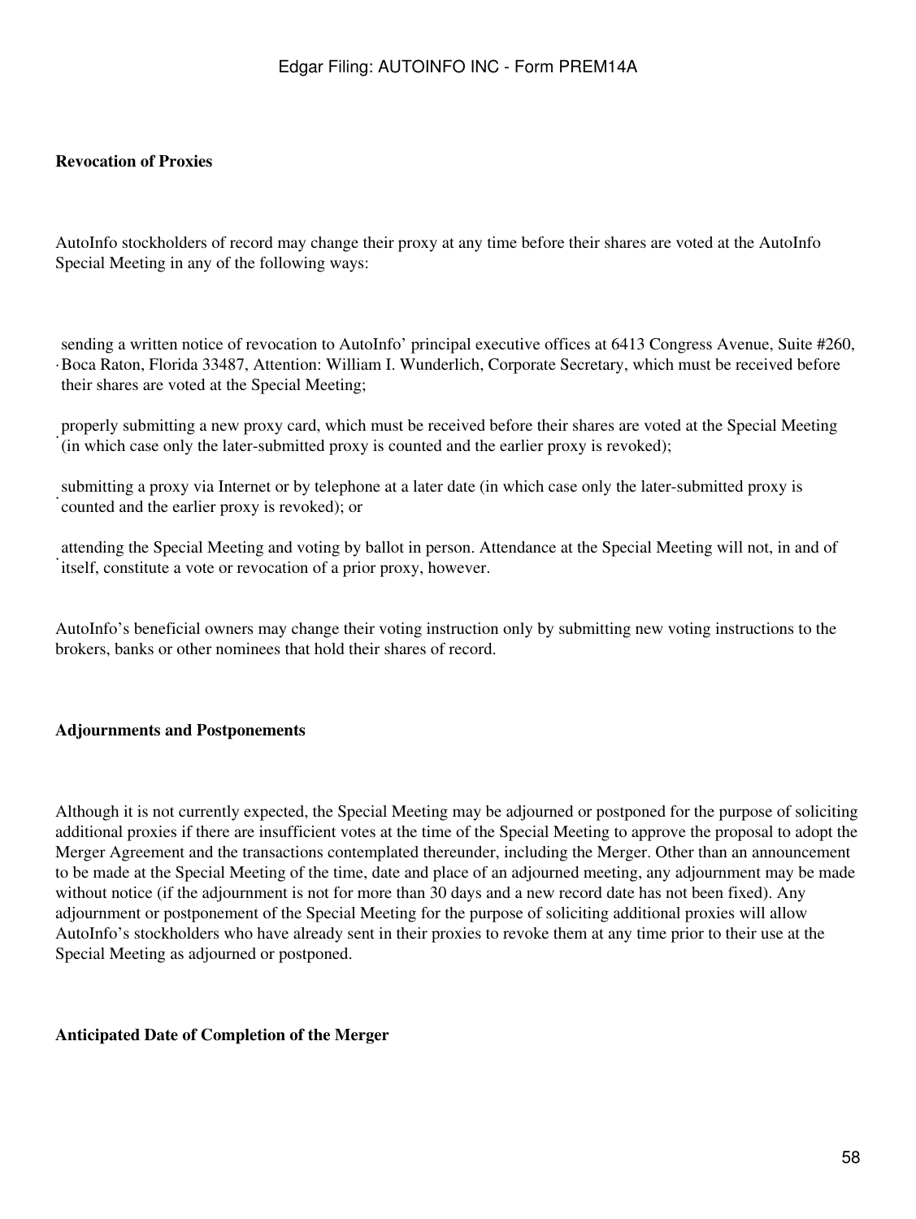**Revocation of Proxies**

AutoInfo stockholders of record may change their proxy at any time before their shares are voted at the AutoInfo Special Meeting in any of the following ways:

- sending a written notice of revocation to AutoInfo' principal executive offices at 6413 Congress Avenue, Suite #260, Boca Raton, Florida 33487, Attention: William I. Wunderlich, Corporate Secretary, which must be received before their shares are voted at the Special Meeting;
- properly submitting a new proxy card, which must be received before their shares are voted at the Special Meeting (in which case only the later-submitted proxy is counted and the earlier proxy is revoked);
- submitting a proxy via Internet or by telephone at a later date (in which case only the later-submitted proxy is counted and the earlier proxy is revoked); or
- attending the Special Meeting and voting by ballot in person. Attendance at the Special Meeting will not, in and of itself, constitute a vote or revocation of a prior proxy, however.

AutoInfo's beneficial owners may change their voting instruction only by submitting new voting instructions to the brokers, banks or other nominees that hold their shares of record.

**Adjournments and Postponements**

Although it is not currently expected, the Special Meeting may be adjourned or postponed for the purpose of soliciting additional proxies if there are insufficient votes at the time of the Special Meeting to approve the proposal to adopt the Merger Agreement and the transactions contemplated thereunder, including the Merger. Other than an announcement to be made at the Special Meeting of the time, date and place of an adjourned meeting, any adjournment may be made without notice (if the adjournment is not for more than 30 days and a new record date has not been fixed). Any adjournment or postponement of the Special Meeting for the purpose of soliciting additional proxies will allow AutoInfo's stockholders who have already sent in their proxies to revoke them at any time prior to their use at the Special Meeting as adjourned or postponed.

**Anticipated Date of Completion of the Merger**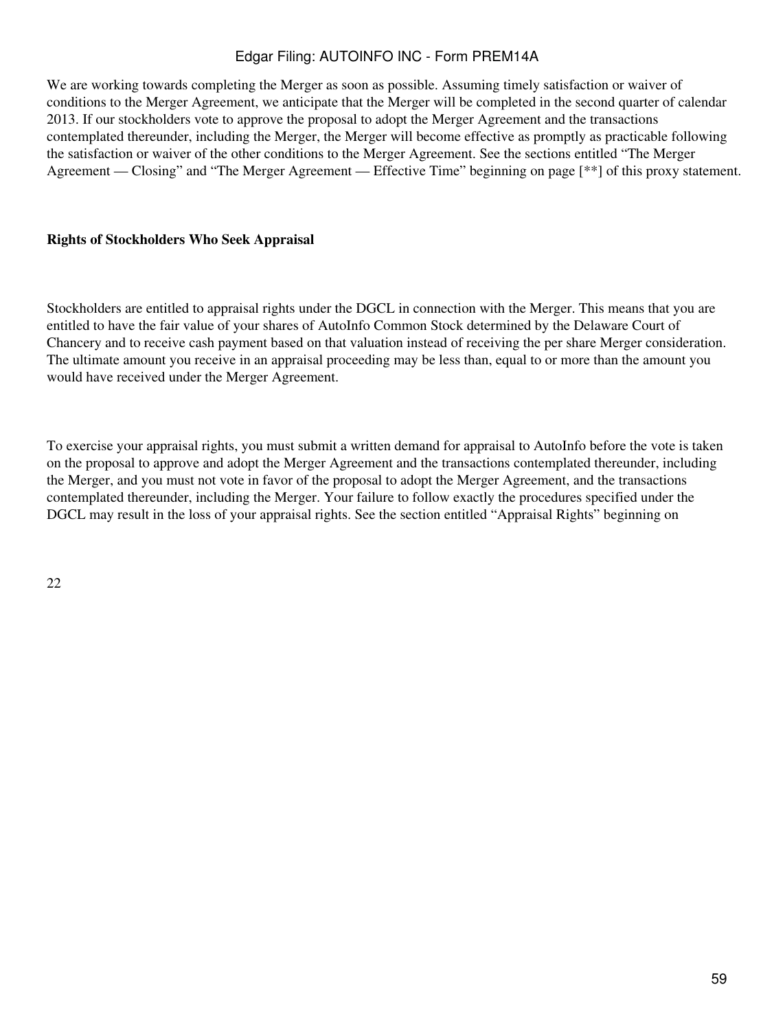We are working towards completing the Merger as soon as possible. Assuming timely satisfaction or waiver of conditions to the Merger Agreement, we anticipate that the Merger will be completed in the second quarter of calendar 2013. If our stockholders vote to approve the proposal to adopt the Merger Agreement and the transactions contemplated thereunder, including the Merger, the Merger will become effective as promptly as practicable following the satisfaction or waiver of the other conditions to the Merger Agreement. See the sections entitled "The Merger Agreement — Closing" and "The Merger Agreement — Effective Time" beginning on page [**] of this proxy statement.

**Rights of Stockholders Who Seek Appraisal**

Stockholders are entitled to appraisal rights under the DGCL in connection with the Merger. This means that you are entitled to have the fair value of your shares of AutoInfo Common Stock determined by the Delaware Court of Chancery and to receive cash payment based on that valuation instead of receiving the per share Merger consideration. The ultimate amount you receive in an appraisal proceeding may be less than, equal to or more than the amount you would have received under the Merger Agreement.

To exercise your appraisal rights, you must submit a written demand for appraisal to AutoInfo before the vote is taken on the proposal to approve and adopt the Merger Agreement and the transactions contemplated thereunder, including the Merger, and you must not vote in favor of the proposal to adopt the Merger Agreement, and the transactions contemplated thereunder, including the Merger. Your failure to follow exactly the procedures specified under the DGCL may result in the loss of your appraisal rights. See the section entitled "Appraisal Rights" beginning on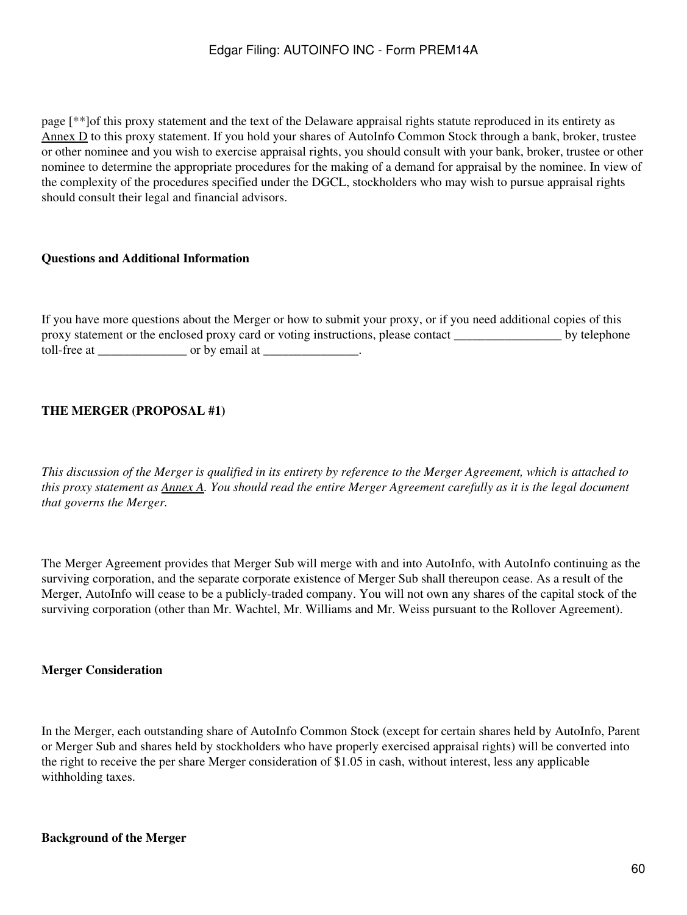page [**]of this proxy statement and the text of the Delaware appraisal rights statute reproduced in its entirety as Annex D to this proxy statement. If you hold your shares of AutoInfo Common Stock through a bank, broker, trustee or other nominee and you wish to exercise appraisal rights, you should consult with your bank, broker, trustee or other nominee to determine the appropriate procedures for the making of a demand for appraisal by the nominee. In view of the complexity of the procedures specified under the DGCL, stockholders who may wish to pursue appraisal rights should consult their legal and financial advisors.

**Questions and Additional Information**

If you have more questions about the Merger or how to submit your proxy, or if you need additional copies of this proxy statement or the enclosed proxy card or voting instructions, please contact _________________ by telephone toll-free at ______________ or by email at _______________.

**THE MERGER (PROPOSAL #1)**

*This discussion of the Merger is qualified in its entirety by reference to the Merger Agreement, which is attached to this proxy statement as Annex A. You should read the entire Merger Agreement carefully as it is the legal document that governs the Merger.*

The Merger Agreement provides that Merger Sub will merge with and into AutoInfo, with AutoInfo continuing as the surviving corporation, and the separate corporate existence of Merger Sub shall thereupon cease. As a result of the Merger, AutoInfo will cease to be a publicly-traded company. You will not own any shares of the capital stock of the surviving corporation (other than Mr. Wachtel, Mr. Williams and Mr. Weiss pursuant to the Rollover Agreement).

**Merger Consideration**

In the Merger, each outstanding share of AutoInfo Common Stock (except for certain shares held by AutoInfo, Parent or Merger Sub and shares held by stockholders who have properly exercised appraisal rights) will be converted into the right to receive the per share Merger consideration of $1.05 in cash, without interest, less any applicable withholding taxes.

**Background of the Merger**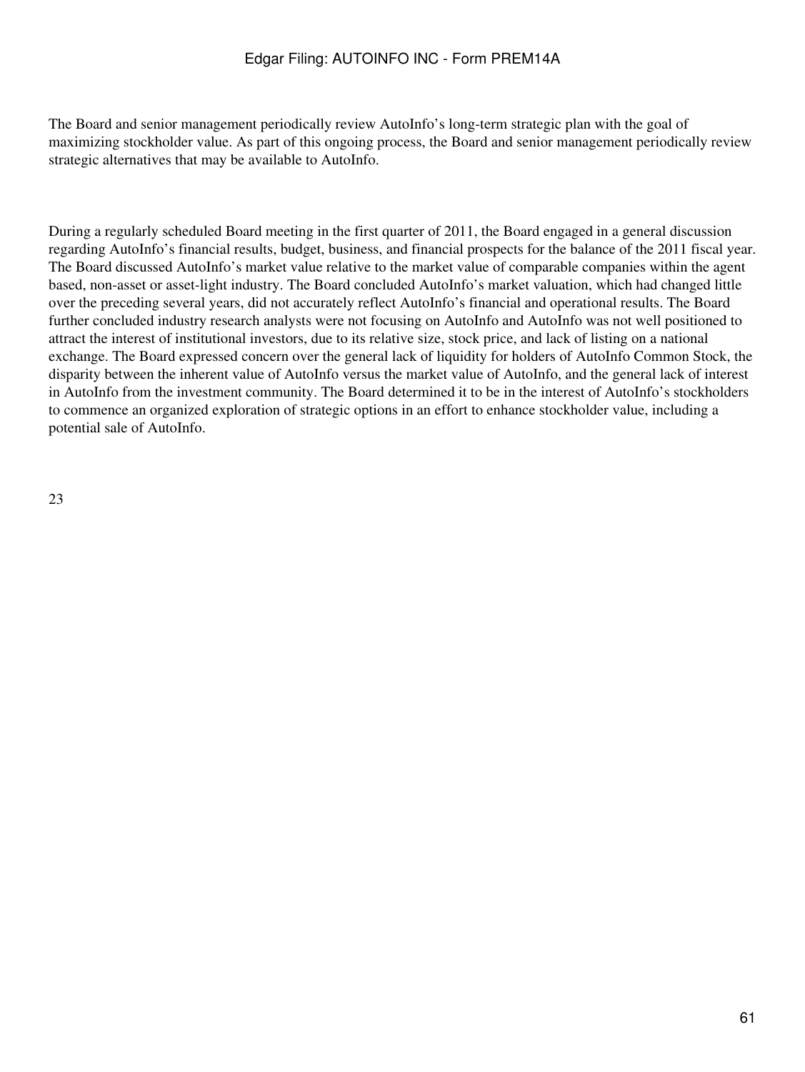The Board and senior management periodically review AutoInfo's long-term strategic plan with the goal of maximizing stockholder value. As part of this ongoing process, the Board and senior management periodically review strategic alternatives that may be available to AutoInfo.

During a regularly scheduled Board meeting in the first quarter of 2011, the Board engaged in a general discussion regarding AutoInfo's financial results, budget, business, and financial prospects for the balance of the 2011 fiscal year. The Board discussed AutoInfo's market value relative to the market value of comparable companies within the agent based, non-asset or asset-light industry. The Board concluded AutoInfo's market valuation, which had changed little over the preceding several years, did not accurately reflect AutoInfo's financial and operational results. The Board further concluded industry research analysts were not focusing on AutoInfo and AutoInfo was not well positioned to attract the interest of institutional investors, due to its relative size, stock price, and lack of listing on a national exchange. The Board expressed concern over the general lack of liquidity for holders of AutoInfo Common Stock, the disparity between the inherent value of AutoInfo versus the market value of AutoInfo, and the general lack of interest in AutoInfo from the investment community. The Board determined it to be in the interest of AutoInfo's stockholders to commence an organized exploration of strategic options in an effort to enhance stockholder value, including a potential sale of AutoInfo.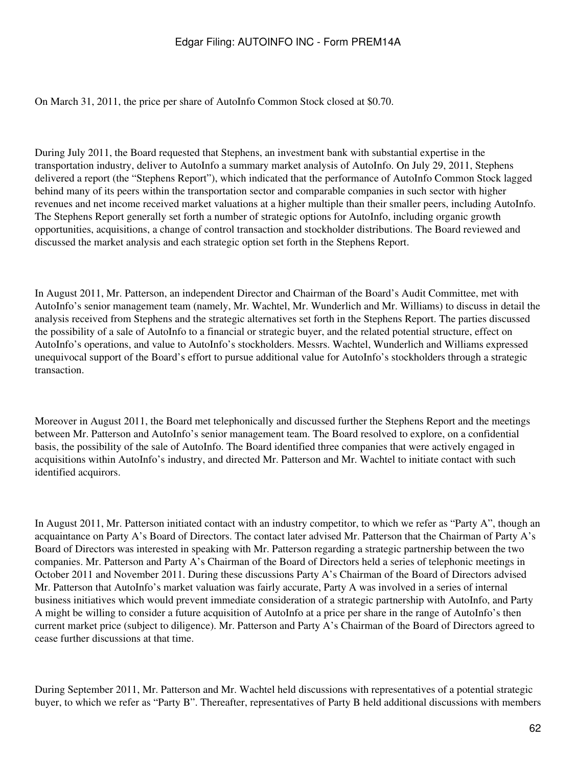On March 31, 2011, the price per share of AutoInfo Common Stock closed at $0.70.

During July 2011, the Board requested that Stephens, an investment bank with substantial expertise in the transportation industry, deliver to AutoInfo a summary market analysis of AutoInfo. On July 29, 2011, Stephens delivered a report (the "Stephens Report"), which indicated that the performance of AutoInfo Common Stock lagged behind many of its peers within the transportation sector and comparable companies in such sector with higher revenues and net income received market valuations at a higher multiple than their smaller peers, including AutoInfo. The Stephens Report generally set forth a number of strategic options for AutoInfo, including organic growth opportunities, acquisitions, a change of control transaction and stockholder distributions. The Board reviewed and discussed the market analysis and each strategic option set forth in the Stephens Report.

In August 2011, Mr. Patterson, an independent Director and Chairman of the Board's Audit Committee, met with AutoInfo's senior management team (namely, Mr. Wachtel, Mr. Wunderlich and Mr. Williams) to discuss in detail the analysis received from Stephens and the strategic alternatives set forth in the Stephens Report. The parties discussed the possibility of a sale of AutoInfo to a financial or strategic buyer, and the related potential structure, effect on AutoInfo's operations, and value to AutoInfo's stockholders. Messrs. Wachtel, Wunderlich and Williams expressed unequivocal support of the Board's effort to pursue additional value for AutoInfo's stockholders through a strategic transaction.

Moreover in August 2011, the Board met telephonically and discussed further the Stephens Report and the meetings between Mr. Patterson and AutoInfo's senior management team. The Board resolved to explore, on a confidential basis, the possibility of the sale of AutoInfo. The Board identified three companies that were actively engaged in acquisitions within AutoInfo's industry, and directed Mr. Patterson and Mr. Wachtel to initiate contact with such identified acquirors.

In August 2011, Mr. Patterson initiated contact with an industry competitor, to which we refer as "Party A", though an acquaintance on Party A's Board of Directors. The contact later advised Mr. Patterson that the Chairman of Party A's Board of Directors was interested in speaking with Mr. Patterson regarding a strategic partnership between the two companies. Mr. Patterson and Party A's Chairman of the Board of Directors held a series of telephonic meetings in October 2011 and November 2011. During these discussions Party A's Chairman of the Board of Directors advised Mr. Patterson that AutoInfo's market valuation was fairly accurate, Party A was involved in a series of internal business initiatives which would prevent immediate consideration of a strategic partnership with AutoInfo, and Party A might be willing to consider a future acquisition of AutoInfo at a price per share in the range of AutoInfo's then current market price (subject to diligence). Mr. Patterson and Party A's Chairman of the Board of Directors agreed to cease further discussions at that time.

During September 2011, Mr. Patterson and Mr. Wachtel held discussions with representatives of a potential strategic buyer, to which we refer as "Party B". Thereafter, representatives of Party B held additional discussions with members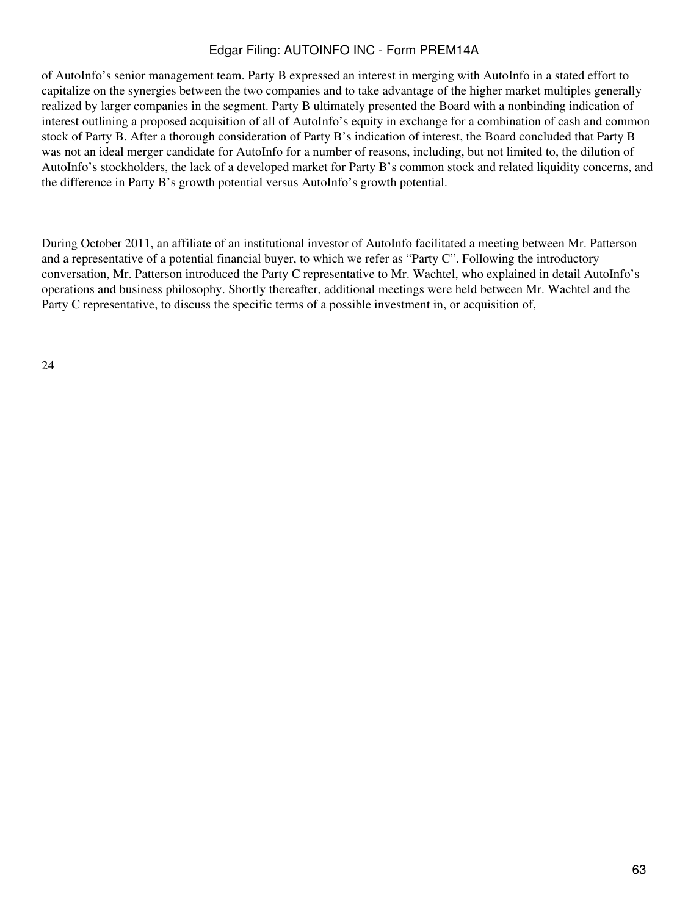of AutoInfo's senior management team. Party B expressed an interest in merging with AutoInfo in a stated effort to capitalize on the synergies between the two companies and to take advantage of the higher market multiples generally realized by larger companies in the segment. Party B ultimately presented the Board with a nonbinding indication of interest outlining a proposed acquisition of all of AutoInfo's equity in exchange for a combination of cash and common stock of Party B. After a thorough consideration of Party B's indication of interest, the Board concluded that Party B was not an ideal merger candidate for AutoInfo for a number of reasons, including, but not limited to, the dilution of AutoInfo's stockholders, the lack of a developed market for Party B's common stock and related liquidity concerns, and the difference in Party B's growth potential versus AutoInfo's growth potential.

During October 2011, an affiliate of an institutional investor of AutoInfo facilitated a meeting between Mr. Patterson and a representative of a potential financial buyer, to which we refer as "Party C". Following the introductory conversation, Mr. Patterson introduced the Party C representative to Mr. Wachtel, who explained in detail AutoInfo's operations and business philosophy. Shortly thereafter, additional meetings were held between Mr. Wachtel and the Party C representative, to discuss the specific terms of a possible investment in, or acquisition of,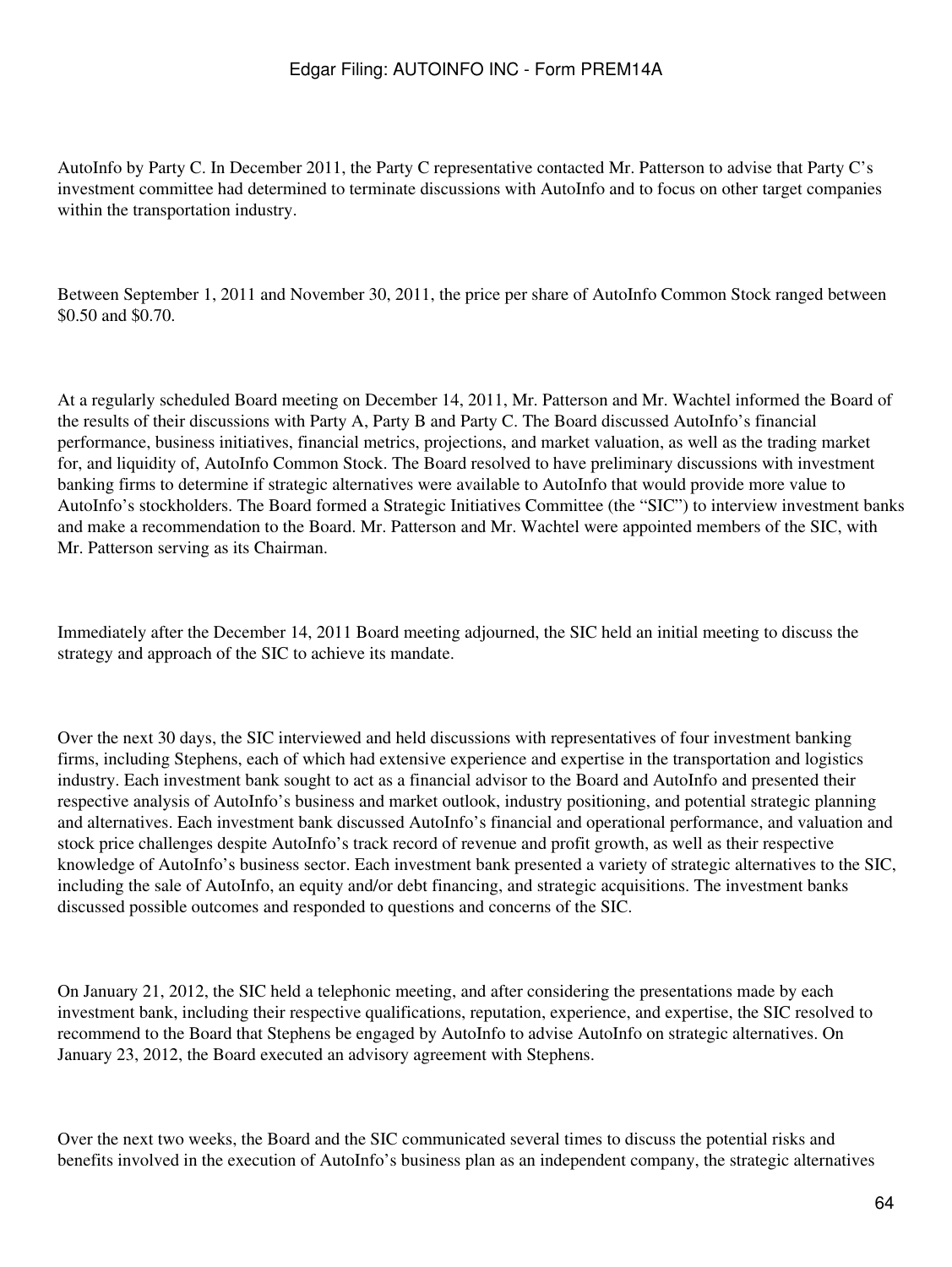AutoInfo by Party C. In December 2011, the Party C representative contacted Mr. Patterson to advise that Party C's investment committee had determined to terminate discussions with AutoInfo and to focus on other target companies within the transportation industry.

Between September 1, 2011 and November 30, 2011, the price per share of AutoInfo Common Stock ranged between $0.50 and $0.70.

At a regularly scheduled Board meeting on December 14, 2011, Mr. Patterson and Mr. Wachtel informed the Board of the results of their discussions with Party A, Party B and Party C. The Board discussed AutoInfo's financial performance, business initiatives, financial metrics, projections, and market valuation, as well as the trading market for, and liquidity of, AutoInfo Common Stock. The Board resolved to have preliminary discussions with investment banking firms to determine if strategic alternatives were available to AutoInfo that would provide more value to AutoInfo's stockholders. The Board formed a Strategic Initiatives Committee (the "SIC") to interview investment banks and make a recommendation to the Board. Mr. Patterson and Mr. Wachtel were appointed members of the SIC, with Mr. Patterson serving as its Chairman.

Immediately after the December 14, 2011 Board meeting adjourned, the SIC held an initial meeting to discuss the strategy and approach of the SIC to achieve its mandate.

Over the next 30 days, the SIC interviewed and held discussions with representatives of four investment banking firms, including Stephens, each of which had extensive experience and expertise in the transportation and logistics industry. Each investment bank sought to act as a financial advisor to the Board and AutoInfo and presented their respective analysis of AutoInfo's business and market outlook, industry positioning, and potential strategic planning and alternatives. Each investment bank discussed AutoInfo's financial and operational performance, and valuation and stock price challenges despite AutoInfo's track record of revenue and profit growth, as well as their respective knowledge of AutoInfo's business sector. Each investment bank presented a variety of strategic alternatives to the SIC, including the sale of AutoInfo, an equity and/or debt financing, and strategic acquisitions. The investment banks discussed possible outcomes and responded to questions and concerns of the SIC.

On January 21, 2012, the SIC held a telephonic meeting, and after considering the presentations made by each investment bank, including their respective qualifications, reputation, experience, and expertise, the SIC resolved to recommend to the Board that Stephens be engaged by AutoInfo to advise AutoInfo on strategic alternatives. On January 23, 2012, the Board executed an advisory agreement with Stephens.

Over the next two weeks, the Board and the SIC communicated several times to discuss the potential risks and benefits involved in the execution of AutoInfo's business plan as an independent company, the strategic alternatives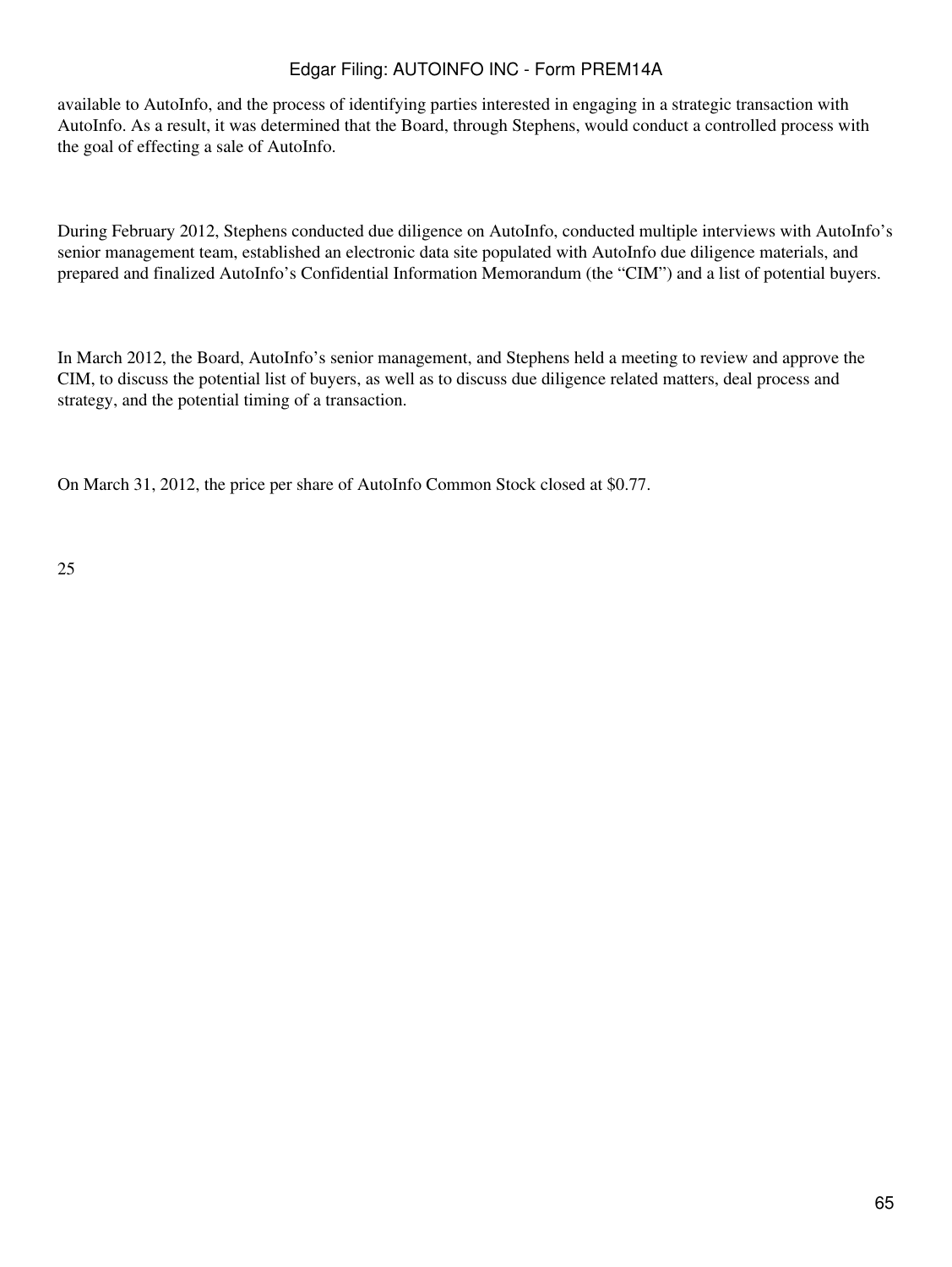available to AutoInfo, and the process of identifying parties interested in engaging in a strategic transaction with AutoInfo. As a result, it was determined that the Board, through Stephens, would conduct a controlled process with the goal of effecting a sale of AutoInfo.

During February 2012, Stephens conducted due diligence on AutoInfo, conducted multiple interviews with AutoInfo's senior management team, established an electronic data site populated with AutoInfo due diligence materials, and prepared and finalized AutoInfo's Confidential Information Memorandum (the "CIM") and a list of potential buyers.

In March 2012, the Board, AutoInfo's senior management, and Stephens held a meeting to review and approve the CIM, to discuss the potential list of buyers, as well as to discuss due diligence related matters, deal process and strategy, and the potential timing of a transaction.

On March 31, 2012, the price per share of AutoInfo Common Stock closed at $0.77.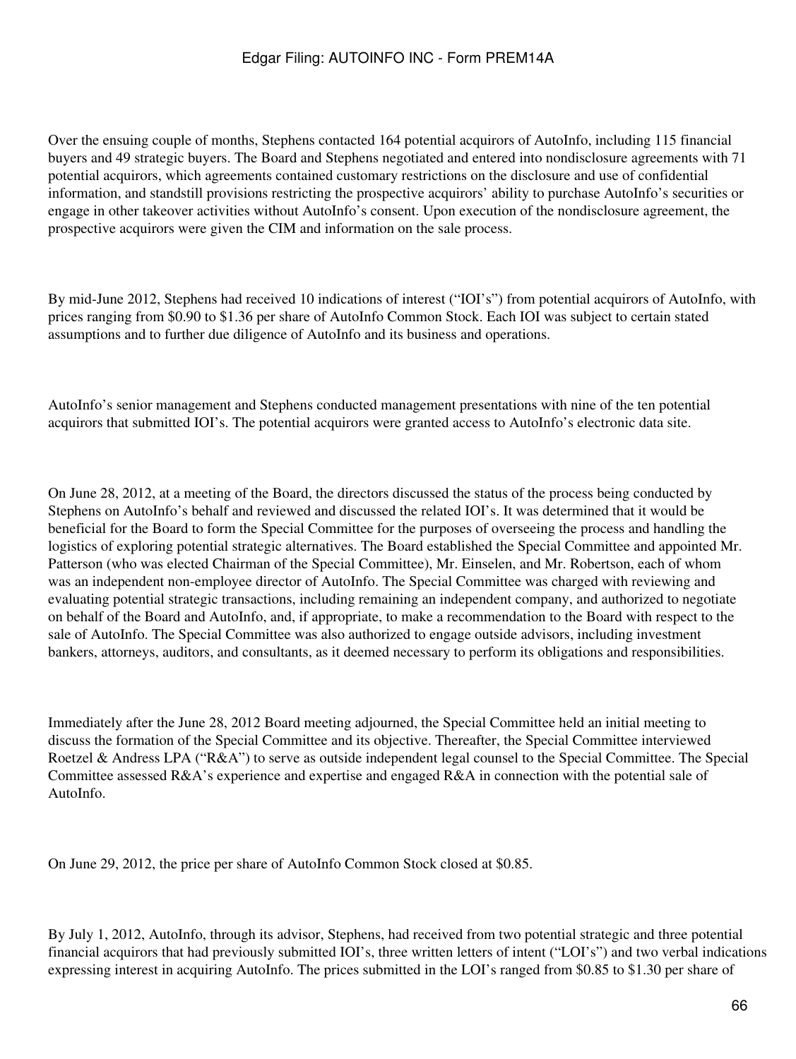Over the ensuing couple of months, Stephens contacted 164 potential acquirors of AutoInfo, including 115 financial buyers and 49 strategic buyers. The Board and Stephens negotiated and entered into nondisclosure agreements with 71 potential acquirors, which agreements contained customary restrictions on the disclosure and use of confidential information, and standstill provisions restricting the prospective acquirors' ability to purchase AutoInfo's securities or engage in other takeover activities without AutoInfo's consent. Upon execution of the nondisclosure agreement, the prospective acquirors were given the CIM and information on the sale process.

By mid-June 2012, Stephens had received 10 indications of interest ("IOI's") from potential acquirors of AutoInfo, with prices ranging from $0.90 to $1.36 per share of AutoInfo Common Stock. Each IOI was subject to certain stated assumptions and to further due diligence of AutoInfo and its business and operations.

AutoInfo's senior management and Stephens conducted management presentations with nine of the ten potential acquirors that submitted IOI's. The potential acquirors were granted access to AutoInfo's electronic data site.

On June 28, 2012, at a meeting of the Board, the directors discussed the status of the process being conducted by Stephens on AutoInfo's behalf and reviewed and discussed the related IOI's. It was determined that it would be beneficial for the Board to form the Special Committee for the purposes of overseeing the process and handling the logistics of exploring potential strategic alternatives. The Board established the Special Committee and appointed Mr. Patterson (who was elected Chairman of the Special Committee), Mr. Einselen, and Mr. Robertson, each of whom was an independent non-employee director of AutoInfo. The Special Committee was charged with reviewing and evaluating potential strategic transactions, including remaining an independent company, and authorized to negotiate on behalf of the Board and AutoInfo, and, if appropriate, to make a recommendation to the Board with respect to the sale of AutoInfo. The Special Committee was also authorized to engage outside advisors, including investment bankers, attorneys, auditors, and consultants, as it deemed necessary to perform its obligations and responsibilities.

Immediately after the June 28, 2012 Board meeting adjourned, the Special Committee held an initial meeting to discuss the formation of the Special Committee and its objective. Thereafter, the Special Committee interviewed Roetzel & Andress LPA ("R&A") to serve as outside independent legal counsel to the Special Committee. The Special Committee assessed R&A's experience and expertise and engaged R&A in connection with the potential sale of AutoInfo.

On June 29, 2012, the price per share of AutoInfo Common Stock closed at $0.85.

By July 1, 2012, AutoInfo, through its advisor, Stephens, had received from two potential strategic and three potential financial acquirors that had previously submitted IOI's, three written letters of intent ("LOI's") and two verbal indications expressing interest in acquiring AutoInfo. The prices submitted in the LOI's ranged from $0.85 to $1.30 per share of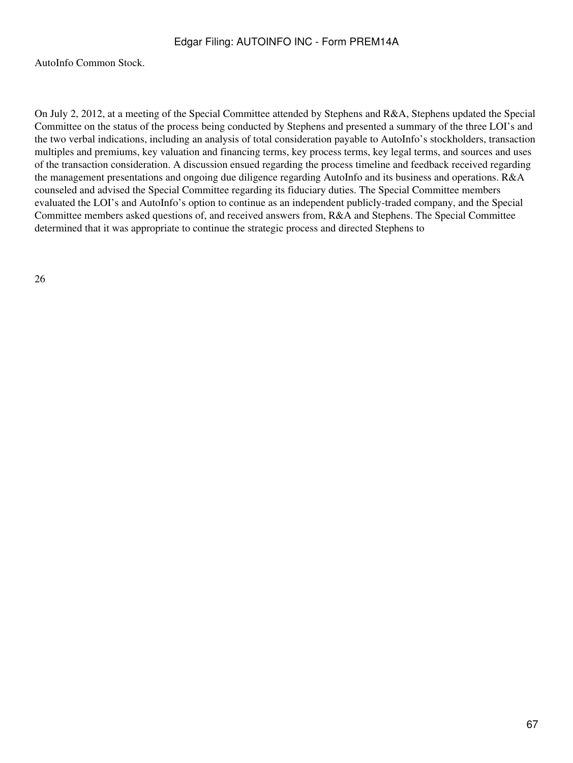AutoInfo Common Stock.

On July 2, 2012, at a meeting of the Special Committee attended by Stephens and R&A, Stephens updated the Special Committee on the status of the process being conducted by Stephens and presented a summary of the three LOI's and the two verbal indications, including an analysis of total consideration payable to AutoInfo's stockholders, transaction multiples and premiums, key valuation and financing terms, key process terms, key legal terms, and sources and uses of the transaction consideration. A discussion ensued regarding the process timeline and feedback received regarding the management presentations and ongoing due diligence regarding AutoInfo and its business and operations. R&A counseled and advised the Special Committee regarding its fiduciary duties. The Special Committee members evaluated the LOI's and AutoInfo's option to continue as an independent publicly-traded company, and the Special Committee members asked questions of, and received answers from, R&A and Stephens. The Special Committee determined that it was appropriate to continue the strategic process and directed Stephens to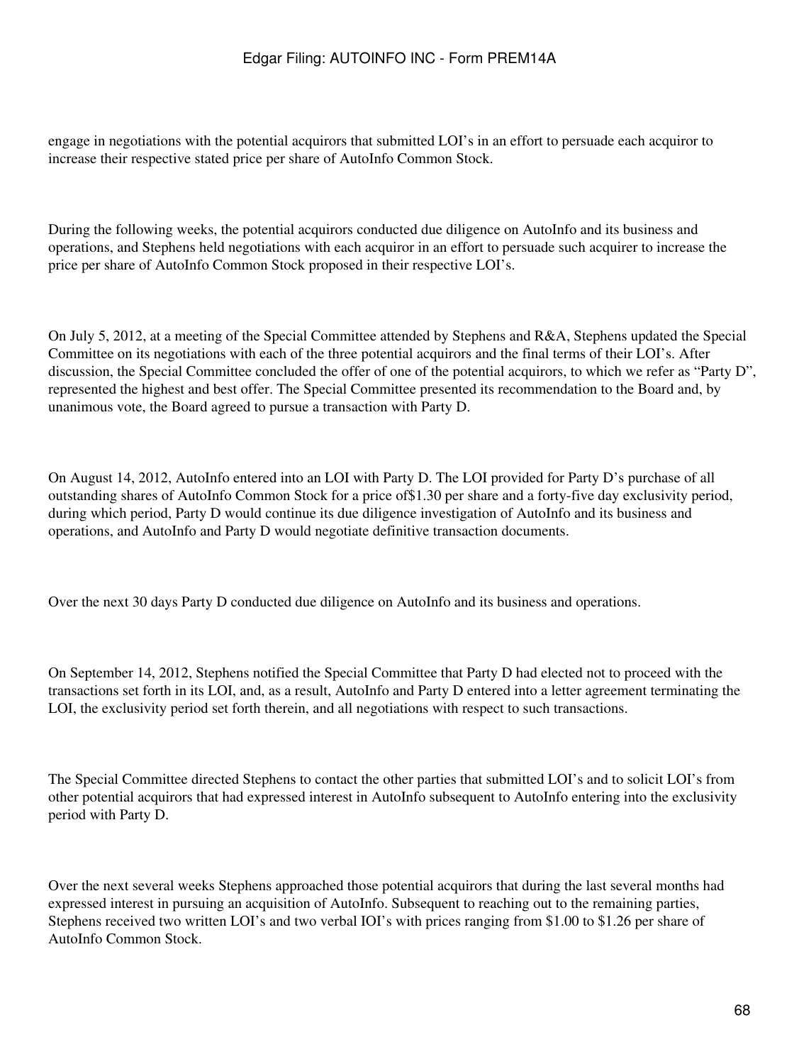engage in negotiations with the potential acquirors that submitted LOI's in an effort to persuade each acquiror to increase their respective stated price per share of AutoInfo Common Stock.

During the following weeks, the potential acquirors conducted due diligence on AutoInfo and its business and operations, and Stephens held negotiations with each acquiror in an effort to persuade such acquirer to increase the price per share of AutoInfo Common Stock proposed in their respective LOI's.

On July 5, 2012, at a meeting of the Special Committee attended by Stephens and R&A, Stephens updated the Special Committee on its negotiations with each of the three potential acquirors and the final terms of their LOI's. After discussion, the Special Committee concluded the offer of one of the potential acquirors, to which we refer as "Party D", represented the highest and best offer. The Special Committee presented its recommendation to the Board and, by unanimous vote, the Board agreed to pursue a transaction with Party D.

On August 14, 2012, AutoInfo entered into an LOI with Party D. The LOI provided for Party D's purchase of all outstanding shares of AutoInfo Common Stock for a price of$1.30 per share and a forty-five day exclusivity period, during which period, Party D would continue its due diligence investigation of AutoInfo and its business and operations, and AutoInfo and Party D would negotiate definitive transaction documents.

Over the next 30 days Party D conducted due diligence on AutoInfo and its business and operations.

On September 14, 2012, Stephens notified the Special Committee that Party D had elected not to proceed with the transactions set forth in its LOI, and, as a result, AutoInfo and Party D entered into a letter agreement terminating the LOI, the exclusivity period set forth therein, and all negotiations with respect to such transactions.

The Special Committee directed Stephens to contact the other parties that submitted LOI's and to solicit LOI's from other potential acquirors that had expressed interest in AutoInfo subsequent to AutoInfo entering into the exclusivity period with Party D.

Over the next several weeks Stephens approached those potential acquirors that during the last several months had expressed interest in pursuing an acquisition of AutoInfo. Subsequent to reaching out to the remaining parties, Stephens received two written LOI's and two verbal IOI's with prices ranging from $1.00 to $1.26 per share of AutoInfo Common Stock.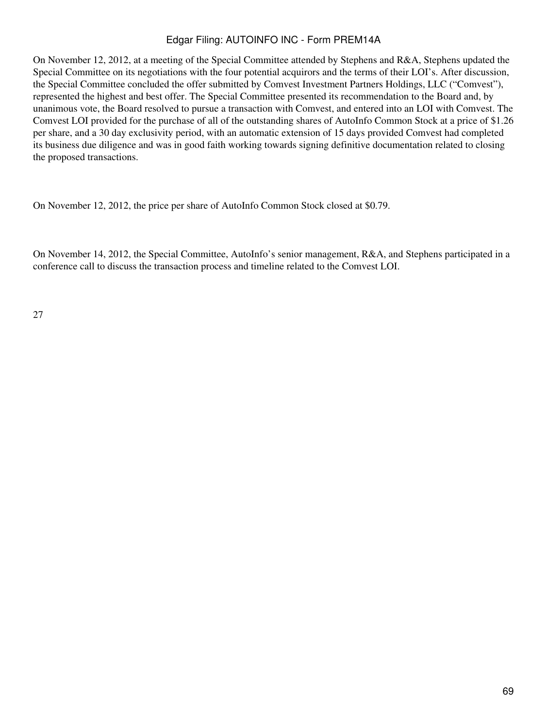On November 12, 2012, at a meeting of the Special Committee attended by Stephens and R&A, Stephens updated the Special Committee on its negotiations with the four potential acquirors and the terms of their LOI's. After discussion, the Special Committee concluded the offer submitted by Comvest Investment Partners Holdings, LLC ("Comvest"), represented the highest and best offer. The Special Committee presented its recommendation to the Board and, by unanimous vote, the Board resolved to pursue a transaction with Comvest, and entered into an LOI with Comvest. The Comvest LOI provided for the purchase of all of the outstanding shares of AutoInfo Common Stock at a price of $1.26 per share, and a 30 day exclusivity period, with an automatic extension of 15 days provided Comvest had completed its business due diligence and was in good faith working towards signing definitive documentation related to closing the proposed transactions.

On November 12, 2012, the price per share of AutoInfo Common Stock closed at $0.79.

On November 14, 2012, the Special Committee, AutoInfo's senior management, R&A, and Stephens participated in a conference call to discuss the transaction process and timeline related to the Comvest LOI.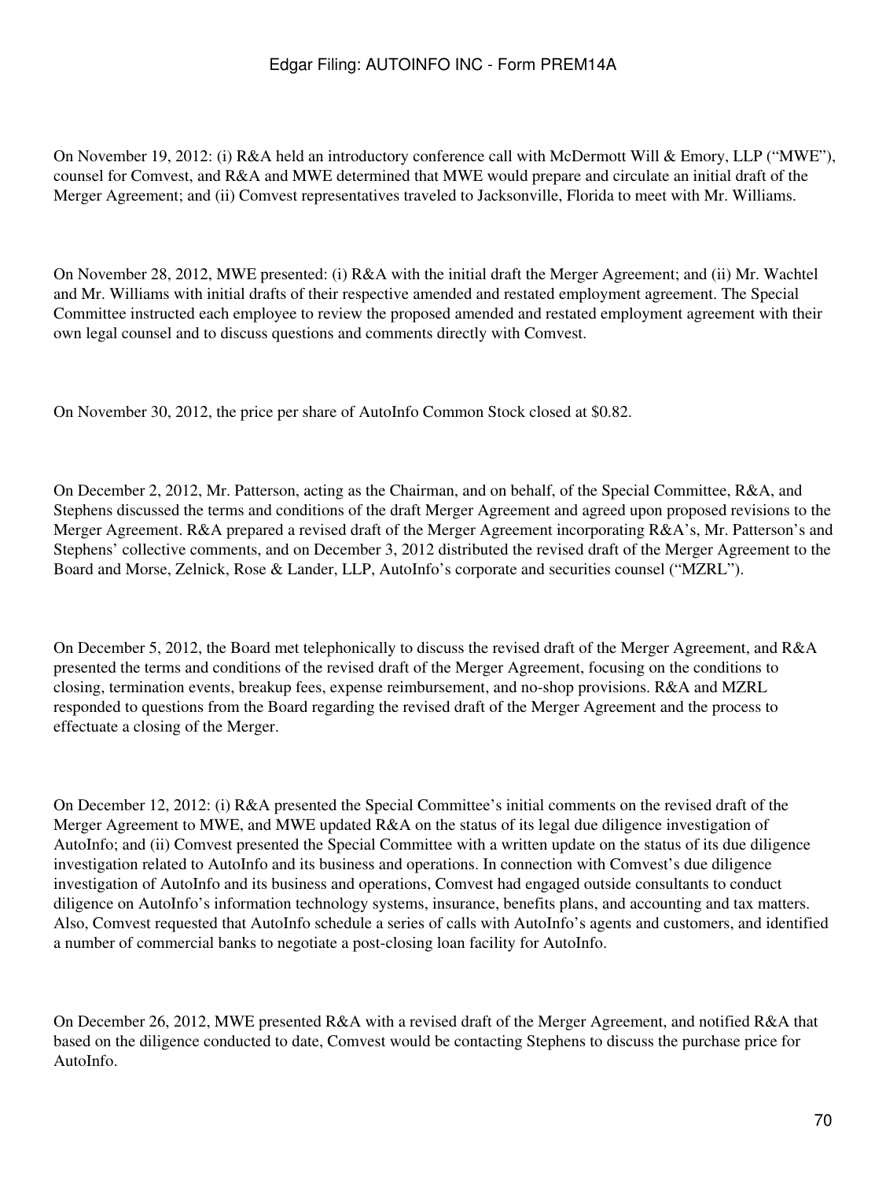On November 19, 2012: (i) R&A held an introductory conference call with McDermott Will & Emory, LLP ("MWE"), counsel for Comvest, and R&A and MWE determined that MWE would prepare and circulate an initial draft of the Merger Agreement; and (ii) Comvest representatives traveled to Jacksonville, Florida to meet with Mr. Williams.

On November 28, 2012, MWE presented: (i) R&A with the initial draft the Merger Agreement; and (ii) Mr. Wachtel and Mr. Williams with initial drafts of their respective amended and restated employment agreement. The Special Committee instructed each employee to review the proposed amended and restated employment agreement with their own legal counsel and to discuss questions and comments directly with Comvest.

On November 30, 2012, the price per share of AutoInfo Common Stock closed at $0.82.

On December 2, 2012, Mr. Patterson, acting as the Chairman, and on behalf, of the Special Committee, R&A, and Stephens discussed the terms and conditions of the draft Merger Agreement and agreed upon proposed revisions to the Merger Agreement. R&A prepared a revised draft of the Merger Agreement incorporating R&A's, Mr. Patterson's and Stephens' collective comments, and on December 3, 2012 distributed the revised draft of the Merger Agreement to the Board and Morse, Zelnick, Rose & Lander, LLP, AutoInfo's corporate and securities counsel ("MZRL").

On December 5, 2012, the Board met telephonically to discuss the revised draft of the Merger Agreement, and R&A presented the terms and conditions of the revised draft of the Merger Agreement, focusing on the conditions to closing, termination events, breakup fees, expense reimbursement, and no-shop provisions. R&A and MZRL responded to questions from the Board regarding the revised draft of the Merger Agreement and the process to effectuate a closing of the Merger.

On December 12, 2012: (i) R&A presented the Special Committee's initial comments on the revised draft of the Merger Agreement to MWE, and MWE updated R&A on the status of its legal due diligence investigation of AutoInfo; and (ii) Comvest presented the Special Committee with a written update on the status of its due diligence investigation related to AutoInfo and its business and operations. In connection with Comvest's due diligence investigation of AutoInfo and its business and operations, Comvest had engaged outside consultants to conduct diligence on AutoInfo's information technology systems, insurance, benefits plans, and accounting and tax matters. Also, Comvest requested that AutoInfo schedule a series of calls with AutoInfo's agents and customers, and identified a number of commercial banks to negotiate a post-closing loan facility for AutoInfo.

On December 26, 2012, MWE presented R&A with a revised draft of the Merger Agreement, and notified R&A that based on the diligence conducted to date, Comvest would be contacting Stephens to discuss the purchase price for AutoInfo.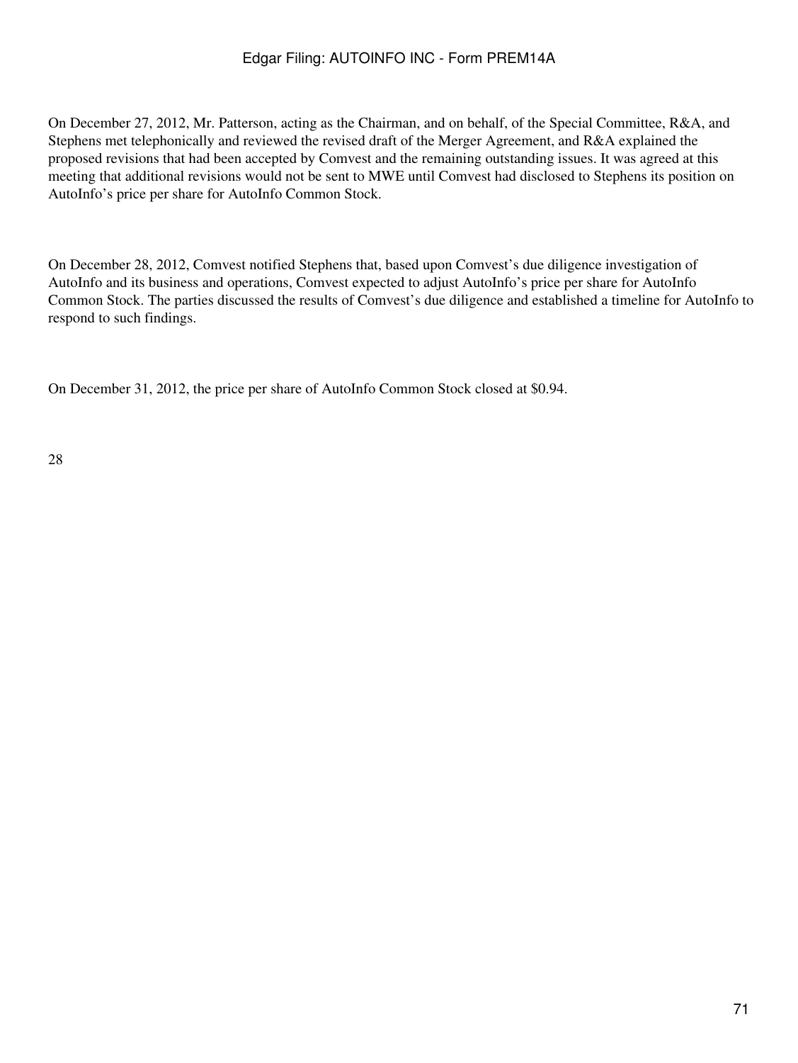On December 27, 2012, Mr. Patterson, acting as the Chairman, and on behalf, of the Special Committee, R&A, and Stephens met telephonically and reviewed the revised draft of the Merger Agreement, and R&A explained the proposed revisions that had been accepted by Comvest and the remaining outstanding issues. It was agreed at this meeting that additional revisions would not be sent to MWE until Comvest had disclosed to Stephens its position on AutoInfo's price per share for AutoInfo Common Stock.

On December 28, 2012, Comvest notified Stephens that, based upon Comvest's due diligence investigation of AutoInfo and its business and operations, Comvest expected to adjust AutoInfo's price per share for AutoInfo Common Stock. The parties discussed the results of Comvest's due diligence and established a timeline for AutoInfo to respond to such findings.

On December 31, 2012, the price per share of AutoInfo Common Stock closed at $0.94.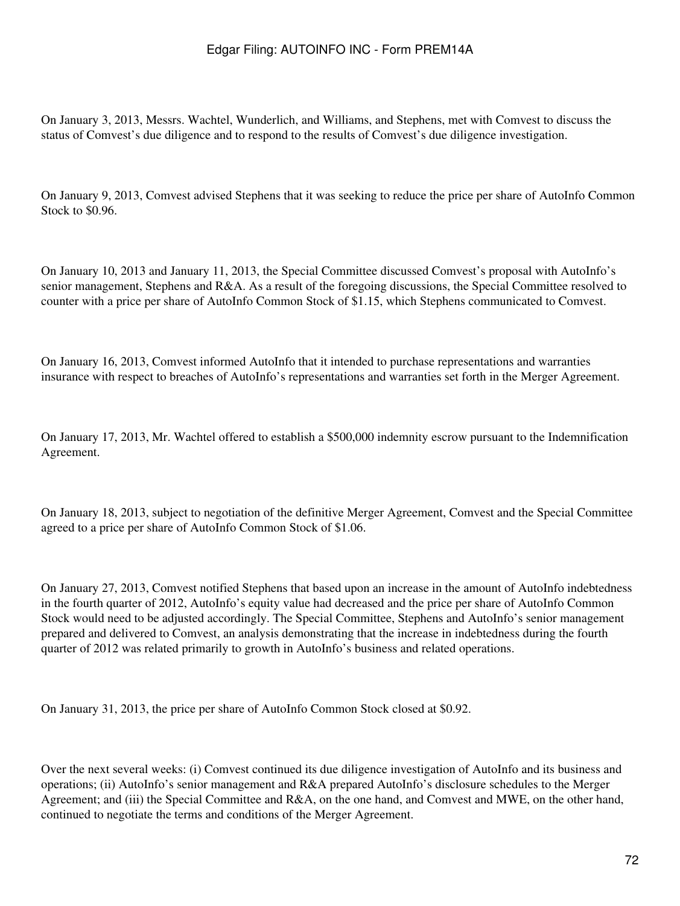On January 3, 2013, Messrs. Wachtel, Wunderlich, and Williams, and Stephens, met with Comvest to discuss the status of Comvest's due diligence and to respond to the results of Comvest's due diligence investigation.

On January 9, 2013, Comvest advised Stephens that it was seeking to reduce the price per share of AutoInfo Common Stock to $0.96.

On January 10, 2013 and January 11, 2013, the Special Committee discussed Comvest's proposal with AutoInfo's senior management, Stephens and R&A. As a result of the foregoing discussions, the Special Committee resolved to counter with a price per share of AutoInfo Common Stock of $1.15, which Stephens communicated to Comvest.

On January 16, 2013, Comvest informed AutoInfo that it intended to purchase representations and warranties insurance with respect to breaches of AutoInfo's representations and warranties set forth in the Merger Agreement.

On January 17, 2013, Mr. Wachtel offered to establish a $500,000 indemnity escrow pursuant to the Indemnification Agreement.

On January 18, 2013, subject to negotiation of the definitive Merger Agreement, Comvest and the Special Committee agreed to a price per share of AutoInfo Common Stock of $1.06.

On January 27, 2013, Comvest notified Stephens that based upon an increase in the amount of AutoInfo indebtedness in the fourth quarter of 2012, AutoInfo's equity value had decreased and the price per share of AutoInfo Common Stock would need to be adjusted accordingly. The Special Committee, Stephens and AutoInfo's senior management prepared and delivered to Comvest, an analysis demonstrating that the increase in indebtedness during the fourth quarter of 2012 was related primarily to growth in AutoInfo's business and related operations.

On January 31, 2013, the price per share of AutoInfo Common Stock closed at $0.92.

Over the next several weeks: (i) Comvest continued its due diligence investigation of AutoInfo and its business and operations; (ii) AutoInfo's senior management and R&A prepared AutoInfo's disclosure schedules to the Merger Agreement; and (iii) the Special Committee and R&A, on the one hand, and Comvest and MWE, on the other hand, continued to negotiate the terms and conditions of the Merger Agreement.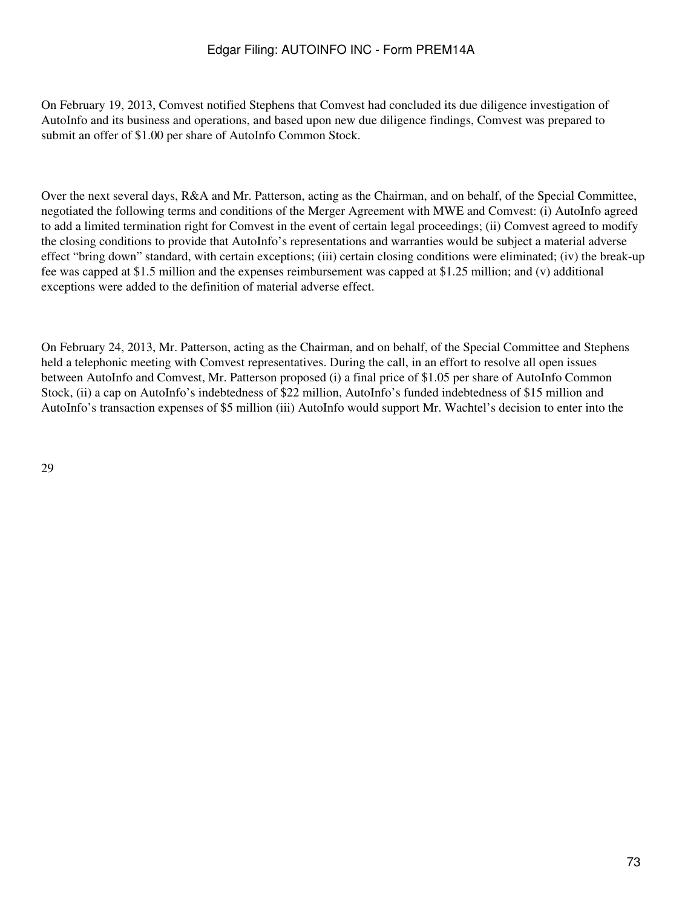On February 19, 2013, Comvest notified Stephens that Comvest had concluded its due diligence investigation of AutoInfo and its business and operations, and based upon new due diligence findings, Comvest was prepared to submit an offer of $1.00 per share of AutoInfo Common Stock.

Over the next several days, R&A and Mr. Patterson, acting as the Chairman, and on behalf, of the Special Committee, negotiated the following terms and conditions of the Merger Agreement with MWE and Comvest: (i) AutoInfo agreed to add a limited termination right for Comvest in the event of certain legal proceedings; (ii) Comvest agreed to modify the closing conditions to provide that AutoInfo's representations and warranties would be subject a material adverse effect "bring down" standard, with certain exceptions; (iii) certain closing conditions were eliminated; (iv) the break-up fee was capped at $1.5 million and the expenses reimbursement was capped at $1.25 million; and (v) additional exceptions were added to the definition of material adverse effect.

On February 24, 2013, Mr. Patterson, acting as the Chairman, and on behalf, of the Special Committee and Stephens held a telephonic meeting with Comvest representatives. During the call, in an effort to resolve all open issues between AutoInfo and Comvest, Mr. Patterson proposed (i) a final price of $1.05 per share of AutoInfo Common Stock, (ii) a cap on AutoInfo's indebtedness of $22 million, AutoInfo's funded indebtedness of $15 million and AutoInfo's transaction expenses of $5 million (iii) AutoInfo would support Mr. Wachtel's decision to enter into the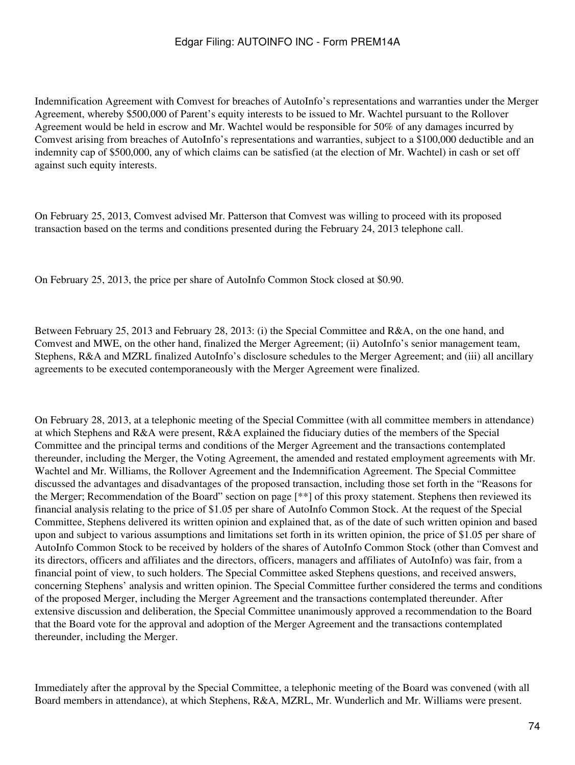Indemnification Agreement with Comvest for breaches of AutoInfo's representations and warranties under the Merger Agreement, whereby $500,000 of Parent's equity interests to be issued to Mr. Wachtel pursuant to the Rollover Agreement would be held in escrow and Mr. Wachtel would be responsible for 50% of any damages incurred by Comvest arising from breaches of AutoInfo's representations and warranties, subject to a $100,000 deductible and an indemnity cap of $500,000, any of which claims can be satisfied (at the election of Mr. Wachtel) in cash or set off against such equity interests.

On February 25, 2013, Comvest advised Mr. Patterson that Comvest was willing to proceed with its proposed transaction based on the terms and conditions presented during the February 24, 2013 telephone call.

On February 25, 2013, the price per share of AutoInfo Common Stock closed at $0.90.

Between February 25, 2013 and February 28, 2013: (i) the Special Committee and R&A, on the one hand, and Comvest and MWE, on the other hand, finalized the Merger Agreement; (ii) AutoInfo's senior management team, Stephens, R&A and MZRL finalized AutoInfo's disclosure schedules to the Merger Agreement; and (iii) all ancillary agreements to be executed contemporaneously with the Merger Agreement were finalized.

On February 28, 2013, at a telephonic meeting of the Special Committee (with all committee members in attendance) at which Stephens and R&A were present, R&A explained the fiduciary duties of the members of the Special Committee and the principal terms and conditions of the Merger Agreement and the transactions contemplated thereunder, including the Merger, the Voting Agreement, the amended and restated employment agreements with Mr. Wachtel and Mr. Williams, the Rollover Agreement and the Indemnification Agreement. The Special Committee discussed the advantages and disadvantages of the proposed transaction, including those set forth in the "Reasons for the Merger; Recommendation of the Board" section on page [**] of this proxy statement. Stephens then reviewed its financial analysis relating to the price of $1.05 per share of AutoInfo Common Stock. At the request of the Special Committee, Stephens delivered its written opinion and explained that, as of the date of such written opinion and based upon and subject to various assumptions and limitations set forth in its written opinion, the price of $1.05 per share of AutoInfo Common Stock to be received by holders of the shares of AutoInfo Common Stock (other than Comvest and its directors, officers and affiliates and the directors, officers, managers and affiliates of AutoInfo) was fair, from a financial point of view, to such holders. The Special Committee asked Stephens questions, and received answers, concerning Stephens' analysis and written opinion. The Special Committee further considered the terms and conditions of the proposed Merger, including the Merger Agreement and the transactions contemplated thereunder. After extensive discussion and deliberation, the Special Committee unanimously approved a recommendation to the Board that the Board vote for the approval and adoption of the Merger Agreement and the transactions contemplated thereunder, including the Merger.

Immediately after the approval by the Special Committee, a telephonic meeting of the Board was convened (with all Board members in attendance), at which Stephens, R&A, MZRL, Mr. Wunderlich and Mr. Williams were present.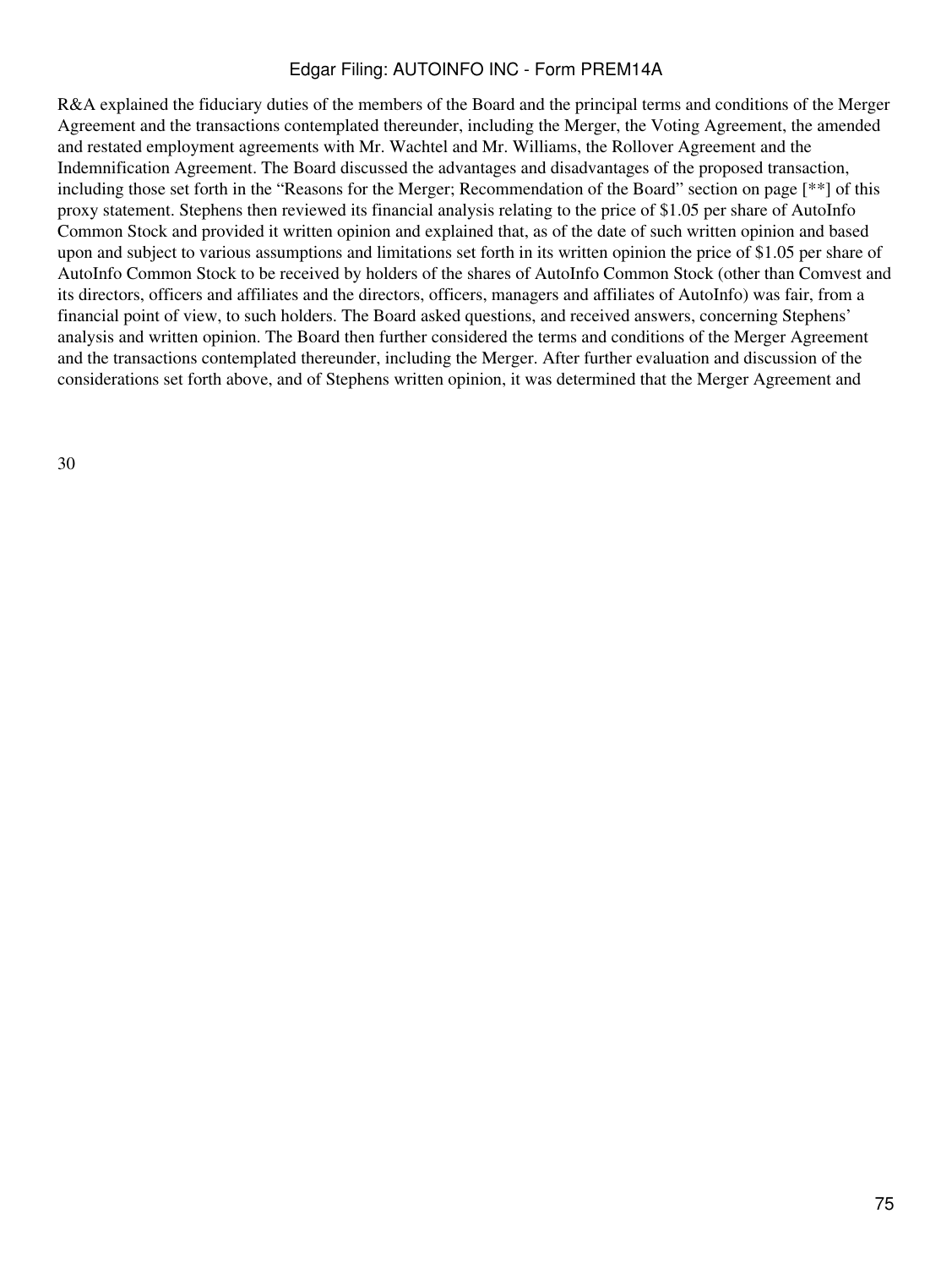R&A explained the fiduciary duties of the members of the Board and the principal terms and conditions of the Merger Agreement and the transactions contemplated thereunder, including the Merger, the Voting Agreement, the amended and restated employment agreements with Mr. Wachtel and Mr. Williams, the Rollover Agreement and the Indemnification Agreement. The Board discussed the advantages and disadvantages of the proposed transaction, including those set forth in the "Reasons for the Merger; Recommendation of the Board" section on page [**] of this proxy statement. Stephens then reviewed its financial analysis relating to the price of $1.05 per share of AutoInfo Common Stock and provided it written opinion and explained that, as of the date of such written opinion and based upon and subject to various assumptions and limitations set forth in its written opinion the price of $1.05 per share of AutoInfo Common Stock to be received by holders of the shares of AutoInfo Common Stock (other than Comvest and its directors, officers and affiliates and the directors, officers, managers and affiliates of AutoInfo) was fair, from a financial point of view, to such holders. The Board asked questions, and received answers, concerning Stephens' analysis and written opinion. The Board then further considered the terms and conditions of the Merger Agreement and the transactions contemplated thereunder, including the Merger. After further evaluation and discussion of the considerations set forth above, and of Stephens written opinion, it was determined that the Merger Agreement and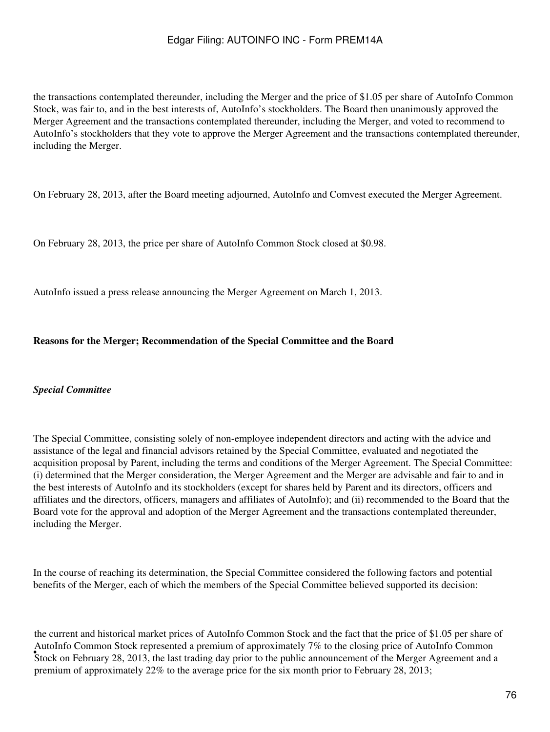the transactions contemplated thereunder, including the Merger and the price of $1.05 per share of AutoInfo Common Stock, was fair to, and in the best interests of, AutoInfo's stockholders. The Board then unanimously approved the Merger Agreement and the transactions contemplated thereunder, including the Merger, and voted to recommend to AutoInfo's stockholders that they vote to approve the Merger Agreement and the transactions contemplated thereunder, including the Merger.

On February 28, 2013, after the Board meeting adjourned, AutoInfo and Comvest executed the Merger Agreement.

On February 28, 2013, the price per share of AutoInfo Common Stock closed at $0.98.

AutoInfo issued a press release announcing the Merger Agreement on March 1, 2013.

**Reasons for the Merger; Recommendation of the Special Committee and the Board**

***Special Committee***

The Special Committee, consisting solely of non-employee independent directors and acting with the advice and assistance of the legal and financial advisors retained by the Special Committee, evaluated and negotiated the acquisition proposal by Parent, including the terms and conditions of the Merger Agreement. The Special Committee: (i) determined that the Merger consideration, the Merger Agreement and the Merger are advisable and fair to and in the best interests of AutoInfo and its stockholders (except for shares held by Parent and its directors, officers and affiliates and the directors, officers, managers and affiliates of AutoInfo); and (ii) recommended to the Board that the Board vote for the approval and adoption of the Merger Agreement and the transactions contemplated thereunder, including the Merger.

In the course of reaching its determination, the Special Committee considered the following factors and potential benefits of the Merger, each of which the members of the Special Committee believed supported its decision:

- the current and historical market prices of AutoInfo Common Stock and the fact that the price of $1.05 per share of AutoInfo Common Stock represented a premium of approximately 7% to the closing price of AutoInfo Common Stock on February 28, 2013, the last trading day prior to the public announcement of the Merger Agreement and a premium of approximately 22% to the average price for the six month prior to February 28, 2013;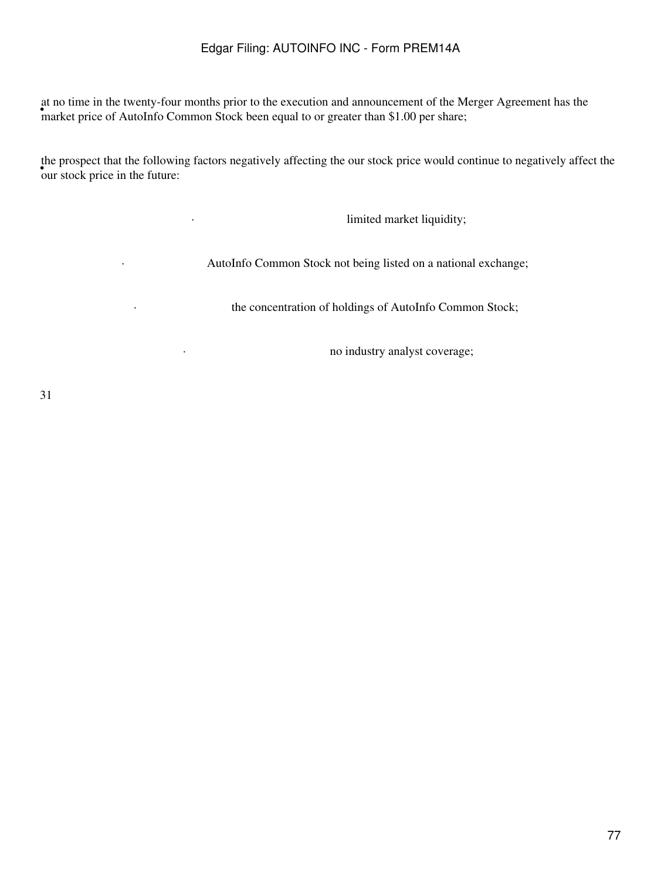- at no time in the twenty-four months prior to the execution and announcement of the Merger Agreement has the market price of AutoInfo Common Stock been equal to or greater than $1.00 per share;

- the prospect that the following factors negatively affecting the our stock price would continue to negatively affect the our stock price in the future:

  - limited market liquidity;
  - AutoInfo Common Stock not being listed on a national exchange;
  - the concentration of holdings of AutoInfo Common Stock;
  - no industry analyst coverage;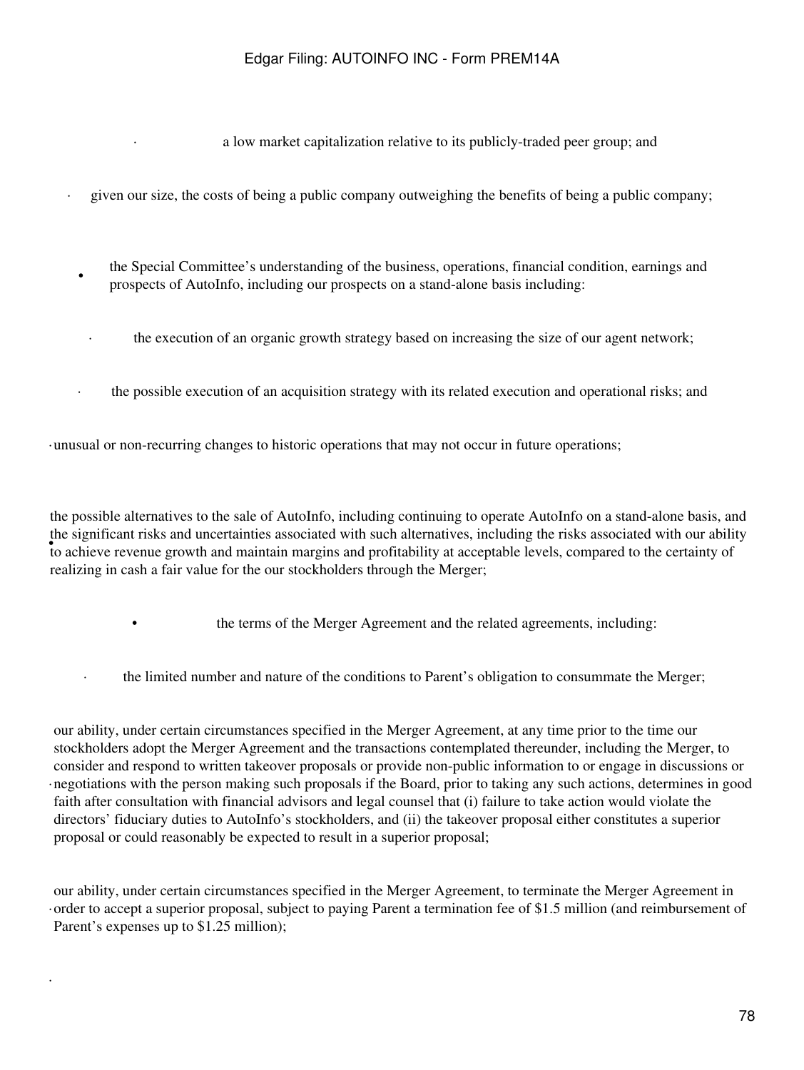- a low market capitalization relative to its publicly-traded peer group; and
- given our size, the costs of being a public company outweighing the benefits of being a public company;

- the Special Committee's understanding of the business, operations, financial condition, earnings and prospects of AutoInfo, including our prospects on a stand-alone basis including:
  - the execution of an organic growth strategy based on increasing the size of our agent network;
  - the possible execution of an acquisition strategy with its related execution and operational risks; and
  - unusual or non-recurring changes to historic operations that may not occur in future operations;

- the possible alternatives to the sale of AutoInfo, including continuing to operate AutoInfo on a stand-alone basis, and the significant risks and uncertainties associated with such alternatives, including the risks associated with our ability to achieve revenue growth and maintain margins and profitability at acceptable levels, compared to the certainty of realizing in cash a fair value for the our stockholders through the Merger;

- the terms of the Merger Agreement and the related agreements, including:
  - the limited number and nature of the conditions to Parent's obligation to consummate the Merger;
  - our ability, under certain circumstances specified in the Merger Agreement, at any time prior to the time our stockholders adopt the Merger Agreement and the transactions contemplated thereunder, including the Merger, to consider and respond to written takeover proposals or provide non-public information to or engage in discussions or negotiations with the person making such proposals if the Board, prior to taking any such actions, determines in good faith after consultation with financial advisors and legal counsel that (i) failure to take action would violate the directors' fiduciary duties to AutoInfo's stockholders, and (ii) the takeover proposal either constitutes a superior proposal or could reasonably be expected to result in a superior proposal;
  - our ability, under certain circumstances specified in the Merger Agreement, to terminate the Merger Agreement in order to accept a superior proposal, subject to paying Parent a termination fee of $1.5 million (and reimbursement of Parent's expenses up to $1.25 million);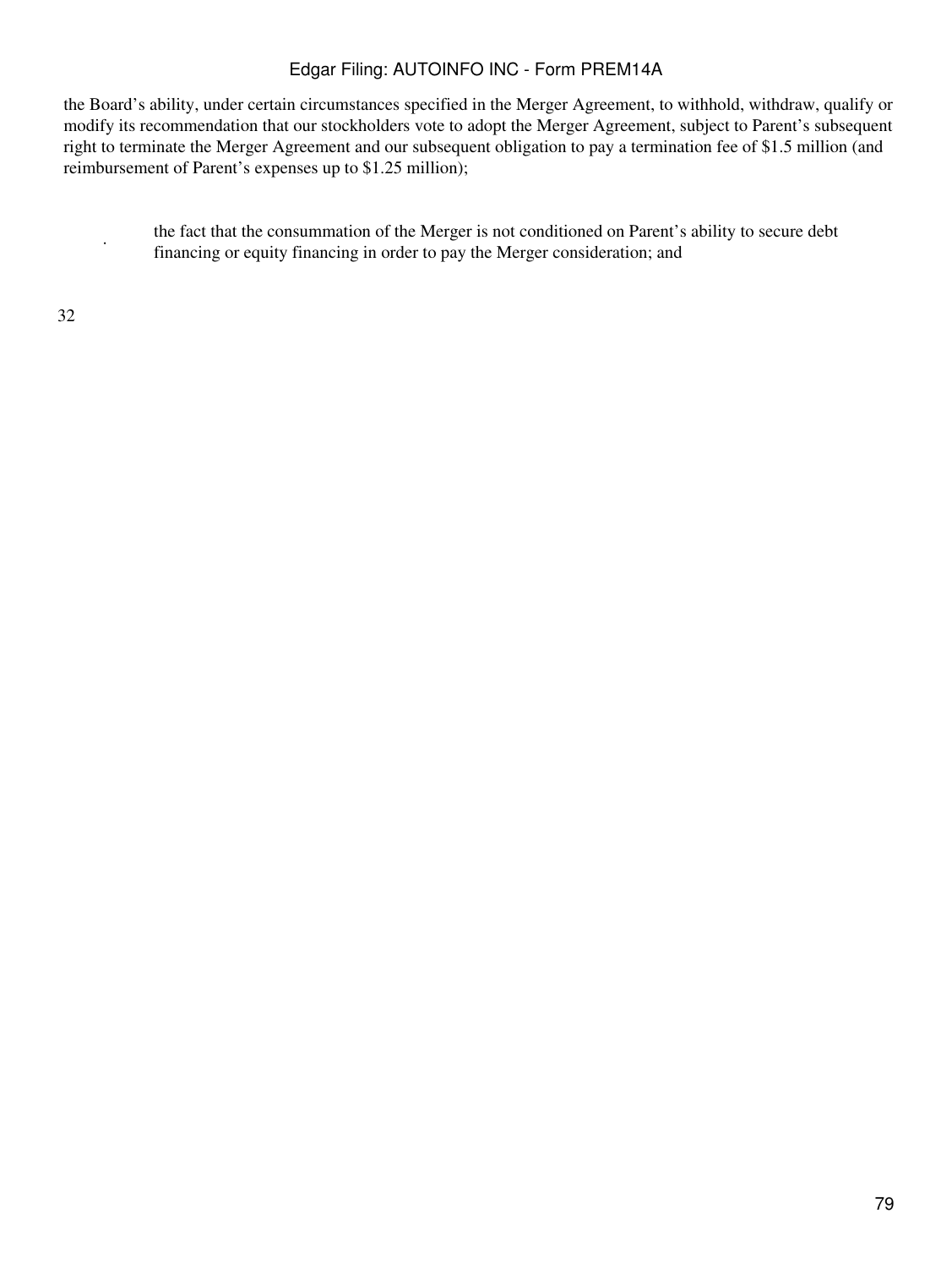the Board's ability, under certain circumstances specified in the Merger Agreement, to withhold, withdraw, qualify or modify its recommendation that our stockholders vote to adopt the Merger Agreement, subject to Parent's subsequent right to terminate the Merger Agreement and our subsequent obligation to pay a termination fee of $1.5 million (and reimbursement of Parent's expenses up to $1.25 million);

- the fact that the consummation of the Merger is not conditioned on Parent's ability to secure debt financing or equity financing in order to pay the Merger consideration; and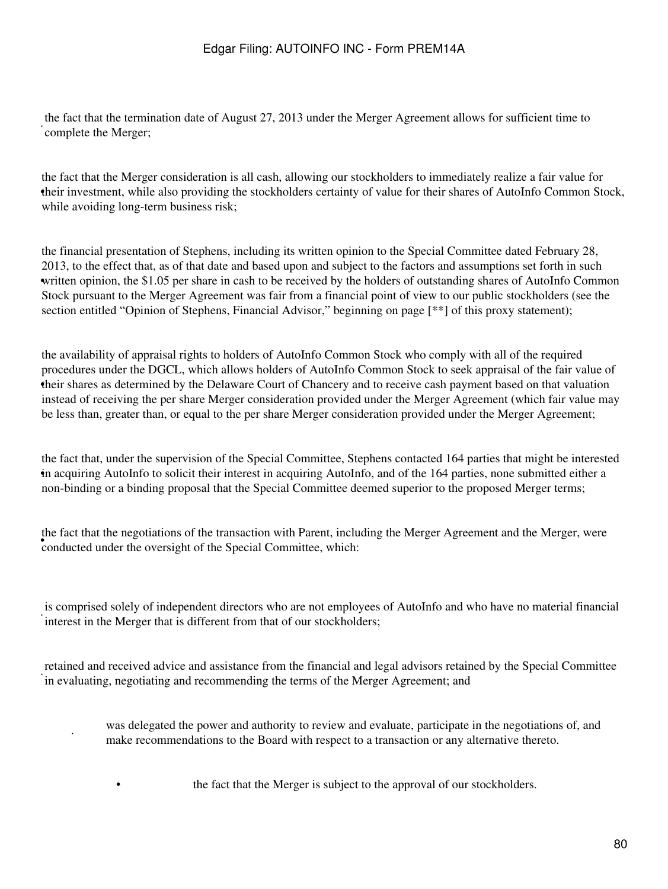- the fact that the termination date of August 27, 2013 under the Merger Agreement allows for sufficient time to complete the Merger;

- the fact that the Merger consideration is all cash, allowing our stockholders to immediately realize a fair value for their investment, while also providing the stockholders certainty of value for their shares of AutoInfo Common Stock, while avoiding long-term business risk;

- the financial presentation of Stephens, including its written opinion to the Special Committee dated February 28, 2013, to the effect that, as of that date and based upon and subject to the factors and assumptions set forth in such written opinion, the $1.05 per share in cash to be received by the holders of outstanding shares of AutoInfo Common Stock pursuant to the Merger Agreement was fair from a financial point of view to our public stockholders (see the section entitled "Opinion of Stephens, Financial Advisor," beginning on page [**] of this proxy statement);

- the availability of appraisal rights to holders of AutoInfo Common Stock who comply with all of the required procedures under the DGCL, which allows holders of AutoInfo Common Stock to seek appraisal of the fair value of their shares as determined by the Delaware Court of Chancery and to receive cash payment based on that valuation instead of receiving the per share Merger consideration provided under the Merger Agreement (which fair value may be less than, greater than, or equal to the per share Merger consideration provided under the Merger Agreement;

- the fact that, under the supervision of the Special Committee, Stephens contacted 164 parties that might be interested in acquiring AutoInfo to solicit their interest in acquiring AutoInfo, and of the 164 parties, none submitted either a non-binding or a binding proposal that the Special Committee deemed superior to the proposed Merger terms;

- the fact that the negotiations of the transaction with Parent, including the Merger Agreement and the Merger, were conducted under the oversight of the Special Committee, which:

  - is comprised solely of independent directors who are not employees of AutoInfo and who have no material financial interest in the Merger that is different from that of our stockholders;

  - retained and received advice and assistance from the financial and legal advisors retained by the Special Committee in evaluating, negotiating and recommending the terms of the Merger Agreement; and

  - was delegated the power and authority to review and evaluate, participate in the negotiations of, and make recommendations to the Board with respect to a transaction or any alternative thereto.

- the fact that the Merger is subject to the approval of our stockholders.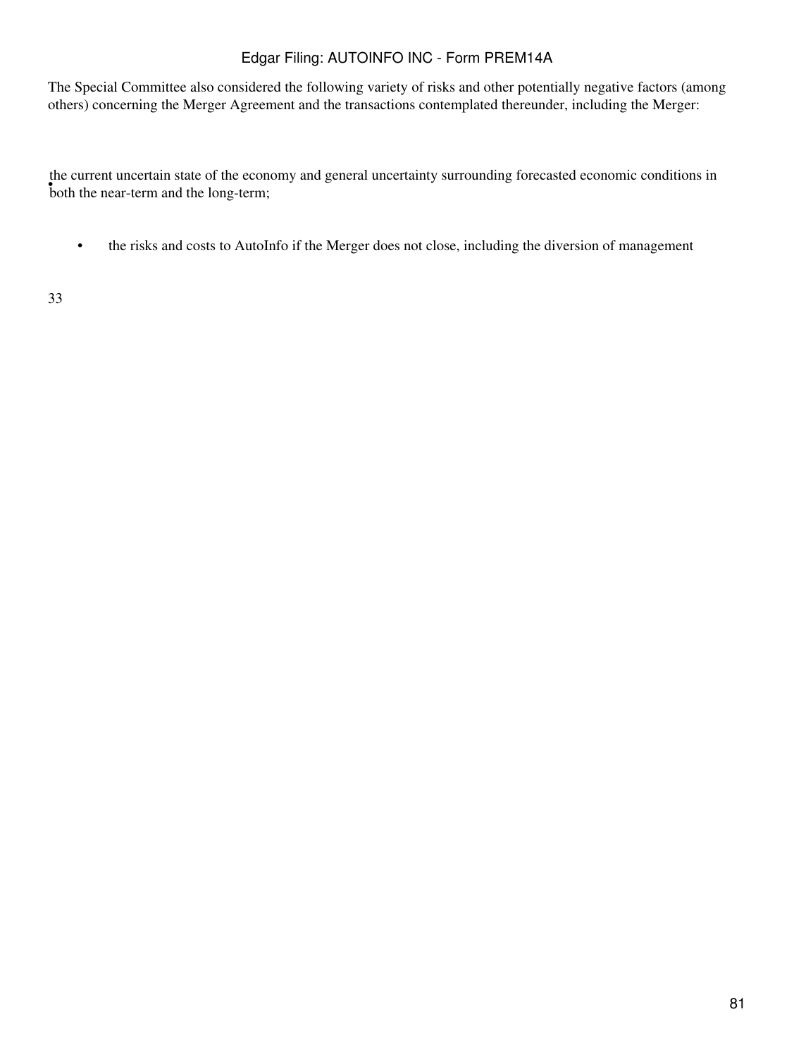The Special Committee also considered the following variety of risks and other potentially negative factors (among others) concerning the Merger Agreement and the transactions contemplated thereunder, including the Merger:

- the current uncertain state of the economy and general uncertainty surrounding forecasted economic conditions in both the near-term and the long-term;

- the risks and costs to AutoInfo if the Merger does not close, including the diversion of management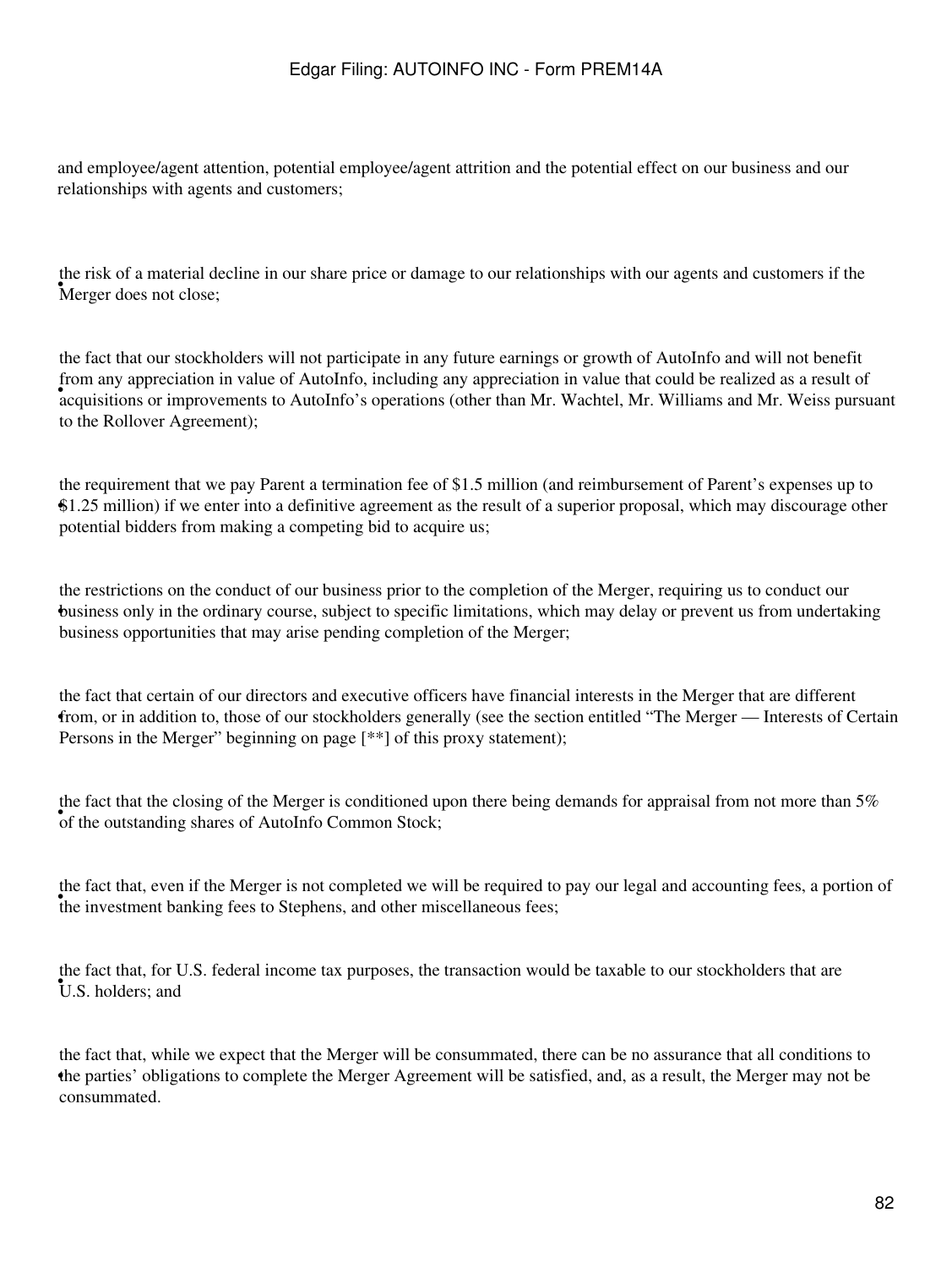and employee/agent attention, potential employee/agent attrition and the potential effect on our business and our relationships with agents and customers;

- the risk of a material decline in our share price or damage to our relationships with our agents and customers if the Merger does not close;
- the fact that our stockholders will not participate in any future earnings or growth of AutoInfo and will not benefit from any appreciation in value of AutoInfo, including any appreciation in value that could be realized as a result of acquisitions or improvements to AutoInfo's operations (other than Mr. Wachtel, Mr. Williams and Mr. Weiss pursuant to the Rollover Agreement);
- the requirement that we pay Parent a termination fee of $1.5 million (and reimbursement of Parent's expenses up to $1.25 million) if we enter into a definitive agreement as the result of a superior proposal, which may discourage other potential bidders from making a competing bid to acquire us;
- the restrictions on the conduct of our business prior to the completion of the Merger, requiring us to conduct our business only in the ordinary course, subject to specific limitations, which may delay or prevent us from undertaking business opportunities that may arise pending completion of the Merger;
- the fact that certain of our directors and executive officers have financial interests in the Merger that are different from, or in addition to, those of our stockholders generally (see the section entitled "The Merger — Interests of Certain Persons in the Merger" beginning on page [**] of this proxy statement);
- the fact that the closing of the Merger is conditioned upon there being demands for appraisal from not more than 5% of the outstanding shares of AutoInfo Common Stock;
- the fact that, even if the Merger is not completed we will be required to pay our legal and accounting fees, a portion of the investment banking fees to Stephens, and other miscellaneous fees;
- the fact that, for U.S. federal income tax purposes, the transaction would be taxable to our stockholders that are U.S. holders; and
- the fact that, while we expect that the Merger will be consummated, there can be no assurance that all conditions to the parties' obligations to complete the Merger Agreement will be satisfied, and, as a result, the Merger may not be consummated.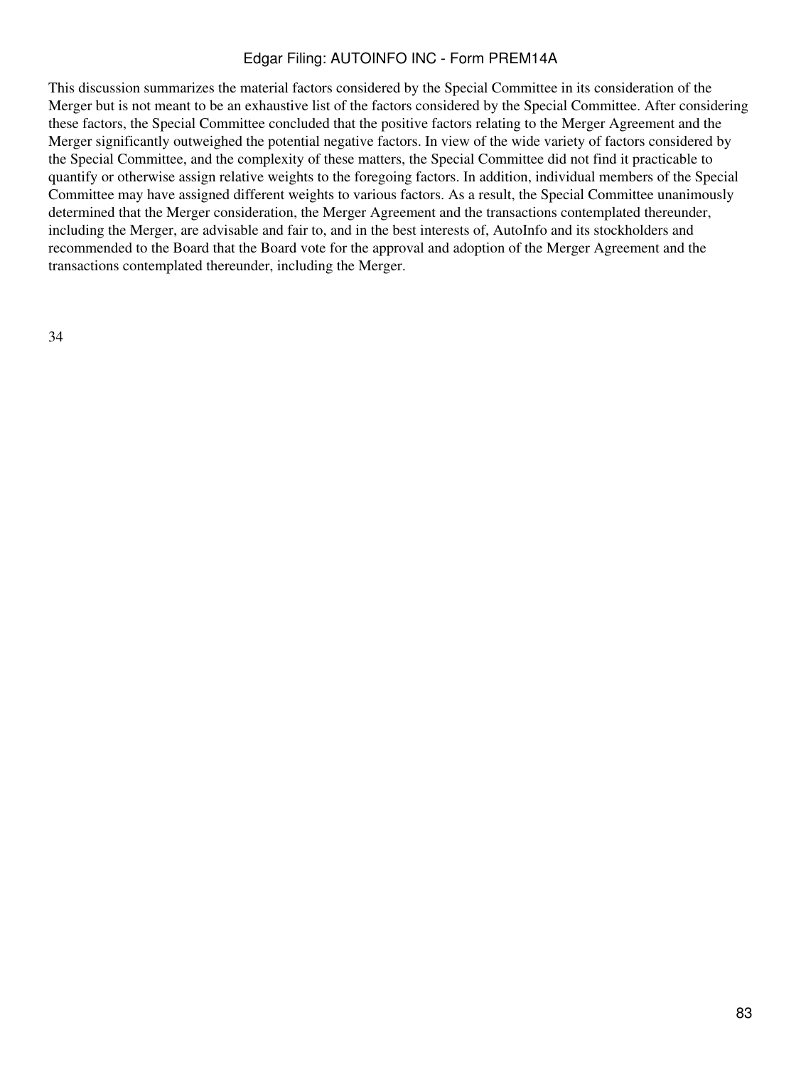This discussion summarizes the material factors considered by the Special Committee in its consideration of the Merger but is not meant to be an exhaustive list of the factors considered by the Special Committee. After considering these factors, the Special Committee concluded that the positive factors relating to the Merger Agreement and the Merger significantly outweighed the potential negative factors. In view of the wide variety of factors considered by the Special Committee, and the complexity of these matters, the Special Committee did not find it practicable to quantify or otherwise assign relative weights to the foregoing factors. In addition, individual members of the Special Committee may have assigned different weights to various factors. As a result, the Special Committee unanimously determined that the Merger consideration, the Merger Agreement and the transactions contemplated thereunder, including the Merger, are advisable and fair to, and in the best interests of, AutoInfo and its stockholders and recommended to the Board that the Board vote for the approval and adoption of the Merger Agreement and the transactions contemplated thereunder, including the Merger.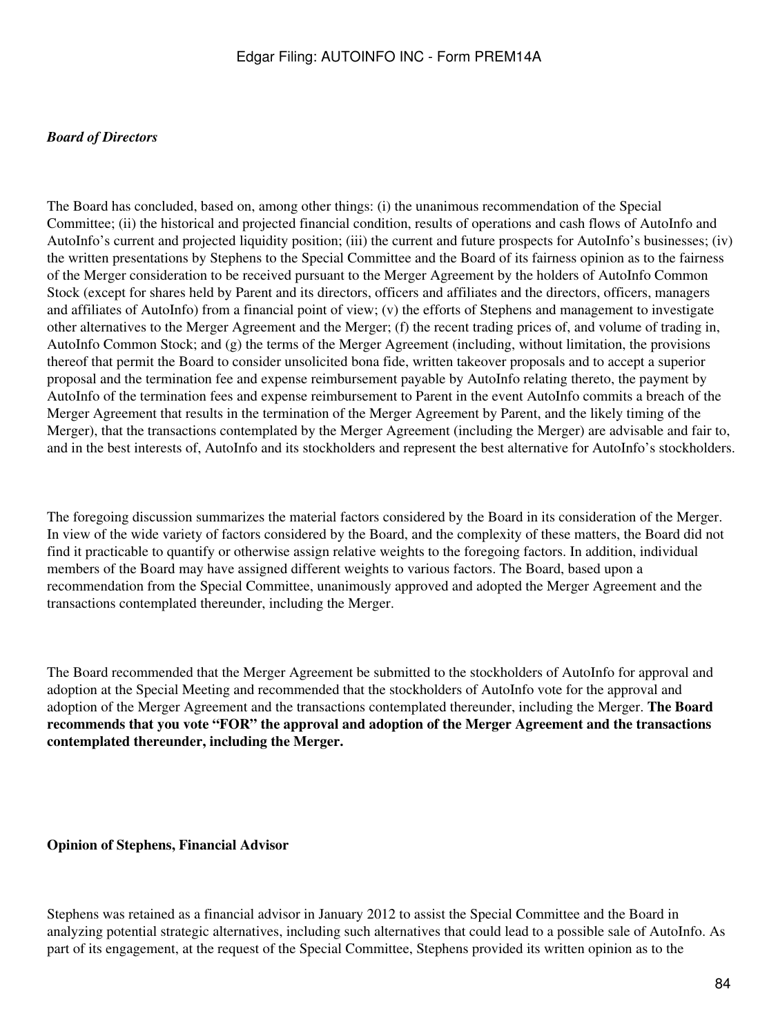*Board of Directors*

The Board has concluded, based on, among other things: (i) the unanimous recommendation of the Special Committee; (ii) the historical and projected financial condition, results of operations and cash flows of AutoInfo and AutoInfo's current and projected liquidity position; (iii) the current and future prospects for AutoInfo's businesses; (iv) the written presentations by Stephens to the Special Committee and the Board of its fairness opinion as to the fairness of the Merger consideration to be received pursuant to the Merger Agreement by the holders of AutoInfo Common Stock (except for shares held by Parent and its directors, officers and affiliates and the directors, officers, managers and affiliates of AutoInfo) from a financial point of view; (v) the efforts of Stephens and management to investigate other alternatives to the Merger Agreement and the Merger; (f) the recent trading prices of, and volume of trading in, AutoInfo Common Stock; and (g) the terms of the Merger Agreement (including, without limitation, the provisions thereof that permit the Board to consider unsolicited bona fide, written takeover proposals and to accept a superior proposal and the termination fee and expense reimbursement payable by AutoInfo relating thereto, the payment by AutoInfo of the termination fees and expense reimbursement to Parent in the event AutoInfo commits a breach of the Merger Agreement that results in the termination of the Merger Agreement by Parent, and the likely timing of the Merger), that the transactions contemplated by the Merger Agreement (including the Merger) are advisable and fair to, and in the best interests of, AutoInfo and its stockholders and represent the best alternative for AutoInfo's stockholders.

The foregoing discussion summarizes the material factors considered by the Board in its consideration of the Merger. In view of the wide variety of factors considered by the Board, and the complexity of these matters, the Board did not find it practicable to quantify or otherwise assign relative weights to the foregoing factors. In addition, individual members of the Board may have assigned different weights to various factors. The Board, based upon a recommendation from the Special Committee, unanimously approved and adopted the Merger Agreement and the transactions contemplated thereunder, including the Merger.

The Board recommended that the Merger Agreement be submitted to the stockholders of AutoInfo for approval and adoption at the Special Meeting and recommended that the stockholders of AutoInfo vote for the approval and adoption of the Merger Agreement and the transactions contemplated thereunder, including the Merger. **The Board recommends that you vote "FOR" the approval and adoption of the Merger Agreement and the transactions contemplated thereunder, including the Merger.**

**Opinion of Stephens, Financial Advisor**

Stephens was retained as a financial advisor in January 2012 to assist the Special Committee and the Board in analyzing potential strategic alternatives, including such alternatives that could lead to a possible sale of AutoInfo. As part of its engagement, at the request of the Special Committee, Stephens provided its written opinion as to the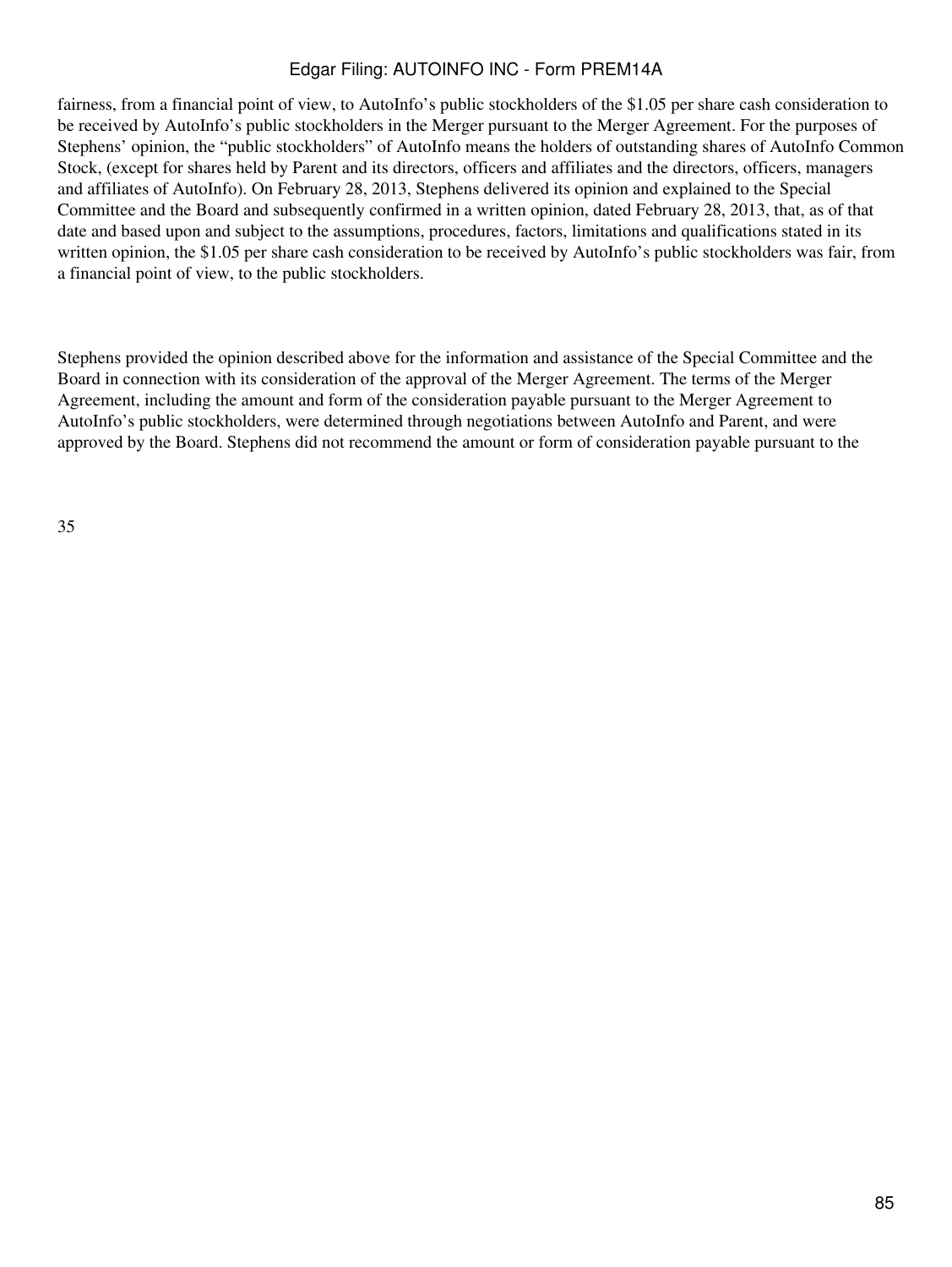fairness, from a financial point of view, to AutoInfo's public stockholders of the $1.05 per share cash consideration to be received by AutoInfo's public stockholders in the Merger pursuant to the Merger Agreement. For the purposes of Stephens' opinion, the "public stockholders" of AutoInfo means the holders of outstanding shares of AutoInfo Common Stock, (except for shares held by Parent and its directors, officers and affiliates and the directors, officers, managers and affiliates of AutoInfo). On February 28, 2013, Stephens delivered its opinion and explained to the Special Committee and the Board and subsequently confirmed in a written opinion, dated February 28, 2013, that, as of that date and based upon and subject to the assumptions, procedures, factors, limitations and qualifications stated in its written opinion, the $1.05 per share cash consideration to be received by AutoInfo's public stockholders was fair, from a financial point of view, to the public stockholders.

Stephens provided the opinion described above for the information and assistance of the Special Committee and the Board in connection with its consideration of the approval of the Merger Agreement. The terms of the Merger Agreement, including the amount and form of the consideration payable pursuant to the Merger Agreement to AutoInfo's public stockholders, were determined through negotiations between AutoInfo and Parent, and were approved by the Board. Stephens did not recommend the amount or form of consideration payable pursuant to the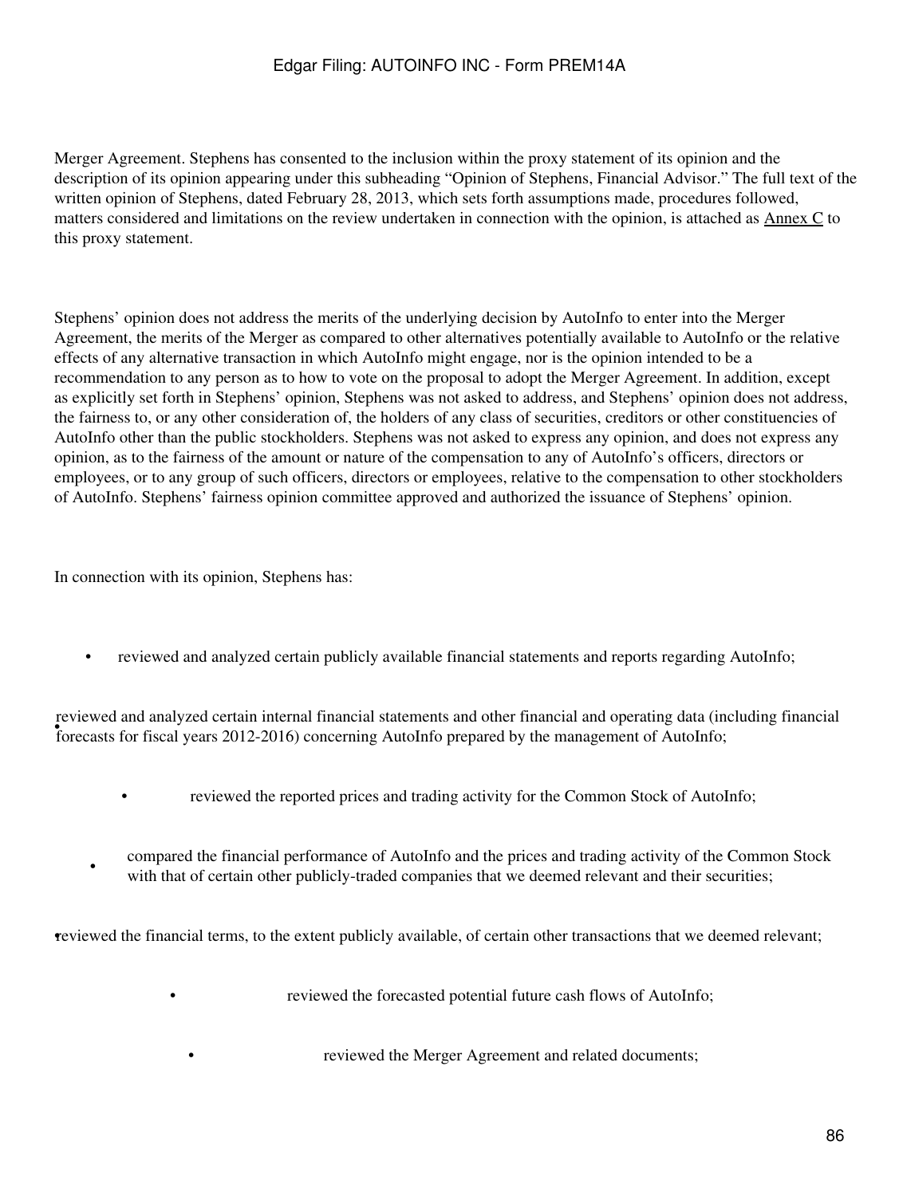Merger Agreement. Stephens has consented to the inclusion within the proxy statement of its opinion and the description of its opinion appearing under this subheading "Opinion of Stephens, Financial Advisor." The full text of the written opinion of Stephens, dated February 28, 2013, which sets forth assumptions made, procedures followed, matters considered and limitations on the review undertaken in connection with the opinion, is attached as Annex C to this proxy statement.

Stephens' opinion does not address the merits of the underlying decision by AutoInfo to enter into the Merger Agreement, the merits of the Merger as compared to other alternatives potentially available to AutoInfo or the relative effects of any alternative transaction in which AutoInfo might engage, nor is the opinion intended to be a recommendation to any person as to how to vote on the proposal to adopt the Merger Agreement. In addition, except as explicitly set forth in Stephens' opinion, Stephens was not asked to address, and Stephens' opinion does not address, the fairness to, or any other consideration of, the holders of any class of securities, creditors or other constituencies of AutoInfo other than the public stockholders. Stephens was not asked to express any opinion, and does not express any opinion, as to the fairness of the amount or nature of the compensation to any of AutoInfo's officers, directors or employees, or to any group of such officers, directors or employees, relative to the compensation to other stockholders of AutoInfo. Stephens' fairness opinion committee approved and authorized the issuance of Stephens' opinion.

In connection with its opinion, Stephens has:

- reviewed and analyzed certain publicly available financial statements and reports regarding AutoInfo;
- reviewed and analyzed certain internal financial statements and other financial and operating data (including financial forecasts for fiscal years 2012-2016) concerning AutoInfo prepared by the management of AutoInfo;
- reviewed the reported prices and trading activity for the Common Stock of AutoInfo;
- compared the financial performance of AutoInfo and the prices and trading activity of the Common Stock with that of certain other publicly-traded companies that we deemed relevant and their securities;
- reviewed the financial terms, to the extent publicly available, of certain other transactions that we deemed relevant;
- reviewed the forecasted potential future cash flows of AutoInfo;
- reviewed the Merger Agreement and related documents;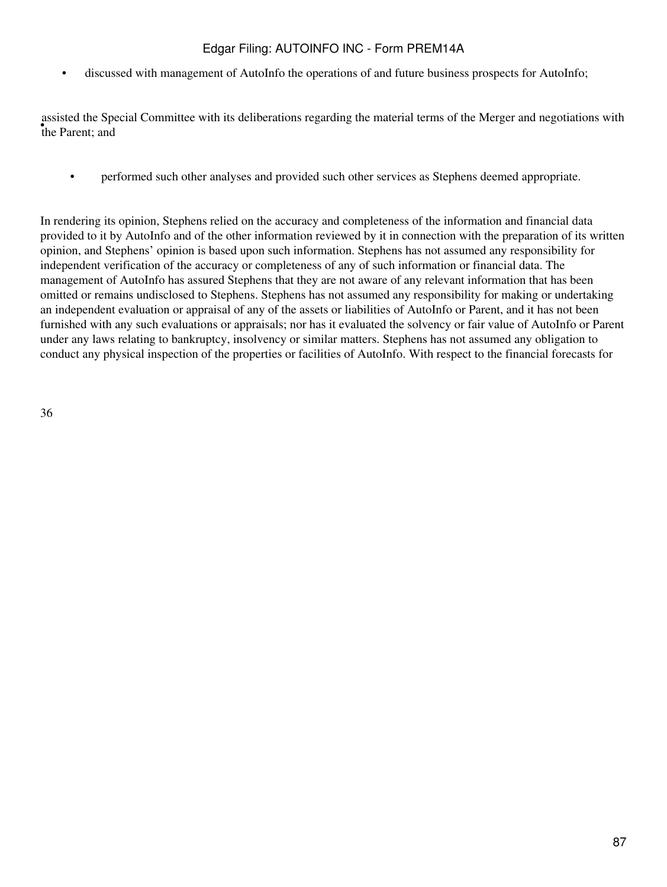- discussed with management of AutoInfo the operations of and future business prospects for AutoInfo;
- assisted the Special Committee with its deliberations regarding the material terms of the Merger and negotiations with the Parent; and
- performed such other analyses and provided such other services as Stephens deemed appropriate.

In rendering its opinion, Stephens relied on the accuracy and completeness of the information and financial data provided to it by AutoInfo and of the other information reviewed by it in connection with the preparation of its written opinion, and Stephens' opinion is based upon such information. Stephens has not assumed any responsibility for independent verification of the accuracy or completeness of any of such information or financial data. The management of AutoInfo has assured Stephens that they are not aware of any relevant information that has been omitted or remains undisclosed to Stephens. Stephens has not assumed any responsibility for making or undertaking an independent evaluation or appraisal of any of the assets or liabilities of AutoInfo or Parent, and it has not been furnished with any such evaluations or appraisals; nor has it evaluated the solvency or fair value of AutoInfo or Parent under any laws relating to bankruptcy, insolvency or similar matters. Stephens has not assumed any obligation to conduct any physical inspection of the properties or facilities of AutoInfo. With respect to the financial forecasts for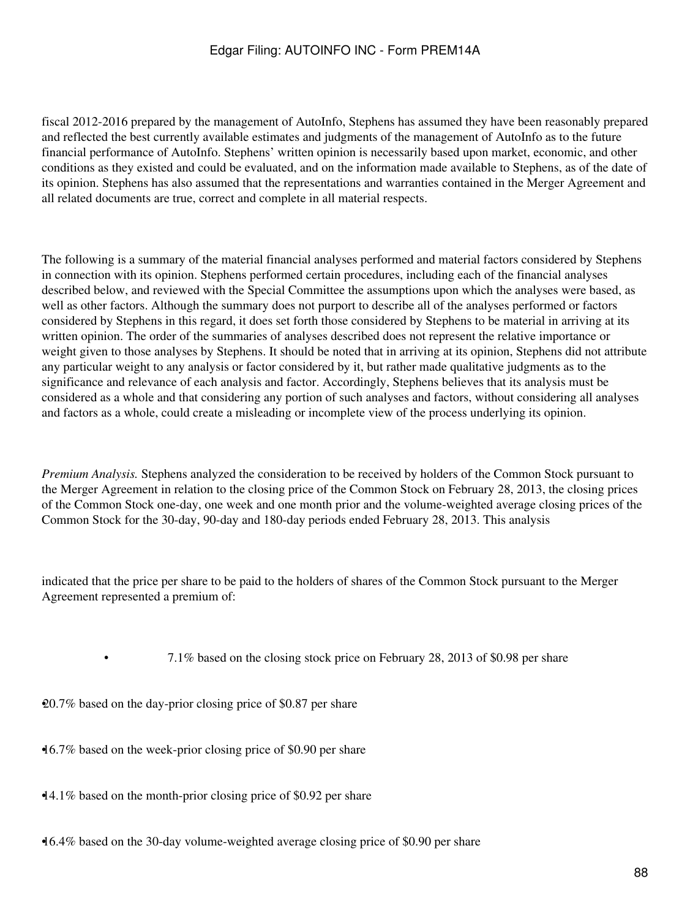fiscal 2012-2016 prepared by the management of AutoInfo, Stephens has assumed they have been reasonably prepared and reflected the best currently available estimates and judgments of the management of AutoInfo as to the future financial performance of AutoInfo. Stephens' written opinion is necessarily based upon market, economic, and other conditions as they existed and could be evaluated, and on the information made available to Stephens, as of the date of its opinion. Stephens has also assumed that the representations and warranties contained in the Merger Agreement and all related documents are true, correct and complete in all material respects.

The following is a summary of the material financial analyses performed and material factors considered by Stephens in connection with its opinion. Stephens performed certain procedures, including each of the financial analyses described below, and reviewed with the Special Committee the assumptions upon which the analyses were based, as well as other factors. Although the summary does not purport to describe all of the analyses performed or factors considered by Stephens in this regard, it does set forth those considered by Stephens to be material in arriving at its written opinion. The order of the summaries of analyses described does not represent the relative importance or weight given to those analyses by Stephens. It should be noted that in arriving at its opinion, Stephens did not attribute any particular weight to any analysis or factor considered by it, but rather made qualitative judgments as to the significance and relevance of each analysis and factor. Accordingly, Stephens believes that its analysis must be considered as a whole and that considering any portion of such analyses and factors, without considering all analyses and factors as a whole, could create a misleading or incomplete view of the process underlying its opinion.

*Premium Analysis.* Stephens analyzed the consideration to be received by holders of the Common Stock pursuant to the Merger Agreement in relation to the closing price of the Common Stock on February 28, 2013, the closing prices of the Common Stock one-day, one week and one month prior and the volume-weighted average closing prices of the Common Stock for the 30-day, 90-day and 180-day periods ended February 28, 2013. This analysis

indicated that the price per share to be paid to the holders of shares of the Common Stock pursuant to the Merger Agreement represented a premium of:

- 7.1% based on the closing stock price on February 28, 2013 of $0.98 per share
- 20.7% based on the day-prior closing price of $0.87 per share
- 16.7% based on the week-prior closing price of $0.90 per share
- 14.1% based on the month-prior closing price of $0.92 per share
- 16.4% based on the 30-day volume-weighted average closing price of $0.90 per share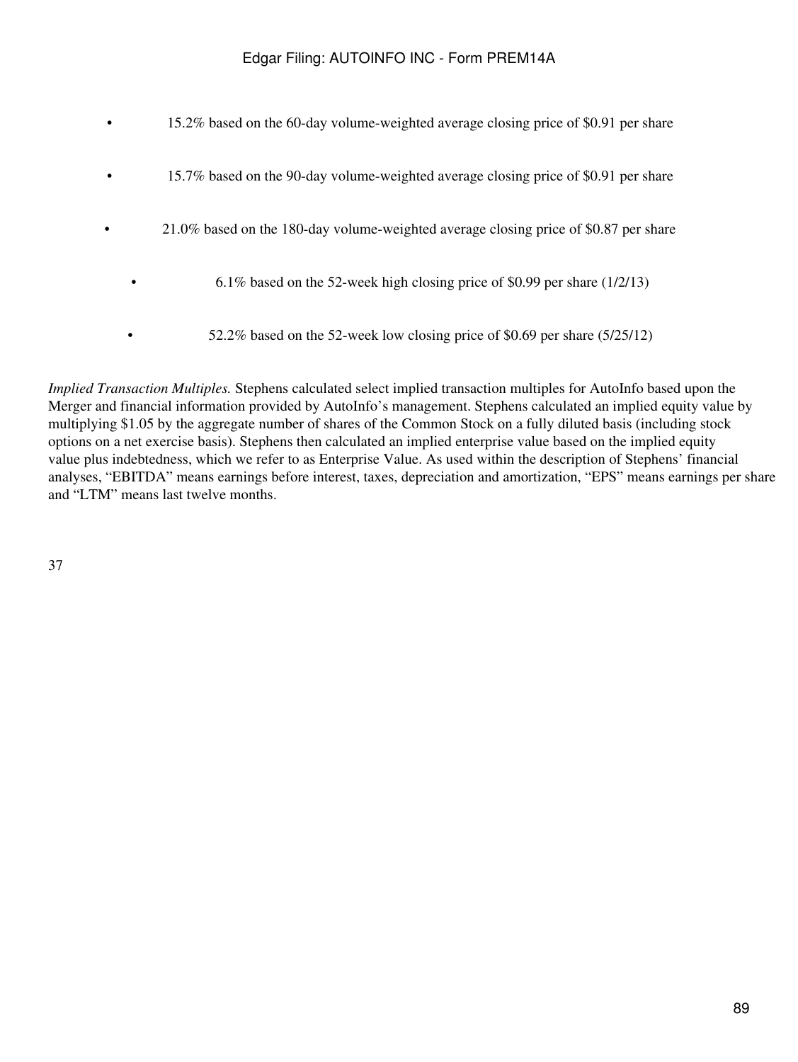- 15.2% based on the 60-day volume-weighted average closing price of $0.91 per share
- 15.7% based on the 90-day volume-weighted average closing price of $0.91 per share
- 21.0% based on the 180-day volume-weighted average closing price of $0.87 per share
- 6.1% based on the 52-week high closing price of $0.99 per share (1/2/13)
- 52.2% based on the 52-week low closing price of $0.69 per share (5/25/12)

*Implied Transaction Multiples.* Stephens calculated select implied transaction multiples for AutoInfo based upon the Merger and financial information provided by AutoInfo's management. Stephens calculated an implied equity value by multiplying $1.05 by the aggregate number of shares of the Common Stock on a fully diluted basis (including stock options on a net exercise basis). Stephens then calculated an implied enterprise value based on the implied equity value plus indebtedness, which we refer to as Enterprise Value. As used within the description of Stephens' financial analyses, "EBITDA" means earnings before interest, taxes, depreciation and amortization, "EPS" means earnings per share and "LTM" means last twelve months.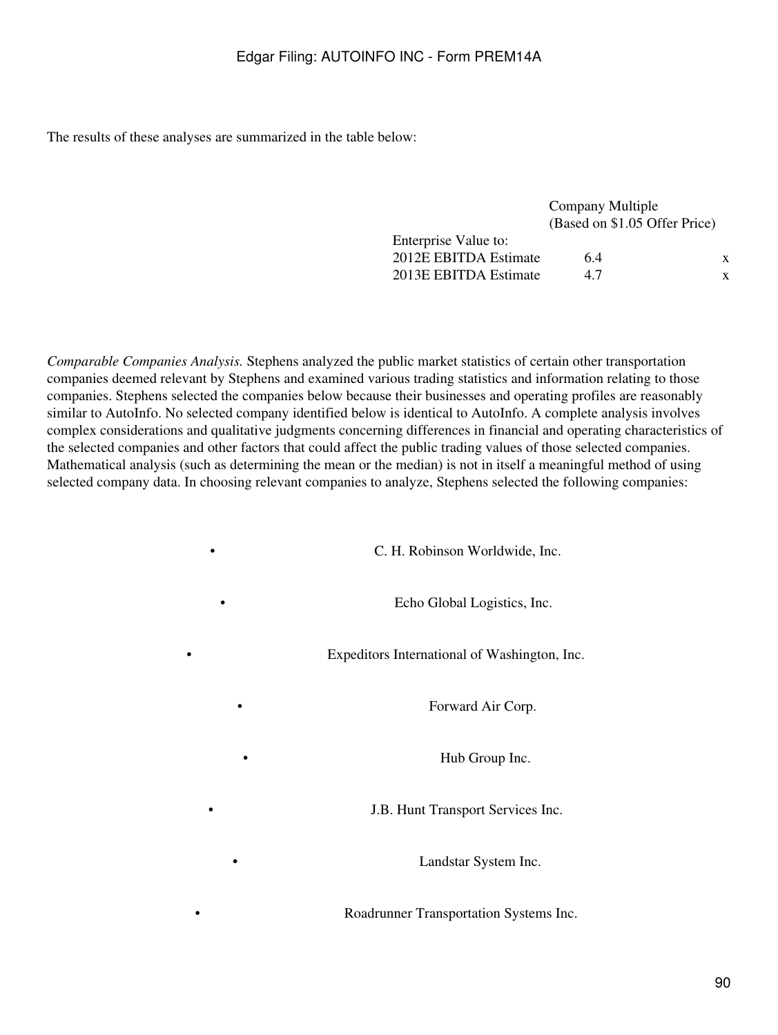The results of these analyses are summarized in the table below:

| | Company Multiple (Based on $1.05 Offer Price) |
|---|---|
| Enterprise Value to: | |
| 2012E EBITDA Estimate | 6.4x |
| 2013E EBITDA Estimate | 4.7x |

*Comparable Companies Analysis.* Stephens analyzed the public market statistics of certain other transportation companies deemed relevant by Stephens and examined various trading statistics and information relating to those companies. Stephens selected the companies below because their businesses and operating profiles are reasonably similar to AutoInfo. No selected company identified below is identical to AutoInfo. A complete analysis involves complex considerations and qualitative judgments concerning differences in financial and operating characteristics of the selected companies and other factors that could affect the public trading values of those selected companies. Mathematical analysis (such as determining the mean or the median) is not in itself a meaningful method of using selected company data. In choosing relevant companies to analyze, Stephens selected the following companies:

- C. H. Robinson Worldwide, Inc.
- Echo Global Logistics, Inc.
- Expeditors International of Washington, Inc.
- Forward Air Corp.
- Hub Group Inc.
- J.B. Hunt Transport Services Inc.
- Landstar System Inc.
- Roadrunner Transportation Systems Inc.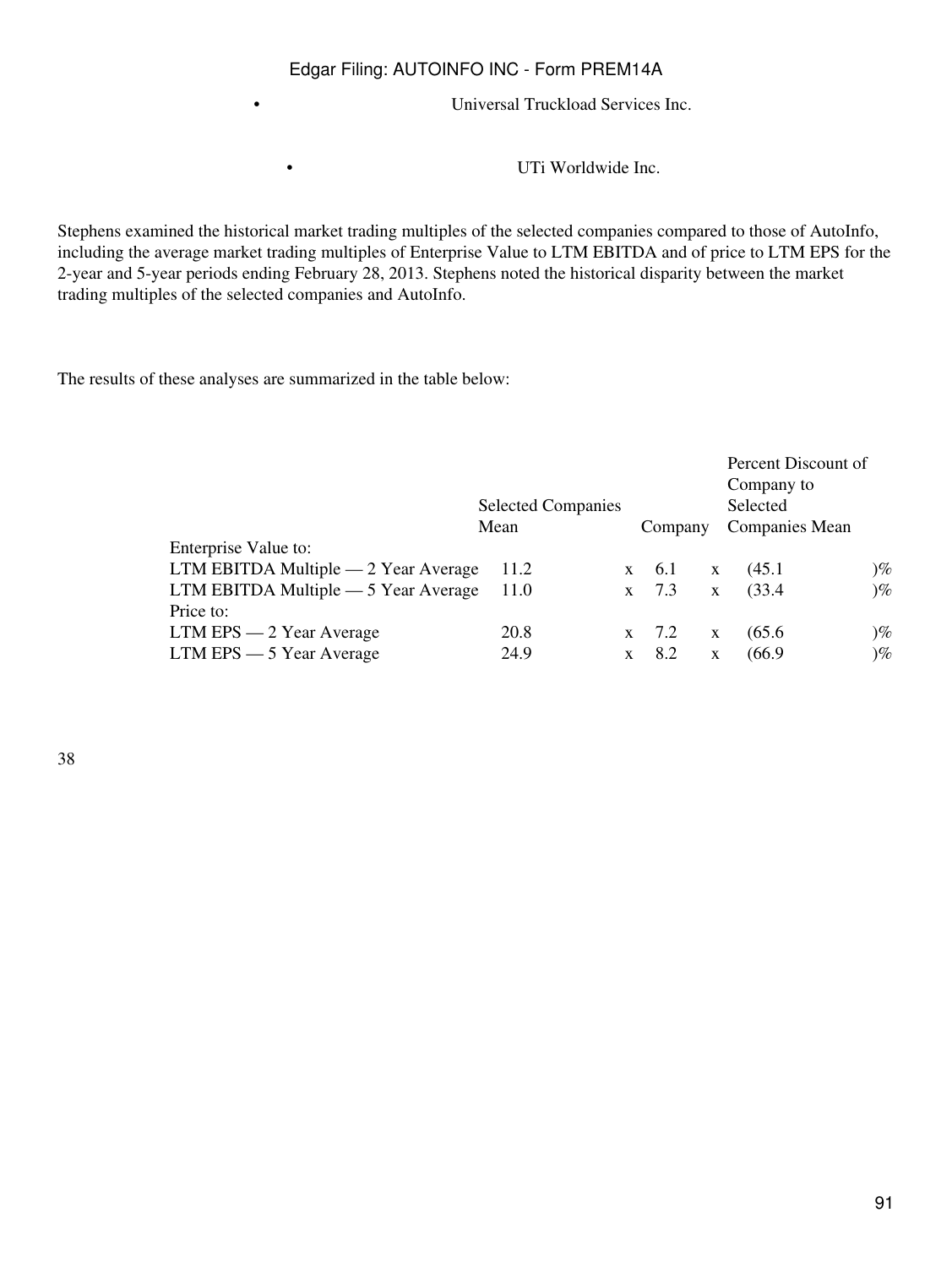- Universal Truckload Services Inc.
- UTi Worldwide Inc.

Stephens examined the historical market trading multiples of the selected companies compared to those of AutoInfo, including the average market trading multiples of Enterprise Value to LTM EBITDA and of price to LTM EPS for the 2-year and 5-year periods ending February 28, 2013. Stephens noted the historical disparity between the market trading multiples of the selected companies and AutoInfo.

The results of these analyses are summarized in the table below:

| | Selected Companies Mean | Company | Percent Discount of Company to Selected Companies Mean |
|---|---|---|---|
| Enterprise Value to: | | | |
| LTM EBITDA Multiple — 2 Year Average | 11.2x | 6.1x | (45.1)% |
| LTM EBITDA Multiple — 5 Year Average | 11.0x | 7.3x | (33.4)% |
| Price to: | | | |
| LTM EPS — 2 Year Average | 20.8x | 7.2x | (65.6)% |
| LTM EPS — 5 Year Average | 24.9x | 8.2x | (66.9)% |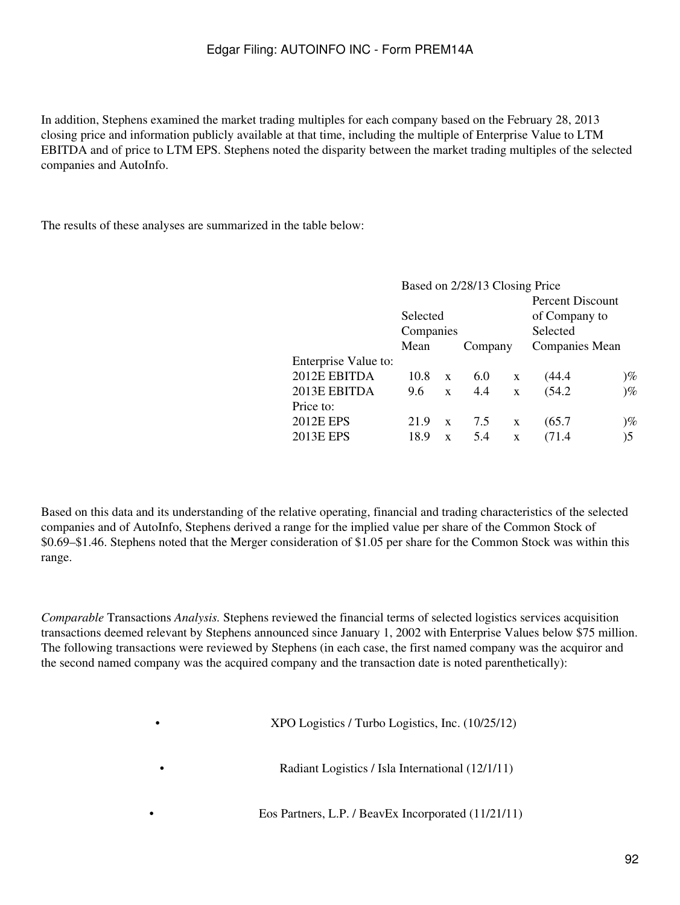In addition, Stephens examined the market trading multiples for each company based on the February 28, 2013 closing price and information publicly available at that time, including the multiple of Enterprise Value to LTM EBITDA and of price to LTM EPS. Stephens noted the disparity between the market trading multiples of the selected companies and AutoInfo.

The results of these analyses are summarized in the table below:

| | Based on 2/28/13 Closing Price | | |
|---|---|---|---|
| | Selected Companies Mean | Company | Percent Discount of Company to Selected Companies Mean |
| Enterprise Value to: | | | |
| 2012E EBITDA | 10.8 x | 6.0 x | (44.4 )% |
| 2013E EBITDA | 9.6 x | 4.4 x | (54.2 )% |
| Price to: | | | |
| 2012E EPS | 21.9 x | 7.5 x | (65.7 )% |
| 2013E EPS | 18.9 x | 5.4 x | (71.4 )5 |

Based on this data and its understanding of the relative operating, financial and trading characteristics of the selected companies and of AutoInfo, Stephens derived a range for the implied value per share of the Common Stock of $0.69–$1.46. Stephens noted that the Merger consideration of $1.05 per share for the Common Stock was within this range.

*Comparable* Transactions *Analysis.* Stephens reviewed the financial terms of selected logistics services acquisition transactions deemed relevant by Stephens announced since January 1, 2002 with Enterprise Values below $75 million. The following transactions were reviewed by Stephens (in each case, the first named company was the acquiror and the second named company was the acquired company and the transaction date is noted parenthetically):

- XPO Logistics / Turbo Logistics, Inc. (10/25/12)
- Radiant Logistics / Isla International (12/1/11)
- Eos Partners, L.P. / BeavEx Incorporated (11/21/11)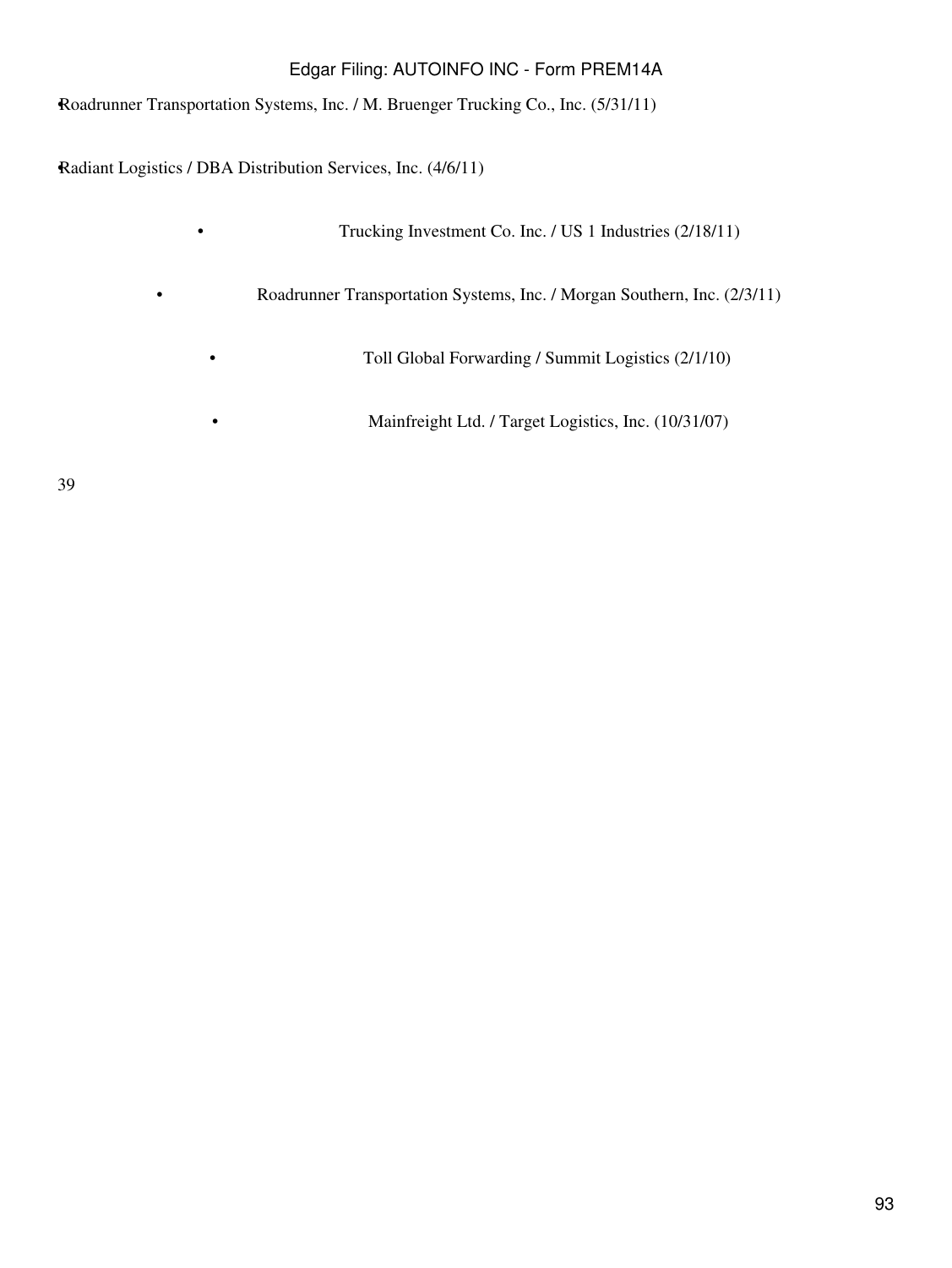- Roadrunner Transportation Systems, Inc. / M. Bruenger Trucking Co., Inc. (5/31/11)
- Radiant Logistics / DBA Distribution Services, Inc. (4/6/11)
- Trucking Investment Co. Inc. / US 1 Industries (2/18/11)
- Roadrunner Transportation Systems, Inc. / Morgan Southern, Inc. (2/3/11)
- Toll Global Forwarding / Summit Logistics (2/1/10)
- Mainfreight Ltd. / Target Logistics, Inc. (10/31/07)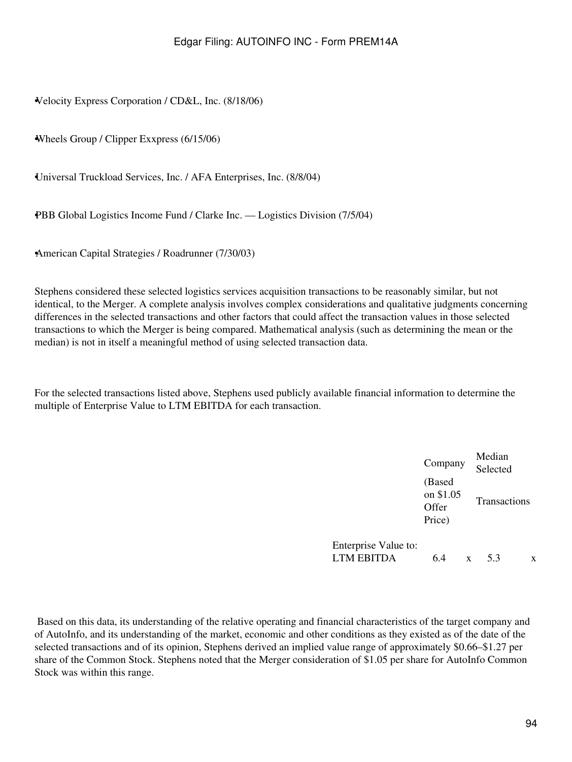- Velocity Express Corporation / CD&L, Inc. (8/18/06)
- Wheels Group / Clipper Exxpress (6/15/06)
- Universal Truckload Services, Inc. / AFA Enterprises, Inc. (8/8/04)
- PBB Global Logistics Income Fund / Clarke Inc. — Logistics Division (7/5/04)
- American Capital Strategies / Roadrunner (7/30/03)

Stephens considered these selected logistics services acquisition transactions to be reasonably similar, but not identical, to the Merger. A complete analysis involves complex considerations and qualitative judgments concerning differences in the selected transactions and other factors that could affect the transaction values in those selected transactions to which the Merger is being compared. Mathematical analysis (such as determining the mean or the median) is not in itself a meaningful method of using selected transaction data.

For the selected transactions listed above, Stephens used publicly available financial information to determine the multiple of Enterprise Value to LTM EBITDA for each transaction.

| | Company (Based on $1.05 Offer Price) | Median Selected Transactions |
|---|---|---|
| Enterprise Value to: LTM EBITDA | 6.4x | 5.3x |

Based on this data, its understanding of the relative operating and financial characteristics of the target company and of AutoInfo, and its understanding of the market, economic and other conditions as they existed as of the date of the selected transactions and of its opinion, Stephens derived an implied value range of approximately $0.66–$1.27 per share of the Common Stock. Stephens noted that the Merger consideration of $1.05 per share for AutoInfo Common Stock was within this range.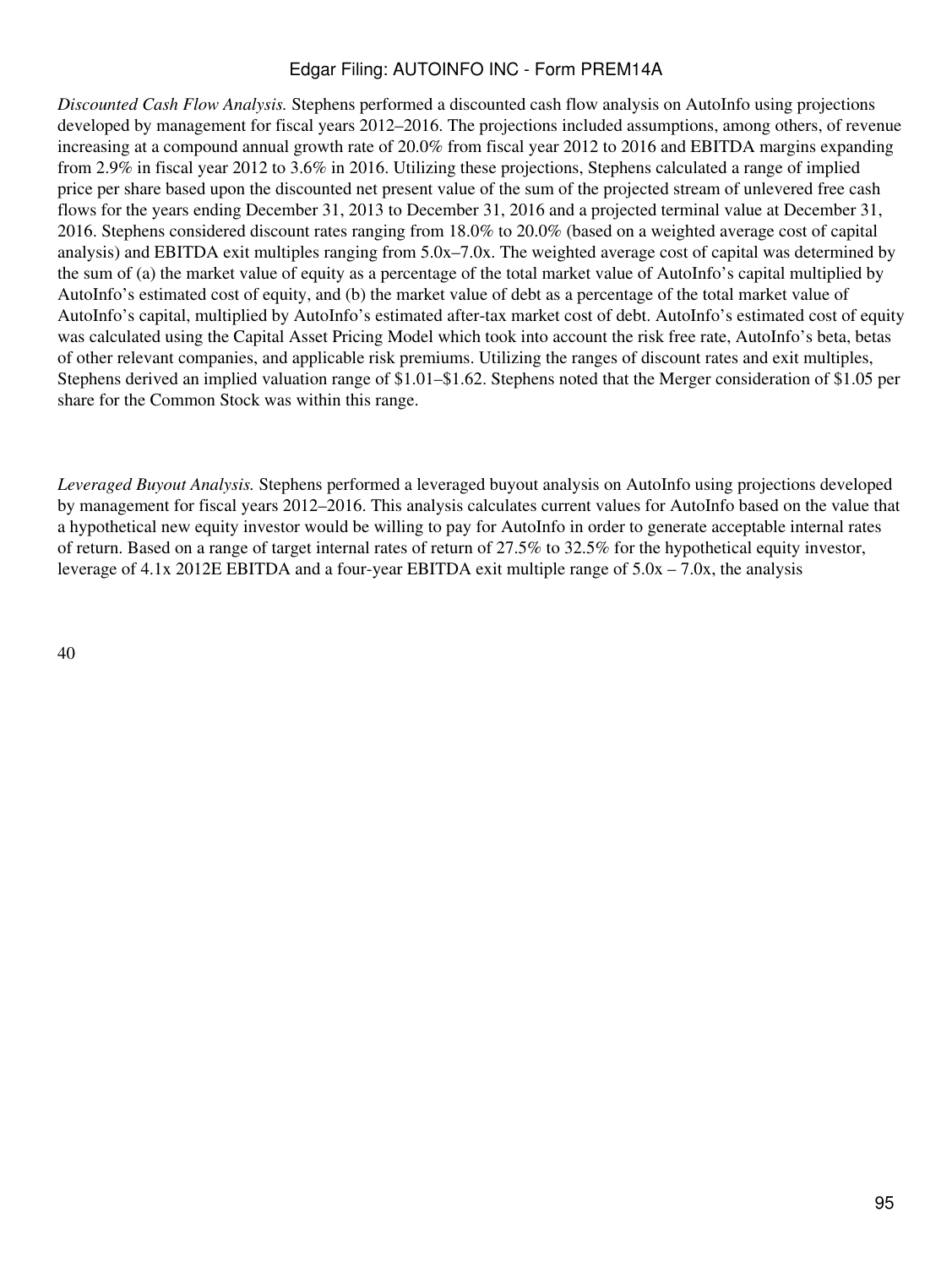*Discounted Cash Flow Analysis.* Stephens performed a discounted cash flow analysis on AutoInfo using projections developed by management for fiscal years 2012–2016. The projections included assumptions, among others, of revenue increasing at a compound annual growth rate of 20.0% from fiscal year 2012 to 2016 and EBITDA margins expanding from 2.9% in fiscal year 2012 to 3.6% in 2016. Utilizing these projections, Stephens calculated a range of implied price per share based upon the discounted net present value of the sum of the projected stream of unlevered free cash flows for the years ending December 31, 2013 to December 31, 2016 and a projected terminal value at December 31, 2016. Stephens considered discount rates ranging from 18.0% to 20.0% (based on a weighted average cost of capital analysis) and EBITDA exit multiples ranging from 5.0x–7.0x. The weighted average cost of capital was determined by the sum of (a) the market value of equity as a percentage of the total market value of AutoInfo's capital multiplied by AutoInfo's estimated cost of equity, and (b) the market value of debt as a percentage of the total market value of AutoInfo's capital, multiplied by AutoInfo's estimated after-tax market cost of debt. AutoInfo's estimated cost of equity was calculated using the Capital Asset Pricing Model which took into account the risk free rate, AutoInfo's beta, betas of other relevant companies, and applicable risk premiums. Utilizing the ranges of discount rates and exit multiples, Stephens derived an implied valuation range of $1.01–$1.62. Stephens noted that the Merger consideration of $1.05 per share for the Common Stock was within this range.

*Leveraged Buyout Analysis.* Stephens performed a leveraged buyout analysis on AutoInfo using projections developed by management for fiscal years 2012–2016. This analysis calculates current values for AutoInfo based on the value that a hypothetical new equity investor would be willing to pay for AutoInfo in order to generate acceptable internal rates of return. Based on a range of target internal rates of return of 27.5% to 32.5% for the hypothetical equity investor, leverage of 4.1x 2012E EBITDA and a four-year EBITDA exit multiple range of 5.0x – 7.0x, the analysis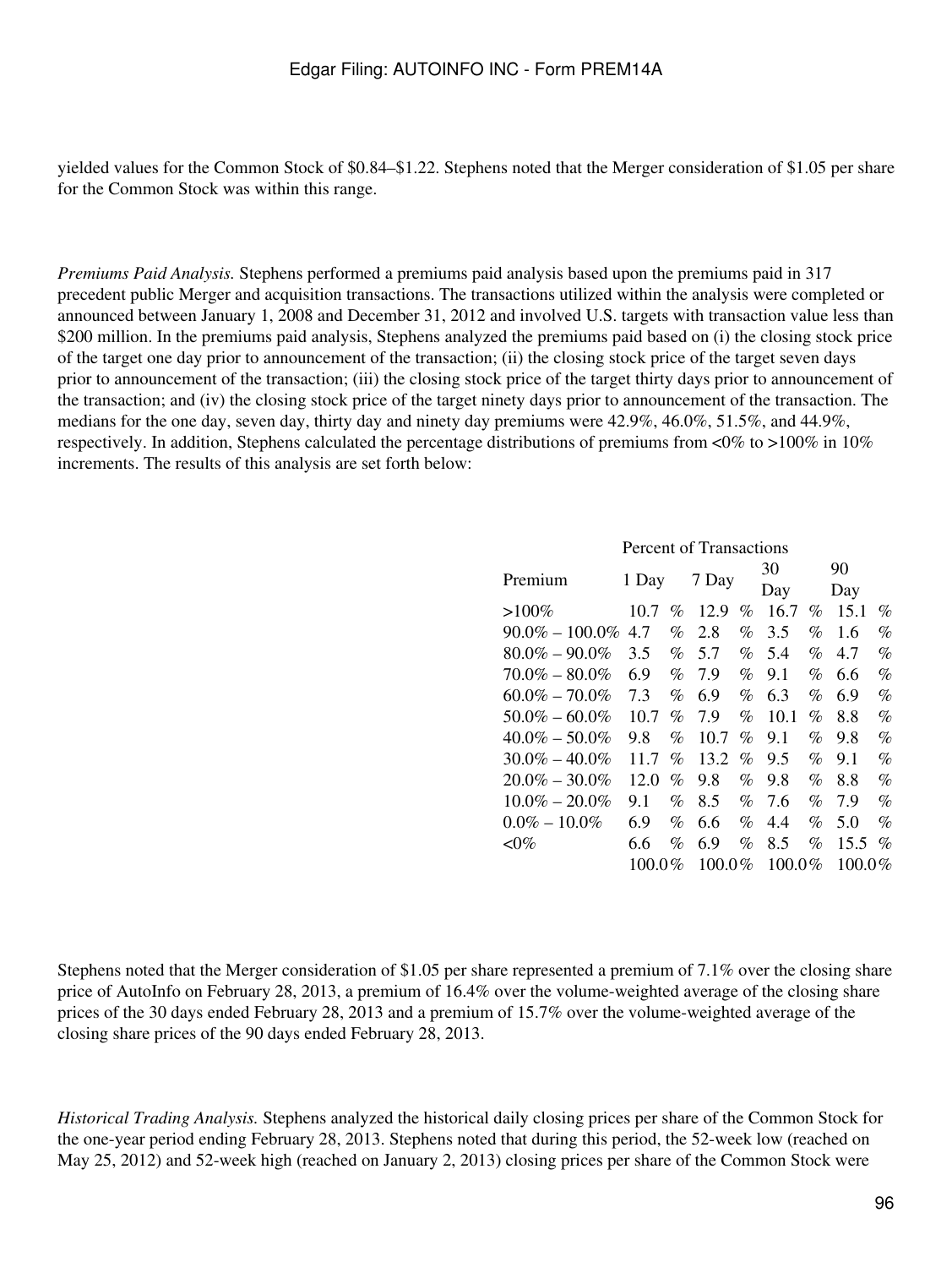yielded values for the Common Stock of $0.84–$1.22. Stephens noted that the Merger consideration of $1.05 per share for the Common Stock was within this range.

*Premiums Paid Analysis.* Stephens performed a premiums paid analysis based upon the premiums paid in 317 precedent public Merger and acquisition transactions. The transactions utilized within the analysis were completed or announced between January 1, 2008 and December 31, 2012 and involved U.S. targets with transaction value less than $200 million. In the premiums paid analysis, Stephens analyzed the premiums paid based on (i) the closing stock price of the target one day prior to announcement of the transaction; (ii) the closing stock price of the target seven days prior to announcement of the transaction; (iii) the closing stock price of the target thirty days prior to announcement of the transaction; and (iv) the closing stock price of the target ninety days prior to announcement of the transaction. The medians for the one day, seven day, thirty day and ninety day premiums were 42.9%, 46.0%, 51.5%, and 44.9%, respectively. In addition, Stephens calculated the percentage distributions of premiums from <0% to >100% in 10% increments. The results of this analysis are set forth below:

| | Percent of Transactions | | | |
|---|---|---|---|---|
| Premium | 1 Day | 7 Day | 30 Day | 90 Day |
| >100% | 10.7 % | 12.9 % | 16.7 % | 15.1 % |
| 90.0% – 100.0% | 4.7 % | 2.8 % | 3.5 % | 1.6 % |
| 80.0% – 90.0% | 3.5 % | 5.7 % | 5.4 % | 4.7 % |
| 70.0% – 80.0% | 6.9 % | 7.9 % | 9.1 % | 6.6 % |
| 60.0% – 70.0% | 7.3 % | 6.9 % | 6.3 % | 6.9 % |
| 50.0% – 60.0% | 10.7 % | 7.9 % | 10.1 % | 8.8 % |
| 40.0% – 50.0% | 9.8 % | 10.7 % | 9.1 % | 9.8 % |
| 30.0% – 40.0% | 11.7 % | 13.2 % | 9.5 % | 9.1 % |
| 20.0% – 30.0% | 12.0 % | 9.8 % | 9.8 % | 8.8 % |
| 10.0% – 20.0% | 9.1 % | 8.5 % | 7.6 % | 7.9 % |
| 0.0% – 10.0% | 6.9 % | 6.6 % | 4.4 % | 5.0 % |
| <0% | 6.6 % | 6.9 % | 8.5 % | 15.5 % |
| | 100.0% | 100.0% | 100.0% | 100.0% |

Stephens noted that the Merger consideration of $1.05 per share represented a premium of 7.1% over the closing share price of AutoInfo on February 28, 2013, a premium of 16.4% over the volume-weighted average of the closing share prices of the 30 days ended February 28, 2013 and a premium of 15.7% over the volume-weighted average of the closing share prices of the 90 days ended February 28, 2013.

*Historical Trading Analysis.* Stephens analyzed the historical daily closing prices per share of the Common Stock for the one-year period ending February 28, 2013. Stephens noted that during this period, the 52-week low (reached on May 25, 2012) and 52-week high (reached on January 2, 2013) closing prices per share of the Common Stock were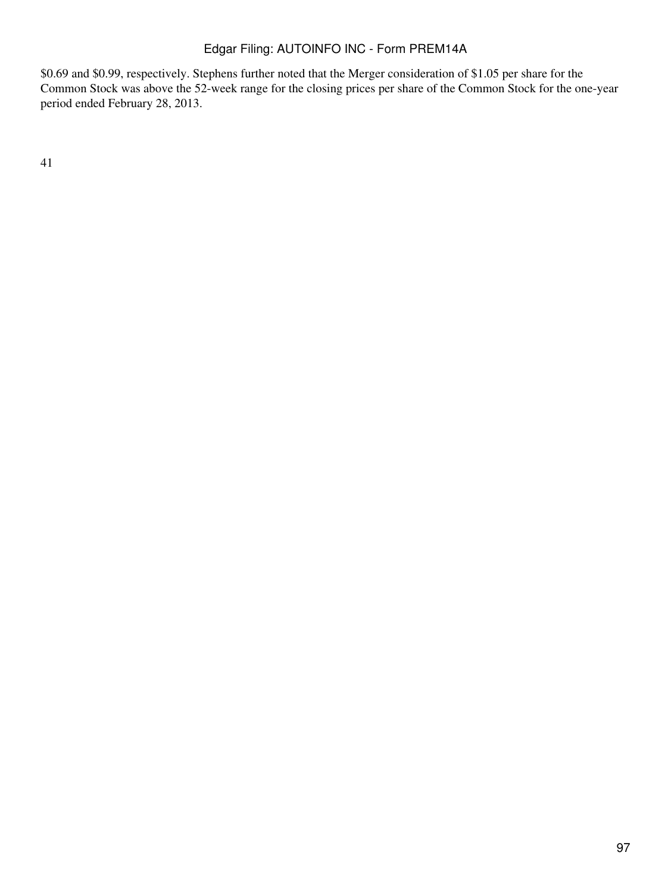$0.69 and $0.99, respectively. Stephens further noted that the Merger consideration of $1.05 per share for the Common Stock was above the 52-week range for the closing prices per share of the Common Stock for the one-year period ended February 28, 2013.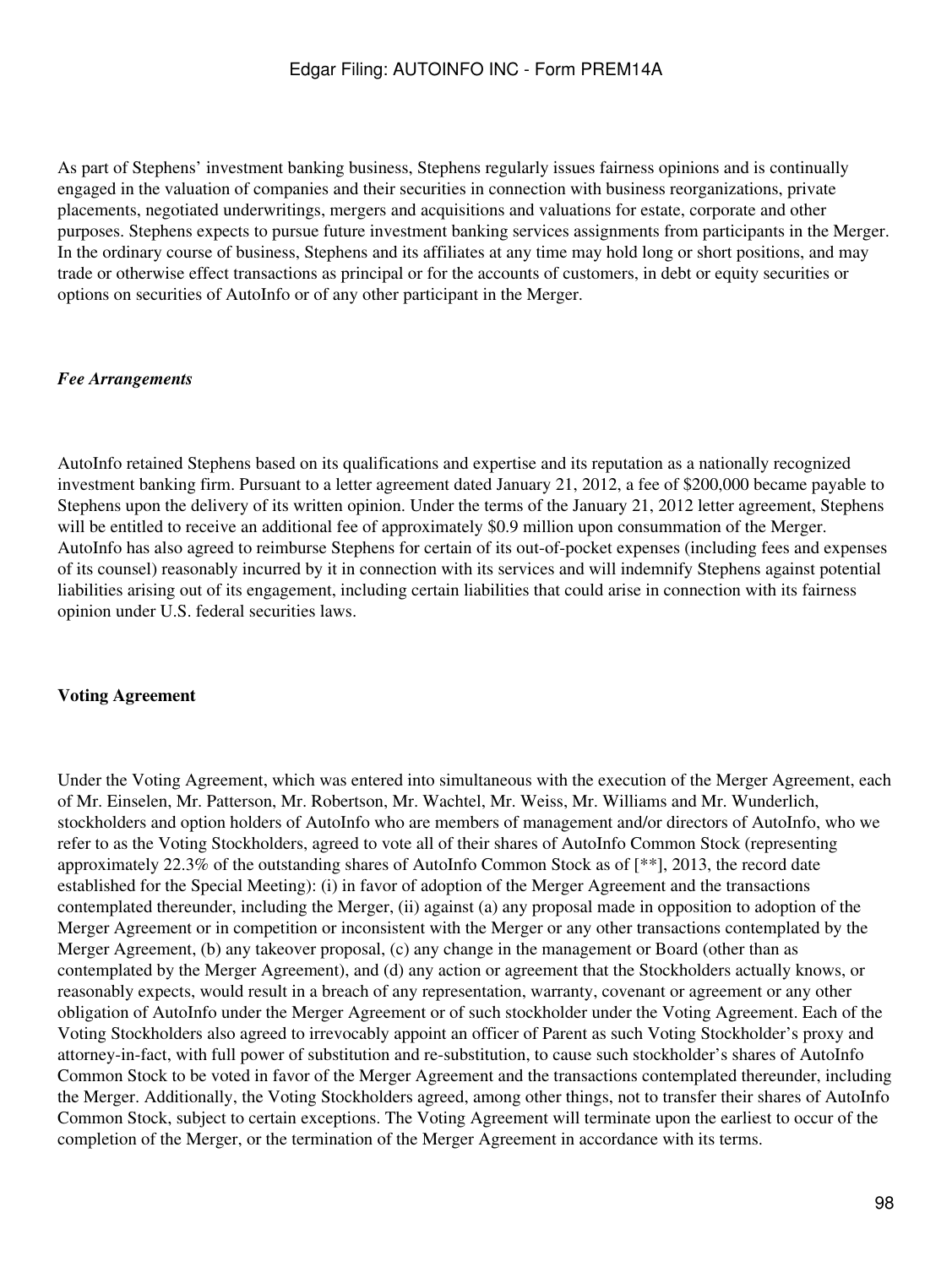As part of Stephens' investment banking business, Stephens regularly issues fairness opinions and is continually engaged in the valuation of companies and their securities in connection with business reorganizations, private placements, negotiated underwritings, mergers and acquisitions and valuations for estate, corporate and other purposes. Stephens expects to pursue future investment banking services assignments from participants in the Merger. In the ordinary course of business, Stephens and its affiliates at any time may hold long or short positions, and may trade or otherwise effect transactions as principal or for the accounts of customers, in debt or equity securities or options on securities of AutoInfo or of any other participant in the Merger.

*Fee Arrangements*

AutoInfo retained Stephens based on its qualifications and expertise and its reputation as a nationally recognized investment banking firm. Pursuant to a letter agreement dated January 21, 2012, a fee of $200,000 became payable to Stephens upon the delivery of its written opinion. Under the terms of the January 21, 2012 letter agreement, Stephens will be entitled to receive an additional fee of approximately $0.9 million upon consummation of the Merger. AutoInfo has also agreed to reimburse Stephens for certain of its out-of-pocket expenses (including fees and expenses of its counsel) reasonably incurred by it in connection with its services and will indemnify Stephens against potential liabilities arising out of its engagement, including certain liabilities that could arise in connection with its fairness opinion under U.S. federal securities laws.

**Voting Agreement**

Under the Voting Agreement, which was entered into simultaneous with the execution of the Merger Agreement, each of Mr. Einselen, Mr. Patterson, Mr. Robertson, Mr. Wachtel, Mr. Weiss, Mr. Williams and Mr. Wunderlich, stockholders and option holders of AutoInfo who are members of management and/or directors of AutoInfo, who we refer to as the Voting Stockholders, agreed to vote all of their shares of AutoInfo Common Stock (representing approximately 22.3% of the outstanding shares of AutoInfo Common Stock as of [**], 2013, the record date established for the Special Meeting): (i) in favor of adoption of the Merger Agreement and the transactions contemplated thereunder, including the Merger, (ii) against (a) any proposal made in opposition to adoption of the Merger Agreement or in competition or inconsistent with the Merger or any other transactions contemplated by the Merger Agreement, (b) any takeover proposal, (c) any change in the management or Board (other than as contemplated by the Merger Agreement), and (d) any action or agreement that the Stockholders actually knows, or reasonably expects, would result in a breach of any representation, warranty, covenant or agreement or any other obligation of AutoInfo under the Merger Agreement or of such stockholder under the Voting Agreement. Each of the Voting Stockholders also agreed to irrevocably appoint an officer of Parent as such Voting Stockholder's proxy and attorney-in-fact, with full power of substitution and re-substitution, to cause such stockholder's shares of AutoInfo Common Stock to be voted in favor of the Merger Agreement and the transactions contemplated thereunder, including the Merger. Additionally, the Voting Stockholders agreed, among other things, not to transfer their shares of AutoInfo Common Stock, subject to certain exceptions. The Voting Agreement will terminate upon the earliest to occur of the completion of the Merger, or the termination of the Merger Agreement in accordance with its terms.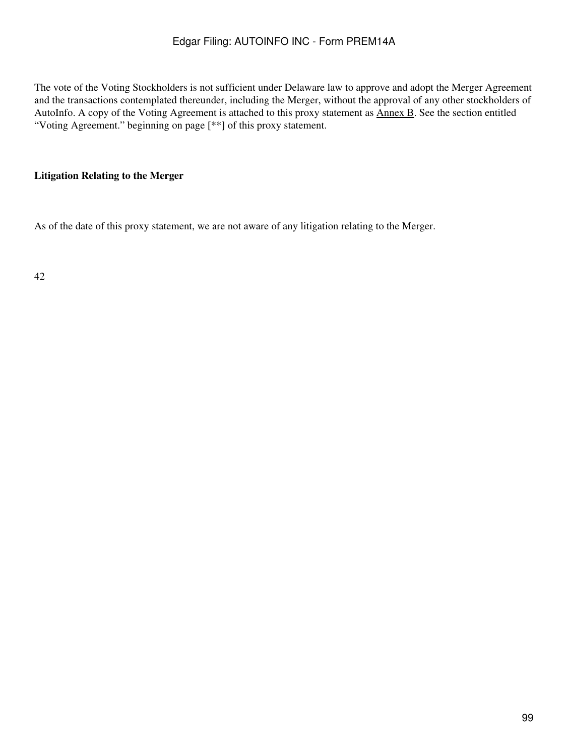The vote of the Voting Stockholders is not sufficient under Delaware law to approve and adopt the Merger Agreement and the transactions contemplated thereunder, including the Merger, without the approval of any other stockholders of AutoInfo. A copy of the Voting Agreement is attached to this proxy statement as Annex B. See the section entitled "Voting Agreement." beginning on page [**] of this proxy statement.

**Litigation Relating to the Merger**

As of the date of this proxy statement, we are not aware of any litigation relating to the Merger.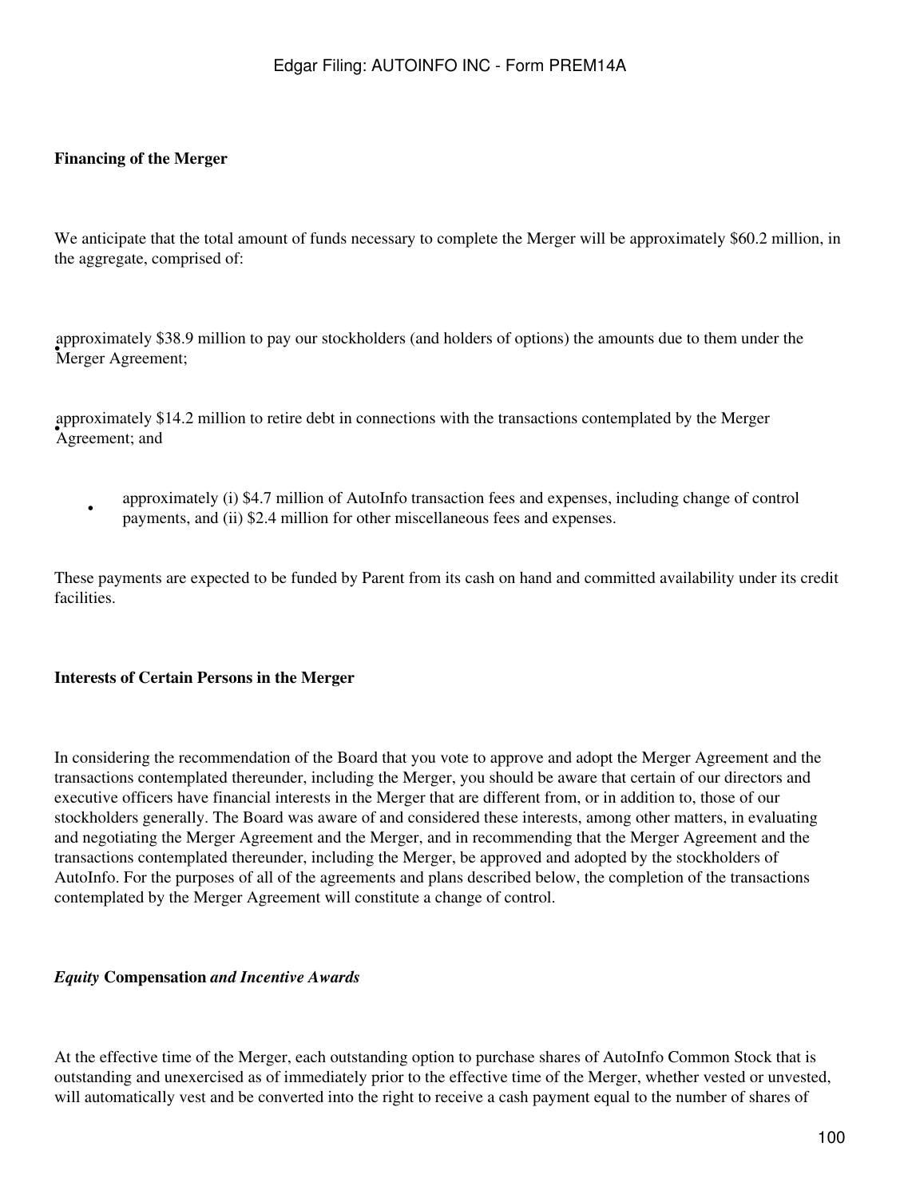**Financing of the Merger**

We anticipate that the total amount of funds necessary to complete the Merger will be approximately $60.2 million, in the aggregate, comprised of:

- approximately $38.9 million to pay our stockholders (and holders of options) the amounts due to them under the Merger Agreement;
- approximately $14.2 million to retire debt in connections with the transactions contemplated by the Merger Agreement; and
- approximately (i) $4.7 million of AutoInfo transaction fees and expenses, including change of control payments, and (ii) $2.4 million for other miscellaneous fees and expenses.

These payments are expected to be funded by Parent from its cash on hand and committed availability under its credit facilities.

**Interests of Certain Persons in the Merger**

In considering the recommendation of the Board that you vote to approve and adopt the Merger Agreement and the transactions contemplated thereunder, including the Merger, you should be aware that certain of our directors and executive officers have financial interests in the Merger that are different from, or in addition to, those of our stockholders generally. The Board was aware of and considered these interests, among other matters, in evaluating and negotiating the Merger Agreement and the Merger, and in recommending that the Merger Agreement and the transactions contemplated thereunder, including the Merger, be approved and adopted by the stockholders of AutoInfo. For the purposes of all of the agreements and plans described below, the completion of the transactions contemplated by the Merger Agreement will constitute a change of control.

***Equity* Compensation *and Incentive Awards***

At the effective time of the Merger, each outstanding option to purchase shares of AutoInfo Common Stock that is outstanding and unexercised as of immediately prior to the effective time of the Merger, whether vested or unvested, will automatically vest and be converted into the right to receive a cash payment equal to the number of shares of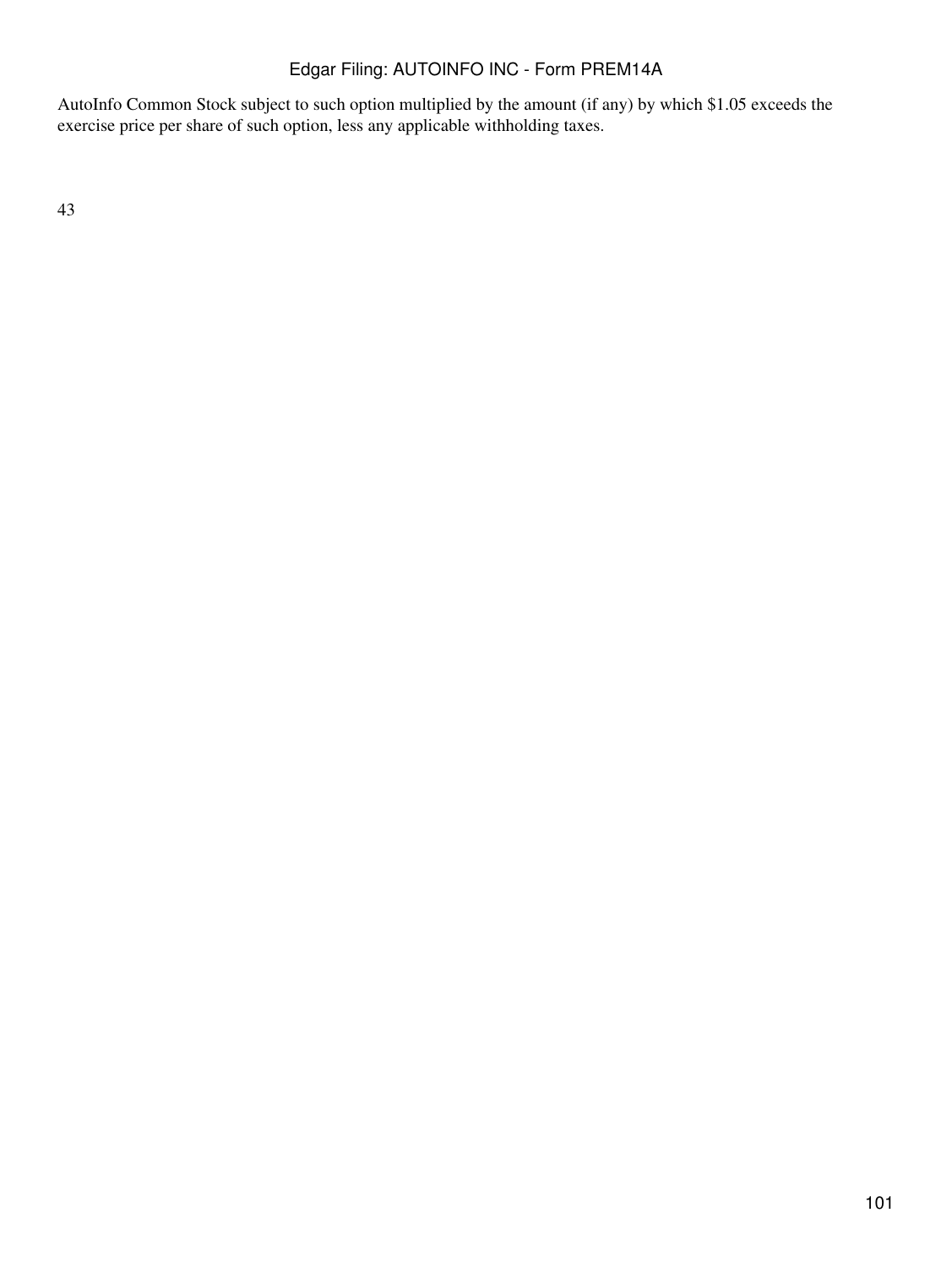AutoInfo Common Stock subject to such option multiplied by the amount (if any) by which $1.05 exceeds the exercise price per share of such option, less any applicable withholding taxes.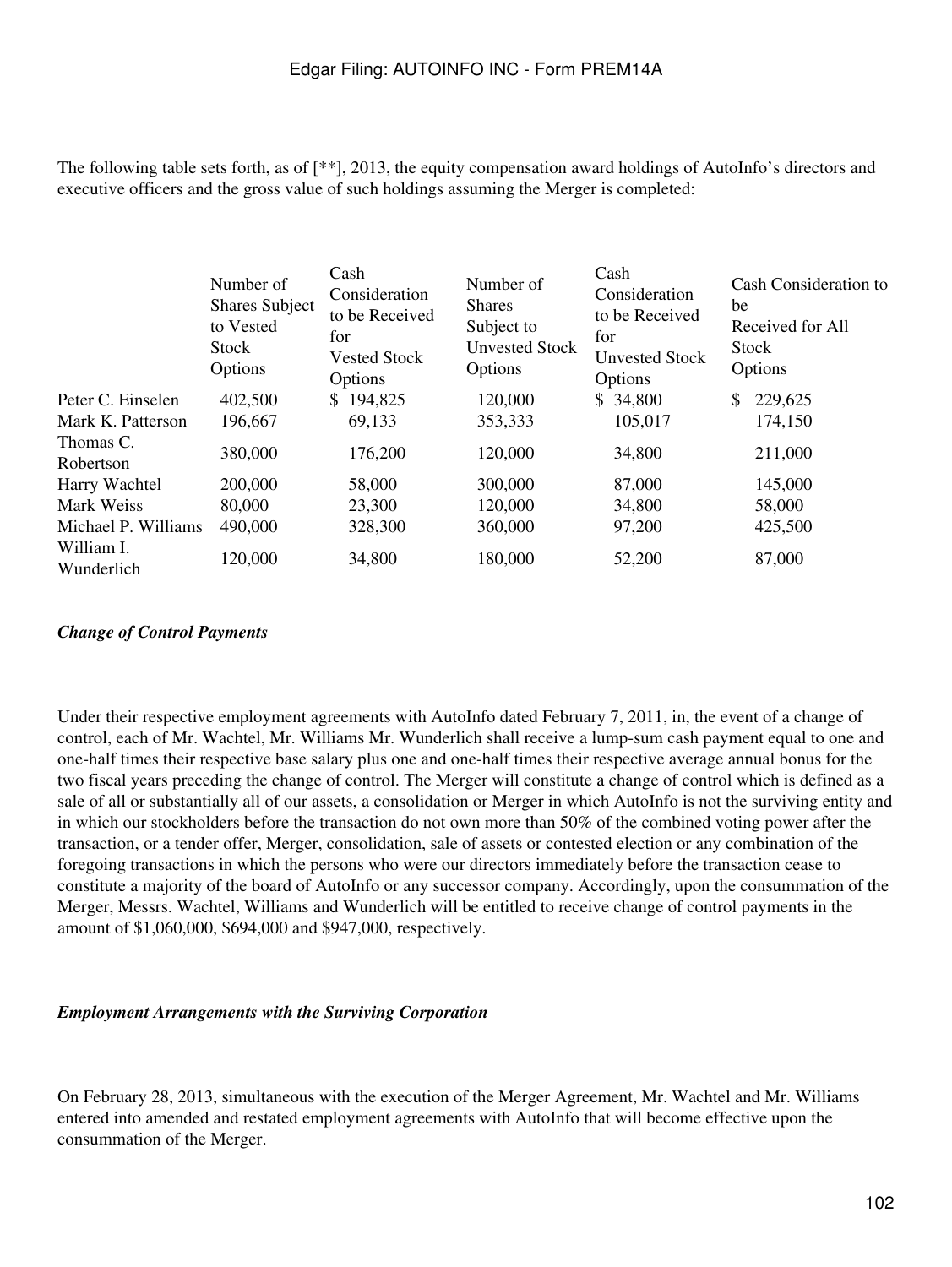The following table sets forth, as of [**], 2013, the equity compensation award holdings of AutoInfo's directors and executive officers and the gross value of such holdings assuming the Merger is completed:

| | Number of Shares Subject to Vested Stock Options | Cash Consideration to be Received for Vested Stock Options | Number of Shares Subject to Unvested Stock Options | Cash Consideration to be Received for Unvested Stock Options | Cash Consideration to be Received for All Stock Options |
|---|---|---|---|---|---|
| Peter C. Einselen | 402,500 | $ 194,825 | 120,000 | $ 34,800 | $ 229,625 |
| Mark K. Patterson | 196,667 | 69,133 | 353,333 | 105,017 | 174,150 |
| Thomas C. Robertson | 380,000 | 176,200 | 120,000 | 34,800 | 211,000 |
| Harry Wachtel | 200,000 | 58,000 | 300,000 | 87,000 | 145,000 |
| Mark Weiss | 80,000 | 23,300 | 120,000 | 34,800 | 58,000 |
| Michael P. Williams | 490,000 | 328,300 | 360,000 | 97,200 | 425,500 |
| William I. Wunderlich | 120,000 | 34,800 | 180,000 | 52,200 | 87,000 |

***Change of Control Payments***

Under their respective employment agreements with AutoInfo dated February 7, 2011, in, the event of a change of control, each of Mr. Wachtel, Mr. Williams Mr. Wunderlich shall receive a lump-sum cash payment equal to one and one-half times their respective base salary plus one and one-half times their respective average annual bonus for the two fiscal years preceding the change of control. The Merger will constitute a change of control which is defined as a sale of all or substantially all of our assets, a consolidation or Merger in which AutoInfo is not the surviving entity and in which our stockholders before the transaction do not own more than 50% of the combined voting power after the transaction, or a tender offer, Merger, consolidation, sale of assets or contested election or any combination of the foregoing transactions in which the persons who were our directors immediately before the transaction cease to constitute a majority of the board of AutoInfo or any successor company. Accordingly, upon the consummation of the Merger, Messrs. Wachtel, Williams and Wunderlich will be entitled to receive change of control payments in the amount of $1,060,000, $694,000 and $947,000, respectively.

***Employment Arrangements with the Surviving Corporation***

On February 28, 2013, simultaneous with the execution of the Merger Agreement, Mr. Wachtel and Mr. Williams entered into amended and restated employment agreements with AutoInfo that will become effective upon the consummation of the Merger.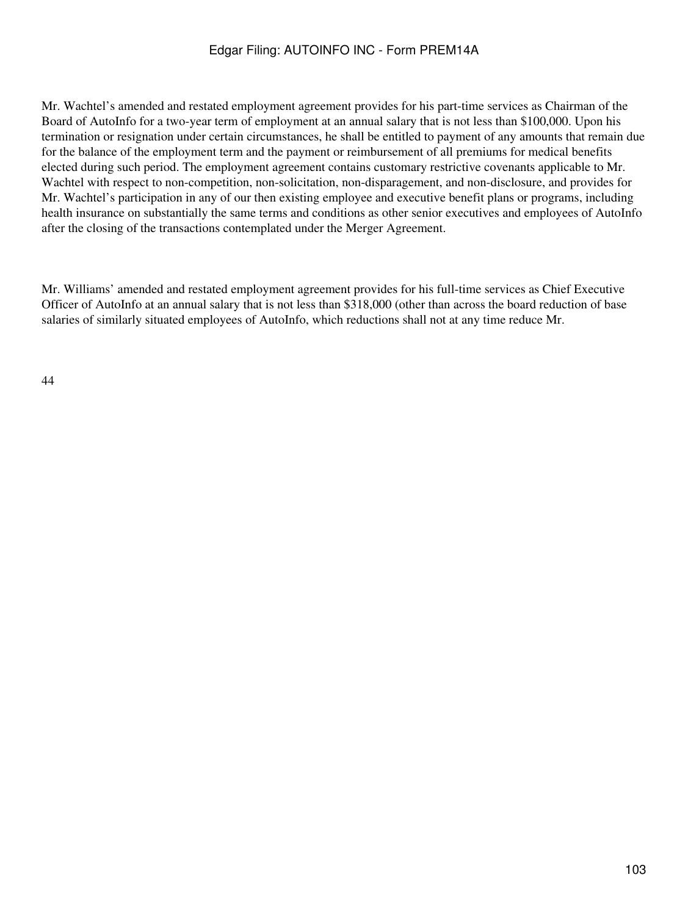Mr. Wachtel's amended and restated employment agreement provides for his part-time services as Chairman of the Board of AutoInfo for a two-year term of employment at an annual salary that is not less than $100,000. Upon his termination or resignation under certain circumstances, he shall be entitled to payment of any amounts that remain due for the balance of the employment term and the payment or reimbursement of all premiums for medical benefits elected during such period. The employment agreement contains customary restrictive covenants applicable to Mr. Wachtel with respect to non-competition, non-solicitation, non-disparagement, and non-disclosure, and provides for Mr. Wachtel's participation in any of our then existing employee and executive benefit plans or programs, including health insurance on substantially the same terms and conditions as other senior executives and employees of AutoInfo after the closing of the transactions contemplated under the Merger Agreement.

Mr. Williams' amended and restated employment agreement provides for his full-time services as Chief Executive Officer of AutoInfo at an annual salary that is not less than $318,000 (other than across the board reduction of base salaries of similarly situated employees of AutoInfo, which reductions shall not at any time reduce Mr.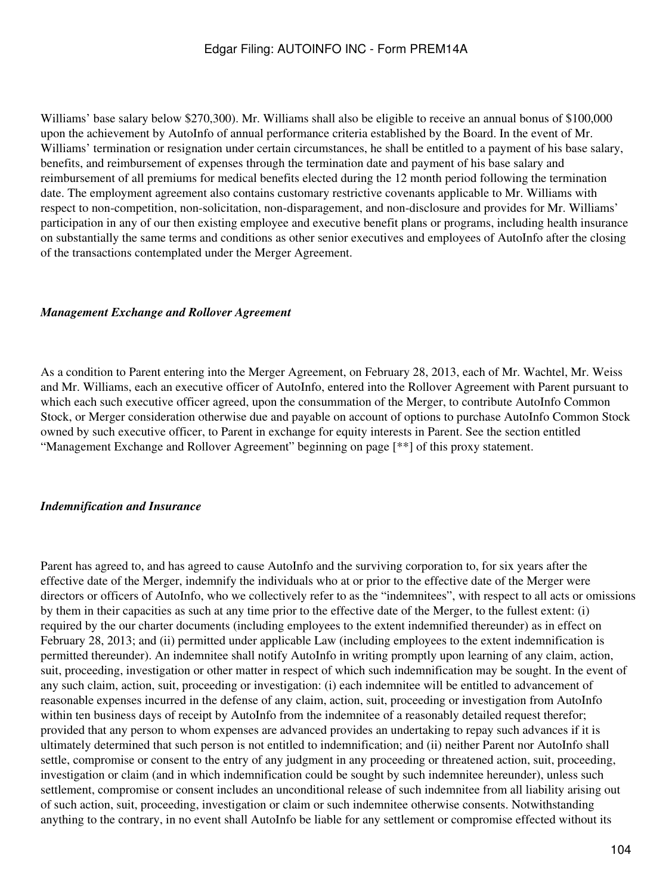Williams' base salary below $270,300). Mr. Williams shall also be eligible to receive an annual bonus of $100,000 upon the achievement by AutoInfo of annual performance criteria established by the Board. In the event of Mr. Williams' termination or resignation under certain circumstances, he shall be entitled to a payment of his base salary, benefits, and reimbursement of expenses through the termination date and payment of his base salary and reimbursement of all premiums for medical benefits elected during the 12 month period following the termination date. The employment agreement also contains customary restrictive covenants applicable to Mr. Williams with respect to non-competition, non-solicitation, non-disparagement, and non-disclosure and provides for Mr. Williams' participation in any of our then existing employee and executive benefit plans or programs, including health insurance on substantially the same terms and conditions as other senior executives and employees of AutoInfo after the closing of the transactions contemplated under the Merger Agreement.

***Management Exchange and Rollover Agreement***

As a condition to Parent entering into the Merger Agreement, on February 28, 2013, each of Mr. Wachtel, Mr. Weiss and Mr. Williams, each an executive officer of AutoInfo, entered into the Rollover Agreement with Parent pursuant to which each such executive officer agreed, upon the consummation of the Merger, to contribute AutoInfo Common Stock, or Merger consideration otherwise due and payable on account of options to purchase AutoInfo Common Stock owned by such executive officer, to Parent in exchange for equity interests in Parent. See the section entitled "Management Exchange and Rollover Agreement" beginning on page [**] of this proxy statement.

***Indemnification and Insurance***

Parent has agreed to, and has agreed to cause AutoInfo and the surviving corporation to, for six years after the effective date of the Merger, indemnify the individuals who at or prior to the effective date of the Merger were directors or officers of AutoInfo, who we collectively refer to as the "indemnitees", with respect to all acts or omissions by them in their capacities as such at any time prior to the effective date of the Merger, to the fullest extent: (i) required by the our charter documents (including employees to the extent indemnified thereunder) as in effect on February 28, 2013; and (ii) permitted under applicable Law (including employees to the extent indemnification is permitted thereunder). An indemnitee shall notify AutoInfo in writing promptly upon learning of any claim, action, suit, proceeding, investigation or other matter in respect of which such indemnification may be sought. In the event of any such claim, action, suit, proceeding or investigation: (i) each indemnitee will be entitled to advancement of reasonable expenses incurred in the defense of any claim, action, suit, proceeding or investigation from AutoInfo within ten business days of receipt by AutoInfo from the indemnitee of a reasonably detailed request therefor; provided that any person to whom expenses are advanced provides an undertaking to repay such advances if it is ultimately determined that such person is not entitled to indemnification; and (ii) neither Parent nor AutoInfo shall settle, compromise or consent to the entry of any judgment in any proceeding or threatened action, suit, proceeding, investigation or claim (and in which indemnification could be sought by such indemnitee hereunder), unless such settlement, compromise or consent includes an unconditional release of such indemnitee from all liability arising out of such action, suit, proceeding, investigation or claim or such indemnitee otherwise consents. Notwithstanding anything to the contrary, in no event shall AutoInfo be liable for any settlement or compromise effected without its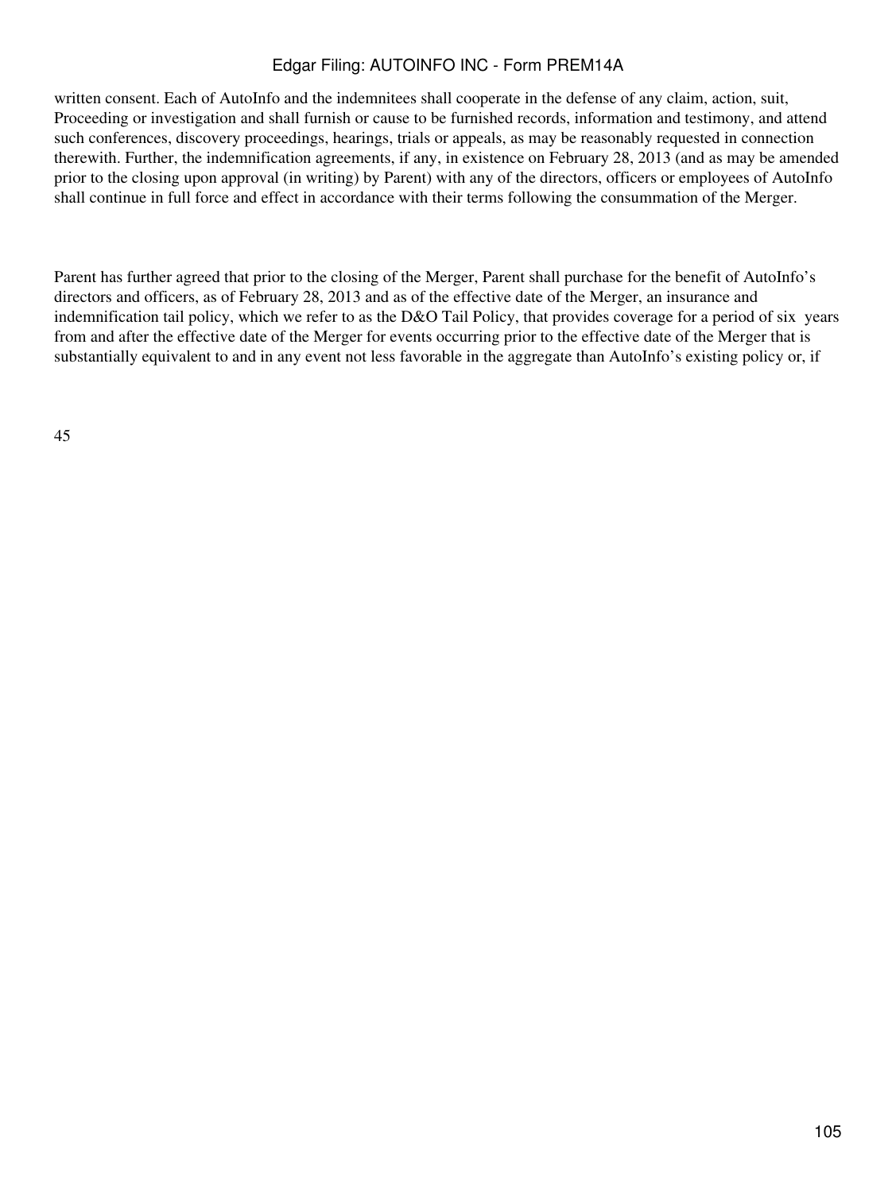written consent. Each of AutoInfo and the indemnitees shall cooperate in the defense of any claim, action, suit, Proceeding or investigation and shall furnish or cause to be furnished records, information and testimony, and attend such conferences, discovery proceedings, hearings, trials or appeals, as may be reasonably requested in connection therewith. Further, the indemnification agreements, if any, in existence on February 28, 2013 (and as may be amended prior to the closing upon approval (in writing) by Parent) with any of the directors, officers or employees of AutoInfo shall continue in full force and effect in accordance with their terms following the consummation of the Merger.

Parent has further agreed that prior to the closing of the Merger, Parent shall purchase for the benefit of AutoInfo's directors and officers, as of February 28, 2013 and as of the effective date of the Merger, an insurance and indemnification tail policy, which we refer to as the D&O Tail Policy, that provides coverage for a period of six years from and after the effective date of the Merger for events occurring prior to the effective date of the Merger that is substantially equivalent to and in any event not less favorable in the aggregate than AutoInfo's existing policy or, if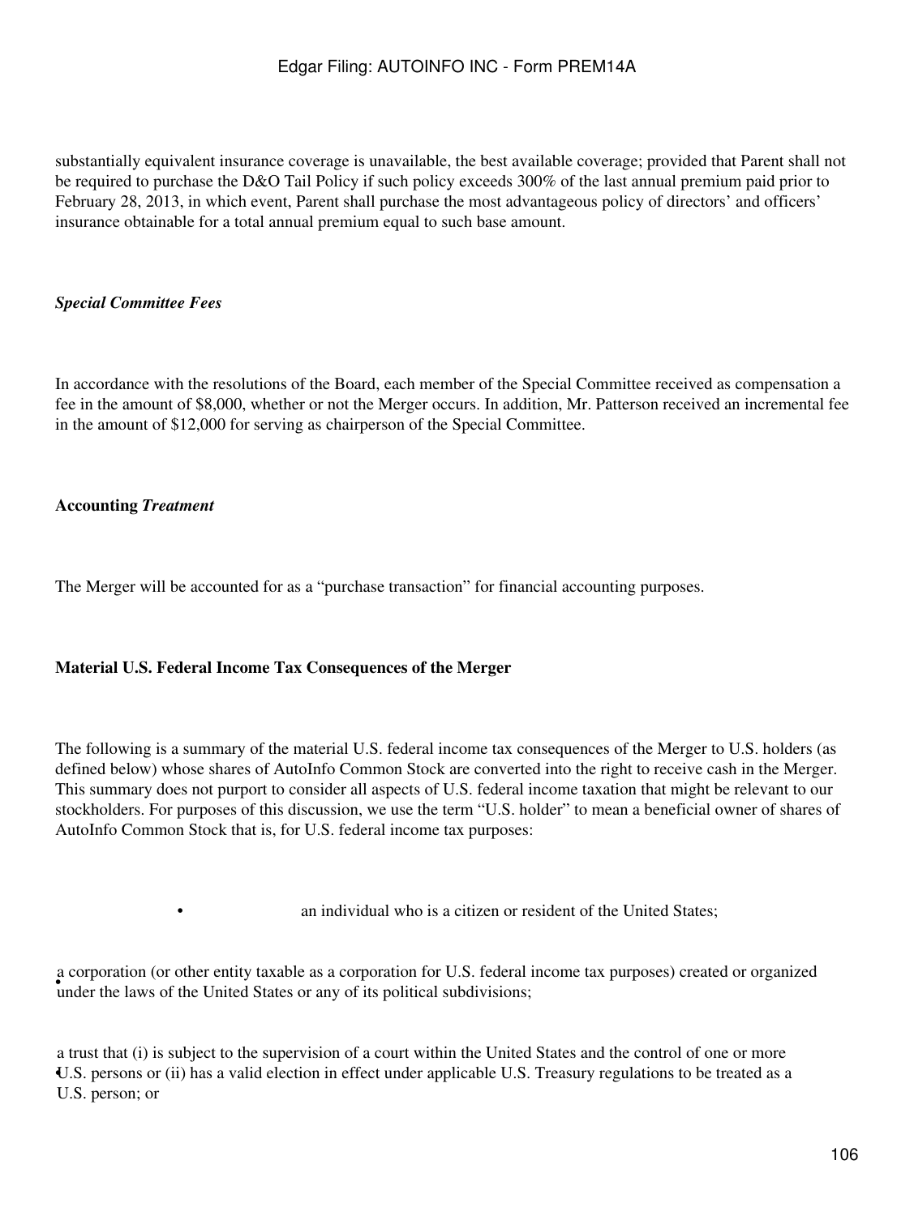substantially equivalent insurance coverage is unavailable, the best available coverage; provided that Parent shall not be required to purchase the D&O Tail Policy if such policy exceeds 300% of the last annual premium paid prior to February 28, 2013, in which event, Parent shall purchase the most advantageous policy of directors' and officers' insurance obtainable for a total annual premium equal to such base amount.

***Special Committee Fees***

In accordance with the resolutions of the Board, each member of the Special Committee received as compensation a fee in the amount of $8,000, whether or not the Merger occurs. In addition, Mr. Patterson received an incremental fee in the amount of $12,000 for serving as chairperson of the Special Committee.

**Accounting *Treatment***

The Merger will be accounted for as a "purchase transaction" for financial accounting purposes.

**Material U.S. Federal Income Tax Consequences of the Merger**

The following is a summary of the material U.S. federal income tax consequences of the Merger to U.S. holders (as defined below) whose shares of AutoInfo Common Stock are converted into the right to receive cash in the Merger. This summary does not purport to consider all aspects of U.S. federal income taxation that might be relevant to our stockholders. For purposes of this discussion, we use the term "U.S. holder" to mean a beneficial owner of shares of AutoInfo Common Stock that is, for U.S. federal income tax purposes:

- an individual who is a citizen or resident of the United States;
- a corporation (or other entity taxable as a corporation for U.S. federal income tax purposes) created or organized under the laws of the United States or any of its political subdivisions;
- a trust that (i) is subject to the supervision of a court within the United States and the control of one or more U.S. persons or (ii) has a valid election in effect under applicable U.S. Treasury regulations to be treated as a U.S. person; or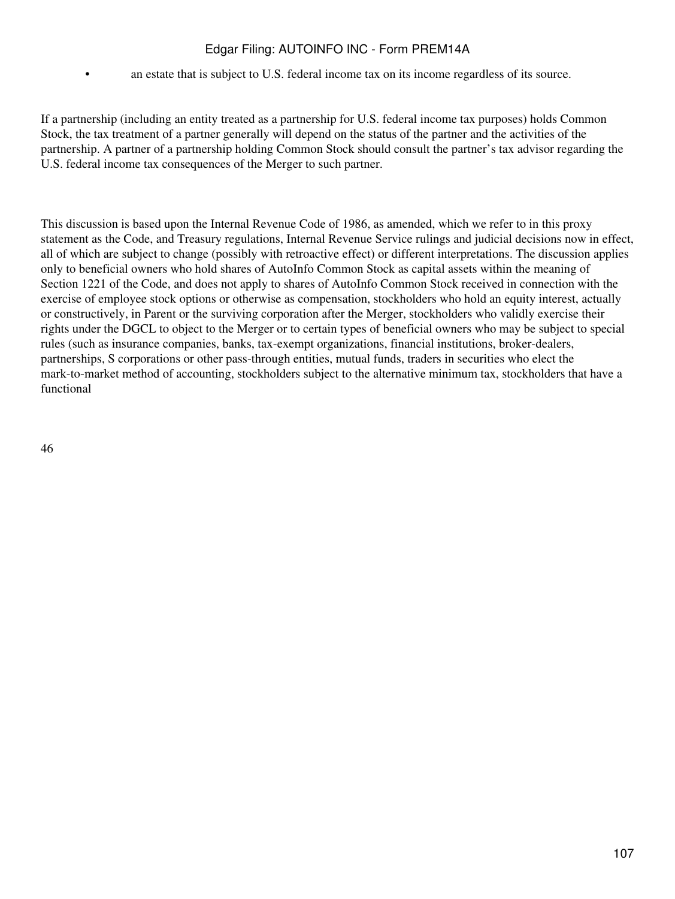- an estate that is subject to U.S. federal income tax on its income regardless of its source.

If a partnership (including an entity treated as a partnership for U.S. federal income tax purposes) holds Common Stock, the tax treatment of a partner generally will depend on the status of the partner and the activities of the partnership. A partner of a partnership holding Common Stock should consult the partner's tax advisor regarding the U.S. federal income tax consequences of the Merger to such partner.

This discussion is based upon the Internal Revenue Code of 1986, as amended, which we refer to in this proxy statement as the Code, and Treasury regulations, Internal Revenue Service rulings and judicial decisions now in effect, all of which are subject to change (possibly with retroactive effect) or different interpretations. The discussion applies only to beneficial owners who hold shares of AutoInfo Common Stock as capital assets within the meaning of Section 1221 of the Code, and does not apply to shares of AutoInfo Common Stock received in connection with the exercise of employee stock options or otherwise as compensation, stockholders who hold an equity interest, actually or constructively, in Parent or the surviving corporation after the Merger, stockholders who validly exercise their rights under the DGCL to object to the Merger or to certain types of beneficial owners who may be subject to special rules (such as insurance companies, banks, tax-exempt organizations, financial institutions, broker-dealers, partnerships, S corporations or other pass-through entities, mutual funds, traders in securities who elect the mark-to-market method of accounting, stockholders subject to the alternative minimum tax, stockholders that have a functional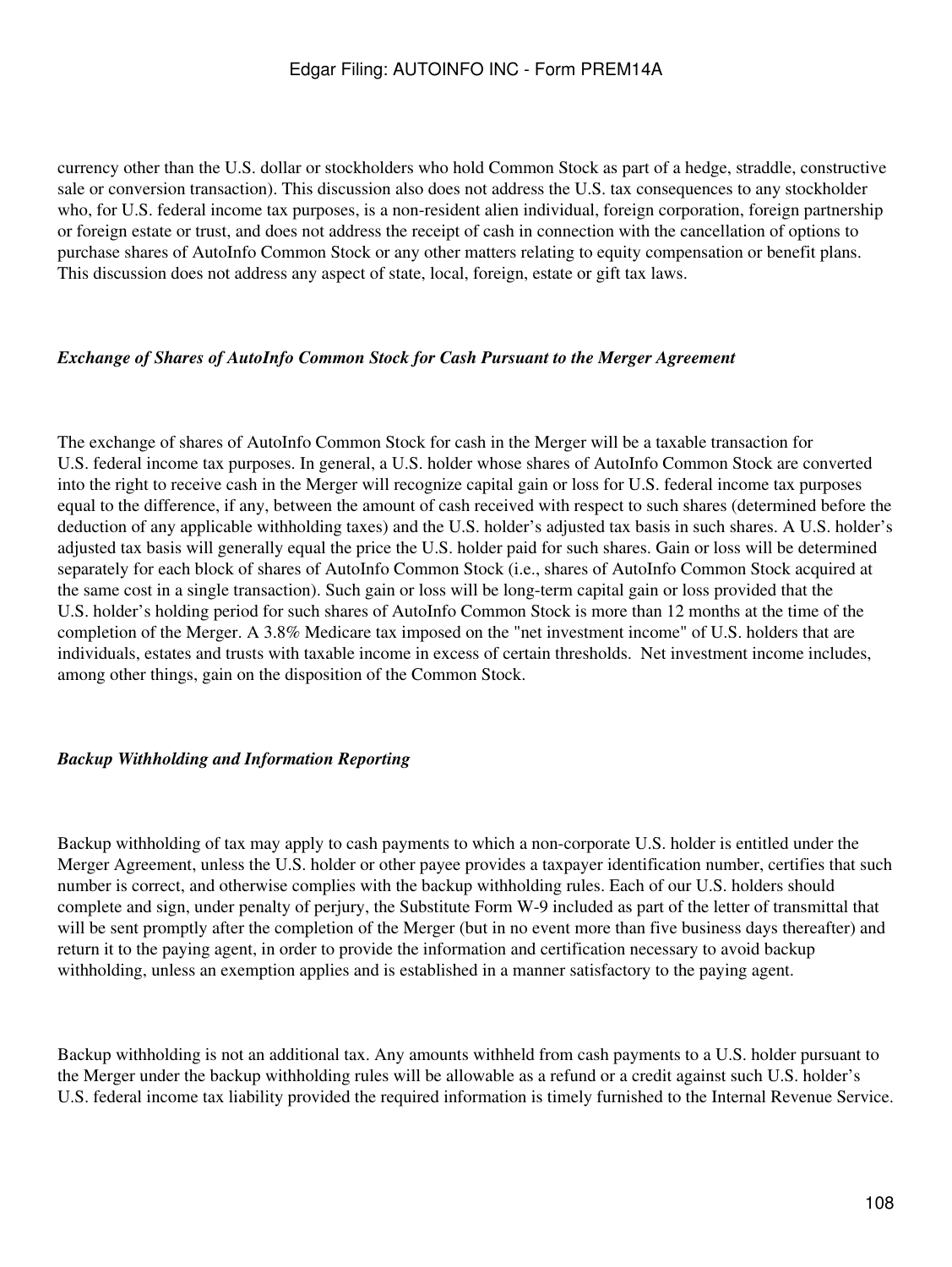currency other than the U.S. dollar or stockholders who hold Common Stock as part of a hedge, straddle, constructive sale or conversion transaction). This discussion also does not address the U.S. tax consequences to any stockholder who, for U.S. federal income tax purposes, is a non-resident alien individual, foreign corporation, foreign partnership or foreign estate or trust, and does not address the receipt of cash in connection with the cancellation of options to purchase shares of AutoInfo Common Stock or any other matters relating to equity compensation or benefit plans. This discussion does not address any aspect of state, local, foreign, estate or gift tax laws.

*Exchange of Shares of AutoInfo Common Stock for Cash Pursuant to the Merger Agreement*

The exchange of shares of AutoInfo Common Stock for cash in the Merger will be a taxable transaction for U.S. federal income tax purposes. In general, a U.S. holder whose shares of AutoInfo Common Stock are converted into the right to receive cash in the Merger will recognize capital gain or loss for U.S. federal income tax purposes equal to the difference, if any, between the amount of cash received with respect to such shares (determined before the deduction of any applicable withholding taxes) and the U.S. holder's adjusted tax basis in such shares. A U.S. holder's adjusted tax basis will generally equal the price the U.S. holder paid for such shares. Gain or loss will be determined separately for each block of shares of AutoInfo Common Stock (i.e., shares of AutoInfo Common Stock acquired at the same cost in a single transaction). Such gain or loss will be long-term capital gain or loss provided that the U.S. holder's holding period for such shares of AutoInfo Common Stock is more than 12 months at the time of the completion of the Merger. A 3.8% Medicare tax imposed on the "net investment income" of U.S. holders that are individuals, estates and trusts with taxable income in excess of certain thresholds. Net investment income includes, among other things, gain on the disposition of the Common Stock.

*Backup Withholding and Information Reporting*

Backup withholding of tax may apply to cash payments to which a non-corporate U.S. holder is entitled under the Merger Agreement, unless the U.S. holder or other payee provides a taxpayer identification number, certifies that such number is correct, and otherwise complies with the backup withholding rules. Each of our U.S. holders should complete and sign, under penalty of perjury, the Substitute Form W-9 included as part of the letter of transmittal that will be sent promptly after the completion of the Merger (but in no event more than five business days thereafter) and return it to the paying agent, in order to provide the information and certification necessary to avoid backup withholding, unless an exemption applies and is established in a manner satisfactory to the paying agent.

Backup withholding is not an additional tax. Any amounts withheld from cash payments to a U.S. holder pursuant to the Merger under the backup withholding rules will be allowable as a refund or a credit against such U.S. holder's U.S. federal income tax liability provided the required information is timely furnished to the Internal Revenue Service.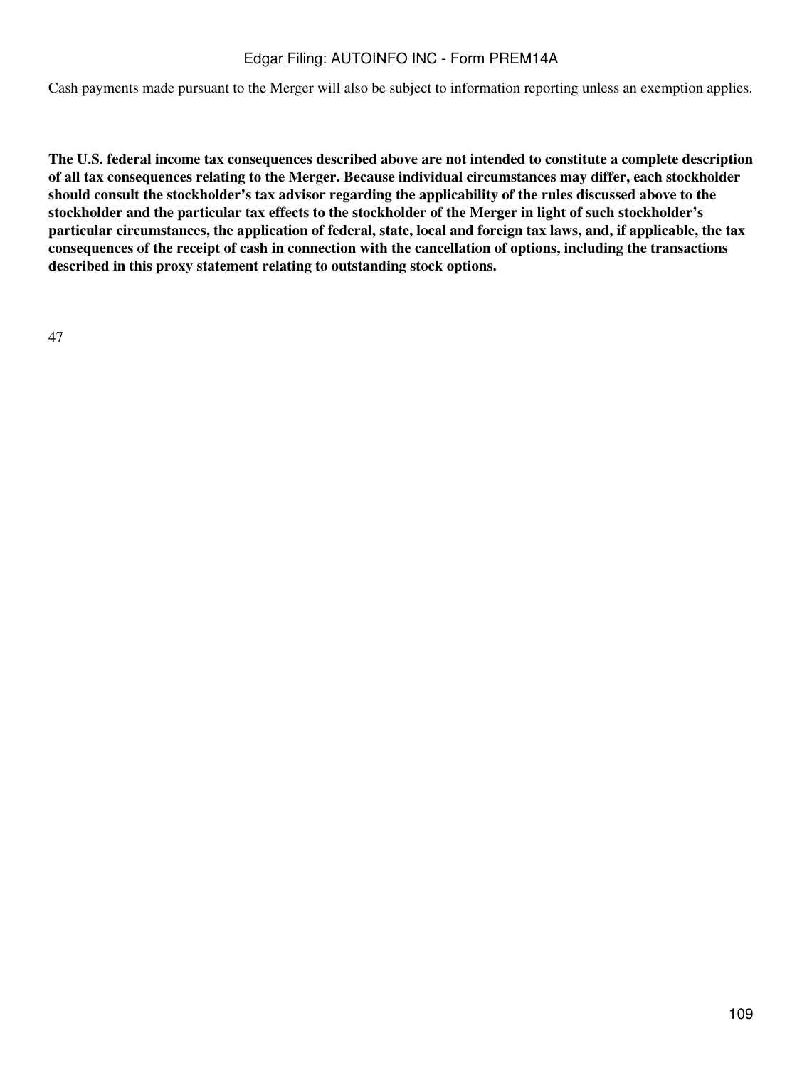Cash payments made pursuant to the Merger will also be subject to information reporting unless an exemption applies.

**The U.S. federal income tax consequences described above are not intended to constitute a complete description of all tax consequences relating to the Merger. Because individual circumstances may differ, each stockholder should consult the stockholder's tax advisor regarding the applicability of the rules discussed above to the stockholder and the particular tax effects to the stockholder of the Merger in light of such stockholder's particular circumstances, the application of federal, state, local and foreign tax laws, and, if applicable, the tax consequences of the receipt of cash in connection with the cancellation of options, including the transactions described in this proxy statement relating to outstanding stock options.**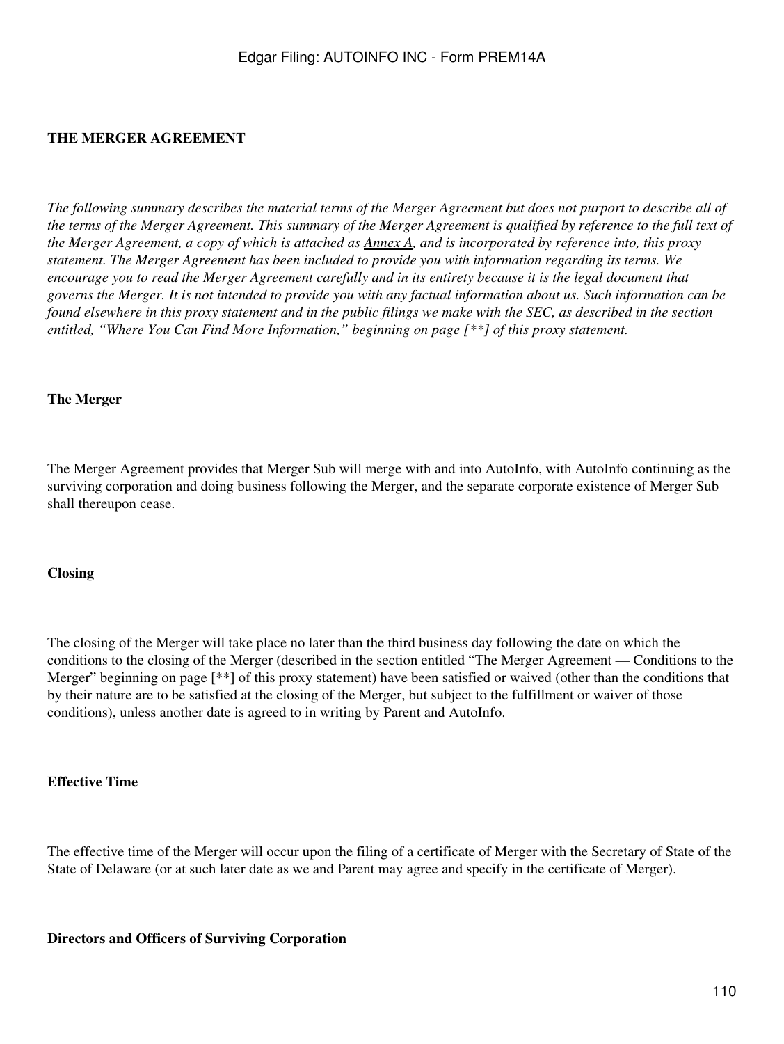## THE MERGER AGREEMENT

*The following summary describes the material terms of the Merger Agreement but does not purport to describe all of the terms of the Merger Agreement. This summary of the Merger Agreement is qualified by reference to the full text of the Merger Agreement, a copy of which is attached as Annex A, and is incorporated by reference into, this proxy statement. The Merger Agreement has been included to provide you with information regarding its terms. We encourage you to read the Merger Agreement carefully and in its entirety because it is the legal document that governs the Merger. It is not intended to provide you with any factual information about us. Such information can be found elsewhere in this proxy statement and in the public filings we make with the SEC, as described in the section entitled, "Where You Can Find More Information," beginning on page [**] of this proxy statement.*

### The Merger

The Merger Agreement provides that Merger Sub will merge with and into AutoInfo, with AutoInfo continuing as the surviving corporation and doing business following the Merger, and the separate corporate existence of Merger Sub shall thereupon cease.

### Closing

The closing of the Merger will take place no later than the third business day following the date on which the conditions to the closing of the Merger (described in the section entitled "The Merger Agreement — Conditions to the Merger" beginning on page [**] of this proxy statement) have been satisfied or waived (other than the conditions that by their nature are to be satisfied at the closing of the Merger, but subject to the fulfillment or waiver of those conditions), unless another date is agreed to in writing by Parent and AutoInfo.

### Effective Time

The effective time of the Merger will occur upon the filing of a certificate of Merger with the Secretary of State of the State of Delaware (or at such later date as we and Parent may agree and specify in the certificate of Merger).

### Directors and Officers of Surviving Corporation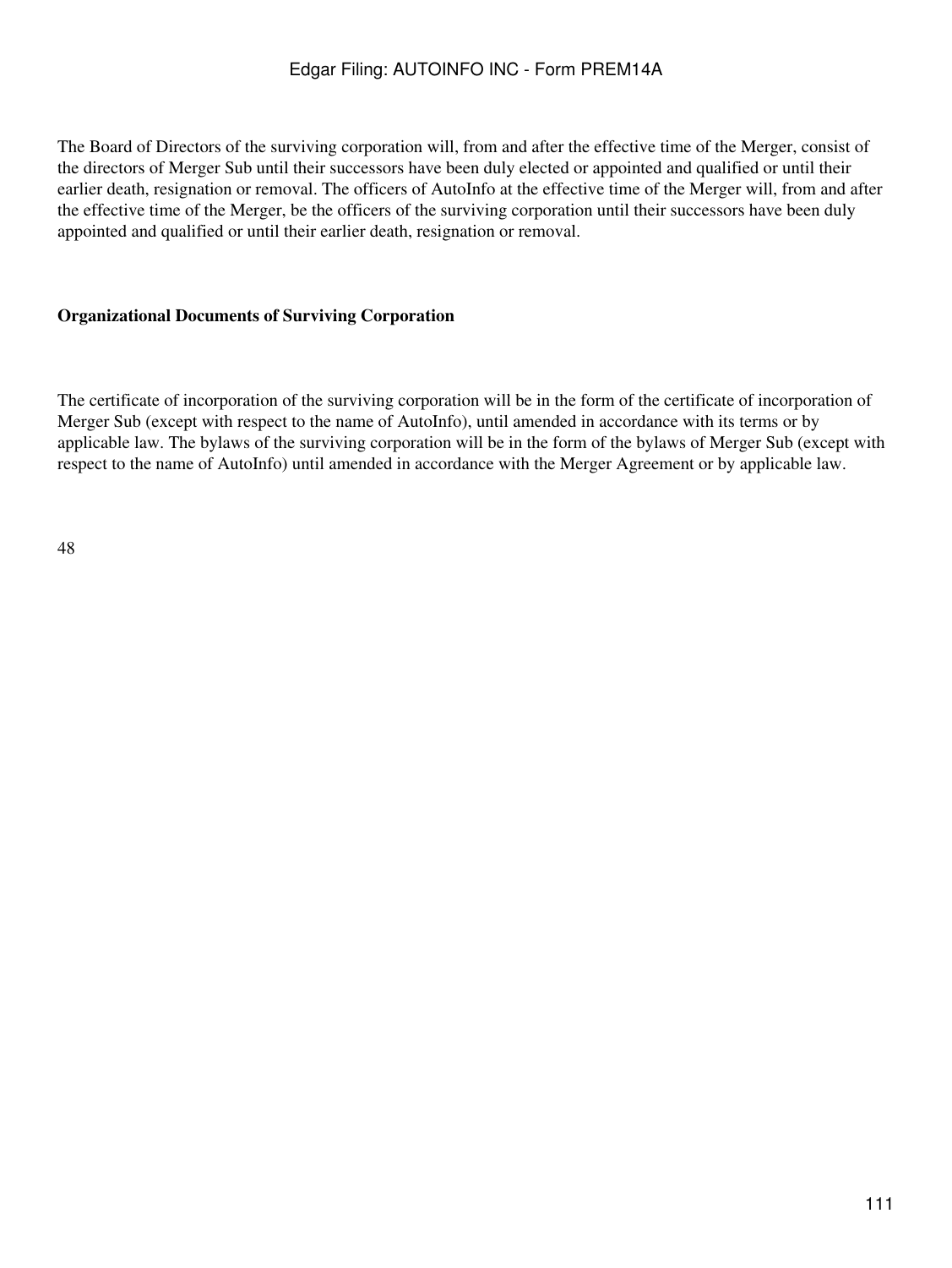The Board of Directors of the surviving corporation will, from and after the effective time of the Merger, consist of the directors of Merger Sub until their successors have been duly elected or appointed and qualified or until their earlier death, resignation or removal. The officers of AutoInfo at the effective time of the Merger will, from and after the effective time of the Merger, be the officers of the surviving corporation until their successors have been duly appointed and qualified or until their earlier death, resignation or removal.

**Organizational Documents of Surviving Corporation**

The certificate of incorporation of the surviving corporation will be in the form of the certificate of incorporation of Merger Sub (except with respect to the name of AutoInfo), until amended in accordance with its terms or by applicable law. The bylaws of the surviving corporation will be in the form of the bylaws of Merger Sub (except with respect to the name of AutoInfo) until amended in accordance with the Merger Agreement or by applicable law.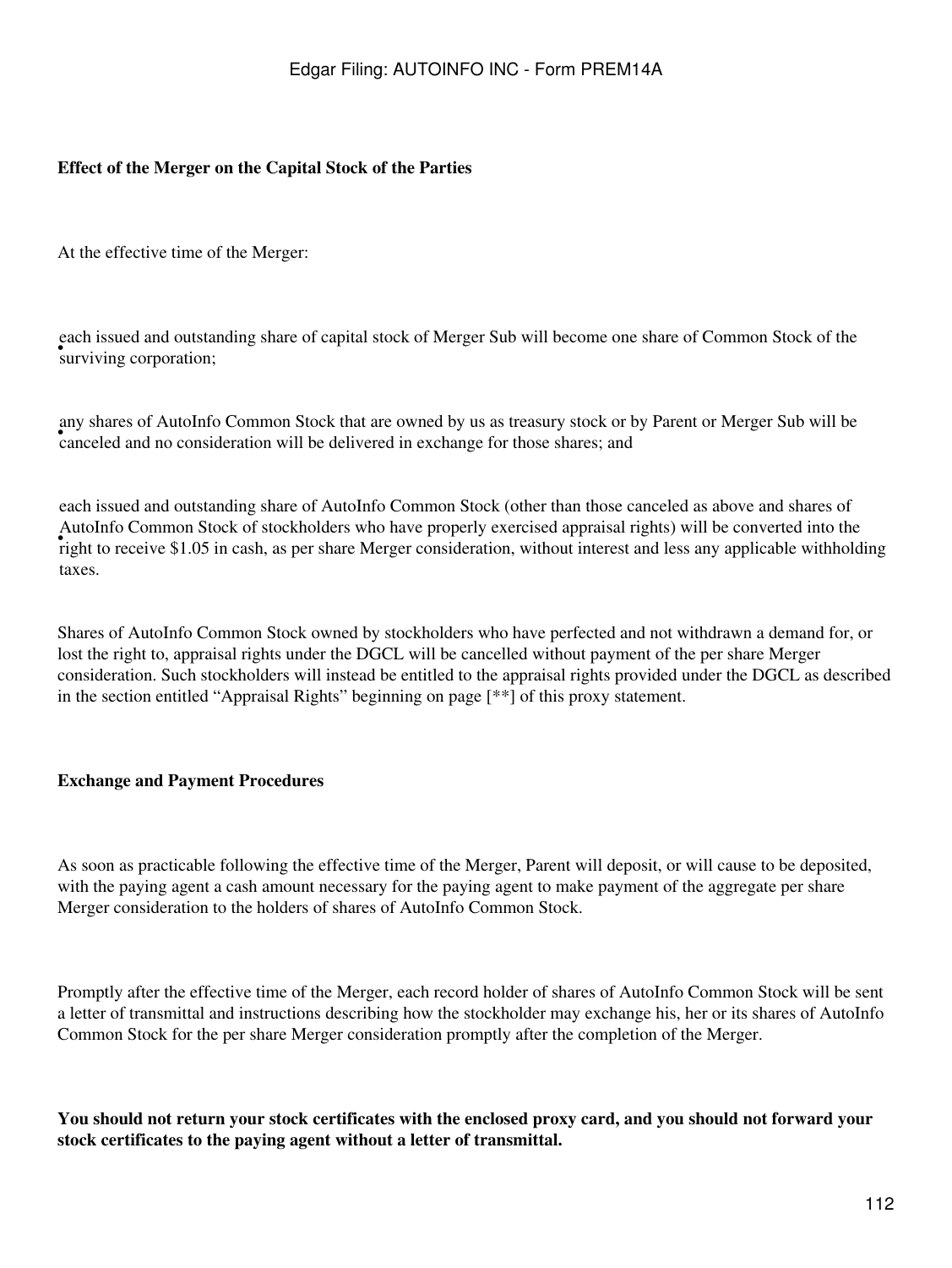**Effect of the Merger on the Capital Stock of the Parties**

At the effective time of the Merger:

- each issued and outstanding share of capital stock of Merger Sub will become one share of Common Stock of the surviving corporation;
- any shares of AutoInfo Common Stock that are owned by us as treasury stock or by Parent or Merger Sub will be canceled and no consideration will be delivered in exchange for those shares; and
- each issued and outstanding share of AutoInfo Common Stock (other than those canceled as above and shares of AutoInfo Common Stock of stockholders who have properly exercised appraisal rights) will be converted into the right to receive $1.05 in cash, as per share Merger consideration, without interest and less any applicable withholding taxes.

Shares of AutoInfo Common Stock owned by stockholders who have perfected and not withdrawn a demand for, or lost the right to, appraisal rights under the DGCL will be cancelled without payment of the per share Merger consideration. Such stockholders will instead be entitled to the appraisal rights provided under the DGCL as described in the section entitled "Appraisal Rights" beginning on page [**] of this proxy statement.

**Exchange and Payment Procedures**

As soon as practicable following the effective time of the Merger, Parent will deposit, or will cause to be deposited, with the paying agent a cash amount necessary for the paying agent to make payment of the aggregate per share Merger consideration to the holders of shares of AutoInfo Common Stock.

Promptly after the effective time of the Merger, each record holder of shares of AutoInfo Common Stock will be sent a letter of transmittal and instructions describing how the stockholder may exchange his, her or its shares of AutoInfo Common Stock for the per share Merger consideration promptly after the completion of the Merger.

**You should not return your stock certificates with the enclosed proxy card, and you should not forward your stock certificates to the paying agent without a letter of transmittal.**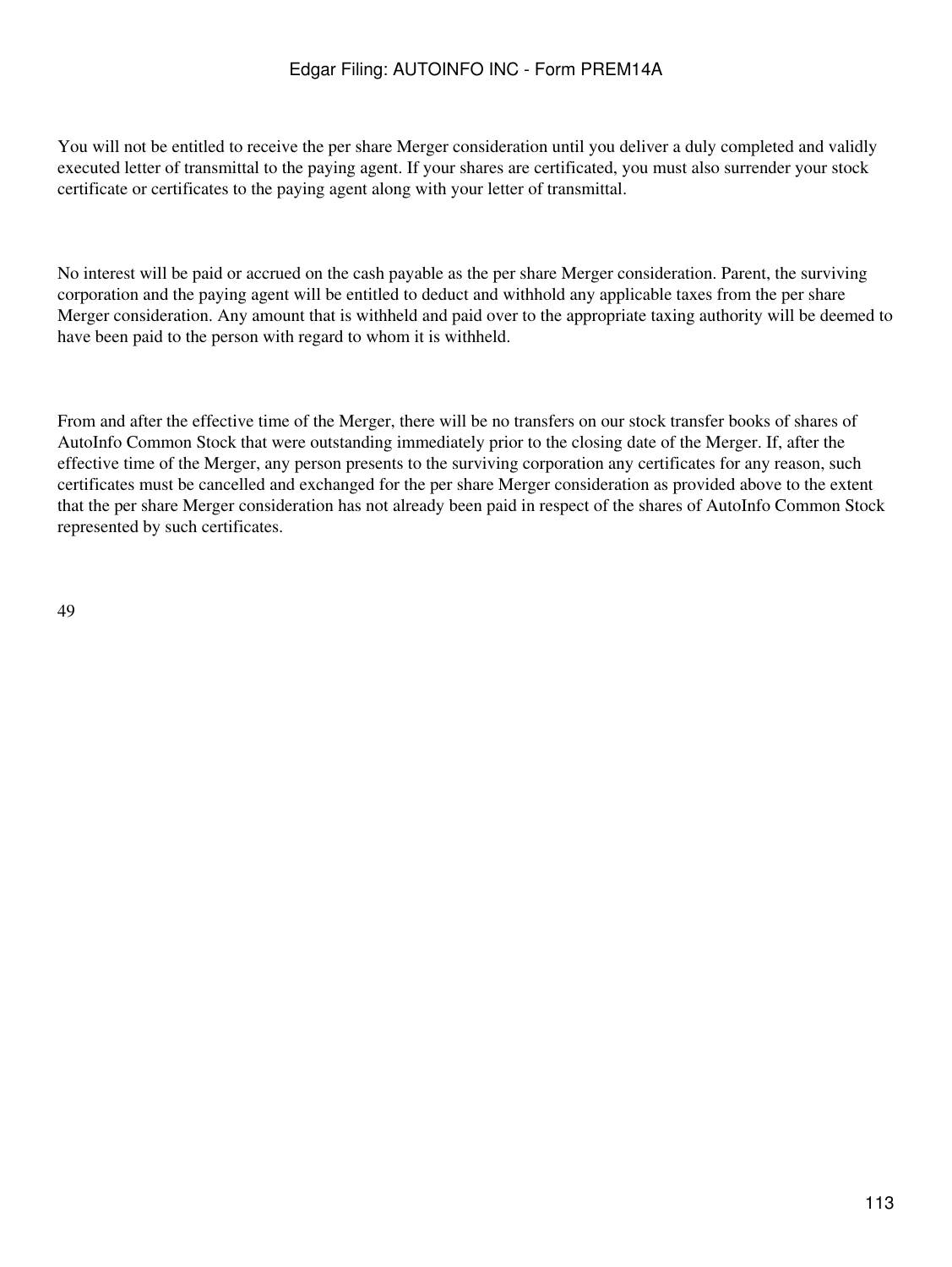You will not be entitled to receive the per share Merger consideration until you deliver a duly completed and validly executed letter of transmittal to the paying agent. If your shares are certificated, you must also surrender your stock certificate or certificates to the paying agent along with your letter of transmittal.

No interest will be paid or accrued on the cash payable as the per share Merger consideration. Parent, the surviving corporation and the paying agent will be entitled to deduct and withhold any applicable taxes from the per share Merger consideration. Any amount that is withheld and paid over to the appropriate taxing authority will be deemed to have been paid to the person with regard to whom it is withheld.

From and after the effective time of the Merger, there will be no transfers on our stock transfer books of shares of AutoInfo Common Stock that were outstanding immediately prior to the closing date of the Merger. If, after the effective time of the Merger, any person presents to the surviving corporation any certificates for any reason, such certificates must be cancelled and exchanged for the per share Merger consideration as provided above to the extent that the per share Merger consideration has not already been paid in respect of the shares of AutoInfo Common Stock represented by such certificates.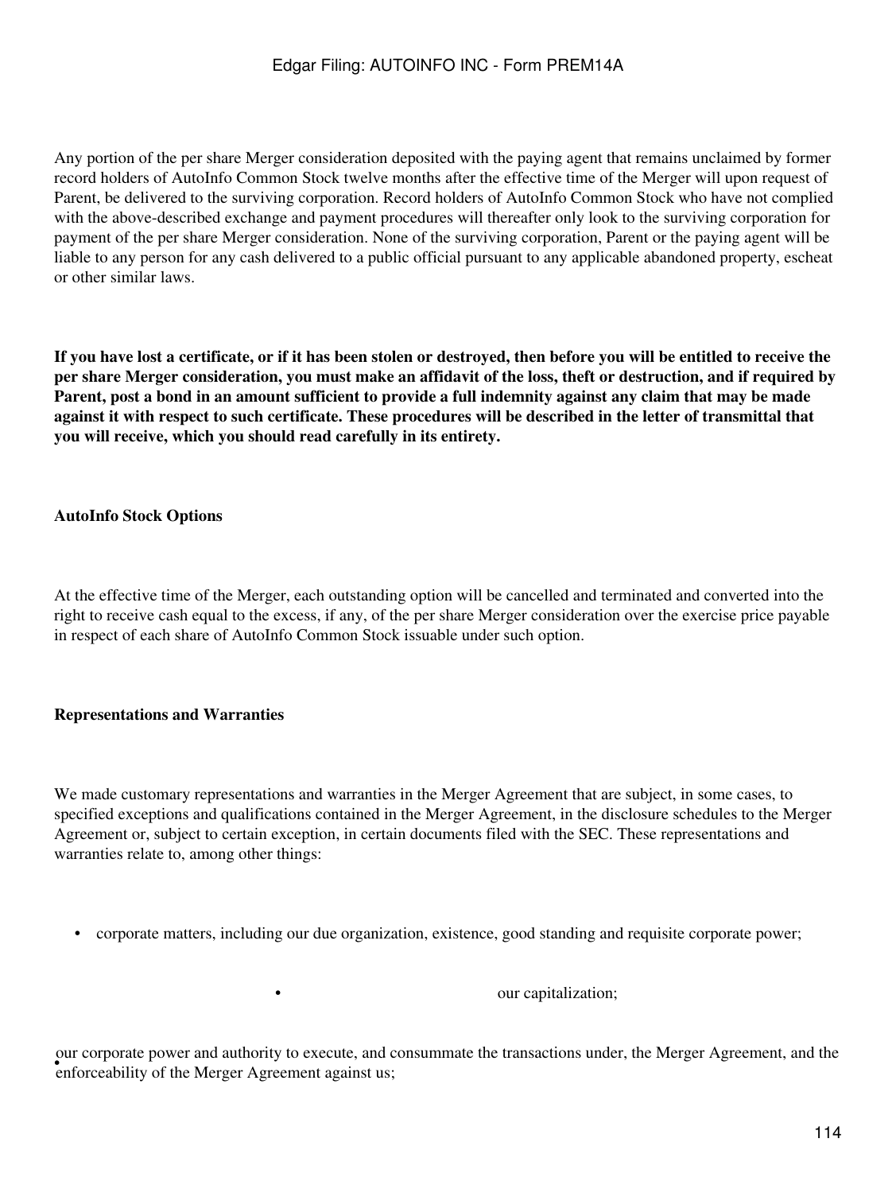Any portion of the per share Merger consideration deposited with the paying agent that remains unclaimed by former record holders of AutoInfo Common Stock twelve months after the effective time of the Merger will upon request of Parent, be delivered to the surviving corporation. Record holders of AutoInfo Common Stock who have not complied with the above-described exchange and payment procedures will thereafter only look to the surviving corporation for payment of the per share Merger consideration. None of the surviving corporation, Parent or the paying agent will be liable to any person for any cash delivered to a public official pursuant to any applicable abandoned property, escheat or other similar laws.

**If you have lost a certificate, or if it has been stolen or destroyed, then before you will be entitled to receive the per share Merger consideration, you must make an affidavit of the loss, theft or destruction, and if required by Parent, post a bond in an amount sufficient to provide a full indemnity against any claim that may be made against it with respect to such certificate. These procedures will be described in the letter of transmittal that you will receive, which you should read carefully in its entirety.**

**AutoInfo Stock Options**

At the effective time of the Merger, each outstanding option will be cancelled and terminated and converted into the right to receive cash equal to the excess, if any, of the per share Merger consideration over the exercise price payable in respect of each share of AutoInfo Common Stock issuable under such option.

**Representations and Warranties**

We made customary representations and warranties in the Merger Agreement that are subject, in some cases, to specified exceptions and qualifications contained in the Merger Agreement, in the disclosure schedules to the Merger Agreement or, subject to certain exception, in certain documents filed with the SEC. These representations and warranties relate to, among other things:

- corporate matters, including our due organization, existence, good standing and requisite corporate power;
- our capitalization;
- our corporate power and authority to execute, and consummate the transactions under, the Merger Agreement, and the enforceability of the Merger Agreement against us;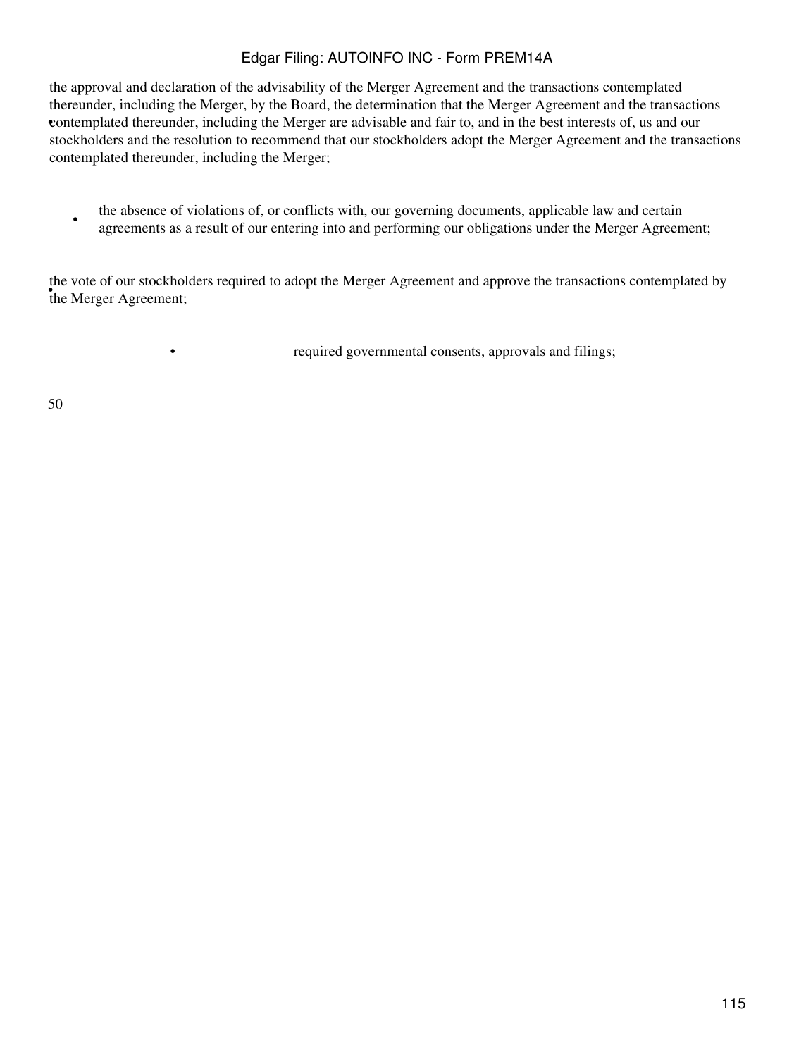- the approval and declaration of the advisability of the Merger Agreement and the transactions contemplated thereunder, including the Merger, by the Board, the determination that the Merger Agreement and the transactions contemplated thereunder, including the Merger are advisable and fair to, and in the best interests of, us and our stockholders and the resolution to recommend that our stockholders adopt the Merger Agreement and the transactions contemplated thereunder, including the Merger;
- the absence of violations of, or conflicts with, our governing documents, applicable law and certain agreements as a result of our entering into and performing our obligations under the Merger Agreement;
- the vote of our stockholders required to adopt the Merger Agreement and approve the transactions contemplated by the Merger Agreement;
- required governmental consents, approvals and filings;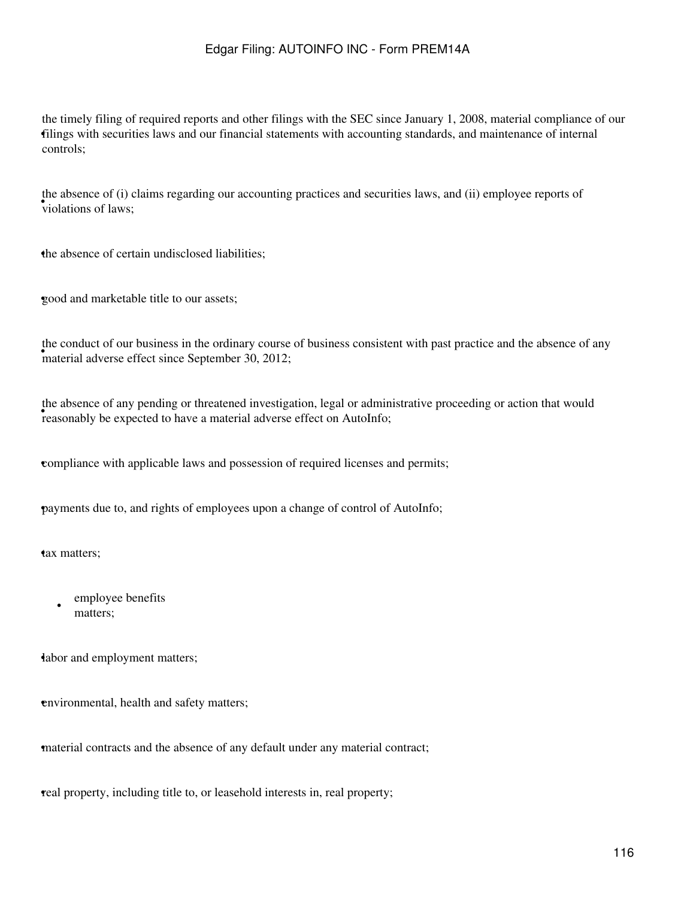- the timely filing of required reports and other filings with the SEC since January 1, 2008, material compliance of our filings with securities laws and our financial statements with accounting standards, and maintenance of internal controls;
- the absence of (i) claims regarding our accounting practices and securities laws, and (ii) employee reports of violations of laws;
- the absence of certain undisclosed liabilities;
- good and marketable title to our assets;
- the conduct of our business in the ordinary course of business consistent with past practice and the absence of any material adverse effect since September 30, 2012;
- the absence of any pending or threatened investigation, legal or administrative proceeding or action that would reasonably be expected to have a material adverse effect on AutoInfo;
- compliance with applicable laws and possession of required licenses and permits;
- payments due to, and rights of employees upon a change of control of AutoInfo;
- tax matters;
- employee benefits matters;
- labor and employment matters;
- environmental, health and safety matters;
- material contracts and the absence of any default under any material contract;
- real property, including title to, or leasehold interests in, real property;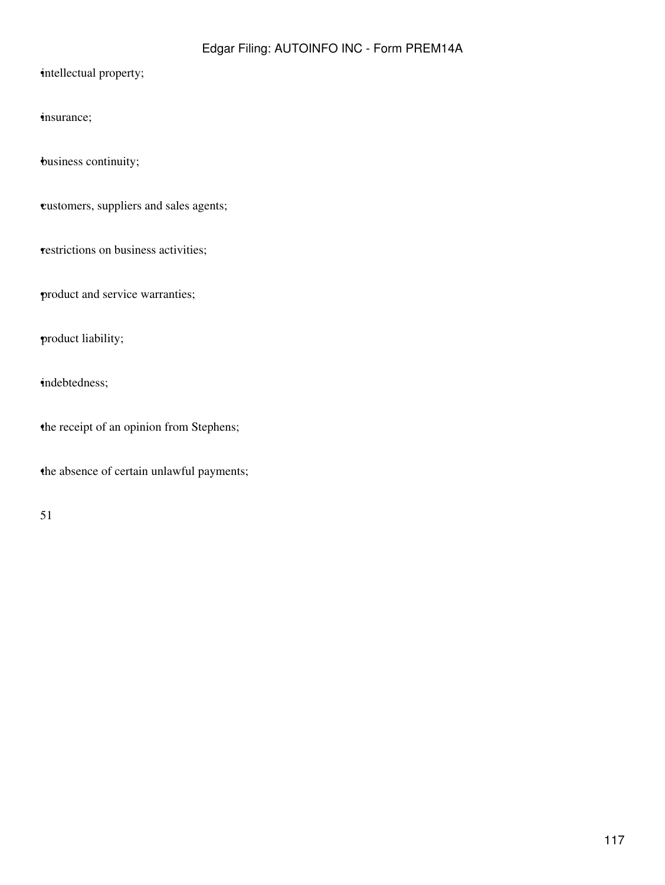- intellectual property;
- insurance;
- business continuity;
- customers, suppliers and sales agents;
- restrictions on business activities;
- product and service warranties;
- product liability;
- indebtedness;
- the receipt of an opinion from Stephens;
- the absence of certain unlawful payments;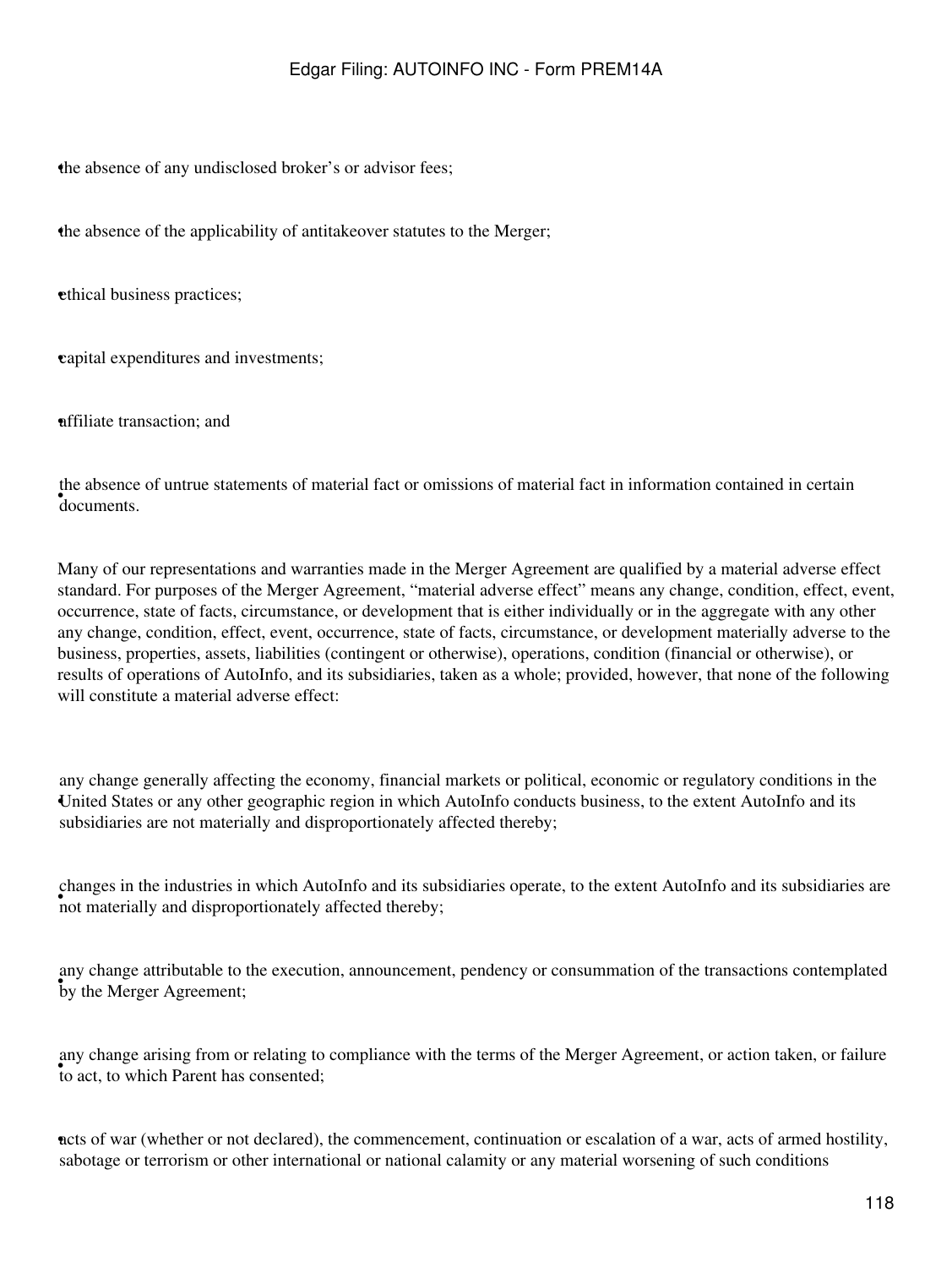- the absence of any undisclosed broker's or advisor fees;
- the absence of the applicability of antitakeover statutes to the Merger;
- ethical business practices;
- capital expenditures and investments;
- affiliate transaction; and
- the absence of untrue statements of material fact or omissions of material fact in information contained in certain documents.

Many of our representations and warranties made in the Merger Agreement are qualified by a material adverse effect standard. For purposes of the Merger Agreement, "material adverse effect" means any change, condition, effect, event, occurrence, state of facts, circumstance, or development that is either individually or in the aggregate with any other any change, condition, effect, event, occurrence, state of facts, circumstance, or development materially adverse to the business, properties, assets, liabilities (contingent or otherwise), operations, condition (financial or otherwise), or results of operations of AutoInfo, and its subsidiaries, taken as a whole; provided, however, that none of the following will constitute a material adverse effect:

- any change generally affecting the economy, financial markets or political, economic or regulatory conditions in the United States or any other geographic region in which AutoInfo conducts business, to the extent AutoInfo and its subsidiaries are not materially and disproportionately affected thereby;
- changes in the industries in which AutoInfo and its subsidiaries operate, to the extent AutoInfo and its subsidiaries are not materially and disproportionately affected thereby;
- any change attributable to the execution, announcement, pendency or consummation of the transactions contemplated by the Merger Agreement;
- any change arising from or relating to compliance with the terms of the Merger Agreement, or action taken, or failure to act, to which Parent has consented;
- acts of war (whether or not declared), the commencement, continuation or escalation of a war, acts of armed hostility, sabotage or terrorism or other international or national calamity or any material worsening of such conditions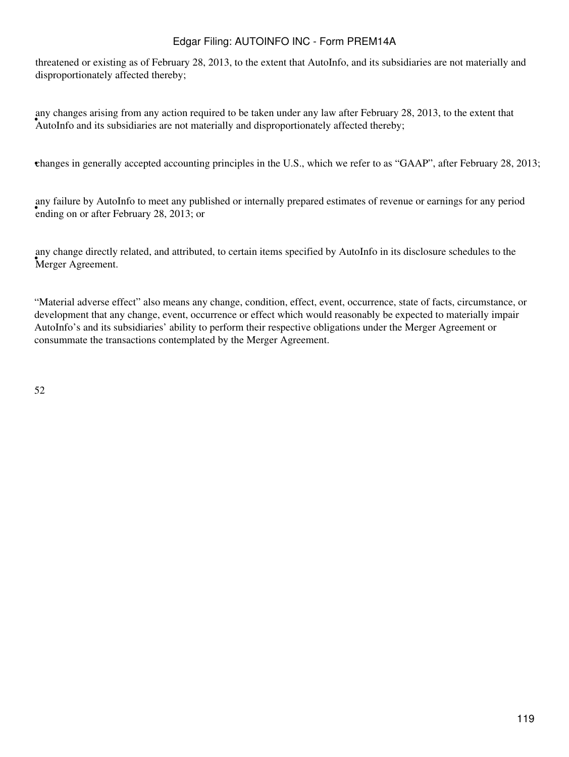threatened or existing as of February 28, 2013, to the extent that AutoInfo, and its subsidiaries are not materially and disproportionately affected thereby;

- any changes arising from any action required to be taken under any law after February 28, 2013, to the extent that AutoInfo and its subsidiaries are not materially and disproportionately affected thereby;
- changes in generally accepted accounting principles in the U.S., which we refer to as "GAAP", after February 28, 2013;
- any failure by AutoInfo to meet any published or internally prepared estimates of revenue or earnings for any period ending on or after February 28, 2013; or
- any change directly related, and attributed, to certain items specified by AutoInfo in its disclosure schedules to the Merger Agreement.

"Material adverse effect" also means any change, condition, effect, event, occurrence, state of facts, circumstance, or development that any change, event, occurrence or effect which would reasonably be expected to materially impair AutoInfo's and its subsidiaries' ability to perform their respective obligations under the Merger Agreement or consummate the transactions contemplated by the Merger Agreement.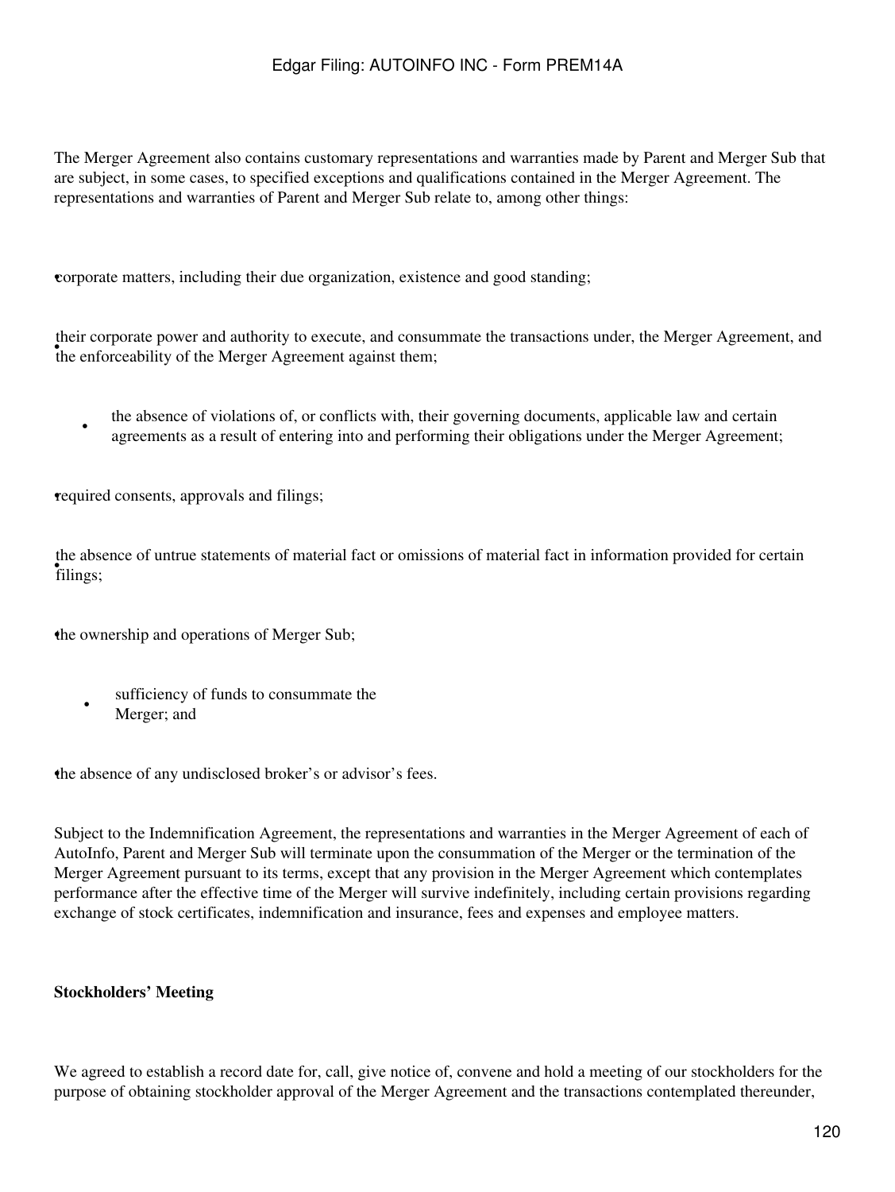The Merger Agreement also contains customary representations and warranties made by Parent and Merger Sub that are subject, in some cases, to specified exceptions and qualifications contained in the Merger Agreement. The representations and warranties of Parent and Merger Sub relate to, among other things:

- corporate matters, including their due organization, existence and good standing;
- their corporate power and authority to execute, and consummate the transactions under, the Merger Agreement, and the enforceability of the Merger Agreement against them;
- the absence of violations of, or conflicts with, their governing documents, applicable law and certain agreements as a result of entering into and performing their obligations under the Merger Agreement;
- required consents, approvals and filings;
- the absence of untrue statements of material fact or omissions of material fact in information provided for certain filings;
- the ownership and operations of Merger Sub;
- sufficiency of funds to consummate the Merger; and
- the absence of any undisclosed broker's or advisor's fees.

Subject to the Indemnification Agreement, the representations and warranties in the Merger Agreement of each of AutoInfo, Parent and Merger Sub will terminate upon the consummation of the Merger or the termination of the Merger Agreement pursuant to its terms, except that any provision in the Merger Agreement which contemplates performance after the effective time of the Merger will survive indefinitely, including certain provisions regarding exchange of stock certificates, indemnification and insurance, fees and expenses and employee matters.

**Stockholders' Meeting**

We agreed to establish a record date for, call, give notice of, convene and hold a meeting of our stockholders for the purpose of obtaining stockholder approval of the Merger Agreement and the transactions contemplated thereunder,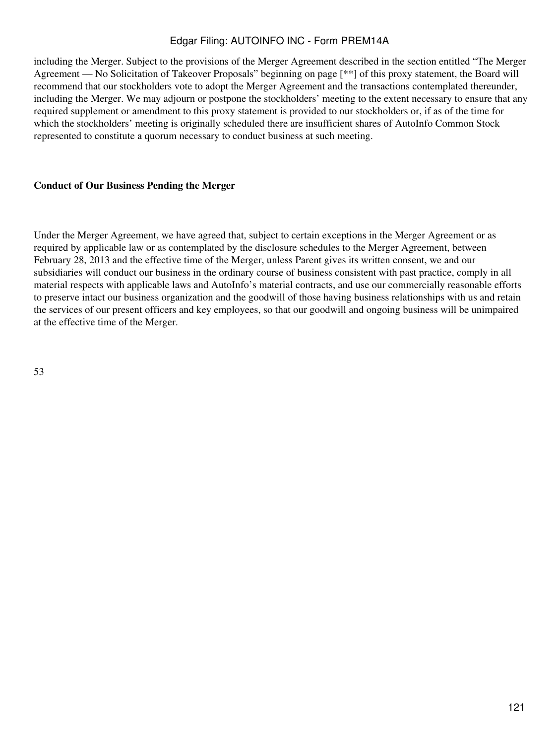including the Merger. Subject to the provisions of the Merger Agreement described in the section entitled "The Merger Agreement — No Solicitation of Takeover Proposals" beginning on page [**] of this proxy statement, the Board will recommend that our stockholders vote to adopt the Merger Agreement and the transactions contemplated thereunder, including the Merger. We may adjourn or postpone the stockholders' meeting to the extent necessary to ensure that any required supplement or amendment to this proxy statement is provided to our stockholders or, if as of the time for which the stockholders' meeting is originally scheduled there are insufficient shares of AutoInfo Common Stock represented to constitute a quorum necessary to conduct business at such meeting.

**Conduct of Our Business Pending the Merger**

Under the Merger Agreement, we have agreed that, subject to certain exceptions in the Merger Agreement or as required by applicable law or as contemplated by the disclosure schedules to the Merger Agreement, between February 28, 2013 and the effective time of the Merger, unless Parent gives its written consent, we and our subsidiaries will conduct our business in the ordinary course of business consistent with past practice, comply in all material respects with applicable laws and AutoInfo's material contracts, and use our commercially reasonable efforts to preserve intact our business organization and the goodwill of those having business relationships with us and retain the services of our present officers and key employees, so that our goodwill and ongoing business will be unimpaired at the effective time of the Merger.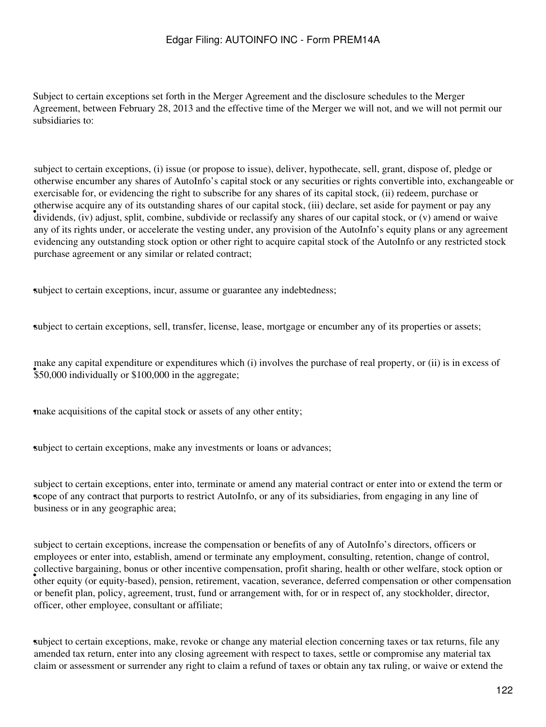Subject to certain exceptions set forth in the Merger Agreement and the disclosure schedules to the Merger Agreement, between February 28, 2013 and the effective time of the Merger we will not, and we will not permit our subsidiaries to:

- subject to certain exceptions, (i) issue (or propose to issue), deliver, hypothecate, sell, grant, dispose of, pledge or otherwise encumber any shares of AutoInfo's capital stock or any securities or rights convertible into, exchangeable or exercisable for, or evidencing the right to subscribe for any shares of its capital stock, (ii) redeem, purchase or otherwise acquire any of its outstanding shares of our capital stock, (iii) declare, set aside for payment or pay any dividends, (iv) adjust, split, combine, subdivide or reclassify any shares of our capital stock, or (v) amend or waive any of its rights under, or accelerate the vesting under, any provision of the AutoInfo's equity plans or any agreement evidencing any outstanding stock option or other right to acquire capital stock of the AutoInfo or any restricted stock purchase agreement or any similar or related contract;

- subject to certain exceptions, incur, assume or guarantee any indebtedness;

- subject to certain exceptions, sell, transfer, license, lease, mortgage or encumber any of its properties or assets;

- make any capital expenditure or expenditures which (i) involves the purchase of real property, or (ii) is in excess of $50,000 individually or $100,000 in the aggregate;

- make acquisitions of the capital stock or assets of any other entity;

- subject to certain exceptions, make any investments or loans or advances;

- subject to certain exceptions, enter into, terminate or amend any material contract or enter into or extend the term or scope of any contract that purports to restrict AutoInfo, or any of its subsidiaries, from engaging in any line of business or in any geographic area;

- subject to certain exceptions, increase the compensation or benefits of any of AutoInfo's directors, officers or employees or enter into, establish, amend or terminate any employment, consulting, retention, change of control, collective bargaining, bonus or other incentive compensation, profit sharing, health or other welfare, stock option or other equity (or equity-based), pension, retirement, vacation, severance, deferred compensation or other compensation or benefit plan, policy, agreement, trust, fund or arrangement with, for or in respect of, any stockholder, director, officer, other employee, consultant or affiliate;

- subject to certain exceptions, make, revoke or change any material election concerning taxes or tax returns, file any amended tax return, enter into any closing agreement with respect to taxes, settle or compromise any material tax claim or assessment or surrender any right to claim a refund of taxes or obtain any tax ruling, or waive or extend the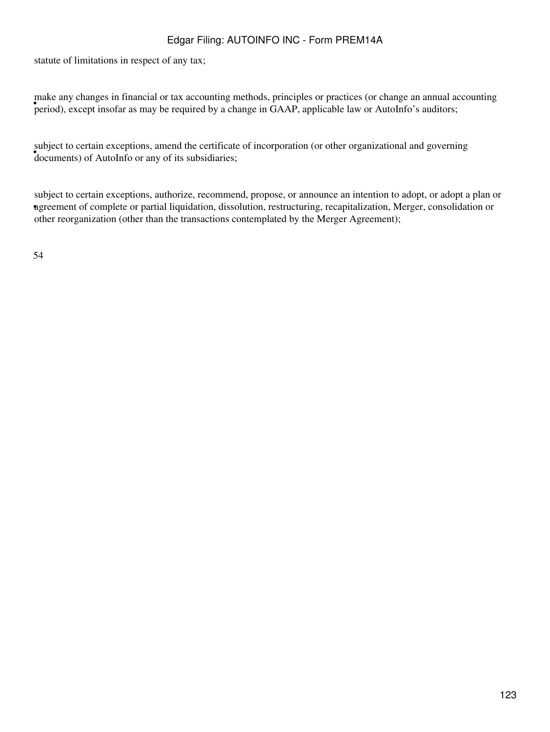statute of limitations in respect of any tax;

- make any changes in financial or tax accounting methods, principles or practices (or change an annual accounting period), except insofar as may be required by a change in GAAP, applicable law or AutoInfo's auditors;

- subject to certain exceptions, amend the certificate of incorporation (or other organizational and governing documents) of AutoInfo or any of its subsidiaries;

- subject to certain exceptions, authorize, recommend, propose, or announce an intention to adopt, or adopt a plan or agreement of complete or partial liquidation, dissolution, restructuring, recapitalization, Merger, consolidation or other reorganization (other than the transactions contemplated by the Merger Agreement);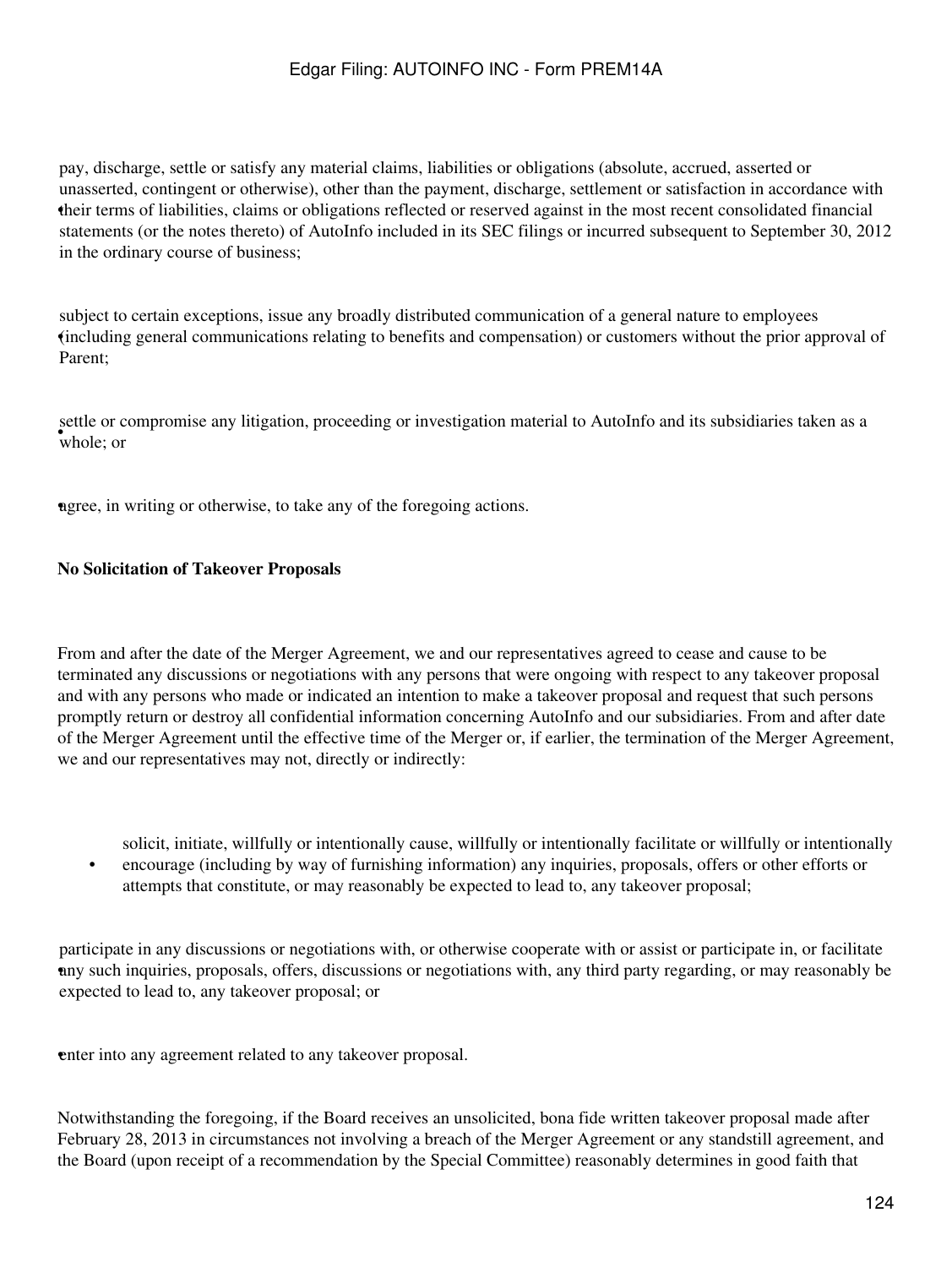- pay, discharge, settle or satisfy any material claims, liabilities or obligations (absolute, accrued, asserted or unasserted, contingent or otherwise), other than the payment, discharge, settlement or satisfaction in accordance with their terms of liabilities, claims or obligations reflected or reserved against in the most recent consolidated financial statements (or the notes thereto) of AutoInfo included in its SEC filings or incurred subsequent to September 30, 2012 in the ordinary course of business;

- subject to certain exceptions, issue any broadly distributed communication of a general nature to employees (including general communications relating to benefits and compensation) or customers without the prior approval of Parent;

- settle or compromise any litigation, proceeding or investigation material to AutoInfo and its subsidiaries taken as a whole; or

- agree, in writing or otherwise, to take any of the foregoing actions.

**No Solicitation of Takeover Proposals**

From and after the date of the Merger Agreement, we and our representatives agreed to cease and cause to be terminated any discussions or negotiations with any persons that were ongoing with respect to any takeover proposal and with any persons who made or indicated an intention to make a takeover proposal and request that such persons promptly return or destroy all confidential information concerning AutoInfo and our subsidiaries. From and after date of the Merger Agreement until the effective time of the Merger or, if earlier, the termination of the Merger Agreement, we and our representatives may not, directly or indirectly:

- solicit, initiate, willfully or intentionally cause, willfully or intentionally facilitate or willfully or intentionally encourage (including by way of furnishing information) any inquiries, proposals, offers or other efforts or attempts that constitute, or may reasonably be expected to lead to, any takeover proposal;

- participate in any discussions or negotiations with, or otherwise cooperate with or assist or participate in, or facilitate any such inquiries, proposals, offers, discussions or negotiations with, any third party regarding, or may reasonably be expected to lead to, any takeover proposal; or

- enter into any agreement related to any takeover proposal.

Notwithstanding the foregoing, if the Board receives an unsolicited, bona fide written takeover proposal made after February 28, 2013 in circumstances not involving a breach of the Merger Agreement or any standstill agreement, and the Board (upon receipt of a recommendation by the Special Committee) reasonably determines in good faith that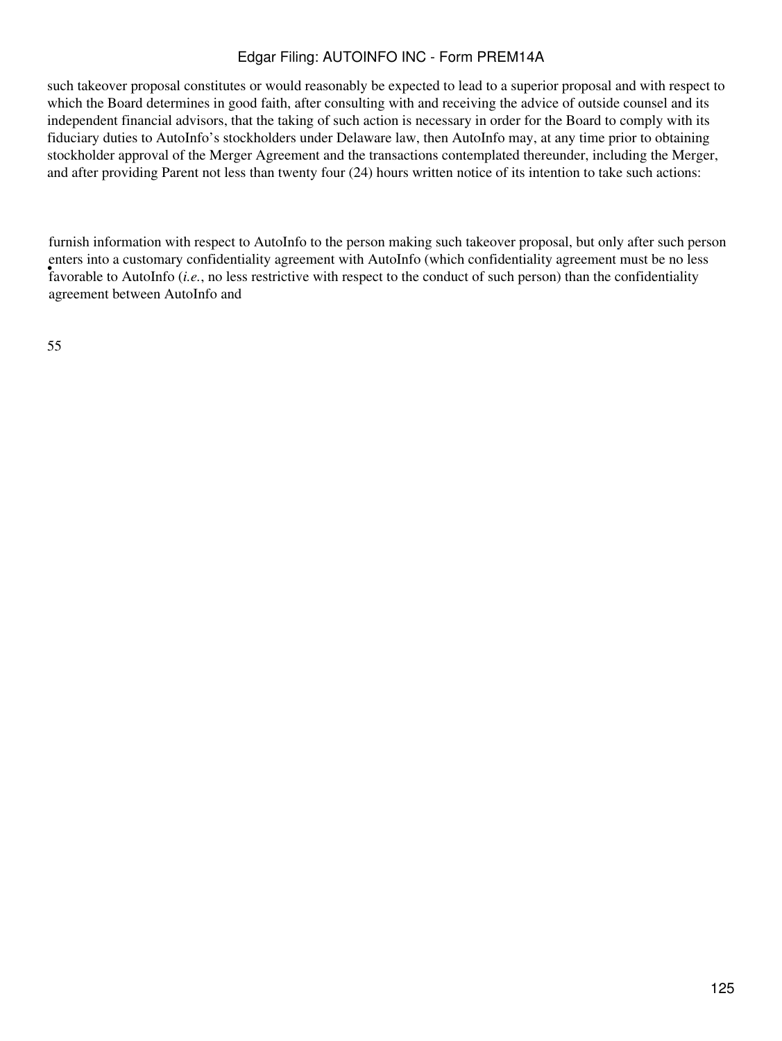such takeover proposal constitutes or would reasonably be expected to lead to a superior proposal and with respect to which the Board determines in good faith, after consulting with and receiving the advice of outside counsel and its independent financial advisors, that the taking of such action is necessary in order for the Board to comply with its fiduciary duties to AutoInfo's stockholders under Delaware law, then AutoInfo may, at any time prior to obtaining stockholder approval of the Merger Agreement and the transactions contemplated thereunder, including the Merger, and after providing Parent not less than twenty four (24) hours written notice of its intention to take such actions:

- furnish information with respect to AutoInfo to the person making such takeover proposal, but only after such person enters into a customary confidentiality agreement with AutoInfo (which confidentiality agreement must be no less favorable to AutoInfo (*i.e.*, no less restrictive with respect to the conduct of such person) than the confidentiality agreement between AutoInfo and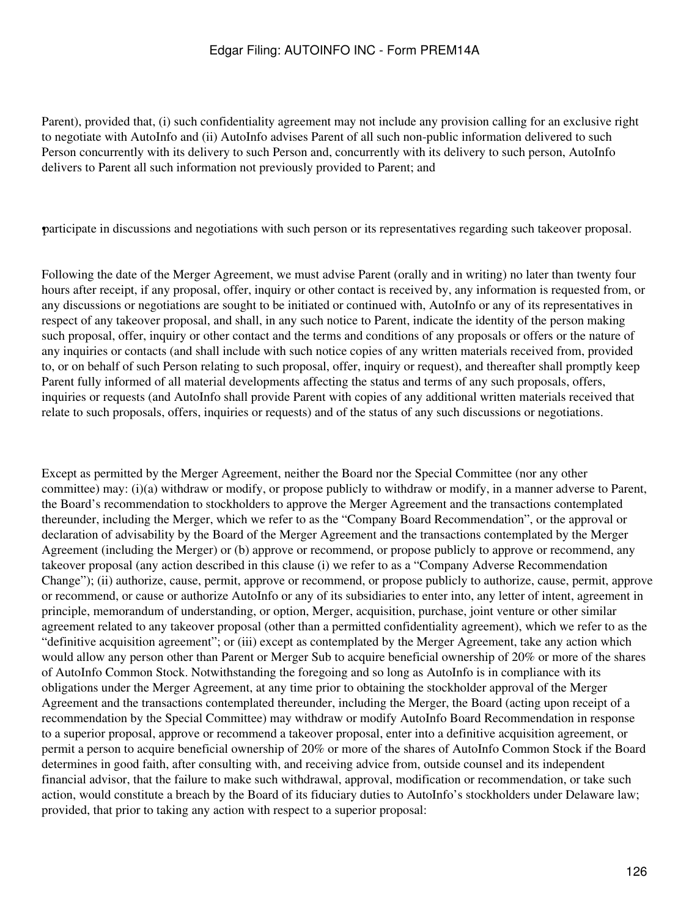Parent), provided that, (i) such confidentiality agreement may not include any provision calling for an exclusive right to negotiate with AutoInfo and (ii) AutoInfo advises Parent of all such non-public information delivered to such Person concurrently with its delivery to such Person and, concurrently with its delivery to such person, AutoInfo delivers to Parent all such information not previously provided to Parent; and

- participate in discussions and negotiations with such person or its representatives regarding such takeover proposal.

Following the date of the Merger Agreement, we must advise Parent (orally and in writing) no later than twenty four hours after receipt, if any proposal, offer, inquiry or other contact is received by, any information is requested from, or any discussions or negotiations are sought to be initiated or continued with, AutoInfo or any of its representatives in respect of any takeover proposal, and shall, in any such notice to Parent, indicate the identity of the person making such proposal, offer, inquiry or other contact and the terms and conditions of any proposals or offers or the nature of any inquiries or contacts (and shall include with such notice copies of any written materials received from, provided to, or on behalf of such Person relating to such proposal, offer, inquiry or request), and thereafter shall promptly keep Parent fully informed of all material developments affecting the status and terms of any such proposals, offers, inquiries or requests (and AutoInfo shall provide Parent with copies of any additional written materials received that relate to such proposals, offers, inquiries or requests) and of the status of any such discussions or negotiations.

Except as permitted by the Merger Agreement, neither the Board nor the Special Committee (nor any other committee) may: (i)(a) withdraw or modify, or propose publicly to withdraw or modify, in a manner adverse to Parent, the Board's recommendation to stockholders to approve the Merger Agreement and the transactions contemplated thereunder, including the Merger, which we refer to as the "Company Board Recommendation", or the approval or declaration of advisability by the Board of the Merger Agreement and the transactions contemplated by the Merger Agreement (including the Merger) or (b) approve or recommend, or propose publicly to approve or recommend, any takeover proposal (any action described in this clause (i) we refer to as a "Company Adverse Recommendation Change"); (ii) authorize, cause, permit, approve or recommend, or propose publicly to authorize, cause, permit, approve or recommend, or cause or authorize AutoInfo or any of its subsidiaries to enter into, any letter of intent, agreement in principle, memorandum of understanding, or option, Merger, acquisition, purchase, joint venture or other similar agreement related to any takeover proposal (other than a permitted confidentiality agreement), which we refer to as the "definitive acquisition agreement"; or (iii) except as contemplated by the Merger Agreement, take any action which would allow any person other than Parent or Merger Sub to acquire beneficial ownership of 20% or more of the shares of AutoInfo Common Stock. Notwithstanding the foregoing and so long as AutoInfo is in compliance with its obligations under the Merger Agreement, at any time prior to obtaining the stockholder approval of the Merger Agreement and the transactions contemplated thereunder, including the Merger, the Board (acting upon receipt of a recommendation by the Special Committee) may withdraw or modify AutoInfo Board Recommendation in response to a superior proposal, approve or recommend a takeover proposal, enter into a definitive acquisition agreement, or permit a person to acquire beneficial ownership of 20% or more of the shares of AutoInfo Common Stock if the Board determines in good faith, after consulting with, and receiving advice from, outside counsel and its independent financial advisor, that the failure to make such withdrawal, approval, modification or recommendation, or take such action, would constitute a breach by the Board of its fiduciary duties to AutoInfo's stockholders under Delaware law; provided, that prior to taking any action with respect to a superior proposal: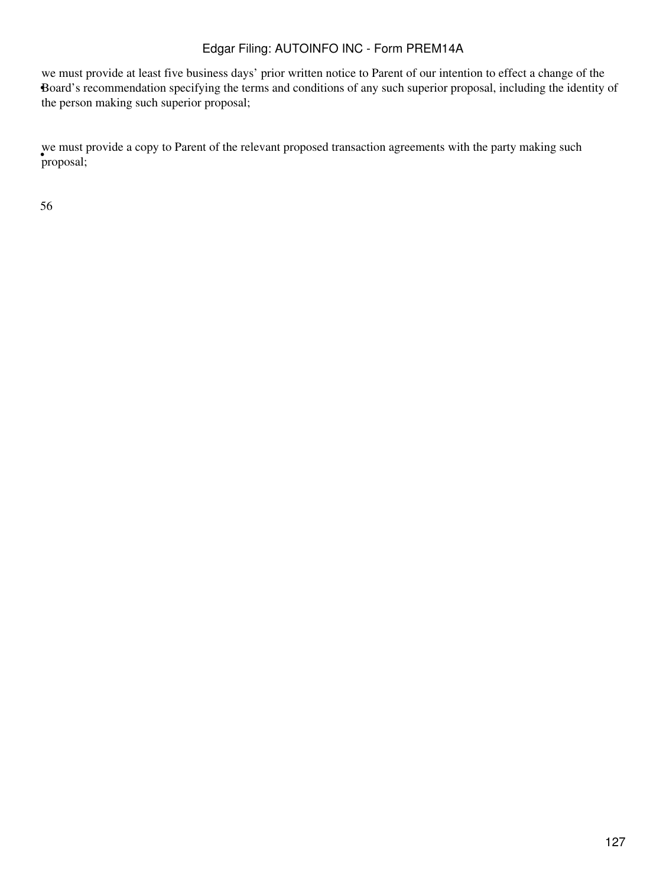- we must provide at least five business days' prior written notice to Parent of our intention to effect a change of the Board's recommendation specifying the terms and conditions of any such superior proposal, including the identity of the person making such superior proposal;

- we must provide a copy to Parent of the relevant proposed transaction agreements with the party making such proposal;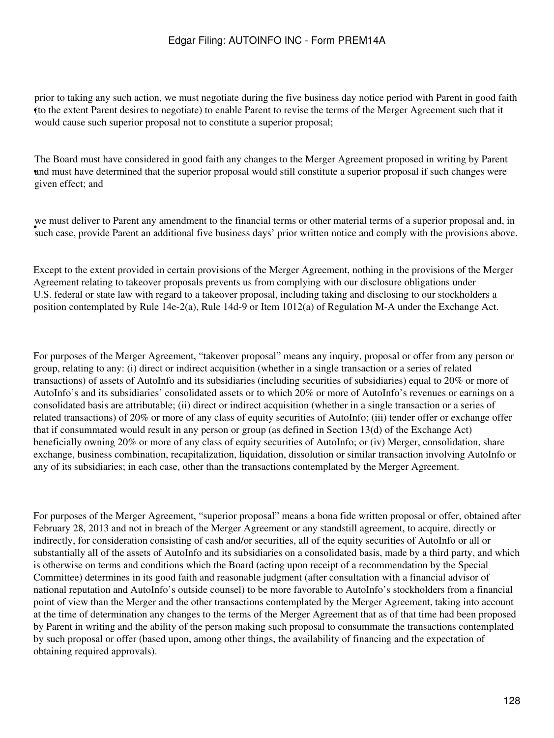- prior to taking any such action, we must negotiate during the five business day notice period with Parent in good faith (to the extent Parent desires to negotiate) to enable Parent to revise the terms of the Merger Agreement such that it would cause such superior proposal not to constitute a superior proposal;

- The Board must have considered in good faith any changes to the Merger Agreement proposed in writing by Parent and must have determined that the superior proposal would still constitute a superior proposal if such changes were given effect; and

- we must deliver to Parent any amendment to the financial terms or other material terms of a superior proposal and, in such case, provide Parent an additional five business days' prior written notice and comply with the provisions above.

Except to the extent provided in certain provisions of the Merger Agreement, nothing in the provisions of the Merger Agreement relating to takeover proposals prevents us from complying with our disclosure obligations under U.S. federal or state law with regard to a takeover proposal, including taking and disclosing to our stockholders a position contemplated by Rule 14e-2(a), Rule 14d-9 or Item 1012(a) of Regulation M-A under the Exchange Act.

For purposes of the Merger Agreement, "takeover proposal" means any inquiry, proposal or offer from any person or group, relating to any: (i) direct or indirect acquisition (whether in a single transaction or a series of related transactions) of assets of AutoInfo and its subsidiaries (including securities of subsidiaries) equal to 20% or more of AutoInfo's and its subsidiaries' consolidated assets or to which 20% or more of AutoInfo's revenues or earnings on a consolidated basis are attributable; (ii) direct or indirect acquisition (whether in a single transaction or a series of related transactions) of 20% or more of any class of equity securities of AutoInfo; (iii) tender offer or exchange offer that if consummated would result in any person or group (as defined in Section 13(d) of the Exchange Act) beneficially owning 20% or more of any class of equity securities of AutoInfo; or (iv) Merger, consolidation, share exchange, business combination, recapitalization, liquidation, dissolution or similar transaction involving AutoInfo or any of its subsidiaries; in each case, other than the transactions contemplated by the Merger Agreement.

For purposes of the Merger Agreement, "superior proposal" means a bona fide written proposal or offer, obtained after February 28, 2013 and not in breach of the Merger Agreement or any standstill agreement, to acquire, directly or indirectly, for consideration consisting of cash and/or securities, all of the equity securities of AutoInfo or all or substantially all of the assets of AutoInfo and its subsidiaries on a consolidated basis, made by a third party, and which is otherwise on terms and conditions which the Board (acting upon receipt of a recommendation by the Special Committee) determines in its good faith and reasonable judgment (after consultation with a financial advisor of national reputation and AutoInfo's outside counsel) to be more favorable to AutoInfo's stockholders from a financial point of view than the Merger and the other transactions contemplated by the Merger Agreement, taking into account at the time of determination any changes to the terms of the Merger Agreement that as of that time had been proposed by Parent in writing and the ability of the person making such proposal to consummate the transactions contemplated by such proposal or offer (based upon, among other things, the availability of financing and the expectation of obtaining required approvals).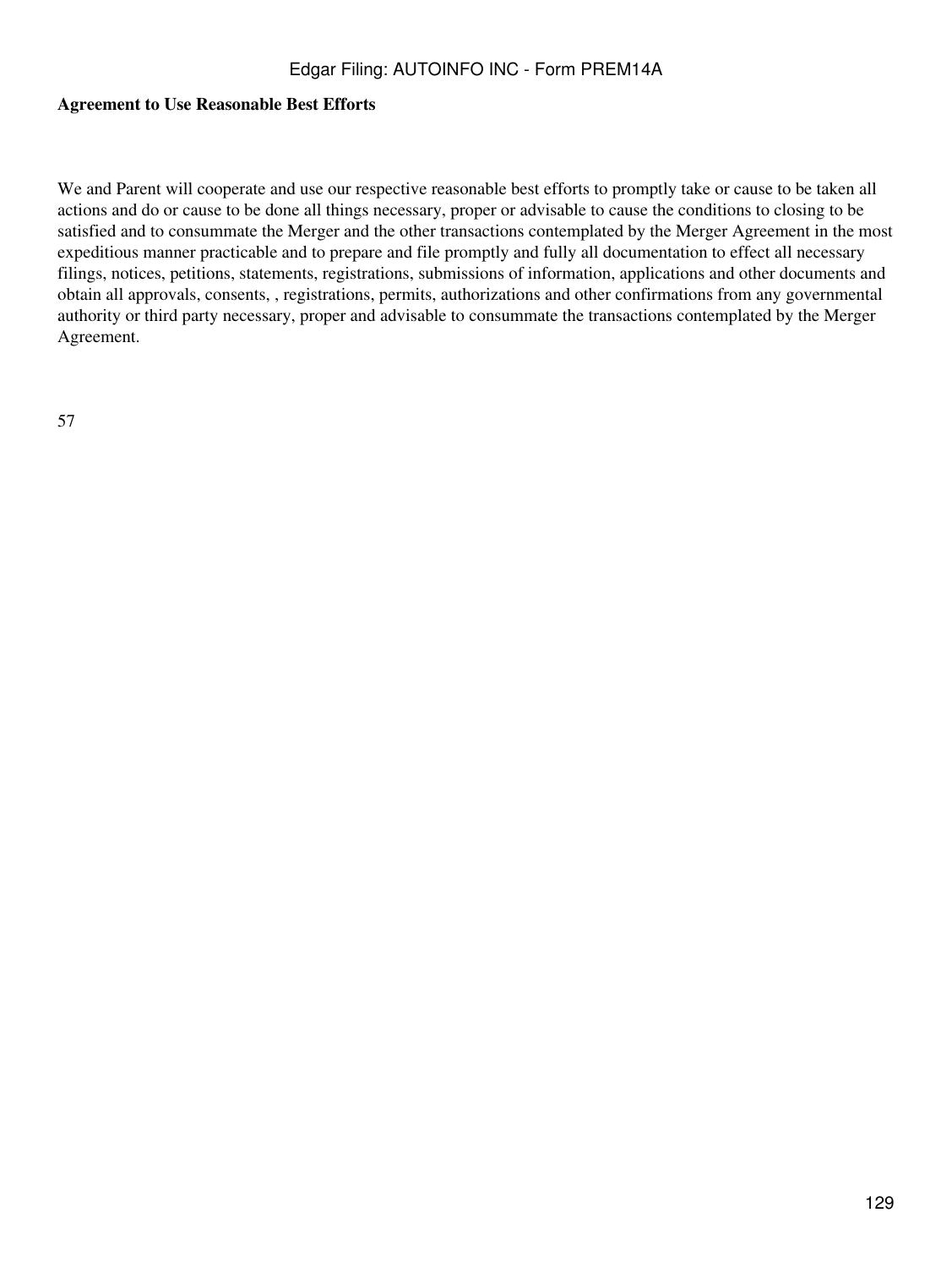**Agreement to Use Reasonable Best Efforts**

We and Parent will cooperate and use our respective reasonable best efforts to promptly take or cause to be taken all actions and do or cause to be done all things necessary, proper or advisable to cause the conditions to closing to be satisfied and to consummate the Merger and the other transactions contemplated by the Merger Agreement in the most expeditious manner practicable and to prepare and file promptly and fully all documentation to effect all necessary filings, notices, petitions, statements, registrations, submissions of information, applications and other documents and obtain all approvals, consents, , registrations, permits, authorizations and other confirmations from any governmental authority or third party necessary, proper and advisable to consummate the transactions contemplated by the Merger Agreement.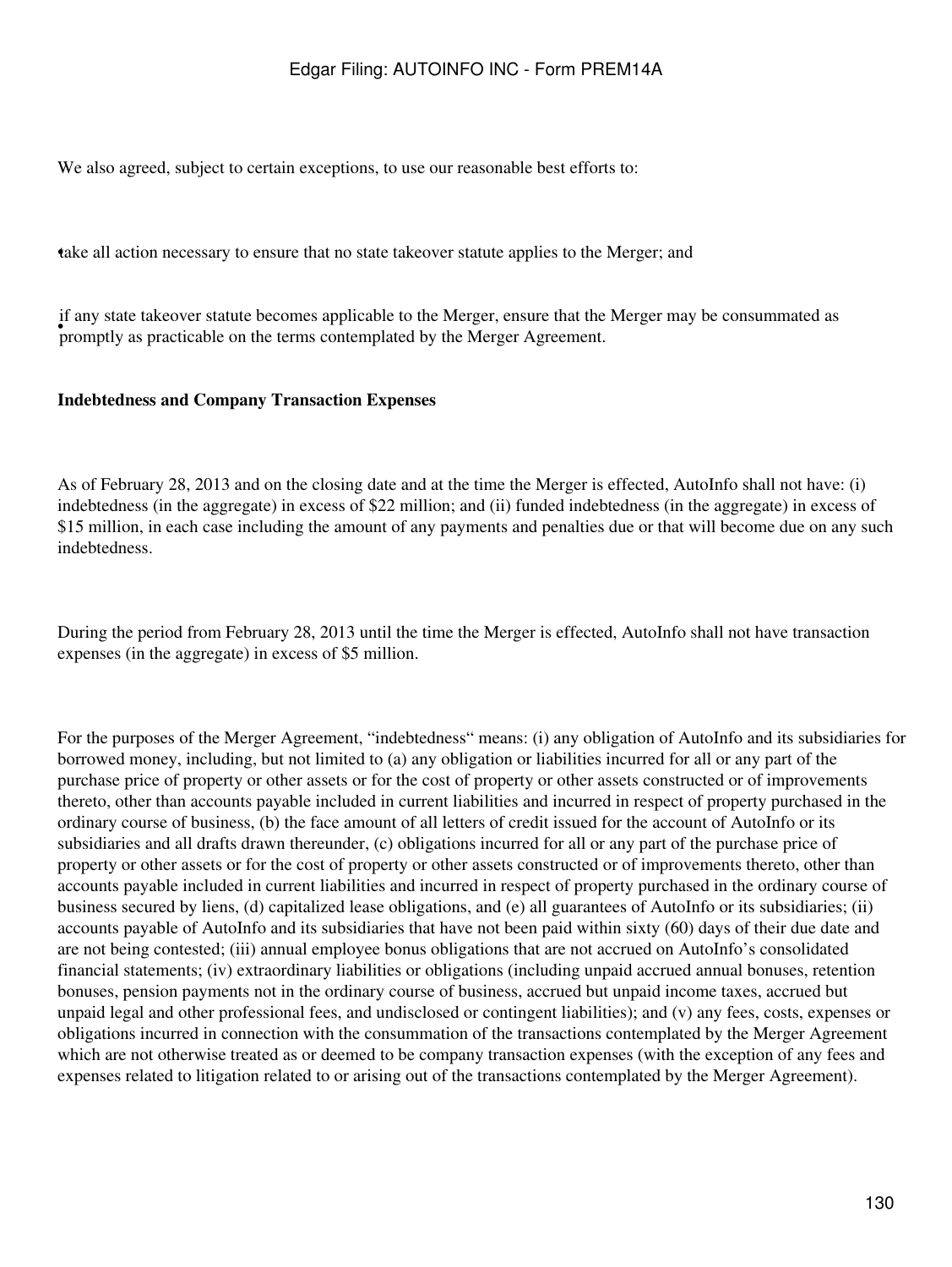We also agreed, subject to certain exceptions, to use our reasonable best efforts to:

- take all action necessary to ensure that no state takeover statute applies to the Merger; and
- if any state takeover statute becomes applicable to the Merger, ensure that the Merger may be consummated as promptly as practicable on the terms contemplated by the Merger Agreement.

**Indebtedness and Company Transaction Expenses**

As of February 28, 2013 and on the closing date and at the time the Merger is effected, AutoInfo shall not have: (i) indebtedness (in the aggregate) in excess of $22 million; and (ii) funded indebtedness (in the aggregate) in excess of $15 million, in each case including the amount of any payments and penalties due or that will become due on any such indebtedness.

During the period from February 28, 2013 until the time the Merger is effected, AutoInfo shall not have transaction expenses (in the aggregate) in excess of $5 million.

For the purposes of the Merger Agreement, "indebtedness" means: (i) any obligation of AutoInfo and its subsidiaries for borrowed money, including, but not limited to (a) any obligation or liabilities incurred for all or any part of the purchase price of property or other assets or for the cost of property or other assets constructed or of improvements thereto, other than accounts payable included in current liabilities and incurred in respect of property purchased in the ordinary course of business, (b) the face amount of all letters of credit issued for the account of AutoInfo or its subsidiaries and all drafts drawn thereunder, (c) obligations incurred for all or any part of the purchase price of property or other assets or for the cost of property or other assets constructed or of improvements thereto, other than accounts payable included in current liabilities and incurred in respect of property purchased in the ordinary course of business secured by liens, (d) capitalized lease obligations, and (e) all guarantees of AutoInfo or its subsidiaries; (ii) accounts payable of AutoInfo and its subsidiaries that have not been paid within sixty (60) days of their due date and are not being contested; (iii) annual employee bonus obligations that are not accrued on AutoInfo's consolidated financial statements; (iv) extraordinary liabilities or obligations (including unpaid accrued annual bonuses, retention bonuses, pension payments not in the ordinary course of business, accrued but unpaid income taxes, accrued but unpaid legal and other professional fees, and undisclosed or contingent liabilities); and (v) any fees, costs, expenses or obligations incurred in connection with the consummation of the transactions contemplated by the Merger Agreement which are not otherwise treated as or deemed to be company transaction expenses (with the exception of any fees and expenses related to litigation related to or arising out of the transactions contemplated by the Merger Agreement).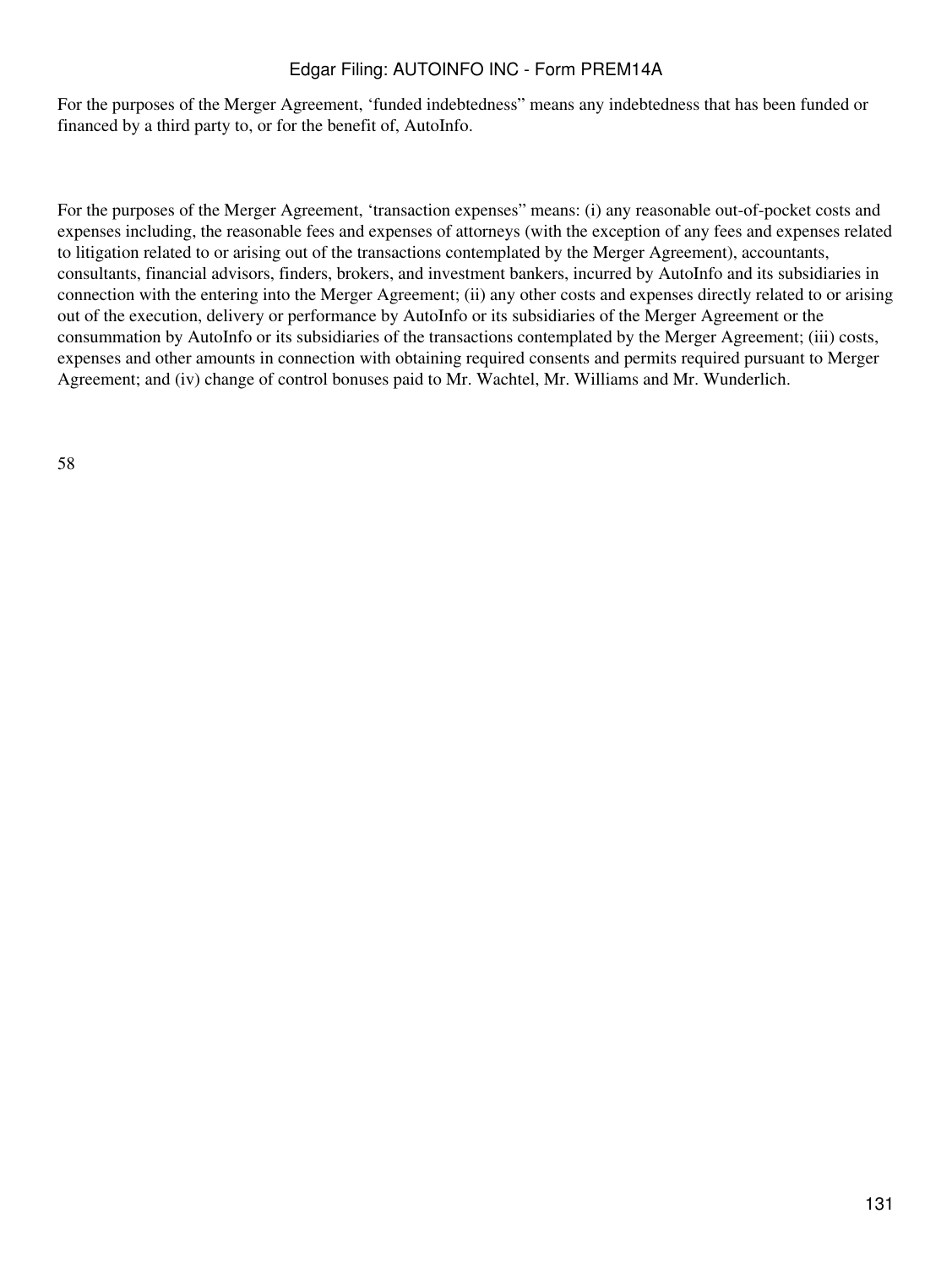For the purposes of the Merger Agreement, ‘funded indebtedness” means any indebtedness that has been funded or financed by a third party to, or for the benefit of, AutoInfo.

For the purposes of the Merger Agreement, ‘transaction expenses” means: (i) any reasonable out-of-pocket costs and expenses including, the reasonable fees and expenses of attorneys (with the exception of any fees and expenses related to litigation related to or arising out of the transactions contemplated by the Merger Agreement), accountants, consultants, financial advisors, finders, brokers, and investment bankers, incurred by AutoInfo and its subsidiaries in connection with the entering into the Merger Agreement; (ii) any other costs and expenses directly related to or arising out of the execution, delivery or performance by AutoInfo or its subsidiaries of the Merger Agreement or the consummation by AutoInfo or its subsidiaries of the transactions contemplated by the Merger Agreement; (iii) costs, expenses and other amounts in connection with obtaining required consents and permits required pursuant to Merger Agreement; and (iv) change of control bonuses paid to Mr. Wachtel, Mr. Williams and Mr. Wunderlich.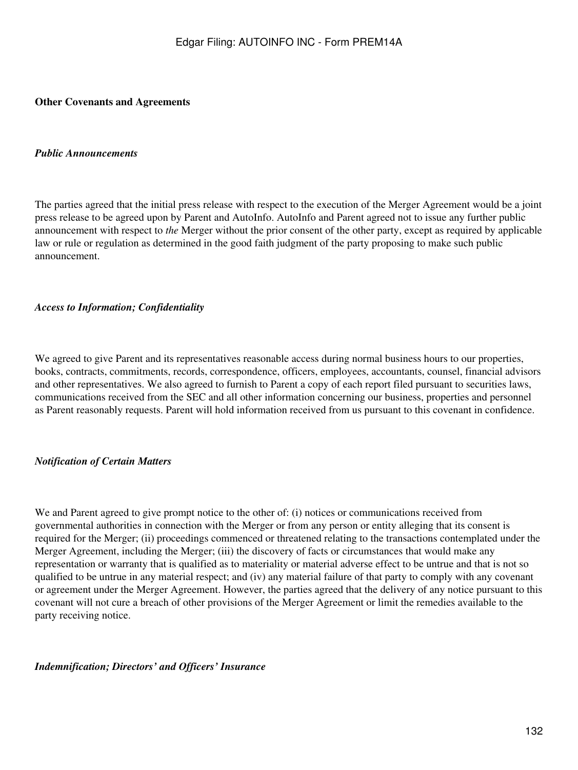**Other Covenants and Agreements**

***Public Announcements***

The parties agreed that the initial press release with respect to the execution of the Merger Agreement would be a joint press release to be agreed upon by Parent and AutoInfo. AutoInfo and Parent agreed not to issue any further public announcement with respect to *the* Merger without the prior consent of the other party, except as required by applicable law or rule or regulation as determined in the good faith judgment of the party proposing to make such public announcement.

***Access to Information; Confidentiality***

We agreed to give Parent and its representatives reasonable access during normal business hours to our properties, books, contracts, commitments, records, correspondence, officers, employees, accountants, counsel, financial advisors and other representatives. We also agreed to furnish to Parent a copy of each report filed pursuant to securities laws, communications received from the SEC and all other information concerning our business, properties and personnel as Parent reasonably requests. Parent will hold information received from us pursuant to this covenant in confidence.

***Notification of Certain Matters***

We and Parent agreed to give prompt notice to the other of: (i) notices or communications received from governmental authorities in connection with the Merger or from any person or entity alleging that its consent is required for the Merger; (ii) proceedings commenced or threatened relating to the transactions contemplated under the Merger Agreement, including the Merger; (iii) the discovery of facts or circumstances that would make any representation or warranty that is qualified as to materiality or material adverse effect to be untrue and that is not so qualified to be untrue in any material respect; and (iv) any material failure of that party to comply with any covenant or agreement under the Merger Agreement. However, the parties agreed that the delivery of any notice pursuant to this covenant will not cure a breach of other provisions of the Merger Agreement or limit the remedies available to the party receiving notice.

***Indemnification; Directors' and Officers' Insurance***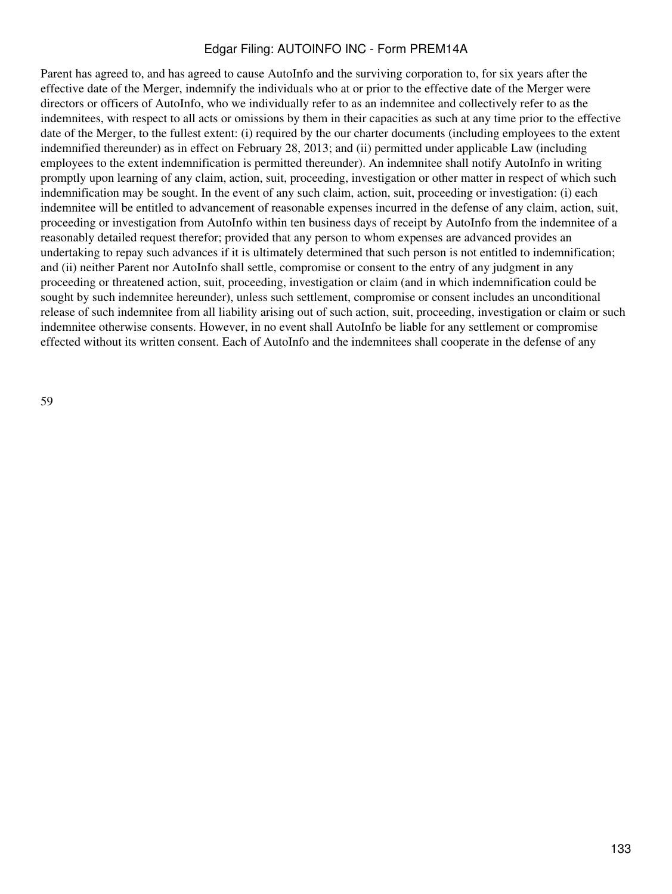Parent has agreed to, and has agreed to cause AutoInfo and the surviving corporation to, for six years after the effective date of the Merger, indemnify the individuals who at or prior to the effective date of the Merger were directors or officers of AutoInfo, who we individually refer to as an indemnitee and collectively refer to as the indemnitees, with respect to all acts or omissions by them in their capacities as such at any time prior to the effective date of the Merger, to the fullest extent: (i) required by the our charter documents (including employees to the extent indemnified thereunder) as in effect on February 28, 2013; and (ii) permitted under applicable Law (including employees to the extent indemnification is permitted thereunder). An indemnitee shall notify AutoInfo in writing promptly upon learning of any claim, action, suit, proceeding, investigation or other matter in respect of which such indemnification may be sought. In the event of any such claim, action, suit, proceeding or investigation: (i) each indemnitee will be entitled to advancement of reasonable expenses incurred in the defense of any claim, action, suit, proceeding or investigation from AutoInfo within ten business days of receipt by AutoInfo from the indemnitee of a reasonably detailed request therefor; provided that any person to whom expenses are advanced provides an undertaking to repay such advances if it is ultimately determined that such person is not entitled to indemnification; and (ii) neither Parent nor AutoInfo shall settle, compromise or consent to the entry of any judgment in any proceeding or threatened action, suit, proceeding, investigation or claim (and in which indemnification could be sought by such indemnitee hereunder), unless such settlement, compromise or consent includes an unconditional release of such indemnitee from all liability arising out of such action, suit, proceeding, investigation or claim or such indemnitee otherwise consents. However, in no event shall AutoInfo be liable for any settlement or compromise effected without its written consent. Each of AutoInfo and the indemnitees shall cooperate in the defense of any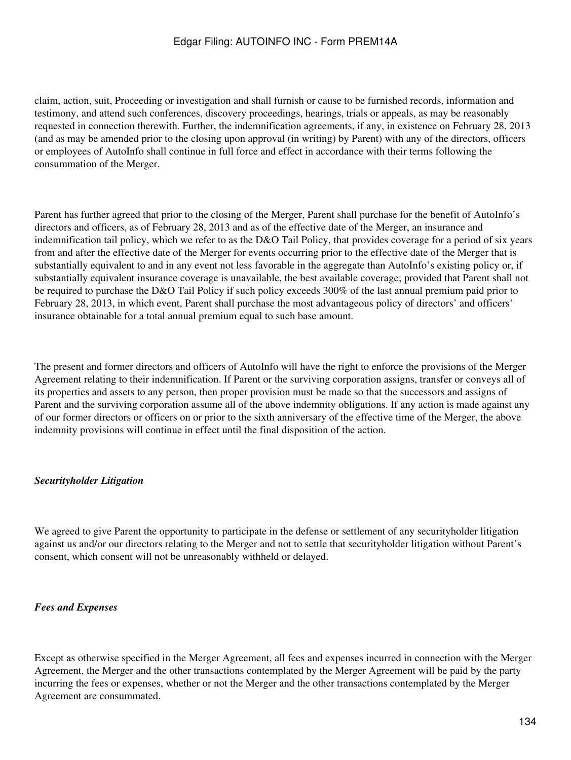claim, action, suit, Proceeding or investigation and shall furnish or cause to be furnished records, information and testimony, and attend such conferences, discovery proceedings, hearings, trials or appeals, as may be reasonably requested in connection therewith. Further, the indemnification agreements, if any, in existence on February 28, 2013 (and as may be amended prior to the closing upon approval (in writing) by Parent) with any of the directors, officers or employees of AutoInfo shall continue in full force and effect in accordance with their terms following the consummation of the Merger.

Parent has further agreed that prior to the closing of the Merger, Parent shall purchase for the benefit of AutoInfo's directors and officers, as of February 28, 2013 and as of the effective date of the Merger, an insurance and indemnification tail policy, which we refer to as the D&O Tail Policy, that provides coverage for a period of six years from and after the effective date of the Merger for events occurring prior to the effective date of the Merger that is substantially equivalent to and in any event not less favorable in the aggregate than AutoInfo's existing policy or, if substantially equivalent insurance coverage is unavailable, the best available coverage; provided that Parent shall not be required to purchase the D&O Tail Policy if such policy exceeds 300% of the last annual premium paid prior to February 28, 2013, in which event, Parent shall purchase the most advantageous policy of directors' and officers' insurance obtainable for a total annual premium equal to such base amount.

The present and former directors and officers of AutoInfo will have the right to enforce the provisions of the Merger Agreement relating to their indemnification. If Parent or the surviving corporation assigns, transfer or conveys all of its properties and assets to any person, then proper provision must be made so that the successors and assigns of Parent and the surviving corporation assume all of the above indemnity obligations. If any action is made against any of our former directors or officers on or prior to the sixth anniversary of the effective time of the Merger, the above indemnity provisions will continue in effect until the final disposition of the action.

*Securityholder Litigation*

We agreed to give Parent the opportunity to participate in the defense or settlement of any securityholder litigation against us and/or our directors relating to the Merger and not to settle that securityholder litigation without Parent's consent, which consent will not be unreasonably withheld or delayed.

*Fees and Expenses*

Except as otherwise specified in the Merger Agreement, all fees and expenses incurred in connection with the Merger Agreement, the Merger and the other transactions contemplated by the Merger Agreement will be paid by the party incurring the fees or expenses, whether or not the Merger and the other transactions contemplated by the Merger Agreement are consummated.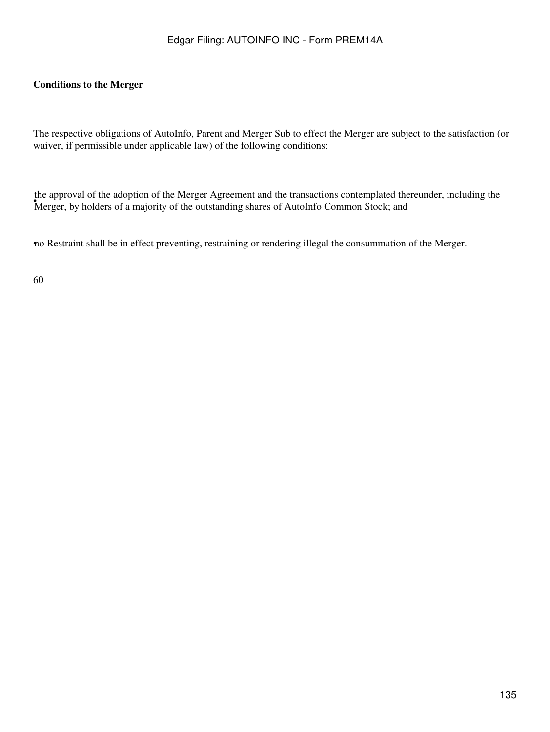**Conditions to the Merger**

The respective obligations of AutoInfo, Parent and Merger Sub to effect the Merger are subject to the satisfaction (or waiver, if permissible under applicable law) of the following conditions:

- the approval of the adoption of the Merger Agreement and the transactions contemplated thereunder, including the Merger, by holders of a majority of the outstanding shares of AutoInfo Common Stock; and
- no Restraint shall be in effect preventing, restraining or rendering illegal the consummation of the Merger.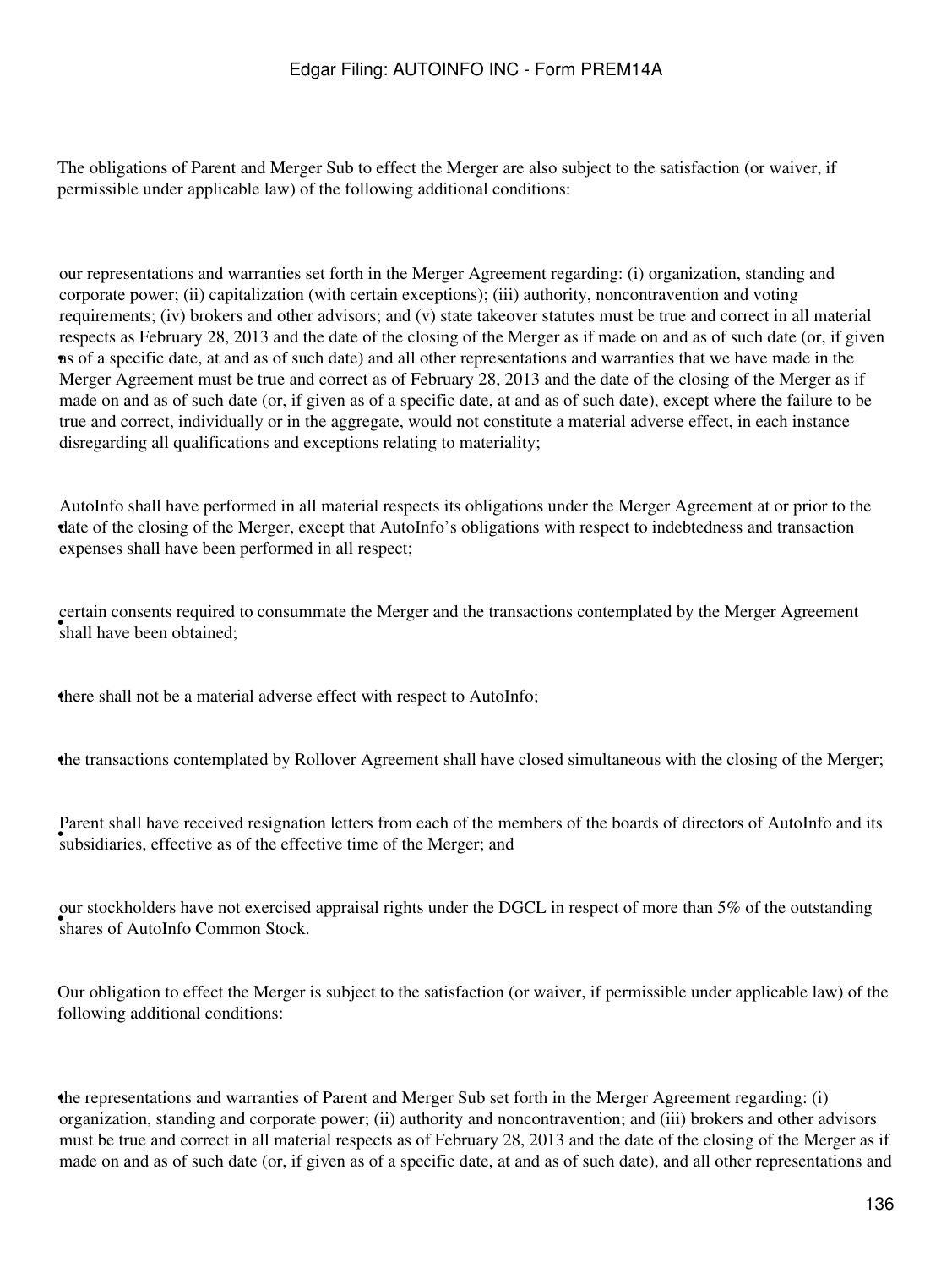The obligations of Parent and Merger Sub to effect the Merger are also subject to the satisfaction (or waiver, if permissible under applicable law) of the following additional conditions:

- our representations and warranties set forth in the Merger Agreement regarding: (i) organization, standing and corporate power; (ii) capitalization (with certain exceptions); (iii) authority, noncontravention and voting requirements; (iv) brokers and other advisors; and (v) state takeover statutes must be true and correct in all material respects as February 28, 2013 and the date of the closing of the Merger as if made on and as of such date (or, if given as of a specific date, at and as of such date) and all other representations and warranties that we have made in the Merger Agreement must be true and correct as of February 28, 2013 and the date of the closing of the Merger as if made on and as of such date (or, if given as of a specific date, at and as of such date), except where the failure to be true and correct, individually or in the aggregate, would not constitute a material adverse effect, in each instance disregarding all qualifications and exceptions relating to materiality;
- AutoInfo shall have performed in all material respects its obligations under the Merger Agreement at or prior to the date of the closing of the Merger, except that AutoInfo's obligations with respect to indebtedness and transaction expenses shall have been performed in all respect;
- certain consents required to consummate the Merger and the transactions contemplated by the Merger Agreement shall have been obtained;
- there shall not be a material adverse effect with respect to AutoInfo;
- the transactions contemplated by Rollover Agreement shall have closed simultaneous with the closing of the Merger;
- Parent shall have received resignation letters from each of the members of the boards of directors of AutoInfo and its subsidiaries, effective as of the effective time of the Merger; and
- our stockholders have not exercised appraisal rights under the DGCL in respect of more than 5% of the outstanding shares of AutoInfo Common Stock.

Our obligation to effect the Merger is subject to the satisfaction (or waiver, if permissible under applicable law) of the following additional conditions:

- the representations and warranties of Parent and Merger Sub set forth in the Merger Agreement regarding: (i) organization, standing and corporate power; (ii) authority and noncontravention; and (iii) brokers and other advisors must be true and correct in all material respects as of February 28, 2013 and the date of the closing of the Merger as if made on and as of such date (or, if given as of a specific date, at and as of such date), and all other representations and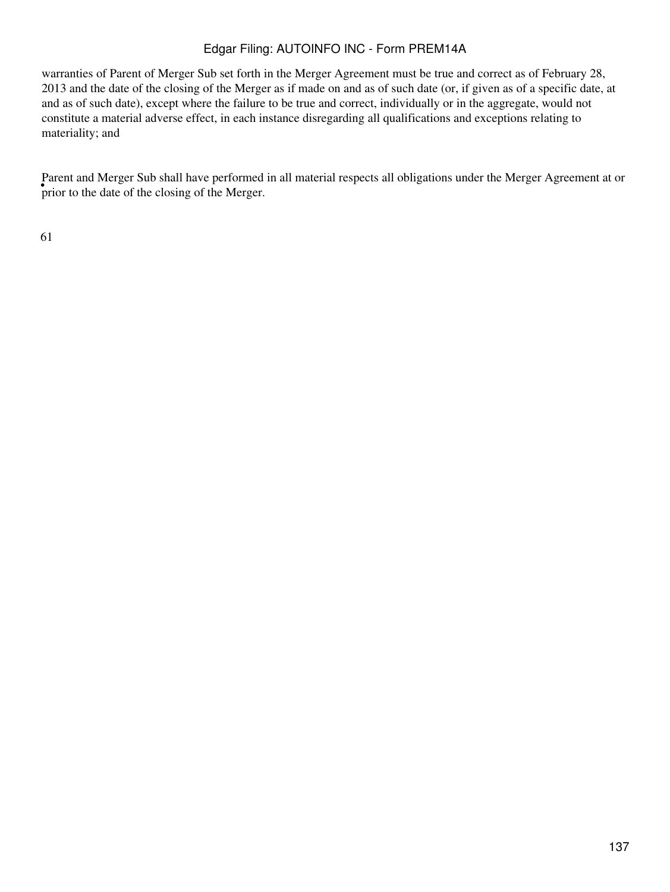warranties of Parent of Merger Sub set forth in the Merger Agreement must be true and correct as of February 28, 2013 and the date of the closing of the Merger as if made on and as of such date (or, if given as of a specific date, at and as of such date), except where the failure to be true and correct, individually or in the aggregate, would not constitute a material adverse effect, in each instance disregarding all qualifications and exceptions relating to materiality; and

- Parent and Merger Sub shall have performed in all material respects all obligations under the Merger Agreement at or prior to the date of the closing of the Merger.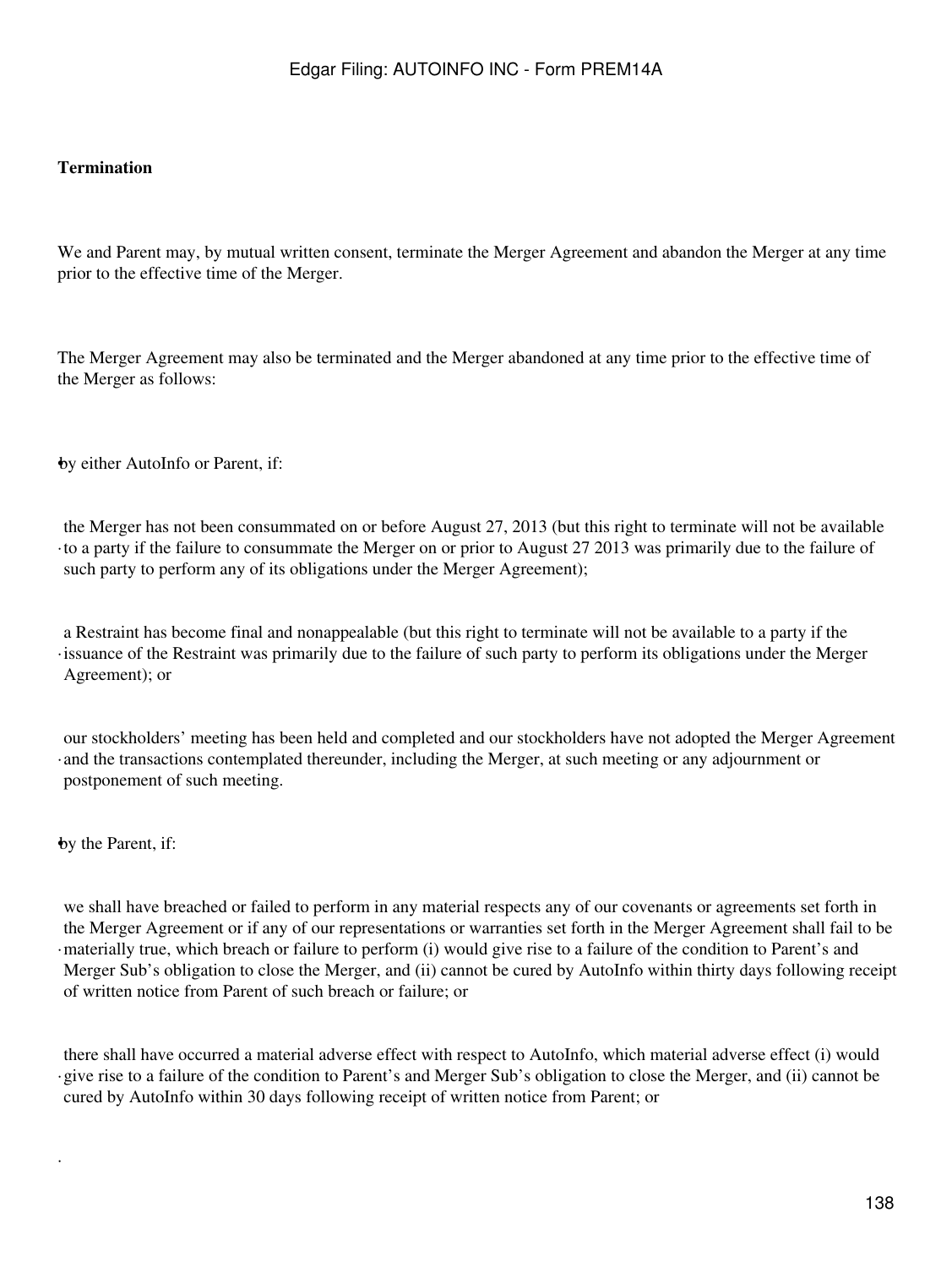**Termination**

We and Parent may, by mutual written consent, terminate the Merger Agreement and abandon the Merger at any time prior to the effective time of the Merger.

The Merger Agreement may also be terminated and the Merger abandoned at any time prior to the effective time of the Merger as follows:

- by either AutoInfo or Parent, if:

  - the Merger has not been consummated on or before August 27, 2013 (but this right to terminate will not be available to a party if the failure to consummate the Merger on or prior to August 27 2013 was primarily due to the failure of such party to perform any of its obligations under the Merger Agreement);

  - a Restraint has become final and nonappealable (but this right to terminate will not be available to a party if the issuance of the Restraint was primarily due to the failure of such party to perform its obligations under the Merger Agreement); or

  - our stockholders' meeting has been held and completed and our stockholders have not adopted the Merger Agreement and the transactions contemplated thereunder, including the Merger, at such meeting or any adjournment or postponement of such meeting.

- by the Parent, if:

  - we shall have breached or failed to perform in any material respects any of our covenants or agreements set forth in the Merger Agreement or if any of our representations or warranties set forth in the Merger Agreement shall fail to be materially true, which breach or failure to perform (i) would give rise to a failure of the condition to Parent's and Merger Sub's obligation to close the Merger, and (ii) cannot be cured by AutoInfo within thirty days following receipt of written notice from Parent of such breach or failure; or

  - there shall have occurred a material adverse effect with respect to AutoInfo, which material adverse effect (i) would give rise to a failure of the condition to Parent's and Merger Sub's obligation to close the Merger, and (ii) cannot be cured by AutoInfo within 30 days following receipt of written notice from Parent; or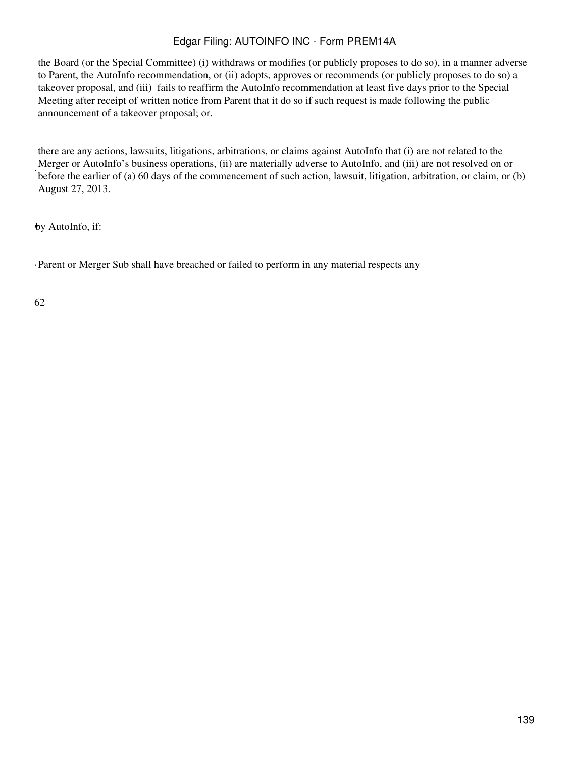- the Board (or the Special Committee) (i) withdraws or modifies (or publicly proposes to do so), in a manner adverse to Parent, the AutoInfo recommendation, or (ii) adopts, approves or recommends (or publicly proposes to do so) a takeover proposal, and (iii) fails to reaffirm the AutoInfo recommendation at least five days prior to the Special Meeting after receipt of written notice from Parent that it do so if such request is made following the public announcement of a takeover proposal; or.

- there are any actions, lawsuits, litigations, arbitrations, or claims against AutoInfo that (i) are not related to the Merger or AutoInfo's business operations, (ii) are materially adverse to AutoInfo, and (iii) are not resolved on or before the earlier of (a) 60 days of the commencement of such action, lawsuit, litigation, arbitration, or claim, or (b) August 27, 2013.

- by AutoInfo, if:

  - Parent or Merger Sub shall have breached or failed to perform in any material respects any

62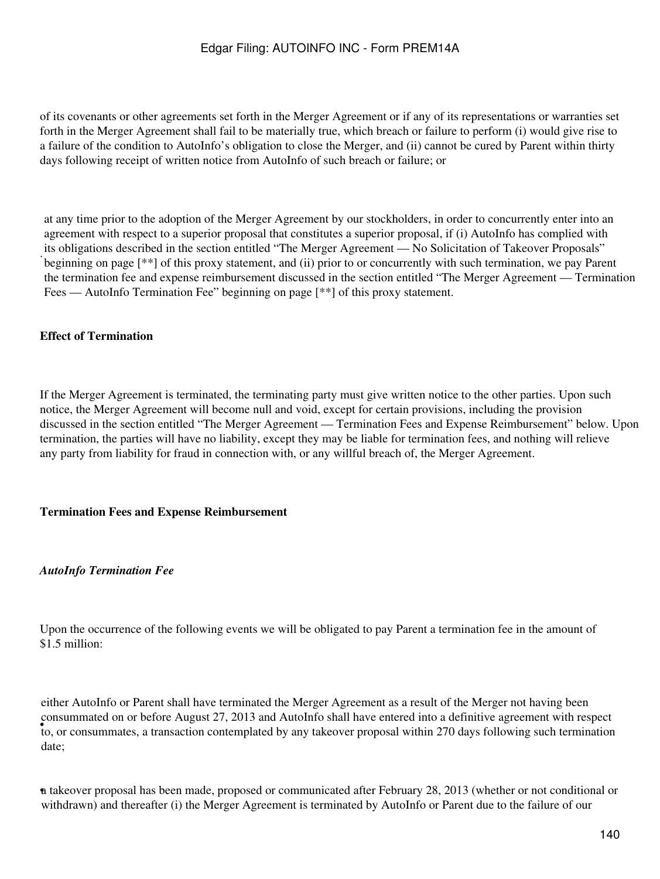of its covenants or other agreements set forth in the Merger Agreement or if any of its representations or warranties set forth in the Merger Agreement shall fail to be materially true, which breach or failure to perform (i) would give rise to a failure of the condition to AutoInfo's obligation to close the Merger, and (ii) cannot be cured by Parent within thirty days following receipt of written notice from AutoInfo of such breach or failure; or

- at any time prior to the adoption of the Merger Agreement by our stockholders, in order to concurrently enter into an agreement with respect to a superior proposal that constitutes a superior proposal, if (i) AutoInfo has complied with its obligations described in the section entitled "The Merger Agreement — No Solicitation of Takeover Proposals" beginning on page [**] of this proxy statement, and (ii) prior to or concurrently with such termination, we pay Parent the termination fee and expense reimbursement discussed in the section entitled "The Merger Agreement — Termination Fees — AutoInfo Termination Fee" beginning on page [**] of this proxy statement.

**Effect of Termination**

If the Merger Agreement is terminated, the terminating party must give written notice to the other parties. Upon such notice, the Merger Agreement will become null and void, except for certain provisions, including the provision discussed in the section entitled "The Merger Agreement — Termination Fees and Expense Reimbursement" below. Upon termination, the parties will have no liability, except they may be liable for termination fees, and nothing will relieve any party from liability for fraud in connection with, or any willful breach of, the Merger Agreement.

**Termination Fees and Expense Reimbursement**

***AutoInfo Termination Fee***

Upon the occurrence of the following events we will be obligated to pay Parent a termination fee in the amount of $1.5 million:

- either AutoInfo or Parent shall have terminated the Merger Agreement as a result of the Merger not having been consummated on or before August 27, 2013 and AutoInfo shall have entered into a definitive agreement with respect to, or consummates, a transaction contemplated by any takeover proposal within 270 days following such termination date;

- a takeover proposal has been made, proposed or communicated after February 28, 2013 (whether or not conditional or withdrawn) and thereafter (i) the Merger Agreement is terminated by AutoInfo or Parent due to the failure of our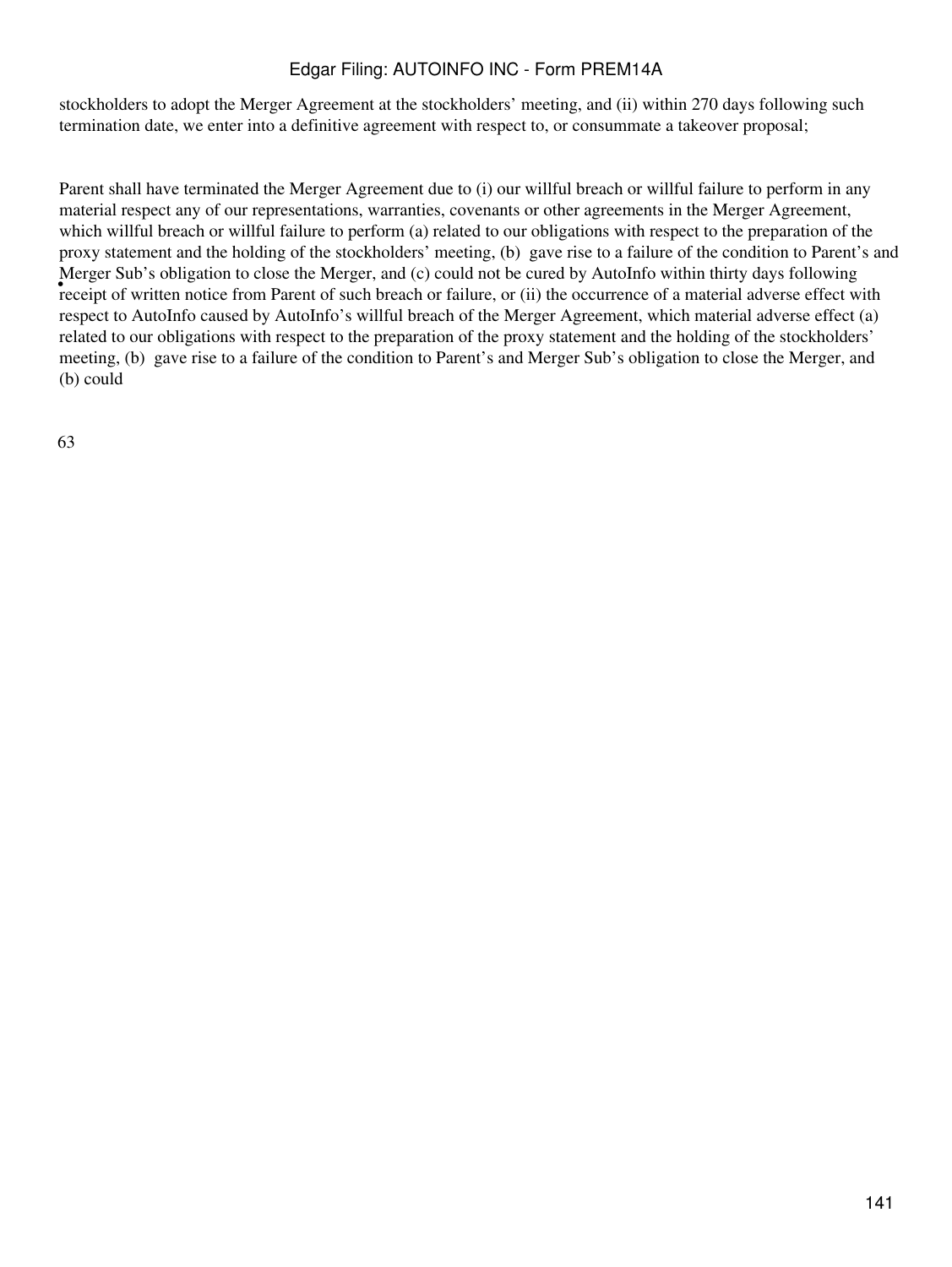stockholders to adopt the Merger Agreement at the stockholders' meeting, and (ii) within 270 days following such termination date, we enter into a definitive agreement with respect to, or consummate a takeover proposal;

- Parent shall have terminated the Merger Agreement due to (i) our willful breach or willful failure to perform in any material respect any of our representations, warranties, covenants or other agreements in the Merger Agreement, which willful breach or willful failure to perform (a) related to our obligations with respect to the preparation of the proxy statement and the holding of the stockholders' meeting, (b) gave rise to a failure of the condition to Parent's and Merger Sub's obligation to close the Merger, and (c) could not be cured by AutoInfo within thirty days following receipt of written notice from Parent of such breach or failure, or (ii) the occurrence of a material adverse effect with respect to AutoInfo caused by AutoInfo's willful breach of the Merger Agreement, which material adverse effect (a) related to our obligations with respect to the preparation of the proxy statement and the holding of the stockholders' meeting, (b) gave rise to a failure of the condition to Parent's and Merger Sub's obligation to close the Merger, and (b) could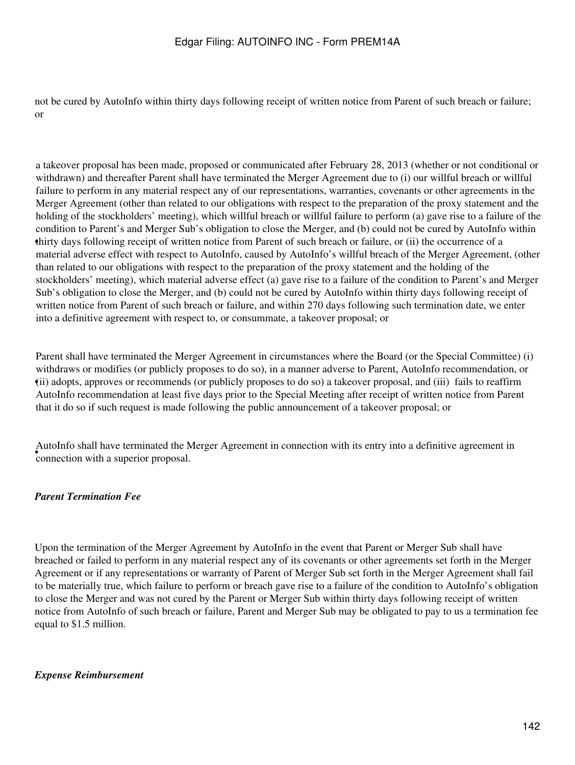not be cured by AutoInfo within thirty days following receipt of written notice from Parent of such breach or failure; or

- a takeover proposal has been made, proposed or communicated after February 28, 2013 (whether or not conditional or withdrawn) and thereafter Parent shall have terminated the Merger Agreement due to (i) our willful breach or willful failure to perform in any material respect any of our representations, warranties, covenants or other agreements in the Merger Agreement (other than related to our obligations with respect to the preparation of the proxy statement and the holding of the stockholders' meeting), which willful breach or willful failure to perform (a) gave rise to a failure of the condition to Parent's and Merger Sub's obligation to close the Merger, and (b) could not be cured by AutoInfo within thirty days following receipt of written notice from Parent of such breach or failure, or (ii) the occurrence of a material adverse effect with respect to AutoInfo, caused by AutoInfo's willful breach of the Merger Agreement, (other than related to our obligations with respect to the preparation of the proxy statement and the holding of the stockholders' meeting), which material adverse effect (a) gave rise to a failure of the condition to Parent's and Merger Sub's obligation to close the Merger, and (b) could not be cured by AutoInfo within thirty days following receipt of written notice from Parent of such breach or failure, and within 270 days following such termination date, we enter into a definitive agreement with respect to, or consummate, a takeover proposal; or

- Parent shall have terminated the Merger Agreement in circumstances where the Board (or the Special Committee) (i) withdraws or modifies (or publicly proposes to do so), in a manner adverse to Parent, AutoInfo recommendation, or (ii) adopts, approves or recommends (or publicly proposes to do so) a takeover proposal, and (iii) fails to reaffirm AutoInfo recommendation at least five days prior to the Special Meeting after receipt of written notice from Parent that it do so if such request is made following the public announcement of a takeover proposal; or

- AutoInfo shall have terminated the Merger Agreement in connection with its entry into a definitive agreement in connection with a superior proposal.

***Parent Termination Fee***

Upon the termination of the Merger Agreement by AutoInfo in the event that Parent or Merger Sub shall have breached or failed to perform in any material respect any of its covenants or other agreements set forth in the Merger Agreement or if any representations or warranty of Parent of Merger Sub set forth in the Merger Agreement shall fail to be materially true, which failure to perform or breach gave rise to a failure of the condition to AutoInfo's obligation to close the Merger and was not cured by the Parent or Merger Sub within thirty days following receipt of written notice from AutoInfo of such breach or failure, Parent and Merger Sub may be obligated to pay to us a termination fee equal to $1.5 million.

***Expense Reimbursement***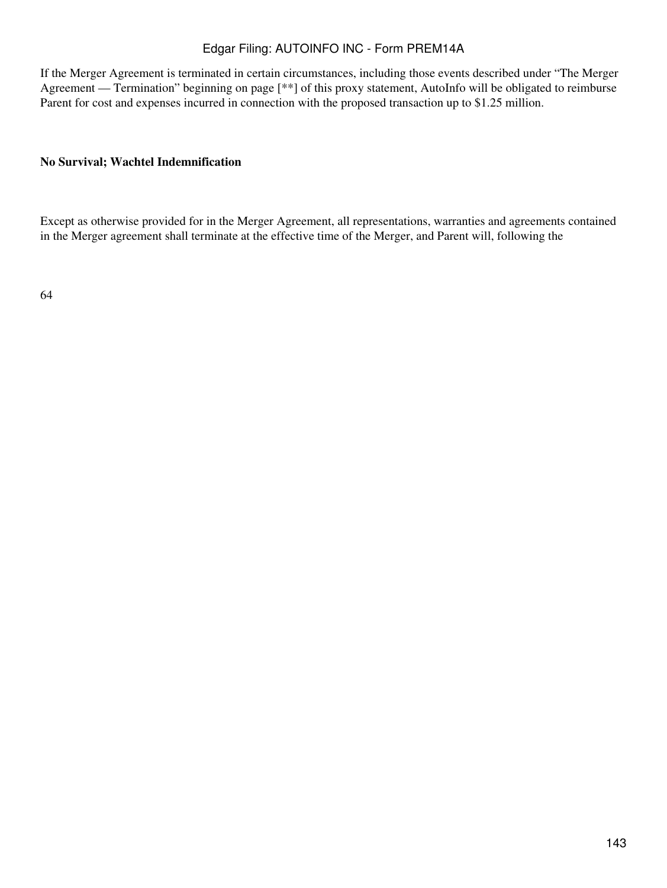If the Merger Agreement is terminated in certain circumstances, including those events described under "The Merger Agreement — Termination" beginning on page [**] of this proxy statement, AutoInfo will be obligated to reimburse Parent for cost and expenses incurred in connection with the proposed transaction up to $1.25 million.

**No Survival; Wachtel Indemnification**

Except as otherwise provided for in the Merger Agreement, all representations, warranties and agreements contained in the Merger agreement shall terminate at the effective time of the Merger, and Parent will, following the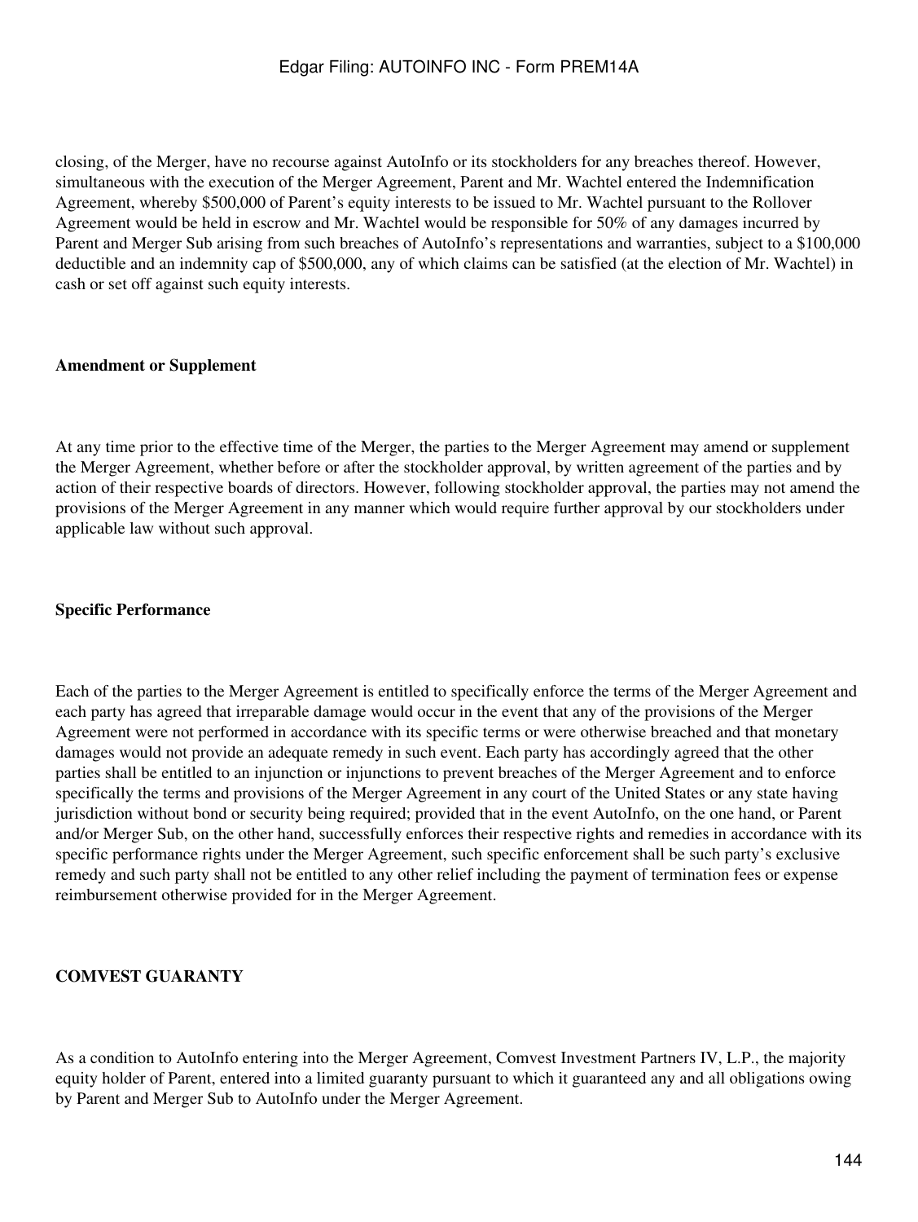closing, of the Merger, have no recourse against AutoInfo or its stockholders for any breaches thereof. However, simultaneous with the execution of the Merger Agreement, Parent and Mr. Wachtel entered the Indemnification Agreement, whereby $500,000 of Parent's equity interests to be issued to Mr. Wachtel pursuant to the Rollover Agreement would be held in escrow and Mr. Wachtel would be responsible for 50% of any damages incurred by Parent and Merger Sub arising from such breaches of AutoInfo's representations and warranties, subject to a $100,000 deductible and an indemnity cap of $500,000, any of which claims can be satisfied (at the election of Mr. Wachtel) in cash or set off against such equity interests.

**Amendment or Supplement**

At any time prior to the effective time of the Merger, the parties to the Merger Agreement may amend or supplement the Merger Agreement, whether before or after the stockholder approval, by written agreement of the parties and by action of their respective boards of directors. However, following stockholder approval, the parties may not amend the provisions of the Merger Agreement in any manner which would require further approval by our stockholders under applicable law without such approval.

**Specific Performance**

Each of the parties to the Merger Agreement is entitled to specifically enforce the terms of the Merger Agreement and each party has agreed that irreparable damage would occur in the event that any of the provisions of the Merger Agreement were not performed in accordance with its specific terms or were otherwise breached and that monetary damages would not provide an adequate remedy in such event. Each party has accordingly agreed that the other parties shall be entitled to an injunction or injunctions to prevent breaches of the Merger Agreement and to enforce specifically the terms and provisions of the Merger Agreement in any court of the United States or any state having jurisdiction without bond or security being required; provided that in the event AutoInfo, on the one hand, or Parent and/or Merger Sub, on the other hand, successfully enforces their respective rights and remedies in accordance with its specific performance rights under the Merger Agreement, such specific enforcement shall be such party's exclusive remedy and such party shall not be entitled to any other relief including the payment of termination fees or expense reimbursement otherwise provided for in the Merger Agreement.

## COMVEST GUARANTY

As a condition to AutoInfo entering into the Merger Agreement, Comvest Investment Partners IV, L.P., the majority equity holder of Parent, entered into a limited guaranty pursuant to which it guaranteed any and all obligations owing by Parent and Merger Sub to AutoInfo under the Merger Agreement.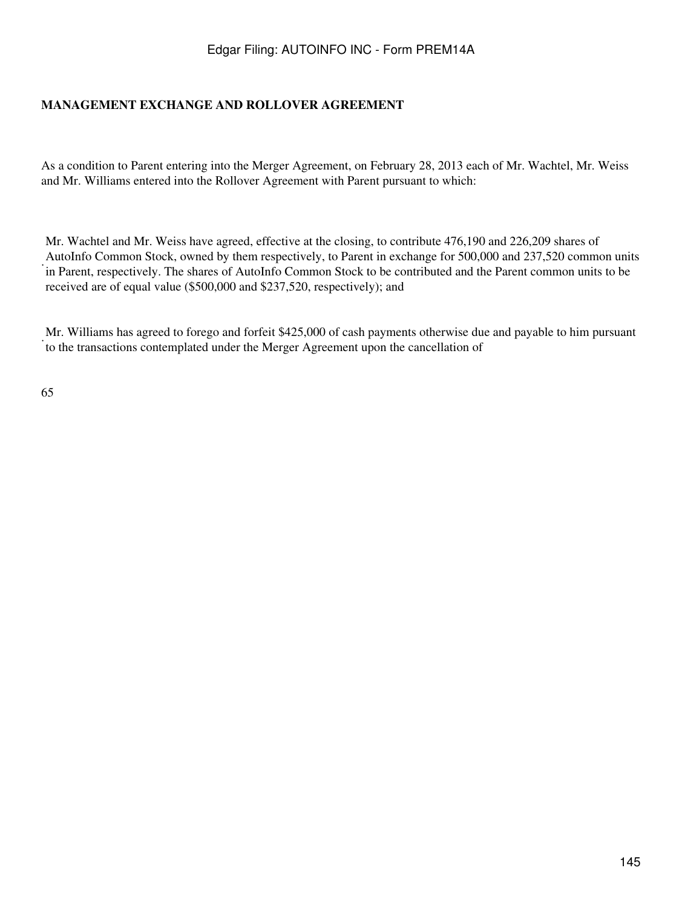**MANAGEMENT EXCHANGE AND ROLLOVER AGREEMENT**

As a condition to Parent entering into the Merger Agreement, on February 28, 2013 each of Mr. Wachtel, Mr. Weiss and Mr. Williams entered into the Rollover Agreement with Parent pursuant to which:

- Mr. Wachtel and Mr. Weiss have agreed, effective at the closing, to contribute 476,190 and 226,209 shares of AutoInfo Common Stock, owned by them respectively, to Parent in exchange for 500,000 and 237,520 common units in Parent, respectively. The shares of AutoInfo Common Stock to be contributed and the Parent common units to be received are of equal value ($500,000 and $237,520, respectively); and

- Mr. Williams has agreed to forego and forfeit $425,000 of cash payments otherwise due and payable to him pursuant to the transactions contemplated under the Merger Agreement upon the cancellation of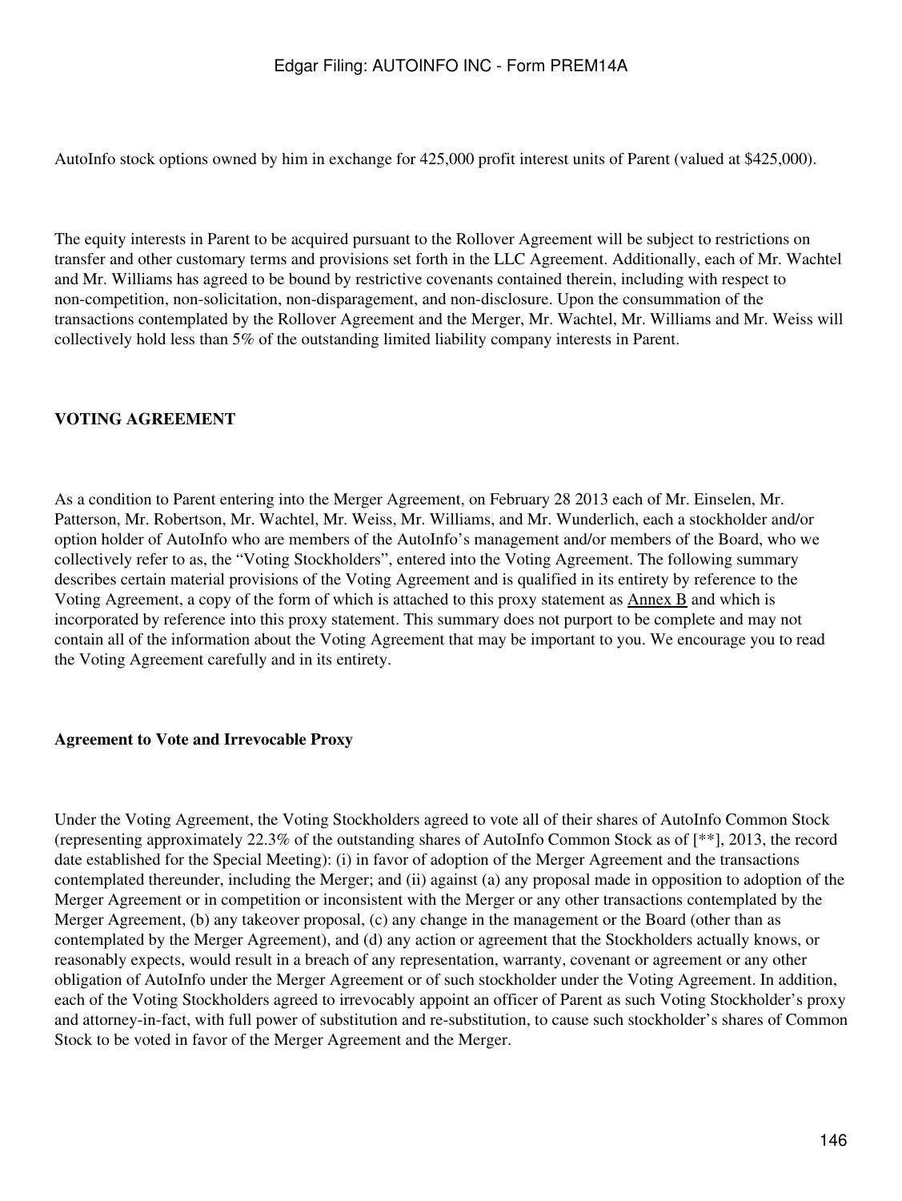AutoInfo stock options owned by him in exchange for 425,000 profit interest units of Parent (valued at $425,000).

The equity interests in Parent to be acquired pursuant to the Rollover Agreement will be subject to restrictions on transfer and other customary terms and provisions set forth in the LLC Agreement. Additionally, each of Mr. Wachtel and Mr. Williams has agreed to be bound by restrictive covenants contained therein, including with respect to non-competition, non-solicitation, non-disparagement, and non-disclosure. Upon the consummation of the transactions contemplated by the Rollover Agreement and the Merger, Mr. Wachtel, Mr. Williams and Mr. Weiss will collectively hold less than 5% of the outstanding limited liability company interests in Parent.

## VOTING AGREEMENT

As a condition to Parent entering into the Merger Agreement, on February 28 2013 each of Mr. Einselen, Mr. Patterson, Mr. Robertson, Mr. Wachtel, Mr. Weiss, Mr. Williams, and Mr. Wunderlich, each a stockholder and/or option holder of AutoInfo who are members of the AutoInfo's management and/or members of the Board, who we collectively refer to as, the "Voting Stockholders", entered into the Voting Agreement. The following summary describes certain material provisions of the Voting Agreement and is qualified in its entirety by reference to the Voting Agreement, a copy of the form of which is attached to this proxy statement as Annex B and which is incorporated by reference into this proxy statement. This summary does not purport to be complete and may not contain all of the information about the Voting Agreement that may be important to you. We encourage you to read the Voting Agreement carefully and in its entirety.

### Agreement to Vote and Irrevocable Proxy

Under the Voting Agreement, the Voting Stockholders agreed to vote all of their shares of AutoInfo Common Stock (representing approximately 22.3% of the outstanding shares of AutoInfo Common Stock as of [**], 2013, the record date established for the Special Meeting): (i) in favor of adoption of the Merger Agreement and the transactions contemplated thereunder, including the Merger; and (ii) against (a) any proposal made in opposition to adoption of the Merger Agreement or in competition or inconsistent with the Merger or any other transactions contemplated by the Merger Agreement, (b) any takeover proposal, (c) any change in the management or the Board (other than as contemplated by the Merger Agreement), and (d) any action or agreement that the Stockholders actually knows, or reasonably expects, would result in a breach of any representation, warranty, covenant or agreement or any other obligation of AutoInfo under the Merger Agreement or of such stockholder under the Voting Agreement. In addition, each of the Voting Stockholders agreed to irrevocably appoint an officer of Parent as such Voting Stockholder's proxy and attorney-in-fact, with full power of substitution and re-substitution, to cause such stockholder's shares of Common Stock to be voted in favor of the Merger Agreement and the Merger.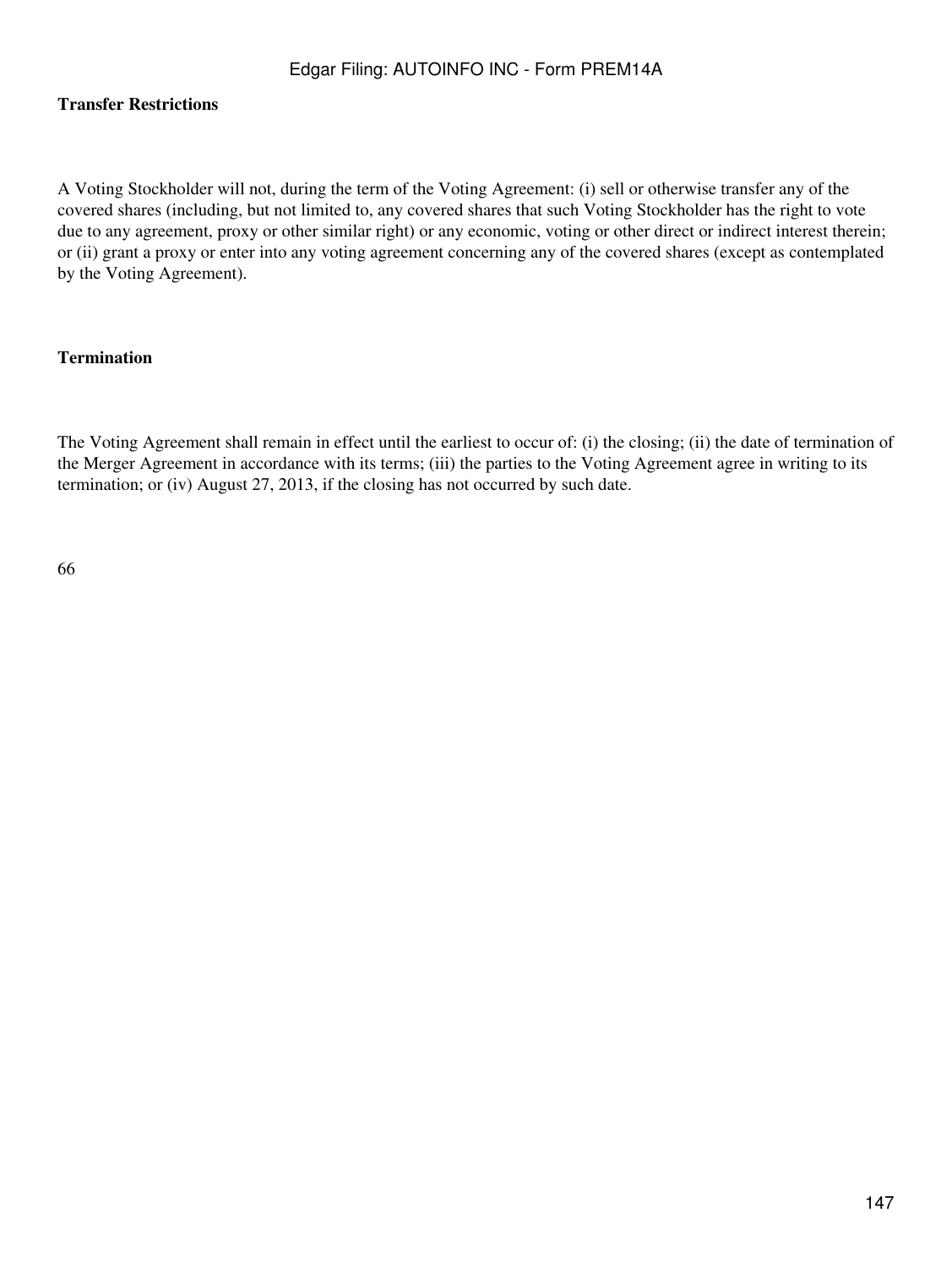**Transfer Restrictions**

A Voting Stockholder will not, during the term of the Voting Agreement: (i) sell or otherwise transfer any of the covered shares (including, but not limited to, any covered shares that such Voting Stockholder has the right to vote due to any agreement, proxy or other similar right) or any economic, voting or other direct or indirect interest therein; or (ii) grant a proxy or enter into any voting agreement concerning any of the covered shares (except as contemplated by the Voting Agreement).

**Termination**

The Voting Agreement shall remain in effect until the earliest to occur of: (i) the closing; (ii) the date of termination of the Merger Agreement in accordance with its terms; (iii) the parties to the Voting Agreement agree in writing to its termination; or (iv) August 27, 2013, if the closing has not occurred by such date.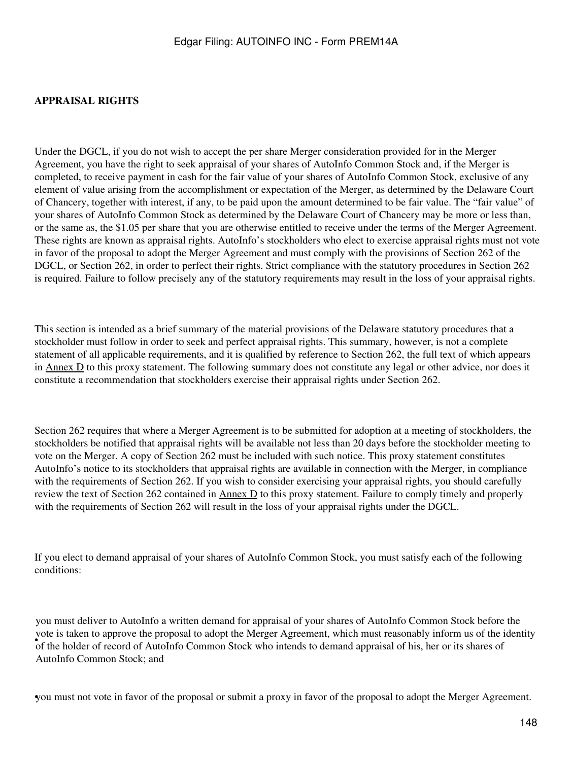## APPRAISAL RIGHTS

Under the DGCL, if you do not wish to accept the per share Merger consideration provided for in the Merger Agreement, you have the right to seek appraisal of your shares of AutoInfo Common Stock and, if the Merger is completed, to receive payment in cash for the fair value of your shares of AutoInfo Common Stock, exclusive of any element of value arising from the accomplishment or expectation of the Merger, as determined by the Delaware Court of Chancery, together with interest, if any, to be paid upon the amount determined to be fair value. The "fair value" of your shares of AutoInfo Common Stock as determined by the Delaware Court of Chancery may be more or less than, or the same as, the $1.05 per share that you are otherwise entitled to receive under the terms of the Merger Agreement. These rights are known as appraisal rights. AutoInfo's stockholders who elect to exercise appraisal rights must not vote in favor of the proposal to adopt the Merger Agreement and must comply with the provisions of Section 262 of the DGCL, or Section 262, in order to perfect their rights. Strict compliance with the statutory procedures in Section 262 is required. Failure to follow precisely any of the statutory requirements may result in the loss of your appraisal rights.

This section is intended as a brief summary of the material provisions of the Delaware statutory procedures that a stockholder must follow in order to seek and perfect appraisal rights. This summary, however, is not a complete statement of all applicable requirements, and it is qualified by reference to Section 262, the full text of which appears in Annex D to this proxy statement. The following summary does not constitute any legal or other advice, nor does it constitute a recommendation that stockholders exercise their appraisal rights under Section 262.

Section 262 requires that where a Merger Agreement is to be submitted for adoption at a meeting of stockholders, the stockholders be notified that appraisal rights will be available not less than 20 days before the stockholder meeting to vote on the Merger. A copy of Section 262 must be included with such notice. This proxy statement constitutes AutoInfo's notice to its stockholders that appraisal rights are available in connection with the Merger, in compliance with the requirements of Section 262. If you wish to consider exercising your appraisal rights, you should carefully review the text of Section 262 contained in Annex D to this proxy statement. Failure to comply timely and properly with the requirements of Section 262 will result in the loss of your appraisal rights under the DGCL.

If you elect to demand appraisal of your shares of AutoInfo Common Stock, you must satisfy each of the following conditions:

- you must deliver to AutoInfo a written demand for appraisal of your shares of AutoInfo Common Stock before the vote is taken to approve the proposal to adopt the Merger Agreement, which must reasonably inform us of the identity of the holder of record of AutoInfo Common Stock who intends to demand appraisal of his, her or its shares of AutoInfo Common Stock; and
- you must not vote in favor of the proposal or submit a proxy in favor of the proposal to adopt the Merger Agreement.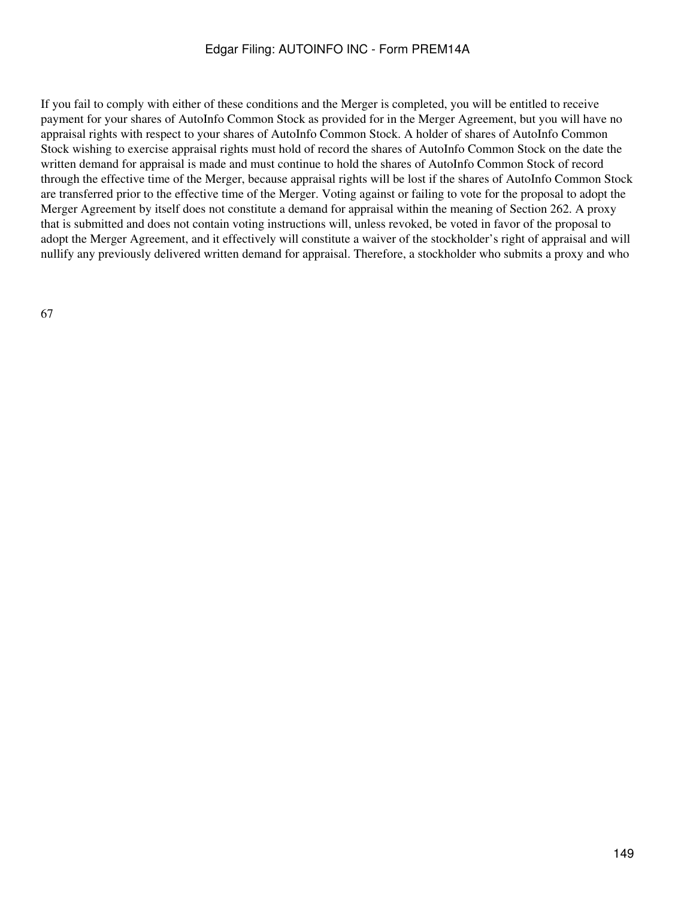If you fail to comply with either of these conditions and the Merger is completed, you will be entitled to receive payment for your shares of AutoInfo Common Stock as provided for in the Merger Agreement, but you will have no appraisal rights with respect to your shares of AutoInfo Common Stock. A holder of shares of AutoInfo Common Stock wishing to exercise appraisal rights must hold of record the shares of AutoInfo Common Stock on the date the written demand for appraisal is made and must continue to hold the shares of AutoInfo Common Stock of record through the effective time of the Merger, because appraisal rights will be lost if the shares of AutoInfo Common Stock are transferred prior to the effective time of the Merger. Voting against or failing to vote for the proposal to adopt the Merger Agreement by itself does not constitute a demand for appraisal within the meaning of Section 262. A proxy that is submitted and does not contain voting instructions will, unless revoked, be voted in favor of the proposal to adopt the Merger Agreement, and it effectively will constitute a waiver of the stockholder's right of appraisal and will nullify any previously delivered written demand for appraisal. Therefore, a stockholder who submits a proxy and who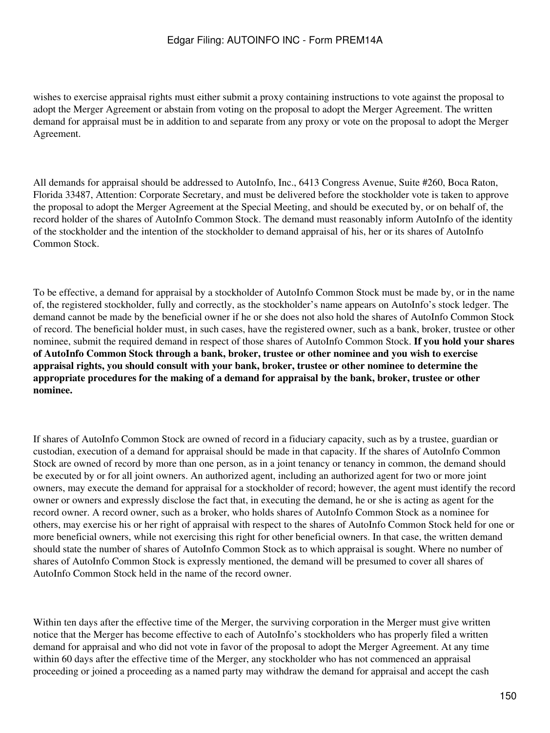wishes to exercise appraisal rights must either submit a proxy containing instructions to vote against the proposal to adopt the Merger Agreement or abstain from voting on the proposal to adopt the Merger Agreement. The written demand for appraisal must be in addition to and separate from any proxy or vote on the proposal to adopt the Merger Agreement.

All demands for appraisal should be addressed to AutoInfo, Inc., 6413 Congress Avenue, Suite #260, Boca Raton, Florida 33487, Attention: Corporate Secretary, and must be delivered before the stockholder vote is taken to approve the proposal to adopt the Merger Agreement at the Special Meeting, and should be executed by, or on behalf of, the record holder of the shares of AutoInfo Common Stock. The demand must reasonably inform AutoInfo of the identity of the stockholder and the intention of the stockholder to demand appraisal of his, her or its shares of AutoInfo Common Stock.

To be effective, a demand for appraisal by a stockholder of AutoInfo Common Stock must be made by, or in the name of, the registered stockholder, fully and correctly, as the stockholder's name appears on AutoInfo's stock ledger. The demand cannot be made by the beneficial owner if he or she does not also hold the shares of AutoInfo Common Stock of record. The beneficial holder must, in such cases, have the registered owner, such as a bank, broker, trustee or other nominee, submit the required demand in respect of those shares of AutoInfo Common Stock. **If you hold your shares of AutoInfo Common Stock through a bank, broker, trustee or other nominee and you wish to exercise appraisal rights, you should consult with your bank, broker, trustee or other nominee to determine the appropriate procedures for the making of a demand for appraisal by the bank, broker, trustee or other nominee.**

If shares of AutoInfo Common Stock are owned of record in a fiduciary capacity, such as by a trustee, guardian or custodian, execution of a demand for appraisal should be made in that capacity. If the shares of AutoInfo Common Stock are owned of record by more than one person, as in a joint tenancy or tenancy in common, the demand should be executed by or for all joint owners. An authorized agent, including an authorized agent for two or more joint owners, may execute the demand for appraisal for a stockholder of record; however, the agent must identify the record owner or owners and expressly disclose the fact that, in executing the demand, he or she is acting as agent for the record owner. A record owner, such as a broker, who holds shares of AutoInfo Common Stock as a nominee for others, may exercise his or her right of appraisal with respect to the shares of AutoInfo Common Stock held for one or more beneficial owners, while not exercising this right for other beneficial owners. In that case, the written demand should state the number of shares of AutoInfo Common Stock as to which appraisal is sought. Where no number of shares of AutoInfo Common Stock is expressly mentioned, the demand will be presumed to cover all shares of AutoInfo Common Stock held in the name of the record owner.

Within ten days after the effective time of the Merger, the surviving corporation in the Merger must give written notice that the Merger has become effective to each of AutoInfo's stockholders who has properly filed a written demand for appraisal and who did not vote in favor of the proposal to adopt the Merger Agreement. At any time within 60 days after the effective time of the Merger, any stockholder who has not commenced an appraisal proceeding or joined a proceeding as a named party may withdraw the demand for appraisal and accept the cash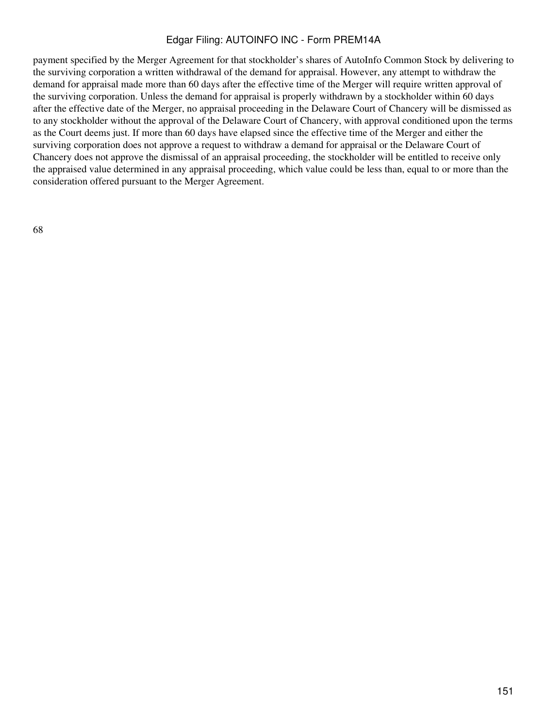payment specified by the Merger Agreement for that stockholder's shares of AutoInfo Common Stock by delivering to the surviving corporation a written withdrawal of the demand for appraisal. However, any attempt to withdraw the demand for appraisal made more than 60 days after the effective time of the Merger will require written approval of the surviving corporation. Unless the demand for appraisal is properly withdrawn by a stockholder within 60 days after the effective date of the Merger, no appraisal proceeding in the Delaware Court of Chancery will be dismissed as to any stockholder without the approval of the Delaware Court of Chancery, with approval conditioned upon the terms as the Court deems just. If more than 60 days have elapsed since the effective time of the Merger and either the surviving corporation does not approve a request to withdraw a demand for appraisal or the Delaware Court of Chancery does not approve the dismissal of an appraisal proceeding, the stockholder will be entitled to receive only the appraised value determined in any appraisal proceeding, which value could be less than, equal to or more than the consideration offered pursuant to the Merger Agreement.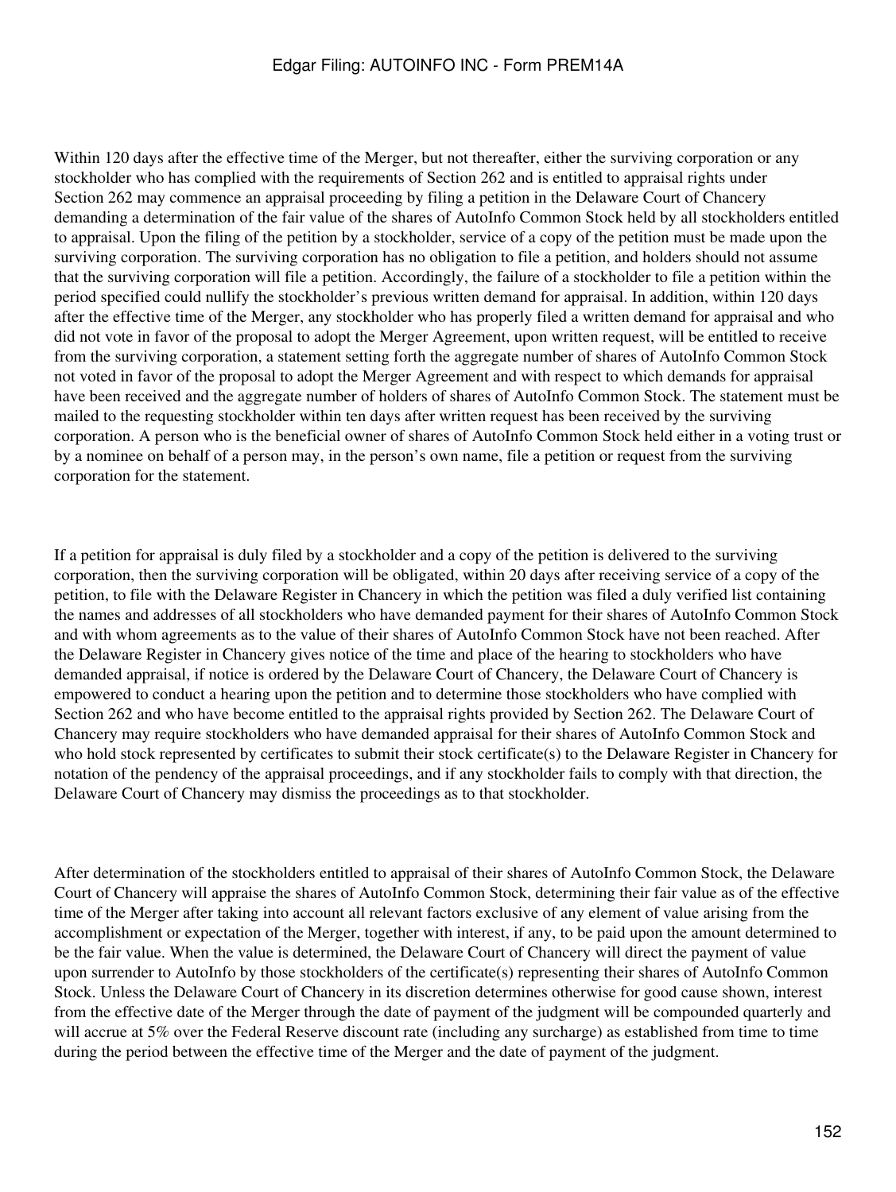Within 120 days after the effective time of the Merger, but not thereafter, either the surviving corporation or any stockholder who has complied with the requirements of Section 262 and is entitled to appraisal rights under Section 262 may commence an appraisal proceeding by filing a petition in the Delaware Court of Chancery demanding a determination of the fair value of the shares of AutoInfo Common Stock held by all stockholders entitled to appraisal. Upon the filing of the petition by a stockholder, service of a copy of the petition must be made upon the surviving corporation. The surviving corporation has no obligation to file a petition, and holders should not assume that the surviving corporation will file a petition. Accordingly, the failure of a stockholder to file a petition within the period specified could nullify the stockholder's previous written demand for appraisal. In addition, within 120 days after the effective time of the Merger, any stockholder who has properly filed a written demand for appraisal and who did not vote in favor of the proposal to adopt the Merger Agreement, upon written request, will be entitled to receive from the surviving corporation, a statement setting forth the aggregate number of shares of AutoInfo Common Stock not voted in favor of the proposal to adopt the Merger Agreement and with respect to which demands for appraisal have been received and the aggregate number of holders of shares of AutoInfo Common Stock. The statement must be mailed to the requesting stockholder within ten days after written request has been received by the surviving corporation. A person who is the beneficial owner of shares of AutoInfo Common Stock held either in a voting trust or by a nominee on behalf of a person may, in the person's own name, file a petition or request from the surviving corporation for the statement.

If a petition for appraisal is duly filed by a stockholder and a copy of the petition is delivered to the surviving corporation, then the surviving corporation will be obligated, within 20 days after receiving service of a copy of the petition, to file with the Delaware Register in Chancery in which the petition was filed a duly verified list containing the names and addresses of all stockholders who have demanded payment for their shares of AutoInfo Common Stock and with whom agreements as to the value of their shares of AutoInfo Common Stock have not been reached. After the Delaware Register in Chancery gives notice of the time and place of the hearing to stockholders who have demanded appraisal, if notice is ordered by the Delaware Court of Chancery, the Delaware Court of Chancery is empowered to conduct a hearing upon the petition and to determine those stockholders who have complied with Section 262 and who have become entitled to the appraisal rights provided by Section 262. The Delaware Court of Chancery may require stockholders who have demanded appraisal for their shares of AutoInfo Common Stock and who hold stock represented by certificates to submit their stock certificate(s) to the Delaware Register in Chancery for notation of the pendency of the appraisal proceedings, and if any stockholder fails to comply with that direction, the Delaware Court of Chancery may dismiss the proceedings as to that stockholder.

After determination of the stockholders entitled to appraisal of their shares of AutoInfo Common Stock, the Delaware Court of Chancery will appraise the shares of AutoInfo Common Stock, determining their fair value as of the effective time of the Merger after taking into account all relevant factors exclusive of any element of value arising from the accomplishment or expectation of the Merger, together with interest, if any, to be paid upon the amount determined to be the fair value. When the value is determined, the Delaware Court of Chancery will direct the payment of value upon surrender to AutoInfo by those stockholders of the certificate(s) representing their shares of AutoInfo Common Stock. Unless the Delaware Court of Chancery in its discretion determines otherwise for good cause shown, interest from the effective date of the Merger through the date of payment of the judgment will be compounded quarterly and will accrue at 5% over the Federal Reserve discount rate (including any surcharge) as established from time to time during the period between the effective time of the Merger and the date of payment of the judgment.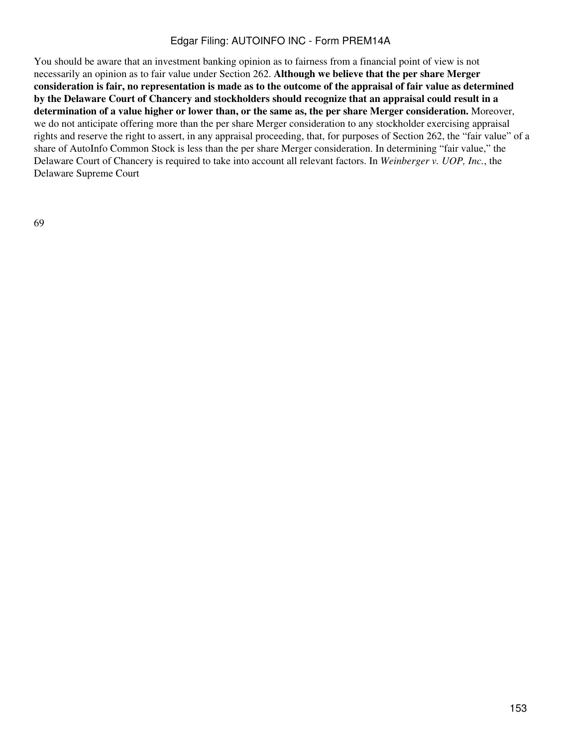You should be aware that an investment banking opinion as to fairness from a financial point of view is not necessarily an opinion as to fair value under Section 262. **Although we believe that the per share Merger consideration is fair, no representation is made as to the outcome of the appraisal of fair value as determined by the Delaware Court of Chancery and stockholders should recognize that an appraisal could result in a determination of a value higher or lower than, or the same as, the per share Merger consideration.** Moreover, we do not anticipate offering more than the per share Merger consideration to any stockholder exercising appraisal rights and reserve the right to assert, in any appraisal proceeding, that, for purposes of Section 262, the "fair value" of a share of AutoInfo Common Stock is less than the per share Merger consideration. In determining "fair value," the Delaware Court of Chancery is required to take into account all relevant factors. In *Weinberger v. UOP, Inc.*, the Delaware Supreme Court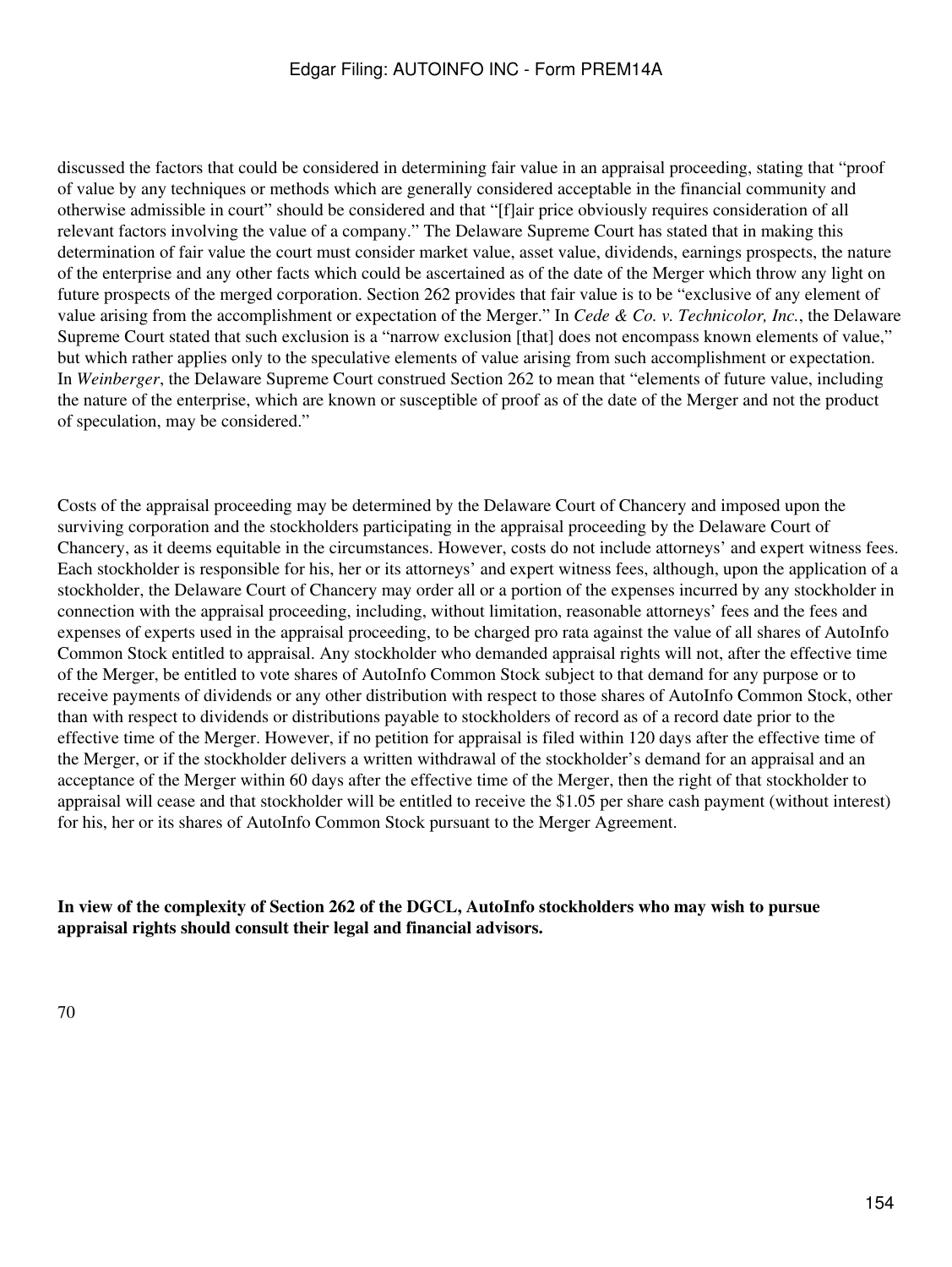discussed the factors that could be considered in determining fair value in an appraisal proceeding, stating that "proof of value by any techniques or methods which are generally considered acceptable in the financial community and otherwise admissible in court" should be considered and that "[f]air price obviously requires consideration of all relevant factors involving the value of a company." The Delaware Supreme Court has stated that in making this determination of fair value the court must consider market value, asset value, dividends, earnings prospects, the nature of the enterprise and any other facts which could be ascertained as of the date of the Merger which throw any light on future prospects of the merged corporation. Section 262 provides that fair value is to be "exclusive of any element of value arising from the accomplishment or expectation of the Merger." In *Cede & Co. v. Technicolor, Inc.*, the Delaware Supreme Court stated that such exclusion is a "narrow exclusion [that] does not encompass known elements of value," but which rather applies only to the speculative elements of value arising from such accomplishment or expectation. In *Weinberger*, the Delaware Supreme Court construed Section 262 to mean that "elements of future value, including the nature of the enterprise, which are known or susceptible of proof as of the date of the Merger and not the product of speculation, may be considered."

Costs of the appraisal proceeding may be determined by the Delaware Court of Chancery and imposed upon the surviving corporation and the stockholders participating in the appraisal proceeding by the Delaware Court of Chancery, as it deems equitable in the circumstances. However, costs do not include attorneys' and expert witness fees. Each stockholder is responsible for his, her or its attorneys' and expert witness fees, although, upon the application of a stockholder, the Delaware Court of Chancery may order all or a portion of the expenses incurred by any stockholder in connection with the appraisal proceeding, including, without limitation, reasonable attorneys' fees and the fees and expenses of experts used in the appraisal proceeding, to be charged pro rata against the value of all shares of AutoInfo Common Stock entitled to appraisal. Any stockholder who demanded appraisal rights will not, after the effective time of the Merger, be entitled to vote shares of AutoInfo Common Stock subject to that demand for any purpose or to receive payments of dividends or any other distribution with respect to those shares of AutoInfo Common Stock, other than with respect to dividends or distributions payable to stockholders of record as of a record date prior to the effective time of the Merger. However, if no petition for appraisal is filed within 120 days after the effective time of the Merger, or if the stockholder delivers a written withdrawal of the stockholder's demand for an appraisal and an acceptance of the Merger within 60 days after the effective time of the Merger, then the right of that stockholder to appraisal will cease and that stockholder will be entitled to receive the $1.05 per share cash payment (without interest) for his, her or its shares of AutoInfo Common Stock pursuant to the Merger Agreement.

**In view of the complexity of Section 262 of the DGCL, AutoInfo stockholders who may wish to pursue appraisal rights should consult their legal and financial advisors.**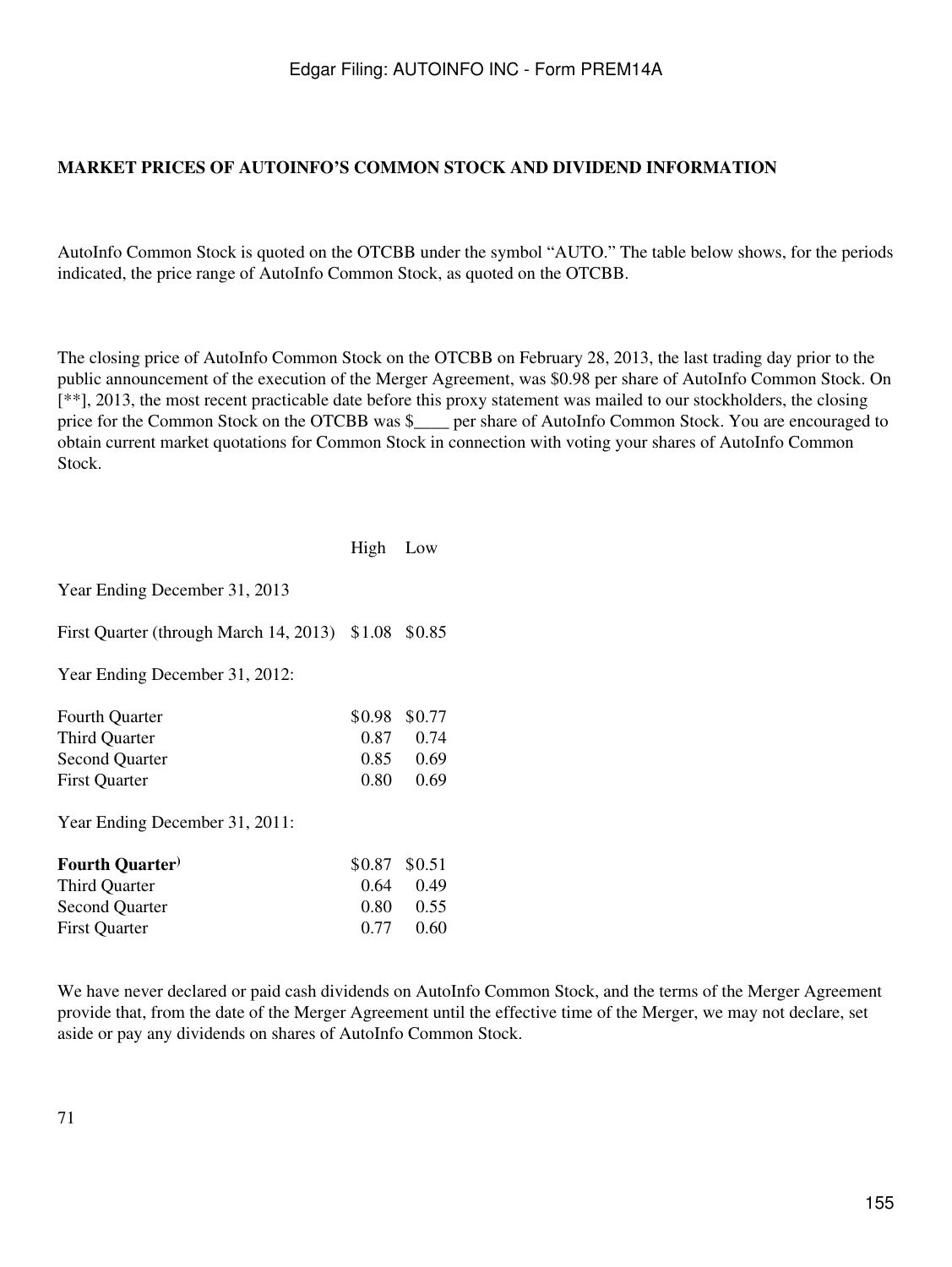**MARKET PRICES OF AUTOINFO'S COMMON STOCK AND DIVIDEND INFORMATION**

AutoInfo Common Stock is quoted on the OTCBB under the symbol "AUTO." The table below shows, for the periods indicated, the price range of AutoInfo Common Stock, as quoted on the OTCBB.

The closing price of AutoInfo Common Stock on the OTCBB on February 28, 2013, the last trading day prior to the public announcement of the execution of the Merger Agreement, was $0.98 per share of AutoInfo Common Stock. On [**], 2013, the most recent practicable date before this proxy statement was mailed to our stockholders, the closing price for the Common Stock on the OTCBB was $____ per share of AutoInfo Common Stock. You are encouraged to obtain current market quotations for Common Stock in connection with voting your shares of AutoInfo Common Stock.

| | High | Low |
|---|---|---|
| Year Ending December 31, 2013 | | |
| First Quarter (through March 14, 2013) | $1.08 | $0.85 |
| Year Ending December 31, 2012: | | |
| Fourth Quarter | $0.98 | $0.77 |
| Third Quarter | 0.87 | 0.74 |
| Second Quarter | 0.85 | 0.69 |
| First Quarter | 0.80 | 0.69 |
| Year Ending December 31, 2011: | | |
| **Fourth Quarter)** | $0.87 | $0.51 |
| Third Quarter | 0.64 | 0.49 |
| Second Quarter | 0.80 | 0.55 |
| First Quarter | 0.77 | 0.60 |

We have never declared or paid cash dividends on AutoInfo Common Stock, and the terms of the Merger Agreement provide that, from the date of the Merger Agreement until the effective time of the Merger, we may not declare, set aside or pay any dividends on shares of AutoInfo Common Stock.

71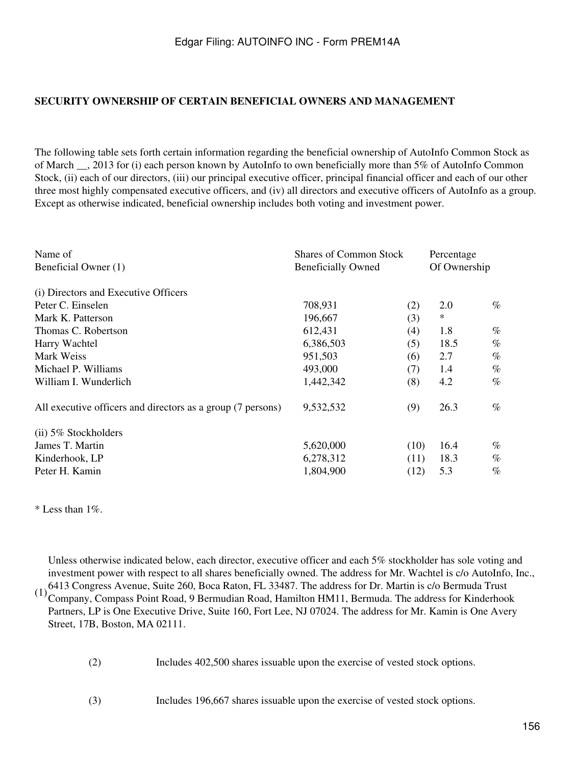**SECURITY OWNERSHIP OF CERTAIN BENEFICIAL OWNERS AND MANAGEMENT**

The following table sets forth certain information regarding the beneficial ownership of AutoInfo Common Stock as of March __, 2013 for (i) each person known by AutoInfo to own beneficially more than 5% of AutoInfo Common Stock, (ii) each of our directors, (iii) our principal executive officer, principal financial officer and each of our other three most highly compensated executive officers, and (iv) all directors and executive officers of AutoInfo as a group. Except as otherwise indicated, beneficial ownership includes both voting and investment power.

| Name of Beneficial Owner (1) | Shares of Common Stock Beneficially Owned | | Percentage Of Ownership | |
|---|---|---|---|---|
| (i) Directors and Executive Officers | | | | |
| Peter C. Einselen | 708,931 | (2) | 2.0 | % |
| Mark K. Patterson | 196,667 | (3) | * | |
| Thomas C. Robertson | 612,431 | (4) | 1.8 | % |
| Harry Wachtel | 6,386,503 | (5) | 18.5 | % |
| Mark Weiss | 951,503 | (6) | 2.7 | % |
| Michael P. Williams | 493,000 | (7) | 1.4 | % |
| William I. Wunderlich | 1,442,342 | (8) | 4.2 | % |
| All executive officers and directors as a group (7 persons) | 9,532,532 | (9) | 26.3 | % |
| (ii) 5% Stockholders | | | | |
| James T. Martin | 5,620,000 | (10) | 16.4 | % |
| Kinderhook, LP | 6,278,312 | (11) | 18.3 | % |
| Peter H. Kamin | 1,804,900 | (12) | 5.3 | % |

* Less than 1%.

(1) Unless otherwise indicated below, each director, executive officer and each 5% stockholder has sole voting and investment power with respect to all shares beneficially owned. The address for Mr. Wachtel is c/o AutoInfo, Inc., 6413 Congress Avenue, Suite 260, Boca Raton, FL 33487. The address for Dr. Martin is c/o Bermuda Trust Company, Compass Point Road, 9 Bermudian Road, Hamilton HM11, Bermuda. The address for Kinderhook Partners, LP is One Executive Drive, Suite 160, Fort Lee, NJ 07024. The address for Mr. Kamin is One Avery Street, 17B, Boston, MA 02111.

(2) Includes 402,500 shares issuable upon the exercise of vested stock options.

(3) Includes 196,667 shares issuable upon the exercise of vested stock options.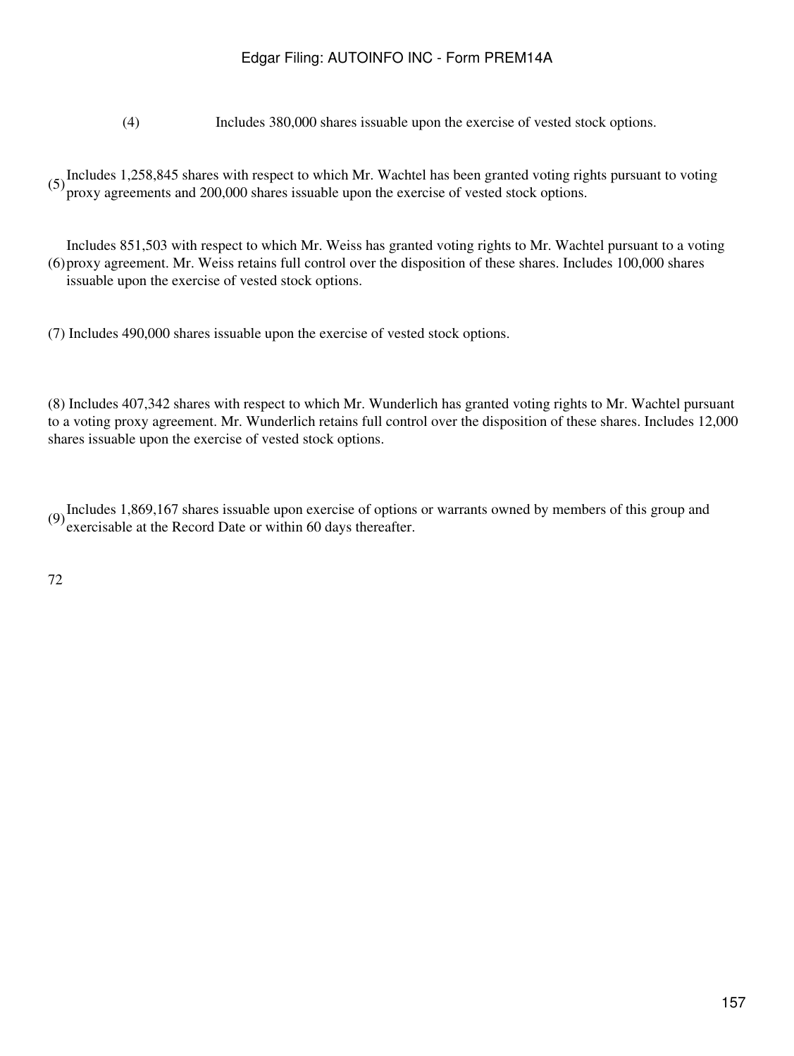(4) Includes 380,000 shares issuable upon the exercise of vested stock options.

(5) Includes 1,258,845 shares with respect to which Mr. Wachtel has been granted voting rights pursuant to voting proxy agreements and 200,000 shares issuable upon the exercise of vested stock options.

(6) Includes 851,503 with respect to which Mr. Weiss has granted voting rights to Mr. Wachtel pursuant to a voting proxy agreement. Mr. Weiss retains full control over the disposition of these shares. Includes 100,000 shares issuable upon the exercise of vested stock options.

(7) Includes 490,000 shares issuable upon the exercise of vested stock options.

(8) Includes 407,342 shares with respect to which Mr. Wunderlich has granted voting rights to Mr. Wachtel pursuant to a voting proxy agreement. Mr. Wunderlich retains full control over the disposition of these shares. Includes 12,000 shares issuable upon the exercise of vested stock options.

(9) Includes 1,869,167 shares issuable upon exercise of options or warrants owned by members of this group and exercisable at the Record Date or within 60 days thereafter.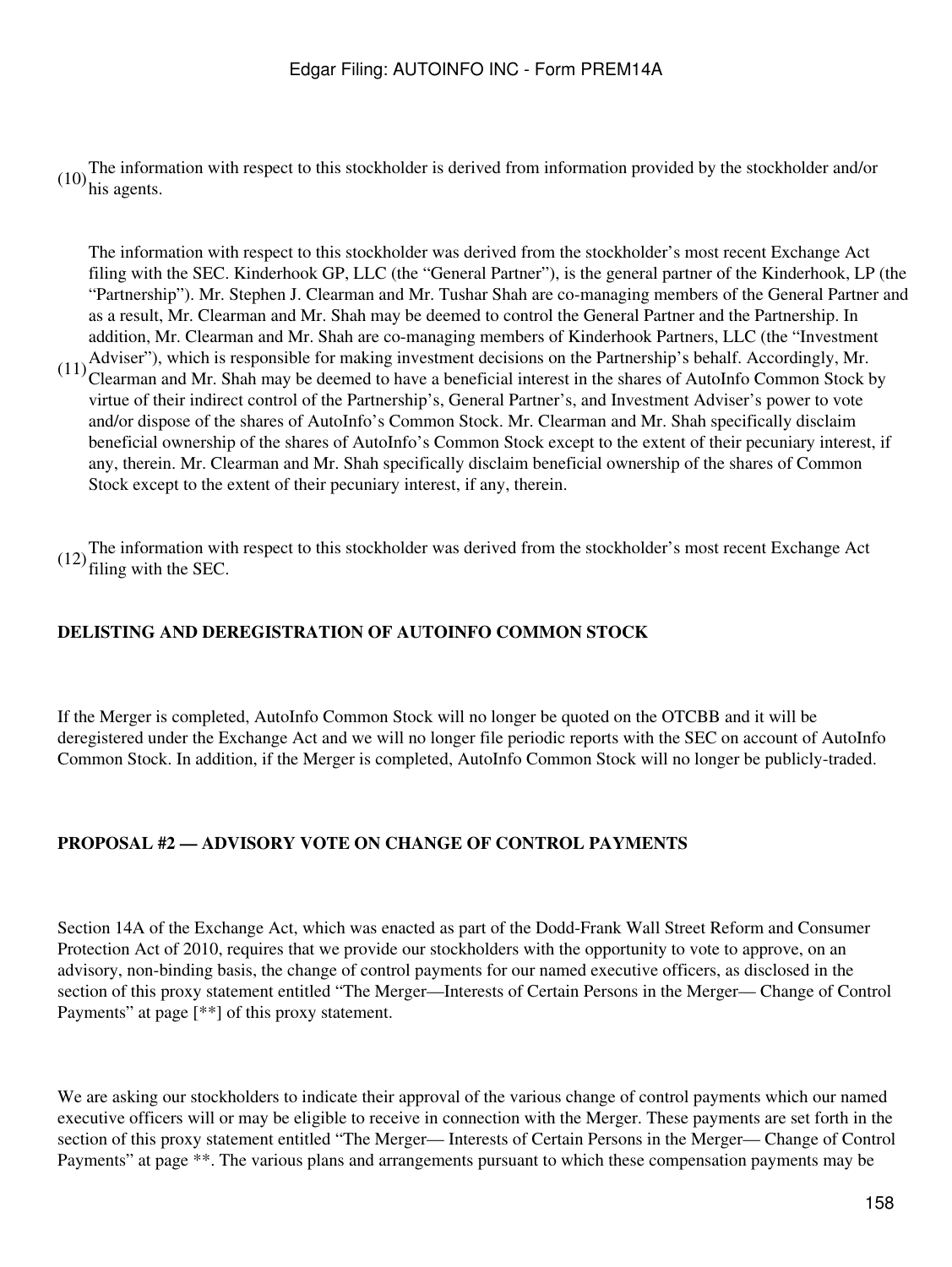(10) The information with respect to this stockholder is derived from information provided by the stockholder and/or his agents.

(11) The information with respect to this stockholder was derived from the stockholder's most recent Exchange Act filing with the SEC. Kinderhook GP, LLC (the "General Partner"), is the general partner of the Kinderhook, LP (the "Partnership"). Mr. Stephen J. Clearman and Mr. Tushar Shah are co-managing members of the General Partner and as a result, Mr. Clearman and Mr. Shah may be deemed to control the General Partner and the Partnership. In addition, Mr. Clearman and Mr. Shah are co-managing members of Kinderhook Partners, LLC (the "Investment Adviser"), which is responsible for making investment decisions on the Partnership's behalf. Accordingly, Mr. Clearman and Mr. Shah may be deemed to have a beneficial interest in the shares of AutoInfo Common Stock by virtue of their indirect control of the Partnership's, General Partner's, and Investment Adviser's power to vote and/or dispose of the shares of AutoInfo's Common Stock. Mr. Clearman and Mr. Shah specifically disclaim beneficial ownership of the shares of AutoInfo's Common Stock except to the extent of their pecuniary interest, if any, therein. Mr. Clearman and Mr. Shah specifically disclaim beneficial ownership of the shares of Common Stock except to the extent of their pecuniary interest, if any, therein.

(12) The information with respect to this stockholder was derived from the stockholder's most recent Exchange Act filing with the SEC.

**DELISTING AND DEREGISTRATION OF AUTOINFO COMMON STOCK**

If the Merger is completed, AutoInfo Common Stock will no longer be quoted on the OTCBB and it will be deregistered under the Exchange Act and we will no longer file periodic reports with the SEC on account of AutoInfo Common Stock. In addition, if the Merger is completed, AutoInfo Common Stock will no longer be publicly-traded.

**PROPOSAL #2 — ADVISORY VOTE ON CHANGE OF CONTROL PAYMENTS**

Section 14A of the Exchange Act, which was enacted as part of the Dodd-Frank Wall Street Reform and Consumer Protection Act of 2010, requires that we provide our stockholders with the opportunity to vote to approve, on an advisory, non-binding basis, the change of control payments for our named executive officers, as disclosed in the section of this proxy statement entitled "The Merger—Interests of Certain Persons in the Merger— Change of Control Payments" at page [**] of this proxy statement.

We are asking our stockholders to indicate their approval of the various change of control payments which our named executive officers will or may be eligible to receive in connection with the Merger. These payments are set forth in the section of this proxy statement entitled "The Merger— Interests of Certain Persons in the Merger— Change of Control Payments" at page **. The various plans and arrangements pursuant to which these compensation payments may be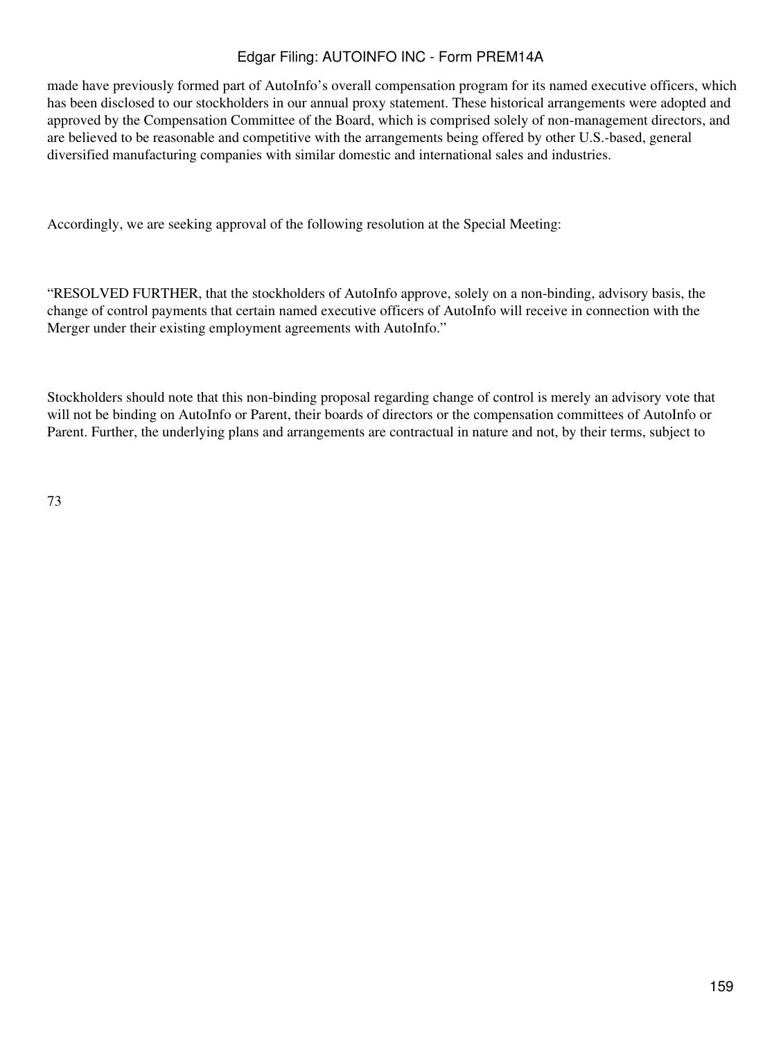made have previously formed part of AutoInfo's overall compensation program for its named executive officers, which has been disclosed to our stockholders in our annual proxy statement. These historical arrangements were adopted and approved by the Compensation Committee of the Board, which is comprised solely of non-management directors, and are believed to be reasonable and competitive with the arrangements being offered by other U.S.-based, general diversified manufacturing companies with similar domestic and international sales and industries.

Accordingly, we are seeking approval of the following resolution at the Special Meeting:

"RESOLVED FURTHER, that the stockholders of AutoInfo approve, solely on a non-binding, advisory basis, the change of control payments that certain named executive officers of AutoInfo will receive in connection with the Merger under their existing employment agreements with AutoInfo."

Stockholders should note that this non-binding proposal regarding change of control is merely an advisory vote that will not be binding on AutoInfo or Parent, their boards of directors or the compensation committees of AutoInfo or Parent. Further, the underlying plans and arrangements are contractual in nature and not, by their terms, subject to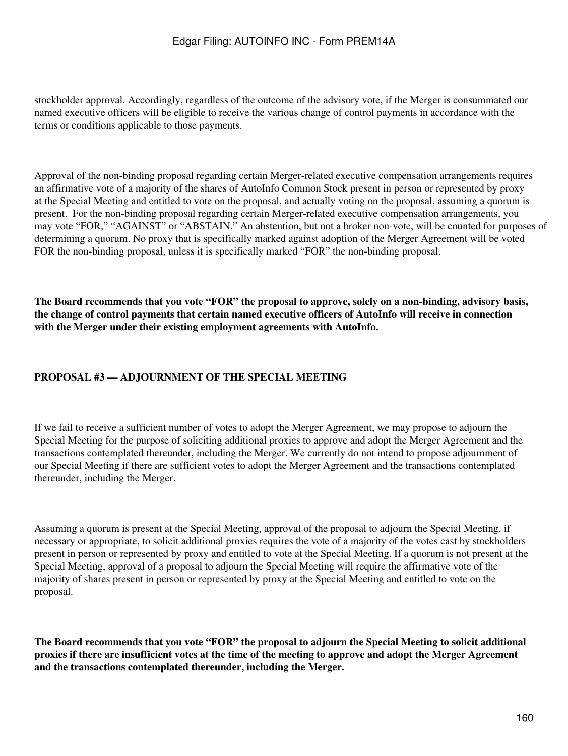stockholder approval. Accordingly, regardless of the outcome of the advisory vote, if the Merger is consummated our named executive officers will be eligible to receive the various change of control payments in accordance with the terms or conditions applicable to those payments.

Approval of the non-binding proposal regarding certain Merger-related executive compensation arrangements requires an affirmative vote of a majority of the shares of AutoInfo Common Stock present in person or represented by proxy at the Special Meeting and entitled to vote on the proposal, and actually voting on the proposal, assuming a quorum is present. For the non-binding proposal regarding certain Merger-related executive compensation arrangements, you may vote "FOR," "AGAINST" or "ABSTAIN." An abstention, but not a broker non-vote, will be counted for purposes of determining a quorum. No proxy that is specifically marked against adoption of the Merger Agreement will be voted FOR the non-binding proposal, unless it is specifically marked "FOR" the non-binding proposal.

**The Board recommends that you vote "FOR" the proposal to approve, solely on a non-binding, advisory basis, the change of control payments that certain named executive officers of AutoInfo will receive in connection with the Merger under their existing employment agreements with AutoInfo.**

## PROPOSAL #3 — ADJOURNMENT OF THE SPECIAL MEETING

If we fail to receive a sufficient number of votes to adopt the Merger Agreement, we may propose to adjourn the Special Meeting for the purpose of soliciting additional proxies to approve and adopt the Merger Agreement and the transactions contemplated thereunder, including the Merger. We currently do not intend to propose adjournment of our Special Meeting if there are sufficient votes to adopt the Merger Agreement and the transactions contemplated thereunder, including the Merger.

Assuming a quorum is present at the Special Meeting, approval of the proposal to adjourn the Special Meeting, if necessary or appropriate, to solicit additional proxies requires the vote of a majority of the votes cast by stockholders present in person or represented by proxy and entitled to vote at the Special Meeting. If a quorum is not present at the Special Meeting, approval of a proposal to adjourn the Special Meeting will require the affirmative vote of the majority of shares present in person or represented by proxy at the Special Meeting and entitled to vote on the proposal.

**The Board recommends that you vote "FOR" the proposal to adjourn the Special Meeting to solicit additional proxies if there are insufficient votes at the time of the meeting to approve and adopt the Merger Agreement and the transactions contemplated thereunder, including the Merger.**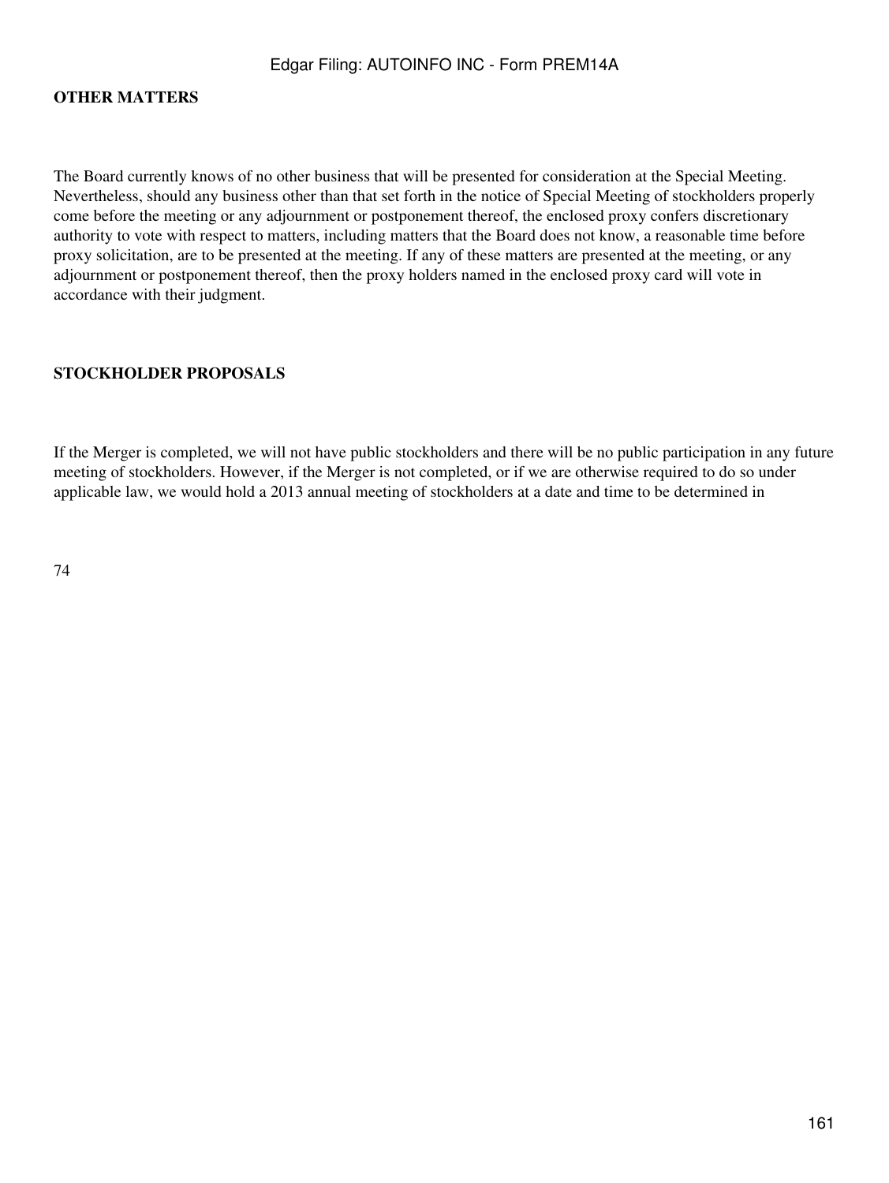## OTHER MATTERS

The Board currently knows of no other business that will be presented for consideration at the Special Meeting. Nevertheless, should any business other than that set forth in the notice of Special Meeting of stockholders properly come before the meeting or any adjournment or postponement thereof, the enclosed proxy confers discretionary authority to vote with respect to matters, including matters that the Board does not know, a reasonable time before proxy solicitation, are to be presented at the meeting. If any of these matters are presented at the meeting, or any adjournment or postponement thereof, then the proxy holders named in the enclosed proxy card will vote in accordance with their judgment.

## STOCKHOLDER PROPOSALS

If the Merger is completed, we will not have public stockholders and there will be no public participation in any future meeting of stockholders. However, if the Merger is not completed, or if we are otherwise required to do so under applicable law, we would hold a 2013 annual meeting of stockholders at a date and time to be determined in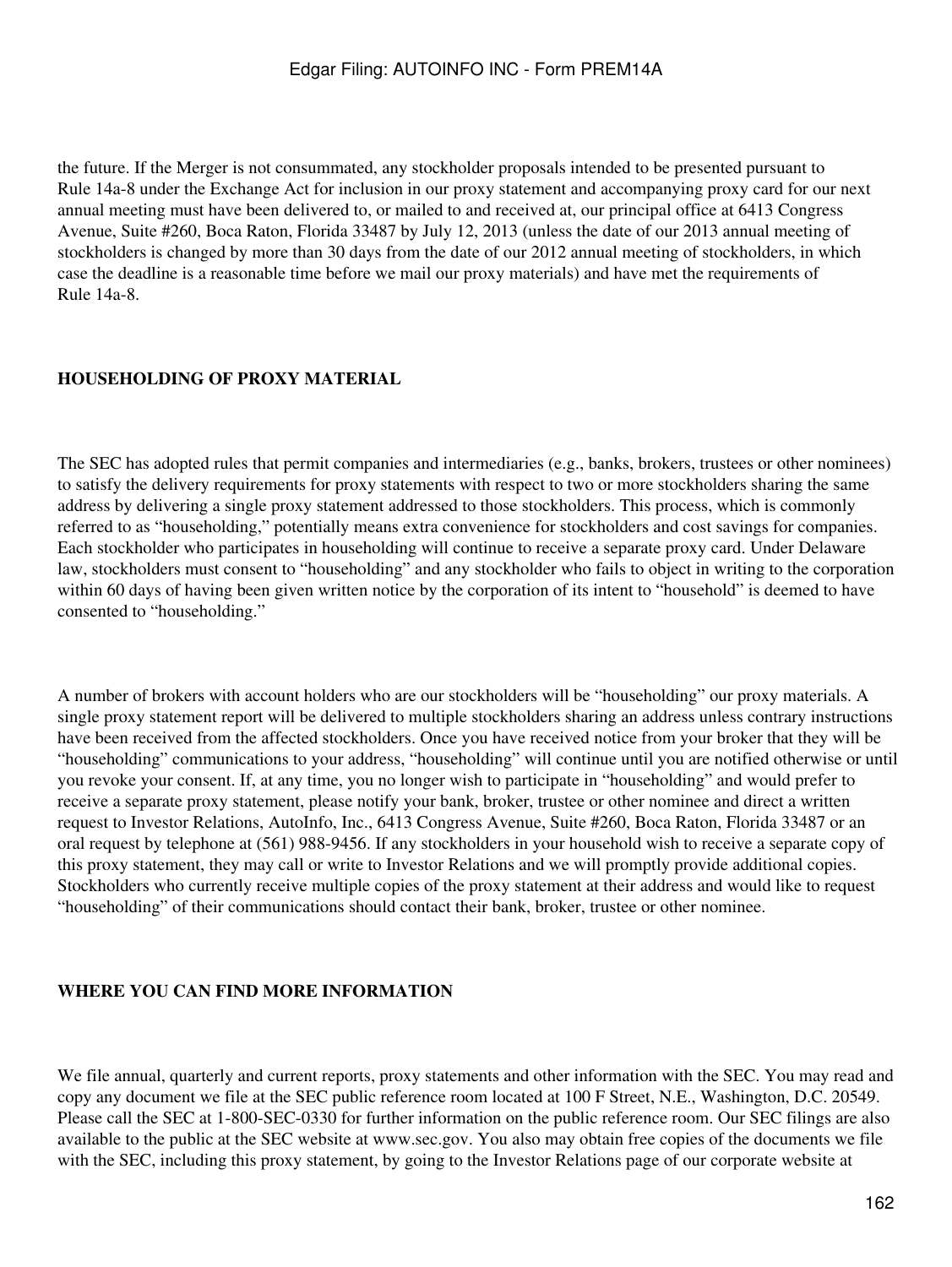the future. If the Merger is not consummated, any stockholder proposals intended to be presented pursuant to Rule 14a-8 under the Exchange Act for inclusion in our proxy statement and accompanying proxy card for our next annual meeting must have been delivered to, or mailed to and received at, our principal office at 6413 Congress Avenue, Suite #260, Boca Raton, Florida 33487 by July 12, 2013 (unless the date of our 2013 annual meeting of stockholders is changed by more than 30 days from the date of our 2012 annual meeting of stockholders, in which case the deadline is a reasonable time before we mail our proxy materials) and have met the requirements of Rule 14a-8.

## HOUSEHOLDING OF PROXY MATERIAL

The SEC has adopted rules that permit companies and intermediaries (e.g., banks, brokers, trustees or other nominees) to satisfy the delivery requirements for proxy statements with respect to two or more stockholders sharing the same address by delivering a single proxy statement addressed to those stockholders. This process, which is commonly referred to as "householding," potentially means extra convenience for stockholders and cost savings for companies. Each stockholder who participates in householding will continue to receive a separate proxy card. Under Delaware law, stockholders must consent to "householding" and any stockholder who fails to object in writing to the corporation within 60 days of having been given written notice by the corporation of its intent to "household" is deemed to have consented to "householding."

A number of brokers with account holders who are our stockholders will be "householding" our proxy materials. A single proxy statement report will be delivered to multiple stockholders sharing an address unless contrary instructions have been received from the affected stockholders. Once you have received notice from your broker that they will be "householding" communications to your address, "householding" will continue until you are notified otherwise or until you revoke your consent. If, at any time, you no longer wish to participate in "householding" and would prefer to receive a separate proxy statement, please notify your bank, broker, trustee or other nominee and direct a written request to Investor Relations, AutoInfo, Inc., 6413 Congress Avenue, Suite #260, Boca Raton, Florida 33487 or an oral request by telephone at (561) 988-9456. If any stockholders in your household wish to receive a separate copy of this proxy statement, they may call or write to Investor Relations and we will promptly provide additional copies. Stockholders who currently receive multiple copies of the proxy statement at their address and would like to request "householding" of their communications should contact their bank, broker, trustee or other nominee.

## WHERE YOU CAN FIND MORE INFORMATION

We file annual, quarterly and current reports, proxy statements and other information with the SEC. You may read and copy any document we file at the SEC public reference room located at 100 F Street, N.E., Washington, D.C. 20549. Please call the SEC at 1-800-SEC-0330 for further information on the public reference room. Our SEC filings are also available to the public at the SEC website at www.sec.gov. You also may obtain free copies of the documents we file with the SEC, including this proxy statement, by going to the Investor Relations page of our corporate website at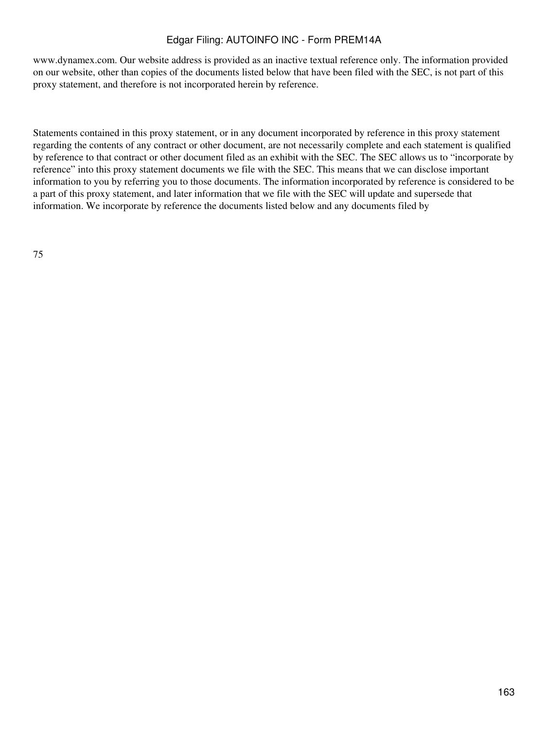www.dynamex.com. Our website address is provided as an inactive textual reference only. The information provided on our website, other than copies of the documents listed below that have been filed with the SEC, is not part of this proxy statement, and therefore is not incorporated herein by reference.

Statements contained in this proxy statement, or in any document incorporated by reference in this proxy statement regarding the contents of any contract or other document, are not necessarily complete and each statement is qualified by reference to that contract or other document filed as an exhibit with the SEC. The SEC allows us to "incorporate by reference" into this proxy statement documents we file with the SEC. This means that we can disclose important information to you by referring you to those documents. The information incorporated by reference is considered to be a part of this proxy statement, and later information that we file with the SEC will update and supersede that information. We incorporate by reference the documents listed below and any documents filed by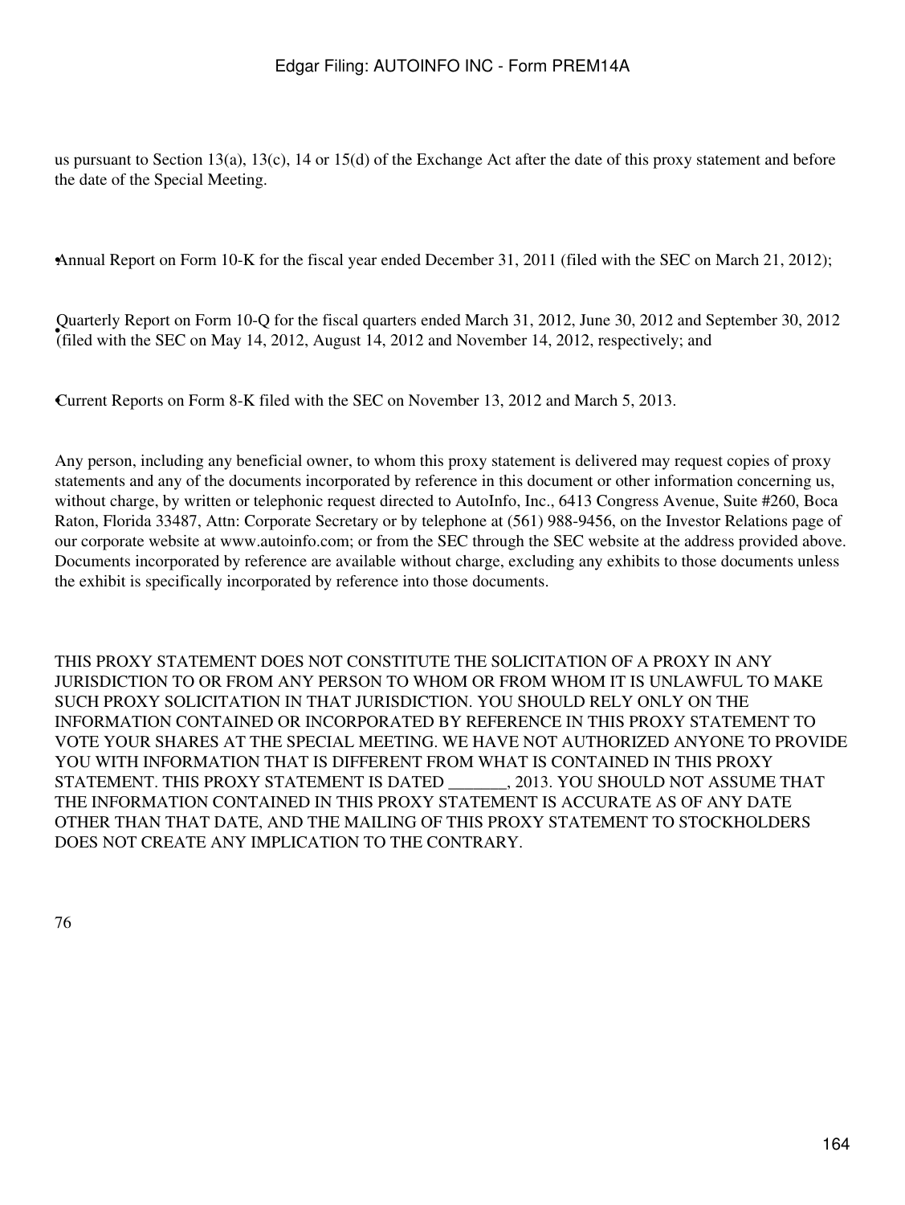us pursuant to Section 13(a), 13(c), 14 or 15(d) of the Exchange Act after the date of this proxy statement and before the date of the Special Meeting.

- Annual Report on Form 10-K for the fiscal year ended December 31, 2011 (filed with the SEC on March 21, 2012);
- Quarterly Report on Form 10-Q for the fiscal quarters ended March 31, 2012, June 30, 2012 and September 30, 2012 (filed with the SEC on May 14, 2012, August 14, 2012 and November 14, 2012, respectively; and
- Current Reports on Form 8-K filed with the SEC on November 13, 2012 and March 5, 2013.

Any person, including any beneficial owner, to whom this proxy statement is delivered may request copies of proxy statements and any of the documents incorporated by reference in this document or other information concerning us, without charge, by written or telephonic request directed to AutoInfo, Inc., 6413 Congress Avenue, Suite #260, Boca Raton, Florida 33487, Attn: Corporate Secretary or by telephone at (561) 988-9456, on the Investor Relations page of our corporate website at www.autoinfo.com; or from the SEC through the SEC website at the address provided above. Documents incorporated by reference are available without charge, excluding any exhibits to those documents unless the exhibit is specifically incorporated by reference into those documents.

THIS PROXY STATEMENT DOES NOT CONSTITUTE THE SOLICITATION OF A PROXY IN ANY JURISDICTION TO OR FROM ANY PERSON TO WHOM OR FROM WHOM IT IS UNLAWFUL TO MAKE SUCH PROXY SOLICITATION IN THAT JURISDICTION. YOU SHOULD RELY ONLY ON THE INFORMATION CONTAINED OR INCORPORATED BY REFERENCE IN THIS PROXY STATEMENT TO VOTE YOUR SHARES AT THE SPECIAL MEETING. WE HAVE NOT AUTHORIZED ANYONE TO PROVIDE YOU WITH INFORMATION THAT IS DIFFERENT FROM WHAT IS CONTAINED IN THIS PROXY STATEMENT. THIS PROXY STATEMENT IS DATED _______, 2013. YOU SHOULD NOT ASSUME THAT THE INFORMATION CONTAINED IN THIS PROXY STATEMENT IS ACCURATE AS OF ANY DATE OTHER THAN THAT DATE, AND THE MAILING OF THIS PROXY STATEMENT TO STOCKHOLDERS DOES NOT CREATE ANY IMPLICATION TO THE CONTRARY.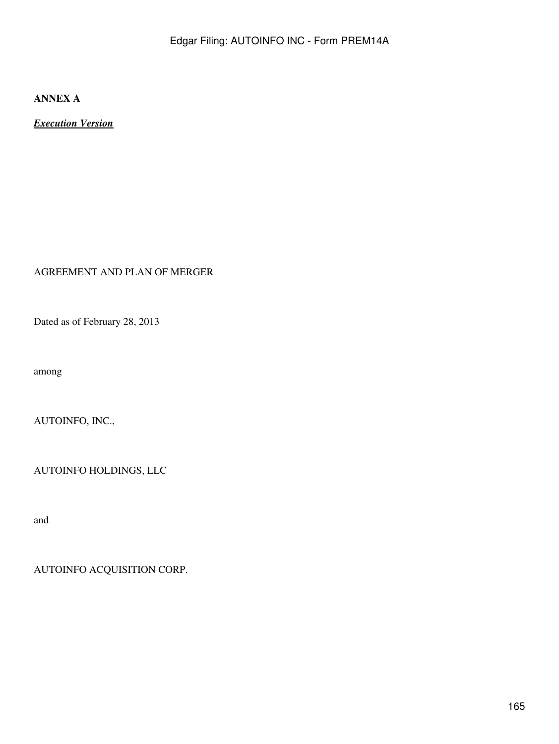**ANNEX A**

***Execution Version***

AGREEMENT AND PLAN OF MERGER

Dated as of February 28, 2013

among

AUTOINFO, INC.,

AUTOINFO HOLDINGS, LLC

and

AUTOINFO ACQUISITION CORP.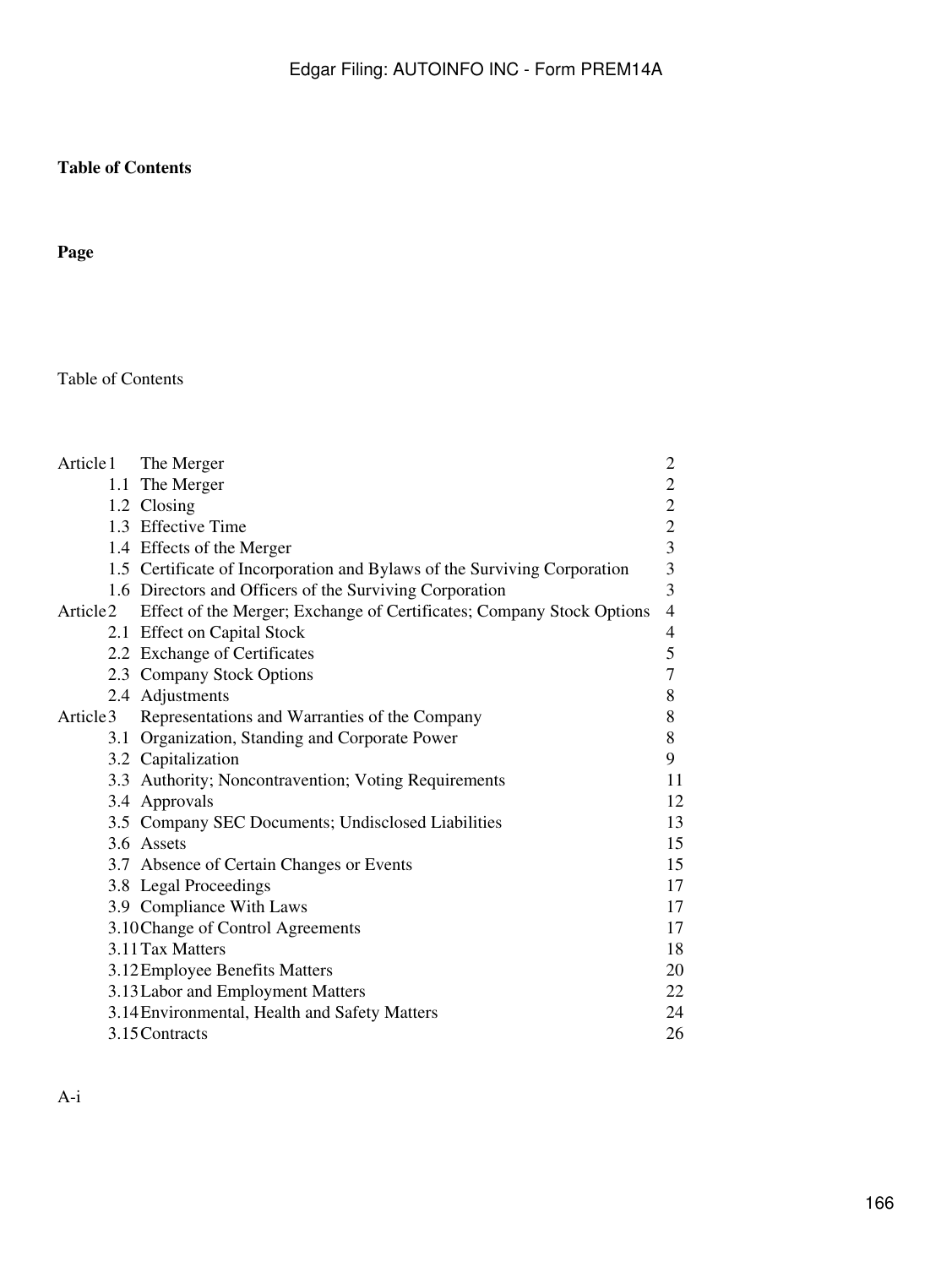**Table of Contents**

**Page**

Table of Contents

| | | |
|---|---|---|
| Article 1 | The Merger | 2 |
| 1.1 | The Merger | 2 |
| 1.2 | Closing | 2 |
| 1.3 | Effective Time | 2 |
| 1.4 | Effects of the Merger | 3 |
| 1.5 | Certificate of Incorporation and Bylaws of the Surviving Corporation | 3 |
| 1.6 | Directors and Officers of the Surviving Corporation | 3 |
| Article 2 | Effect of the Merger; Exchange of Certificates; Company Stock Options | 4 |
| 2.1 | Effect on Capital Stock | 4 |
| 2.2 | Exchange of Certificates | 5 |
| 2.3 | Company Stock Options | 7 |
| 2.4 | Adjustments | 8 |
| Article 3 | Representations and Warranties of the Company | 8 |
| 3.1 | Organization, Standing and Corporate Power | 8 |
| 3.2 | Capitalization | 9 |
| 3.3 | Authority; Noncontravention; Voting Requirements | 11 |
| 3.4 | Approvals | 12 |
| 3.5 | Company SEC Documents; Undisclosed Liabilities | 13 |
| 3.6 | Assets | 15 |
| 3.7 | Absence of Certain Changes or Events | 15 |
| 3.8 | Legal Proceedings | 17 |
| 3.9 | Compliance With Laws | 17 |
| 3.10 | Change of Control Agreements | 17 |
| 3.11 | Tax Matters | 18 |
| 3.12 | Employee Benefits Matters | 20 |
| 3.13 | Labor and Employment Matters | 22 |
| 3.14 | Environmental, Health and Safety Matters | 24 |
| 3.15 | Contracts | 26 |

A-i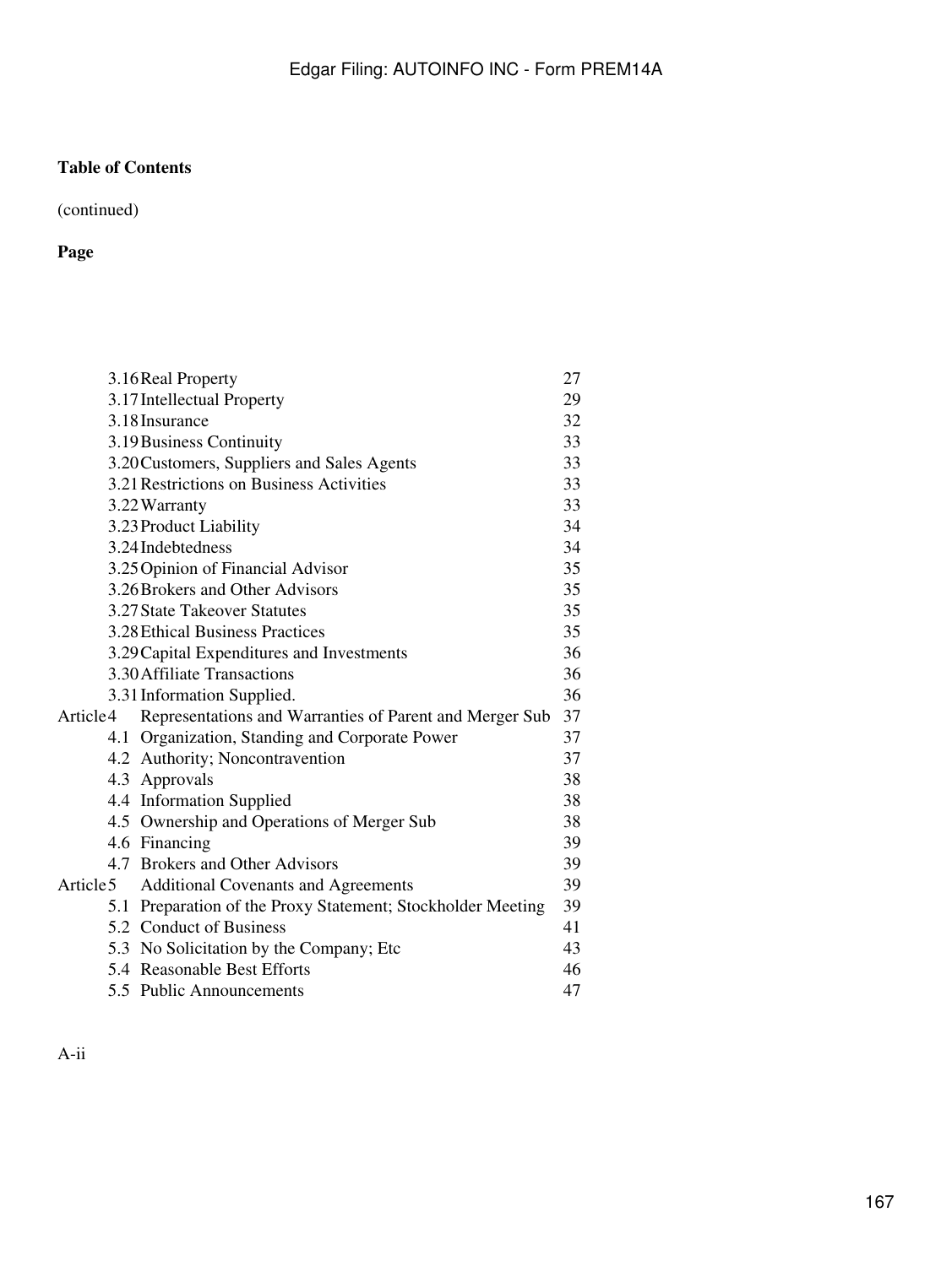**Table of Contents**

(continued)

**Page**

| | | |
|---|---|---|
| | 3.16 Real Property | 27 |
| | 3.17 Intellectual Property | 29 |
| | 3.18 Insurance | 32 |
| | 3.19 Business Continuity | 33 |
| | 3.20 Customers, Suppliers and Sales Agents | 33 |
| | 3.21 Restrictions on Business Activities | 33 |
| | 3.22 Warranty | 33 |
| | 3.23 Product Liability | 34 |
| | 3.24 Indebtedness | 34 |
| | 3.25 Opinion of Financial Advisor | 35 |
| | 3.26 Brokers and Other Advisors | 35 |
| | 3.27 State Takeover Statutes | 35 |
| | 3.28 Ethical Business Practices | 35 |
| | 3.29 Capital Expenditures and Investments | 36 |
| | 3.30 Affiliate Transactions | 36 |
| | 3.31 Information Supplied. | 36 |
| Article 4 | Representations and Warranties of Parent and Merger Sub | 37 |
| | 4.1 Organization, Standing and Corporate Power | 37 |
| | 4.2 Authority; Noncontravention | 37 |
| | 4.3 Approvals | 38 |
| | 4.4 Information Supplied | 38 |
| | 4.5 Ownership and Operations of Merger Sub | 38 |
| | 4.6 Financing | 39 |
| | 4.7 Brokers and Other Advisors | 39 |
| Article 5 | Additional Covenants and Agreements | 39 |
| | 5.1 Preparation of the Proxy Statement; Stockholder Meeting | 39 |
| | 5.2 Conduct of Business | 41 |
| | 5.3 No Solicitation by the Company; Etc | 43 |
| | 5.4 Reasonable Best Efforts | 46 |
| | 5.5 Public Announcements | 47 |

A-ii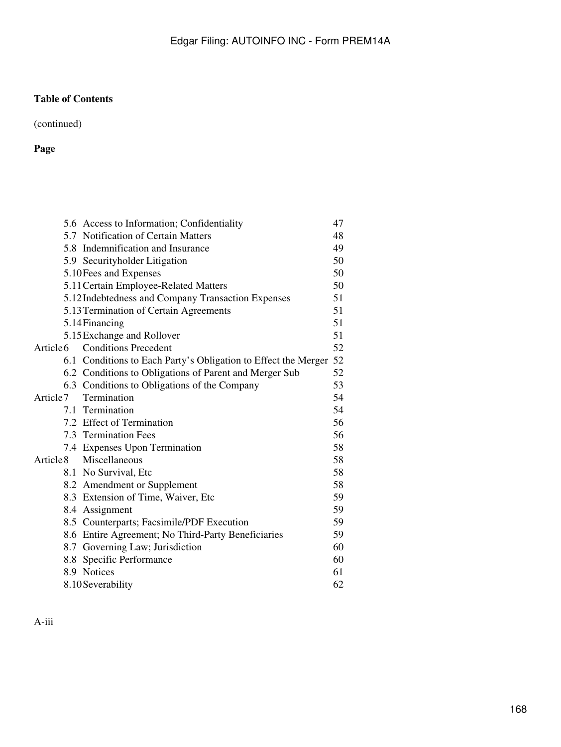**Table of Contents**

(continued)

| | | **Page** |
|---|---|---|
| | 5.6 Access to Information; Confidentiality | 47 |
| | 5.7 Notification of Certain Matters | 48 |
| | 5.8 Indemnification and Insurance | 49 |
| | 5.9 Securityholder Litigation | 50 |
| | 5.10 Fees and Expenses | 50 |
| | 5.11 Certain Employee-Related Matters | 50 |
| | 5.12 Indebtedness and Company Transaction Expenses | 51 |
| | 5.13 Termination of Certain Agreements | 51 |
| | 5.14 Financing | 51 |
| | 5.15 Exchange and Rollover | 51 |
| Article 6 | Conditions Precedent | 52 |
| | 6.1 Conditions to Each Party's Obligation to Effect the Merger | 52 |
| | 6.2 Conditions to Obligations of Parent and Merger Sub | 52 |
| | 6.3 Conditions to Obligations of the Company | 53 |
| Article 7 | Termination | 54 |
| | 7.1 Termination | 54 |
| | 7.2 Effect of Termination | 56 |
| | 7.3 Termination Fees | 56 |
| | 7.4 Expenses Upon Termination | 58 |
| Article 8 | Miscellaneous | 58 |
| | 8.1 No Survival, Etc | 58 |
| | 8.2 Amendment or Supplement | 58 |
| | 8.3 Extension of Time, Waiver, Etc | 59 |
| | 8.4 Assignment | 59 |
| | 8.5 Counterparts; Facsimile/PDF Execution | 59 |
| | 8.6 Entire Agreement; No Third-Party Beneficiaries | 59 |
| | 8.7 Governing Law; Jurisdiction | 60 |
| | 8.8 Specific Performance | 60 |
| | 8.9 Notices | 61 |
| | 8.10 Severability | 62 |

A-iii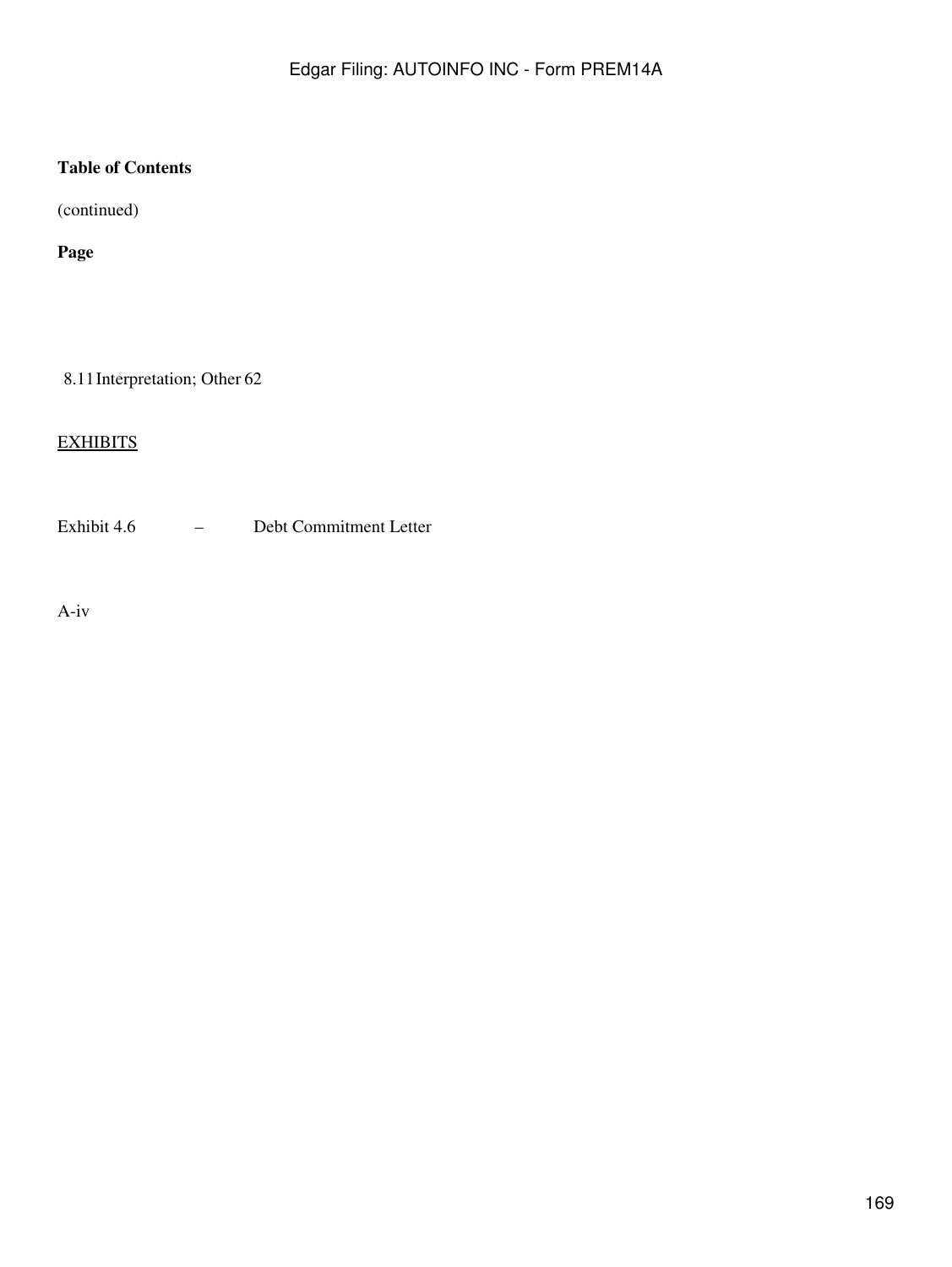**Table of Contents**

(continued)

**Page**

| | | |
|---|---|---|
| 8.11 | Interpretation; Other | 62 |

EXHIBITS

Exhibit 4.6 – Debt Commitment Letter

A-iv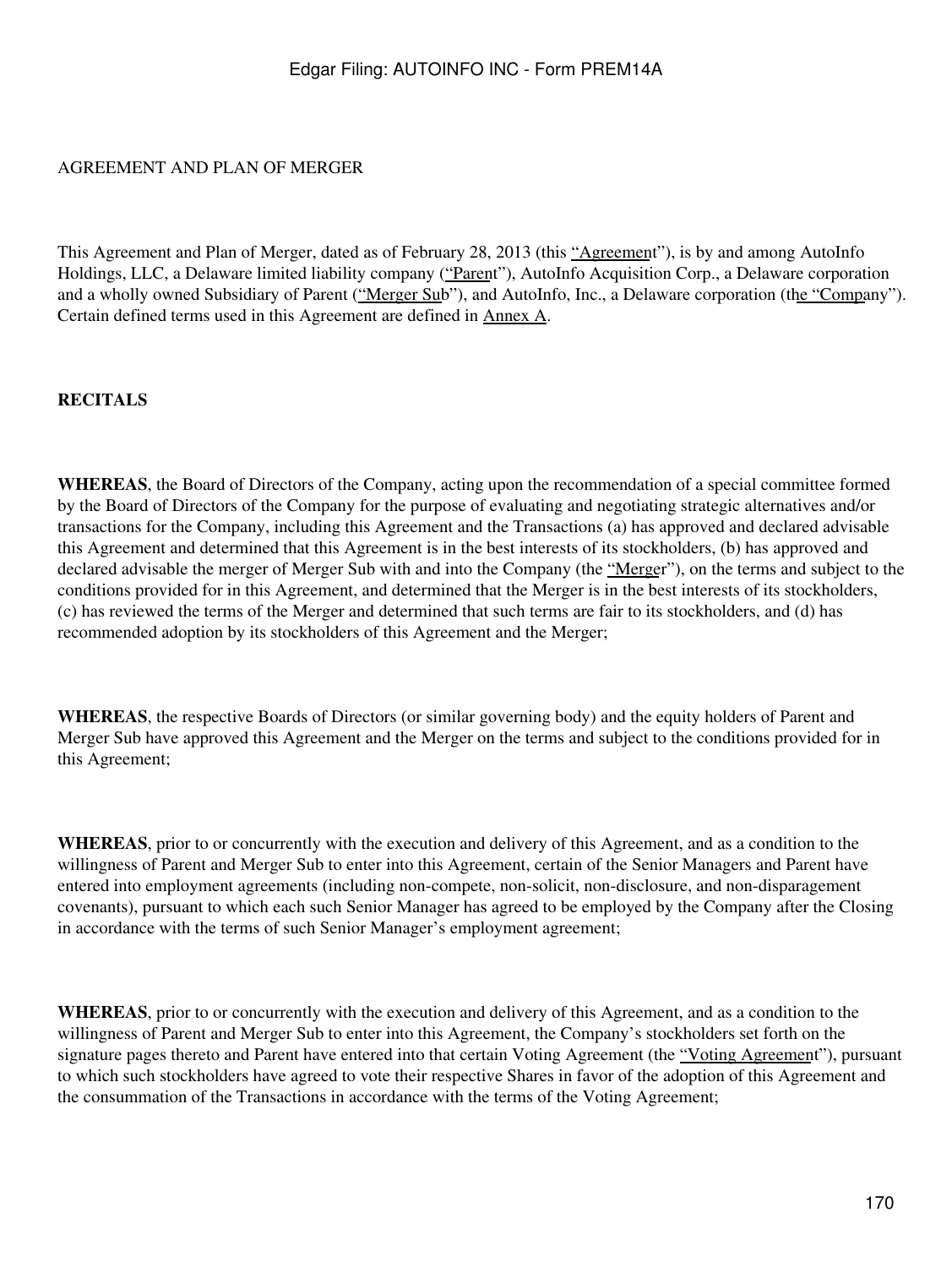AGREEMENT AND PLAN OF MERGER

This Agreement and Plan of Merger, dated as of February 28, 2013 (this "Agreement"), is by and among AutoInfo Holdings, LLC, a Delaware limited liability company ("Parent"), AutoInfo Acquisition Corp., a Delaware corporation and a wholly owned Subsidiary of Parent ("Merger Sub"), and AutoInfo, Inc., a Delaware corporation (the "Company"). Certain defined terms used in this Agreement are defined in Annex A.

**RECITALS**

**WHEREAS**, the Board of Directors of the Company, acting upon the recommendation of a special committee formed by the Board of Directors of the Company for the purpose of evaluating and negotiating strategic alternatives and/or transactions for the Company, including this Agreement and the Transactions (a) has approved and declared advisable this Agreement and determined that this Agreement is in the best interests of its stockholders, (b) has approved and declared advisable the merger of Merger Sub with and into the Company (the "Merger"), on the terms and subject to the conditions provided for in this Agreement, and determined that the Merger is in the best interests of its stockholders, (c) has reviewed the terms of the Merger and determined that such terms are fair to its stockholders, and (d) has recommended adoption by its stockholders of this Agreement and the Merger;

**WHEREAS**, the respective Boards of Directors (or similar governing body) and the equity holders of Parent and Merger Sub have approved this Agreement and the Merger on the terms and subject to the conditions provided for in this Agreement;

**WHEREAS**, prior to or concurrently with the execution and delivery of this Agreement, and as a condition to the willingness of Parent and Merger Sub to enter into this Agreement, certain of the Senior Managers and Parent have entered into employment agreements (including non-compete, non-solicit, non-disclosure, and non-disparagement covenants), pursuant to which each such Senior Manager has agreed to be employed by the Company after the Closing in accordance with the terms of such Senior Manager's employment agreement;

**WHEREAS**, prior to or concurrently with the execution and delivery of this Agreement, and as a condition to the willingness of Parent and Merger Sub to enter into this Agreement, the Company's stockholders set forth on the signature pages thereto and Parent have entered into that certain Voting Agreement (the "Voting Agreement"), pursuant to which such stockholders have agreed to vote their respective Shares in favor of the adoption of this Agreement and the consummation of the Transactions in accordance with the terms of the Voting Agreement;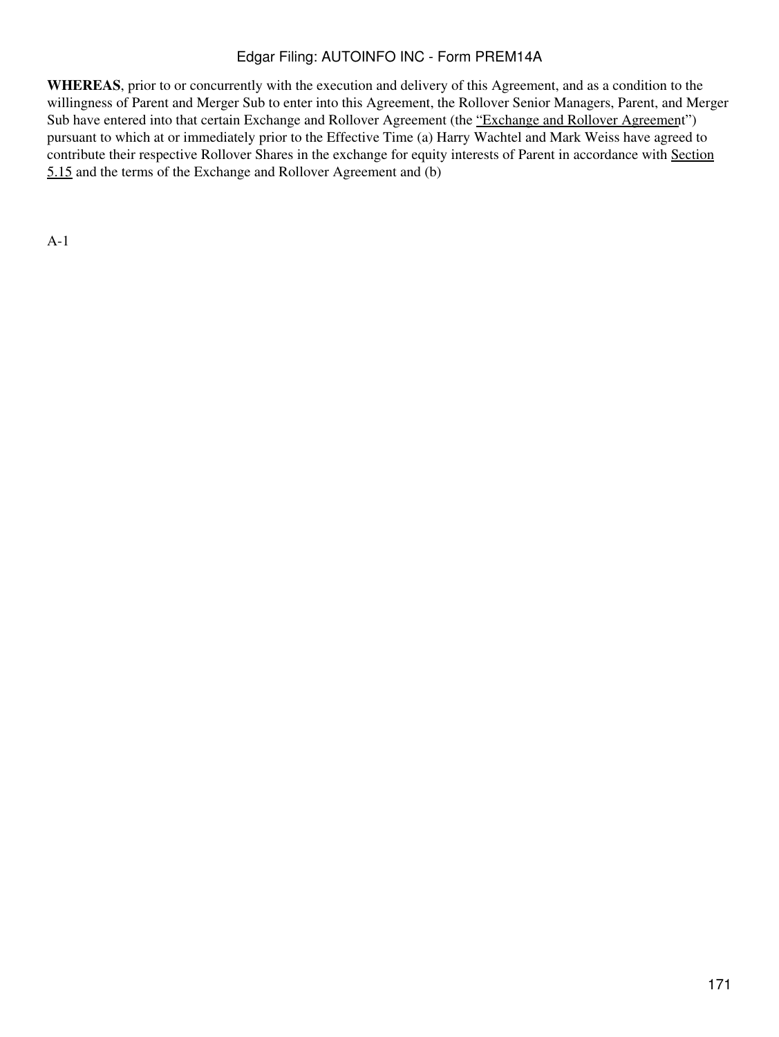**WHEREAS**, prior to or concurrently with the execution and delivery of this Agreement, and as a condition to the willingness of Parent and Merger Sub to enter into this Agreement, the Rollover Senior Managers, Parent, and Merger Sub have entered into that certain Exchange and Rollover Agreement (the "Exchange and Rollover Agreement") pursuant to which at or immediately prior to the Effective Time (a) Harry Wachtel and Mark Weiss have agreed to contribute their respective Rollover Shares in the exchange for equity interests of Parent in accordance with Section 5.15 and the terms of the Exchange and Rollover Agreement and (b)

A-1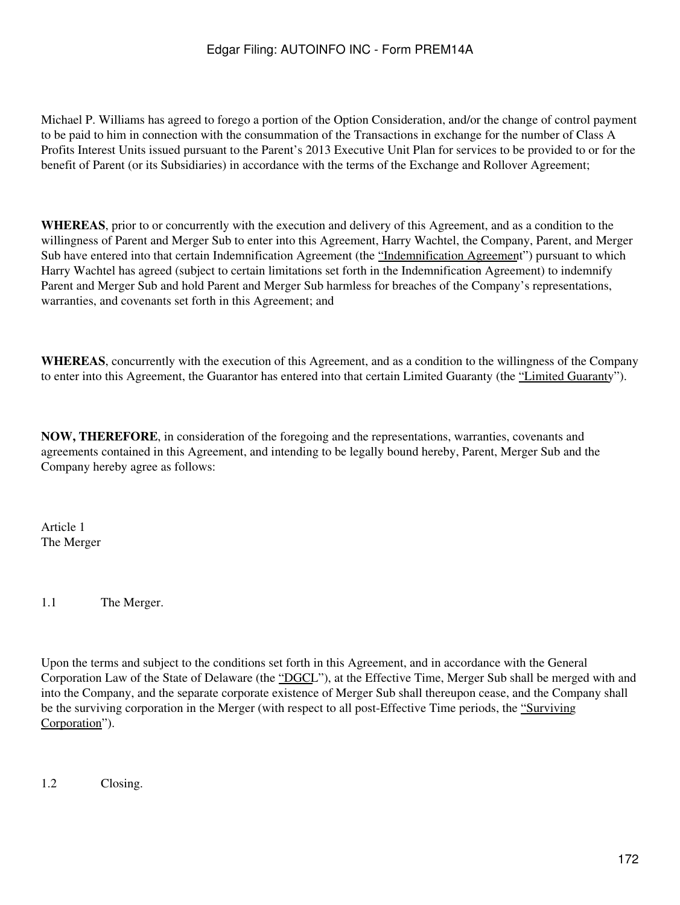Michael P. Williams has agreed to forego a portion of the Option Consideration, and/or the change of control payment to be paid to him in connection with the consummation of the Transactions in exchange for the number of Class A Profits Interest Units issued pursuant to the Parent's 2013 Executive Unit Plan for services to be provided to or for the benefit of Parent (or its Subsidiaries) in accordance with the terms of the Exchange and Rollover Agreement;

**WHEREAS**, prior to or concurrently with the execution and delivery of this Agreement, and as a condition to the willingness of Parent and Merger Sub to enter into this Agreement, Harry Wachtel, the Company, Parent, and Merger Sub have entered into that certain Indemnification Agreement (the "Indemnification Agreement") pursuant to which Harry Wachtel has agreed (subject to certain limitations set forth in the Indemnification Agreement) to indemnify Parent and Merger Sub and hold Parent and Merger Sub harmless for breaches of the Company's representations, warranties, and covenants set forth in this Agreement; and

**WHEREAS**, concurrently with the execution of this Agreement, and as a condition to the willingness of the Company to enter into this Agreement, the Guarantor has entered into that certain Limited Guaranty (the "Limited Guaranty").

**NOW, THEREFORE**, in consideration of the foregoing and the representations, warranties, covenants and agreements contained in this Agreement, and intending to be legally bound hereby, Parent, Merger Sub and the Company hereby agree as follows:

## Article 1
## The Merger

### 1.1 The Merger.

Upon the terms and subject to the conditions set forth in this Agreement, and in accordance with the General Corporation Law of the State of Delaware (the "DGCL"), at the Effective Time, Merger Sub shall be merged with and into the Company, and the separate corporate existence of Merger Sub shall thereupon cease, and the Company shall be the surviving corporation in the Merger (with respect to all post-Effective Time periods, the "Surviving Corporation").

### 1.2 Closing.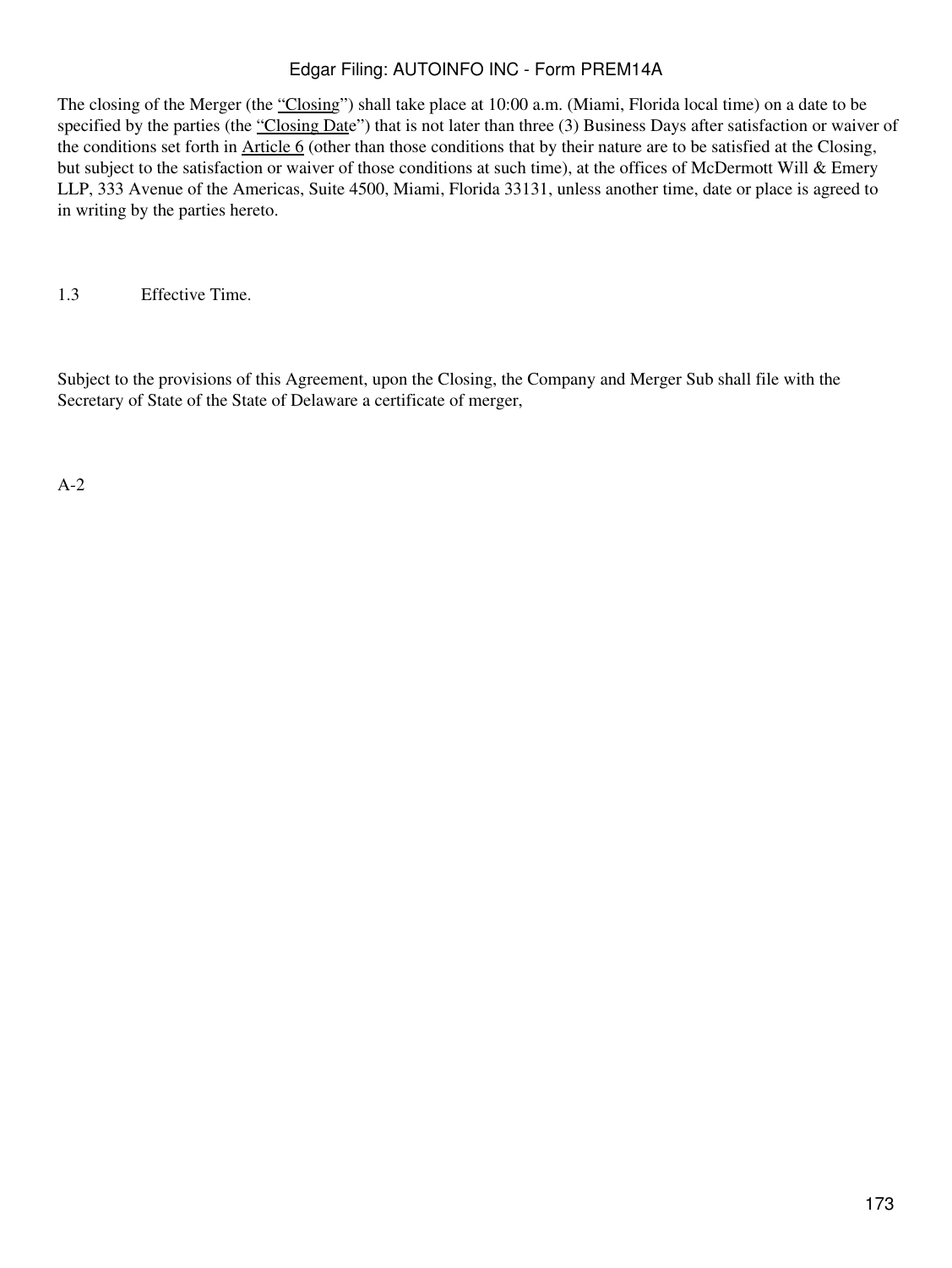The closing of the Merger (the "Closing") shall take place at 10:00 a.m. (Miami, Florida local time) on a date to be specified by the parties (the "Closing Date") that is not later than three (3) Business Days after satisfaction or waiver of the conditions set forth in Article 6 (other than those conditions that by their nature are to be satisfied at the Closing, but subject to the satisfaction or waiver of those conditions at such time), at the offices of McDermott Will & Emery LLP, 333 Avenue of the Americas, Suite 4500, Miami, Florida 33131, unless another time, date or place is agreed to in writing by the parties hereto.

1.3 Effective Time.

Subject to the provisions of this Agreement, upon the Closing, the Company and Merger Sub shall file with the Secretary of State of the State of Delaware a certificate of merger,

A-2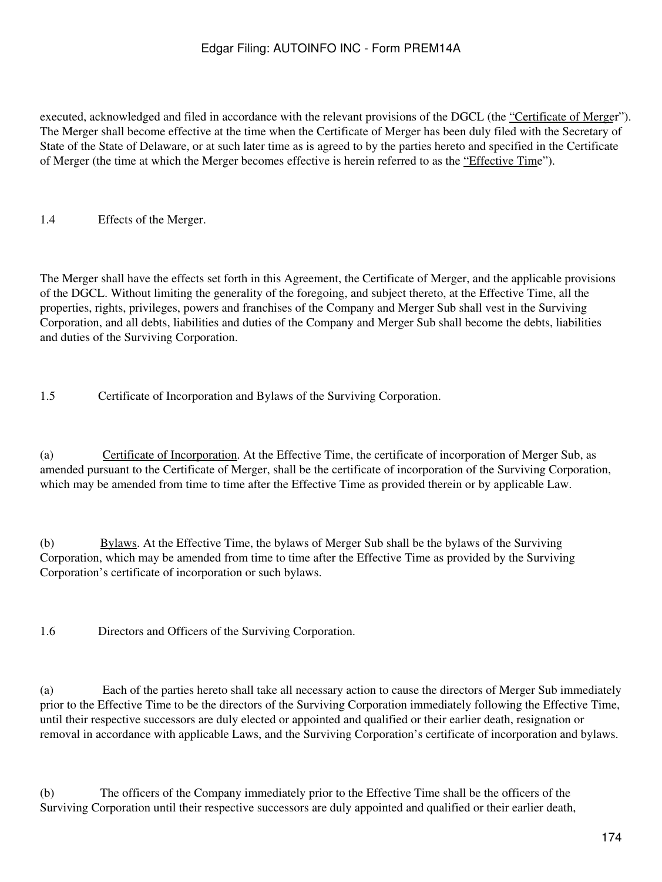executed, acknowledged and filed in accordance with the relevant provisions of the DGCL (the "Certificate of Merger"). The Merger shall become effective at the time when the Certificate of Merger has been duly filed with the Secretary of State of the State of Delaware, or at such later time as is agreed to by the parties hereto and specified in the Certificate of Merger (the time at which the Merger becomes effective is herein referred to as the "Effective Time").

1.4 Effects of the Merger.

The Merger shall have the effects set forth in this Agreement, the Certificate of Merger, and the applicable provisions of the DGCL. Without limiting the generality of the foregoing, and subject thereto, at the Effective Time, all the properties, rights, privileges, powers and franchises of the Company and Merger Sub shall vest in the Surviving Corporation, and all debts, liabilities and duties of the Company and Merger Sub shall become the debts, liabilities and duties of the Surviving Corporation.

1.5 Certificate of Incorporation and Bylaws of the Surviving Corporation.

(a) Certificate of Incorporation. At the Effective Time, the certificate of incorporation of Merger Sub, as amended pursuant to the Certificate of Merger, shall be the certificate of incorporation of the Surviving Corporation, which may be amended from time to time after the Effective Time as provided therein or by applicable Law.

(b) Bylaws. At the Effective Time, the bylaws of Merger Sub shall be the bylaws of the Surviving Corporation, which may be amended from time to time after the Effective Time as provided by the Surviving Corporation's certificate of incorporation or such bylaws.

1.6 Directors and Officers of the Surviving Corporation.

(a) Each of the parties hereto shall take all necessary action to cause the directors of Merger Sub immediately prior to the Effective Time to be the directors of the Surviving Corporation immediately following the Effective Time, until their respective successors are duly elected or appointed and qualified or their earlier death, resignation or removal in accordance with applicable Laws, and the Surviving Corporation's certificate of incorporation and bylaws.

(b) The officers of the Company immediately prior to the Effective Time shall be the officers of the Surviving Corporation until their respective successors are duly appointed and qualified or their earlier death,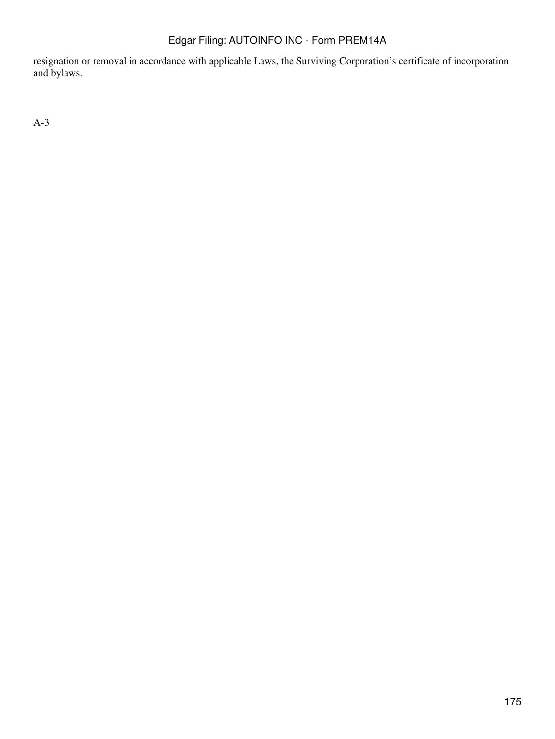resignation or removal in accordance with applicable Laws, the Surviving Corporation's certificate of incorporation and bylaws.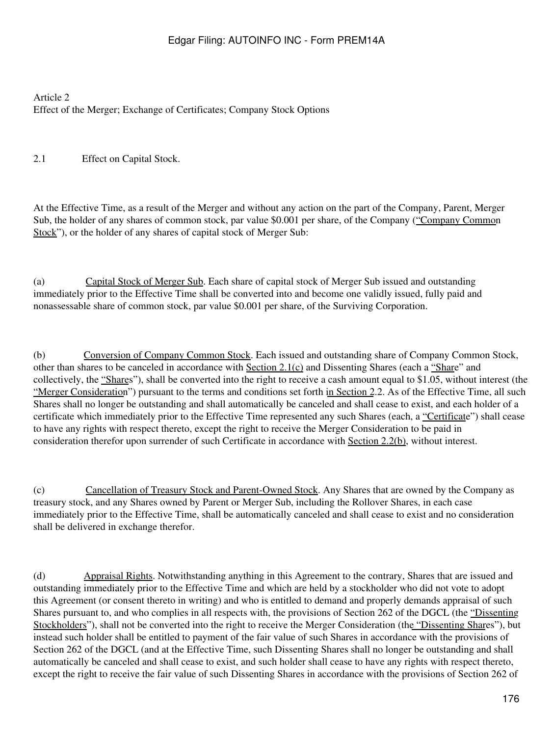Article 2
Effect of the Merger; Exchange of Certificates; Company Stock Options

2.1 Effect on Capital Stock.

At the Effective Time, as a result of the Merger and without any action on the part of the Company, Parent, Merger Sub, the holder of any shares of common stock, par value $0.001 per share, of the Company ("Company Common Stock"), or the holder of any shares of capital stock of Merger Sub:

(a) Capital Stock of Merger Sub. Each share of capital stock of Merger Sub issued and outstanding immediately prior to the Effective Time shall be converted into and become one validly issued, fully paid and nonassessable share of common stock, par value $0.001 per share, of the Surviving Corporation.

(b) Conversion of Company Common Stock. Each issued and outstanding share of Company Common Stock, other than shares to be canceled in accordance with Section 2.1(c) and Dissenting Shares (each a "Share" and collectively, the "Shares"), shall be converted into the right to receive a cash amount equal to $1.05, without interest (the "Merger Consideration") pursuant to the terms and conditions set forth in Section 2.2. As of the Effective Time, all such Shares shall no longer be outstanding and shall automatically be canceled and shall cease to exist, and each holder of a certificate which immediately prior to the Effective Time represented any such Shares (each, a "Certificate") shall cease to have any rights with respect thereto, except the right to receive the Merger Consideration to be paid in consideration therefor upon surrender of such Certificate in accordance with Section 2.2(b), without interest.

(c) Cancellation of Treasury Stock and Parent-Owned Stock. Any Shares that are owned by the Company as treasury stock, and any Shares owned by Parent or Merger Sub, including the Rollover Shares, in each case immediately prior to the Effective Time, shall be automatically canceled and shall cease to exist and no consideration shall be delivered in exchange therefor.

(d) Appraisal Rights. Notwithstanding anything in this Agreement to the contrary, Shares that are issued and outstanding immediately prior to the Effective Time and which are held by a stockholder who did not vote to adopt this Agreement (or consent thereto in writing) and who is entitled to demand and properly demands appraisal of such Shares pursuant to, and who complies in all respects with, the provisions of Section 262 of the DGCL (the "Dissenting Stockholders"), shall not be converted into the right to receive the Merger Consideration (the "Dissenting Shares"), but instead such holder shall be entitled to payment of the fair value of such Shares in accordance with the provisions of Section 262 of the DGCL (and at the Effective Time, such Dissenting Shares shall no longer be outstanding and shall automatically be canceled and shall cease to exist, and such holder shall cease to have any rights with respect thereto, except the right to receive the fair value of such Dissenting Shares in accordance with the provisions of Section 262 of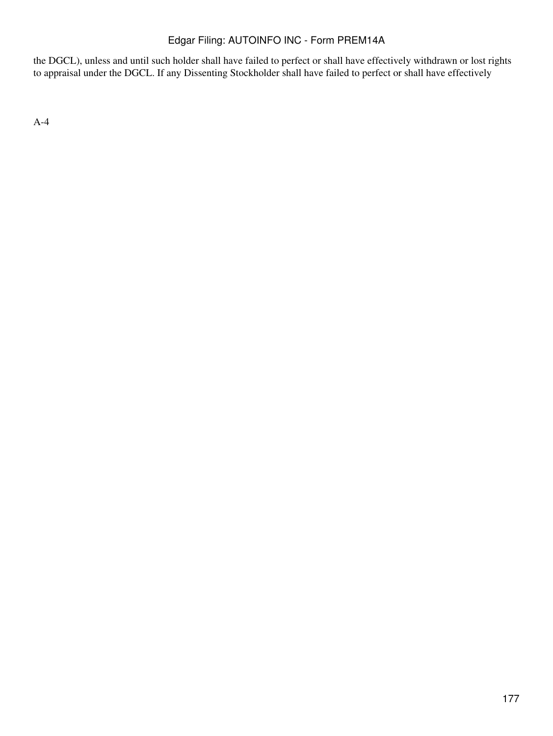the DGCL), unless and until such holder shall have failed to perfect or shall have effectively withdrawn or lost rights to appraisal under the DGCL. If any Dissenting Stockholder shall have failed to perfect or shall have effectively

A-4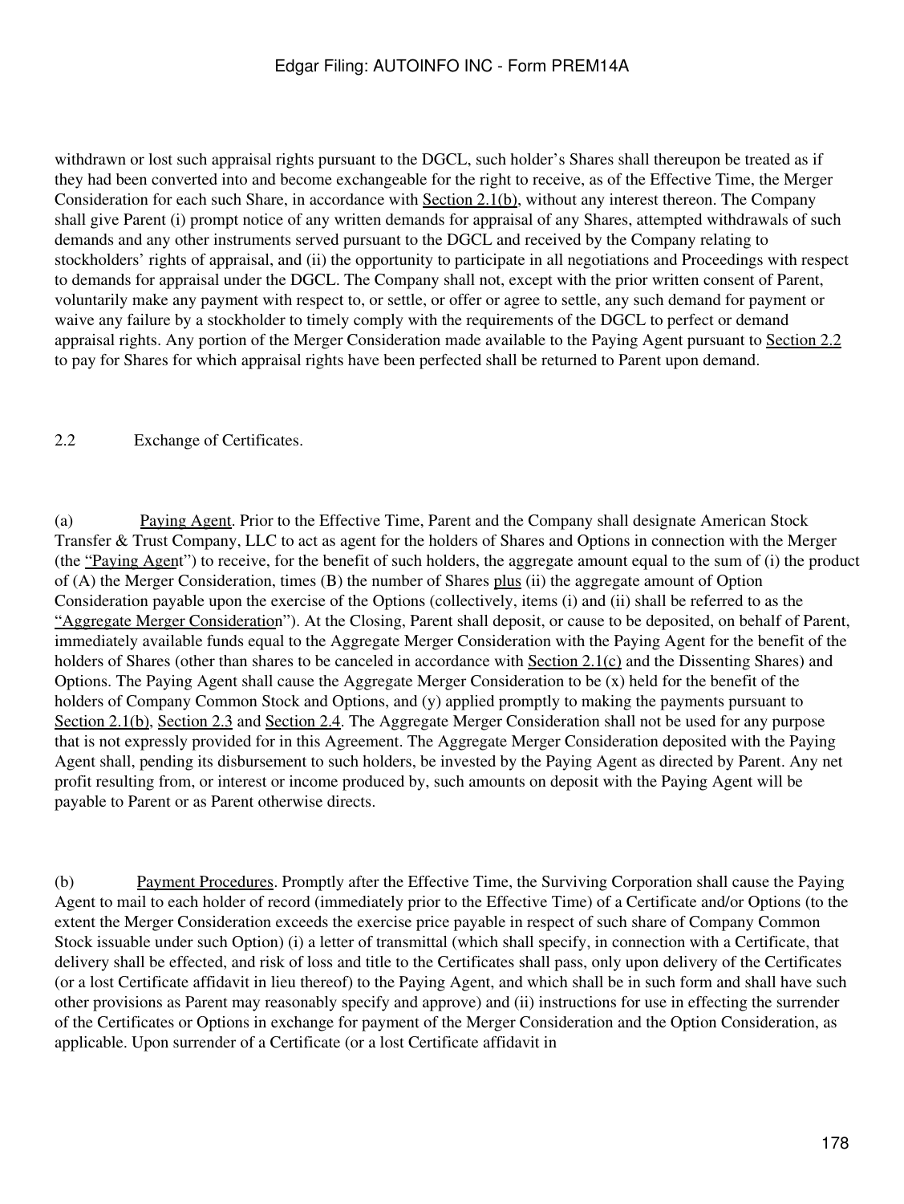withdrawn or lost such appraisal rights pursuant to the DGCL, such holder's Shares shall thereupon be treated as if they had been converted into and become exchangeable for the right to receive, as of the Effective Time, the Merger Consideration for each such Share, in accordance with Section 2.1(b), without any interest thereon. The Company shall give Parent (i) prompt notice of any written demands for appraisal of any Shares, attempted withdrawals of such demands and any other instruments served pursuant to the DGCL and received by the Company relating to stockholders' rights of appraisal, and (ii) the opportunity to participate in all negotiations and Proceedings with respect to demands for appraisal under the DGCL. The Company shall not, except with the prior written consent of Parent, voluntarily make any payment with respect to, or settle, or offer or agree to settle, any such demand for payment or waive any failure by a stockholder to timely comply with the requirements of the DGCL to perfect or demand appraisal rights. Any portion of the Merger Consideration made available to the Paying Agent pursuant to Section 2.2 to pay for Shares for which appraisal rights have been perfected shall be returned to Parent upon demand.

2.2 Exchange of Certificates.

(a) Paying Agent. Prior to the Effective Time, Parent and the Company shall designate American Stock Transfer & Trust Company, LLC to act as agent for the holders of Shares and Options in connection with the Merger (the "Paying Agent") to receive, for the benefit of such holders, the aggregate amount equal to the sum of (i) the product of (A) the Merger Consideration, times (B) the number of Shares plus (ii) the aggregate amount of Option Consideration payable upon the exercise of the Options (collectively, items (i) and (ii) shall be referred to as the "Aggregate Merger Consideration"). At the Closing, Parent shall deposit, or cause to be deposited, on behalf of Parent, immediately available funds equal to the Aggregate Merger Consideration with the Paying Agent for the benefit of the holders of Shares (other than shares to be canceled in accordance with Section 2.1(c) and the Dissenting Shares) and Options. The Paying Agent shall cause the Aggregate Merger Consideration to be (x) held for the benefit of the holders of Company Common Stock and Options, and (y) applied promptly to making the payments pursuant to Section 2.1(b), Section 2.3 and Section 2.4. The Aggregate Merger Consideration shall not be used for any purpose that is not expressly provided for in this Agreement. The Aggregate Merger Consideration deposited with the Paying Agent shall, pending its disbursement to such holders, be invested by the Paying Agent as directed by Parent. Any net profit resulting from, or interest or income produced by, such amounts on deposit with the Paying Agent will be payable to Parent or as Parent otherwise directs.

(b) Payment Procedures. Promptly after the Effective Time, the Surviving Corporation shall cause the Paying Agent to mail to each holder of record (immediately prior to the Effective Time) of a Certificate and/or Options (to the extent the Merger Consideration exceeds the exercise price payable in respect of such share of Company Common Stock issuable under such Option) (i) a letter of transmittal (which shall specify, in connection with a Certificate, that delivery shall be effected, and risk of loss and title to the Certificates shall pass, only upon delivery of the Certificates (or a lost Certificate affidavit in lieu thereof) to the Paying Agent, and which shall be in such form and shall have such other provisions as Parent may reasonably specify and approve) and (ii) instructions for use in effecting the surrender of the Certificates or Options in exchange for payment of the Merger Consideration and the Option Consideration, as applicable. Upon surrender of a Certificate (or a lost Certificate affidavit in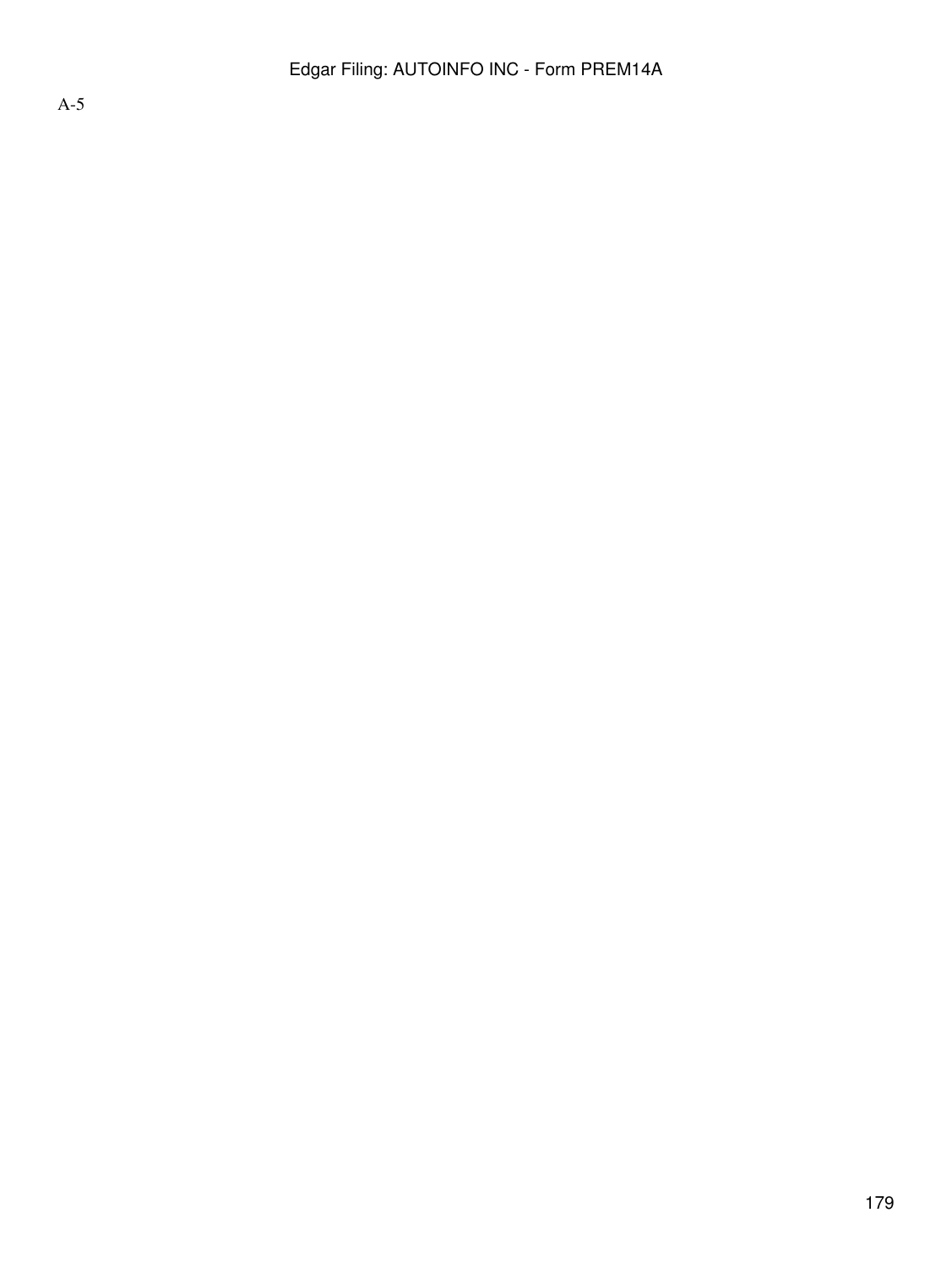A-5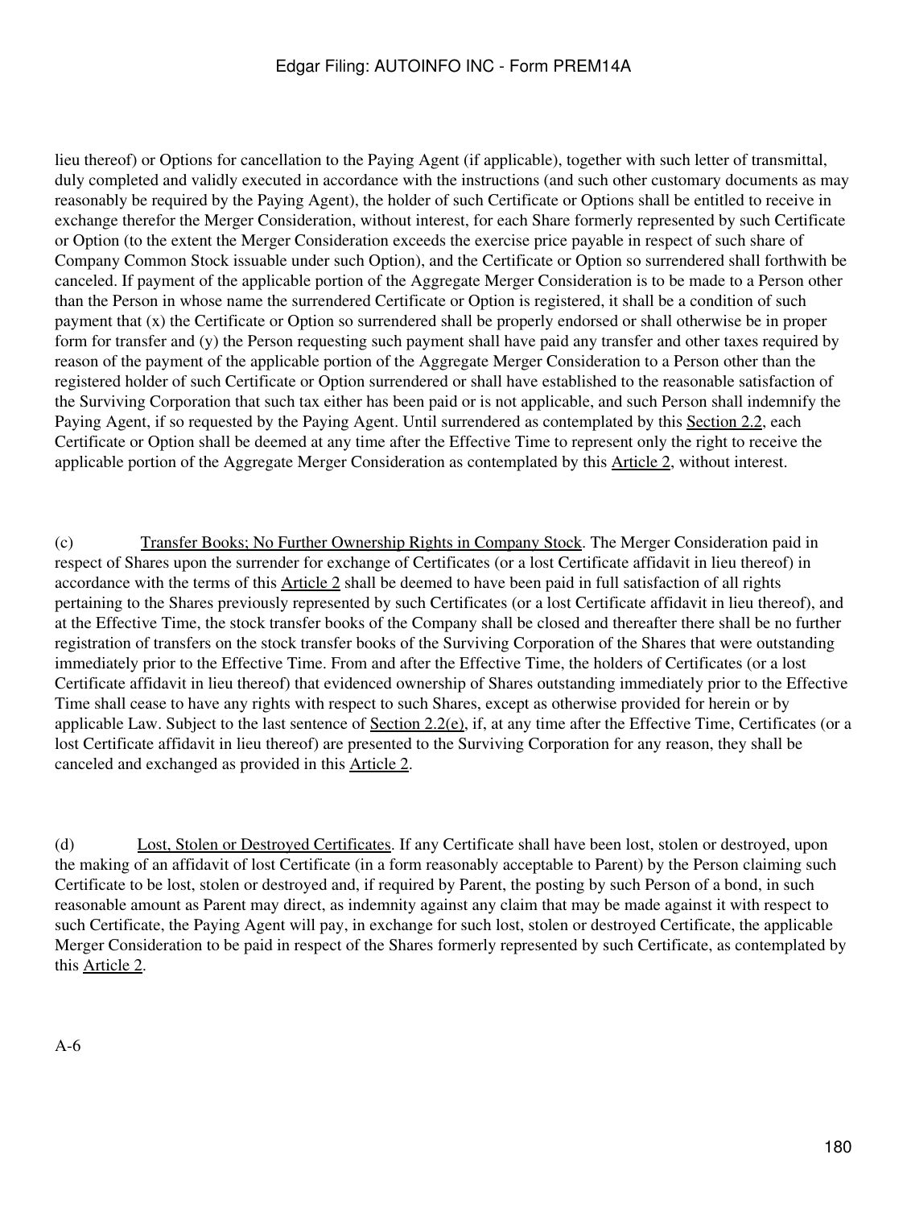lieu thereof) or Options for cancellation to the Paying Agent (if applicable), together with such letter of transmittal, duly completed and validly executed in accordance with the instructions (and such other customary documents as may reasonably be required by the Paying Agent), the holder of such Certificate or Options shall be entitled to receive in exchange therefor the Merger Consideration, without interest, for each Share formerly represented by such Certificate or Option (to the extent the Merger Consideration exceeds the exercise price payable in respect of such share of Company Common Stock issuable under such Option), and the Certificate or Option so surrendered shall forthwith be canceled. If payment of the applicable portion of the Aggregate Merger Consideration is to be made to a Person other than the Person in whose name the surrendered Certificate or Option is registered, it shall be a condition of such payment that (x) the Certificate or Option so surrendered shall be properly endorsed or shall otherwise be in proper form for transfer and (y) the Person requesting such payment shall have paid any transfer and other taxes required by reason of the payment of the applicable portion of the Aggregate Merger Consideration to a Person other than the registered holder of such Certificate or Option surrendered or shall have established to the reasonable satisfaction of the Surviving Corporation that such tax either has been paid or is not applicable, and such Person shall indemnify the Paying Agent, if so requested by the Paying Agent. Until surrendered as contemplated by this Section 2.2, each Certificate or Option shall be deemed at any time after the Effective Time to represent only the right to receive the applicable portion of the Aggregate Merger Consideration as contemplated by this Article 2, without interest.

(c) Transfer Books; No Further Ownership Rights in Company Stock. The Merger Consideration paid in respect of Shares upon the surrender for exchange of Certificates (or a lost Certificate affidavit in lieu thereof) in accordance with the terms of this Article 2 shall be deemed to have been paid in full satisfaction of all rights pertaining to the Shares previously represented by such Certificates (or a lost Certificate affidavit in lieu thereof), and at the Effective Time, the stock transfer books of the Company shall be closed and thereafter there shall be no further registration of transfers on the stock transfer books of the Surviving Corporation of the Shares that were outstanding immediately prior to the Effective Time. From and after the Effective Time, the holders of Certificates (or a lost Certificate affidavit in lieu thereof) that evidenced ownership of Shares outstanding immediately prior to the Effective Time shall cease to have any rights with respect to such Shares, except as otherwise provided for herein or by applicable Law. Subject to the last sentence of Section 2.2(e), if, at any time after the Effective Time, Certificates (or a lost Certificate affidavit in lieu thereof) are presented to the Surviving Corporation for any reason, they shall be canceled and exchanged as provided in this Article 2.

(d) Lost, Stolen or Destroyed Certificates. If any Certificate shall have been lost, stolen or destroyed, upon the making of an affidavit of lost Certificate (in a form reasonably acceptable to Parent) by the Person claiming such Certificate to be lost, stolen or destroyed and, if required by Parent, the posting by such Person of a bond, in such reasonable amount as Parent may direct, as indemnity against any claim that may be made against it with respect to such Certificate, the Paying Agent will pay, in exchange for such lost, stolen or destroyed Certificate, the applicable Merger Consideration to be paid in respect of the Shares formerly represented by such Certificate, as contemplated by this Article 2.

A-6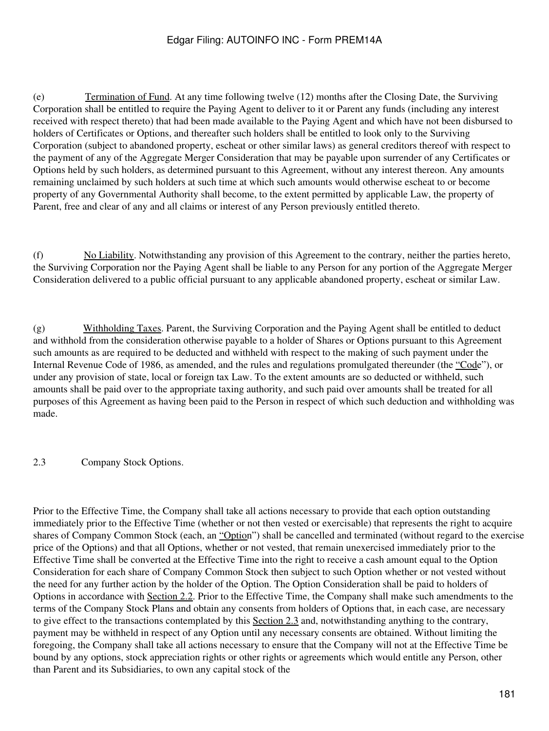(e) Termination of Fund. At any time following twelve (12) months after the Closing Date, the Surviving Corporation shall be entitled to require the Paying Agent to deliver to it or Parent any funds (including any interest received with respect thereto) that had been made available to the Paying Agent and which have not been disbursed to holders of Certificates or Options, and thereafter such holders shall be entitled to look only to the Surviving Corporation (subject to abandoned property, escheat or other similar laws) as general creditors thereof with respect to the payment of any of the Aggregate Merger Consideration that may be payable upon surrender of any Certificates or Options held by such holders, as determined pursuant to this Agreement, without any interest thereon. Any amounts remaining unclaimed by such holders at such time at which such amounts would otherwise escheat to or become property of any Governmental Authority shall become, to the extent permitted by applicable Law, the property of Parent, free and clear of any and all claims or interest of any Person previously entitled thereto.

(f) No Liability. Notwithstanding any provision of this Agreement to the contrary, neither the parties hereto, the Surviving Corporation nor the Paying Agent shall be liable to any Person for any portion of the Aggregate Merger Consideration delivered to a public official pursuant to any applicable abandoned property, escheat or similar Law.

(g) Withholding Taxes. Parent, the Surviving Corporation and the Paying Agent shall be entitled to deduct and withhold from the consideration otherwise payable to a holder of Shares or Options pursuant to this Agreement such amounts as are required to be deducted and withheld with respect to the making of such payment under the Internal Revenue Code of 1986, as amended, and the rules and regulations promulgated thereunder (the "Code"), or under any provision of state, local or foreign tax Law. To the extent amounts are so deducted or withheld, such amounts shall be paid over to the appropriate taxing authority, and such paid over amounts shall be treated for all purposes of this Agreement as having been paid to the Person in respect of which such deduction and withholding was made.

2.3 Company Stock Options.

Prior to the Effective Time, the Company shall take all actions necessary to provide that each option outstanding immediately prior to the Effective Time (whether or not then vested or exercisable) that represents the right to acquire shares of Company Common Stock (each, an "Option") shall be cancelled and terminated (without regard to the exercise price of the Options) and that all Options, whether or not vested, that remain unexercised immediately prior to the Effective Time shall be converted at the Effective Time into the right to receive a cash amount equal to the Option Consideration for each share of Company Common Stock then subject to such Option whether or not vested without the need for any further action by the holder of the Option. The Option Consideration shall be paid to holders of Options in accordance with Section 2.2. Prior to the Effective Time, the Company shall make such amendments to the terms of the Company Stock Plans and obtain any consents from holders of Options that, in each case, are necessary to give effect to the transactions contemplated by this Section 2.3 and, notwithstanding anything to the contrary, payment may be withheld in respect of any Option until any necessary consents are obtained. Without limiting the foregoing, the Company shall take all actions necessary to ensure that the Company will not at the Effective Time be bound by any options, stock appreciation rights or other rights or agreements which would entitle any Person, other than Parent and its Subsidiaries, to own any capital stock of the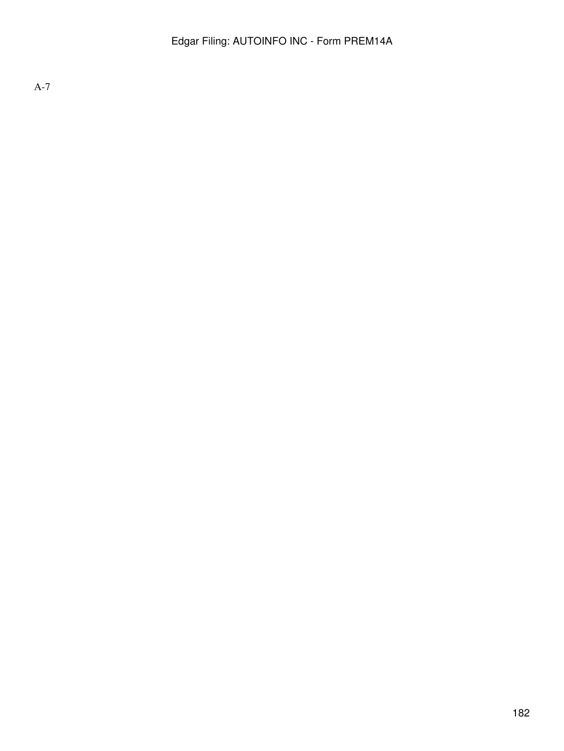A-7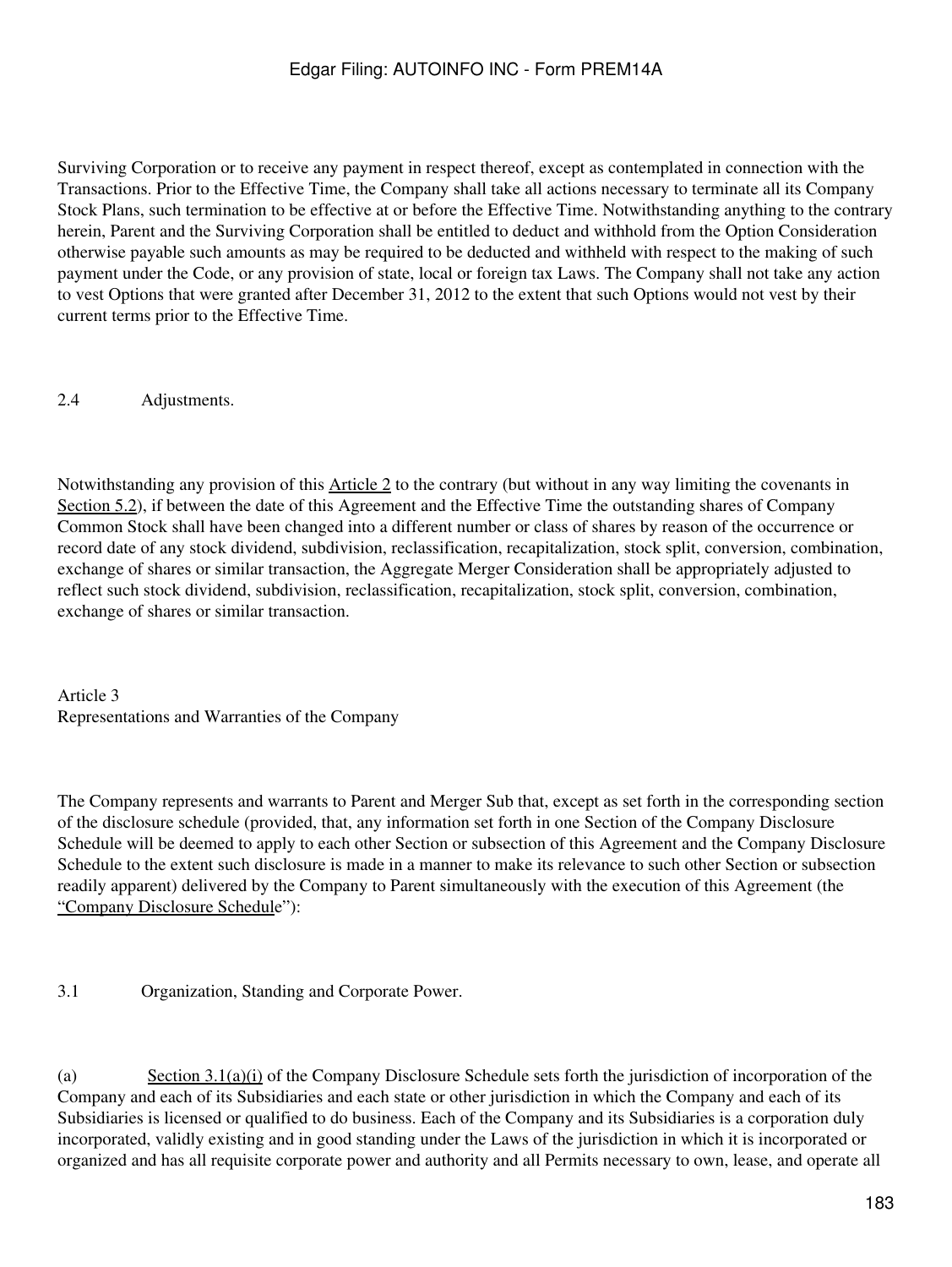Surviving Corporation or to receive any payment in respect thereof, except as contemplated in connection with the Transactions. Prior to the Effective Time, the Company shall take all actions necessary to terminate all its Company Stock Plans, such termination to be effective at or before the Effective Time. Notwithstanding anything to the contrary herein, Parent and the Surviving Corporation shall be entitled to deduct and withhold from the Option Consideration otherwise payable such amounts as may be required to be deducted and withheld with respect to the making of such payment under the Code, or any provision of state, local or foreign tax Laws. The Company shall not take any action to vest Options that were granted after December 31, 2012 to the extent that such Options would not vest by their current terms prior to the Effective Time.

2.4 Adjustments.

Notwithstanding any provision of this Article 2 to the contrary (but without in any way limiting the covenants in Section 5.2), if between the date of this Agreement and the Effective Time the outstanding shares of Company Common Stock shall have been changed into a different number or class of shares by reason of the occurrence or record date of any stock dividend, subdivision, reclassification, recapitalization, stock split, conversion, combination, exchange of shares or similar transaction, the Aggregate Merger Consideration shall be appropriately adjusted to reflect such stock dividend, subdivision, reclassification, recapitalization, stock split, conversion, combination, exchange of shares or similar transaction.

## Article 3
## Representations and Warranties of the Company

The Company represents and warrants to Parent and Merger Sub that, except as set forth in the corresponding section of the disclosure schedule (provided, that, any information set forth in one Section of the Company Disclosure Schedule will be deemed to apply to each other Section or subsection of this Agreement and the Company Disclosure Schedule to the extent such disclosure is made in a manner to make its relevance to such other Section or subsection readily apparent) delivered by the Company to Parent simultaneously with the execution of this Agreement (the "Company Disclosure Schedule"):

3.1 Organization, Standing and Corporate Power.

(a) Section 3.1(a)(i) of the Company Disclosure Schedule sets forth the jurisdiction of incorporation of the Company and each of its Subsidiaries and each state or other jurisdiction in which the Company and each of its Subsidiaries is licensed or qualified to do business. Each of the Company and its Subsidiaries is a corporation duly incorporated, validly existing and in good standing under the Laws of the jurisdiction in which it is incorporated or organized and has all requisite corporate power and authority and all Permits necessary to own, lease, and operate all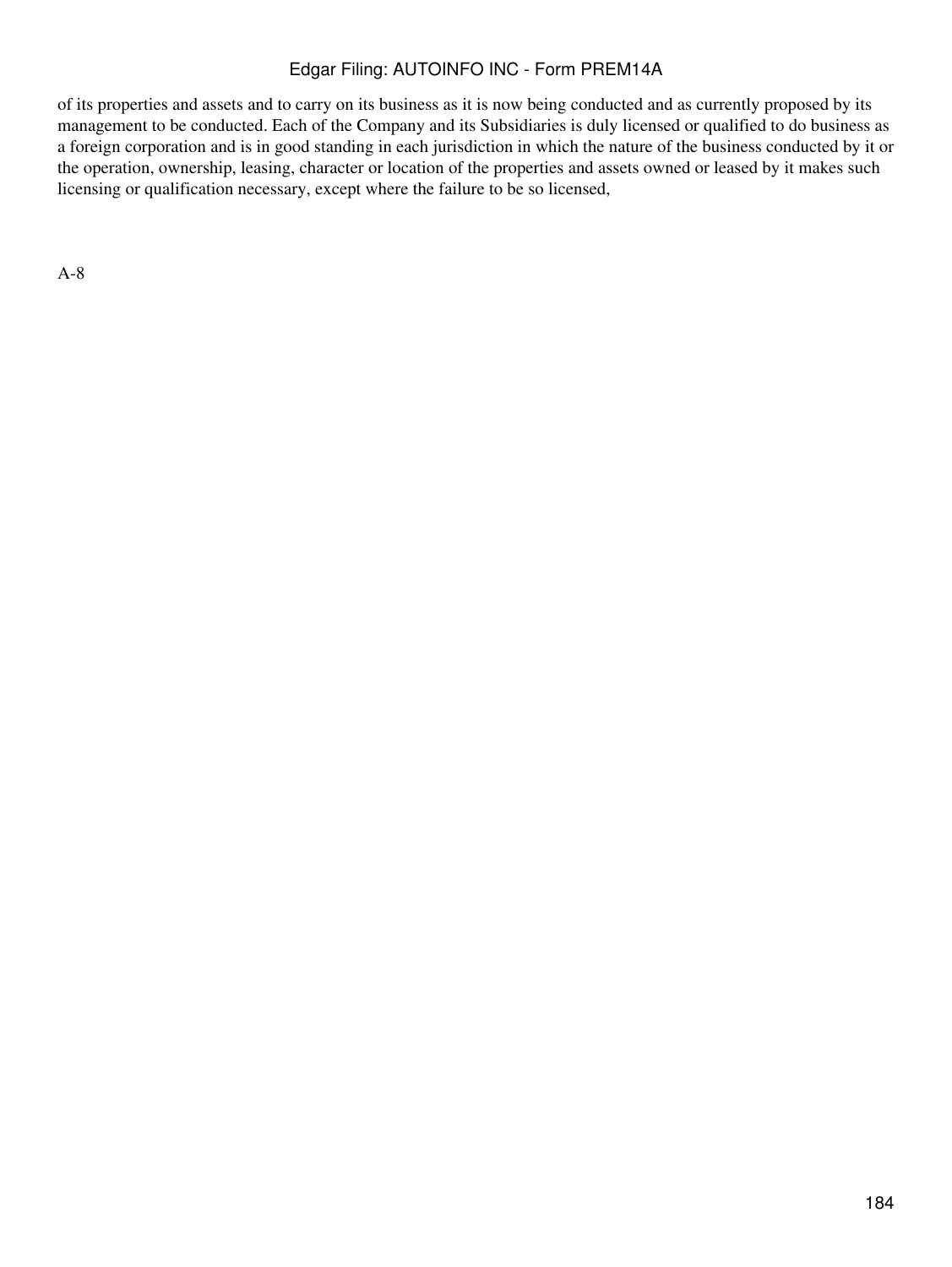of its properties and assets and to carry on its business as it is now being conducted and as currently proposed by its management to be conducted. Each of the Company and its Subsidiaries is duly licensed or qualified to do business as a foreign corporation and is in good standing in each jurisdiction in which the nature of the business conducted by it or the operation, ownership, leasing, character or location of the properties and assets owned or leased by it makes such licensing or qualification necessary, except where the failure to be so licensed,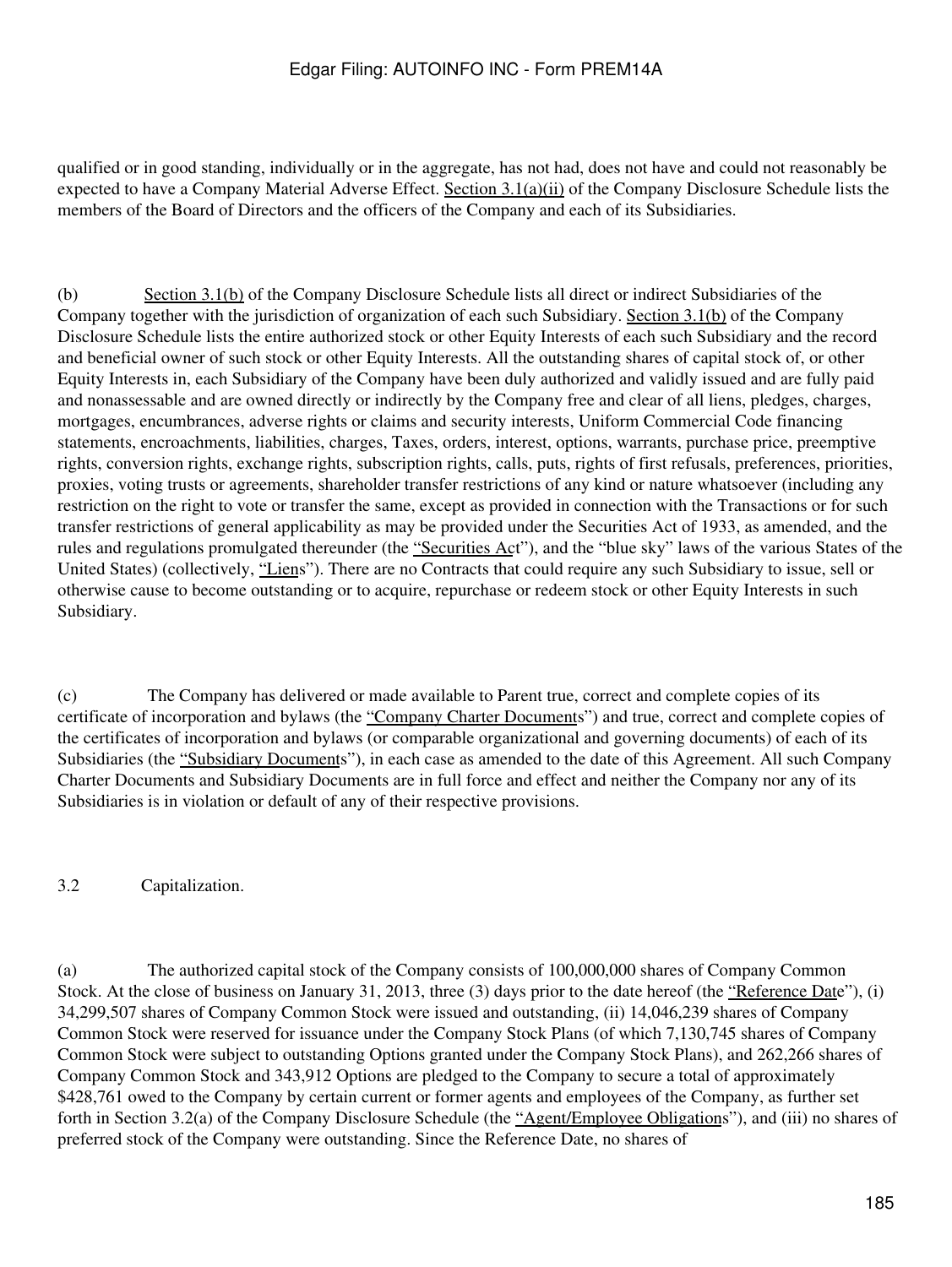qualified or in good standing, individually or in the aggregate, has not had, does not have and could not reasonably be expected to have a Company Material Adverse Effect. Section 3.1(a)(ii) of the Company Disclosure Schedule lists the members of the Board of Directors and the officers of the Company and each of its Subsidiaries.

(b) Section 3.1(b) of the Company Disclosure Schedule lists all direct or indirect Subsidiaries of the Company together with the jurisdiction of organization of each such Subsidiary. Section 3.1(b) of the Company Disclosure Schedule lists the entire authorized stock or other Equity Interests of each such Subsidiary and the record and beneficial owner of such stock or other Equity Interests. All the outstanding shares of capital stock of, or other Equity Interests in, each Subsidiary of the Company have been duly authorized and validly issued and are fully paid and nonassessable and are owned directly or indirectly by the Company free and clear of all liens, pledges, charges, mortgages, encumbrances, adverse rights or claims and security interests, Uniform Commercial Code financing statements, encroachments, liabilities, charges, Taxes, orders, interest, options, warrants, purchase price, preemptive rights, conversion rights, exchange rights, subscription rights, calls, puts, rights of first refusals, preferences, priorities, proxies, voting trusts or agreements, shareholder transfer restrictions of any kind or nature whatsoever (including any restriction on the right to vote or transfer the same, except as provided in connection with the Transactions or for such transfer restrictions of general applicability as may be provided under the Securities Act of 1933, as amended, and the rules and regulations promulgated thereunder (the "Securities Act"), and the "blue sky" laws of the various States of the United States) (collectively, "Liens"). There are no Contracts that could require any such Subsidiary to issue, sell or otherwise cause to become outstanding or to acquire, repurchase or redeem stock or other Equity Interests in such Subsidiary.

(c) The Company has delivered or made available to Parent true, correct and complete copies of its certificate of incorporation and bylaws (the "Company Charter Documents") and true, correct and complete copies of the certificates of incorporation and bylaws (or comparable organizational and governing documents) of each of its Subsidiaries (the "Subsidiary Documents"), in each case as amended to the date of this Agreement. All such Company Charter Documents and Subsidiary Documents are in full force and effect and neither the Company nor any of its Subsidiaries is in violation or default of any of their respective provisions.

3.2 Capitalization.

(a) The authorized capital stock of the Company consists of 100,000,000 shares of Company Common Stock. At the close of business on January 31, 2013, three (3) days prior to the date hereof (the "Reference Date"), (i) 34,299,507 shares of Company Common Stock were issued and outstanding, (ii) 14,046,239 shares of Company Common Stock were reserved for issuance under the Company Stock Plans (of which 7,130,745 shares of Company Common Stock were subject to outstanding Options granted under the Company Stock Plans), and 262,266 shares of Company Common Stock and 343,912 Options are pledged to the Company to secure a total of approximately $428,761 owed to the Company by certain current or former agents and employees of the Company, as further set forth in Section 3.2(a) of the Company Disclosure Schedule (the "Agent/Employee Obligations"), and (iii) no shares of preferred stock of the Company were outstanding. Since the Reference Date, no shares of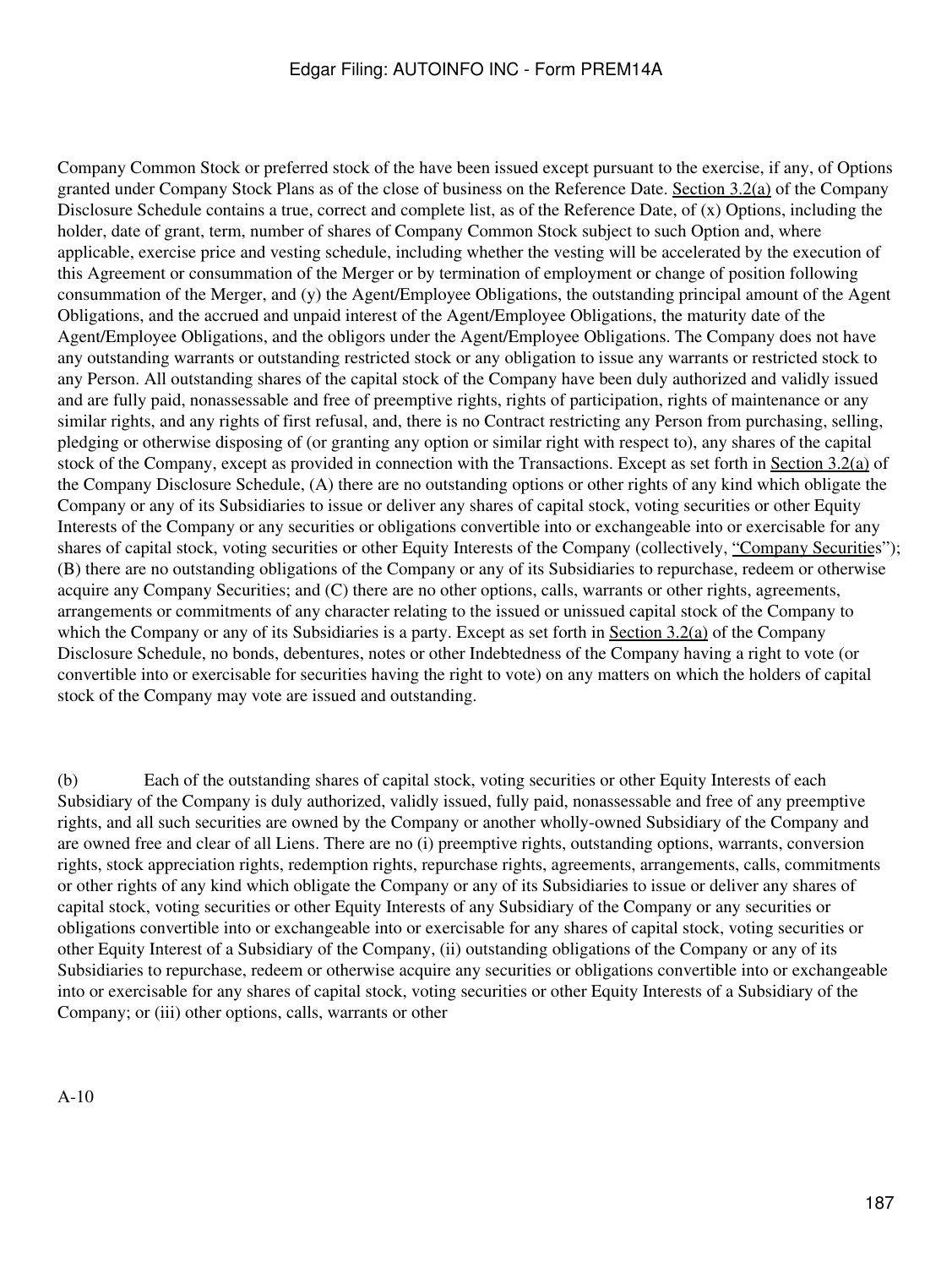Company Common Stock or preferred stock of the have been issued except pursuant to the exercise, if any, of Options granted under Company Stock Plans as of the close of business on the Reference Date. Section 3.2(a) of the Company Disclosure Schedule contains a true, correct and complete list, as of the Reference Date, of (x) Options, including the holder, date of grant, term, number of shares of Company Common Stock subject to such Option and, where applicable, exercise price and vesting schedule, including whether the vesting will be accelerated by the execution of this Agreement or consummation of the Merger or by termination of employment or change of position following consummation of the Merger, and (y) the Agent/Employee Obligations, the outstanding principal amount of the Agent Obligations, and the accrued and unpaid interest of the Agent/Employee Obligations, the maturity date of the Agent/Employee Obligations, and the obligors under the Agent/Employee Obligations. The Company does not have any outstanding warrants or outstanding restricted stock or any obligation to issue any warrants or restricted stock to any Person. All outstanding shares of the capital stock of the Company have been duly authorized and validly issued and are fully paid, nonassessable and free of preemptive rights, rights of participation, rights of maintenance or any similar rights, and any rights of first refusal, and, there is no Contract restricting any Person from purchasing, selling, pledging or otherwise disposing of (or granting any option or similar right with respect to), any shares of the capital stock of the Company, except as provided in connection with the Transactions. Except as set forth in Section 3.2(a) of the Company Disclosure Schedule, (A) there are no outstanding options or other rights of any kind which obligate the Company or any of its Subsidiaries to issue or deliver any shares of capital stock, voting securities or other Equity Interests of the Company or any securities or obligations convertible into or exchangeable into or exercisable for any shares of capital stock, voting securities or other Equity Interests of the Company (collectively, "Company Securities"); (B) there are no outstanding obligations of the Company or any of its Subsidiaries to repurchase, redeem or otherwise acquire any Company Securities; and (C) there are no other options, calls, warrants or other rights, agreements, arrangements or commitments of any character relating to the issued or unissued capital stock of the Company to which the Company or any of its Subsidiaries is a party. Except as set forth in Section 3.2(a) of the Company Disclosure Schedule, no bonds, debentures, notes or other Indebtedness of the Company having a right to vote (or convertible into or exercisable for securities having the right to vote) on any matters on which the holders of capital stock of the Company may vote are issued and outstanding.

(b) Each of the outstanding shares of capital stock, voting securities or other Equity Interests of each Subsidiary of the Company is duly authorized, validly issued, fully paid, nonassessable and free of any preemptive rights, and all such securities are owned by the Company or another wholly-owned Subsidiary of the Company and are owned free and clear of all Liens. There are no (i) preemptive rights, outstanding options, warrants, conversion rights, stock appreciation rights, redemption rights, repurchase rights, agreements, arrangements, calls, commitments or other rights of any kind which obligate the Company or any of its Subsidiaries to issue or deliver any shares of capital stock, voting securities or other Equity Interests of any Subsidiary of the Company or any securities or obligations convertible into or exchangeable into or exercisable for any shares of capital stock, voting securities or other Equity Interest of a Subsidiary of the Company, (ii) outstanding obligations of the Company or any of its Subsidiaries to repurchase, redeem or otherwise acquire any securities or obligations convertible into or exchangeable into or exercisable for any shares of capital stock, voting securities or other Equity Interests of a Subsidiary of the Company; or (iii) other options, calls, warrants or other

A-10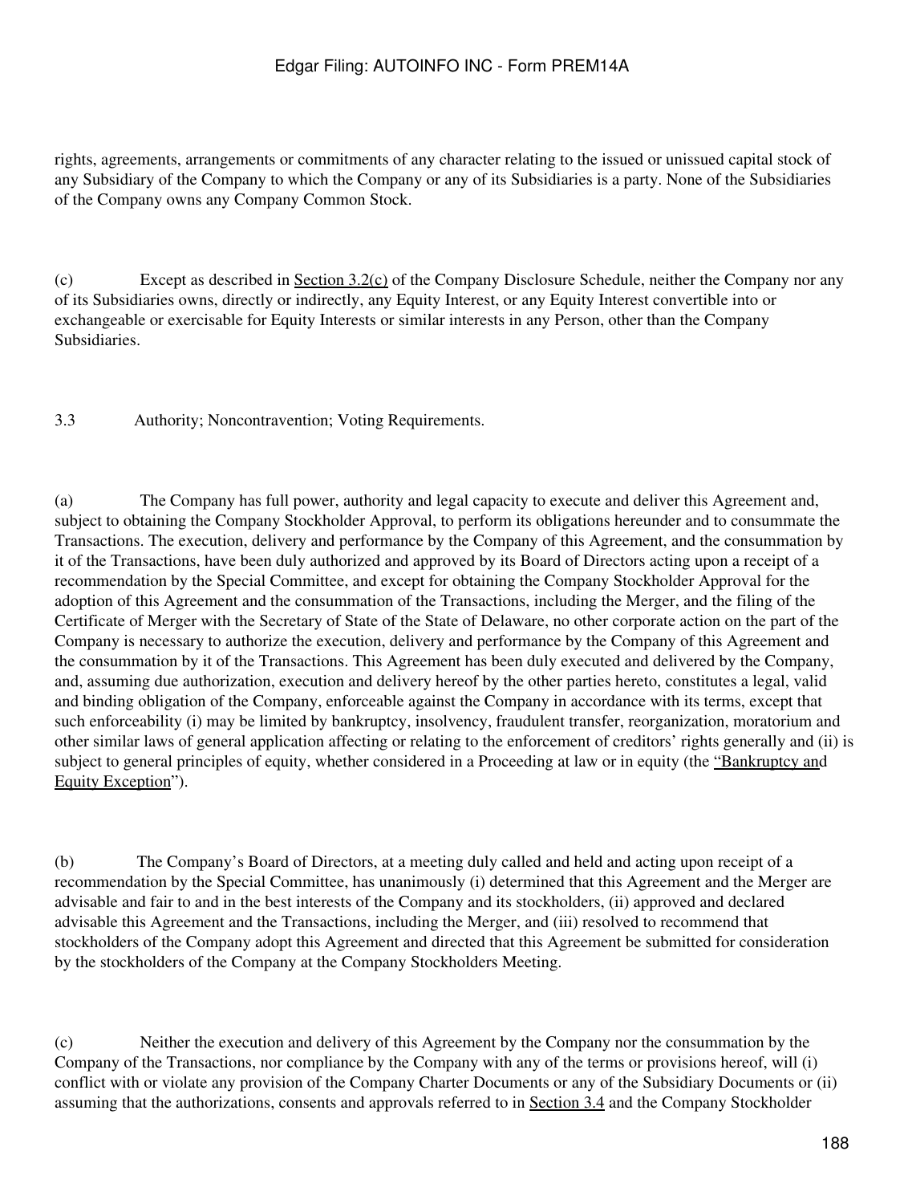rights, agreements, arrangements or commitments of any character relating to the issued or unissued capital stock of any Subsidiary of the Company to which the Company or any of its Subsidiaries is a party. None of the Subsidiaries of the Company owns any Company Common Stock.

(c) Except as described in Section 3.2(c) of the Company Disclosure Schedule, neither the Company nor any of its Subsidiaries owns, directly or indirectly, any Equity Interest, or any Equity Interest convertible into or exchangeable or exercisable for Equity Interests or similar interests in any Person, other than the Company Subsidiaries.

3.3 Authority; Noncontravention; Voting Requirements.

(a) The Company has full power, authority and legal capacity to execute and deliver this Agreement and, subject to obtaining the Company Stockholder Approval, to perform its obligations hereunder and to consummate the Transactions. The execution, delivery and performance by the Company of this Agreement, and the consummation by it of the Transactions, have been duly authorized and approved by its Board of Directors acting upon a receipt of a recommendation by the Special Committee, and except for obtaining the Company Stockholder Approval for the adoption of this Agreement and the consummation of the Transactions, including the Merger, and the filing of the Certificate of Merger with the Secretary of State of the State of Delaware, no other corporate action on the part of the Company is necessary to authorize the execution, delivery and performance by the Company of this Agreement and the consummation by it of the Transactions. This Agreement has been duly executed and delivered by the Company, and, assuming due authorization, execution and delivery hereof by the other parties hereto, constitutes a legal, valid and binding obligation of the Company, enforceable against the Company in accordance with its terms, except that such enforceability (i) may be limited by bankruptcy, insolvency, fraudulent transfer, reorganization, moratorium and other similar laws of general application affecting or relating to the enforcement of creditors' rights generally and (ii) is subject to general principles of equity, whether considered in a Proceeding at law or in equity (the "Bankruptcy and Equity Exception").

(b) The Company's Board of Directors, at a meeting duly called and held and acting upon receipt of a recommendation by the Special Committee, has unanimously (i) determined that this Agreement and the Merger are advisable and fair to and in the best interests of the Company and its stockholders, (ii) approved and declared advisable this Agreement and the Transactions, including the Merger, and (iii) resolved to recommend that stockholders of the Company adopt this Agreement and directed that this Agreement be submitted for consideration by the stockholders of the Company at the Company Stockholders Meeting.

(c) Neither the execution and delivery of this Agreement by the Company nor the consummation by the Company of the Transactions, nor compliance by the Company with any of the terms or provisions hereof, will (i) conflict with or violate any provision of the Company Charter Documents or any of the Subsidiary Documents or (ii) assuming that the authorizations, consents and approvals referred to in Section 3.4 and the Company Stockholder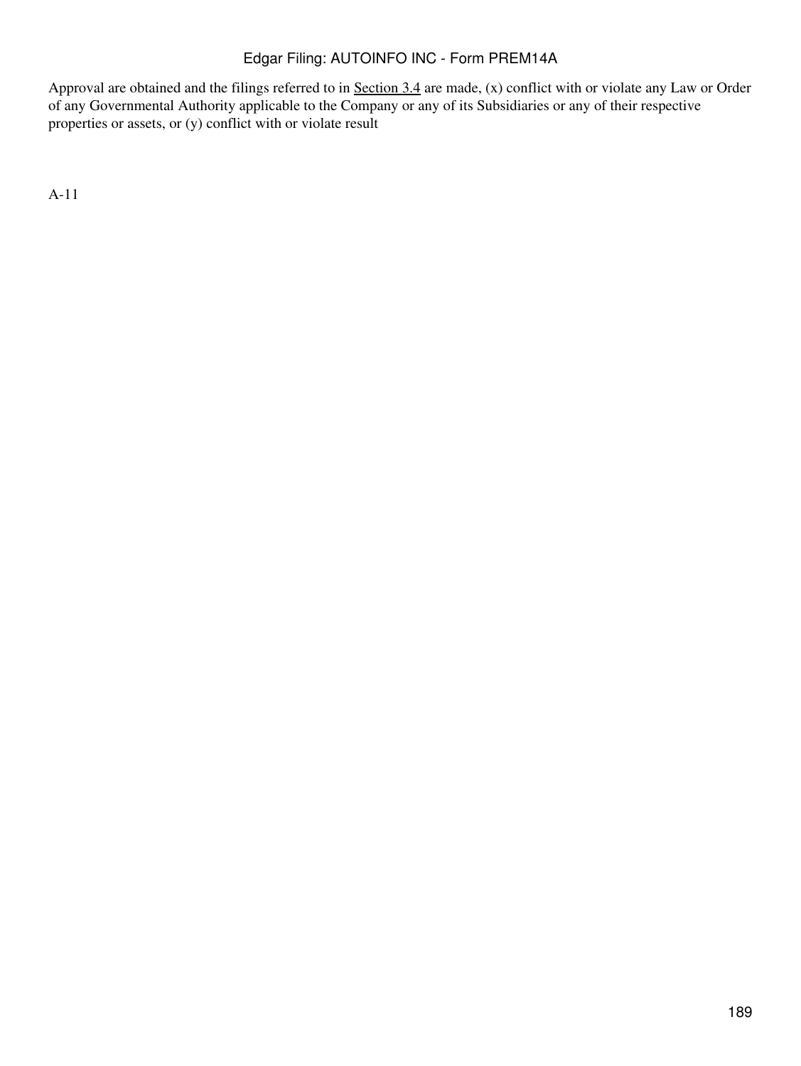Approval are obtained and the filings referred to in Section 3.4 are made, (x) conflict with or violate any Law or Order of any Governmental Authority applicable to the Company or any of its Subsidiaries or any of their respective properties or assets, or (y) conflict with or violate result

A-11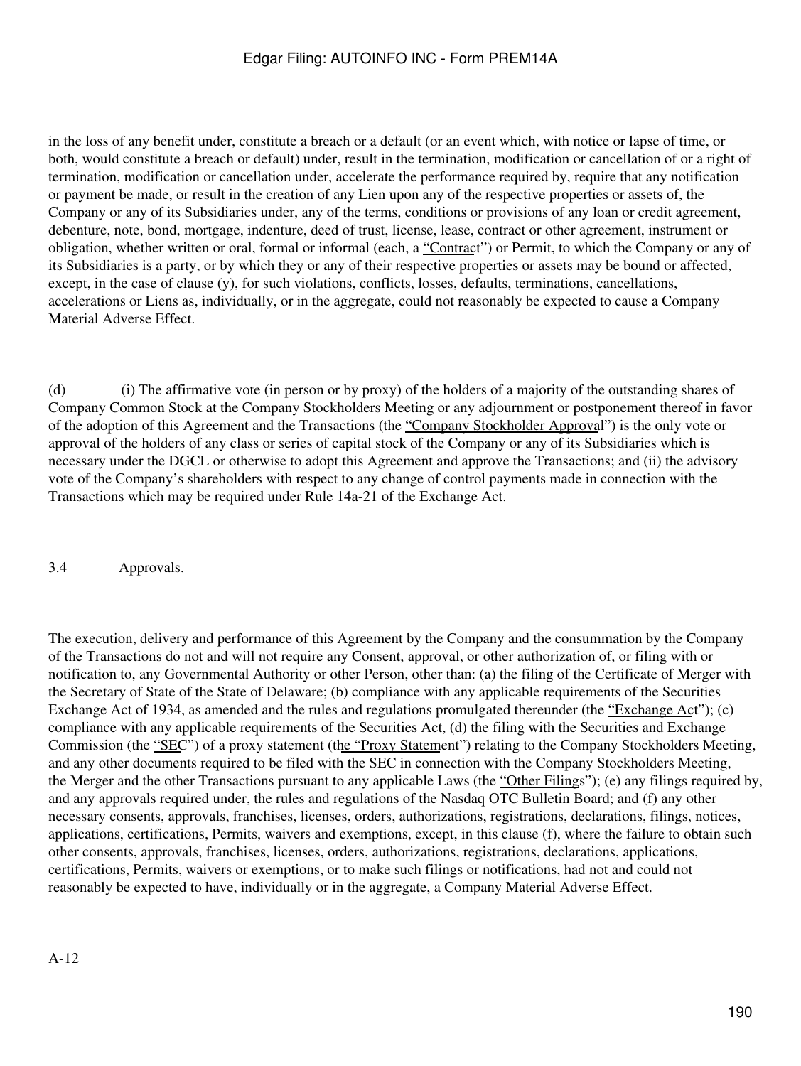in the loss of any benefit under, constitute a breach or a default (or an event which, with notice or lapse of time, or both, would constitute a breach or default) under, result in the termination, modification or cancellation of or a right of termination, modification or cancellation under, accelerate the performance required by, require that any notification or payment be made, or result in the creation of any Lien upon any of the respective properties or assets of, the Company or any of its Subsidiaries under, any of the terms, conditions or provisions of any loan or credit agreement, debenture, note, bond, mortgage, indenture, deed of trust, license, lease, contract or other agreement, instrument or obligation, whether written or oral, formal or informal (each, a "Contract") or Permit, to which the Company or any of its Subsidiaries is a party, or by which they or any of their respective properties or assets may be bound or affected, except, in the case of clause (y), for such violations, conflicts, losses, defaults, terminations, cancellations, accelerations or Liens as, individually, or in the aggregate, could not reasonably be expected to cause a Company Material Adverse Effect.

(d) (i) The affirmative vote (in person or by proxy) of the holders of a majority of the outstanding shares of Company Common Stock at the Company Stockholders Meeting or any adjournment or postponement thereof in favor of the adoption of this Agreement and the Transactions (the "Company Stockholder Approval") is the only vote or approval of the holders of any class or series of capital stock of the Company or any of its Subsidiaries which is necessary under the DGCL or otherwise to adopt this Agreement and approve the Transactions; and (ii) the advisory vote of the Company's shareholders with respect to any change of control payments made in connection with the Transactions which may be required under Rule 14a-21 of the Exchange Act.

3.4 Approvals.

The execution, delivery and performance of this Agreement by the Company and the consummation by the Company of the Transactions do not and will not require any Consent, approval, or other authorization of, or filing with or notification to, any Governmental Authority or other Person, other than: (a) the filing of the Certificate of Merger with the Secretary of State of the State of Delaware; (b) compliance with any applicable requirements of the Securities Exchange Act of 1934, as amended and the rules and regulations promulgated thereunder (the "Exchange Act"); (c) compliance with any applicable requirements of the Securities Act, (d) the filing with the Securities and Exchange Commission (the "SEC") of a proxy statement (the "Proxy Statement") relating to the Company Stockholders Meeting, and any other documents required to be filed with the SEC in connection with the Company Stockholders Meeting, the Merger and the other Transactions pursuant to any applicable Laws (the "Other Filings"); (e) any filings required by, and any approvals required under, the rules and regulations of the Nasdaq OTC Bulletin Board; and (f) any other necessary consents, approvals, franchises, licenses, orders, authorizations, registrations, declarations, filings, notices, applications, certifications, Permits, waivers and exemptions, except, in this clause (f), where the failure to obtain such other consents, approvals, franchises, licenses, orders, authorizations, registrations, declarations, applications, certifications, Permits, waivers or exemptions, or to make such filings or notifications, had not and could not reasonably be expected to have, individually or in the aggregate, a Company Material Adverse Effect.

A-12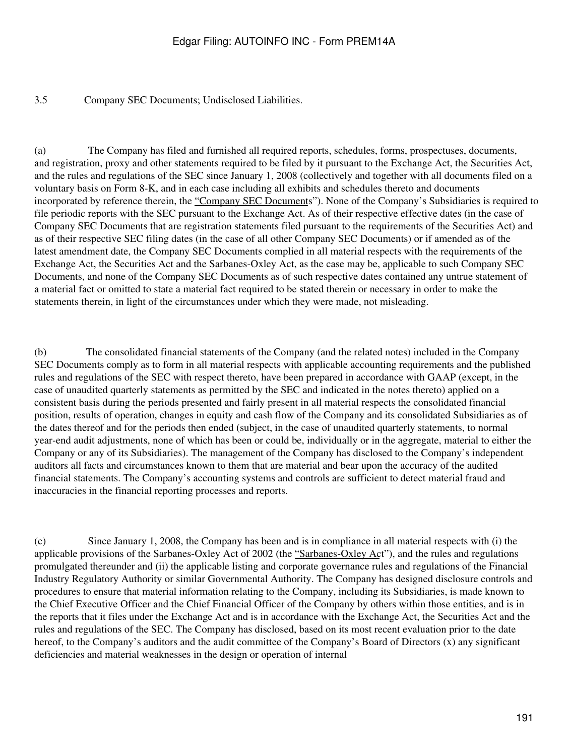3.5 Company SEC Documents; Undisclosed Liabilities.

(a) The Company has filed and furnished all required reports, schedules, forms, prospectuses, documents, and registration, proxy and other statements required to be filed by it pursuant to the Exchange Act, the Securities Act, and the rules and regulations of the SEC since January 1, 2008 (collectively and together with all documents filed on a voluntary basis on Form 8-K, and in each case including all exhibits and schedules thereto and documents incorporated by reference therein, the "Company SEC Documents"). None of the Company's Subsidiaries is required to file periodic reports with the SEC pursuant to the Exchange Act. As of their respective effective dates (in the case of Company SEC Documents that are registration statements filed pursuant to the requirements of the Securities Act) and as of their respective SEC filing dates (in the case of all other Company SEC Documents) or if amended as of the latest amendment date, the Company SEC Documents complied in all material respects with the requirements of the Exchange Act, the Securities Act and the Sarbanes-Oxley Act, as the case may be, applicable to such Company SEC Documents, and none of the Company SEC Documents as of such respective dates contained any untrue statement of a material fact or omitted to state a material fact required to be stated therein or necessary in order to make the statements therein, in light of the circumstances under which they were made, not misleading.

(b) The consolidated financial statements of the Company (and the related notes) included in the Company SEC Documents comply as to form in all material respects with applicable accounting requirements and the published rules and regulations of the SEC with respect thereto, have been prepared in accordance with GAAP (except, in the case of unaudited quarterly statements as permitted by the SEC and indicated in the notes thereto) applied on a consistent basis during the periods presented and fairly present in all material respects the consolidated financial position, results of operation, changes in equity and cash flow of the Company and its consolidated Subsidiaries as of the dates thereof and for the periods then ended (subject, in the case of unaudited quarterly statements, to normal year-end audit adjustments, none of which has been or could be, individually or in the aggregate, material to either the Company or any of its Subsidiaries). The management of the Company has disclosed to the Company's independent auditors all facts and circumstances known to them that are material and bear upon the accuracy of the audited financial statements. The Company's accounting systems and controls are sufficient to detect material fraud and inaccuracies in the financial reporting processes and reports.

(c) Since January 1, 2008, the Company has been and is in compliance in all material respects with (i) the applicable provisions of the Sarbanes-Oxley Act of 2002 (the "Sarbanes-Oxley Act"), and the rules and regulations promulgated thereunder and (ii) the applicable listing and corporate governance rules and regulations of the Financial Industry Regulatory Authority or similar Governmental Authority. The Company has designed disclosure controls and procedures to ensure that material information relating to the Company, including its Subsidiaries, is made known to the Chief Executive Officer and the Chief Financial Officer of the Company by others within those entities, and is in the reports that it files under the Exchange Act and is in accordance with the Exchange Act, the Securities Act and the rules and regulations of the SEC. The Company has disclosed, based on its most recent evaluation prior to the date hereof, to the Company's auditors and the audit committee of the Company's Board of Directors (x) any significant deficiencies and material weaknesses in the design or operation of internal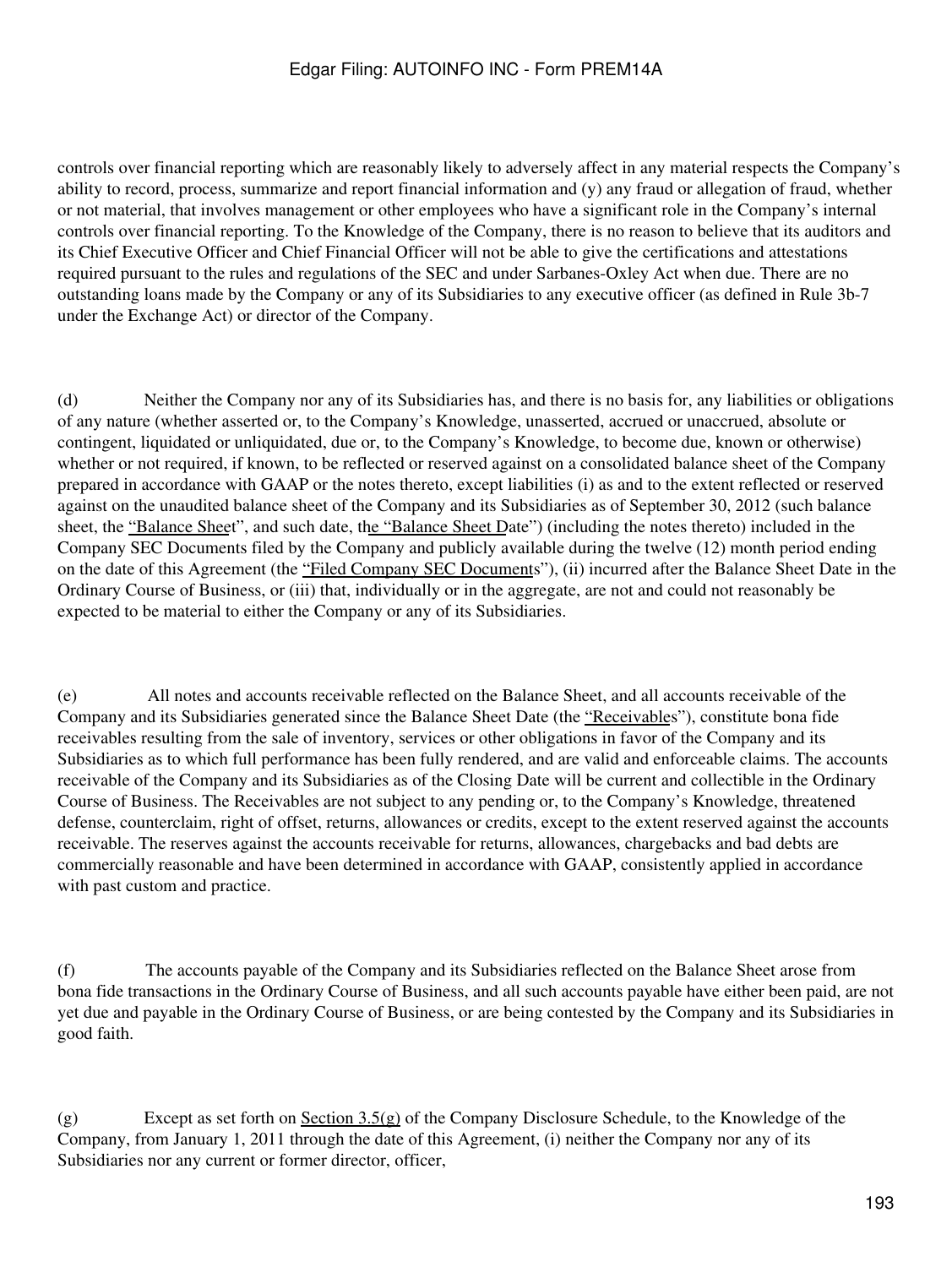controls over financial reporting which are reasonably likely to adversely affect in any material respects the Company's ability to record, process, summarize and report financial information and (y) any fraud or allegation of fraud, whether or not material, that involves management or other employees who have a significant role in the Company's internal controls over financial reporting. To the Knowledge of the Company, there is no reason to believe that its auditors and its Chief Executive Officer and Chief Financial Officer will not be able to give the certifications and attestations required pursuant to the rules and regulations of the SEC and under Sarbanes-Oxley Act when due. There are no outstanding loans made by the Company or any of its Subsidiaries to any executive officer (as defined in Rule 3b-7 under the Exchange Act) or director of the Company.

(d) Neither the Company nor any of its Subsidiaries has, and there is no basis for, any liabilities or obligations of any nature (whether asserted or, to the Company's Knowledge, unasserted, accrued or unaccrued, absolute or contingent, liquidated or unliquidated, due or, to the Company's Knowledge, to become due, known or otherwise) whether or not required, if known, to be reflected or reserved against on a consolidated balance sheet of the Company prepared in accordance with GAAP or the notes thereto, except liabilities (i) as and to the extent reflected or reserved against on the unaudited balance sheet of the Company and its Subsidiaries as of September 30, 2012 (such balance sheet, the "Balance Sheet", and such date, the "Balance Sheet Date") (including the notes thereto) included in the Company SEC Documents filed by the Company and publicly available during the twelve (12) month period ending on the date of this Agreement (the "Filed Company SEC Documents"), (ii) incurred after the Balance Sheet Date in the Ordinary Course of Business, or (iii) that, individually or in the aggregate, are not and could not reasonably be expected to be material to either the Company or any of its Subsidiaries.

(e) All notes and accounts receivable reflected on the Balance Sheet, and all accounts receivable of the Company and its Subsidiaries generated since the Balance Sheet Date (the "Receivables"), constitute bona fide receivables resulting from the sale of inventory, services or other obligations in favor of the Company and its Subsidiaries as to which full performance has been fully rendered, and are valid and enforceable claims. The accounts receivable of the Company and its Subsidiaries as of the Closing Date will be current and collectible in the Ordinary Course of Business. The Receivables are not subject to any pending or, to the Company's Knowledge, threatened defense, counterclaim, right of offset, returns, allowances or credits, except to the extent reserved against the accounts receivable. The reserves against the accounts receivable for returns, allowances, chargebacks and bad debts are commercially reasonable and have been determined in accordance with GAAP, consistently applied in accordance with past custom and practice.

(f) The accounts payable of the Company and its Subsidiaries reflected on the Balance Sheet arose from bona fide transactions in the Ordinary Course of Business, and all such accounts payable have either been paid, are not yet due and payable in the Ordinary Course of Business, or are being contested by the Company and its Subsidiaries in good faith.

(g) Except as set forth on Section 3.5(g) of the Company Disclosure Schedule, to the Knowledge of the Company, from January 1, 2011 through the date of this Agreement, (i) neither the Company nor any of its Subsidiaries nor any current or former director, officer,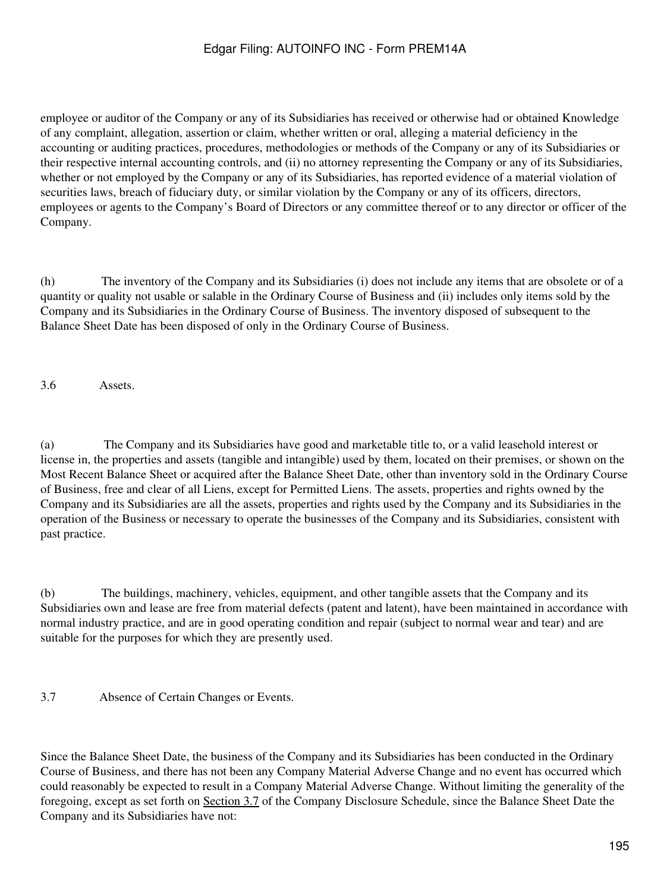employee or auditor of the Company or any of its Subsidiaries has received or otherwise had or obtained Knowledge of any complaint, allegation, assertion or claim, whether written or oral, alleging a material deficiency in the accounting or auditing practices, procedures, methodologies or methods of the Company or any of its Subsidiaries or their respective internal accounting controls, and (ii) no attorney representing the Company or any of its Subsidiaries, whether or not employed by the Company or any of its Subsidiaries, has reported evidence of a material violation of securities laws, breach of fiduciary duty, or similar violation by the Company or any of its officers, directors, employees or agents to the Company's Board of Directors or any committee thereof or to any director or officer of the Company.

(h) The inventory of the Company and its Subsidiaries (i) does not include any items that are obsolete or of a quantity or quality not usable or salable in the Ordinary Course of Business and (ii) includes only items sold by the Company and its Subsidiaries in the Ordinary Course of Business. The inventory disposed of subsequent to the Balance Sheet Date has been disposed of only in the Ordinary Course of Business.

3.6 Assets.

(a) The Company and its Subsidiaries have good and marketable title to, or a valid leasehold interest or license in, the properties and assets (tangible and intangible) used by them, located on their premises, or shown on the Most Recent Balance Sheet or acquired after the Balance Sheet Date, other than inventory sold in the Ordinary Course of Business, free and clear of all Liens, except for Permitted Liens. The assets, properties and rights owned by the Company and its Subsidiaries are all the assets, properties and rights used by the Company and its Subsidiaries in the operation of the Business or necessary to operate the businesses of the Company and its Subsidiaries, consistent with past practice.

(b) The buildings, machinery, vehicles, equipment, and other tangible assets that the Company and its Subsidiaries own and lease are free from material defects (patent and latent), have been maintained in accordance with normal industry practice, and are in good operating condition and repair (subject to normal wear and tear) and are suitable for the purposes for which they are presently used.

3.7 Absence of Certain Changes or Events.

Since the Balance Sheet Date, the business of the Company and its Subsidiaries has been conducted in the Ordinary Course of Business, and there has not been any Company Material Adverse Change and no event has occurred which could reasonably be expected to result in a Company Material Adverse Change. Without limiting the generality of the foregoing, except as set forth on Section 3.7 of the Company Disclosure Schedule, since the Balance Sheet Date the Company and its Subsidiaries have not: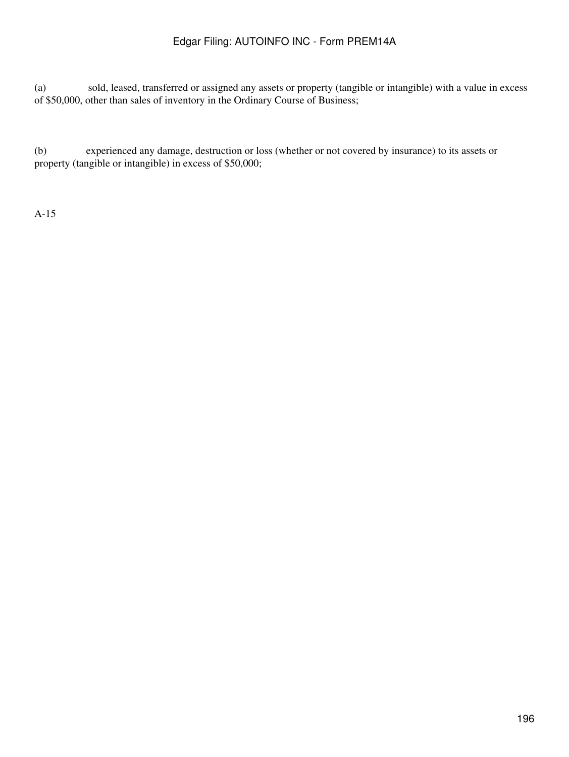(a) sold, leased, transferred or assigned any assets or property (tangible or intangible) with a value in excess of $50,000, other than sales of inventory in the Ordinary Course of Business;

(b) experienced any damage, destruction or loss (whether or not covered by insurance) to its assets or property (tangible or intangible) in excess of $50,000;

A-15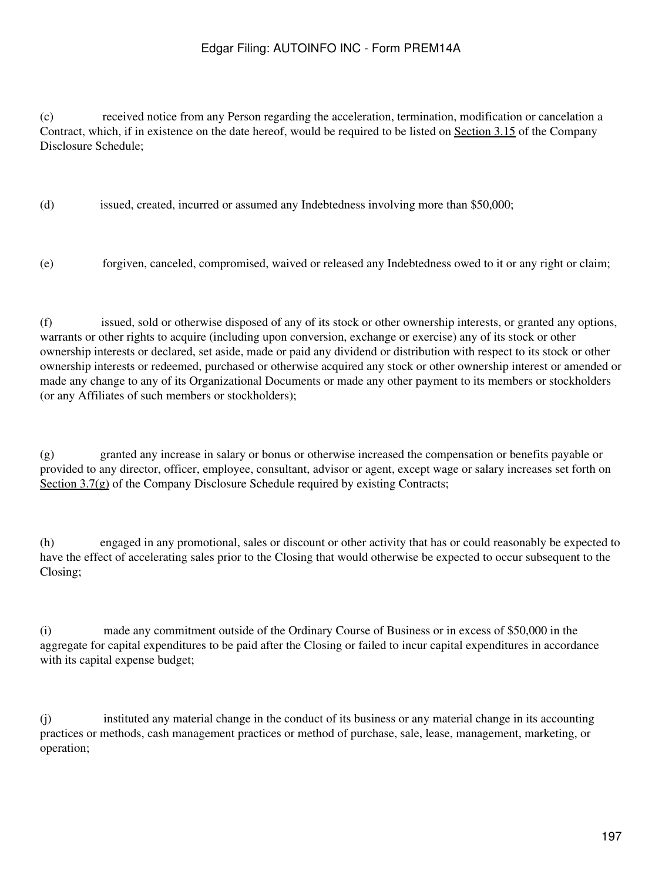(c) received notice from any Person regarding the acceleration, termination, modification or cancelation a Contract, which, if in existence on the date hereof, would be required to be listed on Section 3.15 of the Company Disclosure Schedule;

(d) issued, created, incurred or assumed any Indebtedness involving more than $50,000;

(e) forgiven, canceled, compromised, waived or released any Indebtedness owed to it or any right or claim;

(f) issued, sold or otherwise disposed of any of its stock or other ownership interests, or granted any options, warrants or other rights to acquire (including upon conversion, exchange or exercise) any of its stock or other ownership interests or declared, set aside, made or paid any dividend or distribution with respect to its stock or other ownership interests or redeemed, purchased or otherwise acquired any stock or other ownership interest or amended or made any change to any of its Organizational Documents or made any other payment to its members or stockholders (or any Affiliates of such members or stockholders);

(g) granted any increase in salary or bonus or otherwise increased the compensation or benefits payable or provided to any director, officer, employee, consultant, advisor or agent, except wage or salary increases set forth on Section 3.7(g) of the Company Disclosure Schedule required by existing Contracts;

(h) engaged in any promotional, sales or discount or other activity that has or could reasonably be expected to have the effect of accelerating sales prior to the Closing that would otherwise be expected to occur subsequent to the Closing;

(i) made any commitment outside of the Ordinary Course of Business or in excess of $50,000 in the aggregate for capital expenditures to be paid after the Closing or failed to incur capital expenditures in accordance with its capital expense budget;

(j) instituted any material change in the conduct of its business or any material change in its accounting practices or methods, cash management practices or method of purchase, sale, lease, management, marketing, or operation;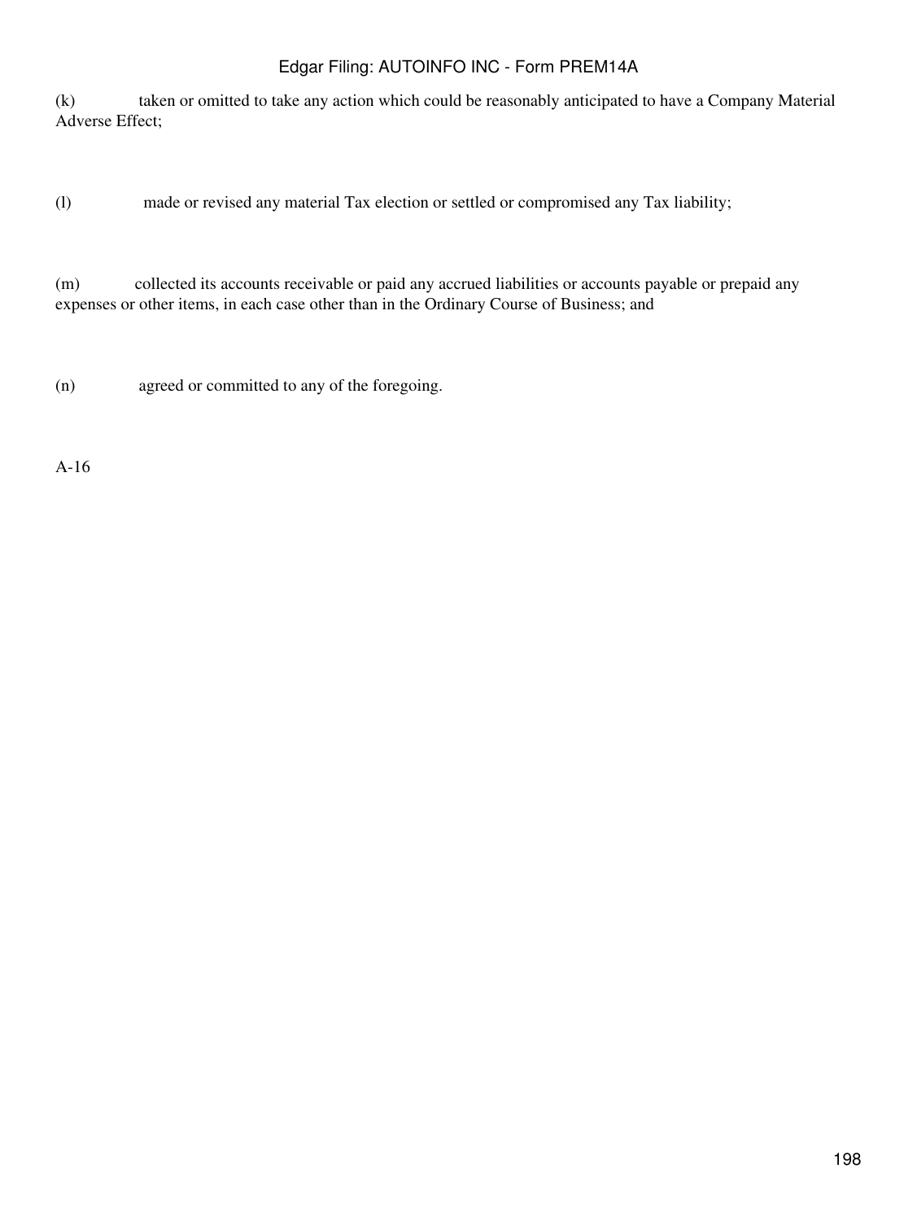(k) taken or omitted to take any action which could be reasonably anticipated to have a Company Material Adverse Effect;

(l) made or revised any material Tax election or settled or compromised any Tax liability;

(m) collected its accounts receivable or paid any accrued liabilities or accounts payable or prepaid any expenses or other items, in each case other than in the Ordinary Course of Business; and

(n) agreed or committed to any of the foregoing.

A-16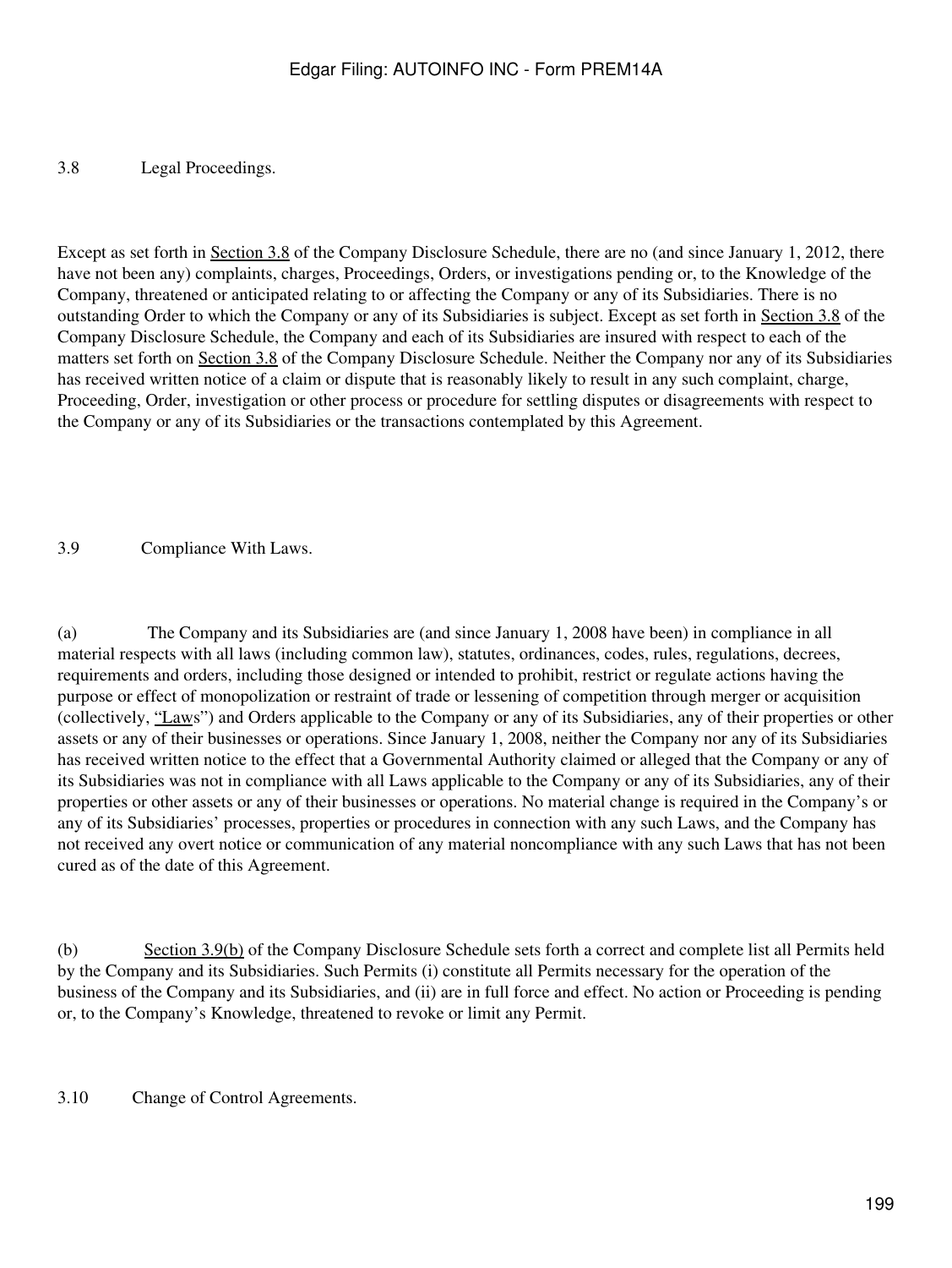3.8 Legal Proceedings.

Except as set forth in Section 3.8 of the Company Disclosure Schedule, there are no (and since January 1, 2012, there have not been any) complaints, charges, Proceedings, Orders, or investigations pending or, to the Knowledge of the Company, threatened or anticipated relating to or affecting the Company or any of its Subsidiaries. There is no outstanding Order to which the Company or any of its Subsidiaries is subject. Except as set forth in Section 3.8 of the Company Disclosure Schedule, the Company and each of its Subsidiaries are insured with respect to each of the matters set forth on Section 3.8 of the Company Disclosure Schedule. Neither the Company nor any of its Subsidiaries has received written notice of a claim or dispute that is reasonably likely to result in any such complaint, charge, Proceeding, Order, investigation or other process or procedure for settling disputes or disagreements with respect to the Company or any of its Subsidiaries or the transactions contemplated by this Agreement.

3.9 Compliance With Laws.

(a) The Company and its Subsidiaries are (and since January 1, 2008 have been) in compliance in all material respects with all laws (including common law), statutes, ordinances, codes, rules, regulations, decrees, requirements and orders, including those designed or intended to prohibit, restrict or regulate actions having the purpose or effect of monopolization or restraint of trade or lessening of competition through merger or acquisition (collectively, "Laws") and Orders applicable to the Company or any of its Subsidiaries, any of their properties or other assets or any of their businesses or operations. Since January 1, 2008, neither the Company nor any of its Subsidiaries has received written notice to the effect that a Governmental Authority claimed or alleged that the Company or any of its Subsidiaries was not in compliance with all Laws applicable to the Company or any of its Subsidiaries, any of their properties or other assets or any of their businesses or operations. No material change is required in the Company's or any of its Subsidiaries' processes, properties or procedures in connection with any such Laws, and the Company has not received any overt notice or communication of any material noncompliance with any such Laws that has not been cured as of the date of this Agreement.

(b) Section 3.9(b) of the Company Disclosure Schedule sets forth a correct and complete list all Permits held by the Company and its Subsidiaries. Such Permits (i) constitute all Permits necessary for the operation of the business of the Company and its Subsidiaries, and (ii) are in full force and effect. No action or Proceeding is pending or, to the Company's Knowledge, threatened to revoke or limit any Permit.

3.10 Change of Control Agreements.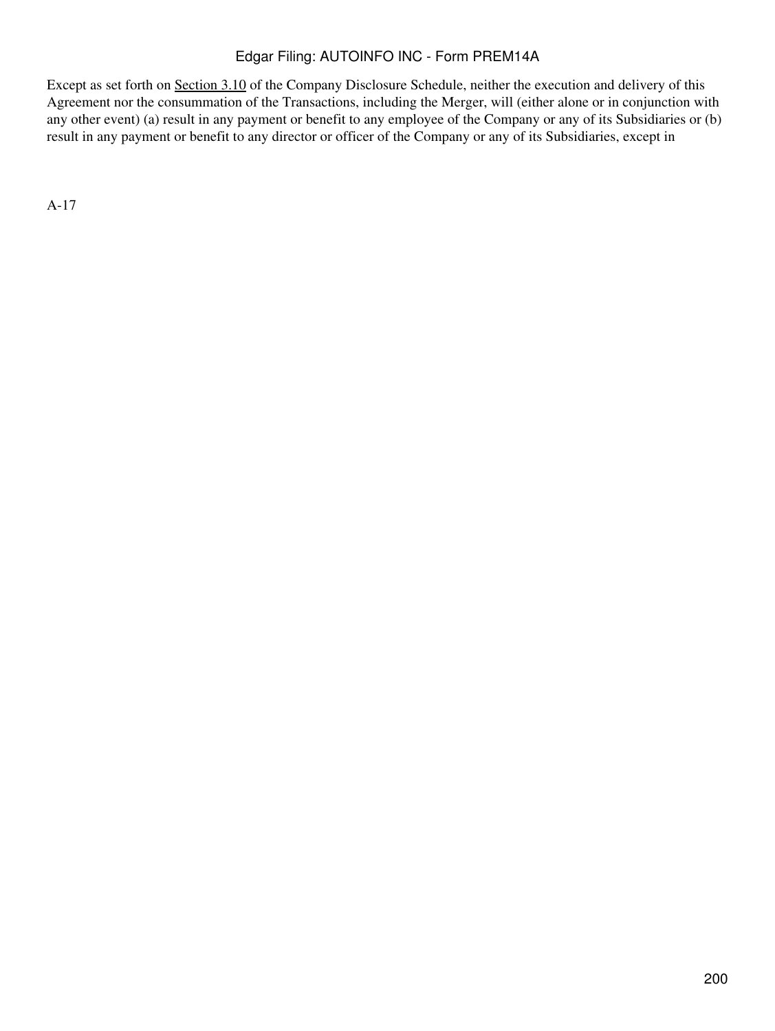Except as set forth on Section 3.10 of the Company Disclosure Schedule, neither the execution and delivery of this Agreement nor the consummation of the Transactions, including the Merger, will (either alone or in conjunction with any other event) (a) result in any payment or benefit to any employee of the Company or any of its Subsidiaries or (b) result in any payment or benefit to any director or officer of the Company or any of its Subsidiaries, except in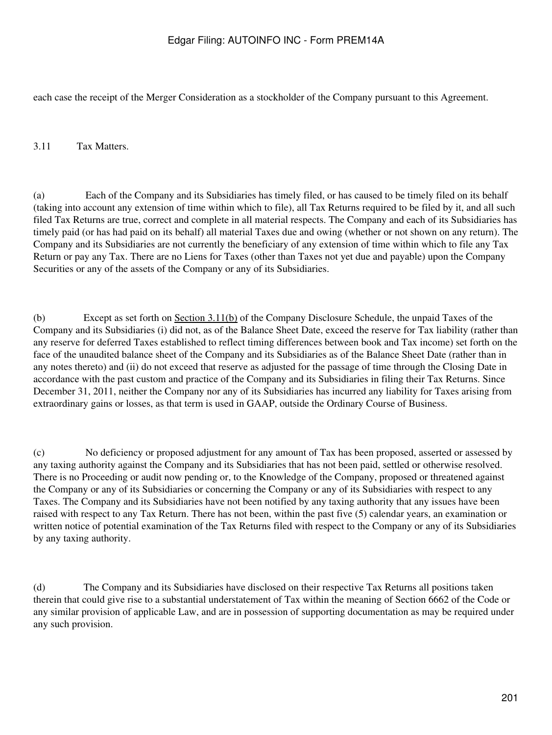each case the receipt of the Merger Consideration as a stockholder of the Company pursuant to this Agreement.

3.11 Tax Matters.

(a) Each of the Company and its Subsidiaries has timely filed, or has caused to be timely filed on its behalf (taking into account any extension of time within which to file), all Tax Returns required to be filed by it, and all such filed Tax Returns are true, correct and complete in all material respects. The Company and each of its Subsidiaries has timely paid (or has had paid on its behalf) all material Taxes due and owing (whether or not shown on any return). The Company and its Subsidiaries are not currently the beneficiary of any extension of time within which to file any Tax Return or pay any Tax. There are no Liens for Taxes (other than Taxes not yet due and payable) upon the Company Securities or any of the assets of the Company or any of its Subsidiaries.

(b) Except as set forth on Section 3.11(b) of the Company Disclosure Schedule, the unpaid Taxes of the Company and its Subsidiaries (i) did not, as of the Balance Sheet Date, exceed the reserve for Tax liability (rather than any reserve for deferred Taxes established to reflect timing differences between book and Tax income) set forth on the face of the unaudited balance sheet of the Company and its Subsidiaries as of the Balance Sheet Date (rather than in any notes thereto) and (ii) do not exceed that reserve as adjusted for the passage of time through the Closing Date in accordance with the past custom and practice of the Company and its Subsidiaries in filing their Tax Returns. Since December 31, 2011, neither the Company nor any of its Subsidiaries has incurred any liability for Taxes arising from extraordinary gains or losses, as that term is used in GAAP, outside the Ordinary Course of Business.

(c) No deficiency or proposed adjustment for any amount of Tax has been proposed, asserted or assessed by any taxing authority against the Company and its Subsidiaries that has not been paid, settled or otherwise resolved. There is no Proceeding or audit now pending or, to the Knowledge of the Company, proposed or threatened against the Company or any of its Subsidiaries or concerning the Company or any of its Subsidiaries with respect to any Taxes. The Company and its Subsidiaries have not been notified by any taxing authority that any issues have been raised with respect to any Tax Return. There has not been, within the past five (5) calendar years, an examination or written notice of potential examination of the Tax Returns filed with respect to the Company or any of its Subsidiaries by any taxing authority.

(d) The Company and its Subsidiaries have disclosed on their respective Tax Returns all positions taken therein that could give rise to a substantial understatement of Tax within the meaning of Section 6662 of the Code or any similar provision of applicable Law, and are in possession of supporting documentation as may be required under any such provision.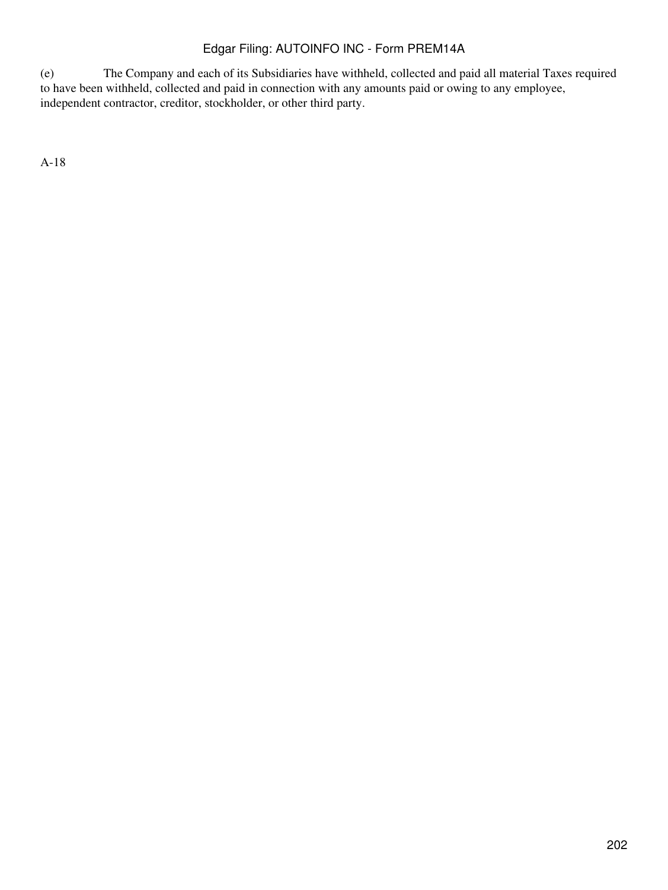(e) The Company and each of its Subsidiaries have withheld, collected and paid all material Taxes required to have been withheld, collected and paid in connection with any amounts paid or owing to any employee, independent contractor, creditor, stockholder, or other third party.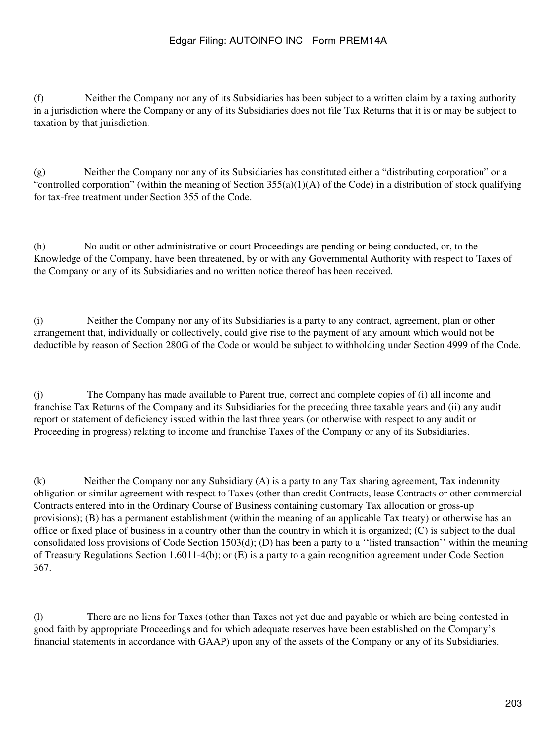(f) Neither the Company nor any of its Subsidiaries has been subject to a written claim by a taxing authority in a jurisdiction where the Company or any of its Subsidiaries does not file Tax Returns that it is or may be subject to taxation by that jurisdiction.

(g) Neither the Company nor any of its Subsidiaries has constituted either a "distributing corporation" or a "controlled corporation" (within the meaning of Section 355(a)(1)(A) of the Code) in a distribution of stock qualifying for tax-free treatment under Section 355 of the Code.

(h) No audit or other administrative or court Proceedings are pending or being conducted, or, to the Knowledge of the Company, have been threatened, by or with any Governmental Authority with respect to Taxes of the Company or any of its Subsidiaries and no written notice thereof has been received.

(i) Neither the Company nor any of its Subsidiaries is a party to any contract, agreement, plan or other arrangement that, individually or collectively, could give rise to the payment of any amount which would not be deductible by reason of Section 280G of the Code or would be subject to withholding under Section 4999 of the Code.

(j) The Company has made available to Parent true, correct and complete copies of (i) all income and franchise Tax Returns of the Company and its Subsidiaries for the preceding three taxable years and (ii) any audit report or statement of deficiency issued within the last three years (or otherwise with respect to any audit or Proceeding in progress) relating to income and franchise Taxes of the Company or any of its Subsidiaries.

(k) Neither the Company nor any Subsidiary (A) is a party to any Tax sharing agreement, Tax indemnity obligation or similar agreement with respect to Taxes (other than credit Contracts, lease Contracts or other commercial Contracts entered into in the Ordinary Course of Business containing customary Tax allocation or gross-up provisions); (B) has a permanent establishment (within the meaning of an applicable Tax treaty) or otherwise has an office or fixed place of business in a country other than the country in which it is organized; (C) is subject to the dual consolidated loss provisions of Code Section 1503(d); (D) has been a party to a ''listed transaction'' within the meaning of Treasury Regulations Section 1.6011-4(b); or (E) is a party to a gain recognition agreement under Code Section 367.

(l) There are no liens for Taxes (other than Taxes not yet due and payable or which are being contested in good faith by appropriate Proceedings and for which adequate reserves have been established on the Company's financial statements in accordance with GAAP) upon any of the assets of the Company or any of its Subsidiaries.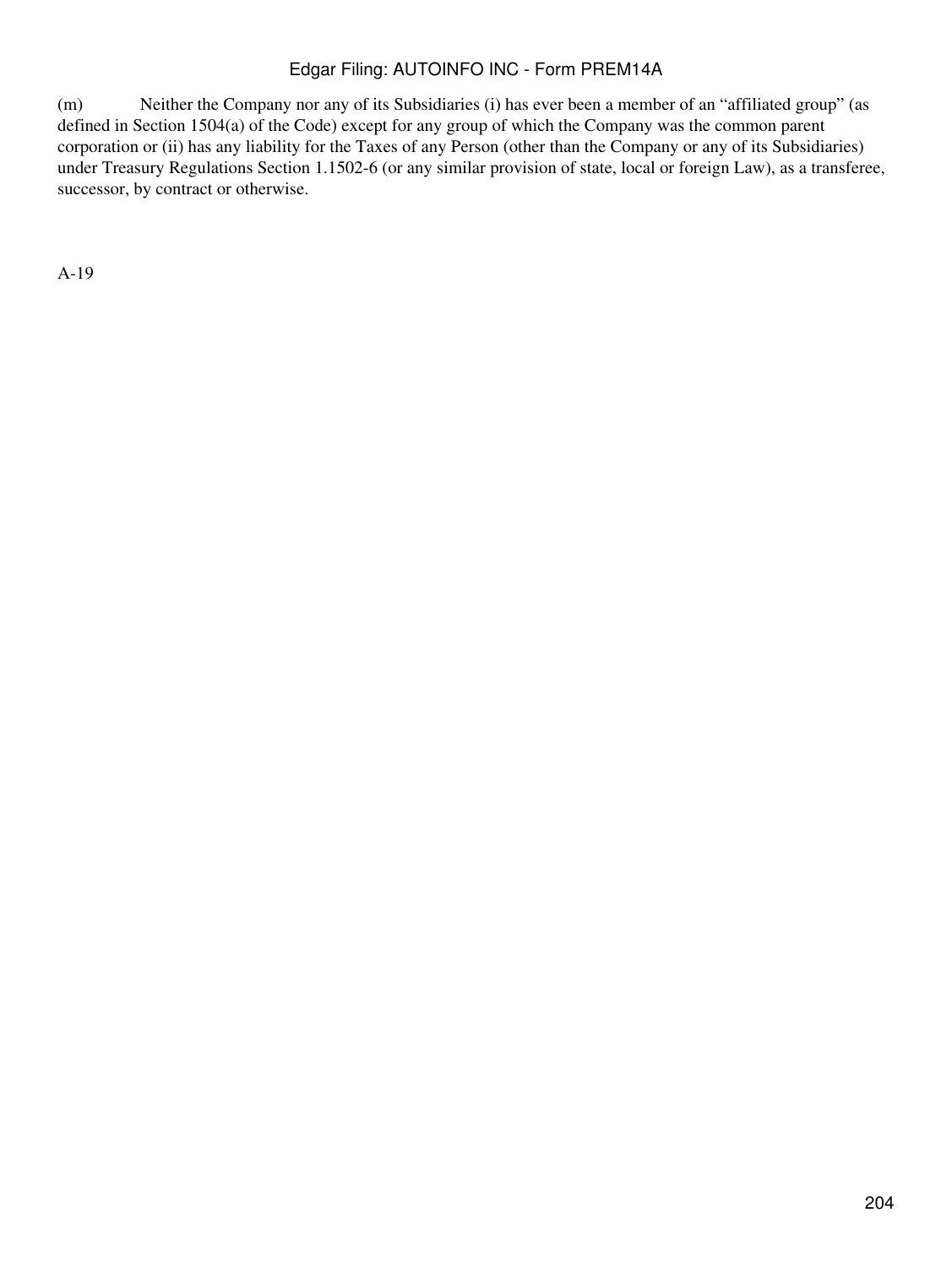(m) Neither the Company nor any of its Subsidiaries (i) has ever been a member of an "affiliated group" (as defined in Section 1504(a) of the Code) except for any group of which the Company was the common parent corporation or (ii) has any liability for the Taxes of any Person (other than the Company or any of its Subsidiaries) under Treasury Regulations Section 1.1502-6 (or any similar provision of state, local or foreign Law), as a transferee, successor, by contract or otherwise.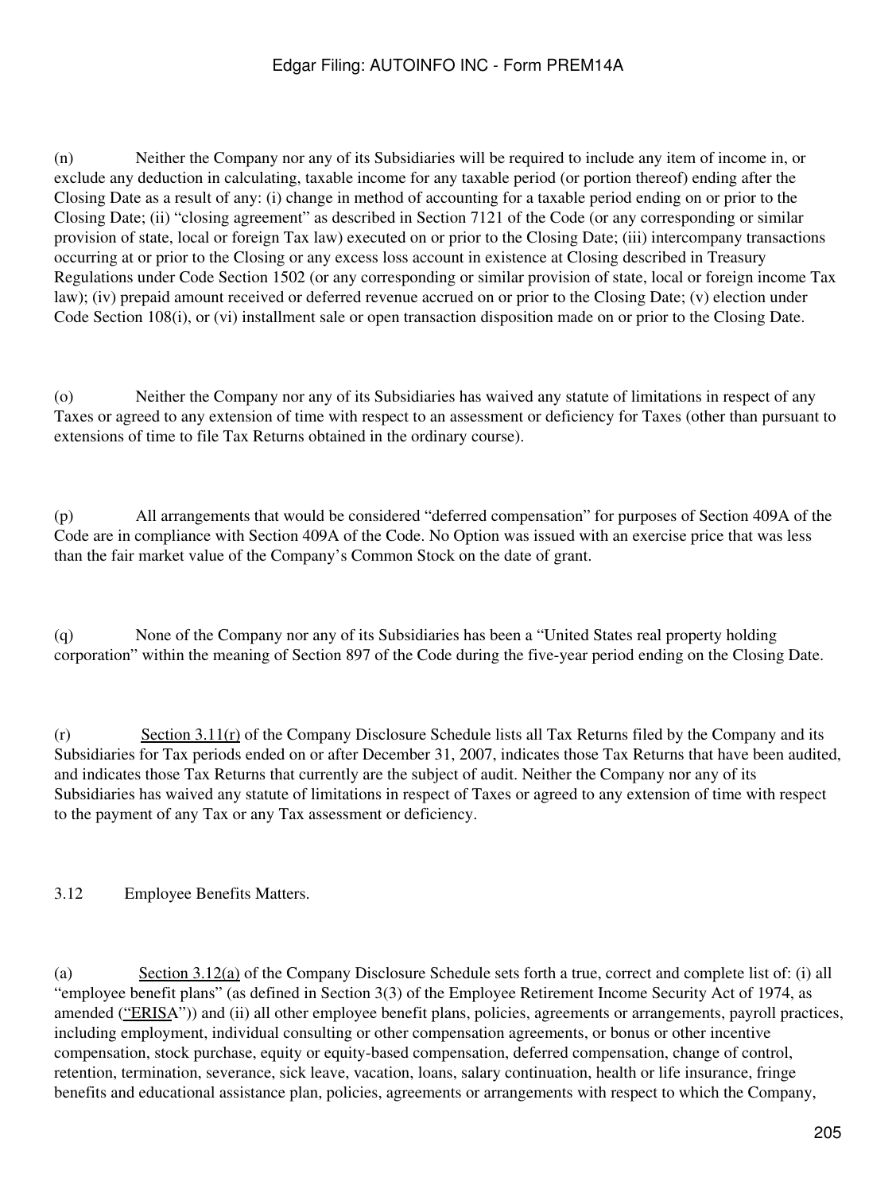(n) Neither the Company nor any of its Subsidiaries will be required to include any item of income in, or exclude any deduction in calculating, taxable income for any taxable period (or portion thereof) ending after the Closing Date as a result of any: (i) change in method of accounting for a taxable period ending on or prior to the Closing Date; (ii) "closing agreement" as described in Section 7121 of the Code (or any corresponding or similar provision of state, local or foreign Tax law) executed on or prior to the Closing Date; (iii) intercompany transactions occurring at or prior to the Closing or any excess loss account in existence at Closing described in Treasury Regulations under Code Section 1502 (or any corresponding or similar provision of state, local or foreign income Tax law); (iv) prepaid amount received or deferred revenue accrued on or prior to the Closing Date; (v) election under Code Section 108(i), or (vi) installment sale or open transaction disposition made on or prior to the Closing Date.

(o) Neither the Company nor any of its Subsidiaries has waived any statute of limitations in respect of any Taxes or agreed to any extension of time with respect to an assessment or deficiency for Taxes (other than pursuant to extensions of time to file Tax Returns obtained in the ordinary course).

(p) All arrangements that would be considered "deferred compensation" for purposes of Section 409A of the Code are in compliance with Section 409A of the Code. No Option was issued with an exercise price that was less than the fair market value of the Company's Common Stock on the date of grant.

(q) None of the Company nor any of its Subsidiaries has been a "United States real property holding corporation" within the meaning of Section 897 of the Code during the five-year period ending on the Closing Date.

(r) Section 3.11(r) of the Company Disclosure Schedule lists all Tax Returns filed by the Company and its Subsidiaries for Tax periods ended on or after December 31, 2007, indicates those Tax Returns that have been audited, and indicates those Tax Returns that currently are the subject of audit. Neither the Company nor any of its Subsidiaries has waived any statute of limitations in respect of Taxes or agreed to any extension of time with respect to the payment of any Tax or any Tax assessment or deficiency.

3.12 Employee Benefits Matters.

(a) Section 3.12(a) of the Company Disclosure Schedule sets forth a true, correct and complete list of: (i) all "employee benefit plans" (as defined in Section 3(3) of the Employee Retirement Income Security Act of 1974, as amended ("ERISA")) and (ii) all other employee benefit plans, policies, agreements or arrangements, payroll practices, including employment, individual consulting or other compensation agreements, or bonus or other incentive compensation, stock purchase, equity or equity-based compensation, deferred compensation, change of control, retention, termination, severance, sick leave, vacation, loans, salary continuation, health or life insurance, fringe benefits and educational assistance plan, policies, agreements or arrangements with respect to which the Company,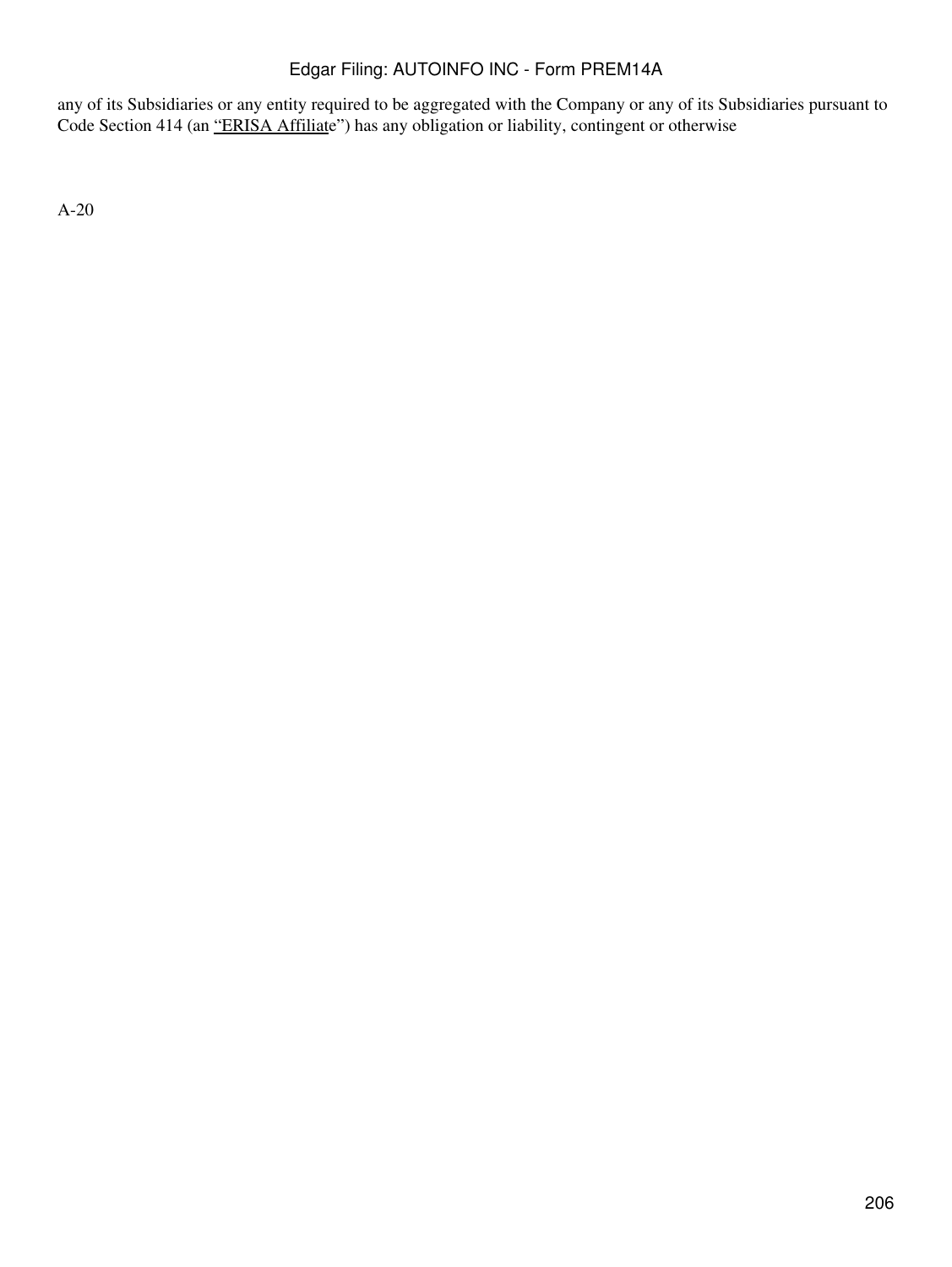any of its Subsidiaries or any entity required to be aggregated with the Company or any of its Subsidiaries pursuant to Code Section 414 (an "ERISA Affiliate") has any obligation or liability, contingent or otherwise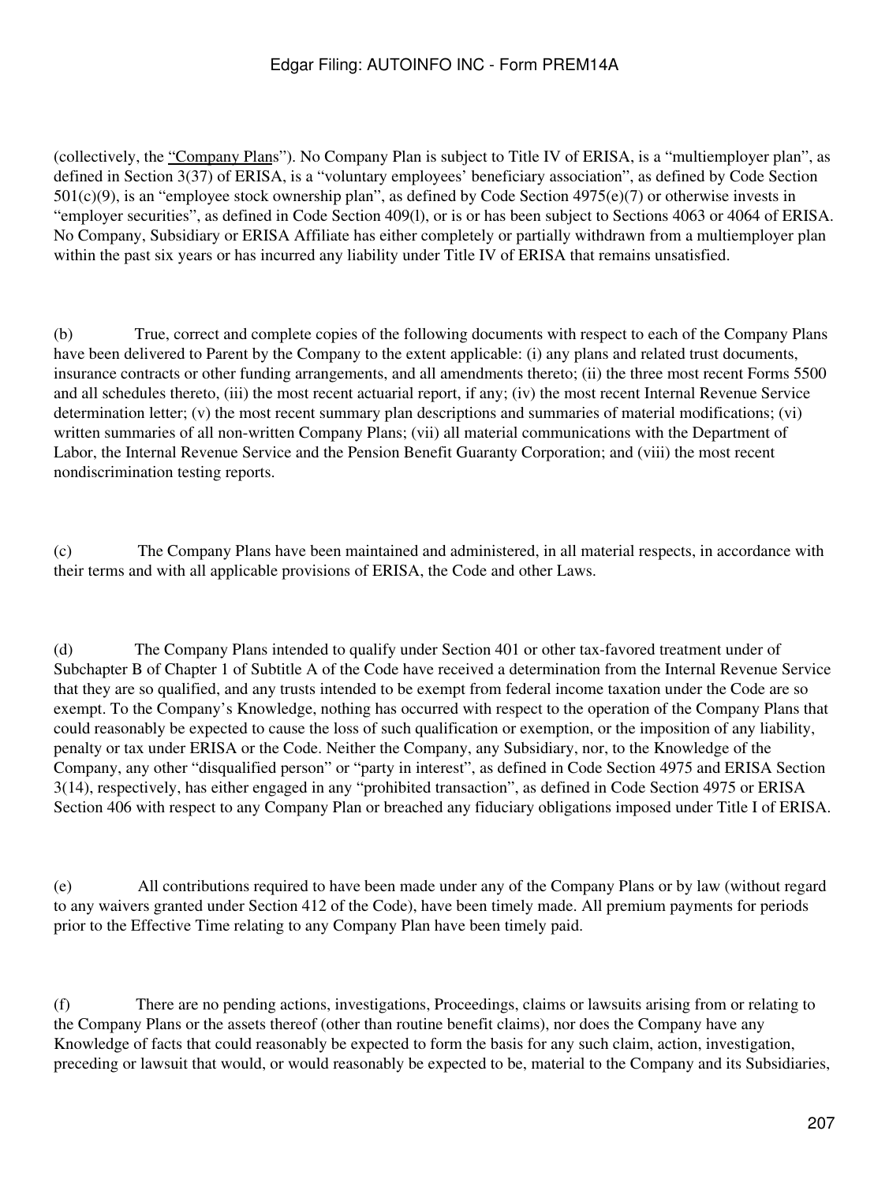(collectively, the "Company Plans"). No Company Plan is subject to Title IV of ERISA, is a "multiemployer plan", as defined in Section 3(37) of ERISA, is a "voluntary employees' beneficiary association", as defined by Code Section 501(c)(9), is an "employee stock ownership plan", as defined by Code Section 4975(e)(7) or otherwise invests in "employer securities", as defined in Code Section 409(l), or is or has been subject to Sections 4063 or 4064 of ERISA. No Company, Subsidiary or ERISA Affiliate has either completely or partially withdrawn from a multiemployer plan within the past six years or has incurred any liability under Title IV of ERISA that remains unsatisfied.

(b) True, correct and complete copies of the following documents with respect to each of the Company Plans have been delivered to Parent by the Company to the extent applicable: (i) any plans and related trust documents, insurance contracts or other funding arrangements, and all amendments thereto; (ii) the three most recent Forms 5500 and all schedules thereto, (iii) the most recent actuarial report, if any; (iv) the most recent Internal Revenue Service determination letter; (v) the most recent summary plan descriptions and summaries of material modifications; (vi) written summaries of all non-written Company Plans; (vii) all material communications with the Department of Labor, the Internal Revenue Service and the Pension Benefit Guaranty Corporation; and (viii) the most recent nondiscrimination testing reports.

(c) The Company Plans have been maintained and administered, in all material respects, in accordance with their terms and with all applicable provisions of ERISA, the Code and other Laws.

(d) The Company Plans intended to qualify under Section 401 or other tax-favored treatment under of Subchapter B of Chapter 1 of Subtitle A of the Code have received a determination from the Internal Revenue Service that they are so qualified, and any trusts intended to be exempt from federal income taxation under the Code are so exempt. To the Company's Knowledge, nothing has occurred with respect to the operation of the Company Plans that could reasonably be expected to cause the loss of such qualification or exemption, or the imposition of any liability, penalty or tax under ERISA or the Code. Neither the Company, any Subsidiary, nor, to the Knowledge of the Company, any other "disqualified person" or "party in interest", as defined in Code Section 4975 and ERISA Section 3(14), respectively, has either engaged in any "prohibited transaction", as defined in Code Section 4975 or ERISA Section 406 with respect to any Company Plan or breached any fiduciary obligations imposed under Title I of ERISA.

(e) All contributions required to have been made under any of the Company Plans or by law (without regard to any waivers granted under Section 412 of the Code), have been timely made. All premium payments for periods prior to the Effective Time relating to any Company Plan have been timely paid.

(f) There are no pending actions, investigations, Proceedings, claims or lawsuits arising from or relating to the Company Plans or the assets thereof (other than routine benefit claims), nor does the Company have any Knowledge of facts that could reasonably be expected to form the basis for any such claim, action, investigation, preceding or lawsuit that would, or would reasonably be expected to be, material to the Company and its Subsidiaries,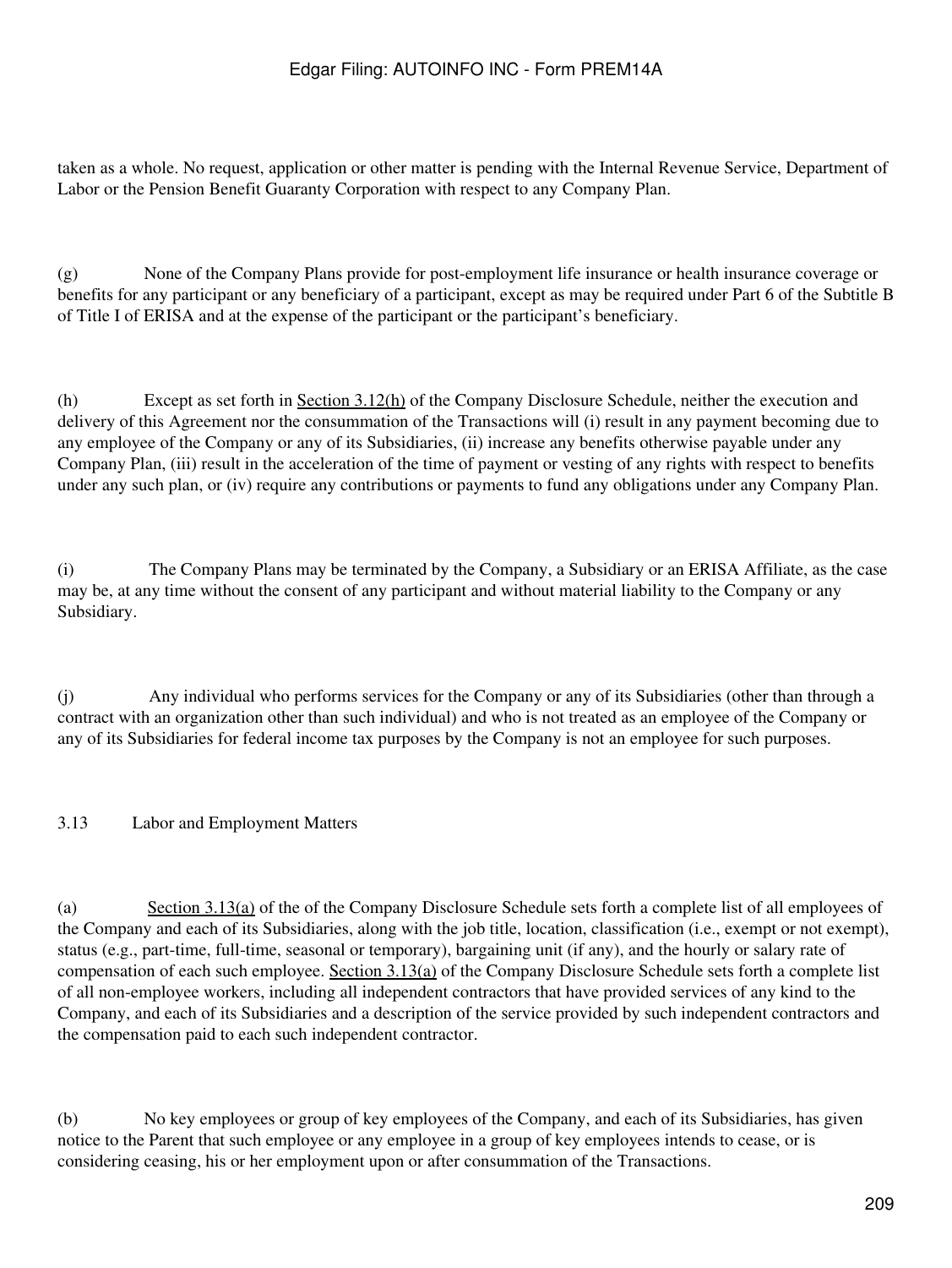taken as a whole. No request, application or other matter is pending with the Internal Revenue Service, Department of Labor or the Pension Benefit Guaranty Corporation with respect to any Company Plan.

(g) None of the Company Plans provide for post-employment life insurance or health insurance coverage or benefits for any participant or any beneficiary of a participant, except as may be required under Part 6 of the Subtitle B of Title I of ERISA and at the expense of the participant or the participant's beneficiary.

(h) Except as set forth in Section 3.12(h) of the Company Disclosure Schedule, neither the execution and delivery of this Agreement nor the consummation of the Transactions will (i) result in any payment becoming due to any employee of the Company or any of its Subsidiaries, (ii) increase any benefits otherwise payable under any Company Plan, (iii) result in the acceleration of the time of payment or vesting of any rights with respect to benefits under any such plan, or (iv) require any contributions or payments to fund any obligations under any Company Plan.

(i) The Company Plans may be terminated by the Company, a Subsidiary or an ERISA Affiliate, as the case may be, at any time without the consent of any participant and without material liability to the Company or any Subsidiary.

(j) Any individual who performs services for the Company or any of its Subsidiaries (other than through a contract with an organization other than such individual) and who is not treated as an employee of the Company or any of its Subsidiaries for federal income tax purposes by the Company is not an employee for such purposes.

3.13 Labor and Employment Matters

(a) Section 3.13(a) of the of the Company Disclosure Schedule sets forth a complete list of all employees of the Company and each of its Subsidiaries, along with the job title, location, classification (i.e., exempt or not exempt), status (e.g., part-time, full-time, seasonal or temporary), bargaining unit (if any), and the hourly or salary rate of compensation of each such employee. Section 3.13(a) of the Company Disclosure Schedule sets forth a complete list of all non-employee workers, including all independent contractors that have provided services of any kind to the Company, and each of its Subsidiaries and a description of the service provided by such independent contractors and the compensation paid to each such independent contractor.

(b) No key employees or group of key employees of the Company, and each of its Subsidiaries, has given notice to the Parent that such employee or any employee in a group of key employees intends to cease, or is considering ceasing, his or her employment upon or after consummation of the Transactions.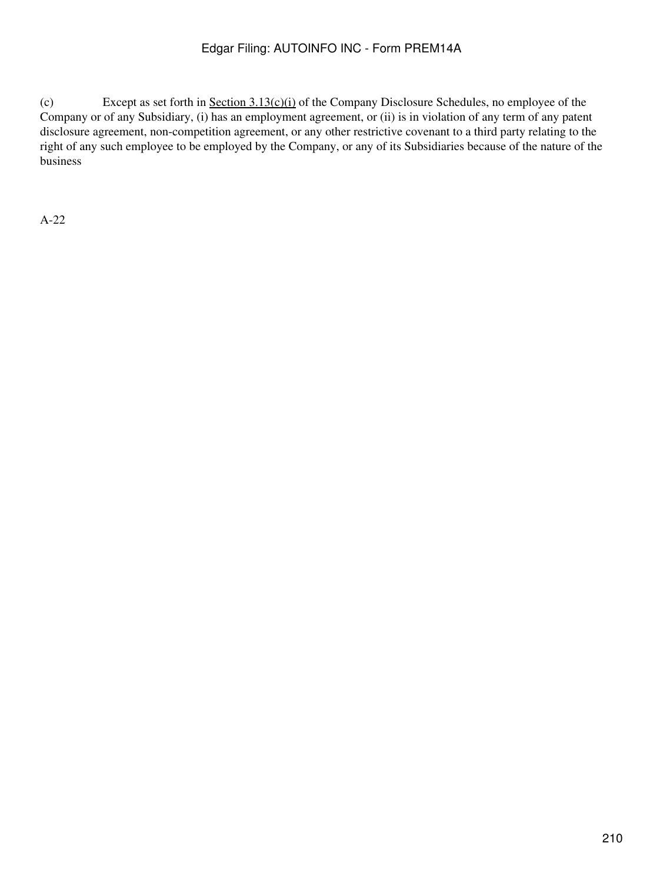(c) Except as set forth in Section 3.13(c)(i) of the Company Disclosure Schedules, no employee of the Company or of any Subsidiary, (i) has an employment agreement, or (ii) is in violation of any term of any patent disclosure agreement, non-competition agreement, or any other restrictive covenant to a third party relating to the right of any such employee to be employed by the Company, or any of its Subsidiaries because of the nature of the business

A-22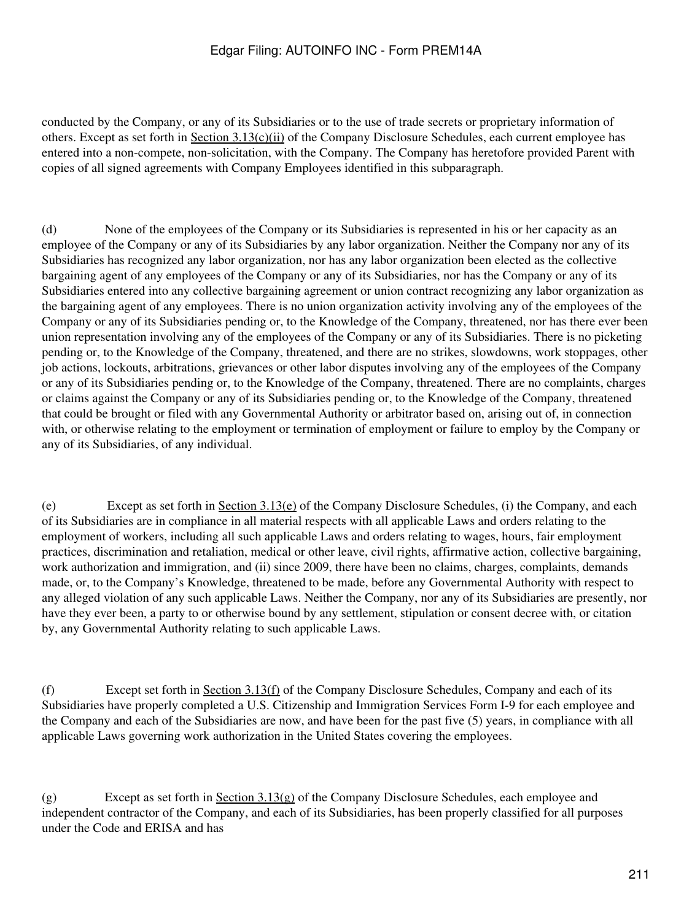conducted by the Company, or any of its Subsidiaries or to the use of trade secrets or proprietary information of others. Except as set forth in Section 3.13(c)(ii) of the Company Disclosure Schedules, each current employee has entered into a non-compete, non-solicitation, with the Company. The Company has heretofore provided Parent with copies of all signed agreements with Company Employees identified in this subparagraph.

(d) None of the employees of the Company or its Subsidiaries is represented in his or her capacity as an employee of the Company or any of its Subsidiaries by any labor organization. Neither the Company nor any of its Subsidiaries has recognized any labor organization, nor has any labor organization been elected as the collective bargaining agent of any employees of the Company or any of its Subsidiaries, nor has the Company or any of its Subsidiaries entered into any collective bargaining agreement or union contract recognizing any labor organization as the bargaining agent of any employees. There is no union organization activity involving any of the employees of the Company or any of its Subsidiaries pending or, to the Knowledge of the Company, threatened, nor has there ever been union representation involving any of the employees of the Company or any of its Subsidiaries. There is no picketing pending or, to the Knowledge of the Company, threatened, and there are no strikes, slowdowns, work stoppages, other job actions, lockouts, arbitrations, grievances or other labor disputes involving any of the employees of the Company or any of its Subsidiaries pending or, to the Knowledge of the Company, threatened. There are no complaints, charges or claims against the Company or any of its Subsidiaries pending or, to the Knowledge of the Company, threatened that could be brought or filed with any Governmental Authority or arbitrator based on, arising out of, in connection with, or otherwise relating to the employment or termination of employment or failure to employ by the Company or any of its Subsidiaries, of any individual.

(e) Except as set forth in Section 3.13(e) of the Company Disclosure Schedules, (i) the Company, and each of its Subsidiaries are in compliance in all material respects with all applicable Laws and orders relating to the employment of workers, including all such applicable Laws and orders relating to wages, hours, fair employment practices, discrimination and retaliation, medical or other leave, civil rights, affirmative action, collective bargaining, work authorization and immigration, and (ii) since 2009, there have been no claims, charges, complaints, demands made, or, to the Company's Knowledge, threatened to be made, before any Governmental Authority with respect to any alleged violation of any such applicable Laws. Neither the Company, nor any of its Subsidiaries are presently, nor have they ever been, a party to or otherwise bound by any settlement, stipulation or consent decree with, or citation by, any Governmental Authority relating to such applicable Laws.

(f) Except set forth in Section 3.13(f) of the Company Disclosure Schedules, Company and each of its Subsidiaries have properly completed a U.S. Citizenship and Immigration Services Form I-9 for each employee and the Company and each of the Subsidiaries are now, and have been for the past five (5) years, in compliance with all applicable Laws governing work authorization in the United States covering the employees.

(g) Except as set forth in Section 3.13(g) of the Company Disclosure Schedules, each employee and independent contractor of the Company, and each of its Subsidiaries, has been properly classified for all purposes under the Code and ERISA and has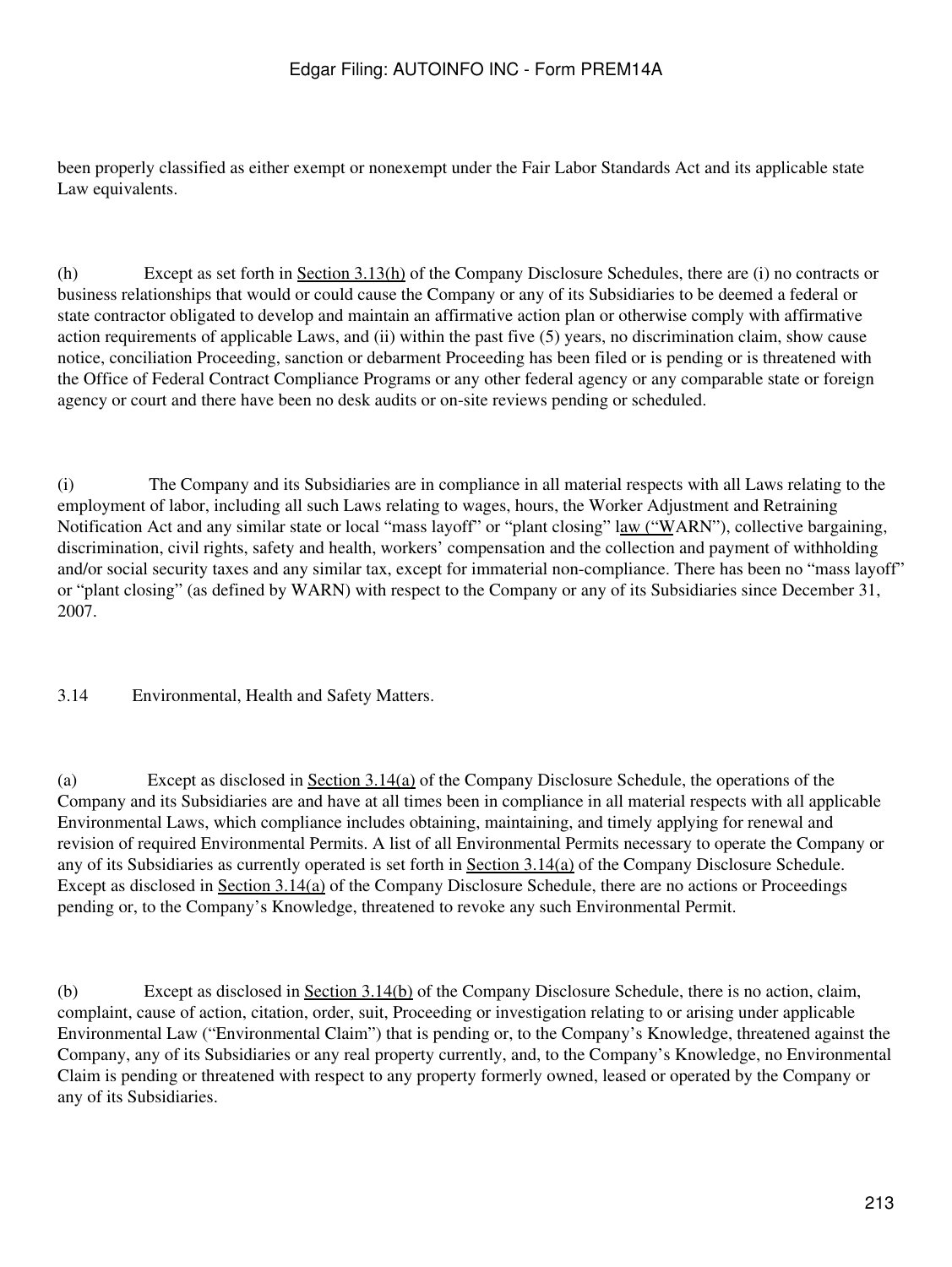been properly classified as either exempt or nonexempt under the Fair Labor Standards Act and its applicable state Law equivalents.

(h) Except as set forth in Section 3.13(h) of the Company Disclosure Schedules, there are (i) no contracts or business relationships that would or could cause the Company or any of its Subsidiaries to be deemed a federal or state contractor obligated to develop and maintain an affirmative action plan or otherwise comply with affirmative action requirements of applicable Laws, and (ii) within the past five (5) years, no discrimination claim, show cause notice, conciliation Proceeding, sanction or debarment Proceeding has been filed or is pending or is threatened with the Office of Federal Contract Compliance Programs or any other federal agency or any comparable state or foreign agency or court and there have been no desk audits or on-site reviews pending or scheduled.

(i) The Company and its Subsidiaries are in compliance in all material respects with all Laws relating to the employment of labor, including all such Laws relating to wages, hours, the Worker Adjustment and Retraining Notification Act and any similar state or local "mass layoff" or "plant closing" law ("WARN"), collective bargaining, discrimination, civil rights, safety and health, workers' compensation and the collection and payment of withholding and/or social security taxes and any similar tax, except for immaterial non-compliance. There has been no "mass layoff" or "plant closing" (as defined by WARN) with respect to the Company or any of its Subsidiaries since December 31, 2007.

3.14 Environmental, Health and Safety Matters.

(a) Except as disclosed in Section 3.14(a) of the Company Disclosure Schedule, the operations of the Company and its Subsidiaries are and have at all times been in compliance in all material respects with all applicable Environmental Laws, which compliance includes obtaining, maintaining, and timely applying for renewal and revision of required Environmental Permits. A list of all Environmental Permits necessary to operate the Company or any of its Subsidiaries as currently operated is set forth in Section 3.14(a) of the Company Disclosure Schedule. Except as disclosed in Section 3.14(a) of the Company Disclosure Schedule, there are no actions or Proceedings pending or, to the Company's Knowledge, threatened to revoke any such Environmental Permit.

(b) Except as disclosed in Section 3.14(b) of the Company Disclosure Schedule, there is no action, claim, complaint, cause of action, citation, order, suit, Proceeding or investigation relating to or arising under applicable Environmental Law ("Environmental Claim") that is pending or, to the Company's Knowledge, threatened against the Company, any of its Subsidiaries or any real property currently, and, to the Company's Knowledge, no Environmental Claim is pending or threatened with respect to any property formerly owned, leased or operated by the Company or any of its Subsidiaries.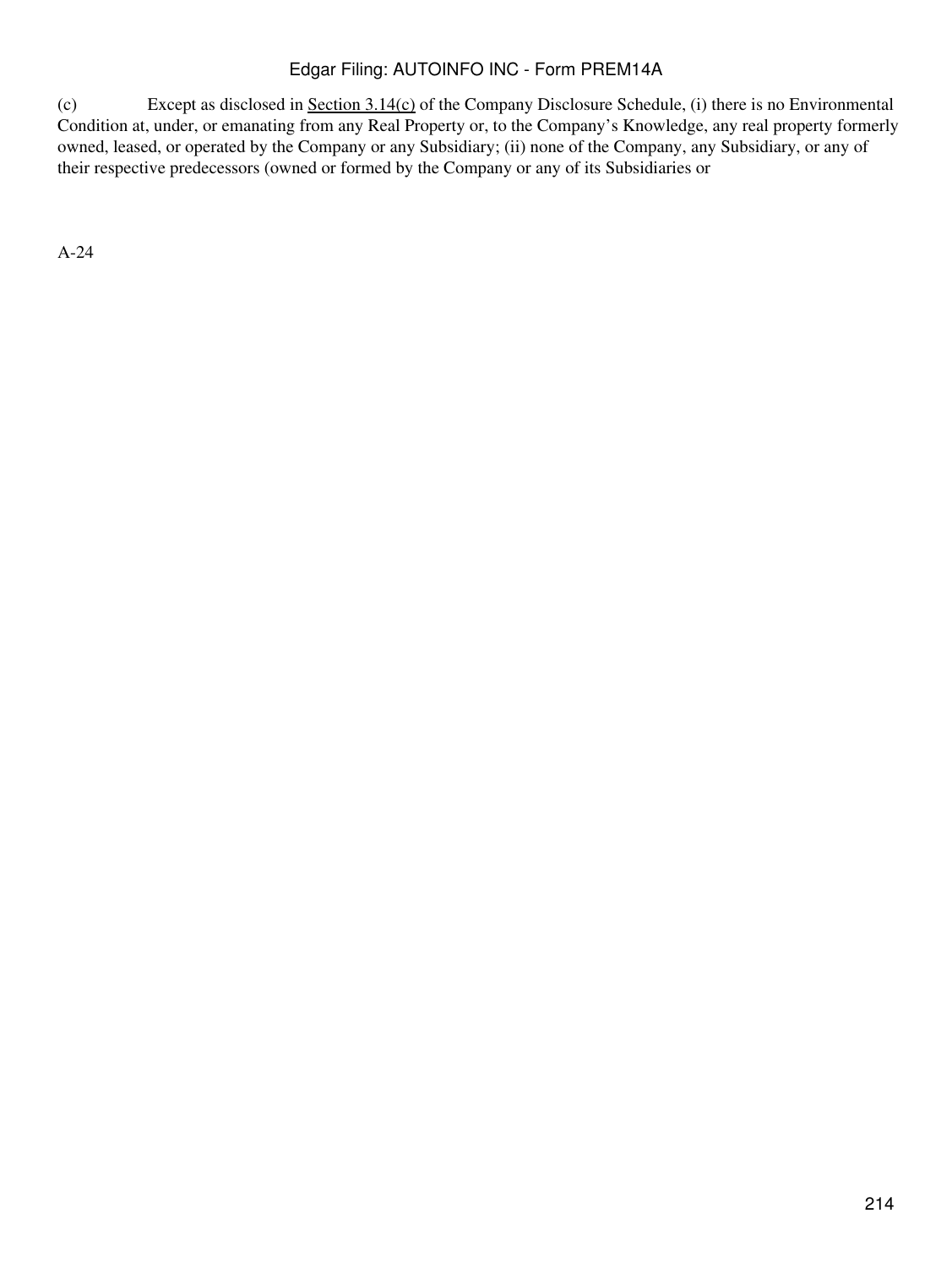(c) Except as disclosed in Section 3.14(c) of the Company Disclosure Schedule, (i) there is no Environmental Condition at, under, or emanating from any Real Property or, to the Company's Knowledge, any real property formerly owned, leased, or operated by the Company or any Subsidiary; (ii) none of the Company, any Subsidiary, or any of their respective predecessors (owned or formed by the Company or any of its Subsidiaries or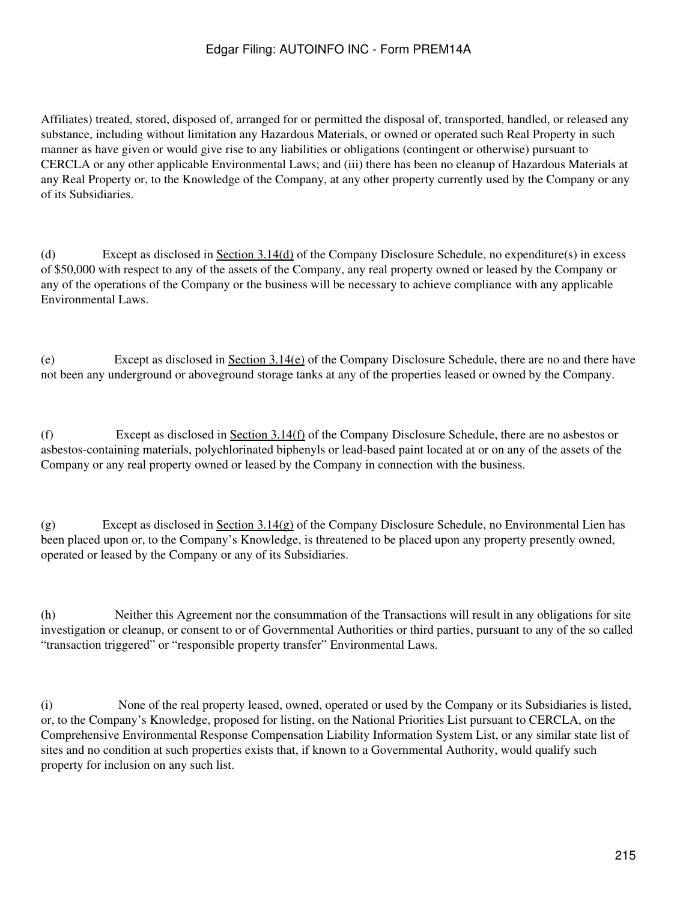Affiliates) treated, stored, disposed of, arranged for or permitted the disposal of, transported, handled, or released any substance, including without limitation any Hazardous Materials, or owned or operated such Real Property in such manner as have given or would give rise to any liabilities or obligations (contingent or otherwise) pursuant to CERCLA or any other applicable Environmental Laws; and (iii) there has been no cleanup of Hazardous Materials at any Real Property or, to the Knowledge of the Company, at any other property currently used by the Company or any of its Subsidiaries.

(d) Except as disclosed in Section 3.14(d) of the Company Disclosure Schedule, no expenditure(s) in excess of $50,000 with respect to any of the assets of the Company, any real property owned or leased by the Company or any of the operations of the Company or the business will be necessary to achieve compliance with any applicable Environmental Laws.

(e) Except as disclosed in Section 3.14(e) of the Company Disclosure Schedule, there are no and there have not been any underground or aboveground storage tanks at any of the properties leased or owned by the Company.

(f) Except as disclosed in Section 3.14(f) of the Company Disclosure Schedule, there are no asbestos or asbestos-containing materials, polychlorinated biphenyls or lead-based paint located at or on any of the assets of the Company or any real property owned or leased by the Company in connection with the business.

(g) Except as disclosed in Section 3.14(g) of the Company Disclosure Schedule, no Environmental Lien has been placed upon or, to the Company's Knowledge, is threatened to be placed upon any property presently owned, operated or leased by the Company or any of its Subsidiaries.

(h) Neither this Agreement nor the consummation of the Transactions will result in any obligations for site investigation or cleanup, or consent to or of Governmental Authorities or third parties, pursuant to any of the so called "transaction triggered" or "responsible property transfer" Environmental Laws.

(i) None of the real property leased, owned, operated or used by the Company or its Subsidiaries is listed, or, to the Company's Knowledge, proposed for listing, on the National Priorities List pursuant to CERCLA, on the Comprehensive Environmental Response Compensation Liability Information System List, or any similar state list of sites and no condition at such properties exists that, if known to a Governmental Authority, would qualify such property for inclusion on any such list.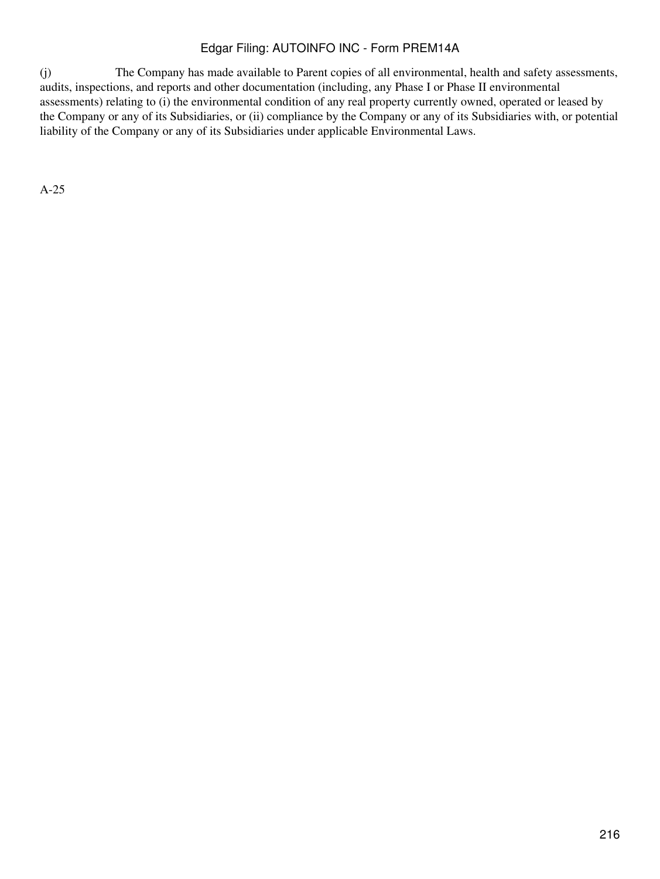(j) The Company has made available to Parent copies of all environmental, health and safety assessments, audits, inspections, and reports and other documentation (including, any Phase I or Phase II environmental assessments) relating to (i) the environmental condition of any real property currently owned, operated or leased by the Company or any of its Subsidiaries, or (ii) compliance by the Company or any of its Subsidiaries with, or potential liability of the Company or any of its Subsidiaries under applicable Environmental Laws.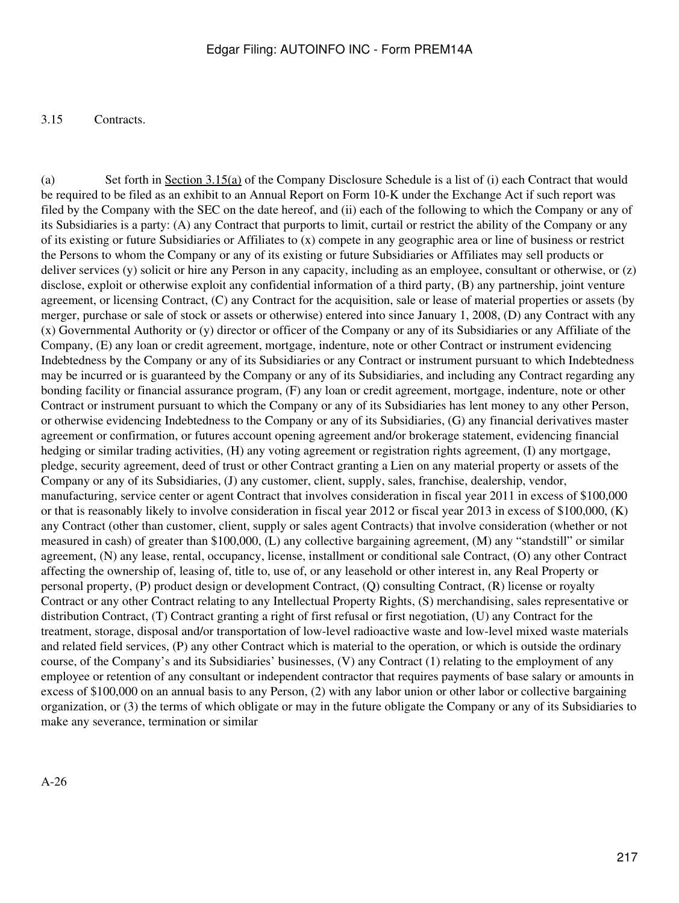3.15 Contracts.

(a) Set forth in Section 3.15(a) of the Company Disclosure Schedule is a list of (i) each Contract that would be required to be filed as an exhibit to an Annual Report on Form 10-K under the Exchange Act if such report was filed by the Company with the SEC on the date hereof, and (ii) each of the following to which the Company or any of its Subsidiaries is a party: (A) any Contract that purports to limit, curtail or restrict the ability of the Company or any of its existing or future Subsidiaries or Affiliates to (x) compete in any geographic area or line of business or restrict the Persons to whom the Company or any of its existing or future Subsidiaries or Affiliates may sell products or deliver services (y) solicit or hire any Person in any capacity, including as an employee, consultant or otherwise, or (z) disclose, exploit or otherwise exploit any confidential information of a third party, (B) any partnership, joint venture agreement, or licensing Contract, (C) any Contract for the acquisition, sale or lease of material properties or assets (by merger, purchase or sale of stock or assets or otherwise) entered into since January 1, 2008, (D) any Contract with any (x) Governmental Authority or (y) director or officer of the Company or any of its Subsidiaries or any Affiliate of the Company, (E) any loan or credit agreement, mortgage, indenture, note or other Contract or instrument evidencing Indebtedness by the Company or any of its Subsidiaries or any Contract or instrument pursuant to which Indebtedness may be incurred or is guaranteed by the Company or any of its Subsidiaries, and including any Contract regarding any bonding facility or financial assurance program, (F) any loan or credit agreement, mortgage, indenture, note or other Contract or instrument pursuant to which the Company or any of its Subsidiaries has lent money to any other Person, or otherwise evidencing Indebtedness to the Company or any of its Subsidiaries, (G) any financial derivatives master agreement or confirmation, or futures account opening agreement and/or brokerage statement, evidencing financial hedging or similar trading activities, (H) any voting agreement or registration rights agreement, (I) any mortgage, pledge, security agreement, deed of trust or other Contract granting a Lien on any material property or assets of the Company or any of its Subsidiaries, (J) any customer, client, supply, sales, franchise, dealership, vendor, manufacturing, service center or agent Contract that involves consideration in fiscal year 2011 in excess of $100,000 or that is reasonably likely to involve consideration in fiscal year 2012 or fiscal year 2013 in excess of $100,000, (K) any Contract (other than customer, client, supply or sales agent Contracts) that involve consideration (whether or not measured in cash) of greater than $100,000, (L) any collective bargaining agreement, (M) any "standstill" or similar agreement, (N) any lease, rental, occupancy, license, installment or conditional sale Contract, (O) any other Contract affecting the ownership of, leasing of, title to, use of, or any leasehold or other interest in, any Real Property or personal property, (P) product design or development Contract, (Q) consulting Contract, (R) license or royalty Contract or any other Contract relating to any Intellectual Property Rights, (S) merchandising, sales representative or distribution Contract, (T) Contract granting a right of first refusal or first negotiation, (U) any Contract for the treatment, storage, disposal and/or transportation of low-level radioactive waste and low-level mixed waste materials and related field services, (P) any other Contract which is material to the operation, or which is outside the ordinary course, of the Company's and its Subsidiaries' businesses, (V) any Contract (1) relating to the employment of any employee or retention of any consultant or independent contractor that requires payments of base salary or amounts in excess of $100,000 on an annual basis to any Person, (2) with any labor union or other labor or collective bargaining organization, or (3) the terms of which obligate or may in the future obligate the Company or any of its Subsidiaries to make any severance, termination or similar

A-26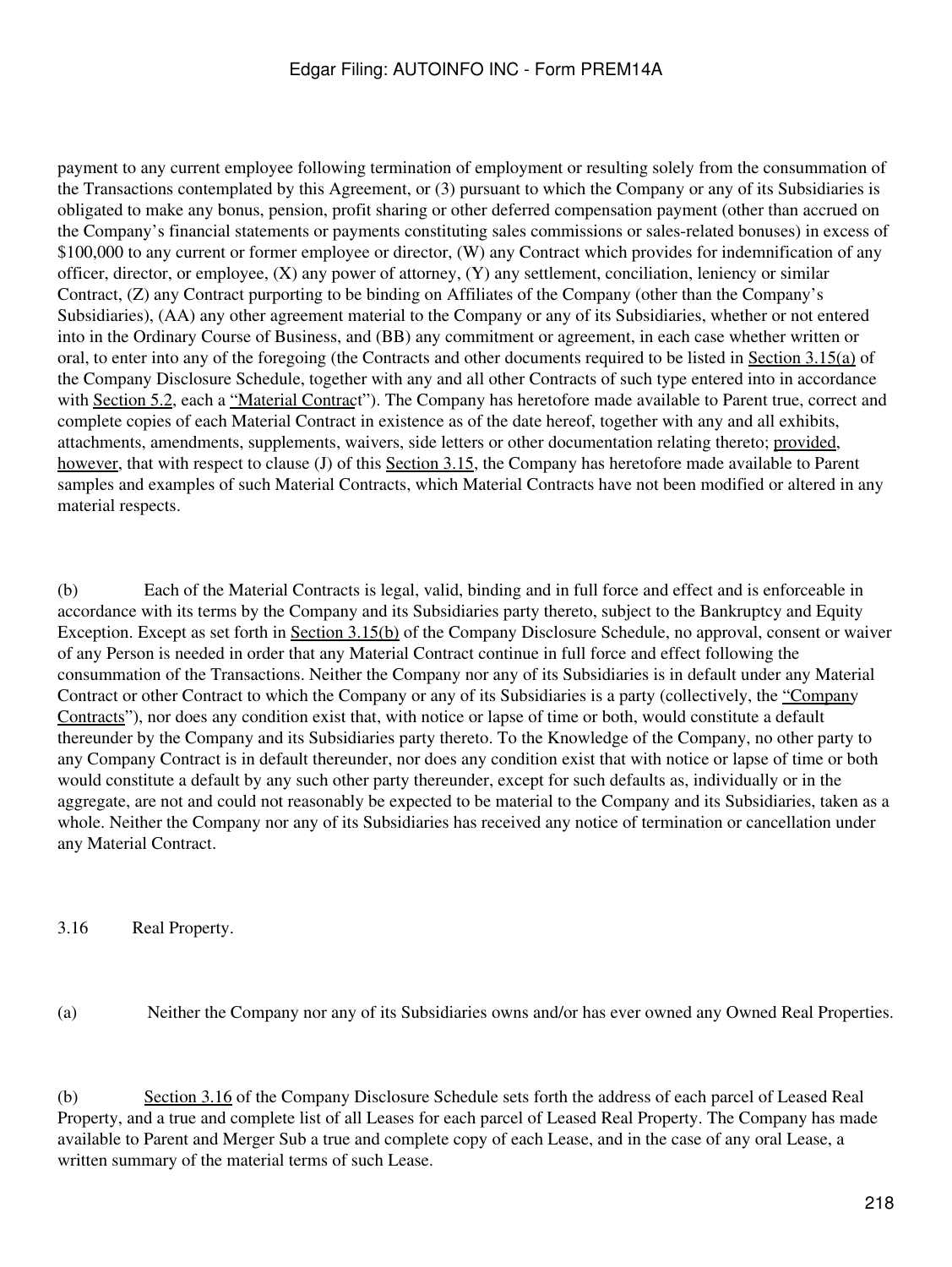payment to any current employee following termination of employment or resulting solely from the consummation of the Transactions contemplated by this Agreement, or (3) pursuant to which the Company or any of its Subsidiaries is obligated to make any bonus, pension, profit sharing or other deferred compensation payment (other than accrued on the Company's financial statements or payments constituting sales commissions or sales-related bonuses) in excess of $100,000 to any current or former employee or director, (W) any Contract which provides for indemnification of any officer, director, or employee, (X) any power of attorney, (Y) any settlement, conciliation, leniency or similar Contract, (Z) any Contract purporting to be binding on Affiliates of the Company (other than the Company's Subsidiaries), (AA) any other agreement material to the Company or any of its Subsidiaries, whether or not entered into in the Ordinary Course of Business, and (BB) any commitment or agreement, in each case whether written or oral, to enter into any of the foregoing (the Contracts and other documents required to be listed in Section 3.15(a) of the Company Disclosure Schedule, together with any and all other Contracts of such type entered into in accordance with Section 5.2, each a "Material Contract"). The Company has heretofore made available to Parent true, correct and complete copies of each Material Contract in existence as of the date hereof, together with any and all exhibits, attachments, amendments, supplements, waivers, side letters or other documentation relating thereto; provided, however, that with respect to clause (J) of this Section 3.15, the Company has heretofore made available to Parent samples and examples of such Material Contracts, which Material Contracts have not been modified or altered in any material respects.

(b) Each of the Material Contracts is legal, valid, binding and in full force and effect and is enforceable in accordance with its terms by the Company and its Subsidiaries party thereto, subject to the Bankruptcy and Equity Exception. Except as set forth in Section 3.15(b) of the Company Disclosure Schedule, no approval, consent or waiver of any Person is needed in order that any Material Contract continue in full force and effect following the consummation of the Transactions. Neither the Company nor any of its Subsidiaries is in default under any Material Contract or other Contract to which the Company or any of its Subsidiaries is a party (collectively, the "Company Contracts"), nor does any condition exist that, with notice or lapse of time or both, would constitute a default thereunder by the Company and its Subsidiaries party thereto. To the Knowledge of the Company, no other party to any Company Contract is in default thereunder, nor does any condition exist that with notice or lapse of time or both would constitute a default by any such other party thereunder, except for such defaults as, individually or in the aggregate, are not and could not reasonably be expected to be material to the Company and its Subsidiaries, taken as a whole. Neither the Company nor any of its Subsidiaries has received any notice of termination or cancellation under any Material Contract.

3.16 Real Property.

(a) Neither the Company nor any of its Subsidiaries owns and/or has ever owned any Owned Real Properties.

(b) Section 3.16 of the Company Disclosure Schedule sets forth the address of each parcel of Leased Real Property, and a true and complete list of all Leases for each parcel of Leased Real Property. The Company has made available to Parent and Merger Sub a true and complete copy of each Lease, and in the case of any oral Lease, a written summary of the material terms of such Lease.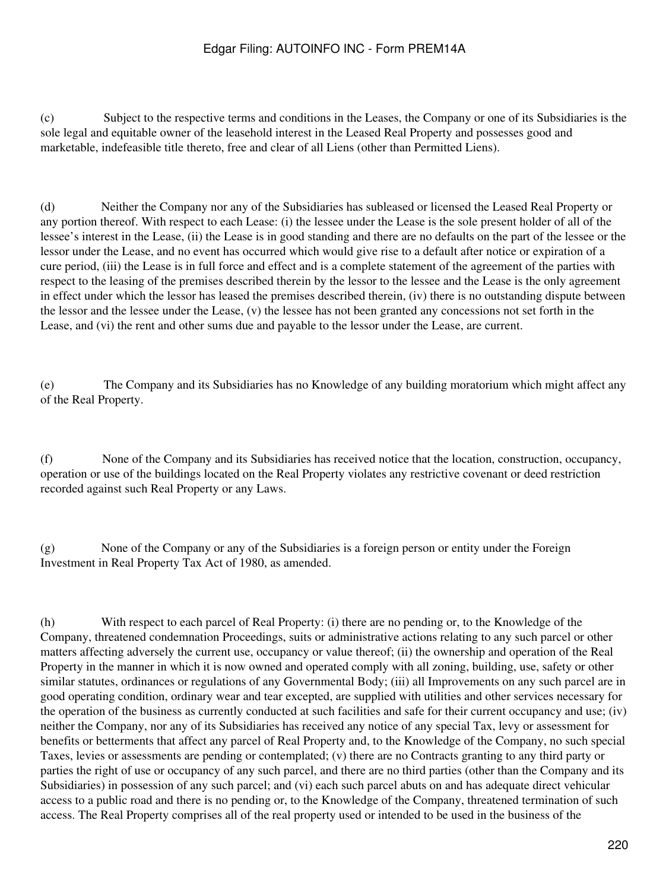(c) Subject to the respective terms and conditions in the Leases, the Company or one of its Subsidiaries is the sole legal and equitable owner of the leasehold interest in the Leased Real Property and possesses good and marketable, indefeasible title thereto, free and clear of all Liens (other than Permitted Liens).

(d) Neither the Company nor any of the Subsidiaries has subleased or licensed the Leased Real Property or any portion thereof. With respect to each Lease: (i) the lessee under the Lease is the sole present holder of all of the lessee's interest in the Lease, (ii) the Lease is in good standing and there are no defaults on the part of the lessee or the lessor under the Lease, and no event has occurred which would give rise to a default after notice or expiration of a cure period, (iii) the Lease is in full force and effect and is a complete statement of the agreement of the parties with respect to the leasing of the premises described therein by the lessor to the lessee and the Lease is the only agreement in effect under which the lessor has leased the premises described therein, (iv) there is no outstanding dispute between the lessor and the lessee under the Lease, (v) the lessee has not been granted any concessions not set forth in the Lease, and (vi) the rent and other sums due and payable to the lessor under the Lease, are current.

(e) The Company and its Subsidiaries has no Knowledge of any building moratorium which might affect any of the Real Property.

(f) None of the Company and its Subsidiaries has received notice that the location, construction, occupancy, operation or use of the buildings located on the Real Property violates any restrictive covenant or deed restriction recorded against such Real Property or any Laws.

(g) None of the Company or any of the Subsidiaries is a foreign person or entity under the Foreign Investment in Real Property Tax Act of 1980, as amended.

(h) With respect to each parcel of Real Property: (i) there are no pending or, to the Knowledge of the Company, threatened condemnation Proceedings, suits or administrative actions relating to any such parcel or other matters affecting adversely the current use, occupancy or value thereof; (ii) the ownership and operation of the Real Property in the manner in which it is now owned and operated comply with all zoning, building, use, safety or other similar statutes, ordinances or regulations of any Governmental Body; (iii) all Improvements on any such parcel are in good operating condition, ordinary wear and tear excepted, are supplied with utilities and other services necessary for the operation of the business as currently conducted at such facilities and safe for their current occupancy and use; (iv) neither the Company, nor any of its Subsidiaries has received any notice of any special Tax, levy or assessment for benefits or betterments that affect any parcel of Real Property and, to the Knowledge of the Company, no such special Taxes, levies or assessments are pending or contemplated; (v) there are no Contracts granting to any third party or parties the right of use or occupancy of any such parcel, and there are no third parties (other than the Company and its Subsidiaries) in possession of any such parcel; and (vi) each such parcel abuts on and has adequate direct vehicular access to a public road and there is no pending or, to the Knowledge of the Company, threatened termination of such access. The Real Property comprises all of the real property used or intended to be used in the business of the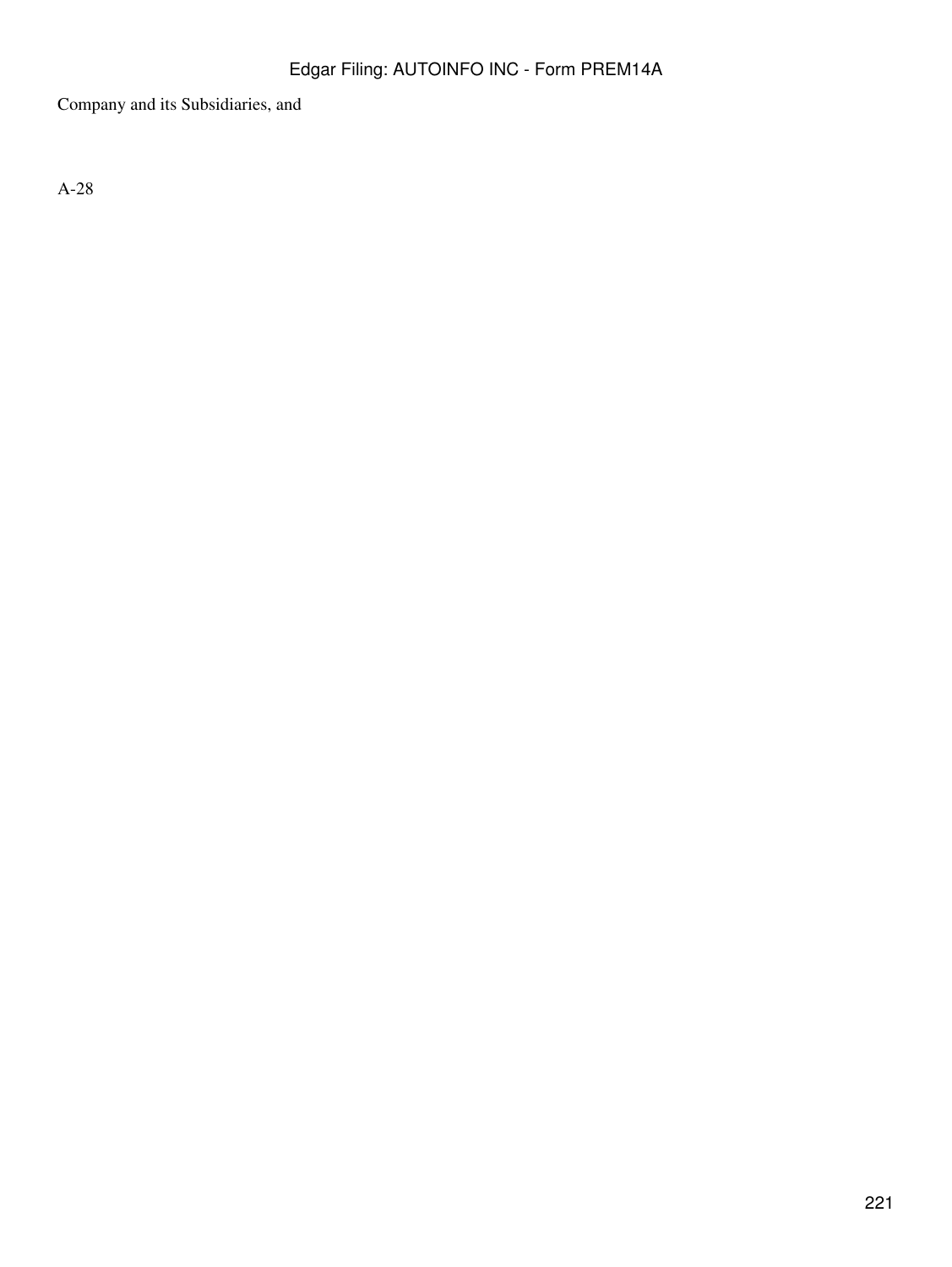Company and its Subsidiaries, and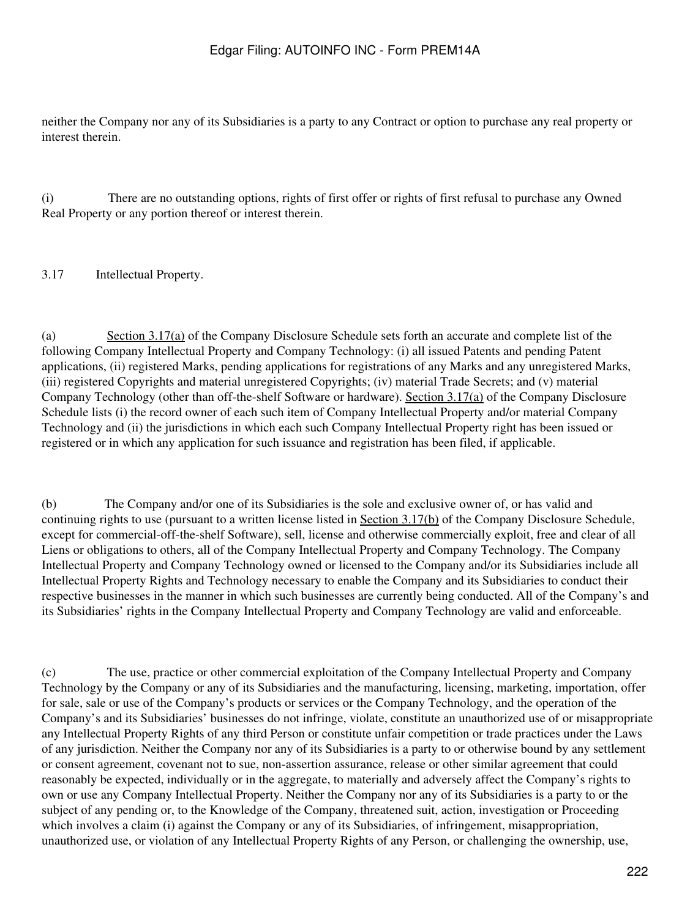neither the Company nor any of its Subsidiaries is a party to any Contract or option to purchase any real property or interest therein.

(i) There are no outstanding options, rights of first offer or rights of first refusal to purchase any Owned Real Property or any portion thereof or interest therein.

3.17 Intellectual Property.

(a) Section 3.17(a) of the Company Disclosure Schedule sets forth an accurate and complete list of the following Company Intellectual Property and Company Technology: (i) all issued Patents and pending Patent applications, (ii) registered Marks, pending applications for registrations of any Marks and any unregistered Marks, (iii) registered Copyrights and material unregistered Copyrights; (iv) material Trade Secrets; and (v) material Company Technology (other than off-the-shelf Software or hardware). Section 3.17(a) of the Company Disclosure Schedule lists (i) the record owner of each such item of Company Intellectual Property and/or material Company Technology and (ii) the jurisdictions in which each such Company Intellectual Property right has been issued or registered or in which any application for such issuance and registration has been filed, if applicable.

(b) The Company and/or one of its Subsidiaries is the sole and exclusive owner of, or has valid and continuing rights to use (pursuant to a written license listed in Section 3.17(b) of the Company Disclosure Schedule, except for commercial-off-the-shelf Software), sell, license and otherwise commercially exploit, free and clear of all Liens or obligations to others, all of the Company Intellectual Property and Company Technology. The Company Intellectual Property and Company Technology owned or licensed to the Company and/or its Subsidiaries include all Intellectual Property Rights and Technology necessary to enable the Company and its Subsidiaries to conduct their respective businesses in the manner in which such businesses are currently being conducted. All of the Company's and its Subsidiaries' rights in the Company Intellectual Property and Company Technology are valid and enforceable.

(c) The use, practice or other commercial exploitation of the Company Intellectual Property and Company Technology by the Company or any of its Subsidiaries and the manufacturing, licensing, marketing, importation, offer for sale, sale or use of the Company's products or services or the Company Technology, and the operation of the Company's and its Subsidiaries' businesses do not infringe, violate, constitute an unauthorized use of or misappropriate any Intellectual Property Rights of any third Person or constitute unfair competition or trade practices under the Laws of any jurisdiction. Neither the Company nor any of its Subsidiaries is a party to or otherwise bound by any settlement or consent agreement, covenant not to sue, non-assertion assurance, release or other similar agreement that could reasonably be expected, individually or in the aggregate, to materially and adversely affect the Company's rights to own or use any Company Intellectual Property. Neither the Company nor any of its Subsidiaries is a party to or the subject of any pending or, to the Knowledge of the Company, threatened suit, action, investigation or Proceeding which involves a claim (i) against the Company or any of its Subsidiaries, of infringement, misappropriation, unauthorized use, or violation of any Intellectual Property Rights of any Person, or challenging the ownership, use,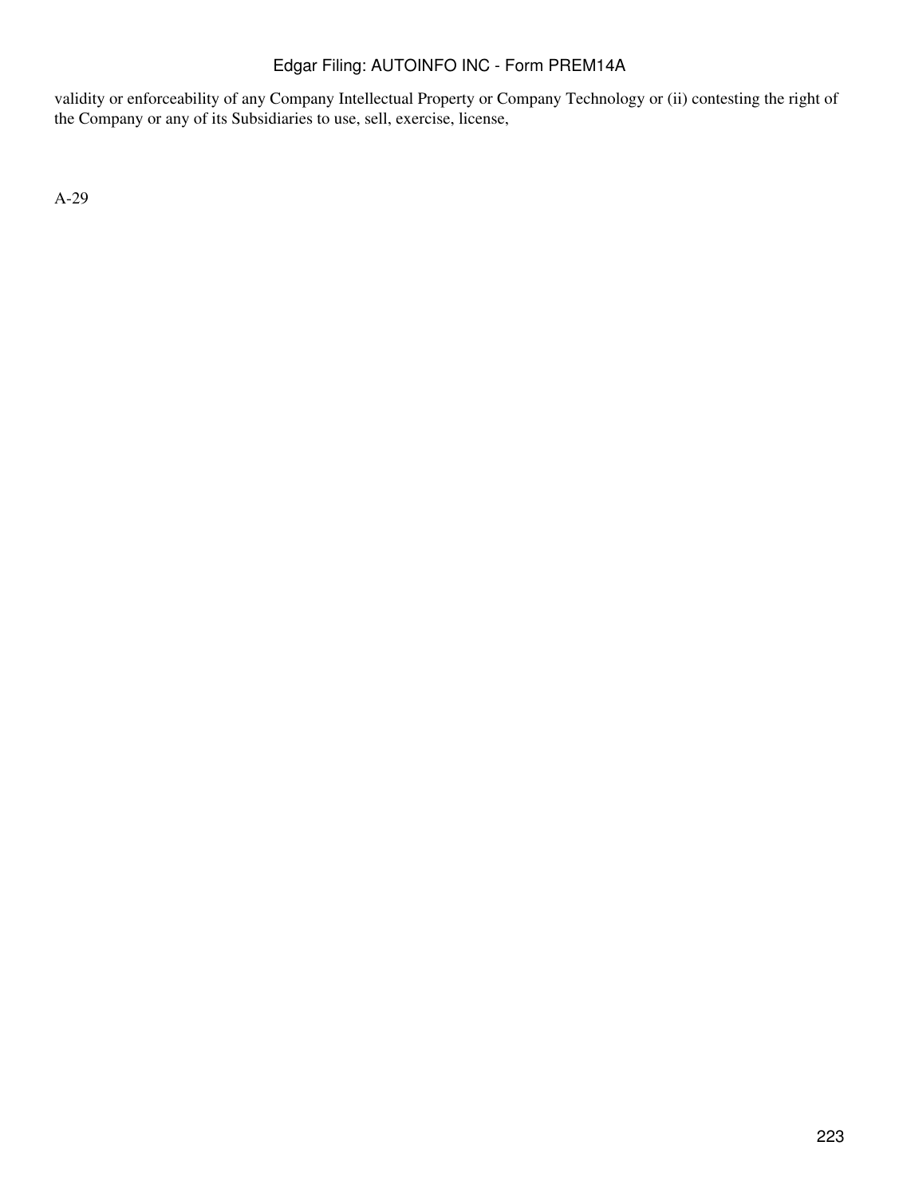validity or enforceability of any Company Intellectual Property or Company Technology or (ii) contesting the right of the Company or any of its Subsidiaries to use, sell, exercise, license,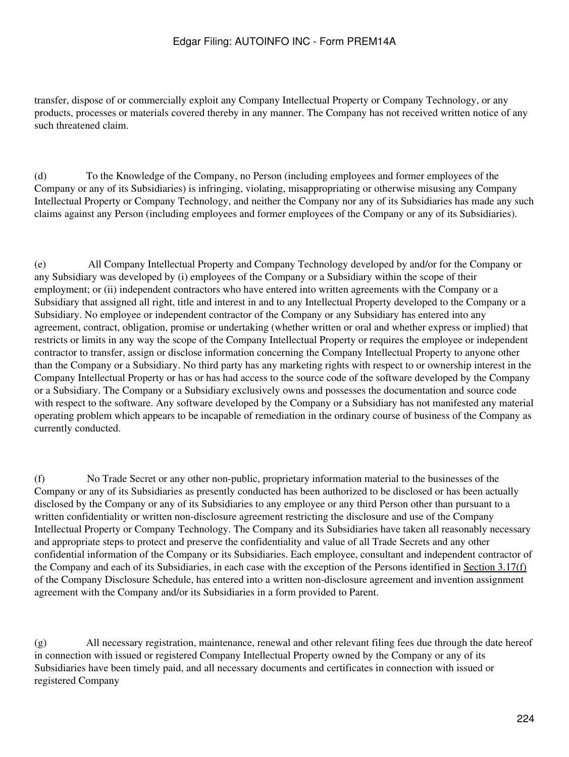transfer, dispose of or commercially exploit any Company Intellectual Property or Company Technology, or any products, processes or materials covered thereby in any manner. The Company has not received written notice of any such threatened claim.

(d) To the Knowledge of the Company, no Person (including employees and former employees of the Company or any of its Subsidiaries) is infringing, violating, misappropriating or otherwise misusing any Company Intellectual Property or Company Technology, and neither the Company nor any of its Subsidiaries has made any such claims against any Person (including employees and former employees of the Company or any of its Subsidiaries).

(e) All Company Intellectual Property and Company Technology developed by and/or for the Company or any Subsidiary was developed by (i) employees of the Company or a Subsidiary within the scope of their employment; or (ii) independent contractors who have entered into written agreements with the Company or a Subsidiary that assigned all right, title and interest in and to any Intellectual Property developed to the Company or a Subsidiary. No employee or independent contractor of the Company or any Subsidiary has entered into any agreement, contract, obligation, promise or undertaking (whether written or oral and whether express or implied) that restricts or limits in any way the scope of the Company Intellectual Property or requires the employee or independent contractor to transfer, assign or disclose information concerning the Company Intellectual Property to anyone other than the Company or a Subsidiary. No third party has any marketing rights with respect to or ownership interest in the Company Intellectual Property or has or has had access to the source code of the software developed by the Company or a Subsidiary. The Company or a Subsidiary exclusively owns and possesses the documentation and source code with respect to the software. Any software developed by the Company or a Subsidiary has not manifested any material operating problem which appears to be incapable of remediation in the ordinary course of business of the Company as currently conducted.

(f) No Trade Secret or any other non-public, proprietary information material to the businesses of the Company or any of its Subsidiaries as presently conducted has been authorized to be disclosed or has been actually disclosed by the Company or any of its Subsidiaries to any employee or any third Person other than pursuant to a written confidentiality or written non-disclosure agreement restricting the disclosure and use of the Company Intellectual Property or Company Technology. The Company and its Subsidiaries have taken all reasonably necessary and appropriate steps to protect and preserve the confidentiality and value of all Trade Secrets and any other confidential information of the Company or its Subsidiaries. Each employee, consultant and independent contractor of the Company and each of its Subsidiaries, in each case with the exception of the Persons identified in Section 3.17(f) of the Company Disclosure Schedule, has entered into a written non-disclosure agreement and invention assignment agreement with the Company and/or its Subsidiaries in a form provided to Parent.

(g) All necessary registration, maintenance, renewal and other relevant filing fees due through the date hereof in connection with issued or registered Company Intellectual Property owned by the Company or any of its Subsidiaries have been timely paid, and all necessary documents and certificates in connection with issued or registered Company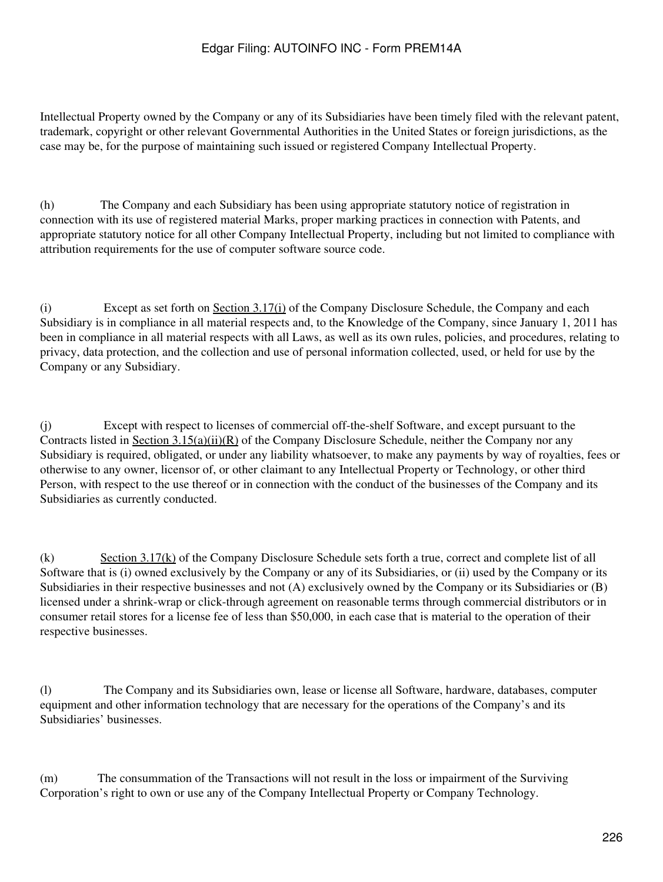Intellectual Property owned by the Company or any of its Subsidiaries have been timely filed with the relevant patent, trademark, copyright or other relevant Governmental Authorities in the United States or foreign jurisdictions, as the case may be, for the purpose of maintaining such issued or registered Company Intellectual Property.

(h) The Company and each Subsidiary has been using appropriate statutory notice of registration in connection with its use of registered material Marks, proper marking practices in connection with Patents, and appropriate statutory notice for all other Company Intellectual Property, including but not limited to compliance with attribution requirements for the use of computer software source code.

(i) Except as set forth on Section 3.17(i) of the Company Disclosure Schedule, the Company and each Subsidiary is in compliance in all material respects and, to the Knowledge of the Company, since January 1, 2011 has been in compliance in all material respects with all Laws, as well as its own rules, policies, and procedures, relating to privacy, data protection, and the collection and use of personal information collected, used, or held for use by the Company or any Subsidiary.

(j) Except with respect to licenses of commercial off-the-shelf Software, and except pursuant to the Contracts listed in Section 3.15(a)(ii)(R) of the Company Disclosure Schedule, neither the Company nor any Subsidiary is required, obligated, or under any liability whatsoever, to make any payments by way of royalties, fees or otherwise to any owner, licensor of, or other claimant to any Intellectual Property or Technology, or other third Person, with respect to the use thereof or in connection with the conduct of the businesses of the Company and its Subsidiaries as currently conducted.

(k) Section 3.17(k) of the Company Disclosure Schedule sets forth a true, correct and complete list of all Software that is (i) owned exclusively by the Company or any of its Subsidiaries, or (ii) used by the Company or its Subsidiaries in their respective businesses and not (A) exclusively owned by the Company or its Subsidiaries or (B) licensed under a shrink-wrap or click-through agreement on reasonable terms through commercial distributors or in consumer retail stores for a license fee of less than $50,000, in each case that is material to the operation of their respective businesses.

(l) The Company and its Subsidiaries own, lease or license all Software, hardware, databases, computer equipment and other information technology that are necessary for the operations of the Company's and its Subsidiaries' businesses.

(m) The consummation of the Transactions will not result in the loss or impairment of the Surviving Corporation's right to own or use any of the Company Intellectual Property or Company Technology.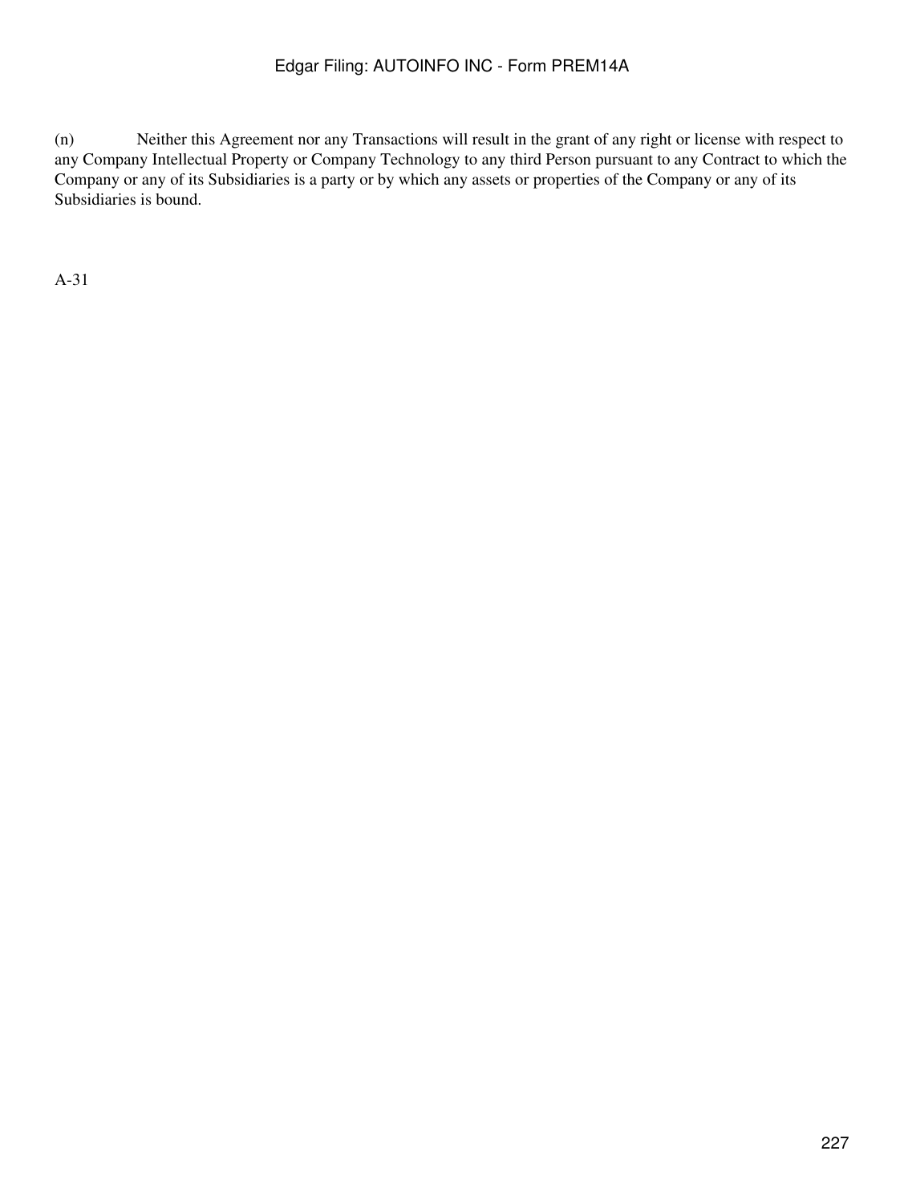(n) Neither this Agreement nor any Transactions will result in the grant of any right or license with respect to any Company Intellectual Property or Company Technology to any third Person pursuant to any Contract to which the Company or any of its Subsidiaries is a party or by which any assets or properties of the Company or any of its Subsidiaries is bound.

A-31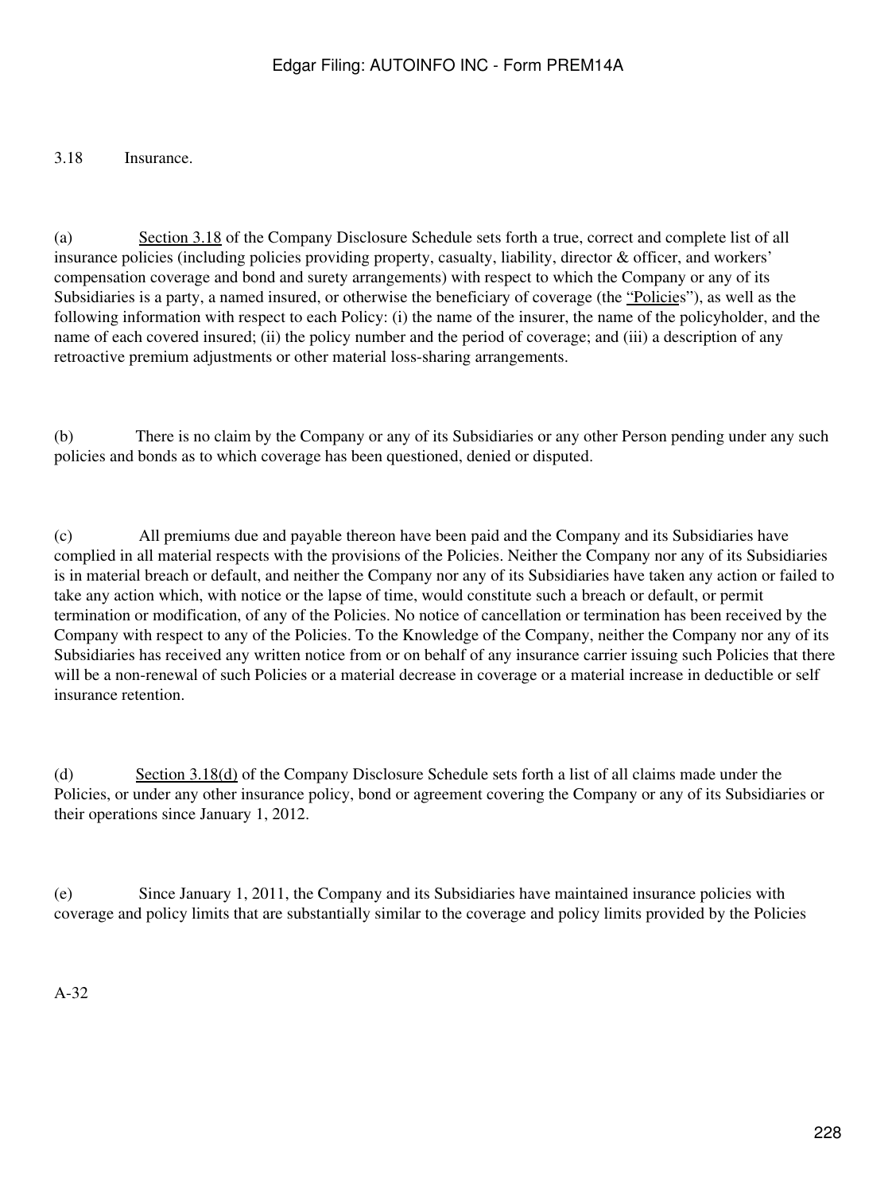3.18 Insurance.

(a) Section 3.18 of the Company Disclosure Schedule sets forth a true, correct and complete list of all insurance policies (including policies providing property, casualty, liability, director & officer, and workers' compensation coverage and bond and surety arrangements) with respect to which the Company or any of its Subsidiaries is a party, a named insured, or otherwise the beneficiary of coverage (the "Policies"), as well as the following information with respect to each Policy: (i) the name of the insurer, the name of the policyholder, and the name of each covered insured; (ii) the policy number and the period of coverage; and (iii) a description of any retroactive premium adjustments or other material loss-sharing arrangements.

(b) There is no claim by the Company or any of its Subsidiaries or any other Person pending under any such policies and bonds as to which coverage has been questioned, denied or disputed.

(c) All premiums due and payable thereon have been paid and the Company and its Subsidiaries have complied in all material respects with the provisions of the Policies. Neither the Company nor any of its Subsidiaries is in material breach or default, and neither the Company nor any of its Subsidiaries have taken any action or failed to take any action which, with notice or the lapse of time, would constitute such a breach or default, or permit termination or modification, of any of the Policies. No notice of cancellation or termination has been received by the Company with respect to any of the Policies. To the Knowledge of the Company, neither the Company nor any of its Subsidiaries has received any written notice from or on behalf of any insurance carrier issuing such Policies that there will be a non-renewal of such Policies or a material decrease in coverage or a material increase in deductible or self insurance retention.

(d) Section 3.18(d) of the Company Disclosure Schedule sets forth a list of all claims made under the Policies, or under any other insurance policy, bond or agreement covering the Company or any of its Subsidiaries or their operations since January 1, 2012.

(e) Since January 1, 2011, the Company and its Subsidiaries have maintained insurance policies with coverage and policy limits that are substantially similar to the coverage and policy limits provided by the Policies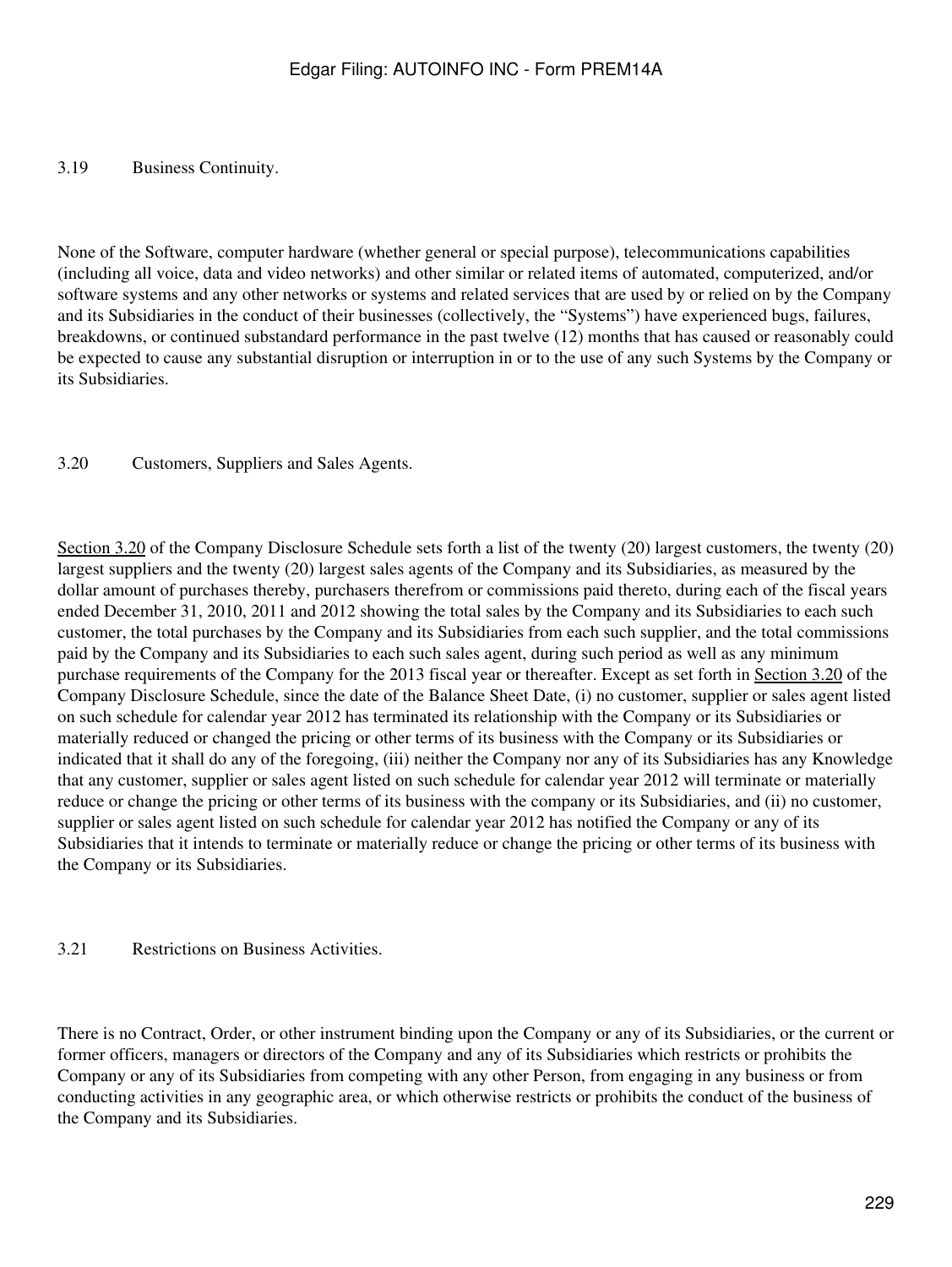3.19 Business Continuity.

None of the Software, computer hardware (whether general or special purpose), telecommunications capabilities (including all voice, data and video networks) and other similar or related items of automated, computerized, and/or software systems and any other networks or systems and related services that are used by or relied on by the Company and its Subsidiaries in the conduct of their businesses (collectively, the "Systems") have experienced bugs, failures, breakdowns, or continued substandard performance in the past twelve (12) months that has caused or reasonably could be expected to cause any substantial disruption or interruption in or to the use of any such Systems by the Company or its Subsidiaries.

3.20 Customers, Suppliers and Sales Agents.

Section 3.20 of the Company Disclosure Schedule sets forth a list of the twenty (20) largest customers, the twenty (20) largest suppliers and the twenty (20) largest sales agents of the Company and its Subsidiaries, as measured by the dollar amount of purchases thereby, purchasers therefrom or commissions paid thereto, during each of the fiscal years ended December 31, 2010, 2011 and 2012 showing the total sales by the Company and its Subsidiaries to each such customer, the total purchases by the Company and its Subsidiaries from each such supplier, and the total commissions paid by the Company and its Subsidiaries to each such sales agent, during such period as well as any minimum purchase requirements of the Company for the 2013 fiscal year or thereafter. Except as set forth in Section 3.20 of the Company Disclosure Schedule, since the date of the Balance Sheet Date, (i) no customer, supplier or sales agent listed on such schedule for calendar year 2012 has terminated its relationship with the Company or its Subsidiaries or materially reduced or changed the pricing or other terms of its business with the Company or its Subsidiaries or indicated that it shall do any of the foregoing, (iii) neither the Company nor any of its Subsidiaries has any Knowledge that any customer, supplier or sales agent listed on such schedule for calendar year 2012 will terminate or materially reduce or change the pricing or other terms of its business with the company or its Subsidiaries, and (ii) no customer, supplier or sales agent listed on such schedule for calendar year 2012 has notified the Company or any of its Subsidiaries that it intends to terminate or materially reduce or change the pricing or other terms of its business with the Company or its Subsidiaries.

3.21 Restrictions on Business Activities.

There is no Contract, Order, or other instrument binding upon the Company or any of its Subsidiaries, or the current or former officers, managers or directors of the Company and any of its Subsidiaries which restricts or prohibits the Company or any of its Subsidiaries from competing with any other Person, from engaging in any business or from conducting activities in any geographic area, or which otherwise restricts or prohibits the conduct of the business of the Company and its Subsidiaries.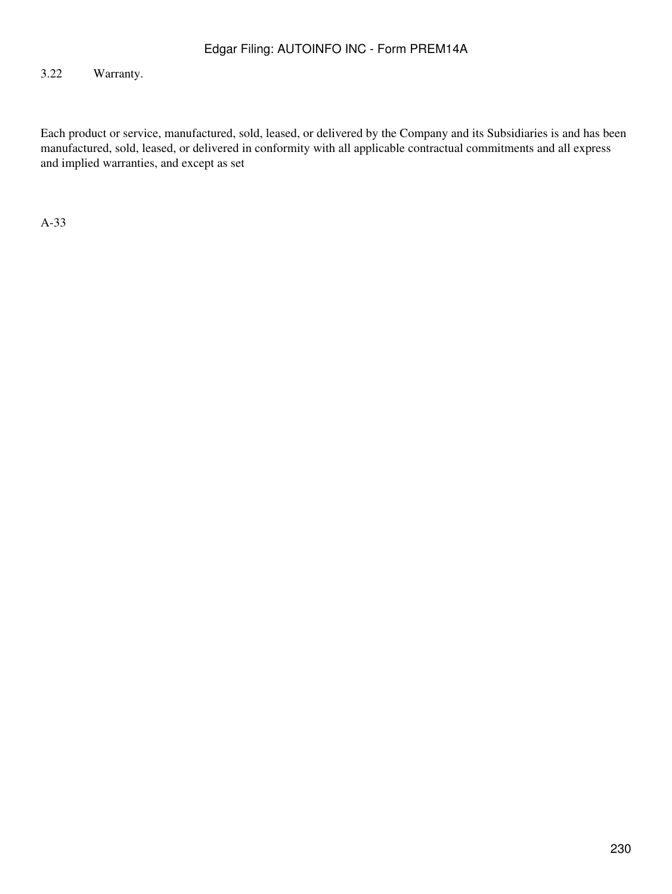3.22 Warranty.

Each product or service, manufactured, sold, leased, or delivered by the Company and its Subsidiaries is and has been manufactured, sold, leased, or delivered in conformity with all applicable contractual commitments and all express and implied warranties, and except as set

A-33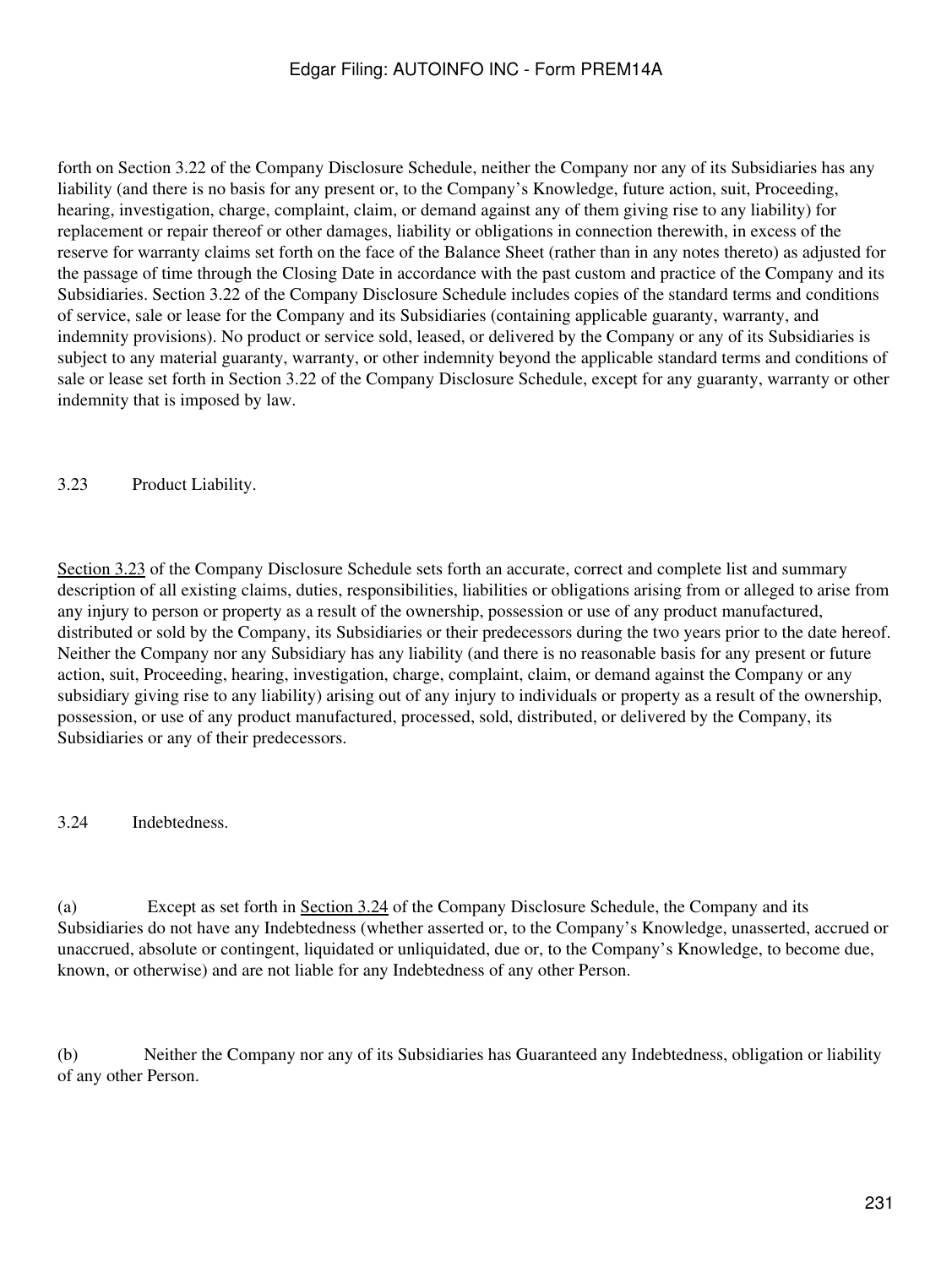forth on Section 3.22 of the Company Disclosure Schedule, neither the Company nor any of its Subsidiaries has any liability (and there is no basis for any present or, to the Company's Knowledge, future action, suit, Proceeding, hearing, investigation, charge, complaint, claim, or demand against any of them giving rise to any liability) for replacement or repair thereof or other damages, liability or obligations in connection therewith, in excess of the reserve for warranty claims set forth on the face of the Balance Sheet (rather than in any notes thereto) as adjusted for the passage of time through the Closing Date in accordance with the past custom and practice of the Company and its Subsidiaries. Section 3.22 of the Company Disclosure Schedule includes copies of the standard terms and conditions of service, sale or lease for the Company and its Subsidiaries (containing applicable guaranty, warranty, and indemnity provisions). No product or service sold, leased, or delivered by the Company or any of its Subsidiaries is subject to any material guaranty, warranty, or other indemnity beyond the applicable standard terms and conditions of sale or lease set forth in Section 3.22 of the Company Disclosure Schedule, except for any guaranty, warranty or other indemnity that is imposed by law.

3.23 Product Liability.

Section 3.23 of the Company Disclosure Schedule sets forth an accurate, correct and complete list and summary description of all existing claims, duties, responsibilities, liabilities or obligations arising from or alleged to arise from any injury to person or property as a result of the ownership, possession or use of any product manufactured, distributed or sold by the Company, its Subsidiaries or their predecessors during the two years prior to the date hereof. Neither the Company nor any Subsidiary has any liability (and there is no reasonable basis for any present or future action, suit, Proceeding, hearing, investigation, charge, complaint, claim, or demand against the Company or any subsidiary giving rise to any liability) arising out of any injury to individuals or property as a result of the ownership, possession, or use of any product manufactured, processed, sold, distributed, or delivered by the Company, its Subsidiaries or any of their predecessors.

3.24 Indebtedness.

(a) Except as set forth in Section 3.24 of the Company Disclosure Schedule, the Company and its Subsidiaries do not have any Indebtedness (whether asserted or, to the Company's Knowledge, unasserted, accrued or unaccrued, absolute or contingent, liquidated or unliquidated, due or, to the Company's Knowledge, to become due, known, or otherwise) and are not liable for any Indebtedness of any other Person.

(b) Neither the Company nor any of its Subsidiaries has Guaranteed any Indebtedness, obligation or liability of any other Person.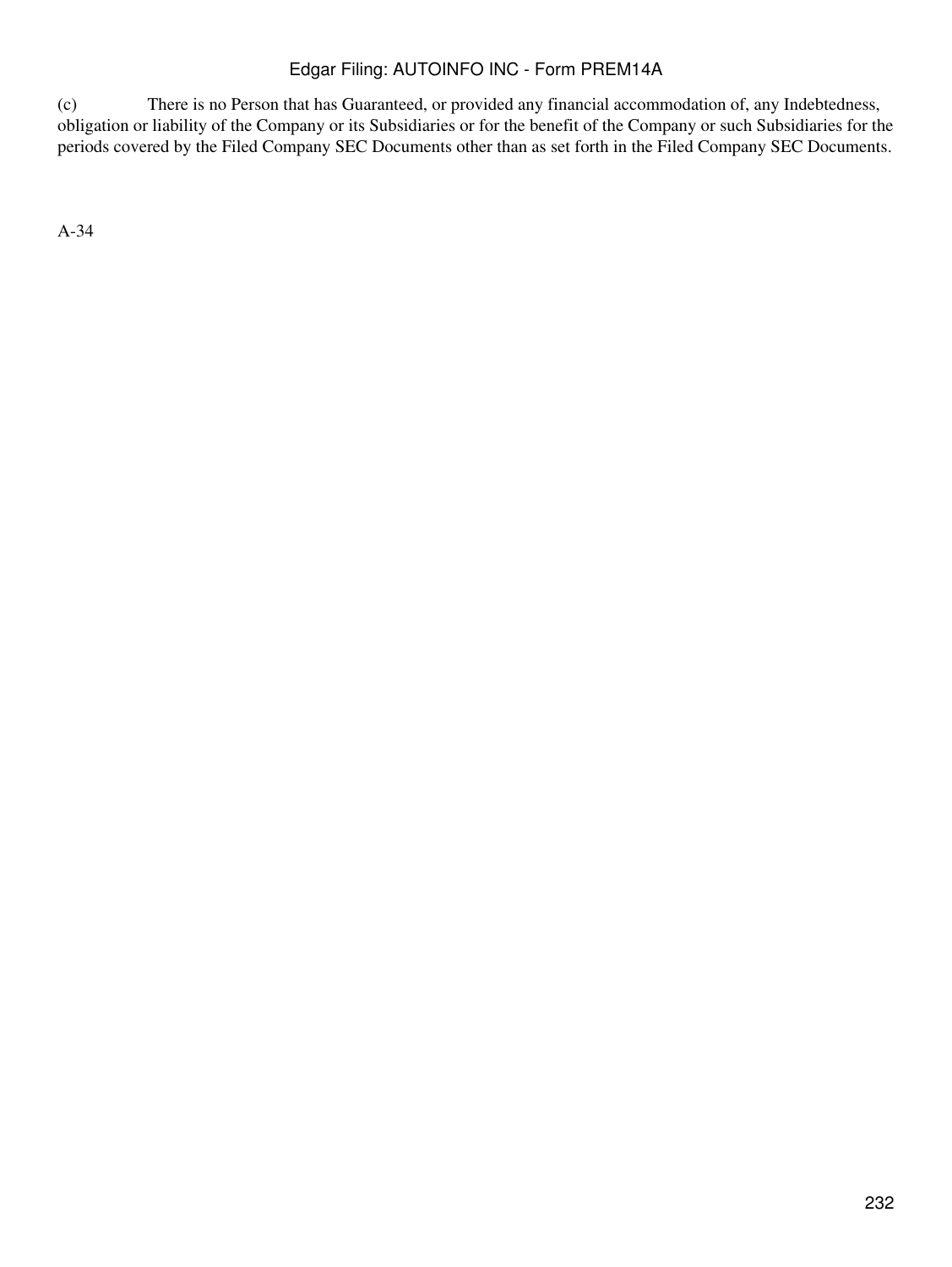(c) There is no Person that has Guaranteed, or provided any financial accommodation of, any Indebtedness, obligation or liability of the Company or its Subsidiaries or for the benefit of the Company or such Subsidiaries for the periods covered by the Filed Company SEC Documents other than as set forth in the Filed Company SEC Documents.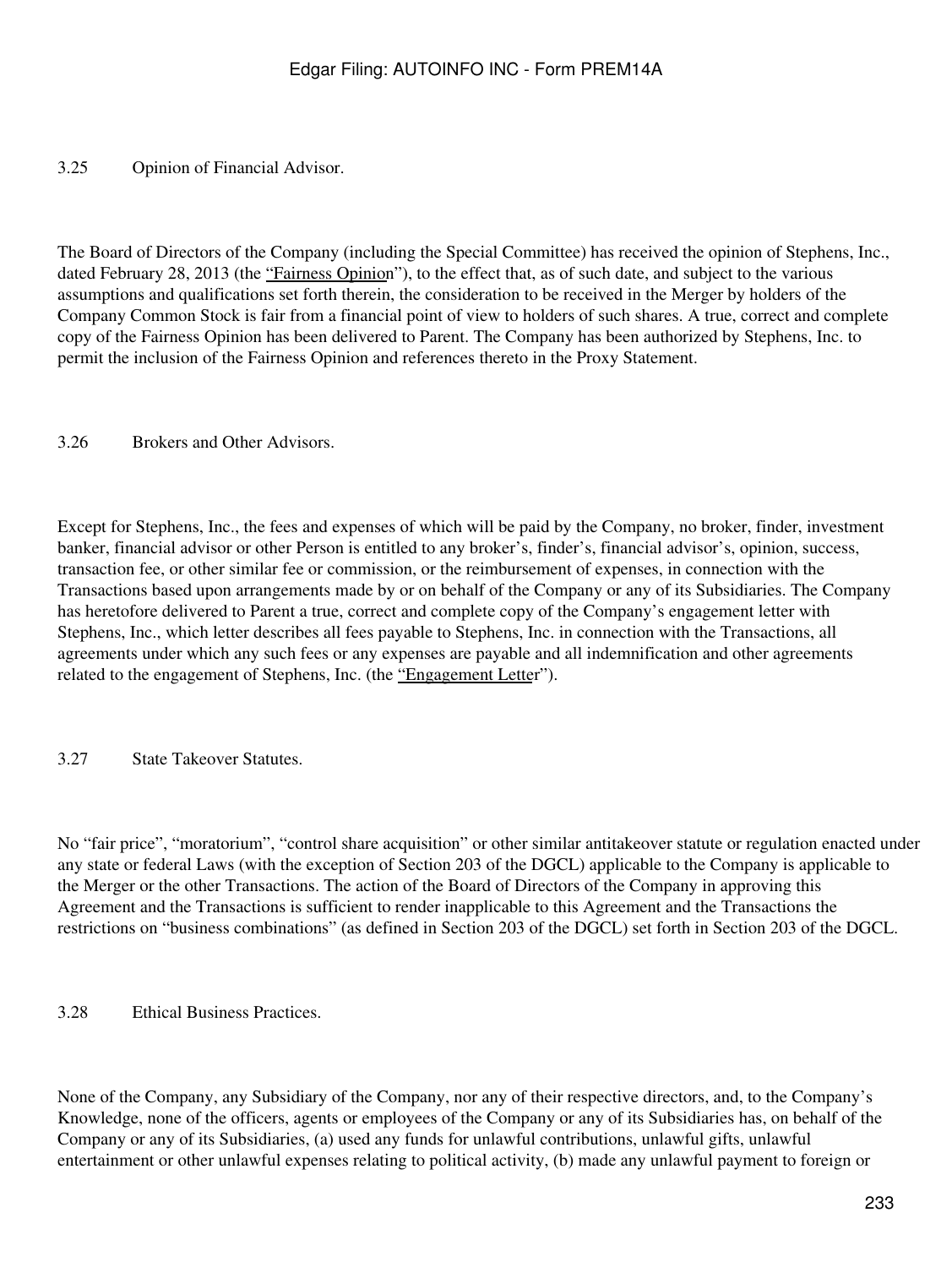3.25 Opinion of Financial Advisor.

The Board of Directors of the Company (including the Special Committee) has received the opinion of Stephens, Inc., dated February 28, 2013 (the "Fairness Opinion"), to the effect that, as of such date, and subject to the various assumptions and qualifications set forth therein, the consideration to be received in the Merger by holders of the Company Common Stock is fair from a financial point of view to holders of such shares. A true, correct and complete copy of the Fairness Opinion has been delivered to Parent. The Company has been authorized by Stephens, Inc. to permit the inclusion of the Fairness Opinion and references thereto in the Proxy Statement.

3.26 Brokers and Other Advisors.

Except for Stephens, Inc., the fees and expenses of which will be paid by the Company, no broker, finder, investment banker, financial advisor or other Person is entitled to any broker's, finder's, financial advisor's, opinion, success, transaction fee, or other similar fee or commission, or the reimbursement of expenses, in connection with the Transactions based upon arrangements made by or on behalf of the Company or any of its Subsidiaries. The Company has heretofore delivered to Parent a true, correct and complete copy of the Company's engagement letter with Stephens, Inc., which letter describes all fees payable to Stephens, Inc. in connection with the Transactions, all agreements under which any such fees or any expenses are payable and all indemnification and other agreements related to the engagement of Stephens, Inc. (the "Engagement Letter").

3.27 State Takeover Statutes.

No "fair price", "moratorium", "control share acquisition" or other similar antitakeover statute or regulation enacted under any state or federal Laws (with the exception of Section 203 of the DGCL) applicable to the Company is applicable to the Merger or the other Transactions. The action of the Board of Directors of the Company in approving this Agreement and the Transactions is sufficient to render inapplicable to this Agreement and the Transactions the restrictions on "business combinations" (as defined in Section 203 of the DGCL) set forth in Section 203 of the DGCL.

3.28 Ethical Business Practices.

None of the Company, any Subsidiary of the Company, nor any of their respective directors, and, to the Company's Knowledge, none of the officers, agents or employees of the Company or any of its Subsidiaries has, on behalf of the Company or any of its Subsidiaries, (a) used any funds for unlawful contributions, unlawful gifts, unlawful entertainment or other unlawful expenses relating to political activity, (b) made any unlawful payment to foreign or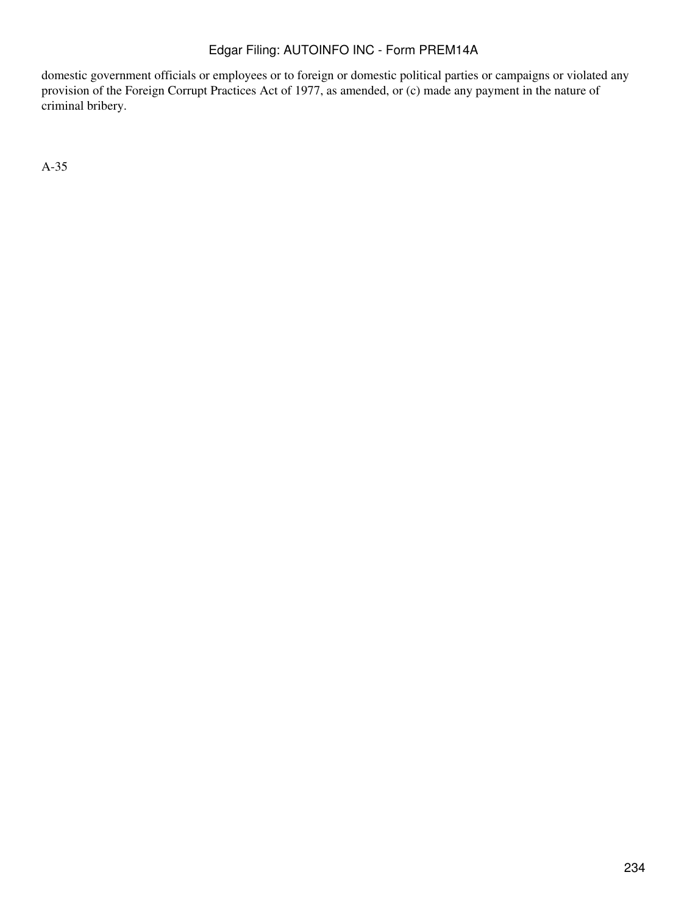domestic government officials or employees or to foreign or domestic political parties or campaigns or violated any provision of the Foreign Corrupt Practices Act of 1977, as amended, or (c) made any payment in the nature of criminal bribery.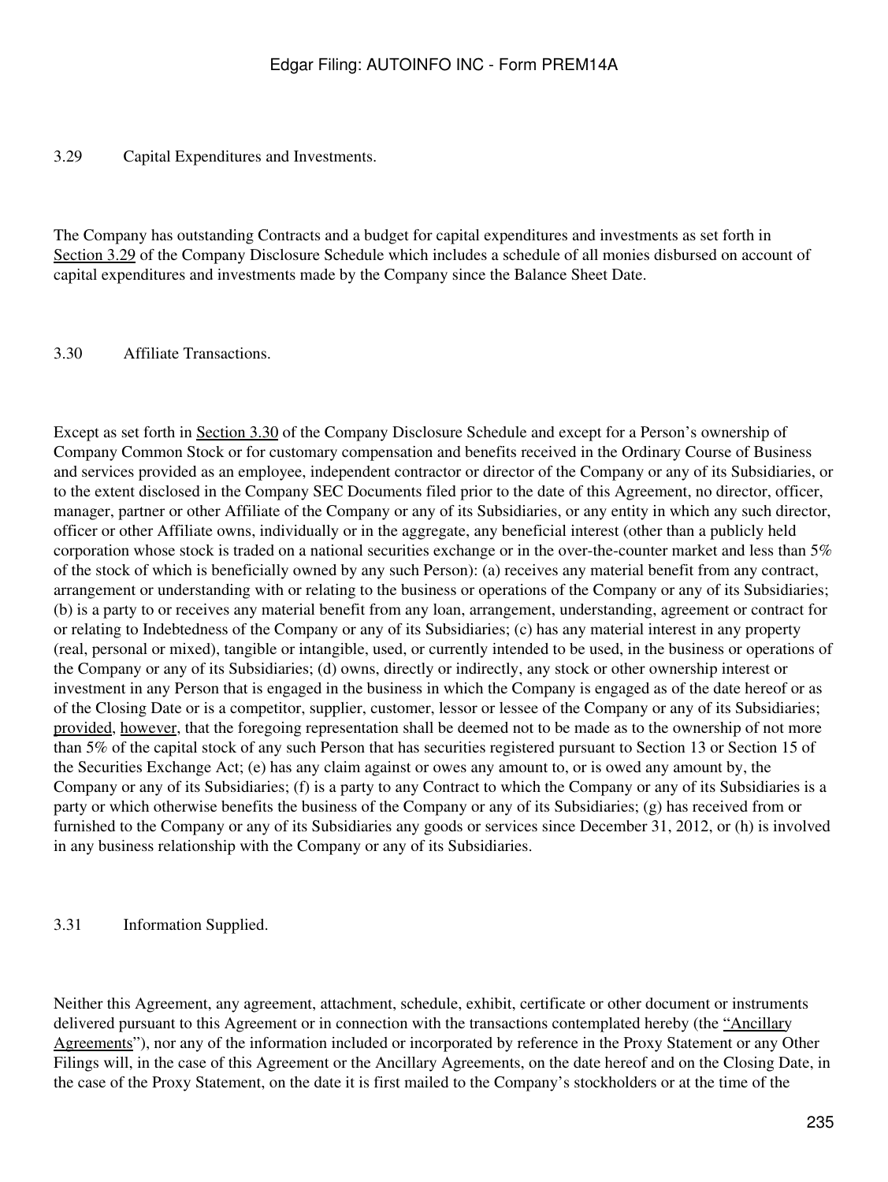3.29 Capital Expenditures and Investments.

The Company has outstanding Contracts and a budget for capital expenditures and investments as set forth in Section 3.29 of the Company Disclosure Schedule which includes a schedule of all monies disbursed on account of capital expenditures and investments made by the Company since the Balance Sheet Date.

3.30 Affiliate Transactions.

Except as set forth in Section 3.30 of the Company Disclosure Schedule and except for a Person's ownership of Company Common Stock or for customary compensation and benefits received in the Ordinary Course of Business and services provided as an employee, independent contractor or director of the Company or any of its Subsidiaries, or to the extent disclosed in the Company SEC Documents filed prior to the date of this Agreement, no director, officer, manager, partner or other Affiliate of the Company or any of its Subsidiaries, or any entity in which any such director, officer or other Affiliate owns, individually or in the aggregate, any beneficial interest (other than a publicly held corporation whose stock is traded on a national securities exchange or in the over-the-counter market and less than 5% of the stock of which is beneficially owned by any such Person): (a) receives any material benefit from any contract, arrangement or understanding with or relating to the business or operations of the Company or any of its Subsidiaries; (b) is a party to or receives any material benefit from any loan, arrangement, understanding, agreement or contract for or relating to Indebtedness of the Company or any of its Subsidiaries; (c) has any material interest in any property (real, personal or mixed), tangible or intangible, used, or currently intended to be used, in the business or operations of the Company or any of its Subsidiaries; (d) owns, directly or indirectly, any stock or other ownership interest or investment in any Person that is engaged in the business in which the Company is engaged as of the date hereof or as of the Closing Date or is a competitor, supplier, customer, lessor or lessee of the Company or any of its Subsidiaries; provided, however, that the foregoing representation shall be deemed not to be made as to the ownership of not more than 5% of the capital stock of any such Person that has securities registered pursuant to Section 13 or Section 15 of the Securities Exchange Act; (e) has any claim against or owes any amount to, or is owed any amount by, the Company or any of its Subsidiaries; (f) is a party to any Contract to which the Company or any of its Subsidiaries is a party or which otherwise benefits the business of the Company or any of its Subsidiaries; (g) has received from or furnished to the Company or any of its Subsidiaries any goods or services since December 31, 2012, or (h) is involved in any business relationship with the Company or any of its Subsidiaries.

3.31 Information Supplied.

Neither this Agreement, any agreement, attachment, schedule, exhibit, certificate or other document or instruments delivered pursuant to this Agreement or in connection with the transactions contemplated hereby (the "Ancillary Agreements"), nor any of the information included or incorporated by reference in the Proxy Statement or any Other Filings will, in the case of this Agreement or the Ancillary Agreements, on the date hereof and on the Closing Date, in the case of the Proxy Statement, on the date it is first mailed to the Company's stockholders or at the time of the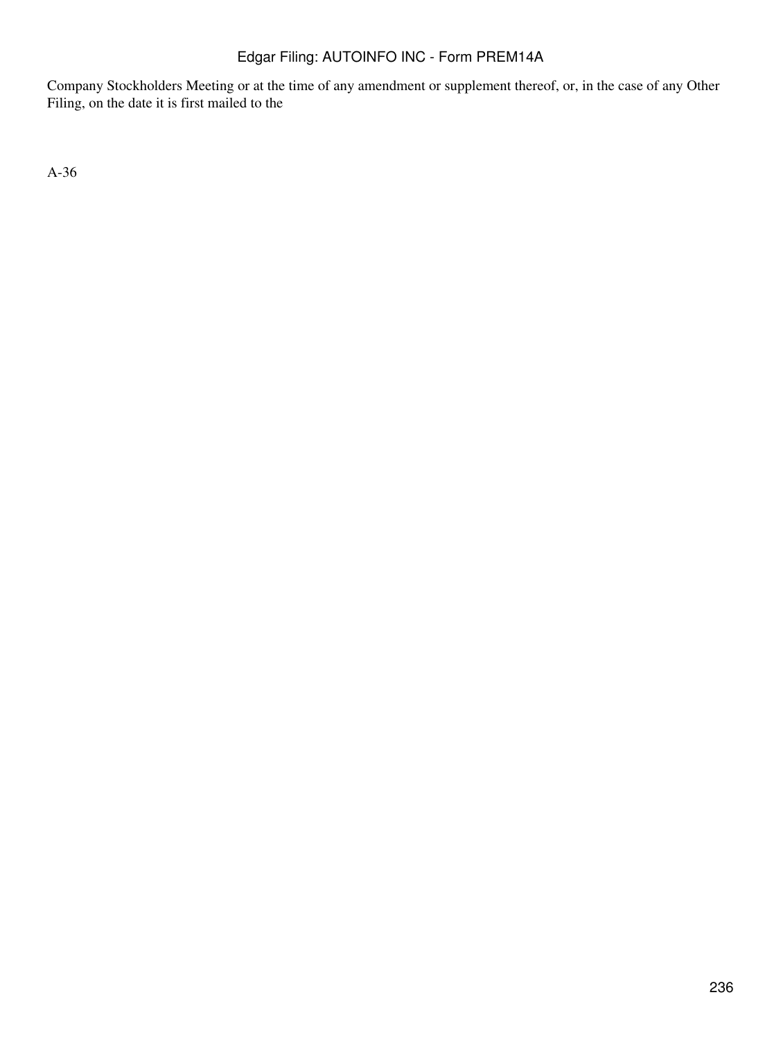Company Stockholders Meeting or at the time of any amendment or supplement thereof, or, in the case of any Other Filing, on the date it is first mailed to the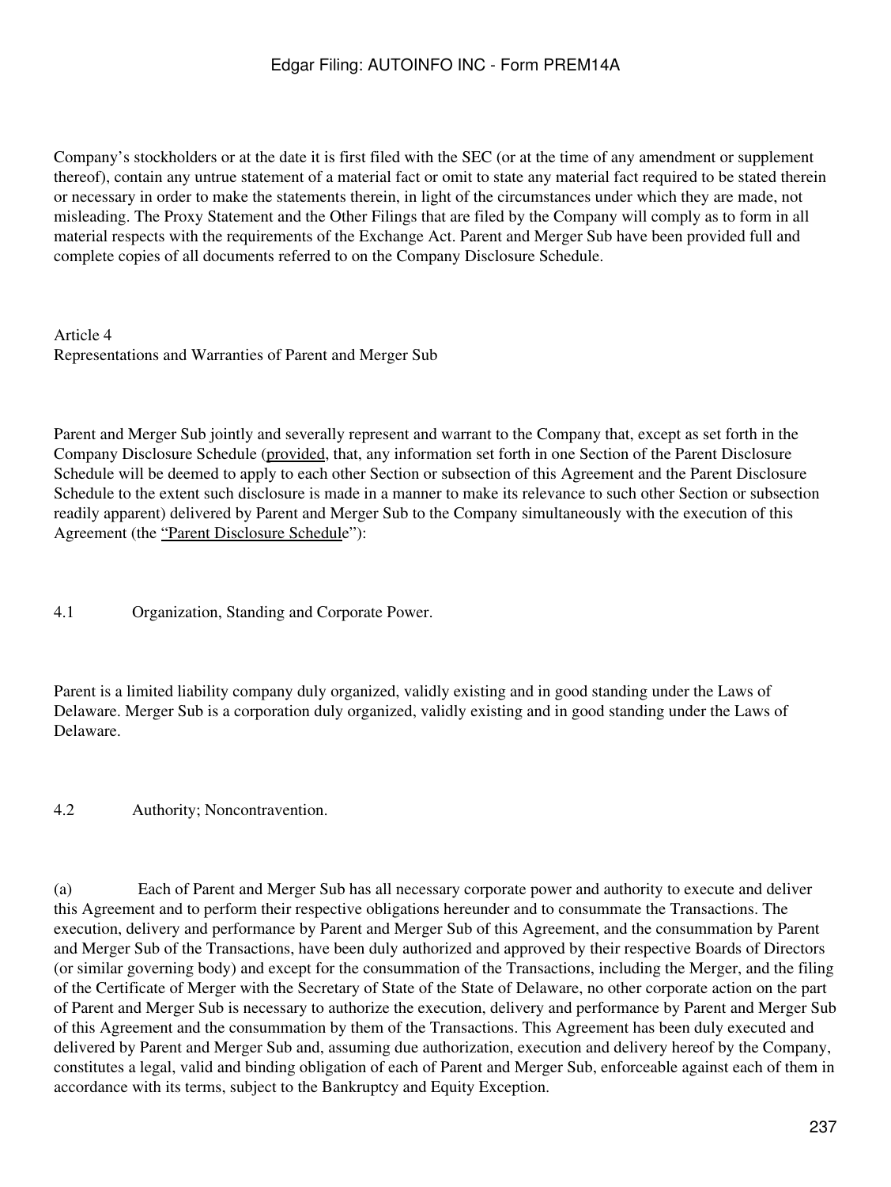Company's stockholders or at the date it is first filed with the SEC (or at the time of any amendment or supplement thereof), contain any untrue statement of a material fact or omit to state any material fact required to be stated therein or necessary in order to make the statements therein, in light of the circumstances under which they are made, not misleading. The Proxy Statement and the Other Filings that are filed by the Company will comply as to form in all material respects with the requirements of the Exchange Act. Parent and Merger Sub have been provided full and complete copies of all documents referred to on the Company Disclosure Schedule.

## Article 4
## Representations and Warranties of Parent and Merger Sub

Parent and Merger Sub jointly and severally represent and warrant to the Company that, except as set forth in the Company Disclosure Schedule (provided, that, any information set forth in one Section of the Parent Disclosure Schedule will be deemed to apply to each other Section or subsection of this Agreement and the Parent Disclosure Schedule to the extent such disclosure is made in a manner to make its relevance to such other Section or subsection readily apparent) delivered by Parent and Merger Sub to the Company simultaneously with the execution of this Agreement (the "Parent Disclosure Schedule"):

### 4.1 Organization, Standing and Corporate Power.

Parent is a limited liability company duly organized, validly existing and in good standing under the Laws of Delaware. Merger Sub is a corporation duly organized, validly existing and in good standing under the Laws of Delaware.

### 4.2 Authority; Noncontravention.

(a) Each of Parent and Merger Sub has all necessary corporate power and authority to execute and deliver this Agreement and to perform their respective obligations hereunder and to consummate the Transactions. The execution, delivery and performance by Parent and Merger Sub of this Agreement, and the consummation by Parent and Merger Sub of the Transactions, have been duly authorized and approved by their respective Boards of Directors (or similar governing body) and except for the consummation of the Transactions, including the Merger, and the filing of the Certificate of Merger with the Secretary of State of the State of Delaware, no other corporate action on the part of Parent and Merger Sub is necessary to authorize the execution, delivery and performance by Parent and Merger Sub of this Agreement and the consummation by them of the Transactions. This Agreement has been duly executed and delivered by Parent and Merger Sub and, assuming due authorization, execution and delivery hereof by the Company, constitutes a legal, valid and binding obligation of each of Parent and Merger Sub, enforceable against each of them in accordance with its terms, subject to the Bankruptcy and Equity Exception.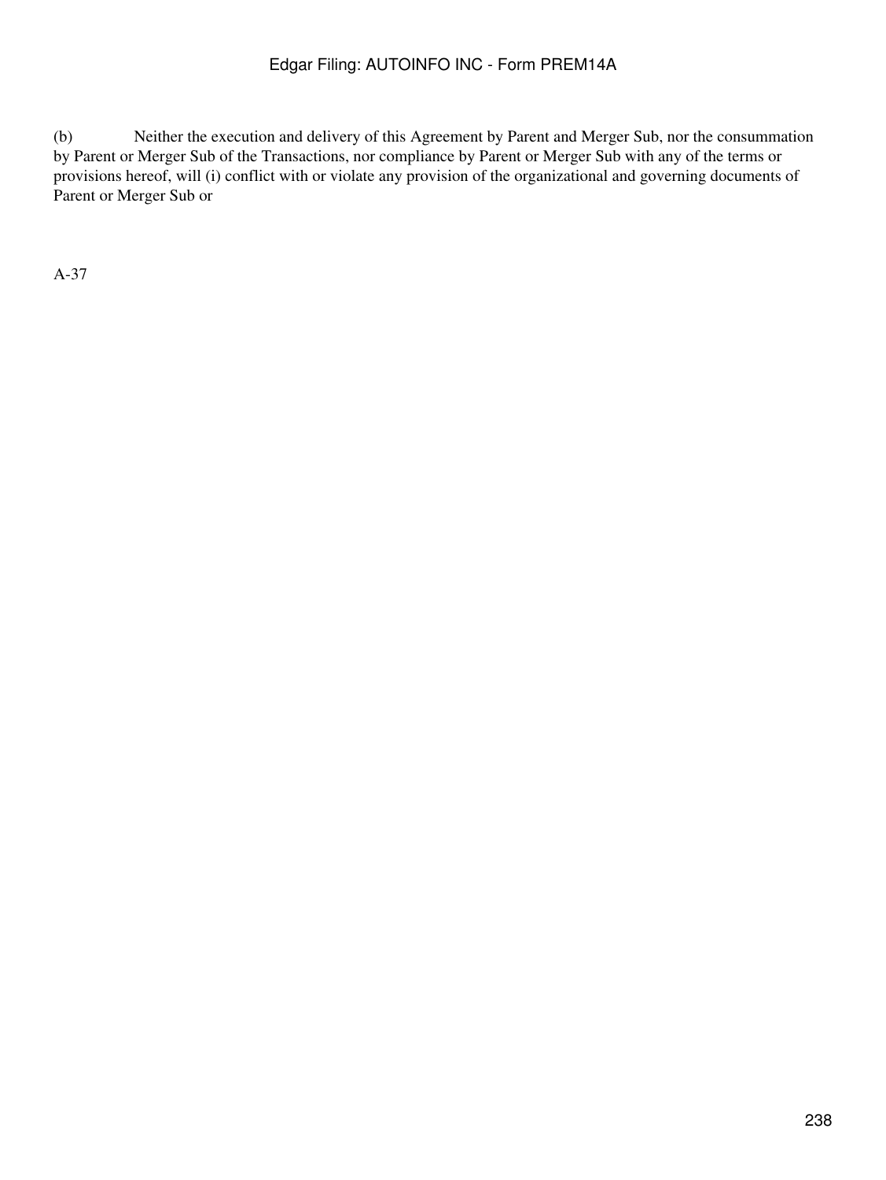(b) Neither the execution and delivery of this Agreement by Parent and Merger Sub, nor the consummation by Parent or Merger Sub of the Transactions, nor compliance by Parent or Merger Sub with any of the terms or provisions hereof, will (i) conflict with or violate any provision of the organizational and governing documents of Parent or Merger Sub or

A-37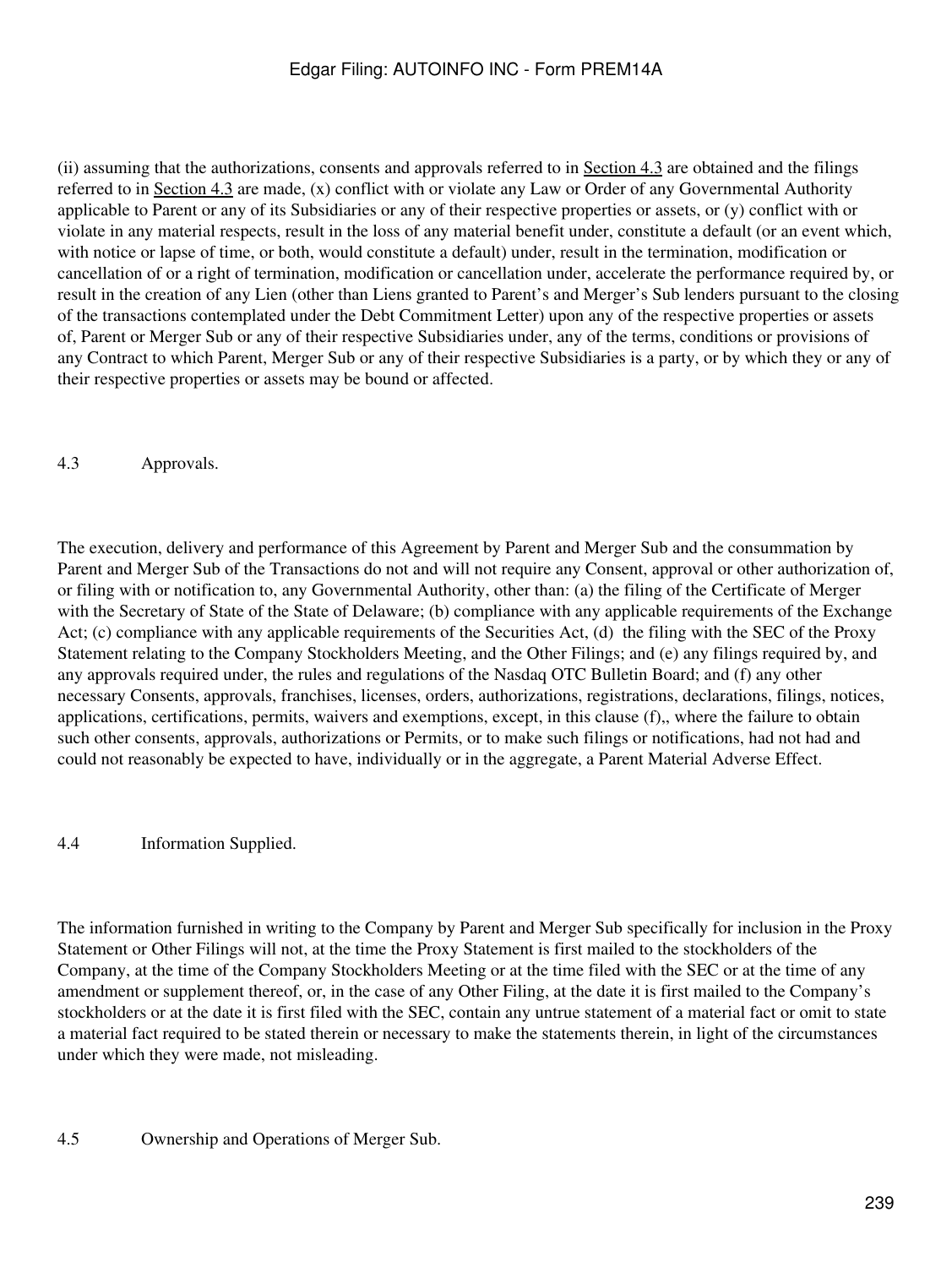(ii) assuming that the authorizations, consents and approvals referred to in Section 4.3 are obtained and the filings referred to in Section 4.3 are made, (x) conflict with or violate any Law or Order of any Governmental Authority applicable to Parent or any of its Subsidiaries or any of their respective properties or assets, or (y) conflict with or violate in any material respects, result in the loss of any material benefit under, constitute a default (or an event which, with notice or lapse of time, or both, would constitute a default) under, result in the termination, modification or cancellation of or a right of termination, modification or cancellation under, accelerate the performance required by, or result in the creation of any Lien (other than Liens granted to Parent's and Merger's Sub lenders pursuant to the closing of the transactions contemplated under the Debt Commitment Letter) upon any of the respective properties or assets of, Parent or Merger Sub or any of their respective Subsidiaries under, any of the terms, conditions or provisions of any Contract to which Parent, Merger Sub or any of their respective Subsidiaries is a party, or by which they or any of their respective properties or assets may be bound or affected.

4.3 Approvals.

The execution, delivery and performance of this Agreement by Parent and Merger Sub and the consummation by Parent and Merger Sub of the Transactions do not and will not require any Consent, approval or other authorization of, or filing with or notification to, any Governmental Authority, other than: (a) the filing of the Certificate of Merger with the Secretary of State of the State of Delaware; (b) compliance with any applicable requirements of the Exchange Act; (c) compliance with any applicable requirements of the Securities Act, (d) the filing with the SEC of the Proxy Statement relating to the Company Stockholders Meeting, and the Other Filings; and (e) any filings required by, and any approvals required under, the rules and regulations of the Nasdaq OTC Bulletin Board; and (f) any other necessary Consents, approvals, franchises, licenses, orders, authorizations, registrations, declarations, filings, notices, applications, certifications, permits, waivers and exemptions, except, in this clause (f),, where the failure to obtain such other consents, approvals, authorizations or Permits, or to make such filings or notifications, had not had and could not reasonably be expected to have, individually or in the aggregate, a Parent Material Adverse Effect.

4.4 Information Supplied.

The information furnished in writing to the Company by Parent and Merger Sub specifically for inclusion in the Proxy Statement or Other Filings will not, at the time the Proxy Statement is first mailed to the stockholders of the Company, at the time of the Company Stockholders Meeting or at the time filed with the SEC or at the time of any amendment or supplement thereof, or, in the case of any Other Filing, at the date it is first mailed to the Company's stockholders or at the date it is first filed with the SEC, contain any untrue statement of a material fact or omit to state a material fact required to be stated therein or necessary to make the statements therein, in light of the circumstances under which they were made, not misleading.

4.5 Ownership and Operations of Merger Sub.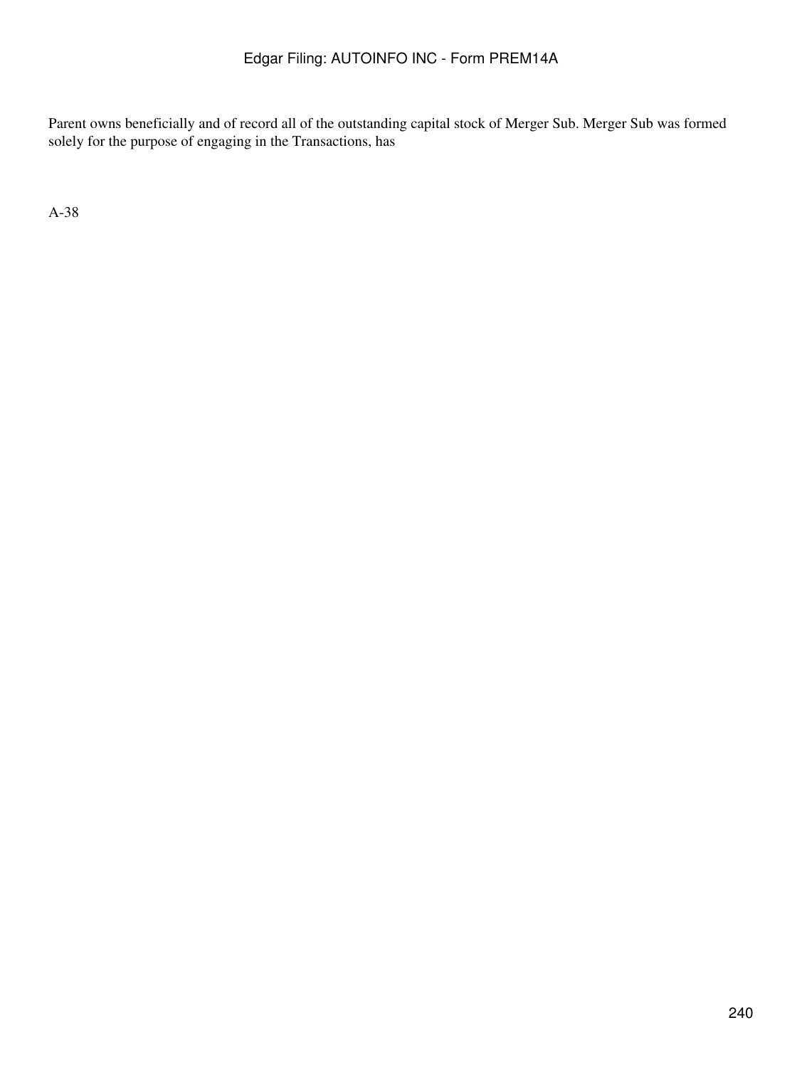Parent owns beneficially and of record all of the outstanding capital stock of Merger Sub. Merger Sub was formed solely for the purpose of engaging in the Transactions, has

A-38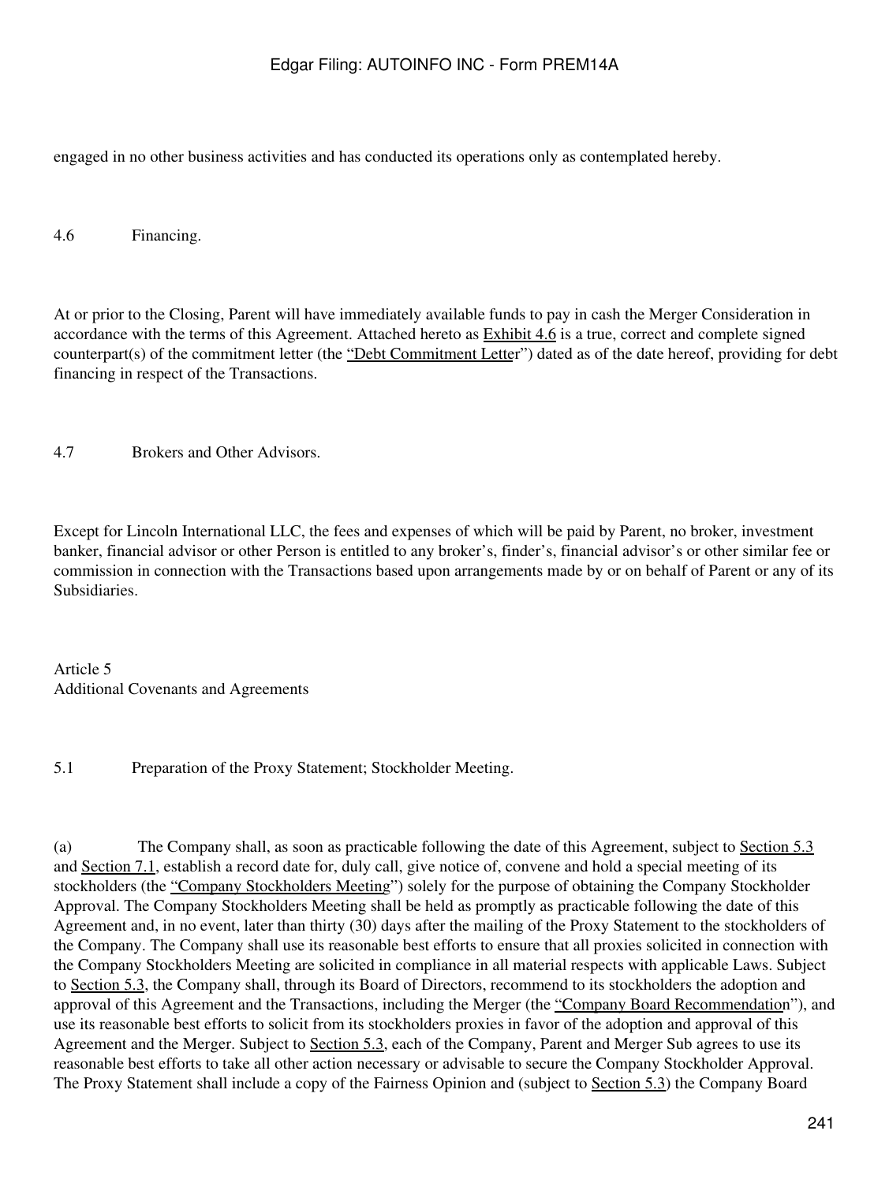engaged in no other business activities and has conducted its operations only as contemplated hereby.

4.6 Financing.

At or prior to the Closing, Parent will have immediately available funds to pay in cash the Merger Consideration in accordance with the terms of this Agreement. Attached hereto as Exhibit 4.6 is a true, correct and complete signed counterpart(s) of the commitment letter (the "Debt Commitment Letter") dated as of the date hereof, providing for debt financing in respect of the Transactions.

4.7 Brokers and Other Advisors.

Except for Lincoln International LLC, the fees and expenses of which will be paid by Parent, no broker, investment banker, financial advisor or other Person is entitled to any broker's, finder's, financial advisor's or other similar fee or commission in connection with the Transactions based upon arrangements made by or on behalf of Parent or any of its Subsidiaries.

## Article 5
## Additional Covenants and Agreements

5.1 Preparation of the Proxy Statement; Stockholder Meeting.

(a) The Company shall, as soon as practicable following the date of this Agreement, subject to Section 5.3 and Section 7.1, establish a record date for, duly call, give notice of, convene and hold a special meeting of its stockholders (the "Company Stockholders Meeting") solely for the purpose of obtaining the Company Stockholder Approval. The Company Stockholders Meeting shall be held as promptly as practicable following the date of this Agreement and, in no event, later than thirty (30) days after the mailing of the Proxy Statement to the stockholders of the Company. The Company shall use its reasonable best efforts to ensure that all proxies solicited in connection with the Company Stockholders Meeting are solicited in compliance in all material respects with applicable Laws. Subject to Section 5.3, the Company shall, through its Board of Directors, recommend to its stockholders the adoption and approval of this Agreement and the Transactions, including the Merger (the "Company Board Recommendation"), and use its reasonable best efforts to solicit from its stockholders proxies in favor of the adoption and approval of this Agreement and the Merger. Subject to Section 5.3, each of the Company, Parent and Merger Sub agrees to use its reasonable best efforts to take all other action necessary or advisable to secure the Company Stockholder Approval. The Proxy Statement shall include a copy of the Fairness Opinion and (subject to Section 5.3) the Company Board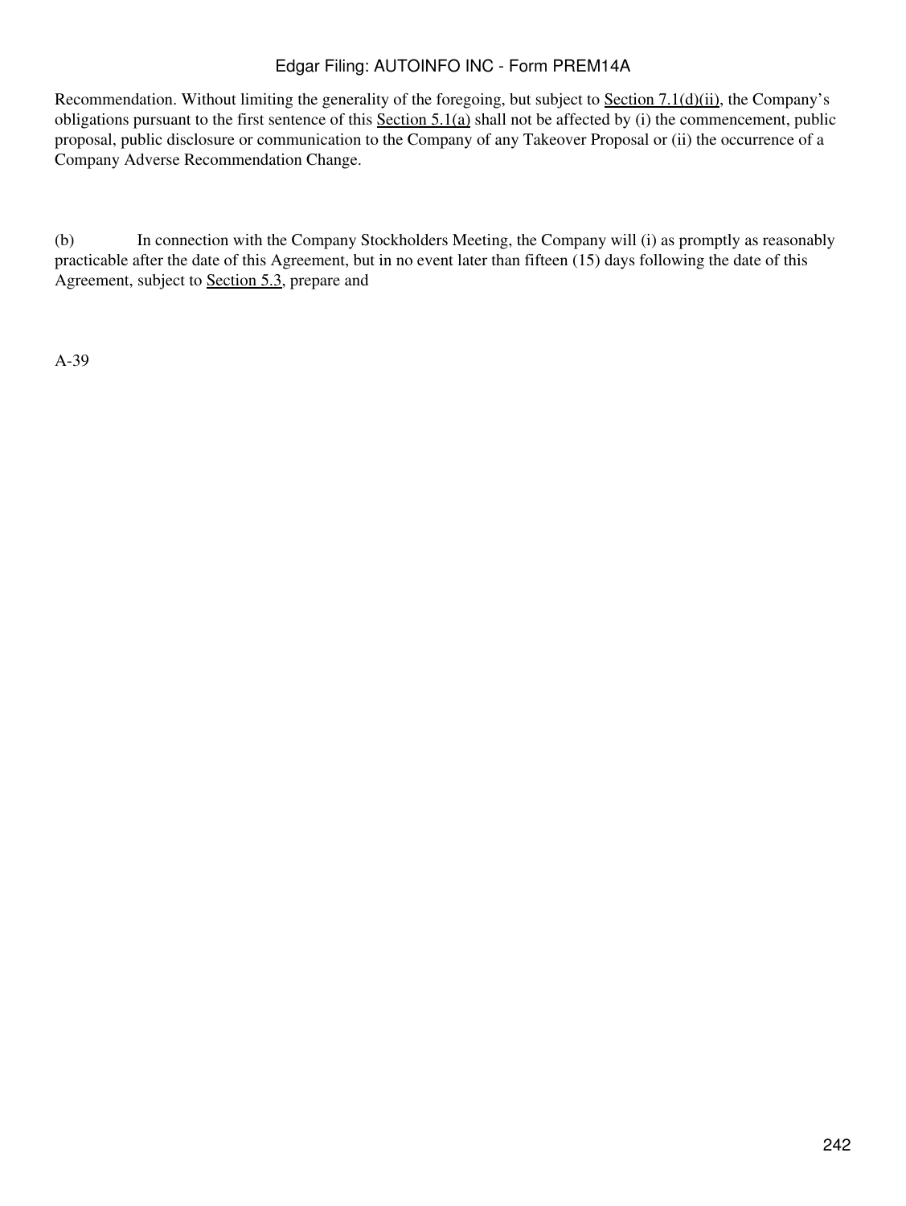Recommendation. Without limiting the generality of the foregoing, but subject to Section 7.1(d)(ii), the Company's obligations pursuant to the first sentence of this Section 5.1(a) shall not be affected by (i) the commencement, public proposal, public disclosure or communication to the Company of any Takeover Proposal or (ii) the occurrence of a Company Adverse Recommendation Change.

(b) In connection with the Company Stockholders Meeting, the Company will (i) as promptly as reasonably practicable after the date of this Agreement, but in no event later than fifteen (15) days following the date of this Agreement, subject to Section 5.3, prepare and

A-39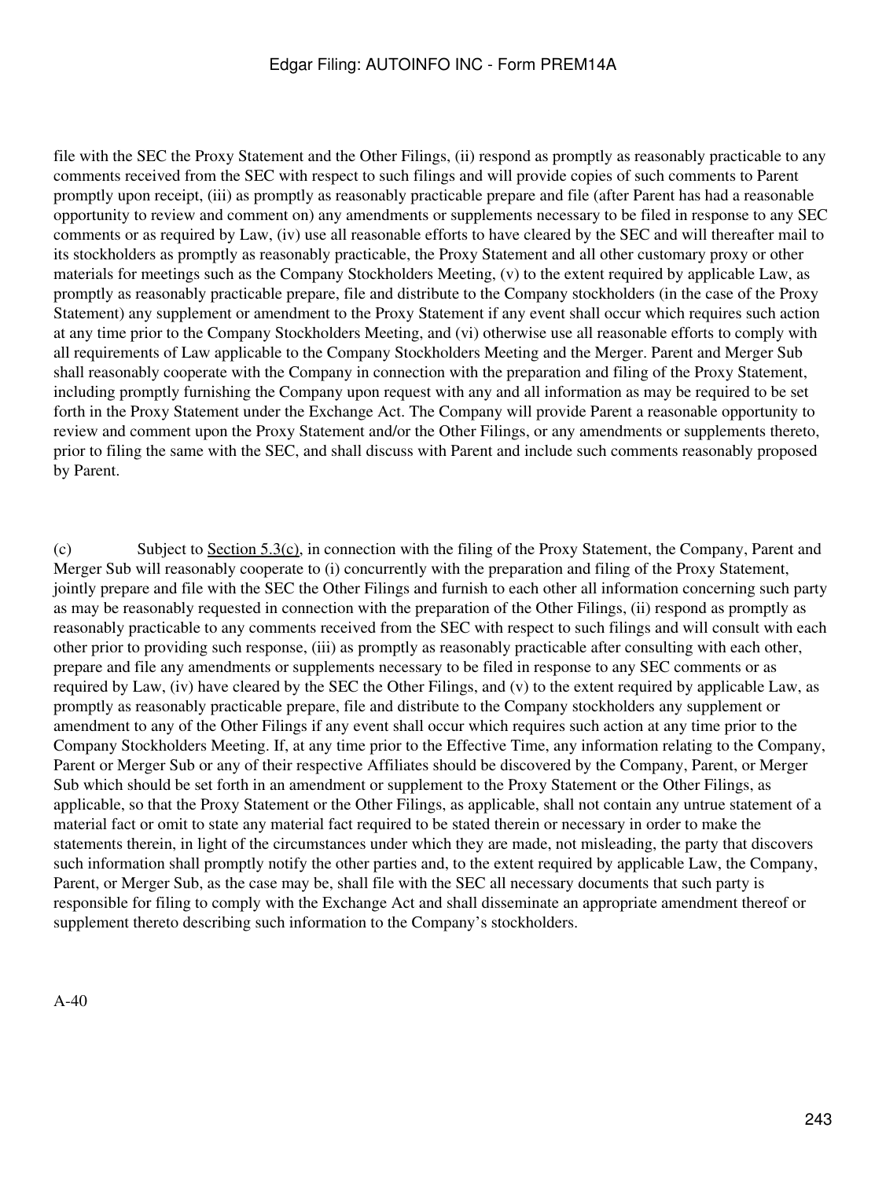file with the SEC the Proxy Statement and the Other Filings, (ii) respond as promptly as reasonably practicable to any comments received from the SEC with respect to such filings and will provide copies of such comments to Parent promptly upon receipt, (iii) as promptly as reasonably practicable prepare and file (after Parent has had a reasonable opportunity to review and comment on) any amendments or supplements necessary to be filed in response to any SEC comments or as required by Law, (iv) use all reasonable efforts to have cleared by the SEC and will thereafter mail to its stockholders as promptly as reasonably practicable, the Proxy Statement and all other customary proxy or other materials for meetings such as the Company Stockholders Meeting, (v) to the extent required by applicable Law, as promptly as reasonably practicable prepare, file and distribute to the Company stockholders (in the case of the Proxy Statement) any supplement or amendment to the Proxy Statement if any event shall occur which requires such action at any time prior to the Company Stockholders Meeting, and (vi) otherwise use all reasonable efforts to comply with all requirements of Law applicable to the Company Stockholders Meeting and the Merger. Parent and Merger Sub shall reasonably cooperate with the Company in connection with the preparation and filing of the Proxy Statement, including promptly furnishing the Company upon request with any and all information as may be required to be set forth in the Proxy Statement under the Exchange Act. The Company will provide Parent a reasonable opportunity to review and comment upon the Proxy Statement and/or the Other Filings, or any amendments or supplements thereto, prior to filing the same with the SEC, and shall discuss with Parent and include such comments reasonably proposed by Parent.

(c) Subject to Section 5.3(c), in connection with the filing of the Proxy Statement, the Company, Parent and Merger Sub will reasonably cooperate to (i) concurrently with the preparation and filing of the Proxy Statement, jointly prepare and file with the SEC the Other Filings and furnish to each other all information concerning such party as may be reasonably requested in connection with the preparation of the Other Filings, (ii) respond as promptly as reasonably practicable to any comments received from the SEC with respect to such filings and will consult with each other prior to providing such response, (iii) as promptly as reasonably practicable after consulting with each other, prepare and file any amendments or supplements necessary to be filed in response to any SEC comments or as required by Law, (iv) have cleared by the SEC the Other Filings, and (v) to the extent required by applicable Law, as promptly as reasonably practicable prepare, file and distribute to the Company stockholders any supplement or amendment to any of the Other Filings if any event shall occur which requires such action at any time prior to the Company Stockholders Meeting. If, at any time prior to the Effective Time, any information relating to the Company, Parent or Merger Sub or any of their respective Affiliates should be discovered by the Company, Parent, or Merger Sub which should be set forth in an amendment or supplement to the Proxy Statement or the Other Filings, as applicable, so that the Proxy Statement or the Other Filings, as applicable, shall not contain any untrue statement of a material fact or omit to state any material fact required to be stated therein or necessary in order to make the statements therein, in light of the circumstances under which they are made, not misleading, the party that discovers such information shall promptly notify the other parties and, to the extent required by applicable Law, the Company, Parent, or Merger Sub, as the case may be, shall file with the SEC all necessary documents that such party is responsible for filing to comply with the Exchange Act and shall disseminate an appropriate amendment thereof or supplement thereto describing such information to the Company's stockholders.

A-40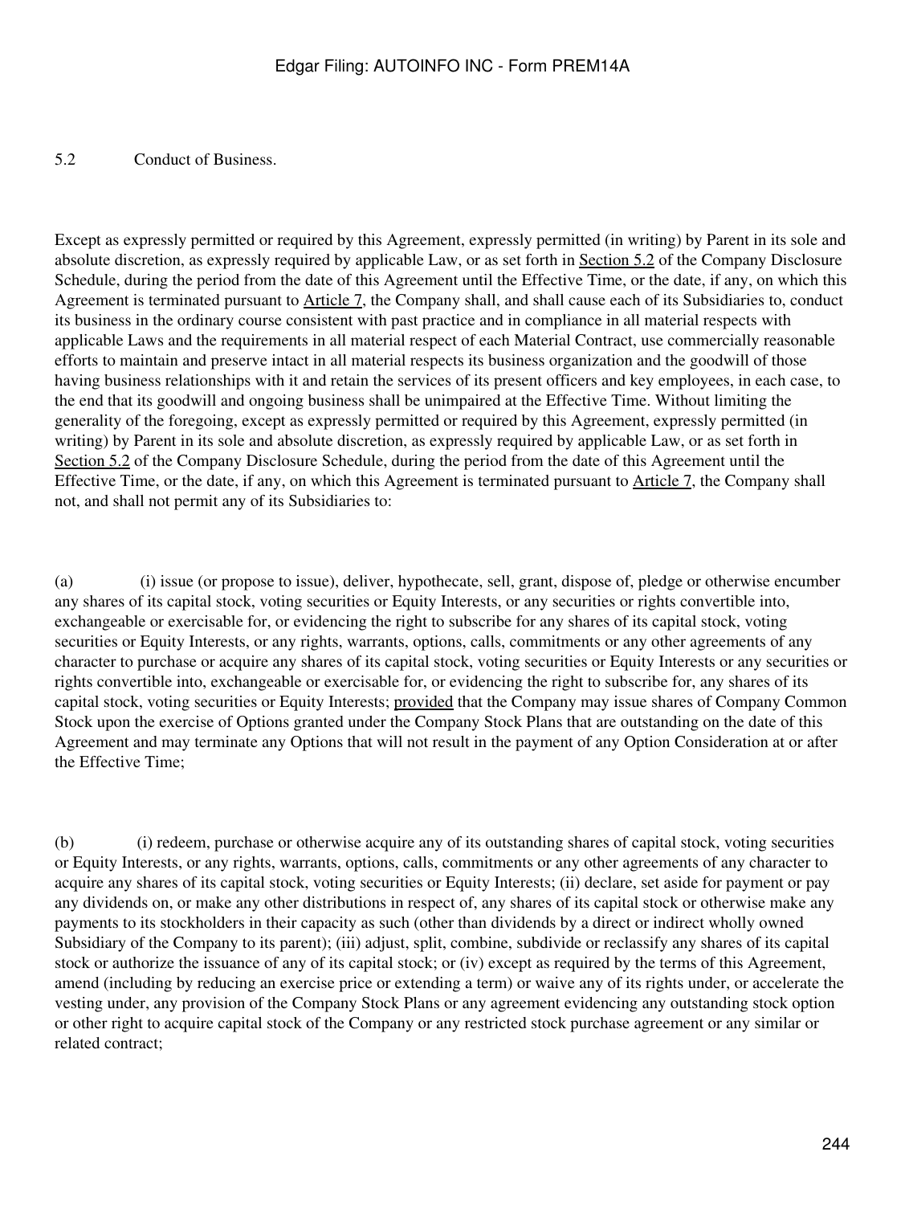5.2 Conduct of Business.

Except as expressly permitted or required by this Agreement, expressly permitted (in writing) by Parent in its sole and absolute discretion, as expressly required by applicable Law, or as set forth in Section 5.2 of the Company Disclosure Schedule, during the period from the date of this Agreement until the Effective Time, or the date, if any, on which this Agreement is terminated pursuant to Article 7, the Company shall, and shall cause each of its Subsidiaries to, conduct its business in the ordinary course consistent with past practice and in compliance in all material respects with applicable Laws and the requirements in all material respect of each Material Contract, use commercially reasonable efforts to maintain and preserve intact in all material respects its business organization and the goodwill of those having business relationships with it and retain the services of its present officers and key employees, in each case, to the end that its goodwill and ongoing business shall be unimpaired at the Effective Time. Without limiting the generality of the foregoing, except as expressly permitted or required by this Agreement, expressly permitted (in writing) by Parent in its sole and absolute discretion, as expressly required by applicable Law, or as set forth in Section 5.2 of the Company Disclosure Schedule, during the period from the date of this Agreement until the Effective Time, or the date, if any, on which this Agreement is terminated pursuant to Article 7, the Company shall not, and shall not permit any of its Subsidiaries to:

(a) (i) issue (or propose to issue), deliver, hypothecate, sell, grant, dispose of, pledge or otherwise encumber any shares of its capital stock, voting securities or Equity Interests, or any securities or rights convertible into, exchangeable or exercisable for, or evidencing the right to subscribe for any shares of its capital stock, voting securities or Equity Interests, or any rights, warrants, options, calls, commitments or any other agreements of any character to purchase or acquire any shares of its capital stock, voting securities or Equity Interests or any securities or rights convertible into, exchangeable or exercisable for, or evidencing the right to subscribe for, any shares of its capital stock, voting securities or Equity Interests; provided that the Company may issue shares of Company Common Stock upon the exercise of Options granted under the Company Stock Plans that are outstanding on the date of this Agreement and may terminate any Options that will not result in the payment of any Option Consideration at or after the Effective Time;

(b) (i) redeem, purchase or otherwise acquire any of its outstanding shares of capital stock, voting securities or Equity Interests, or any rights, warrants, options, calls, commitments or any other agreements of any character to acquire any shares of its capital stock, voting securities or Equity Interests; (ii) declare, set aside for payment or pay any dividends on, or make any other distributions in respect of, any shares of its capital stock or otherwise make any payments to its stockholders in their capacity as such (other than dividends by a direct or indirect wholly owned Subsidiary of the Company to its parent); (iii) adjust, split, combine, subdivide or reclassify any shares of its capital stock or authorize the issuance of any of its capital stock; or (iv) except as required by the terms of this Agreement, amend (including by reducing an exercise price or extending a term) or waive any of its rights under, or accelerate the vesting under, any provision of the Company Stock Plans or any agreement evidencing any outstanding stock option or other right to acquire capital stock of the Company or any restricted stock purchase agreement or any similar or related contract;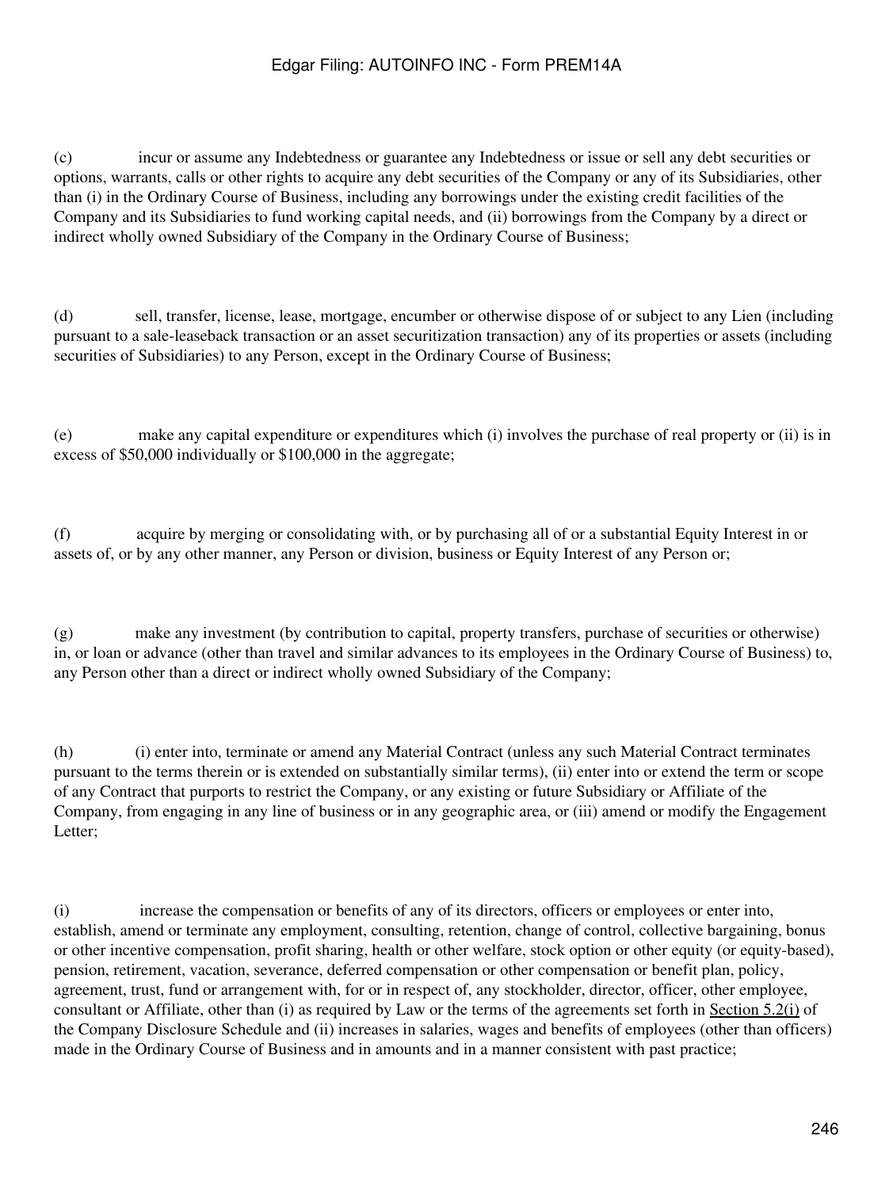(c) incur or assume any Indebtedness or guarantee any Indebtedness or issue or sell any debt securities or options, warrants, calls or other rights to acquire any debt securities of the Company or any of its Subsidiaries, other than (i) in the Ordinary Course of Business, including any borrowings under the existing credit facilities of the Company and its Subsidiaries to fund working capital needs, and (ii) borrowings from the Company by a direct or indirect wholly owned Subsidiary of the Company in the Ordinary Course of Business;

(d) sell, transfer, license, lease, mortgage, encumber or otherwise dispose of or subject to any Lien (including pursuant to a sale-leaseback transaction or an asset securitization transaction) any of its properties or assets (including securities of Subsidiaries) to any Person, except in the Ordinary Course of Business;

(e) make any capital expenditure or expenditures which (i) involves the purchase of real property or (ii) is in excess of $50,000 individually or $100,000 in the aggregate;

(f) acquire by merging or consolidating with, or by purchasing all of or a substantial Equity Interest in or assets of, or by any other manner, any Person or division, business or Equity Interest of any Person or;

(g) make any investment (by contribution to capital, property transfers, purchase of securities or otherwise) in, or loan or advance (other than travel and similar advances to its employees in the Ordinary Course of Business) to, any Person other than a direct or indirect wholly owned Subsidiary of the Company;

(h) (i) enter into, terminate or amend any Material Contract (unless any such Material Contract terminates pursuant to the terms therein or is extended on substantially similar terms), (ii) enter into or extend the term or scope of any Contract that purports to restrict the Company, or any existing or future Subsidiary or Affiliate of the Company, from engaging in any line of business or in any geographic area, or (iii) amend or modify the Engagement Letter;

(i) increase the compensation or benefits of any of its directors, officers or employees or enter into, establish, amend or terminate any employment, consulting, retention, change of control, collective bargaining, bonus or other incentive compensation, profit sharing, health or other welfare, stock option or other equity (or equity-based), pension, retirement, vacation, severance, deferred compensation or other compensation or benefit plan, policy, agreement, trust, fund or arrangement with, for or in respect of, any stockholder, director, officer, other employee, consultant or Affiliate, other than (i) as required by Law or the terms of the agreements set forth in Section 5.2(i) of the Company Disclosure Schedule and (ii) increases in salaries, wages and benefits of employees (other than officers) made in the Ordinary Course of Business and in amounts and in a manner consistent with past practice;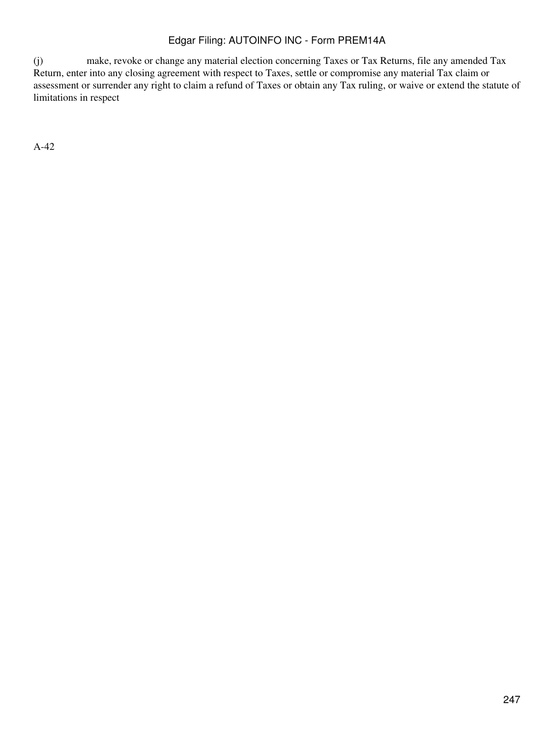(j) make, revoke or change any material election concerning Taxes or Tax Returns, file any amended Tax Return, enter into any closing agreement with respect to Taxes, settle or compromise any material Tax claim or assessment or surrender any right to claim a refund of Taxes or obtain any Tax ruling, or waive or extend the statute of limitations in respect

A-42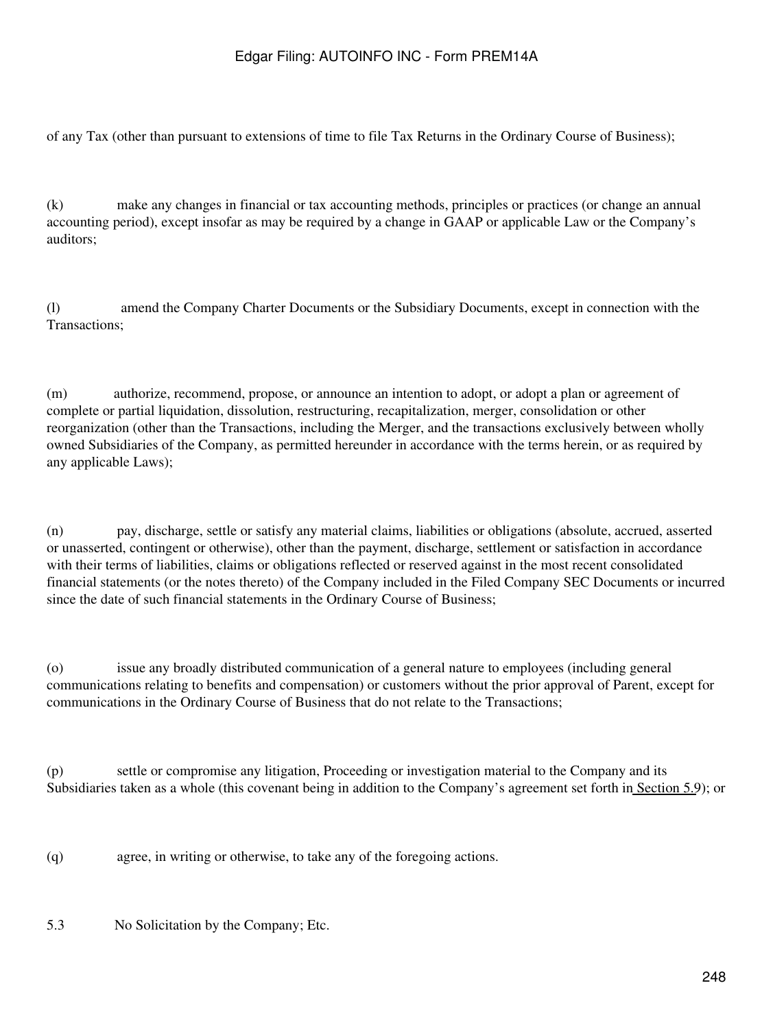of any Tax (other than pursuant to extensions of time to file Tax Returns in the Ordinary Course of Business);

(k) make any changes in financial or tax accounting methods, principles or practices (or change an annual accounting period), except insofar as may be required by a change in GAAP or applicable Law or the Company's auditors;

(l) amend the Company Charter Documents or the Subsidiary Documents, except in connection with the Transactions;

(m) authorize, recommend, propose, or announce an intention to adopt, or adopt a plan or agreement of complete or partial liquidation, dissolution, restructuring, recapitalization, merger, consolidation or other reorganization (other than the Transactions, including the Merger, and the transactions exclusively between wholly owned Subsidiaries of the Company, as permitted hereunder in accordance with the terms herein, or as required by any applicable Laws);

(n) pay, discharge, settle or satisfy any material claims, liabilities or obligations (absolute, accrued, asserted or unasserted, contingent or otherwise), other than the payment, discharge, settlement or satisfaction in accordance with their terms of liabilities, claims or obligations reflected or reserved against in the most recent consolidated financial statements (or the notes thereto) of the Company included in the Filed Company SEC Documents or incurred since the date of such financial statements in the Ordinary Course of Business;

(o) issue any broadly distributed communication of a general nature to employees (including general communications relating to benefits and compensation) or customers without the prior approval of Parent, except for communications in the Ordinary Course of Business that do not relate to the Transactions;

(p) settle or compromise any litigation, Proceeding or investigation material to the Company and its Subsidiaries taken as a whole (this covenant being in addition to the Company's agreement set forth in Section 5.9); or

(q) agree, in writing or otherwise, to take any of the foregoing actions.

5.3 No Solicitation by the Company; Etc.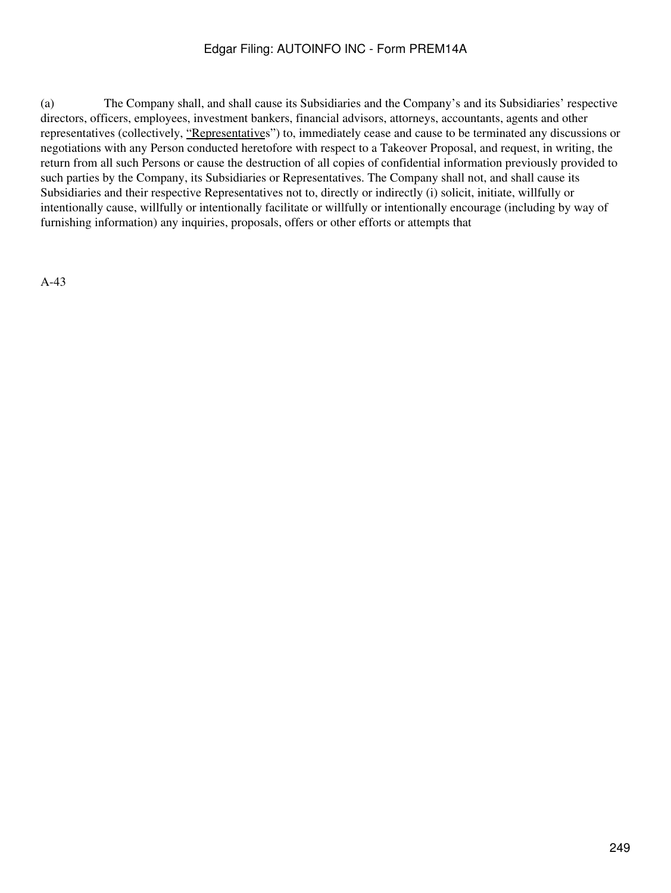(a) The Company shall, and shall cause its Subsidiaries and the Company's and its Subsidiaries' respective directors, officers, employees, investment bankers, financial advisors, attorneys, accountants, agents and other representatives (collectively, "Representatives") to, immediately cease and cause to be terminated any discussions or negotiations with any Person conducted heretofore with respect to a Takeover Proposal, and request, in writing, the return from all such Persons or cause the destruction of all copies of confidential information previously provided to such parties by the Company, its Subsidiaries or Representatives. The Company shall not, and shall cause its Subsidiaries and their respective Representatives not to, directly or indirectly (i) solicit, initiate, willfully or intentionally cause, willfully or intentionally facilitate or willfully or intentionally encourage (including by way of furnishing information) any inquiries, proposals, offers or other efforts or attempts that

A-43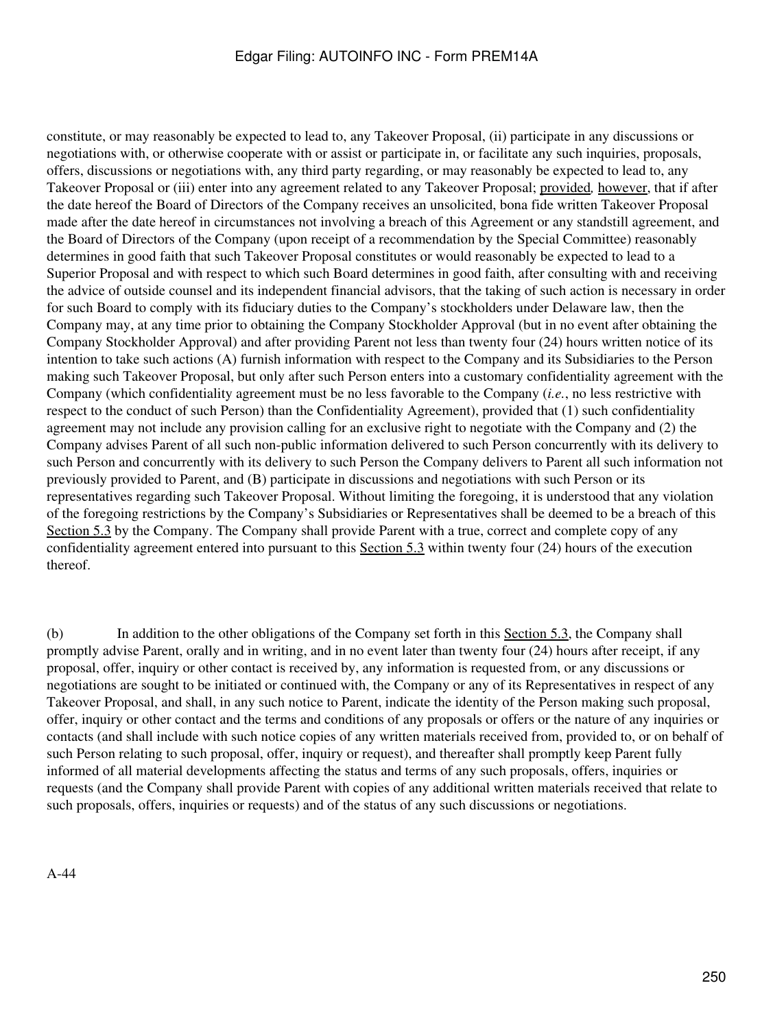constitute, or may reasonably be expected to lead to, any Takeover Proposal, (ii) participate in any discussions or negotiations with, or otherwise cooperate with or assist or participate in, or facilitate any such inquiries, proposals, offers, discussions or negotiations with, any third party regarding, or may reasonably be expected to lead to, any Takeover Proposal or (iii) enter into any agreement related to any Takeover Proposal; provided*,* however, that if after the date hereof the Board of Directors of the Company receives an unsolicited, bona fide written Takeover Proposal made after the date hereof in circumstances not involving a breach of this Agreement or any standstill agreement, and the Board of Directors of the Company (upon receipt of a recommendation by the Special Committee) reasonably determines in good faith that such Takeover Proposal constitutes or would reasonably be expected to lead to a Superior Proposal and with respect to which such Board determines in good faith, after consulting with and receiving the advice of outside counsel and its independent financial advisors, that the taking of such action is necessary in order for such Board to comply with its fiduciary duties to the Company's stockholders under Delaware law, then the Company may, at any time prior to obtaining the Company Stockholder Approval (but in no event after obtaining the Company Stockholder Approval) and after providing Parent not less than twenty four (24) hours written notice of its intention to take such actions (A) furnish information with respect to the Company and its Subsidiaries to the Person making such Takeover Proposal, but only after such Person enters into a customary confidentiality agreement with the Company (which confidentiality agreement must be no less favorable to the Company (*i.e.*, no less restrictive with respect to the conduct of such Person) than the Confidentiality Agreement), provided that (1) such confidentiality agreement may not include any provision calling for an exclusive right to negotiate with the Company and (2) the Company advises Parent of all such non-public information delivered to such Person concurrently with its delivery to such Person and concurrently with its delivery to such Person the Company delivers to Parent all such information not previously provided to Parent, and (B) participate in discussions and negotiations with such Person or its representatives regarding such Takeover Proposal. Without limiting the foregoing, it is understood that any violation of the foregoing restrictions by the Company's Subsidiaries or Representatives shall be deemed to be a breach of this Section 5.3 by the Company. The Company shall provide Parent with a true, correct and complete copy of any confidentiality agreement entered into pursuant to this Section 5.3 within twenty four (24) hours of the execution thereof.

(b) In addition to the other obligations of the Company set forth in this Section 5.3, the Company shall promptly advise Parent, orally and in writing, and in no event later than twenty four (24) hours after receipt, if any proposal, offer, inquiry or other contact is received by, any information is requested from, or any discussions or negotiations are sought to be initiated or continued with, the Company or any of its Representatives in respect of any Takeover Proposal, and shall, in any such notice to Parent, indicate the identity of the Person making such proposal, offer, inquiry or other contact and the terms and conditions of any proposals or offers or the nature of any inquiries or contacts (and shall include with such notice copies of any written materials received from, provided to, or on behalf of such Person relating to such proposal, offer, inquiry or request), and thereafter shall promptly keep Parent fully informed of all material developments affecting the status and terms of any such proposals, offers, inquiries or requests (and the Company shall provide Parent with copies of any additional written materials received that relate to such proposals, offers, inquiries or requests) and of the status of any such discussions or negotiations.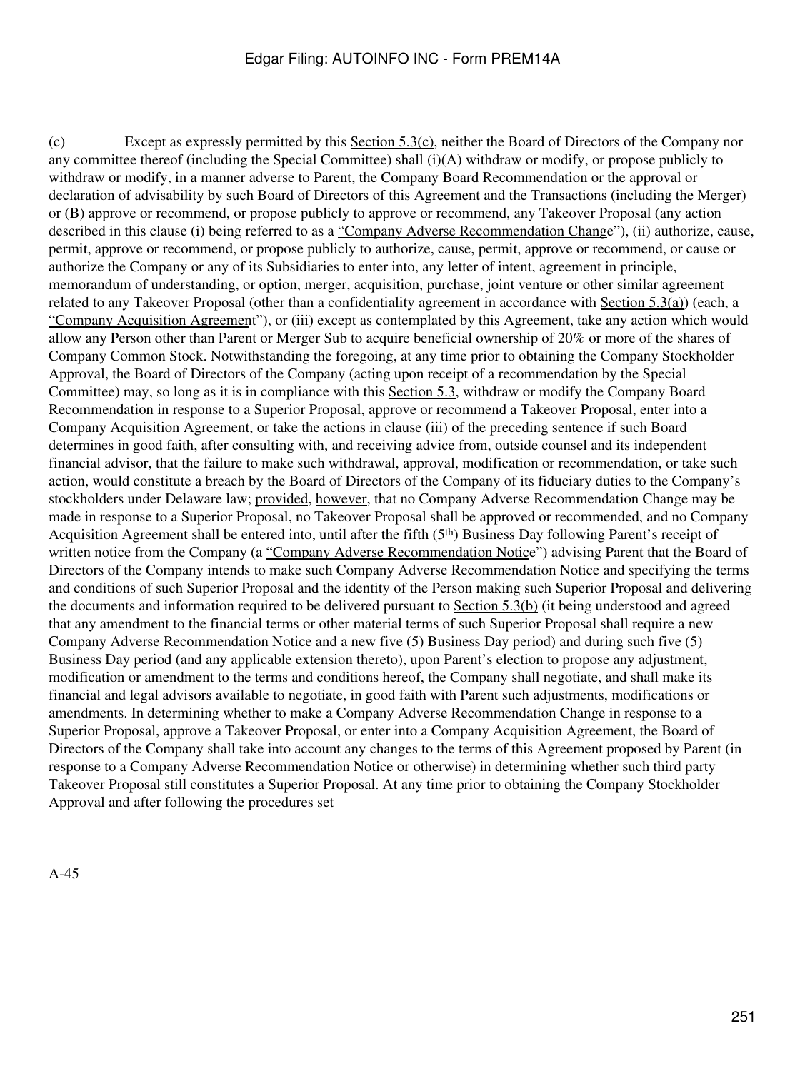(c) Except as expressly permitted by this Section 5.3(c), neither the Board of Directors of the Company nor any committee thereof (including the Special Committee) shall (i)(A) withdraw or modify, or propose publicly to withdraw or modify, in a manner adverse to Parent, the Company Board Recommendation or the approval or declaration of advisability by such Board of Directors of this Agreement and the Transactions (including the Merger) or (B) approve or recommend, or propose publicly to approve or recommend, any Takeover Proposal (any action described in this clause (i) being referred to as a "Company Adverse Recommendation Change"), (ii) authorize, cause, permit, approve or recommend, or propose publicly to authorize, cause, permit, approve or recommend, or cause or authorize the Company or any of its Subsidiaries to enter into, any letter of intent, agreement in principle, memorandum of understanding, or option, merger, acquisition, purchase, joint venture or other similar agreement related to any Takeover Proposal (other than a confidentiality agreement in accordance with Section 5.3(a)) (each, a "Company Acquisition Agreement"), or (iii) except as contemplated by this Agreement, take any action which would allow any Person other than Parent or Merger Sub to acquire beneficial ownership of 20% or more of the shares of Company Common Stock. Notwithstanding the foregoing, at any time prior to obtaining the Company Stockholder Approval, the Board of Directors of the Company (acting upon receipt of a recommendation by the Special Committee) may, so long as it is in compliance with this Section 5.3, withdraw or modify the Company Board Recommendation in response to a Superior Proposal, approve or recommend a Takeover Proposal, enter into a Company Acquisition Agreement, or take the actions in clause (iii) of the preceding sentence if such Board determines in good faith, after consulting with, and receiving advice from, outside counsel and its independent financial advisor, that the failure to make such withdrawal, approval, modification or recommendation, or take such action, would constitute a breach by the Board of Directors of the Company of its fiduciary duties to the Company's stockholders under Delaware law; provided, however, that no Company Adverse Recommendation Change may be made in response to a Superior Proposal, no Takeover Proposal shall be approved or recommended, and no Company Acquisition Agreement shall be entered into, until after the fifth (5th) Business Day following Parent's receipt of written notice from the Company (a "Company Adverse Recommendation Notice") advising Parent that the Board of Directors of the Company intends to make such Company Adverse Recommendation Notice and specifying the terms and conditions of such Superior Proposal and the identity of the Person making such Superior Proposal and delivering the documents and information required to be delivered pursuant to Section 5.3(b) (it being understood and agreed that any amendment to the financial terms or other material terms of such Superior Proposal shall require a new Company Adverse Recommendation Notice and a new five (5) Business Day period) and during such five (5) Business Day period (and any applicable extension thereto), upon Parent's election to propose any adjustment, modification or amendment to the terms and conditions hereof, the Company shall negotiate, and shall make its financial and legal advisors available to negotiate, in good faith with Parent such adjustments, modifications or amendments. In determining whether to make a Company Adverse Recommendation Change in response to a Superior Proposal, approve a Takeover Proposal, or enter into a Company Acquisition Agreement, the Board of Directors of the Company shall take into account any changes to the terms of this Agreement proposed by Parent (in response to a Company Adverse Recommendation Notice or otherwise) in determining whether such third party Takeover Proposal still constitutes a Superior Proposal. At any time prior to obtaining the Company Stockholder Approval and after following the procedures set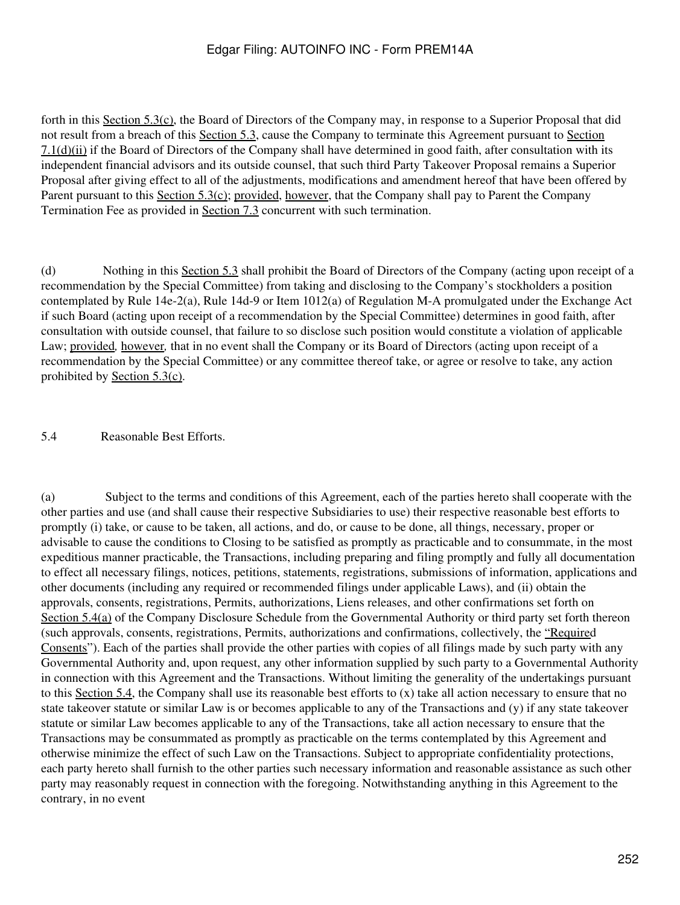forth in this Section 5.3(c), the Board of Directors of the Company may, in response to a Superior Proposal that did not result from a breach of this Section 5.3, cause the Company to terminate this Agreement pursuant to Section 7.1(d)(ii) if the Board of Directors of the Company shall have determined in good faith, after consultation with its independent financial advisors and its outside counsel, that such third Party Takeover Proposal remains a Superior Proposal after giving effect to all of the adjustments, modifications and amendment hereof that have been offered by Parent pursuant to this Section 5.3(c); provided, however, that the Company shall pay to Parent the Company Termination Fee as provided in Section 7.3 concurrent with such termination.

(d) Nothing in this Section 5.3 shall prohibit the Board of Directors of the Company (acting upon receipt of a recommendation by the Special Committee) from taking and disclosing to the Company's stockholders a position contemplated by Rule 14e-2(a), Rule 14d-9 or Item 1012(a) of Regulation M-A promulgated under the Exchange Act if such Board (acting upon receipt of a recommendation by the Special Committee) determines in good faith, after consultation with outside counsel, that failure to so disclose such position would constitute a violation of applicable Law; *provided, however,* that in no event shall the Company or its Board of Directors (acting upon receipt of a recommendation by the Special Committee) or any committee thereof take, or agree or resolve to take, any action prohibited by Section 5.3(c).

5.4 Reasonable Best Efforts.

(a) Subject to the terms and conditions of this Agreement, each of the parties hereto shall cooperate with the other parties and use (and shall cause their respective Subsidiaries to use) their respective reasonable best efforts to promptly (i) take, or cause to be taken, all actions, and do, or cause to be done, all things, necessary, proper or advisable to cause the conditions to Closing to be satisfied as promptly as practicable and to consummate, in the most expeditious manner practicable, the Transactions, including preparing and filing promptly and fully all documentation to effect all necessary filings, notices, petitions, statements, registrations, submissions of information, applications and other documents (including any required or recommended filings under applicable Laws), and (ii) obtain the approvals, consents, registrations, Permits, authorizations, Liens releases, and other confirmations set forth on Section 5.4(a) of the Company Disclosure Schedule from the Governmental Authority or third party set forth thereon (such approvals, consents, registrations, Permits, authorizations and confirmations, collectively, the "Required Consents"). Each of the parties shall provide the other parties with copies of all filings made by such party with any Governmental Authority and, upon request, any other information supplied by such party to a Governmental Authority in connection with this Agreement and the Transactions. Without limiting the generality of the undertakings pursuant to this Section 5.4, the Company shall use its reasonable best efforts to (x) take all action necessary to ensure that no state takeover statute or similar Law is or becomes applicable to any of the Transactions and (y) if any state takeover statute or similar Law becomes applicable to any of the Transactions, take all action necessary to ensure that the Transactions may be consummated as promptly as practicable on the terms contemplated by this Agreement and otherwise minimize the effect of such Law on the Transactions. Subject to appropriate confidentiality protections, each party hereto shall furnish to the other parties such necessary information and reasonable assistance as such other party may reasonably request in connection with the foregoing. Notwithstanding anything in this Agreement to the contrary, in no event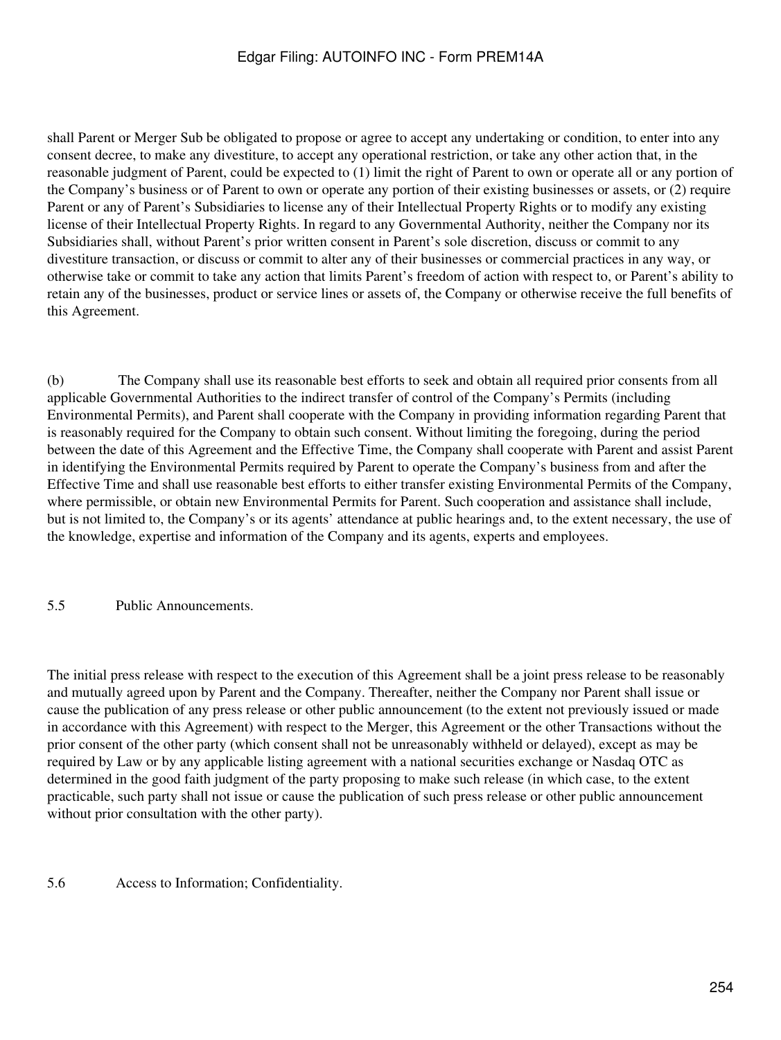shall Parent or Merger Sub be obligated to propose or agree to accept any undertaking or condition, to enter into any consent decree, to make any divestiture, to accept any operational restriction, or take any other action that, in the reasonable judgment of Parent, could be expected to (1) limit the right of Parent to own or operate all or any portion of the Company's business or of Parent to own or operate any portion of their existing businesses or assets, or (2) require Parent or any of Parent's Subsidiaries to license any of their Intellectual Property Rights or to modify any existing license of their Intellectual Property Rights. In regard to any Governmental Authority, neither the Company nor its Subsidiaries shall, without Parent's prior written consent in Parent's sole discretion, discuss or commit to any divestiture transaction, or discuss or commit to alter any of their businesses or commercial practices in any way, or otherwise take or commit to take any action that limits Parent's freedom of action with respect to, or Parent's ability to retain any of the businesses, product or service lines or assets of, the Company or otherwise receive the full benefits of this Agreement.

(b) The Company shall use its reasonable best efforts to seek and obtain all required prior consents from all applicable Governmental Authorities to the indirect transfer of control of the Company's Permits (including Environmental Permits), and Parent shall cooperate with the Company in providing information regarding Parent that is reasonably required for the Company to obtain such consent. Without limiting the foregoing, during the period between the date of this Agreement and the Effective Time, the Company shall cooperate with Parent and assist Parent in identifying the Environmental Permits required by Parent to operate the Company's business from and after the Effective Time and shall use reasonable best efforts to either transfer existing Environmental Permits of the Company, where permissible, or obtain new Environmental Permits for Parent. Such cooperation and assistance shall include, but is not limited to, the Company's or its agents' attendance at public hearings and, to the extent necessary, the use of the knowledge, expertise and information of the Company and its agents, experts and employees.

5.5 Public Announcements.

The initial press release with respect to the execution of this Agreement shall be a joint press release to be reasonably and mutually agreed upon by Parent and the Company. Thereafter, neither the Company nor Parent shall issue or cause the publication of any press release or other public announcement (to the extent not previously issued or made in accordance with this Agreement) with respect to the Merger, this Agreement or the other Transactions without the prior consent of the other party (which consent shall not be unreasonably withheld or delayed), except as may be required by Law or by any applicable listing agreement with a national securities exchange or Nasdaq OTC as determined in the good faith judgment of the party proposing to make such release (in which case, to the extent practicable, such party shall not issue or cause the publication of such press release or other public announcement without prior consultation with the other party).

5.6 Access to Information; Confidentiality.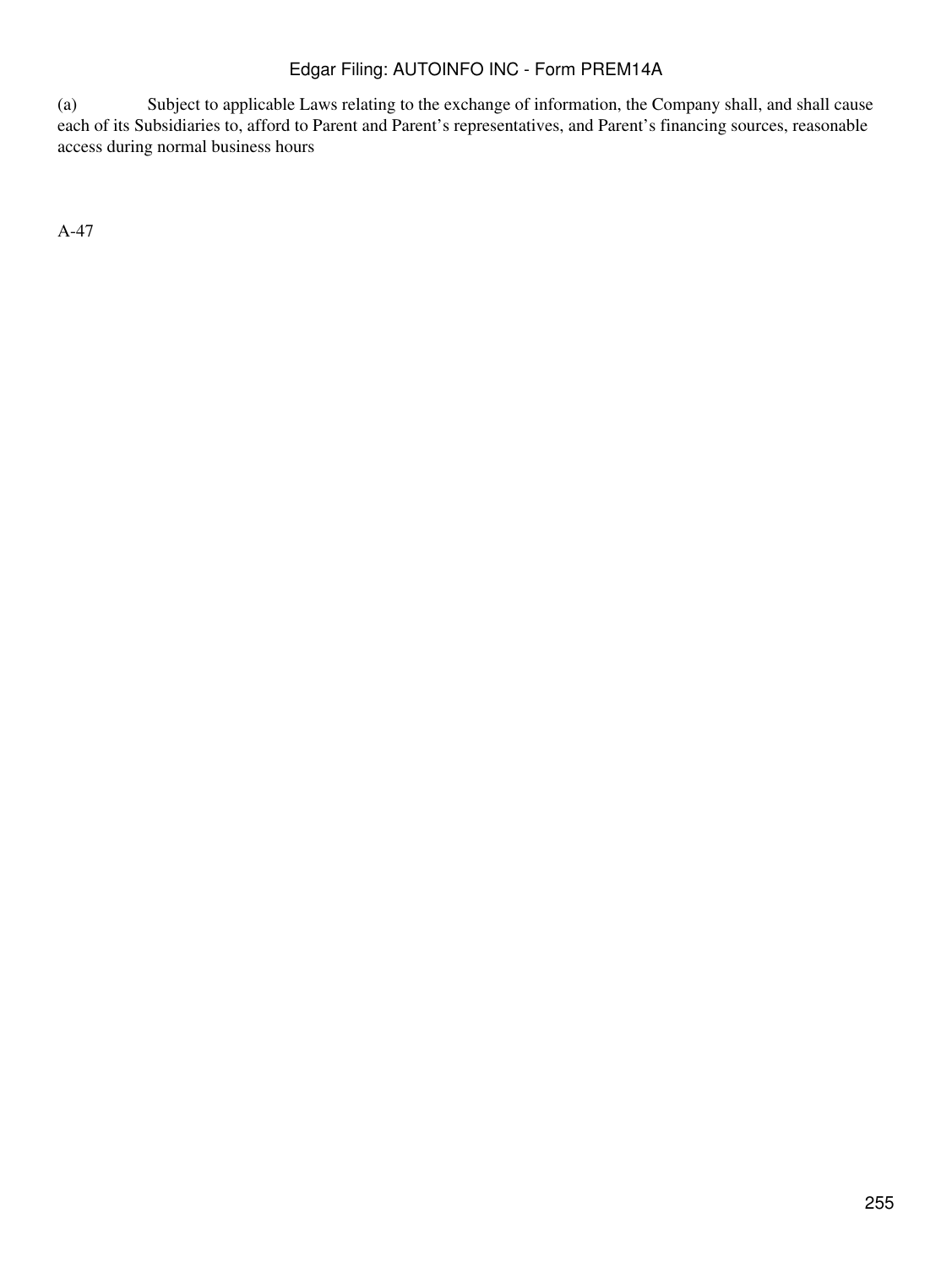(a) Subject to applicable Laws relating to the exchange of information, the Company shall, and shall cause each of its Subsidiaries to, afford to Parent and Parent's representatives, and Parent's financing sources, reasonable access during normal business hours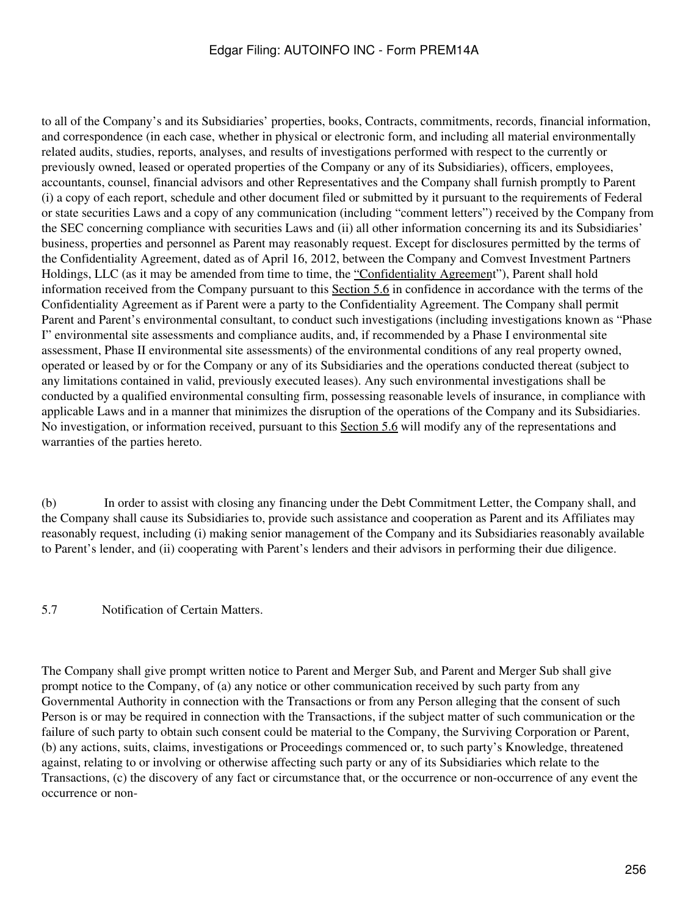to all of the Company's and its Subsidiaries' properties, books, Contracts, commitments, records, financial information, and correspondence (in each case, whether in physical or electronic form, and including all material environmentally related audits, studies, reports, analyses, and results of investigations performed with respect to the currently or previously owned, leased or operated properties of the Company or any of its Subsidiaries), officers, employees, accountants, counsel, financial advisors and other Representatives and the Company shall furnish promptly to Parent (i) a copy of each report, schedule and other document filed or submitted by it pursuant to the requirements of Federal or state securities Laws and a copy of any communication (including "comment letters") received by the Company from the SEC concerning compliance with securities Laws and (ii) all other information concerning its and its Subsidiaries' business, properties and personnel as Parent may reasonably request. Except for disclosures permitted by the terms of the Confidentiality Agreement, dated as of April 16, 2012, between the Company and Comvest Investment Partners Holdings, LLC (as it may be amended from time to time, the "Confidentiality Agreement"), Parent shall hold information received from the Company pursuant to this Section 5.6 in confidence in accordance with the terms of the Confidentiality Agreement as if Parent were a party to the Confidentiality Agreement. The Company shall permit Parent and Parent's environmental consultant, to conduct such investigations (including investigations known as "Phase I" environmental site assessments and compliance audits, and, if recommended by a Phase I environmental site assessment, Phase II environmental site assessments) of the environmental conditions of any real property owned, operated or leased by or for the Company or any of its Subsidiaries and the operations conducted thereat (subject to any limitations contained in valid, previously executed leases). Any such environmental investigations shall be conducted by a qualified environmental consulting firm, possessing reasonable levels of insurance, in compliance with applicable Laws and in a manner that minimizes the disruption of the operations of the Company and its Subsidiaries. No investigation, or information received, pursuant to this Section 5.6 will modify any of the representations and warranties of the parties hereto.

(b) In order to assist with closing any financing under the Debt Commitment Letter, the Company shall, and the Company shall cause its Subsidiaries to, provide such assistance and cooperation as Parent and its Affiliates may reasonably request, including (i) making senior management of the Company and its Subsidiaries reasonably available to Parent's lender, and (ii) cooperating with Parent's lenders and their advisors in performing their due diligence.

5.7 Notification of Certain Matters.

The Company shall give prompt written notice to Parent and Merger Sub, and Parent and Merger Sub shall give prompt notice to the Company, of (a) any notice or other communication received by such party from any Governmental Authority in connection with the Transactions or from any Person alleging that the consent of such Person is or may be required in connection with the Transactions, if the subject matter of such communication or the failure of such party to obtain such consent could be material to the Company, the Surviving Corporation or Parent, (b) any actions, suits, claims, investigations or Proceedings commenced or, to such party's Knowledge, threatened against, relating to or involving or otherwise affecting such party or any of its Subsidiaries which relate to the Transactions, (c) the discovery of any fact or circumstance that, or the occurrence or non-occurrence of any event the occurrence or non-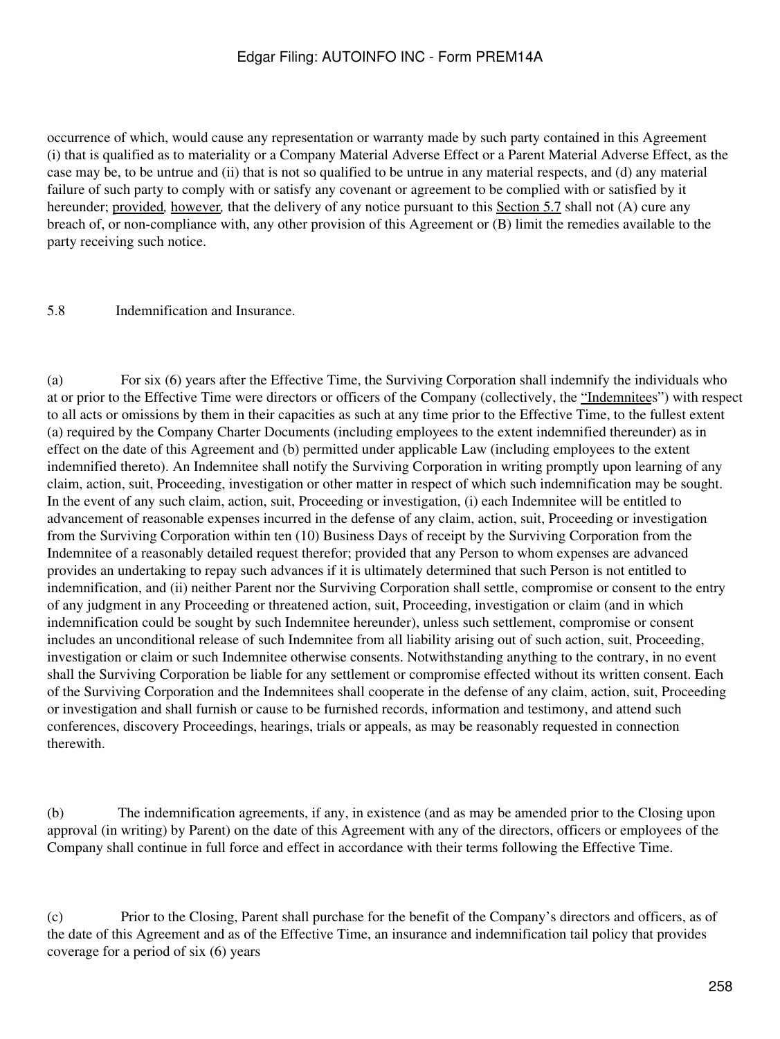occurrence of which, would cause any representation or warranty made by such party contained in this Agreement (i) that is qualified as to materiality or a Company Material Adverse Effect or a Parent Material Adverse Effect, as the case may be, to be untrue and (ii) that is not so qualified to be untrue in any material respects, and (d) any material failure of such party to comply with or satisfy any covenant or agreement to be complied with or satisfied by it hereunder; provided, however, that the delivery of any notice pursuant to this Section 5.7 shall not (A) cure any breach of, or non-compliance with, any other provision of this Agreement or (B) limit the remedies available to the party receiving such notice.

5.8 Indemnification and Insurance.

(a) For six (6) years after the Effective Time, the Surviving Corporation shall indemnify the individuals who at or prior to the Effective Time were directors or officers of the Company (collectively, the "Indemnitees") with respect to all acts or omissions by them in their capacities as such at any time prior to the Effective Time, to the fullest extent (a) required by the Company Charter Documents (including employees to the extent indemnified thereunder) as in effect on the date of this Agreement and (b) permitted under applicable Law (including employees to the extent indemnified thereto). An Indemnitee shall notify the Surviving Corporation in writing promptly upon learning of any claim, action, suit, Proceeding, investigation or other matter in respect of which such indemnification may be sought. In the event of any such claim, action, suit, Proceeding or investigation, (i) each Indemnitee will be entitled to advancement of reasonable expenses incurred in the defense of any claim, action, suit, Proceeding or investigation from the Surviving Corporation within ten (10) Business Days of receipt by the Surviving Corporation from the Indemnitee of a reasonably detailed request therefor; provided that any Person to whom expenses are advanced provides an undertaking to repay such advances if it is ultimately determined that such Person is not entitled to indemnification, and (ii) neither Parent nor the Surviving Corporation shall settle, compromise or consent to the entry of any judgment in any Proceeding or threatened action, suit, Proceeding, investigation or claim (and in which indemnification could be sought by such Indemnitee hereunder), unless such settlement, compromise or consent includes an unconditional release of such Indemnitee from all liability arising out of such action, suit, Proceeding, investigation or claim or such Indemnitee otherwise consents. Notwithstanding anything to the contrary, in no event shall the Surviving Corporation be liable for any settlement or compromise effected without its written consent. Each of the Surviving Corporation and the Indemnitees shall cooperate in the defense of any claim, action, suit, Proceeding or investigation and shall furnish or cause to be furnished records, information and testimony, and attend such conferences, discovery Proceedings, hearings, trials or appeals, as may be reasonably requested in connection therewith.

(b) The indemnification agreements, if any, in existence (and as may be amended prior to the Closing upon approval (in writing) by Parent) on the date of this Agreement with any of the directors, officers or employees of the Company shall continue in full force and effect in accordance with their terms following the Effective Time.

(c) Prior to the Closing, Parent shall purchase for the benefit of the Company's directors and officers, as of the date of this Agreement and as of the Effective Time, an insurance and indemnification tail policy that provides coverage for a period of six (6) years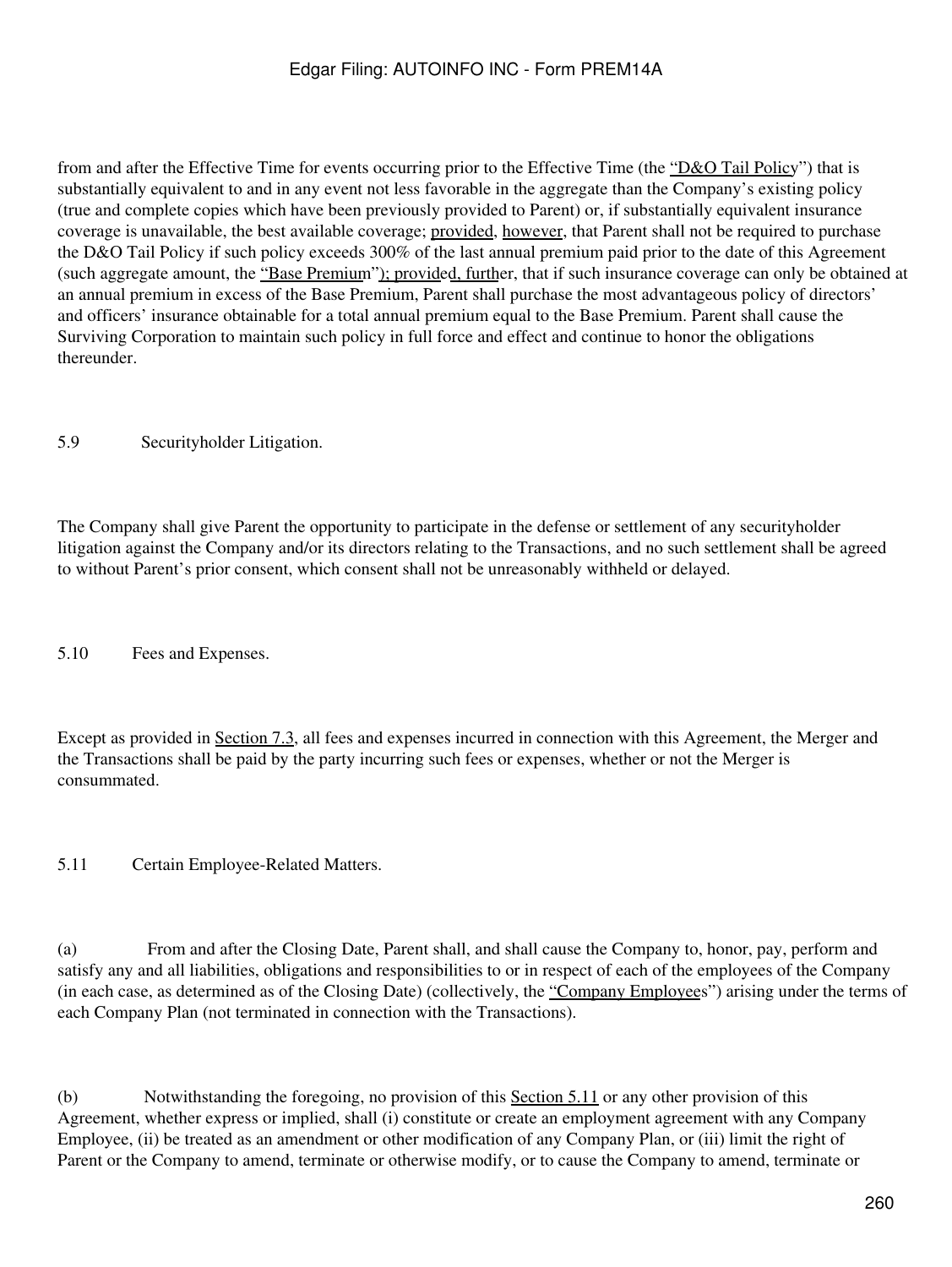from and after the Effective Time for events occurring prior to the Effective Time (the "D&O Tail Policy") that is substantially equivalent to and in any event not less favorable in the aggregate than the Company's existing policy (true and complete copies which have been previously provided to Parent) or, if substantially equivalent insurance coverage is unavailable, the best available coverage; provided, however, that Parent shall not be required to purchase the D&O Tail Policy if such policy exceeds 300% of the last annual premium paid prior to the date of this Agreement (such aggregate amount, the "Base Premium"); provided, further, that if such insurance coverage can only be obtained at an annual premium in excess of the Base Premium, Parent shall purchase the most advantageous policy of directors' and officers' insurance obtainable for a total annual premium equal to the Base Premium. Parent shall cause the Surviving Corporation to maintain such policy in full force and effect and continue to honor the obligations thereunder.

5.9 Securityholder Litigation.

The Company shall give Parent the opportunity to participate in the defense or settlement of any securityholder litigation against the Company and/or its directors relating to the Transactions, and no such settlement shall be agreed to without Parent's prior consent, which consent shall not be unreasonably withheld or delayed.

5.10 Fees and Expenses.

Except as provided in Section 7.3, all fees and expenses incurred in connection with this Agreement, the Merger and the Transactions shall be paid by the party incurring such fees or expenses, whether or not the Merger is consummated.

5.11 Certain Employee-Related Matters.

(a) From and after the Closing Date, Parent shall, and shall cause the Company to, honor, pay, perform and satisfy any and all liabilities, obligations and responsibilities to or in respect of each of the employees of the Company (in each case, as determined as of the Closing Date) (collectively, the "Company Employees") arising under the terms of each Company Plan (not terminated in connection with the Transactions).

(b) Notwithstanding the foregoing, no provision of this Section 5.11 or any other provision of this Agreement, whether express or implied, shall (i) constitute or create an employment agreement with any Company Employee, (ii) be treated as an amendment or other modification of any Company Plan, or (iii) limit the right of Parent or the Company to amend, terminate or otherwise modify, or to cause the Company to amend, terminate or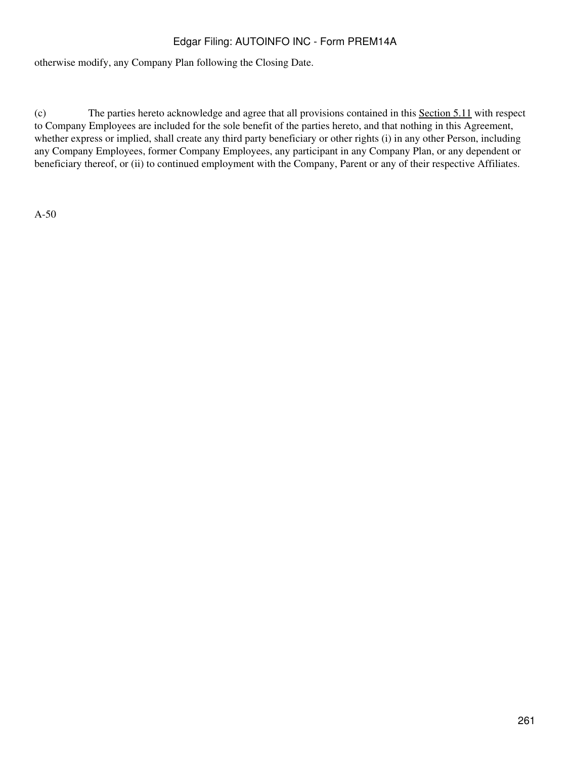otherwise modify, any Company Plan following the Closing Date.

(c) The parties hereto acknowledge and agree that all provisions contained in this Section 5.11 with respect to Company Employees are included for the sole benefit of the parties hereto, and that nothing in this Agreement, whether express or implied, shall create any third party beneficiary or other rights (i) in any other Person, including any Company Employees, former Company Employees, any participant in any Company Plan, or any dependent or beneficiary thereof, or (ii) to continued employment with the Company, Parent or any of their respective Affiliates.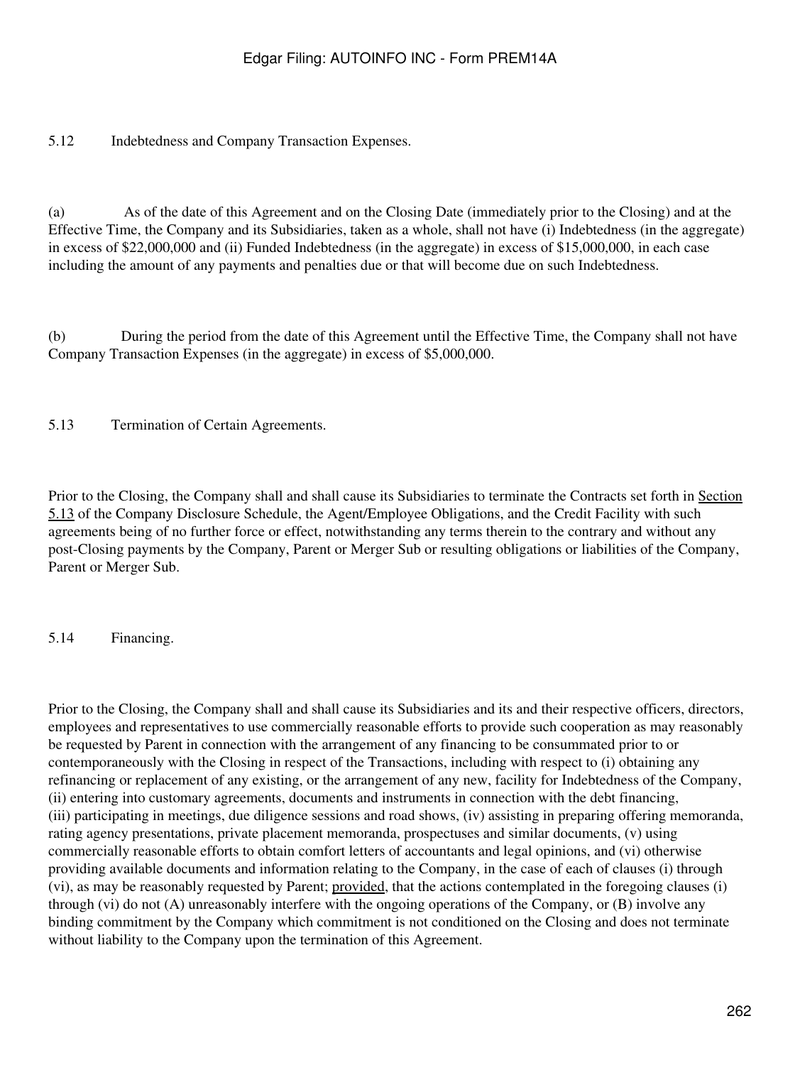5.12 Indebtedness and Company Transaction Expenses.

(a) As of the date of this Agreement and on the Closing Date (immediately prior to the Closing) and at the Effective Time, the Company and its Subsidiaries, taken as a whole, shall not have (i) Indebtedness (in the aggregate) in excess of $22,000,000 and (ii) Funded Indebtedness (in the aggregate) in excess of $15,000,000, in each case including the amount of any payments and penalties due or that will become due on such Indebtedness.

(b) During the period from the date of this Agreement until the Effective Time, the Company shall not have Company Transaction Expenses (in the aggregate) in excess of $5,000,000.

5.13 Termination of Certain Agreements.

Prior to the Closing, the Company shall and shall cause its Subsidiaries to terminate the Contracts set forth in Section 5.13 of the Company Disclosure Schedule, the Agent/Employee Obligations, and the Credit Facility with such agreements being of no further force or effect, notwithstanding any terms therein to the contrary and without any post-Closing payments by the Company, Parent or Merger Sub or resulting obligations or liabilities of the Company, Parent or Merger Sub.

5.14 Financing.

Prior to the Closing, the Company shall and shall cause its Subsidiaries and its and their respective officers, directors, employees and representatives to use commercially reasonable efforts to provide such cooperation as may reasonably be requested by Parent in connection with the arrangement of any financing to be consummated prior to or contemporaneously with the Closing in respect of the Transactions, including with respect to (i) obtaining any refinancing or replacement of any existing, or the arrangement of any new, facility for Indebtedness of the Company, (ii) entering into customary agreements, documents and instruments in connection with the debt financing, (iii) participating in meetings, due diligence sessions and road shows, (iv) assisting in preparing offering memoranda, rating agency presentations, private placement memoranda, prospectuses and similar documents, (v) using commercially reasonable efforts to obtain comfort letters of accountants and legal opinions, and (vi) otherwise providing available documents and information relating to the Company, in the case of each of clauses (i) through (vi), as may be reasonably requested by Parent; provided, that the actions contemplated in the foregoing clauses (i) through (vi) do not (A) unreasonably interfere with the ongoing operations of the Company, or (B) involve any binding commitment by the Company which commitment is not conditioned on the Closing and does not terminate without liability to the Company upon the termination of this Agreement.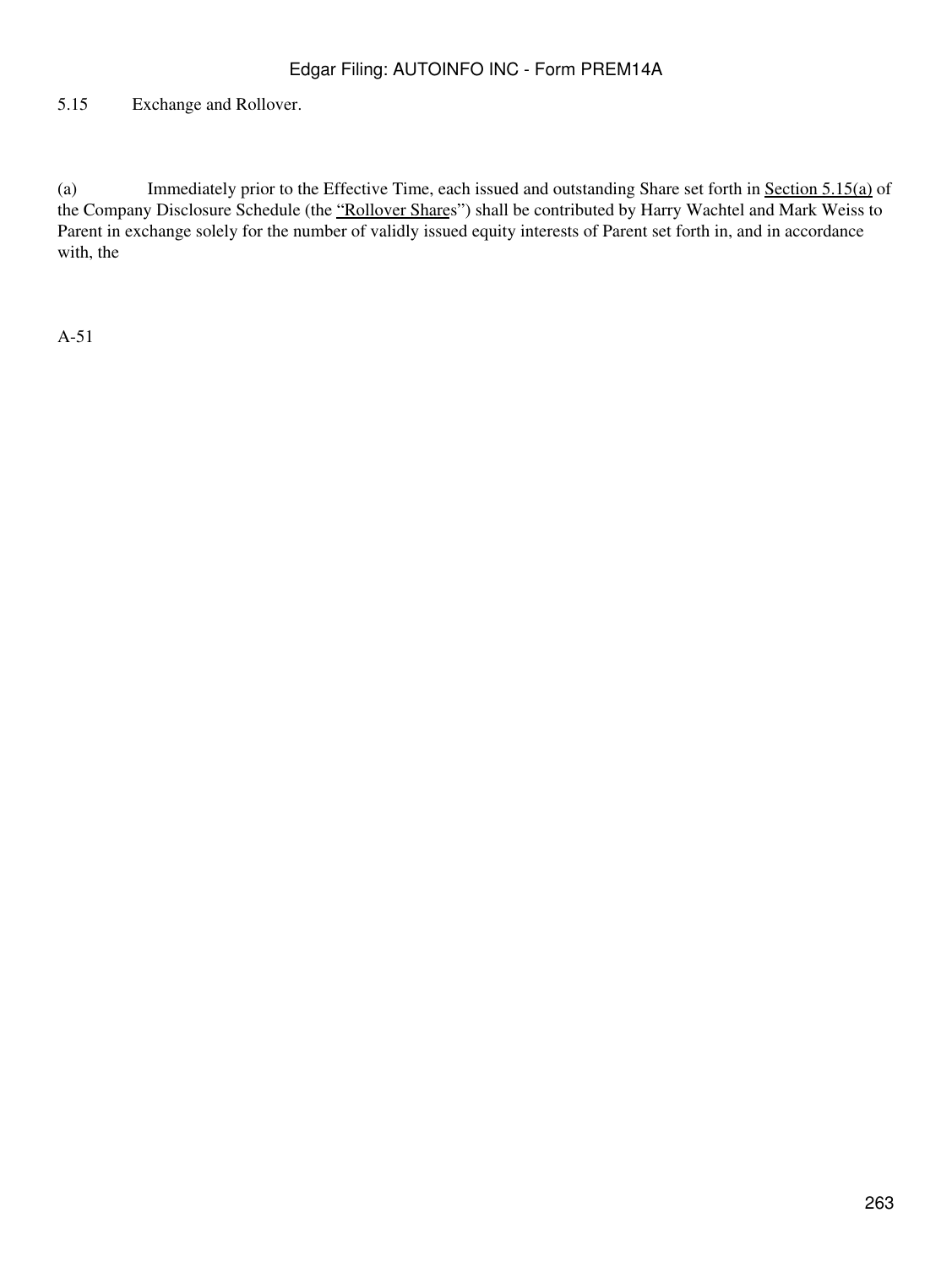5.15 Exchange and Rollover.

(a) Immediately prior to the Effective Time, each issued and outstanding Share set forth in Section 5.15(a) of the Company Disclosure Schedule (the "Rollover Shares") shall be contributed by Harry Wachtel and Mark Weiss to Parent in exchange solely for the number of validly issued equity interests of Parent set forth in, and in accordance with, the

A-51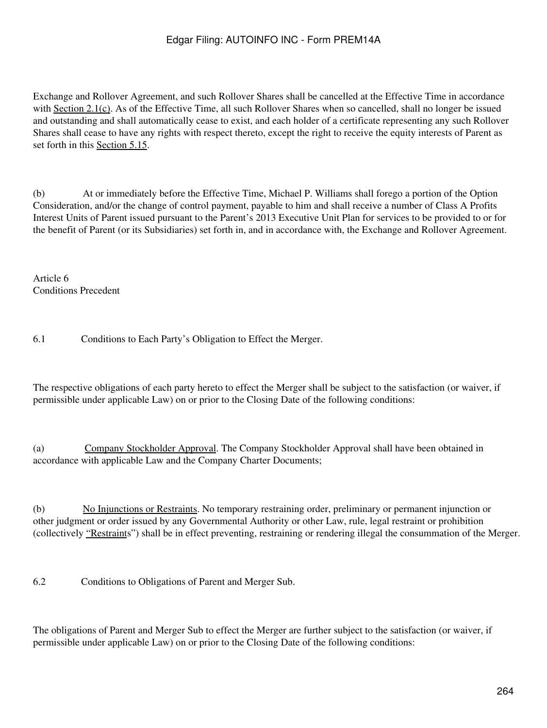Exchange and Rollover Agreement, and such Rollover Shares shall be cancelled at the Effective Time in accordance with Section 2.1(c). As of the Effective Time, all such Rollover Shares when so cancelled, shall no longer be issued and outstanding and shall automatically cease to exist, and each holder of a certificate representing any such Rollover Shares shall cease to have any rights with respect thereto, except the right to receive the equity interests of Parent as set forth in this Section 5.15.

(b) At or immediately before the Effective Time, Michael P. Williams shall forego a portion of the Option Consideration, and/or the change of control payment, payable to him and shall receive a number of Class A Profits Interest Units of Parent issued pursuant to the Parent's 2013 Executive Unit Plan for services to be provided to or for the benefit of Parent (or its Subsidiaries) set forth in, and in accordance with, the Exchange and Rollover Agreement.

## Article 6
## Conditions Precedent

### 6.1 Conditions to Each Party's Obligation to Effect the Merger.

The respective obligations of each party hereto to effect the Merger shall be subject to the satisfaction (or waiver, if permissible under applicable Law) on or prior to the Closing Date of the following conditions:

(a) Company Stockholder Approval. The Company Stockholder Approval shall have been obtained in accordance with applicable Law and the Company Charter Documents;

(b) No Injunctions or Restraints. No temporary restraining order, preliminary or permanent injunction or other judgment or order issued by any Governmental Authority or other Law, rule, legal restraint or prohibition (collectively "Restraints") shall be in effect preventing, restraining or rendering illegal the consummation of the Merger.

### 6.2 Conditions to Obligations of Parent and Merger Sub.

The obligations of Parent and Merger Sub to effect the Merger are further subject to the satisfaction (or waiver, if permissible under applicable Law) on or prior to the Closing Date of the following conditions: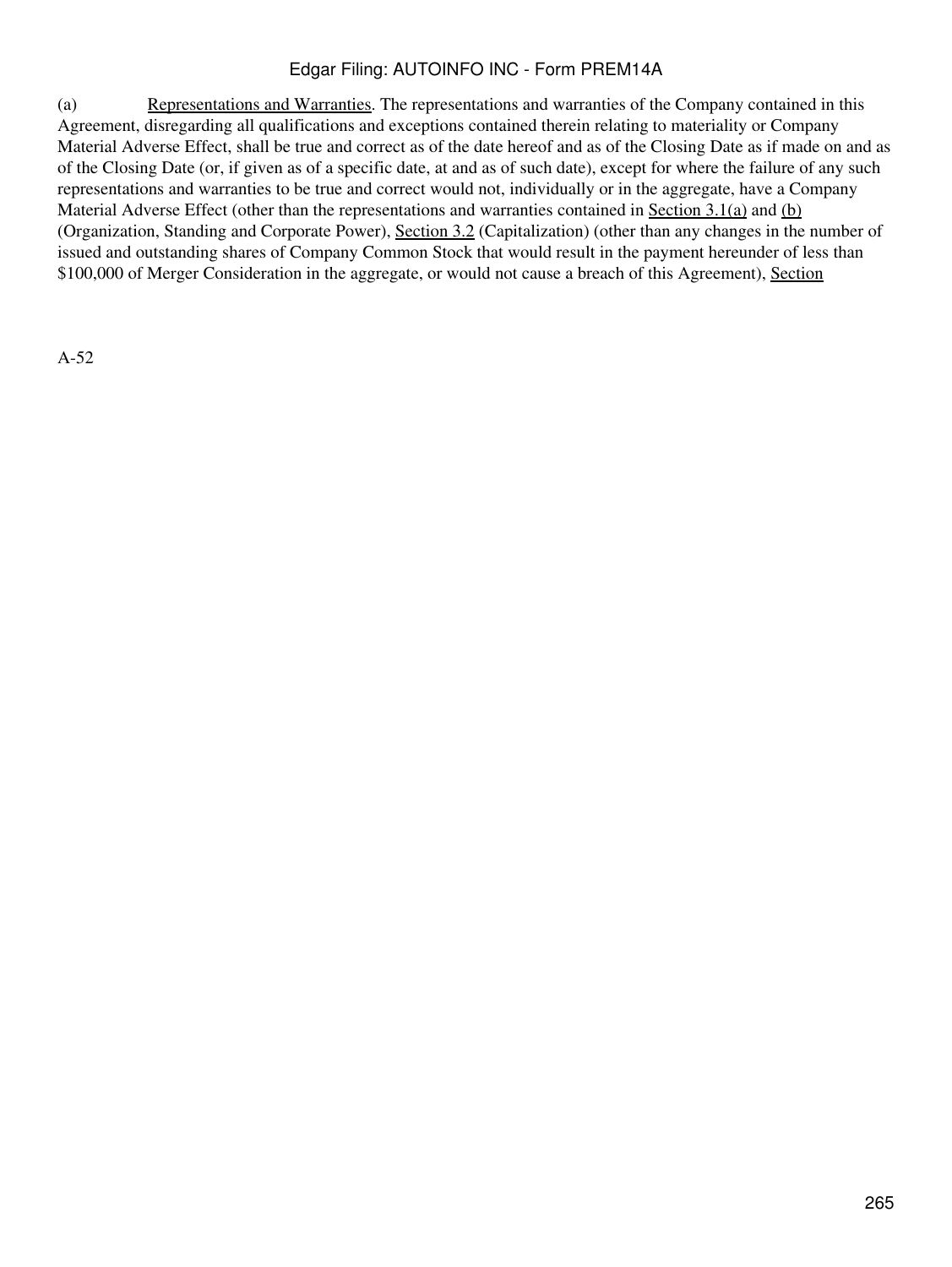(a) Representations and Warranties. The representations and warranties of the Company contained in this Agreement, disregarding all qualifications and exceptions contained therein relating to materiality or Company Material Adverse Effect, shall be true and correct as of the date hereof and as of the Closing Date as if made on and as of the Closing Date (or, if given as of a specific date, at and as of such date), except for where the failure of any such representations and warranties to be true and correct would not, individually or in the aggregate, have a Company Material Adverse Effect (other than the representations and warranties contained in Section 3.1(a) and (b) (Organization, Standing and Corporate Power), Section 3.2 (Capitalization) (other than any changes in the number of issued and outstanding shares of Company Common Stock that would result in the payment hereunder of less than $100,000 of Merger Consideration in the aggregate, or would not cause a breach of this Agreement), Section

A-52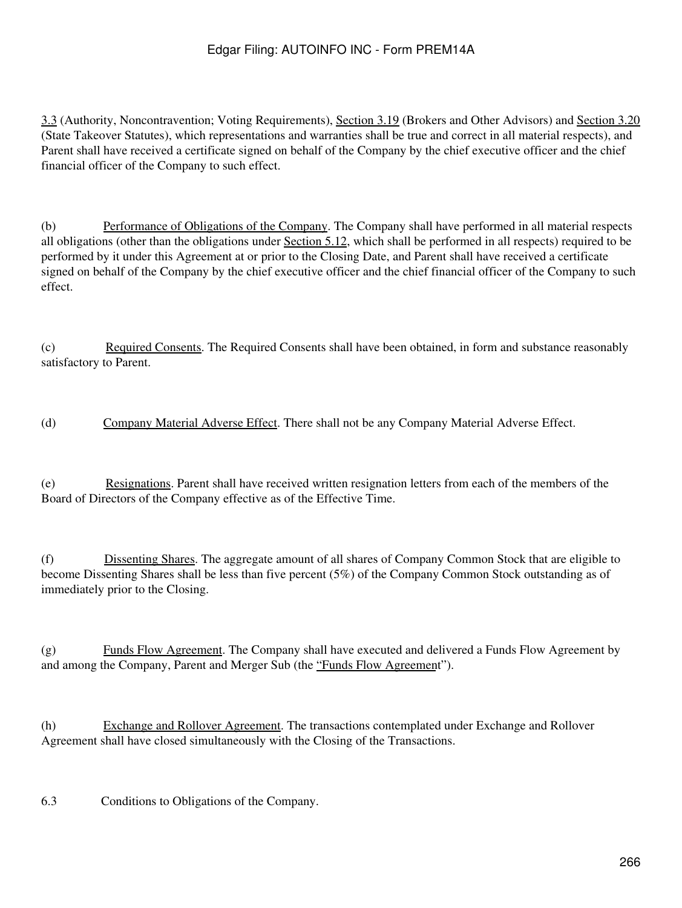3.3 (Authority, Noncontravention; Voting Requirements), Section 3.19 (Brokers and Other Advisors) and Section 3.20 (State Takeover Statutes), which representations and warranties shall be true and correct in all material respects), and Parent shall have received a certificate signed on behalf of the Company by the chief executive officer and the chief financial officer of the Company to such effect.

(b) Performance of Obligations of the Company. The Company shall have performed in all material respects all obligations (other than the obligations under Section 5.12, which shall be performed in all respects) required to be performed by it under this Agreement at or prior to the Closing Date, and Parent shall have received a certificate signed on behalf of the Company by the chief executive officer and the chief financial officer of the Company to such effect.

(c) Required Consents. The Required Consents shall have been obtained, in form and substance reasonably satisfactory to Parent.

(d) Company Material Adverse Effect. There shall not be any Company Material Adverse Effect.

(e) Resignations. Parent shall have received written resignation letters from each of the members of the Board of Directors of the Company effective as of the Effective Time.

(f) Dissenting Shares. The aggregate amount of all shares of Company Common Stock that are eligible to become Dissenting Shares shall be less than five percent (5%) of the Company Common Stock outstanding as of immediately prior to the Closing.

(g) Funds Flow Agreement. The Company shall have executed and delivered a Funds Flow Agreement by and among the Company, Parent and Merger Sub (the "Funds Flow Agreement").

(h) Exchange and Rollover Agreement. The transactions contemplated under Exchange and Rollover Agreement shall have closed simultaneously with the Closing of the Transactions.

6.3 Conditions to Obligations of the Company.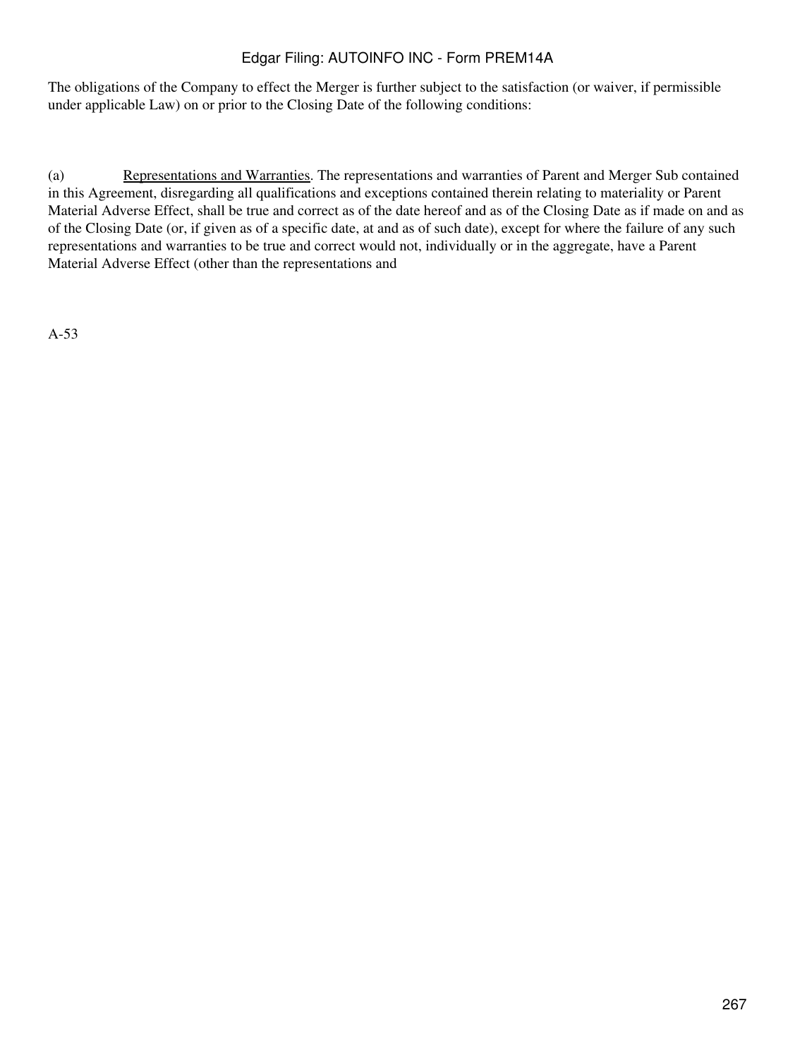The obligations of the Company to effect the Merger is further subject to the satisfaction (or waiver, if permissible under applicable Law) on or prior to the Closing Date of the following conditions:

(a) Representations and Warranties. The representations and warranties of Parent and Merger Sub contained in this Agreement, disregarding all qualifications and exceptions contained therein relating to materiality or Parent Material Adverse Effect, shall be true and correct as of the date hereof and as of the Closing Date as if made on and as of the Closing Date (or, if given as of a specific date, at and as of such date), except for where the failure of any such representations and warranties to be true and correct would not, individually or in the aggregate, have a Parent Material Adverse Effect (other than the representations and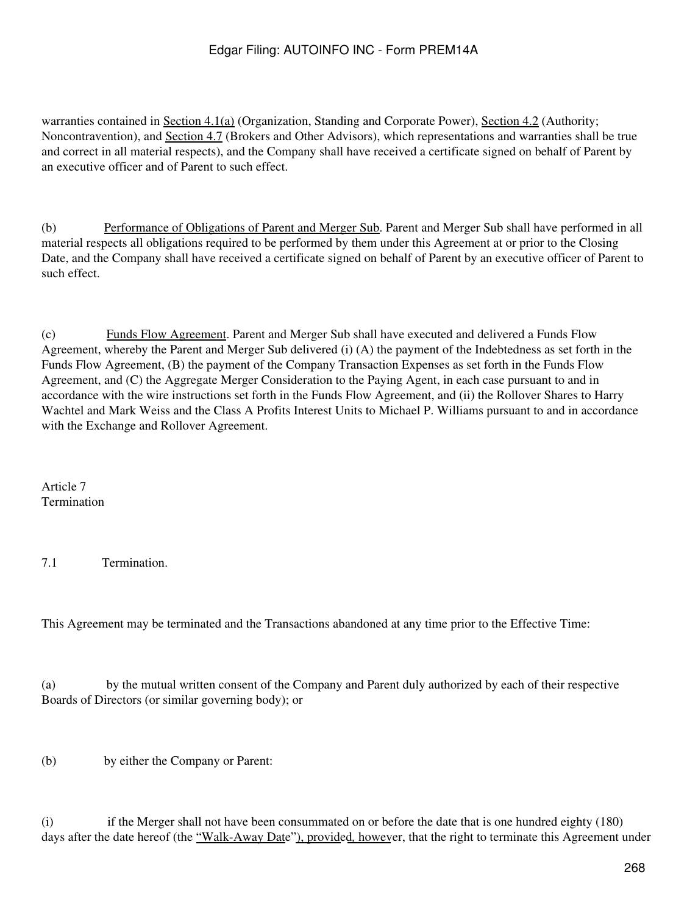warranties contained in Section 4.1(a) (Organization, Standing and Corporate Power), Section 4.2 (Authority; Noncontravention), and Section 4.7 (Brokers and Other Advisors), which representations and warranties shall be true and correct in all material respects), and the Company shall have received a certificate signed on behalf of Parent by an executive officer and of Parent to such effect.

(b) Performance of Obligations of Parent and Merger Sub. Parent and Merger Sub shall have performed in all material respects all obligations required to be performed by them under this Agreement at or prior to the Closing Date, and the Company shall have received a certificate signed on behalf of Parent by an executive officer of Parent to such effect.

(c) Funds Flow Agreement. Parent and Merger Sub shall have executed and delivered a Funds Flow Agreement, whereby the Parent and Merger Sub delivered (i) (A) the payment of the Indebtedness as set forth in the Funds Flow Agreement, (B) the payment of the Company Transaction Expenses as set forth in the Funds Flow Agreement, and (C) the Aggregate Merger Consideration to the Paying Agent, in each case pursuant to and in accordance with the wire instructions set forth in the Funds Flow Agreement, and (ii) the Rollover Shares to Harry Wachtel and Mark Weiss and the Class A Profits Interest Units to Michael P. Williams pursuant to and in accordance with the Exchange and Rollover Agreement.

## Article 7
## Termination

7.1 Termination.

This Agreement may be terminated and the Transactions abandoned at any time prior to the Effective Time:

(a) by the mutual written consent of the Company and Parent duly authorized by each of their respective Boards of Directors (or similar governing body); or

(b) by either the Company or Parent:

(i) if the Merger shall not have been consummated on or before the date that is one hundred eighty (180) days after the date hereof (the "Walk-Away Date"), provided, however, that the right to terminate this Agreement under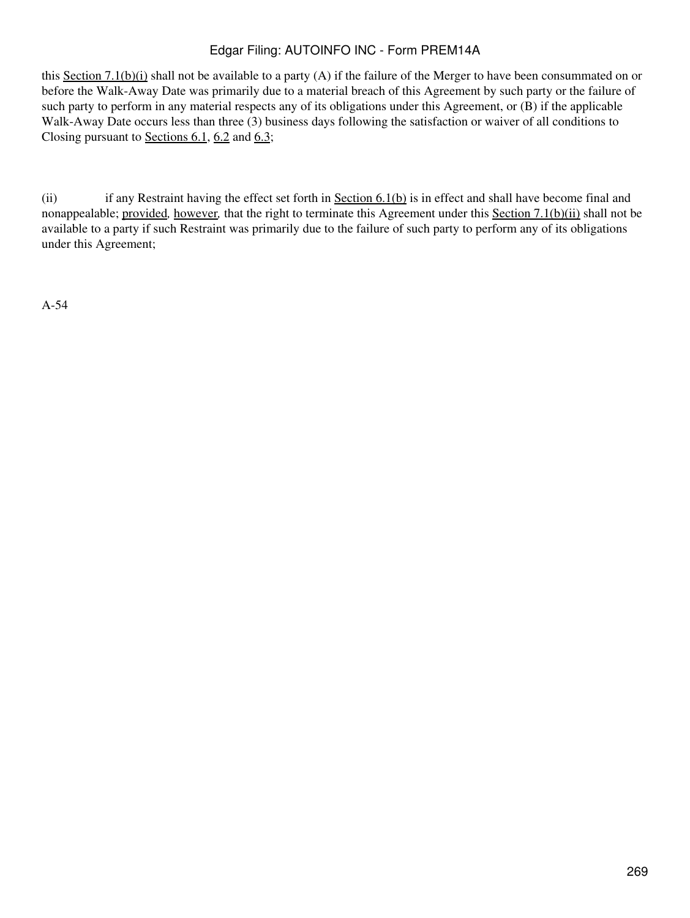this Section 7.1(b)(i) shall not be available to a party (A) if the failure of the Merger to have been consummated on or before the Walk-Away Date was primarily due to a material breach of this Agreement by such party or the failure of such party to perform in any material respects any of its obligations under this Agreement, or (B) if the applicable Walk-Away Date occurs less than three (3) business days following the satisfaction or waiver of all conditions to Closing pursuant to Sections 6.1, 6.2 and 6.3;

(ii) if any Restraint having the effect set forth in Section 6.1(b) is in effect and shall have become final and nonappealable; provided, however, that the right to terminate this Agreement under this Section 7.1(b)(ii) shall not be available to a party if such Restraint was primarily due to the failure of such party to perform any of its obligations under this Agreement;

A-54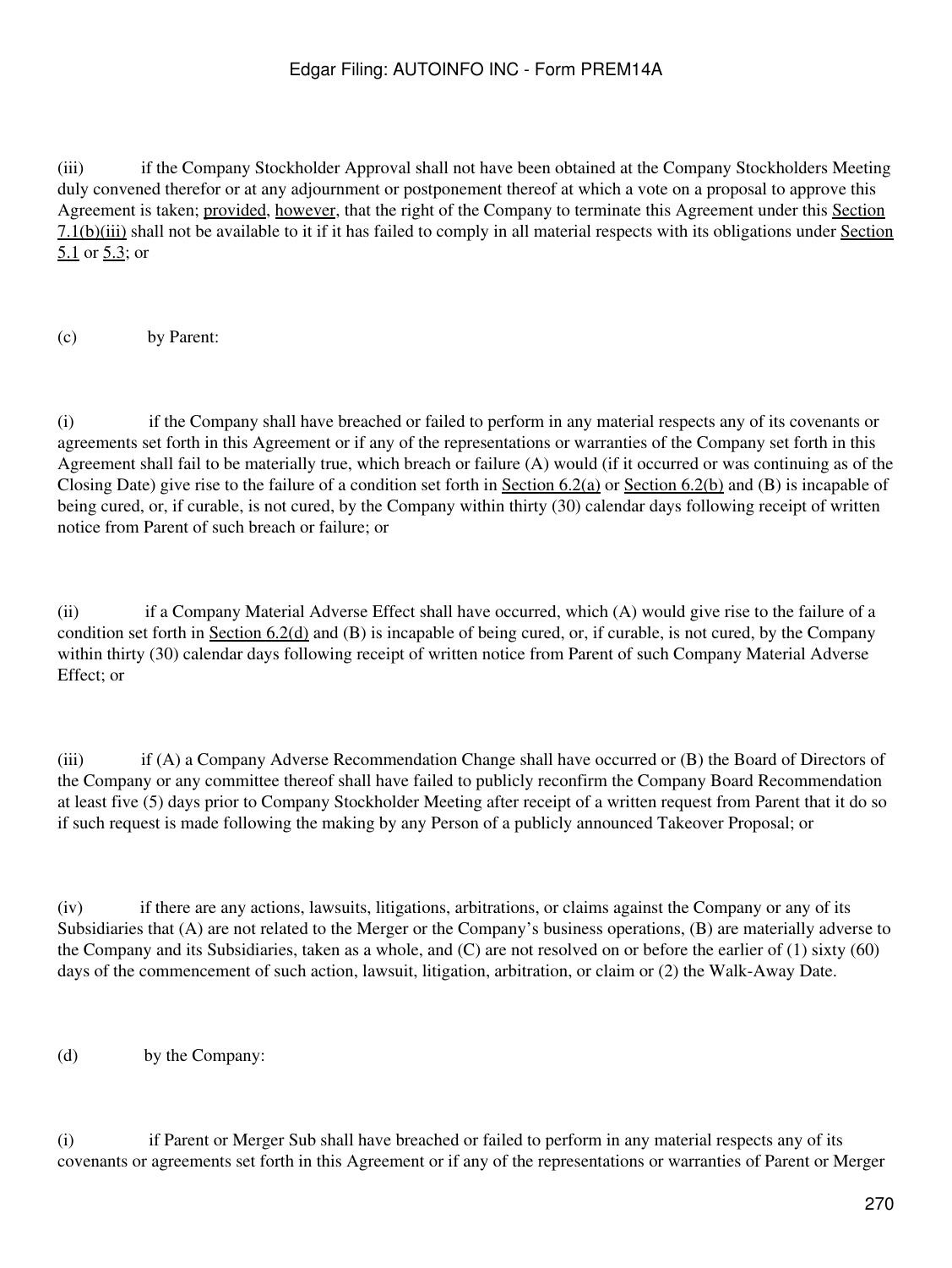(iii) if the Company Stockholder Approval shall not have been obtained at the Company Stockholders Meeting duly convened therefor or at any adjournment or postponement thereof at which a vote on a proposal to approve this Agreement is taken; provided, however, that the right of the Company to terminate this Agreement under this Section 7.1(b)(iii) shall not be available to it if it has failed to comply in all material respects with its obligations under Section 5.1 or 5.3; or

(c) by Parent:

(i) if the Company shall have breached or failed to perform in any material respects any of its covenants or agreements set forth in this Agreement or if any of the representations or warranties of the Company set forth in this Agreement shall fail to be materially true, which breach or failure (A) would (if it occurred or was continuing as of the Closing Date) give rise to the failure of a condition set forth in Section 6.2(a) or Section 6.2(b) and (B) is incapable of being cured, or, if curable, is not cured, by the Company within thirty (30) calendar days following receipt of written notice from Parent of such breach or failure; or

(ii) if a Company Material Adverse Effect shall have occurred, which (A) would give rise to the failure of a condition set forth in Section 6.2(d) and (B) is incapable of being cured, or, if curable, is not cured, by the Company within thirty (30) calendar days following receipt of written notice from Parent of such Company Material Adverse Effect; or

(iii) if (A) a Company Adverse Recommendation Change shall have occurred or (B) the Board of Directors of the Company or any committee thereof shall have failed to publicly reconfirm the Company Board Recommendation at least five (5) days prior to Company Stockholder Meeting after receipt of a written request from Parent that it do so if such request is made following the making by any Person of a publicly announced Takeover Proposal; or

(iv) if there are any actions, lawsuits, litigations, arbitrations, or claims against the Company or any of its Subsidiaries that (A) are not related to the Merger or the Company's business operations, (B) are materially adverse to the Company and its Subsidiaries, taken as a whole, and (C) are not resolved on or before the earlier of (1) sixty (60) days of the commencement of such action, lawsuit, litigation, arbitration, or claim or (2) the Walk-Away Date.

(d) by the Company:

(i) if Parent or Merger Sub shall have breached or failed to perform in any material respects any of its covenants or agreements set forth in this Agreement or if any of the representations or warranties of Parent or Merger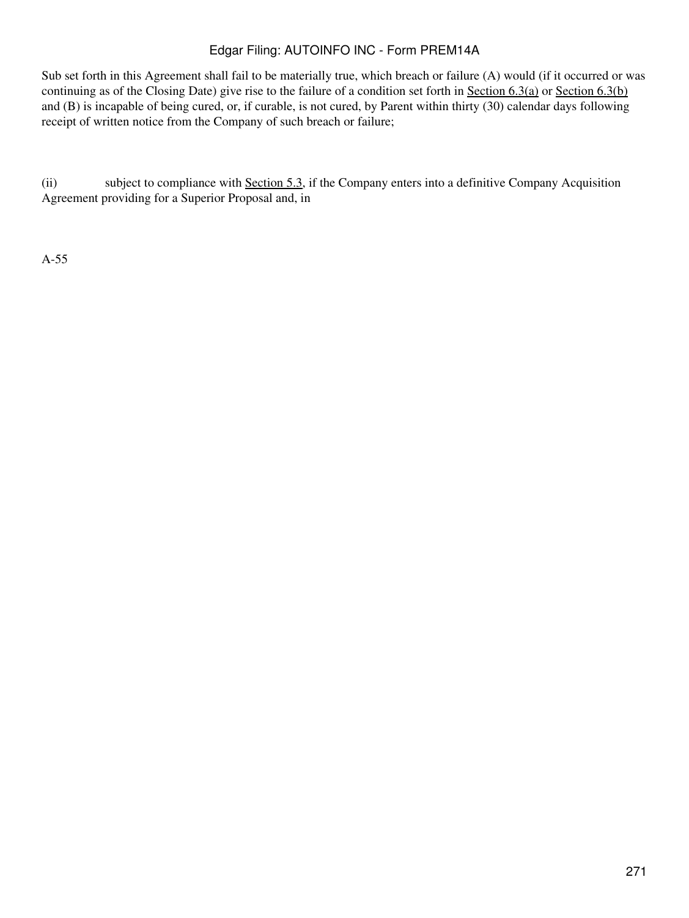Sub set forth in this Agreement shall fail to be materially true, which breach or failure (A) would (if it occurred or was continuing as of the Closing Date) give rise to the failure of a condition set forth in Section 6.3(a) or Section 6.3(b) and (B) is incapable of being cured, or, if curable, is not cured, by Parent within thirty (30) calendar days following receipt of written notice from the Company of such breach or failure;

(ii) subject to compliance with Section 5.3, if the Company enters into a definitive Company Acquisition Agreement providing for a Superior Proposal and, in

A-55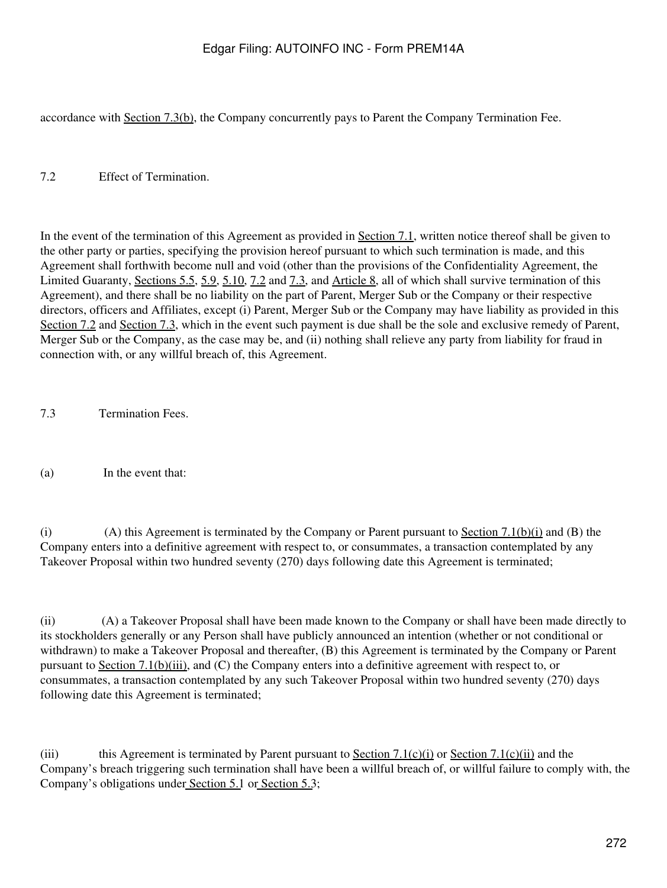accordance with Section 7.3(b), the Company concurrently pays to Parent the Company Termination Fee.

7.2 Effect of Termination.

In the event of the termination of this Agreement as provided in Section 7.1, written notice thereof shall be given to the other party or parties, specifying the provision hereof pursuant to which such termination is made, and this Agreement shall forthwith become null and void (other than the provisions of the Confidentiality Agreement, the Limited Guaranty, Sections 5.5, 5.9, 5.10, 7.2 and 7.3, and Article 8, all of which shall survive termination of this Agreement), and there shall be no liability on the part of Parent, Merger Sub or the Company or their respective directors, officers and Affiliates, except (i) Parent, Merger Sub or the Company may have liability as provided in this Section 7.2 and Section 7.3, which in the event such payment is due shall be the sole and exclusive remedy of Parent, Merger Sub or the Company, as the case may be, and (ii) nothing shall relieve any party from liability for fraud in connection with, or any willful breach of, this Agreement.

7.3 Termination Fees.

(a) In the event that:

(i) (A) this Agreement is terminated by the Company or Parent pursuant to Section 7.1(b)(i) and (B) the Company enters into a definitive agreement with respect to, or consummates, a transaction contemplated by any Takeover Proposal within two hundred seventy (270) days following date this Agreement is terminated;

(ii) (A) a Takeover Proposal shall have been made known to the Company or shall have been made directly to its stockholders generally or any Person shall have publicly announced an intention (whether or not conditional or withdrawn) to make a Takeover Proposal and thereafter, (B) this Agreement is terminated by the Company or Parent pursuant to Section 7.1(b)(iii), and (C) the Company enters into a definitive agreement with respect to, or consummates, a transaction contemplated by any such Takeover Proposal within two hundred seventy (270) days following date this Agreement is terminated;

(iii) this Agreement is terminated by Parent pursuant to Section 7.1(c)(i) or Section 7.1(c)(ii) and the Company's breach triggering such termination shall have been a willful breach of, or willful failure to comply with, the Company's obligations under Section 5.1 or Section 5.3;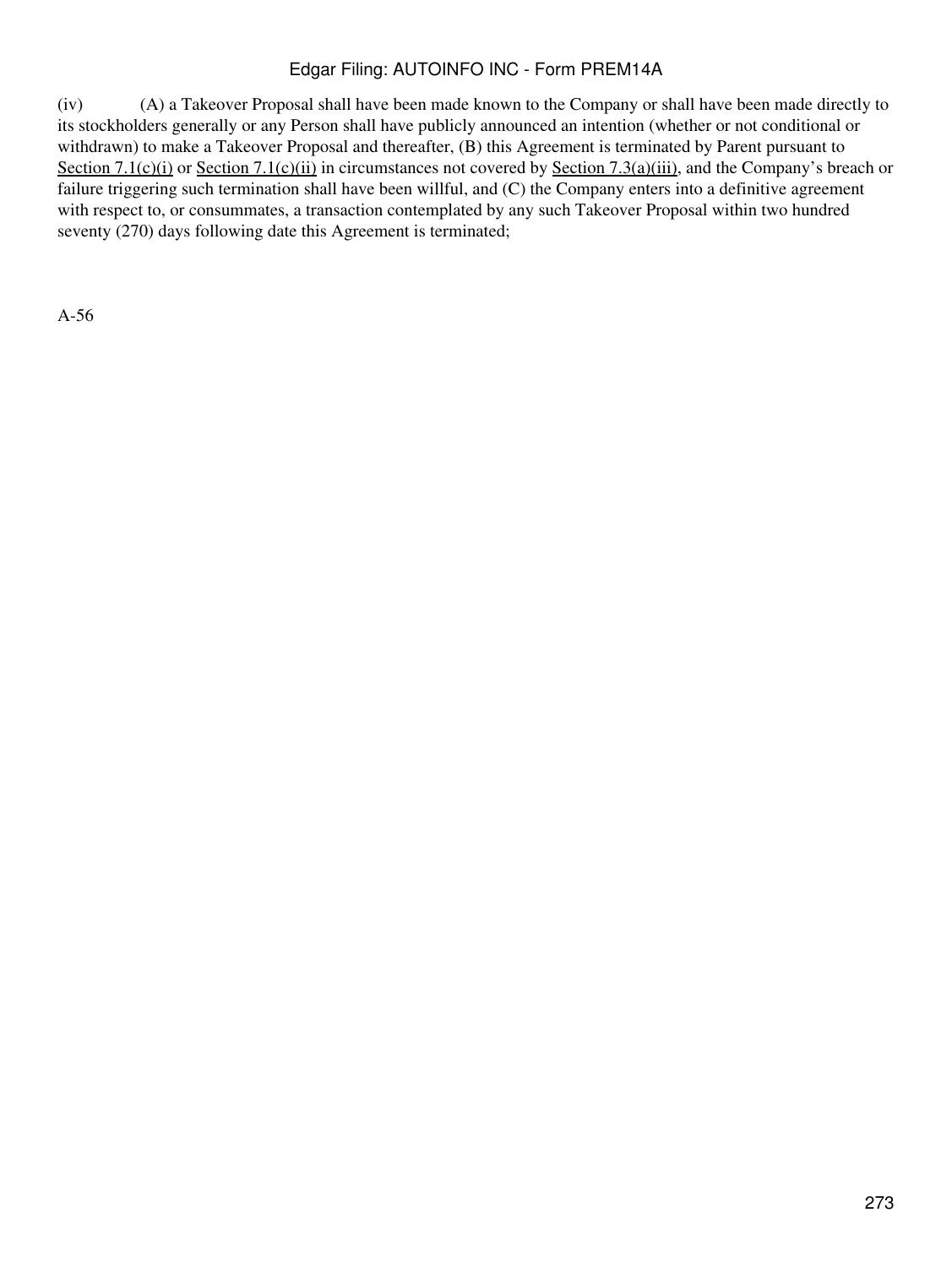(iv) (A) a Takeover Proposal shall have been made known to the Company or shall have been made directly to its stockholders generally or any Person shall have publicly announced an intention (whether or not conditional or withdrawn) to make a Takeover Proposal and thereafter, (B) this Agreement is terminated by Parent pursuant to Section 7.1(c)(i) or Section 7.1(c)(ii) in circumstances not covered by Section 7.3(a)(iii), and the Company's breach or failure triggering such termination shall have been willful, and (C) the Company enters into a definitive agreement with respect to, or consummates, a transaction contemplated by any such Takeover Proposal within two hundred seventy (270) days following date this Agreement is terminated;

A-56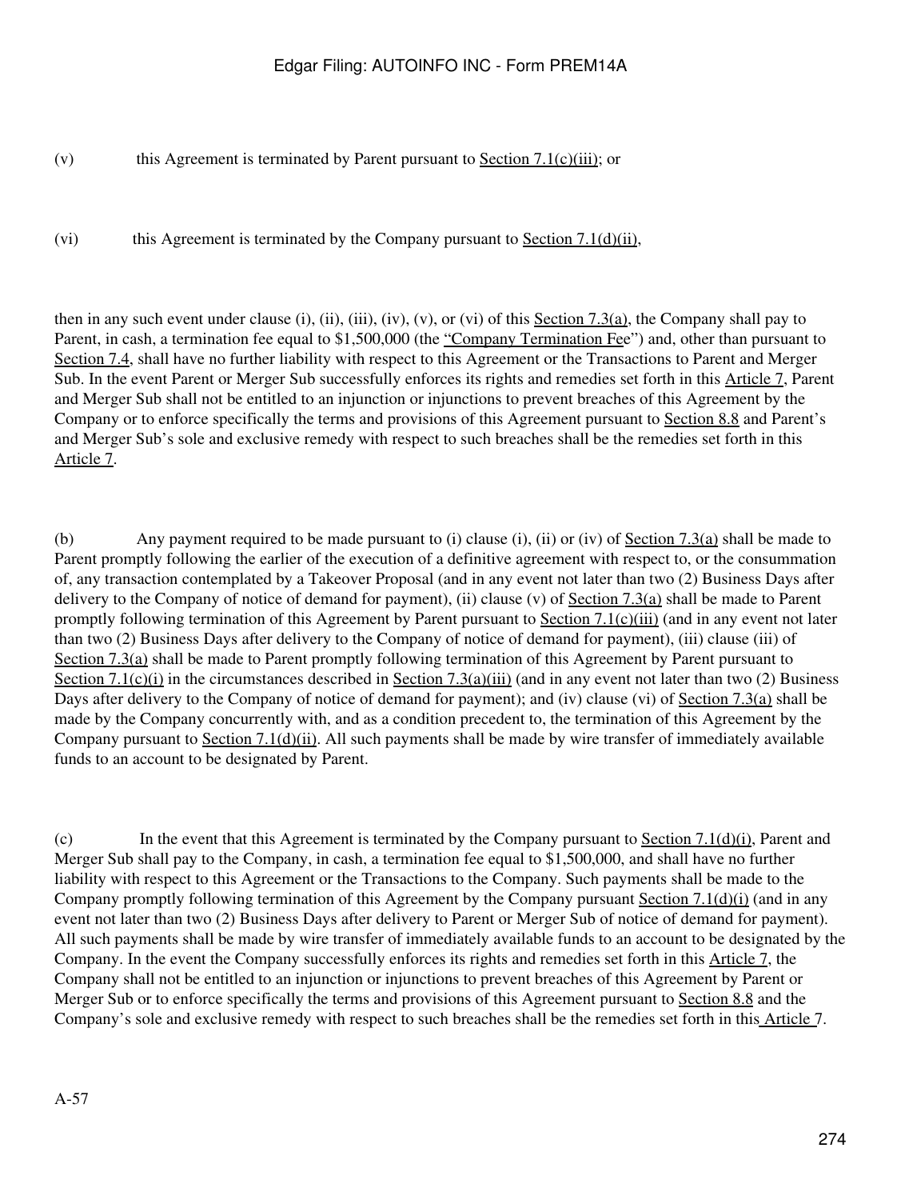(v) this Agreement is terminated by Parent pursuant to Section 7.1(c)(iii); or

(vi) this Agreement is terminated by the Company pursuant to Section 7.1(d)(ii),

then in any such event under clause (i), (ii), (iii), (iv), (v), or (vi) of this Section 7.3(a), the Company shall pay to Parent, in cash, a termination fee equal to $1,500,000 (the "Company Termination Fee") and, other than pursuant to Section 7.4, shall have no further liability with respect to this Agreement or the Transactions to Parent and Merger Sub. In the event Parent or Merger Sub successfully enforces its rights and remedies set forth in this Article 7, Parent and Merger Sub shall not be entitled to an injunction or injunctions to prevent breaches of this Agreement by the Company or to enforce specifically the terms and provisions of this Agreement pursuant to Section 8.8 and Parent's and Merger Sub's sole and exclusive remedy with respect to such breaches shall be the remedies set forth in this Article 7.

(b) Any payment required to be made pursuant to (i) clause (i), (ii) or (iv) of Section 7.3(a) shall be made to Parent promptly following the earlier of the execution of a definitive agreement with respect to, or the consummation of, any transaction contemplated by a Takeover Proposal (and in any event not later than two (2) Business Days after delivery to the Company of notice of demand for payment), (ii) clause (v) of Section 7.3(a) shall be made to Parent promptly following termination of this Agreement by Parent pursuant to Section 7.1(c)(iii) (and in any event not later than two (2) Business Days after delivery to the Company of notice of demand for payment), (iii) clause (iii) of Section 7.3(a) shall be made to Parent promptly following termination of this Agreement by Parent pursuant to Section 7.1(c)(i) in the circumstances described in Section 7.3(a)(iii) (and in any event not later than two (2) Business Days after delivery to the Company of notice of demand for payment); and (iv) clause (vi) of Section 7.3(a) shall be made by the Company concurrently with, and as a condition precedent to, the termination of this Agreement by the Company pursuant to Section 7.1(d)(ii). All such payments shall be made by wire transfer of immediately available funds to an account to be designated by Parent.

(c) In the event that this Agreement is terminated by the Company pursuant to Section 7.1(d)(i), Parent and Merger Sub shall pay to the Company, in cash, a termination fee equal to $1,500,000, and shall have no further liability with respect to this Agreement or the Transactions to the Company. Such payments shall be made to the Company promptly following termination of this Agreement by the Company pursuant Section 7.1(d)(i) (and in any event not later than two (2) Business Days after delivery to Parent or Merger Sub of notice of demand for payment). All such payments shall be made by wire transfer of immediately available funds to an account to be designated by the Company. In the event the Company successfully enforces its rights and remedies set forth in this Article 7, the Company shall not be entitled to an injunction or injunctions to prevent breaches of this Agreement by Parent or Merger Sub or to enforce specifically the terms and provisions of this Agreement pursuant to Section 8.8 and the Company's sole and exclusive remedy with respect to such breaches shall be the remedies set forth in this Article 7.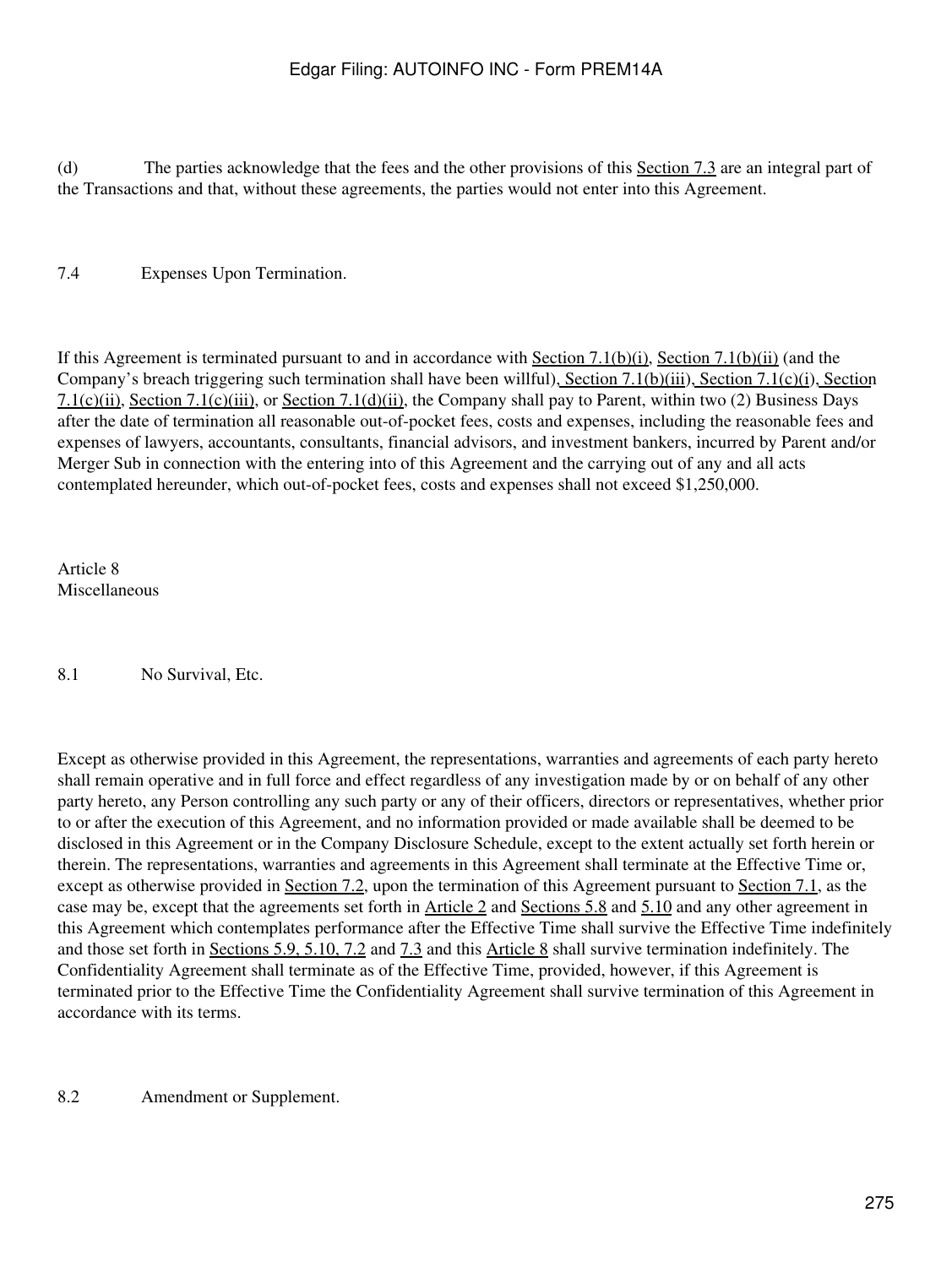(d) The parties acknowledge that the fees and the other provisions of this Section 7.3 are an integral part of the Transactions and that, without these agreements, the parties would not enter into this Agreement.

7.4 Expenses Upon Termination.

If this Agreement is terminated pursuant to and in accordance with Section 7.1(b)(i), Section 7.1(b)(ii) (and the Company's breach triggering such termination shall have been willful), Section 7.1(b)(iii), Section 7.1(c)(i), Section 7.1(c)(ii), Section 7.1(c)(iii), or Section 7.1(d)(ii), the Company shall pay to Parent, within two (2) Business Days after the date of termination all reasonable out-of-pocket fees, costs and expenses, including the reasonable fees and expenses of lawyers, accountants, consultants, financial advisors, and investment bankers, incurred by Parent and/or Merger Sub in connection with the entering into of this Agreement and the carrying out of any and all acts contemplated hereunder, which out-of-pocket fees, costs and expenses shall not exceed $1,250,000.

Article 8
Miscellaneous

8.1 No Survival, Etc.

Except as otherwise provided in this Agreement, the representations, warranties and agreements of each party hereto shall remain operative and in full force and effect regardless of any investigation made by or on behalf of any other party hereto, any Person controlling any such party or any of their officers, directors or representatives, whether prior to or after the execution of this Agreement, and no information provided or made available shall be deemed to be disclosed in this Agreement or in the Company Disclosure Schedule, except to the extent actually set forth herein or therein. The representations, warranties and agreements in this Agreement shall terminate at the Effective Time or, except as otherwise provided in Section 7.2, upon the termination of this Agreement pursuant to Section 7.1, as the case may be, except that the agreements set forth in Article 2 and Sections 5.8 and 5.10 and any other agreement in this Agreement which contemplates performance after the Effective Time shall survive the Effective Time indefinitely and those set forth in Sections 5.9, 5.10, 7.2 and 7.3 and this Article 8 shall survive termination indefinitely. The Confidentiality Agreement shall terminate as of the Effective Time, provided, however, if this Agreement is terminated prior to the Effective Time the Confidentiality Agreement shall survive termination of this Agreement in accordance with its terms.

8.2 Amendment or Supplement.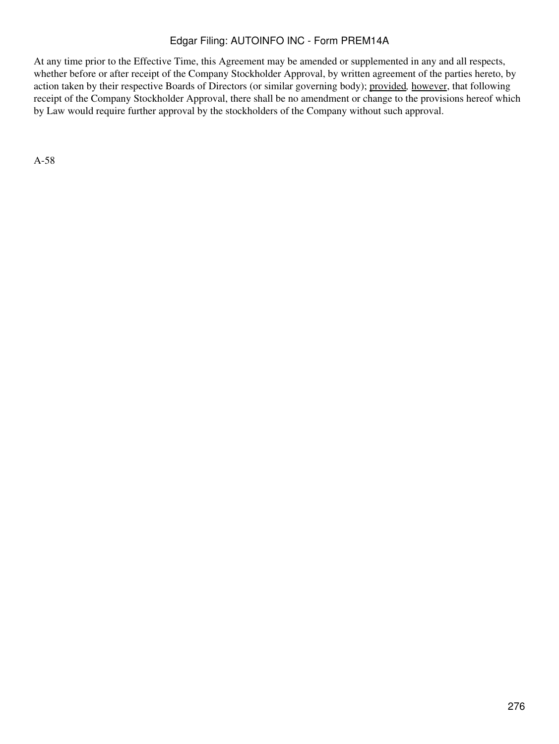At any time prior to the Effective Time, this Agreement may be amended or supplemented in any and all respects, whether before or after receipt of the Company Stockholder Approval, by written agreement of the parties hereto, by action taken by their respective Boards of Directors (or similar governing body); provided, however, that following receipt of the Company Stockholder Approval, there shall be no amendment or change to the provisions hereof which by Law would require further approval by the stockholders of the Company without such approval.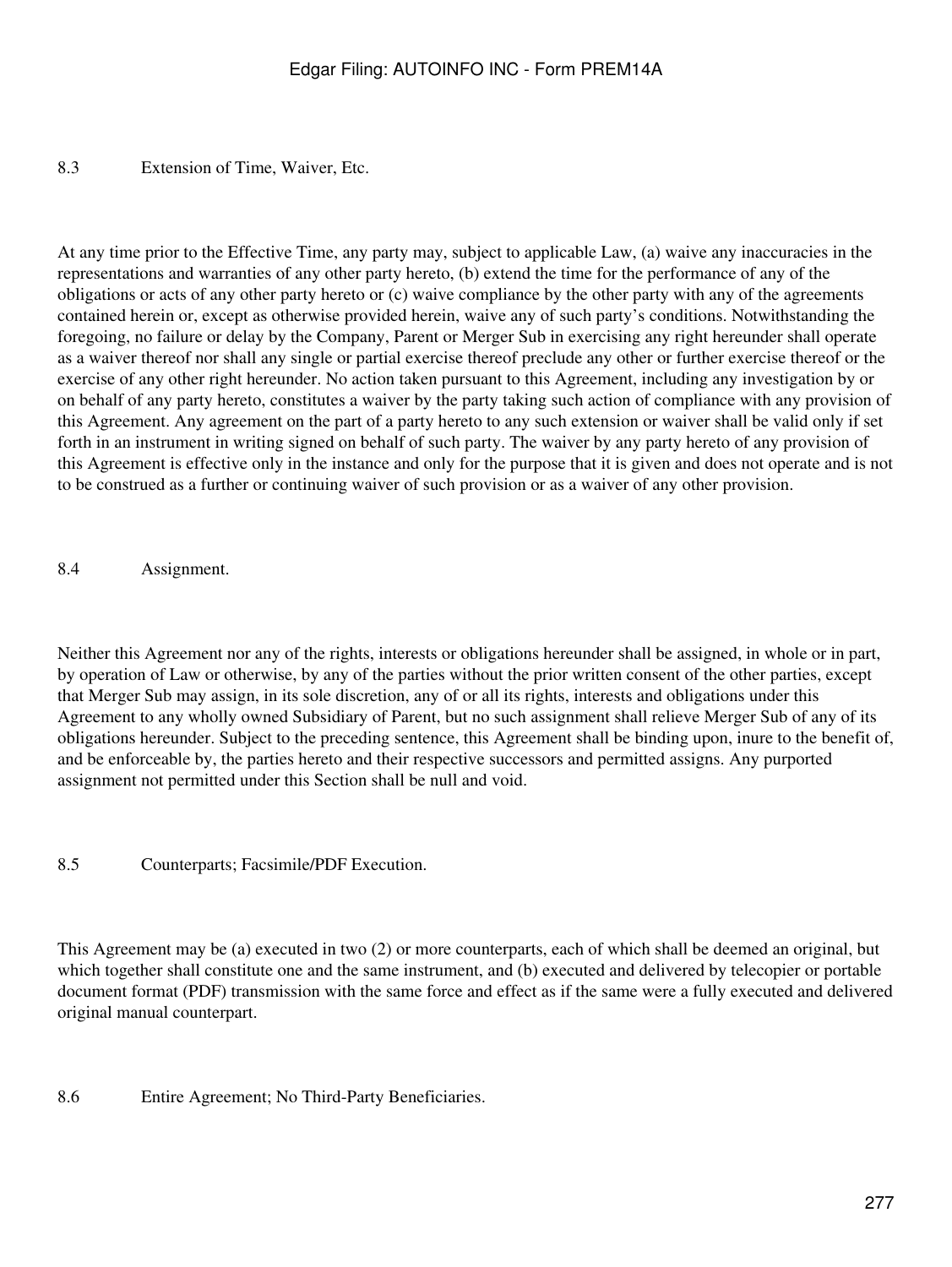### 8.3 Extension of Time, Waiver, Etc.

At any time prior to the Effective Time, any party may, subject to applicable Law, (a) waive any inaccuracies in the representations and warranties of any other party hereto, (b) extend the time for the performance of any of the obligations or acts of any other party hereto or (c) waive compliance by the other party with any of the agreements contained herein or, except as otherwise provided herein, waive any of such party's conditions. Notwithstanding the foregoing, no failure or delay by the Company, Parent or Merger Sub in exercising any right hereunder shall operate as a waiver thereof nor shall any single or partial exercise thereof preclude any other or further exercise thereof or the exercise of any other right hereunder. No action taken pursuant to this Agreement, including any investigation by or on behalf of any party hereto, constitutes a waiver by the party taking such action of compliance with any provision of this Agreement. Any agreement on the part of a party hereto to any such extension or waiver shall be valid only if set forth in an instrument in writing signed on behalf of such party. The waiver by any party hereto of any provision of this Agreement is effective only in the instance and only for the purpose that it is given and does not operate and is not to be construed as a further or continuing waiver of such provision or as a waiver of any other provision.

### 8.4 Assignment.

Neither this Agreement nor any of the rights, interests or obligations hereunder shall be assigned, in whole or in part, by operation of Law or otherwise, by any of the parties without the prior written consent of the other parties, except that Merger Sub may assign, in its sole discretion, any of or all its rights, interests and obligations under this Agreement to any wholly owned Subsidiary of Parent, but no such assignment shall relieve Merger Sub of any of its obligations hereunder. Subject to the preceding sentence, this Agreement shall be binding upon, inure to the benefit of, and be enforceable by, the parties hereto and their respective successors and permitted assigns. Any purported assignment not permitted under this Section shall be null and void.

### 8.5 Counterparts; Facsimile/PDF Execution.

This Agreement may be (a) executed in two (2) or more counterparts, each of which shall be deemed an original, but which together shall constitute one and the same instrument, and (b) executed and delivered by telecopier or portable document format (PDF) transmission with the same force and effect as if the same were a fully executed and delivered original manual counterpart.

### 8.6 Entire Agreement; No Third-Party Beneficiaries.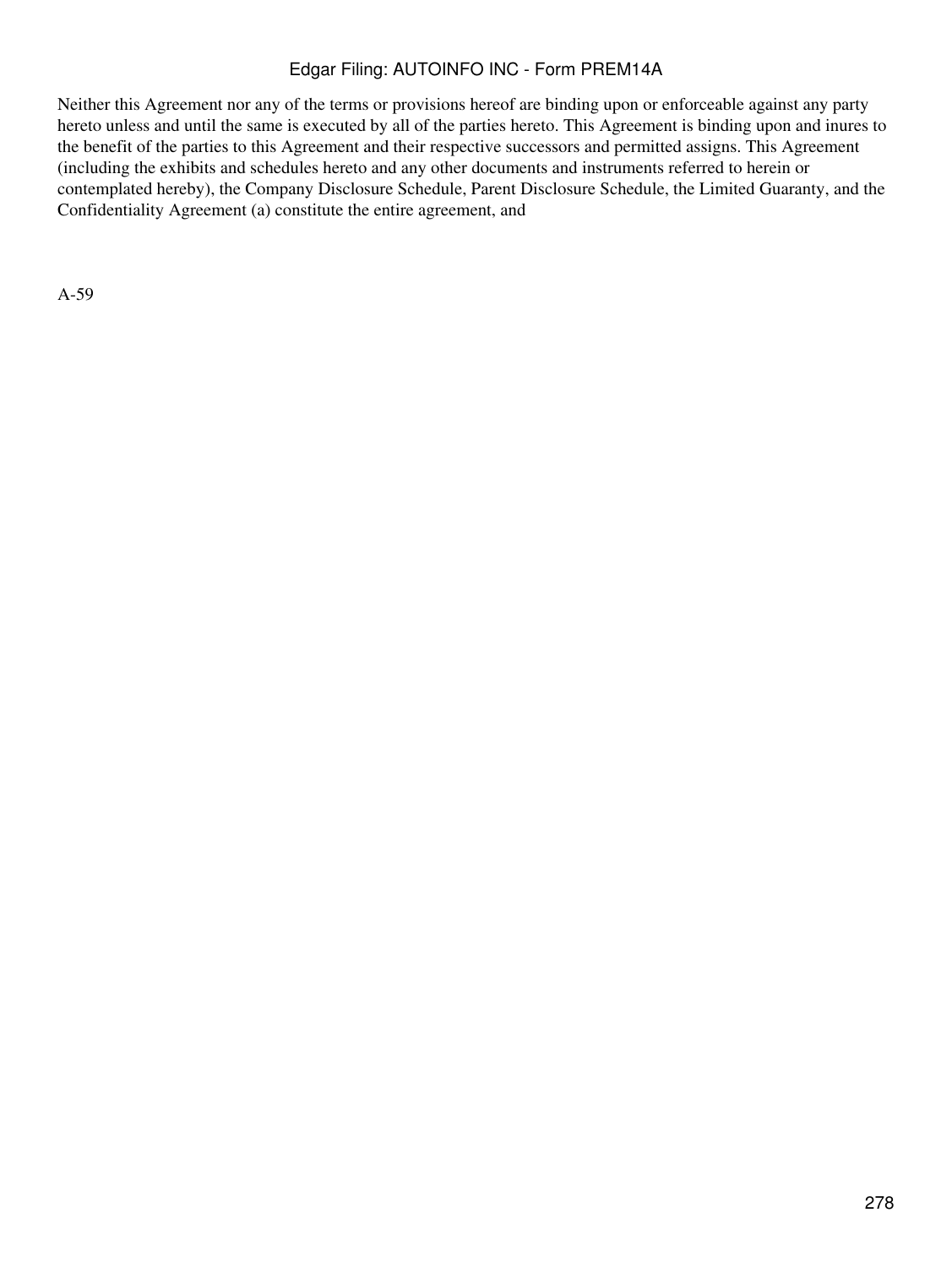Neither this Agreement nor any of the terms or provisions hereof are binding upon or enforceable against any party hereto unless and until the same is executed by all of the parties hereto. This Agreement is binding upon and inures to the benefit of the parties to this Agreement and their respective successors and permitted assigns. This Agreement (including the exhibits and schedules hereto and any other documents and instruments referred to herein or contemplated hereby), the Company Disclosure Schedule, Parent Disclosure Schedule, the Limited Guaranty, and the Confidentiality Agreement (a) constitute the entire agreement, and

A-59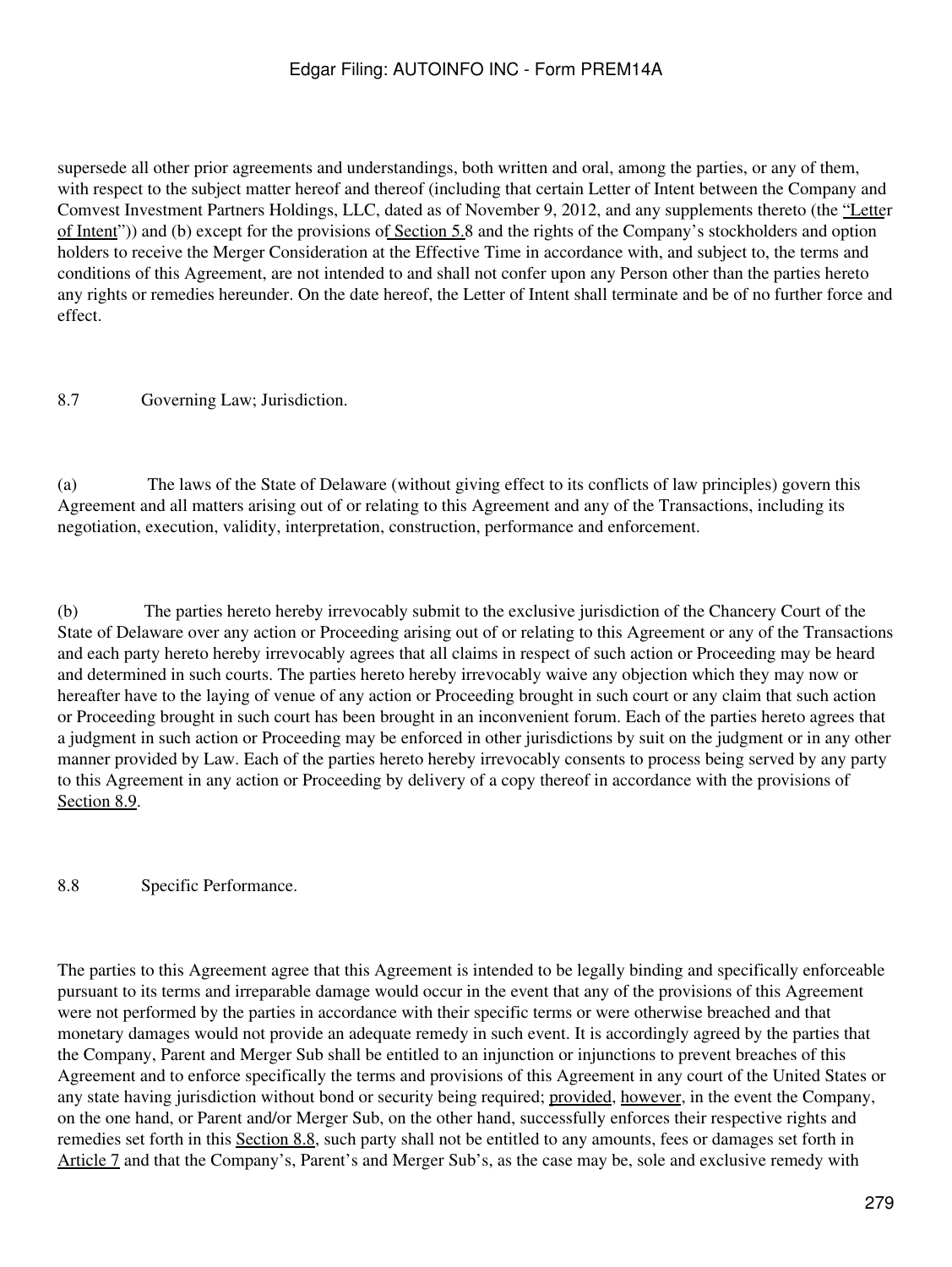supersede all other prior agreements and understandings, both written and oral, among the parties, or any of them, with respect to the subject matter hereof and thereof (including that certain Letter of Intent between the Company and Comvest Investment Partners Holdings, LLC, dated as of November 9, 2012, and any supplements thereto (the "Letter of Intent")) and (b) except for the provisions of Section 5.8 and the rights of the Company's stockholders and option holders to receive the Merger Consideration at the Effective Time in accordance with, and subject to, the terms and conditions of this Agreement, are not intended to and shall not confer upon any Person other than the parties hereto any rights or remedies hereunder. On the date hereof, the Letter of Intent shall terminate and be of no further force and effect.

8.7 Governing Law; Jurisdiction.

(a) The laws of the State of Delaware (without giving effect to its conflicts of law principles) govern this Agreement and all matters arising out of or relating to this Agreement and any of the Transactions, including its negotiation, execution, validity, interpretation, construction, performance and enforcement.

(b) The parties hereto hereby irrevocably submit to the exclusive jurisdiction of the Chancery Court of the State of Delaware over any action or Proceeding arising out of or relating to this Agreement or any of the Transactions and each party hereto hereby irrevocably agrees that all claims in respect of such action or Proceeding may be heard and determined in such courts. The parties hereto hereby irrevocably waive any objection which they may now or hereafter have to the laying of venue of any action or Proceeding brought in such court or any claim that such action or Proceeding brought in such court has been brought in an inconvenient forum. Each of the parties hereto agrees that a judgment in such action or Proceeding may be enforced in other jurisdictions by suit on the judgment or in any other manner provided by Law. Each of the parties hereto hereby irrevocably consents to process being served by any party to this Agreement in any action or Proceeding by delivery of a copy thereof in accordance with the provisions of Section 8.9.

8.8 Specific Performance.

The parties to this Agreement agree that this Agreement is intended to be legally binding and specifically enforceable pursuant to its terms and irreparable damage would occur in the event that any of the provisions of this Agreement were not performed by the parties in accordance with their specific terms or were otherwise breached and that monetary damages would not provide an adequate remedy in such event. It is accordingly agreed by the parties that the Company, Parent and Merger Sub shall be entitled to an injunction or injunctions to prevent breaches of this Agreement and to enforce specifically the terms and provisions of this Agreement in any court of the United States or any state having jurisdiction without bond or security being required; provided, however, in the event the Company, on the one hand, or Parent and/or Merger Sub, on the other hand, successfully enforces their respective rights and remedies set forth in this Section 8.8, such party shall not be entitled to any amounts, fees or damages set forth in Article 7 and that the Company's, Parent's and Merger Sub's, as the case may be, sole and exclusive remedy with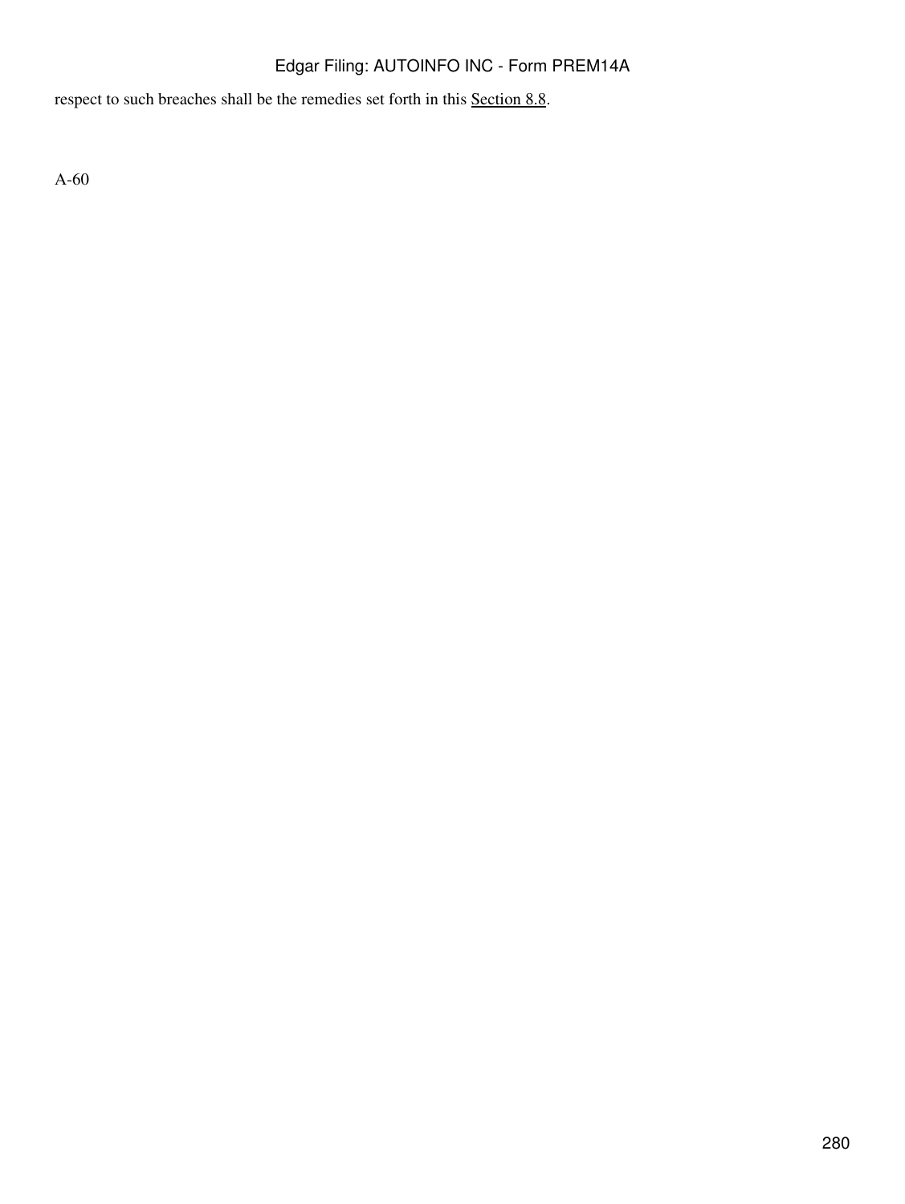respect to such breaches shall be the remedies set forth in this Section 8.8.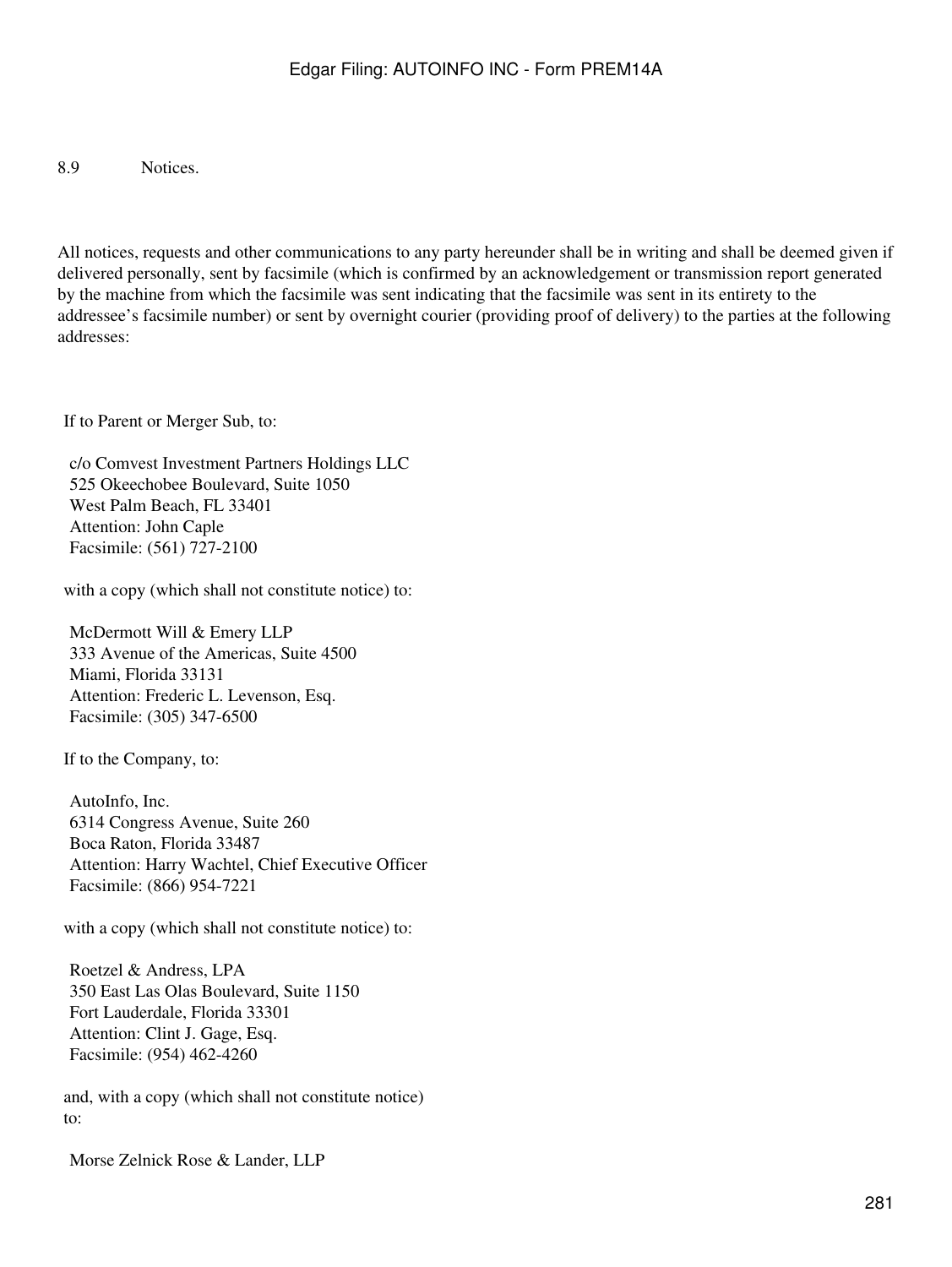8.9 Notices.

All notices, requests and other communications to any party hereunder shall be in writing and shall be deemed given if delivered personally, sent by facsimile (which is confirmed by an acknowledgement or transmission report generated by the machine from which the facsimile was sent indicating that the facsimile was sent in its entirety to the addressee's facsimile number) or sent by overnight courier (providing proof of delivery) to the parties at the following addresses:

If to Parent or Merger Sub, to:

c/o Comvest Investment Partners Holdings LLC
525 Okeechobee Boulevard, Suite 1050
West Palm Beach, FL 33401
Attention: John Caple
Facsimile: (561) 727-2100

with a copy (which shall not constitute notice) to:

McDermott Will & Emery LLP
333 Avenue of the Americas, Suite 4500
Miami, Florida 33131
Attention: Frederic L. Levenson, Esq.
Facsimile: (305) 347-6500

If to the Company, to:

AutoInfo, Inc.
6314 Congress Avenue, Suite 260
Boca Raton, Florida 33487
Attention: Harry Wachtel, Chief Executive Officer
Facsimile: (866) 954-7221

with a copy (which shall not constitute notice) to:

Roetzel & Andress, LPA
350 East Las Olas Boulevard, Suite 1150
Fort Lauderdale, Florida 33301
Attention: Clint J. Gage, Esq.
Facsimile: (954) 462-4260

and, with a copy (which shall not constitute notice) to:

Morse Zelnick Rose & Lander, LLP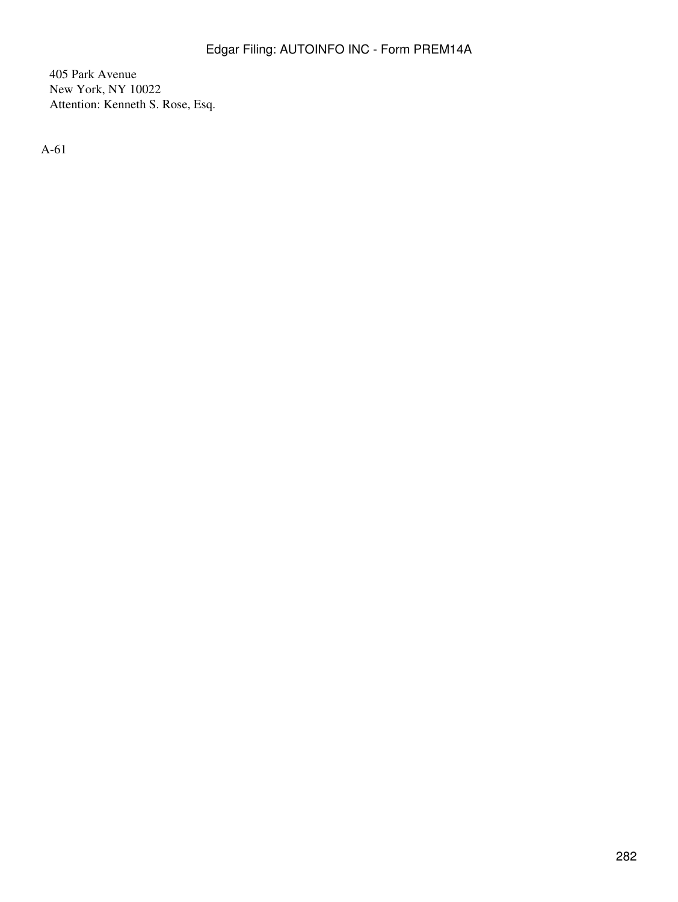405 Park Avenue
New York, NY 10022
Attention: Kenneth S. Rose, Esq.

A-61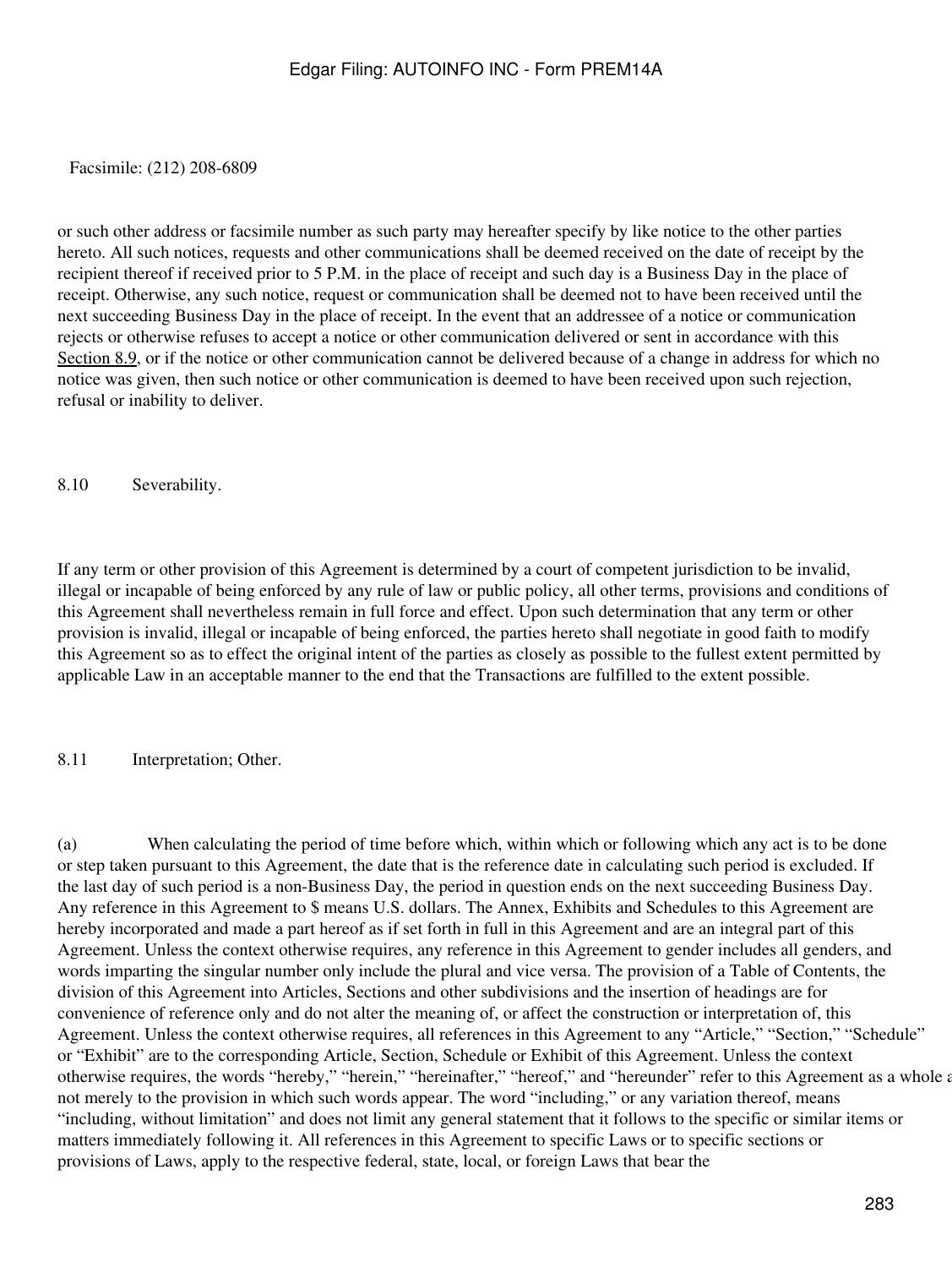Facsimile: (212) 208-6809

or such other address or facsimile number as such party may hereafter specify by like notice to the other parties hereto. All such notices, requests and other communications shall be deemed received on the date of receipt by the recipient thereof if received prior to 5 P.M. in the place of receipt and such day is a Business Day in the place of receipt. Otherwise, any such notice, request or communication shall be deemed not to have been received until the next succeeding Business Day in the place of receipt. In the event that an addressee of a notice or communication rejects or otherwise refuses to accept a notice or other communication delivered or sent in accordance with this Section 8.9, or if the notice or other communication cannot be delivered because of a change in address for which no notice was given, then such notice or other communication is deemed to have been received upon such rejection, refusal or inability to deliver.

8.10 Severability.

If any term or other provision of this Agreement is determined by a court of competent jurisdiction to be invalid, illegal or incapable of being enforced by any rule of law or public policy, all other terms, provisions and conditions of this Agreement shall nevertheless remain in full force and effect. Upon such determination that any term or other provision is invalid, illegal or incapable of being enforced, the parties hereto shall negotiate in good faith to modify this Agreement so as to effect the original intent of the parties as closely as possible to the fullest extent permitted by applicable Law in an acceptable manner to the end that the Transactions are fulfilled to the extent possible.

8.11 Interpretation; Other.

(a) When calculating the period of time before which, within which or following which any act is to be done or step taken pursuant to this Agreement, the date that is the reference date in calculating such period is excluded. If the last day of such period is a non-Business Day, the period in question ends on the next succeeding Business Day. Any reference in this Agreement to $ means U.S. dollars. The Annex, Exhibits and Schedules to this Agreement are hereby incorporated and made a part hereof as if set forth in full in this Agreement and are an integral part of this Agreement. Unless the context otherwise requires, any reference in this Agreement to gender includes all genders, and words imparting the singular number only include the plural and vice versa. The provision of a Table of Contents, the division of this Agreement into Articles, Sections and other subdivisions and the insertion of headings are for convenience of reference only and do not alter the meaning of, or affect the construction or interpretation of, this Agreement. Unless the context otherwise requires, all references in this Agreement to any "Article," "Section," "Schedule" or "Exhibit" are to the corresponding Article, Section, Schedule or Exhibit of this Agreement. Unless the context otherwise requires, the words "hereby," "herein," "hereinafter," "hereof," and "hereunder" refer to this Agreement as a whole and not merely to the provision in which such words appear. The word "including," or any variation thereof, means "including, without limitation" and does not limit any general statement that it follows to the specific or similar items or matters immediately following it. All references in this Agreement to specific Laws or to specific sections or provisions of Laws, apply to the respective federal, state, local, or foreign Laws that bear the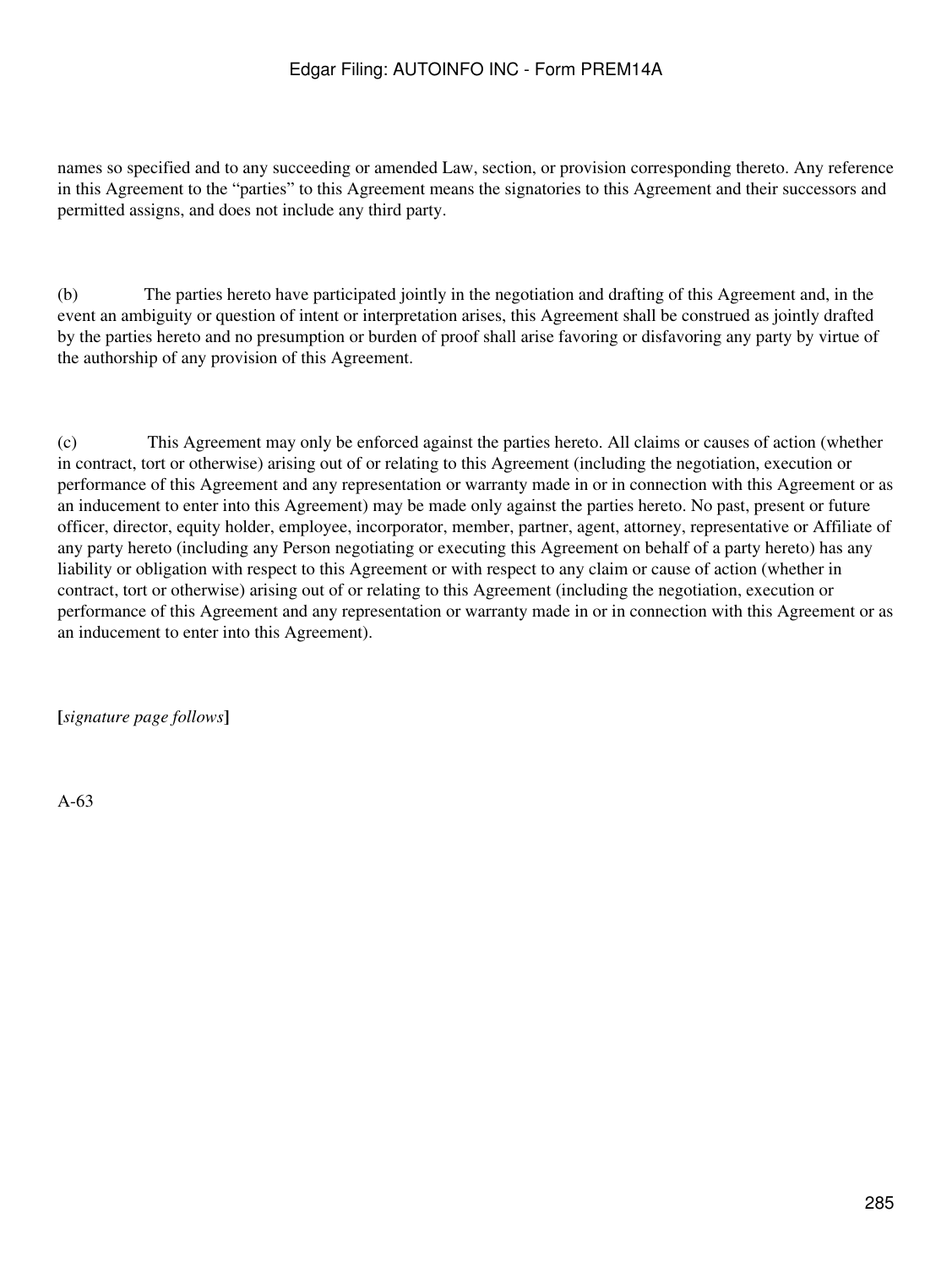names so specified and to any succeeding or amended Law, section, or provision corresponding thereto. Any reference in this Agreement to the “parties” to this Agreement means the signatories to this Agreement and their successors and permitted assigns, and does not include any third party.

(b) The parties hereto have participated jointly in the negotiation and drafting of this Agreement and, in the event an ambiguity or question of intent or interpretation arises, this Agreement shall be construed as jointly drafted by the parties hereto and no presumption or burden of proof shall arise favoring or disfavoring any party by virtue of the authorship of any provision of this Agreement.

(c) This Agreement may only be enforced against the parties hereto. All claims or causes of action (whether in contract, tort or otherwise) arising out of or relating to this Agreement (including the negotiation, execution or performance of this Agreement and any representation or warranty made in or in connection with this Agreement or as an inducement to enter into this Agreement) may be made only against the parties hereto. No past, present or future officer, director, equity holder, employee, incorporator, member, partner, agent, attorney, representative or Affiliate of any party hereto (including any Person negotiating or executing this Agreement on behalf of a party hereto) has any liability or obligation with respect to this Agreement or with respect to any claim or cause of action (whether in contract, tort or otherwise) arising out of or relating to this Agreement (including the negotiation, execution or performance of this Agreement and any representation or warranty made in or in connection with this Agreement or as an inducement to enter into this Agreement).

**[***signature page follows***]**

A-63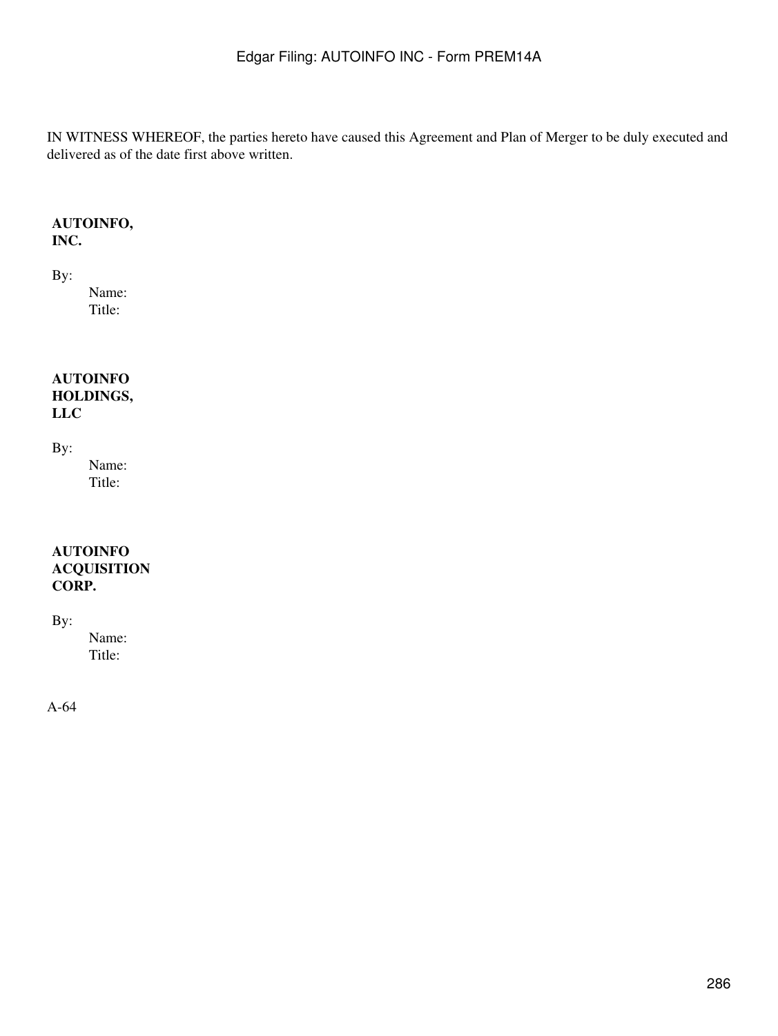IN WITNESS WHEREOF, the parties hereto have caused this Agreement and Plan of Merger to be duly executed and delivered as of the date first above written.

**AUTOINFO, INC.**

By:

Name:
Title:

**AUTOINFO HOLDINGS, LLC**

By:

Name:
Title:

**AUTOINFO ACQUISITION CORP.**

By:

Name:
Title:

A-64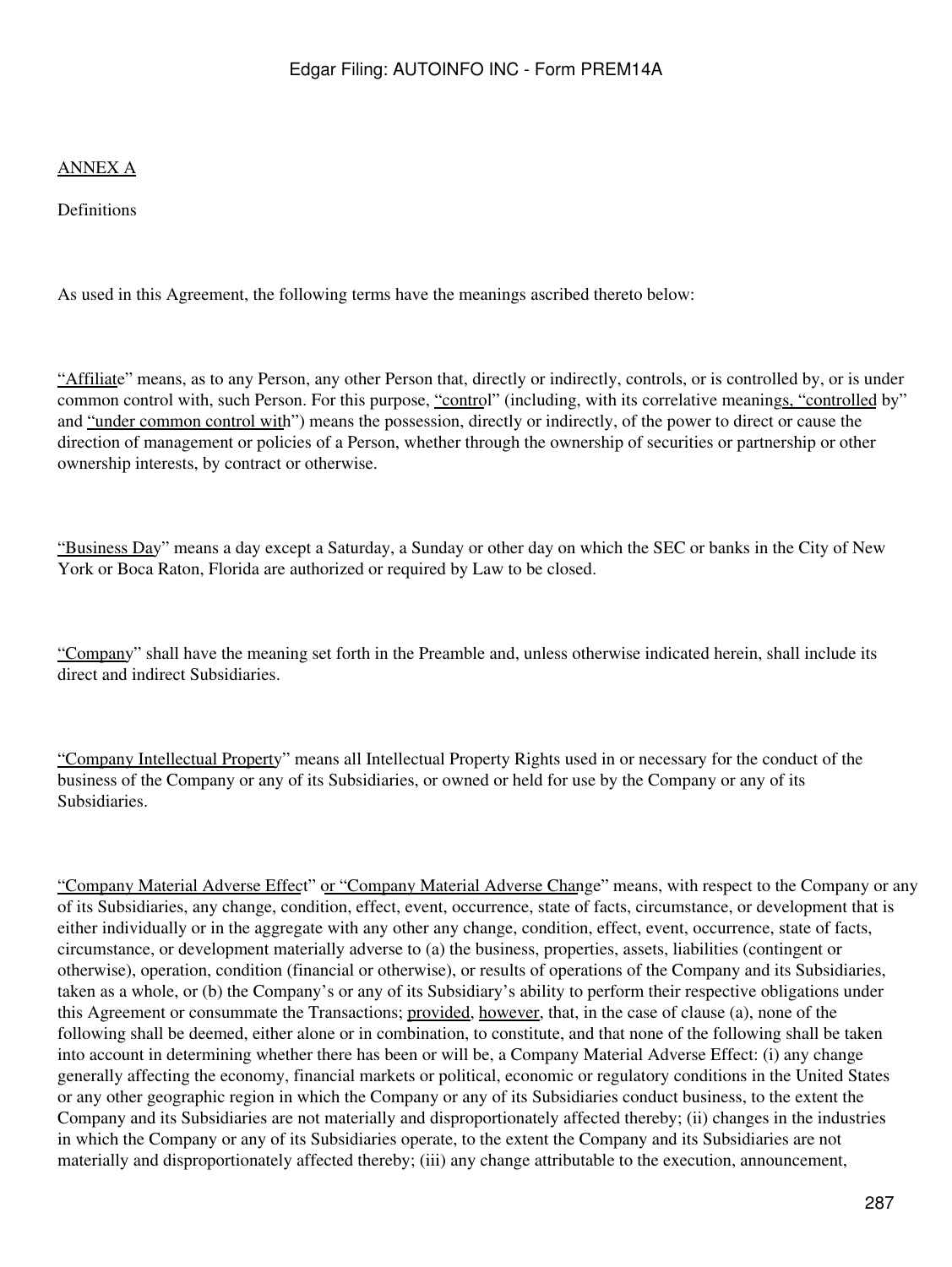ANNEX A

Definitions

As used in this Agreement, the following terms have the meanings ascribed thereto below:

"Affiliate" means, as to any Person, any other Person that, directly or indirectly, controls, or is controlled by, or is under common control with, such Person. For this purpose, "control" (including, with its correlative meanings, "controlled by" and "under common control with") means the possession, directly or indirectly, of the power to direct or cause the direction of management or policies of a Person, whether through the ownership of securities or partnership or other ownership interests, by contract or otherwise.

"Business Day" means a day except a Saturday, a Sunday or other day on which the SEC or banks in the City of New York or Boca Raton, Florida are authorized or required by Law to be closed.

"Company" shall have the meaning set forth in the Preamble and, unless otherwise indicated herein, shall include its direct and indirect Subsidiaries.

"Company Intellectual Property" means all Intellectual Property Rights used in or necessary for the conduct of the business of the Company or any of its Subsidiaries, or owned or held for use by the Company or any of its Subsidiaries.

"Company Material Adverse Effect" or "Company Material Adverse Change" means, with respect to the Company or any of its Subsidiaries, any change, condition, effect, event, occurrence, state of facts, circumstance, or development that is either individually or in the aggregate with any other any change, condition, effect, event, occurrence, state of facts, circumstance, or development materially adverse to (a) the business, properties, assets, liabilities (contingent or otherwise), operation, condition (financial or otherwise), or results of operations of the Company and its Subsidiaries, taken as a whole, or (b) the Company's or any of its Subsidiary's ability to perform their respective obligations under this Agreement or consummate the Transactions; provided, however, that, in the case of clause (a), none of the following shall be deemed, either alone or in combination, to constitute, and that none of the following shall be taken into account in determining whether there has been or will be, a Company Material Adverse Effect: (i) any change generally affecting the economy, financial markets or political, economic or regulatory conditions in the United States or any other geographic region in which the Company or any of its Subsidiaries conduct business, to the extent the Company and its Subsidiaries are not materially and disproportionately affected thereby; (ii) changes in the industries in which the Company or any of its Subsidiaries operate, to the extent the Company and its Subsidiaries are not materially and disproportionately affected thereby; (iii) any change attributable to the execution, announcement,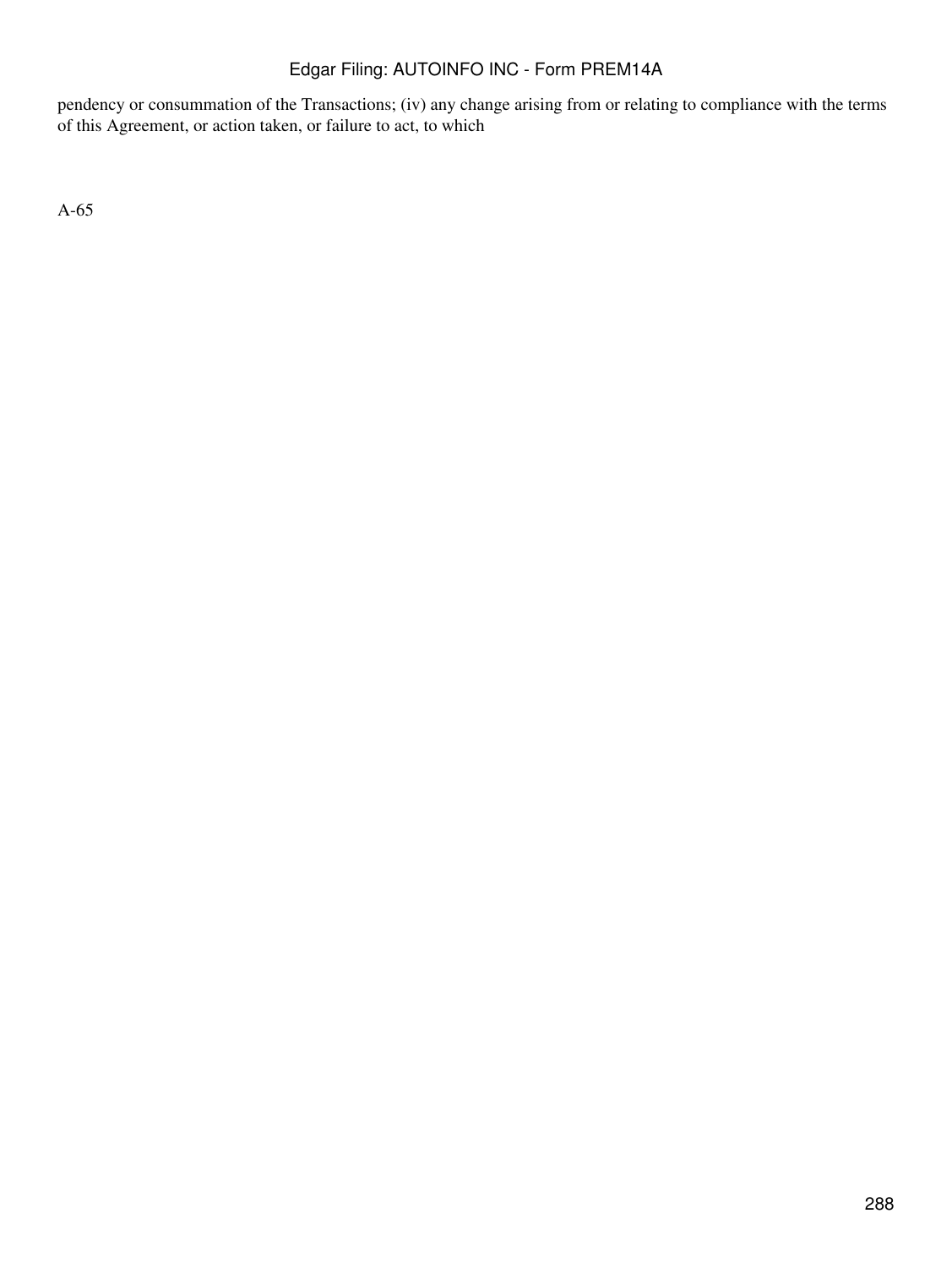pendency or consummation of the Transactions; (iv) any change arising from or relating to compliance with the terms of this Agreement, or action taken, or failure to act, to which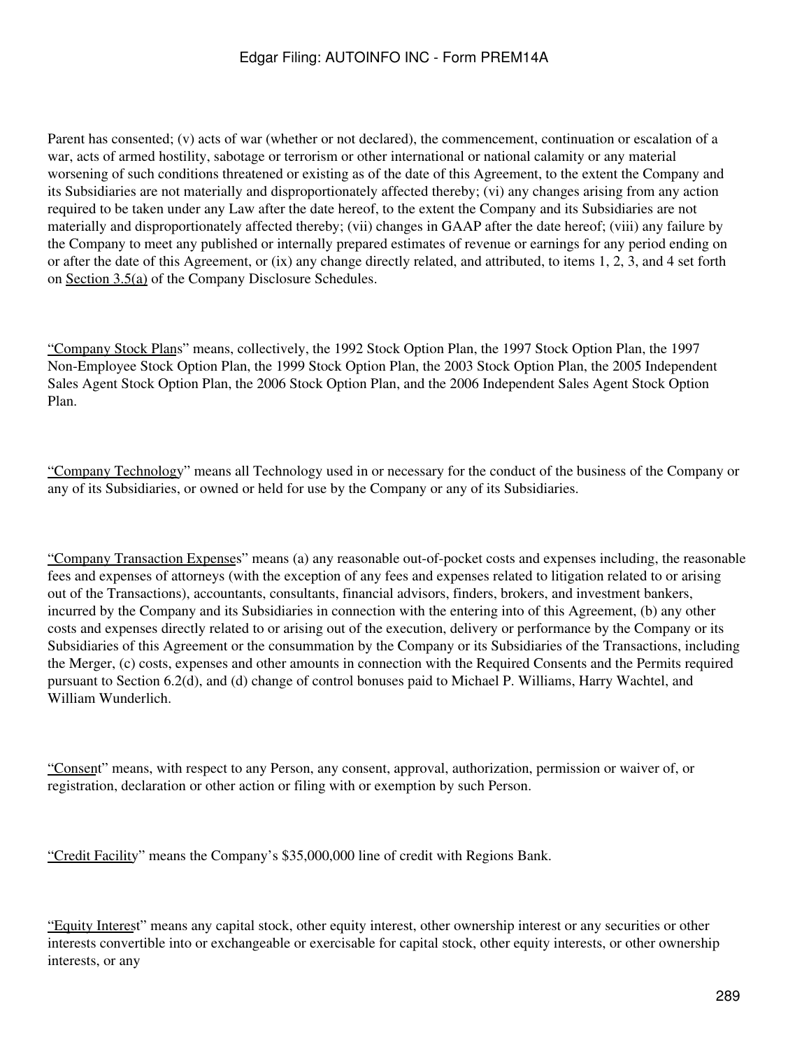Parent has consented; (v) acts of war (whether or not declared), the commencement, continuation or escalation of a war, acts of armed hostility, sabotage or terrorism or other international or national calamity or any material worsening of such conditions threatened or existing as of the date of this Agreement, to the extent the Company and its Subsidiaries are not materially and disproportionately affected thereby; (vi) any changes arising from any action required to be taken under any Law after the date hereof, to the extent the Company and its Subsidiaries are not materially and disproportionately affected thereby; (vii) changes in GAAP after the date hereof; (viii) any failure by the Company to meet any published or internally prepared estimates of revenue or earnings for any period ending on or after the date of this Agreement, or (ix) any change directly related, and attributed, to items 1, 2, 3, and 4 set forth on Section 3.5(a) of the Company Disclosure Schedules.

"Company Stock Plans" means, collectively, the 1992 Stock Option Plan, the 1997 Stock Option Plan, the 1997 Non-Employee Stock Option Plan, the 1999 Stock Option Plan, the 2003 Stock Option Plan, the 2005 Independent Sales Agent Stock Option Plan, the 2006 Stock Option Plan, and the 2006 Independent Sales Agent Stock Option Plan.

"Company Technology" means all Technology used in or necessary for the conduct of the business of the Company or any of its Subsidiaries, or owned or held for use by the Company or any of its Subsidiaries.

"Company Transaction Expenses" means (a) any reasonable out-of-pocket costs and expenses including, the reasonable fees and expenses of attorneys (with the exception of any fees and expenses related to litigation related to or arising out of the Transactions), accountants, consultants, financial advisors, finders, brokers, and investment bankers, incurred by the Company and its Subsidiaries in connection with the entering into of this Agreement, (b) any other costs and expenses directly related to or arising out of the execution, delivery or performance by the Company or its Subsidiaries of this Agreement or the consummation by the Company or its Subsidiaries of the Transactions, including the Merger, (c) costs, expenses and other amounts in connection with the Required Consents and the Permits required pursuant to Section 6.2(d), and (d) change of control bonuses paid to Michael P. Williams, Harry Wachtel, and William Wunderlich.

"Consent" means, with respect to any Person, any consent, approval, authorization, permission or waiver of, or registration, declaration or other action or filing with or exemption by such Person.

"Credit Facility" means the Company's $35,000,000 line of credit with Regions Bank.

"Equity Interest" means any capital stock, other equity interest, other ownership interest or any securities or other interests convertible into or exchangeable or exercisable for capital stock, other equity interests, or other ownership interests, or any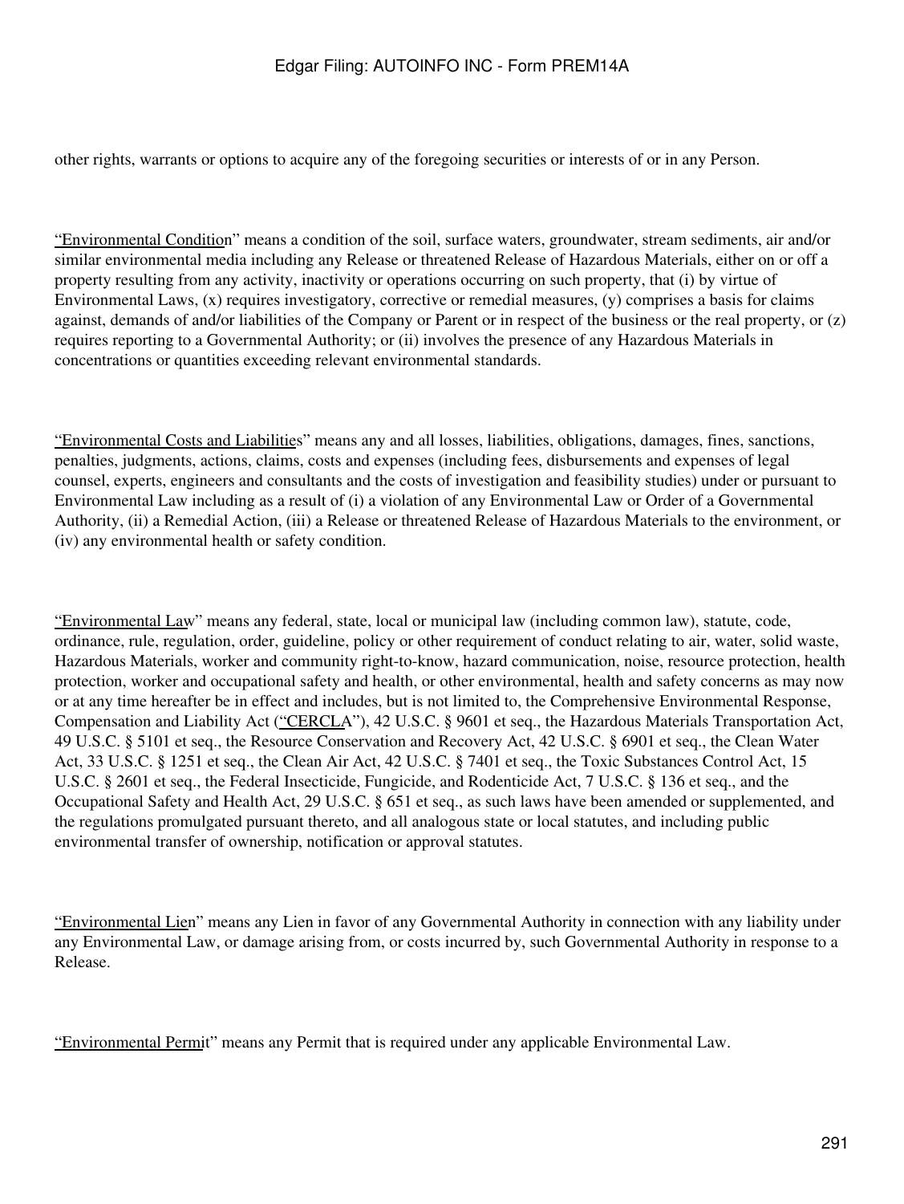other rights, warrants or options to acquire any of the foregoing securities or interests of or in any Person.

"Environmental Condition" means a condition of the soil, surface waters, groundwater, stream sediments, air and/or similar environmental media including any Release or threatened Release of Hazardous Materials, either on or off a property resulting from any activity, inactivity or operations occurring on such property, that (i) by virtue of Environmental Laws, (x) requires investigatory, corrective or remedial measures, (y) comprises a basis for claims against, demands of and/or liabilities of the Company or Parent or in respect of the business or the real property, or (z) requires reporting to a Governmental Authority; or (ii) involves the presence of any Hazardous Materials in concentrations or quantities exceeding relevant environmental standards.

"Environmental Costs and Liabilities" means any and all losses, liabilities, obligations, damages, fines, sanctions, penalties, judgments, actions, claims, costs and expenses (including fees, disbursements and expenses of legal counsel, experts, engineers and consultants and the costs of investigation and feasibility studies) under or pursuant to Environmental Law including as a result of (i) a violation of any Environmental Law or Order of a Governmental Authority, (ii) a Remedial Action, (iii) a Release or threatened Release of Hazardous Materials to the environment, or (iv) any environmental health or safety condition.

"Environmental Law" means any federal, state, local or municipal law (including common law), statute, code, ordinance, rule, regulation, order, guideline, policy or other requirement of conduct relating to air, water, solid waste, Hazardous Materials, worker and community right-to-know, hazard communication, noise, resource protection, health protection, worker and occupational safety and health, or other environmental, health and safety concerns as may now or at any time hereafter be in effect and includes, but is not limited to, the Comprehensive Environmental Response, Compensation and Liability Act ("CERCLA"), 42 U.S.C. § 9601 et seq., the Hazardous Materials Transportation Act, 49 U.S.C. § 5101 et seq., the Resource Conservation and Recovery Act, 42 U.S.C. § 6901 et seq., the Clean Water Act, 33 U.S.C. § 1251 et seq., the Clean Air Act, 42 U.S.C. § 7401 et seq., the Toxic Substances Control Act, 15 U.S.C. § 2601 et seq., the Federal Insecticide, Fungicide, and Rodenticide Act, 7 U.S.C. § 136 et seq., and the Occupational Safety and Health Act, 29 U.S.C. § 651 et seq., as such laws have been amended or supplemented, and the regulations promulgated pursuant thereto, and all analogous state or local statutes, and including public environmental transfer of ownership, notification or approval statutes.

"Environmental Lien" means any Lien in favor of any Governmental Authority in connection with any liability under any Environmental Law, or damage arising from, or costs incurred by, such Governmental Authority in response to a Release.

"Environmental Permit" means any Permit that is required under any applicable Environmental Law.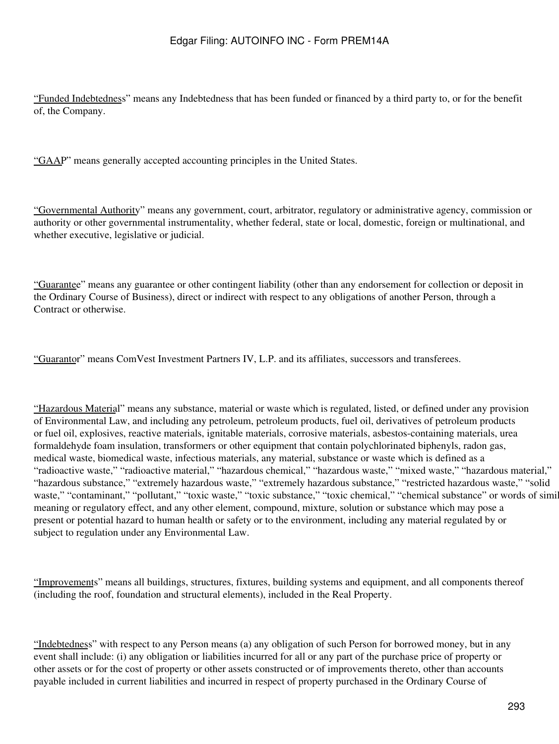"Funded Indebtedness" means any Indebtedness that has been funded or financed by a third party to, or for the benefit of, the Company.

"GAAP" means generally accepted accounting principles in the United States.

"Governmental Authority" means any government, court, arbitrator, regulatory or administrative agency, commission or authority or other governmental instrumentality, whether federal, state or local, domestic, foreign or multinational, and whether executive, legislative or judicial.

"Guarantee" means any guarantee or other contingent liability (other than any endorsement for collection or deposit in the Ordinary Course of Business), direct or indirect with respect to any obligations of another Person, through a Contract or otherwise.

"Guarantor" means ComVest Investment Partners IV, L.P. and its affiliates, successors and transferees.

"Hazardous Material" means any substance, material or waste which is regulated, listed, or defined under any provision of Environmental Law, and including any petroleum, petroleum products, fuel oil, derivatives of petroleum products or fuel oil, explosives, reactive materials, ignitable materials, corrosive materials, asbestos-containing materials, urea formaldehyde foam insulation, transformers or other equipment that contain polychlorinated biphenyls, radon gas, medical waste, biomedical waste, infectious materials, any material, substance or waste which is defined as a "radioactive waste," "radioactive material," "hazardous chemical," "hazardous waste," "mixed waste," "hazardous material," "hazardous substance," "extremely hazardous waste," "extremely hazardous substance," "restricted hazardous waste," "solid waste," "contaminant," "pollutant," "toxic waste," "toxic substance," "toxic chemical," "chemical substance" or words of simil meaning or regulatory effect, and any other element, compound, mixture, solution or substance which may pose a present or potential hazard to human health or safety or to the environment, including any material regulated by or subject to regulation under any Environmental Law.

"Improvements" means all buildings, structures, fixtures, building systems and equipment, and all components thereof (including the roof, foundation and structural elements), included in the Real Property.

"Indebtedness" with respect to any Person means (a) any obligation of such Person for borrowed money, but in any event shall include: (i) any obligation or liabilities incurred for all or any part of the purchase price of property or other assets or for the cost of property or other assets constructed or of improvements thereto, other than accounts payable included in current liabilities and incurred in respect of property purchased in the Ordinary Course of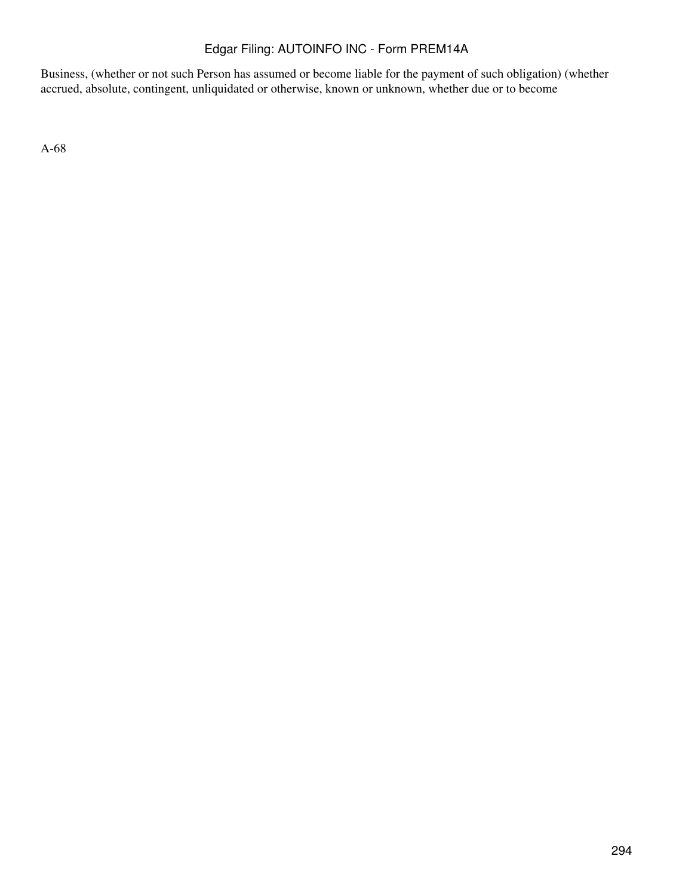Business, (whether or not such Person has assumed or become liable for the payment of such obligation) (whether accrued, absolute, contingent, unliquidated or otherwise, known or unknown, whether due or to become

A-68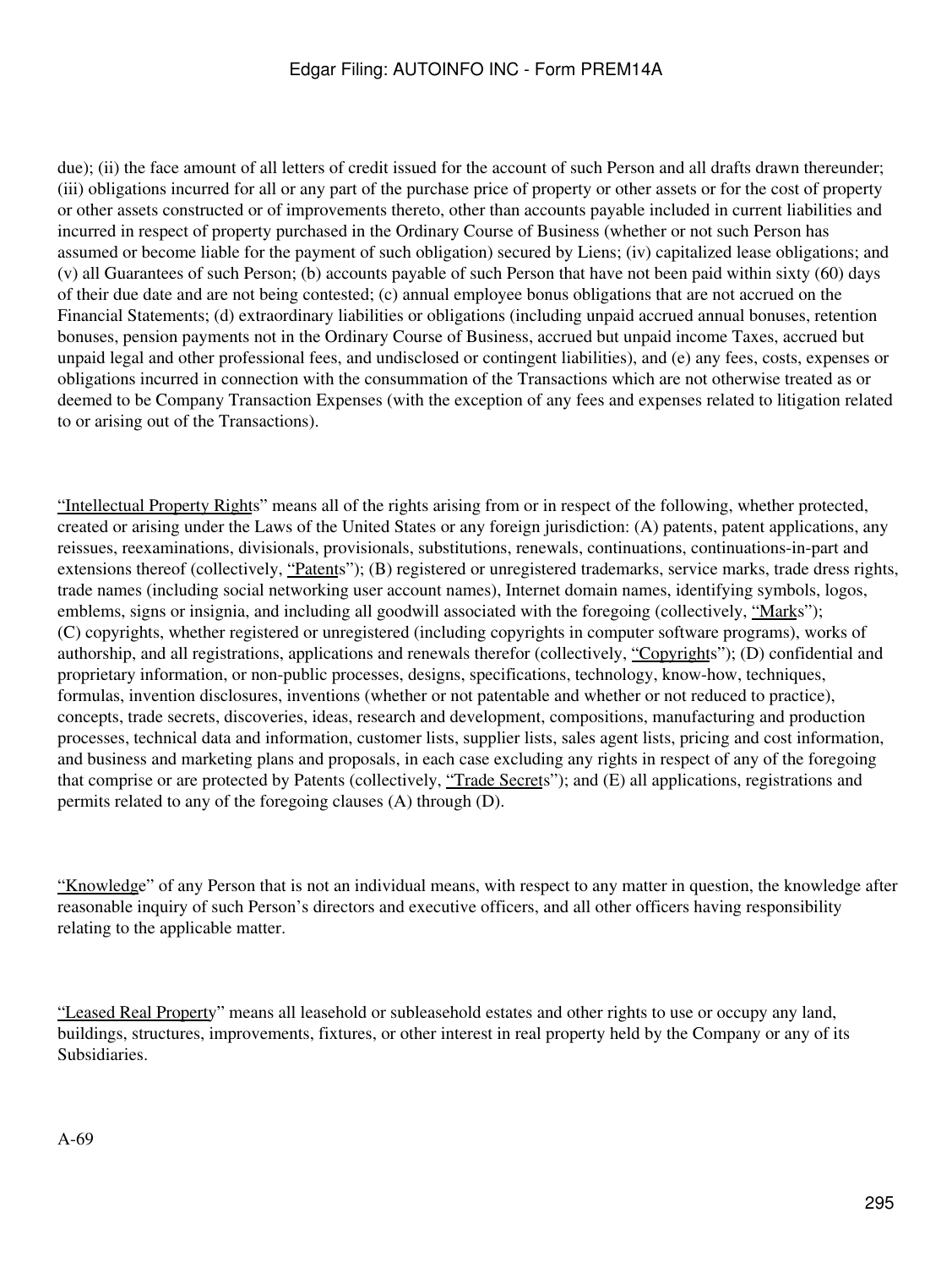due); (ii) the face amount of all letters of credit issued for the account of such Person and all drafts drawn thereunder; (iii) obligations incurred for all or any part of the purchase price of property or other assets or for the cost of property or other assets constructed or of improvements thereto, other than accounts payable included in current liabilities and incurred in respect of property purchased in the Ordinary Course of Business (whether or not such Person has assumed or become liable for the payment of such obligation) secured by Liens; (iv) capitalized lease obligations; and (v) all Guarantees of such Person; (b) accounts payable of such Person that have not been paid within sixty (60) days of their due date and are not being contested; (c) annual employee bonus obligations that are not accrued on the Financial Statements; (d) extraordinary liabilities or obligations (including unpaid accrued annual bonuses, retention bonuses, pension payments not in the Ordinary Course of Business, accrued but unpaid income Taxes, accrued but unpaid legal and other professional fees, and undisclosed or contingent liabilities), and (e) any fees, costs, expenses or obligations incurred in connection with the consummation of the Transactions which are not otherwise treated as or deemed to be Company Transaction Expenses (with the exception of any fees and expenses related to litigation related to or arising out of the Transactions).

"Intellectual Property Rights" means all of the rights arising from or in respect of the following, whether protected, created or arising under the Laws of the United States or any foreign jurisdiction: (A) patents, patent applications, any reissues, reexaminations, divisionals, provisionals, substitutions, renewals, continuations, continuations-in-part and extensions thereof (collectively, "Patents"); (B) registered or unregistered trademarks, service marks, trade dress rights, trade names (including social networking user account names), Internet domain names, identifying symbols, logos, emblems, signs or insignia, and including all goodwill associated with the foregoing (collectively, "Marks"); (C) copyrights, whether registered or unregistered (including copyrights in computer software programs), works of authorship, and all registrations, applications and renewals therefor (collectively, "Copyrights"); (D) confidential and proprietary information, or non-public processes, designs, specifications, technology, know-how, techniques, formulas, invention disclosures, inventions (whether or not patentable and whether or not reduced to practice), concepts, trade secrets, discoveries, ideas, research and development, compositions, manufacturing and production processes, technical data and information, customer lists, supplier lists, sales agent lists, pricing and cost information, and business and marketing plans and proposals, in each case excluding any rights in respect of any of the foregoing that comprise or are protected by Patents (collectively, "Trade Secrets"); and (E) all applications, registrations and permits related to any of the foregoing clauses (A) through (D).

"Knowledge" of any Person that is not an individual means, with respect to any matter in question, the knowledge after reasonable inquiry of such Person's directors and executive officers, and all other officers having responsibility relating to the applicable matter.

"Leased Real Property" means all leasehold or subleasehold estates and other rights to use or occupy any land, buildings, structures, improvements, fixtures, or other interest in real property held by the Company or any of its Subsidiaries.

A-69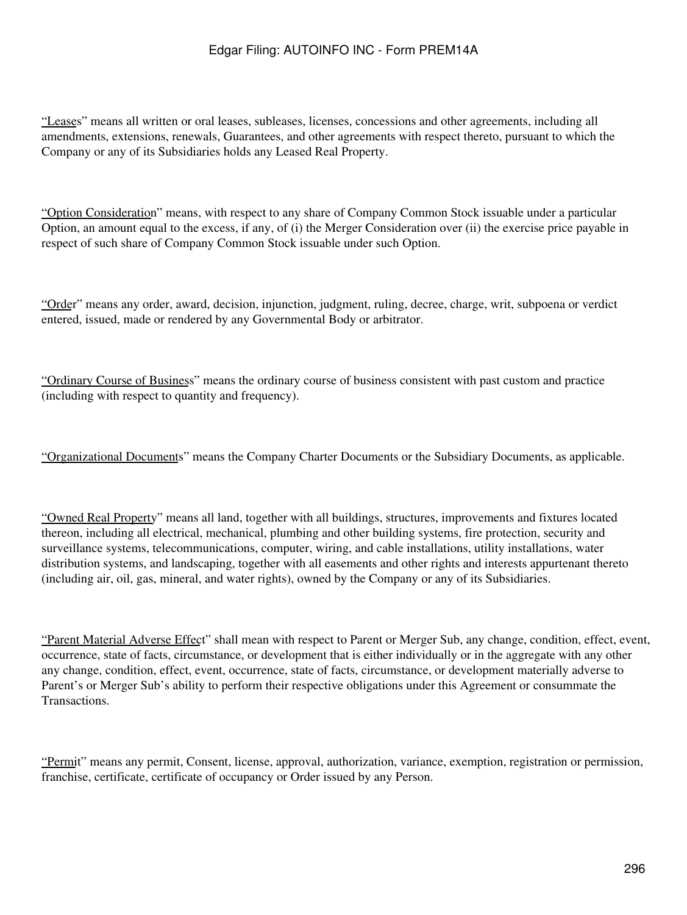"Leases" means all written or oral leases, subleases, licenses, concessions and other agreements, including all amendments, extensions, renewals, Guarantees, and other agreements with respect thereto, pursuant to which the Company or any of its Subsidiaries holds any Leased Real Property.

"Option Consideration" means, with respect to any share of Company Common Stock issuable under a particular Option, an amount equal to the excess, if any, of (i) the Merger Consideration over (ii) the exercise price payable in respect of such share of Company Common Stock issuable under such Option.

"Order" means any order, award, decision, injunction, judgment, ruling, decree, charge, writ, subpoena or verdict entered, issued, made or rendered by any Governmental Body or arbitrator.

"Ordinary Course of Business" means the ordinary course of business consistent with past custom and practice (including with respect to quantity and frequency).

"Organizational Documents" means the Company Charter Documents or the Subsidiary Documents, as applicable.

"Owned Real Property" means all land, together with all buildings, structures, improvements and fixtures located thereon, including all electrical, mechanical, plumbing and other building systems, fire protection, security and surveillance systems, telecommunications, computer, wiring, and cable installations, utility installations, water distribution systems, and landscaping, together with all easements and other rights and interests appurtenant thereto (including air, oil, gas, mineral, and water rights), owned by the Company or any of its Subsidiaries.

"Parent Material Adverse Effect" shall mean with respect to Parent or Merger Sub, any change, condition, effect, event, occurrence, state of facts, circumstance, or development that is either individually or in the aggregate with any other any change, condition, effect, event, occurrence, state of facts, circumstance, or development materially adverse to Parent's or Merger Sub's ability to perform their respective obligations under this Agreement or consummate the Transactions.

"Permit" means any permit, Consent, license, approval, authorization, variance, exemption, registration or permission, franchise, certificate, certificate of occupancy or Order issued by any Person.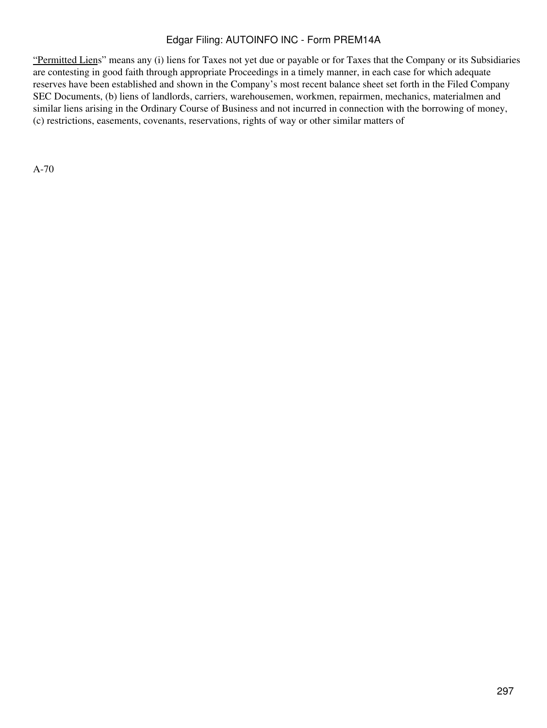"Permitted Liens" means any (i) liens for Taxes not yet due or payable or for Taxes that the Company or its Subsidiaries are contesting in good faith through appropriate Proceedings in a timely manner, in each case for which adequate reserves have been established and shown in the Company's most recent balance sheet set forth in the Filed Company SEC Documents, (b) liens of landlords, carriers, warehousemen, workmen, repairmen, mechanics, materialmen and similar liens arising in the Ordinary Course of Business and not incurred in connection with the borrowing of money, (c) restrictions, easements, covenants, reservations, rights of way or other similar matters of

A-70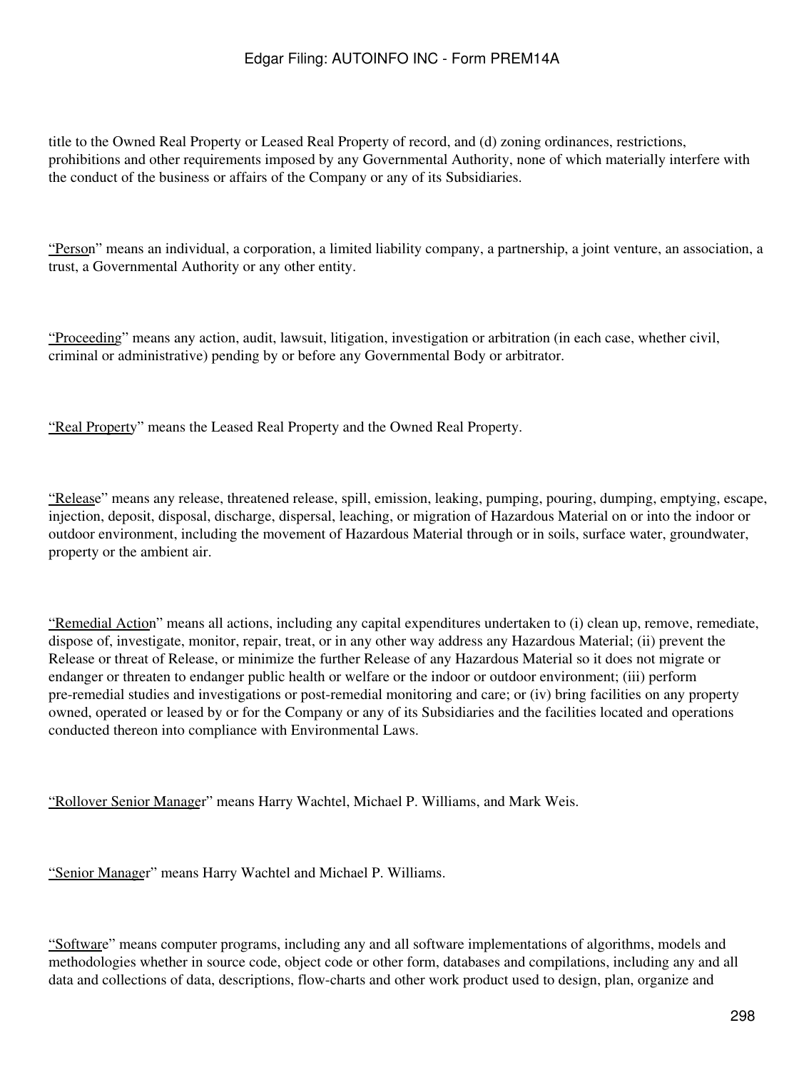title to the Owned Real Property or Leased Real Property of record, and (d) zoning ordinances, restrictions, prohibitions and other requirements imposed by any Governmental Authority, none of which materially interfere with the conduct of the business or affairs of the Company or any of its Subsidiaries.

"Person" means an individual, a corporation, a limited liability company, a partnership, a joint venture, an association, a trust, a Governmental Authority or any other entity.

"Proceeding" means any action, audit, lawsuit, litigation, investigation or arbitration (in each case, whether civil, criminal or administrative) pending by or before any Governmental Body or arbitrator.

"Real Property" means the Leased Real Property and the Owned Real Property.

"Release" means any release, threatened release, spill, emission, leaking, pumping, pouring, dumping, emptying, escape, injection, deposit, disposal, discharge, dispersal, leaching, or migration of Hazardous Material on or into the indoor or outdoor environment, including the movement of Hazardous Material through or in soils, surface water, groundwater, property or the ambient air.

"Remedial Action" means all actions, including any capital expenditures undertaken to (i) clean up, remove, remediate, dispose of, investigate, monitor, repair, treat, or in any other way address any Hazardous Material; (ii) prevent the Release or threat of Release, or minimize the further Release of any Hazardous Material so it does not migrate or endanger or threaten to endanger public health or welfare or the indoor or outdoor environment; (iii) perform pre-remedial studies and investigations or post-remedial monitoring and care; or (iv) bring facilities on any property owned, operated or leased by or for the Company or any of its Subsidiaries and the facilities located and operations conducted thereon into compliance with Environmental Laws.

"Rollover Senior Manager" means Harry Wachtel, Michael P. Williams, and Mark Weis.

"Senior Manager" means Harry Wachtel and Michael P. Williams.

"Software" means computer programs, including any and all software implementations of algorithms, models and methodologies whether in source code, object code or other form, databases and compilations, including any and all data and collections of data, descriptions, flow-charts and other work product used to design, plan, organize and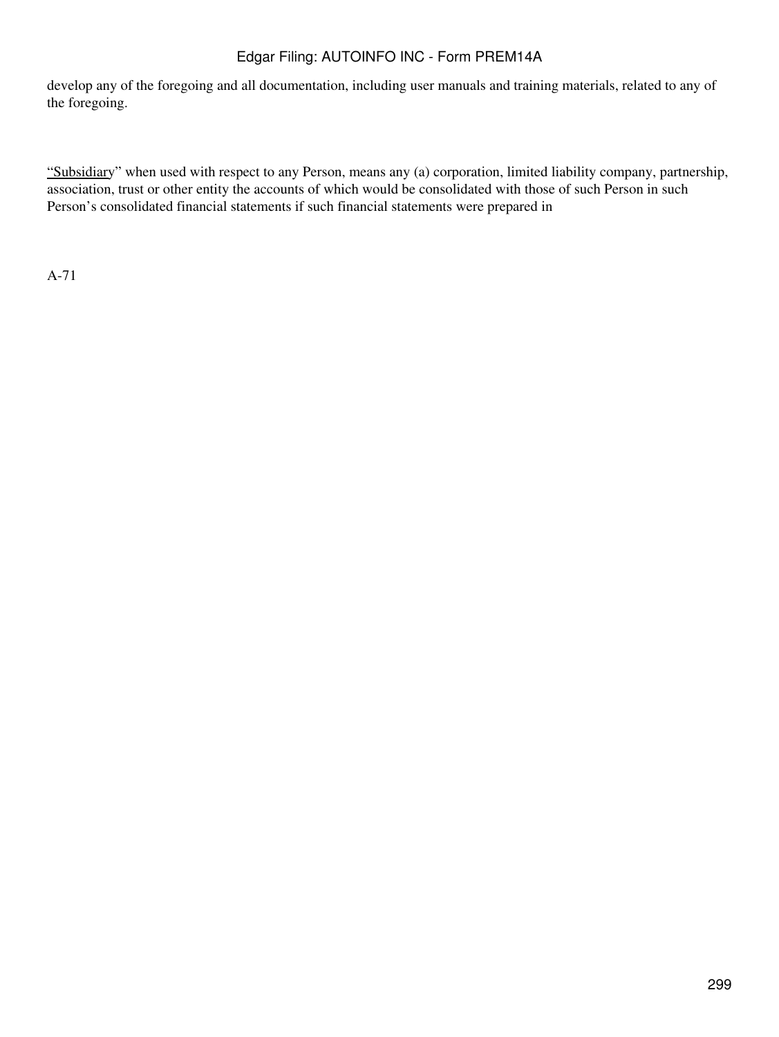develop any of the foregoing and all documentation, including user manuals and training materials, related to any of the foregoing.

"Subsidiary" when used with respect to any Person, means any (a) corporation, limited liability company, partnership, association, trust or other entity the accounts of which would be consolidated with those of such Person in such Person's consolidated financial statements if such financial statements were prepared in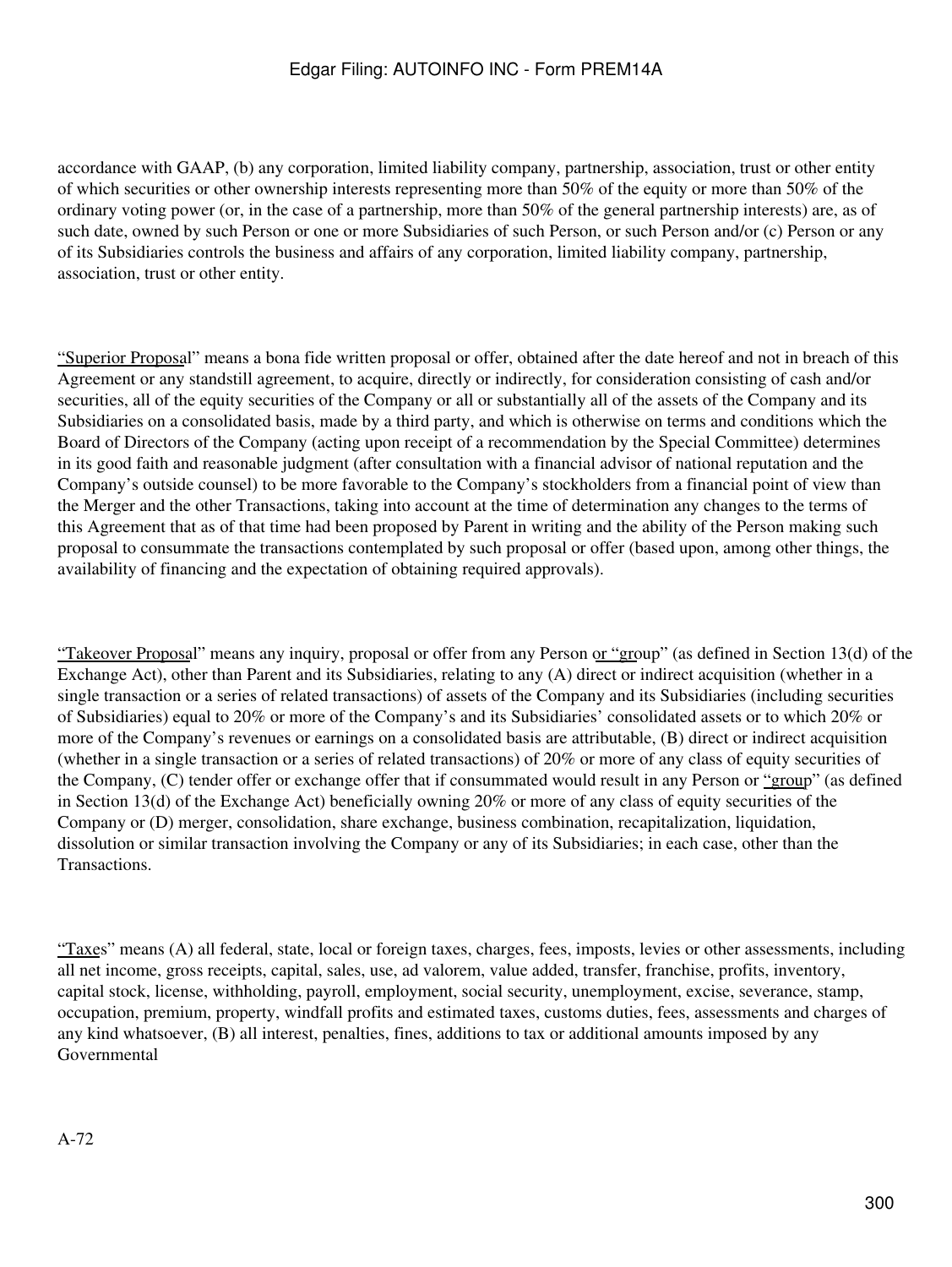accordance with GAAP, (b) any corporation, limited liability company, partnership, association, trust or other entity of which securities or other ownership interests representing more than 50% of the equity or more than 50% of the ordinary voting power (or, in the case of a partnership, more than 50% of the general partnership interests) are, as of such date, owned by such Person or one or more Subsidiaries of such Person, or such Person and/or (c) Person or any of its Subsidiaries controls the business and affairs of any corporation, limited liability company, partnership, association, trust or other entity.

"Superior Proposal" means a bona fide written proposal or offer, obtained after the date hereof and not in breach of this Agreement or any standstill agreement, to acquire, directly or indirectly, for consideration consisting of cash and/or securities, all of the equity securities of the Company or all or substantially all of the assets of the Company and its Subsidiaries on a consolidated basis, made by a third party, and which is otherwise on terms and conditions which the Board of Directors of the Company (acting upon receipt of a recommendation by the Special Committee) determines in its good faith and reasonable judgment (after consultation with a financial advisor of national reputation and the Company's outside counsel) to be more favorable to the Company's stockholders from a financial point of view than the Merger and the other Transactions, taking into account at the time of determination any changes to the terms of this Agreement that as of that time had been proposed by Parent in writing and the ability of the Person making such proposal to consummate the transactions contemplated by such proposal or offer (based upon, among other things, the availability of financing and the expectation of obtaining required approvals).

"Takeover Proposal" means any inquiry, proposal or offer from any Person or "group" (as defined in Section 13(d) of the Exchange Act), other than Parent and its Subsidiaries, relating to any (A) direct or indirect acquisition (whether in a single transaction or a series of related transactions) of assets of the Company and its Subsidiaries (including securities of Subsidiaries) equal to 20% or more of the Company's and its Subsidiaries' consolidated assets or to which 20% or more of the Company's revenues or earnings on a consolidated basis are attributable, (B) direct or indirect acquisition (whether in a single transaction or a series of related transactions) of 20% or more of any class of equity securities of the Company, (C) tender offer or exchange offer that if consummated would result in any Person or "group" (as defined in Section 13(d) of the Exchange Act) beneficially owning 20% or more of any class of equity securities of the Company or (D) merger, consolidation, share exchange, business combination, recapitalization, liquidation, dissolution or similar transaction involving the Company or any of its Subsidiaries; in each case, other than the Transactions.

"Taxes" means (A) all federal, state, local or foreign taxes, charges, fees, imposts, levies or other assessments, including all net income, gross receipts, capital, sales, use, ad valorem, value added, transfer, franchise, profits, inventory, capital stock, license, withholding, payroll, employment, social security, unemployment, excise, severance, stamp, occupation, premium, property, windfall profits and estimated taxes, customs duties, fees, assessments and charges of any kind whatsoever, (B) all interest, penalties, fines, additions to tax or additional amounts imposed by any Governmental

A-72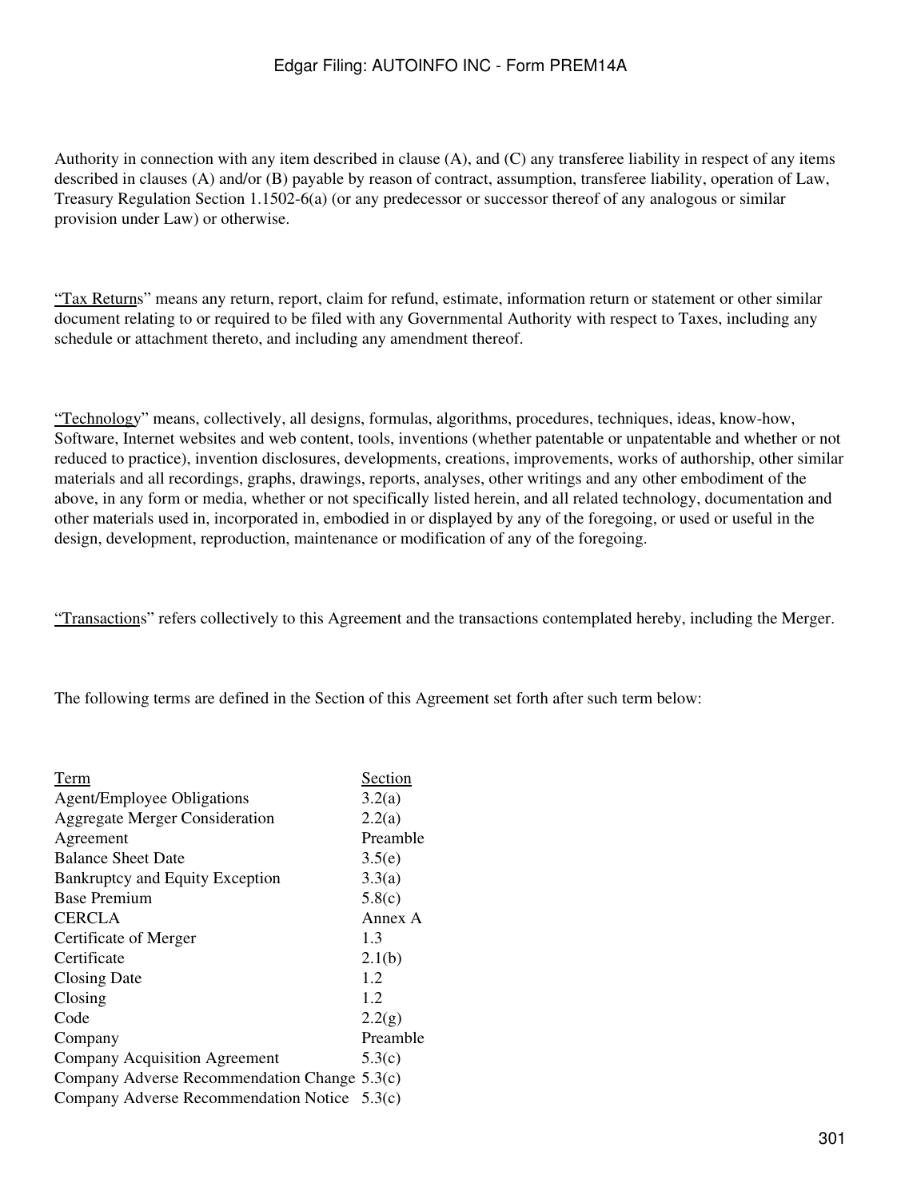Authority in connection with any item described in clause (A), and (C) any transferee liability in respect of any items described in clauses (A) and/or (B) payable by reason of contract, assumption, transferee liability, operation of Law, Treasury Regulation Section 1.1502-6(a) (or any predecessor or successor thereof of any analogous or similar provision under Law) or otherwise.

"Tax Returns" means any return, report, claim for refund, estimate, information return or statement or other similar document relating to or required to be filed with any Governmental Authority with respect to Taxes, including any schedule or attachment thereto, and including any amendment thereof.

"Technology" means, collectively, all designs, formulas, algorithms, procedures, techniques, ideas, know-how, Software, Internet websites and web content, tools, inventions (whether patentable or unpatentable and whether or not reduced to practice), invention disclosures, developments, creations, improvements, works of authorship, other similar materials and all recordings, graphs, drawings, reports, analyses, other writings and any other embodiment of the above, in any form or media, whether or not specifically listed herein, and all related technology, documentation and other materials used in, incorporated in, embodied in or displayed by any of the foregoing, or used or useful in the design, development, reproduction, maintenance or modification of any of the foregoing.

"Transactions" refers collectively to this Agreement and the transactions contemplated hereby, including the Merger.

The following terms are defined in the Section of this Agreement set forth after such term below:

| Term | Section |
|---|---|
| Agent/Employee Obligations | 3.2(a) |
| Aggregate Merger Consideration | 2.2(a) |
| Agreement | Preamble |
| Balance Sheet Date | 3.5(e) |
| Bankruptcy and Equity Exception | 3.3(a) |
| Base Premium | 5.8(c) |
| CERCLA | Annex A |
| Certificate of Merger | 1.3 |
| Certificate | 2.1(b) |
| Closing Date | 1.2 |
| Closing | 1.2 |
| Code | 2.2(g) |
| Company | Preamble |
| Company Acquisition Agreement | 5.3(c) |
| Company Adverse Recommendation Change | 5.3(c) |
| Company Adverse Recommendation Notice | 5.3(c) |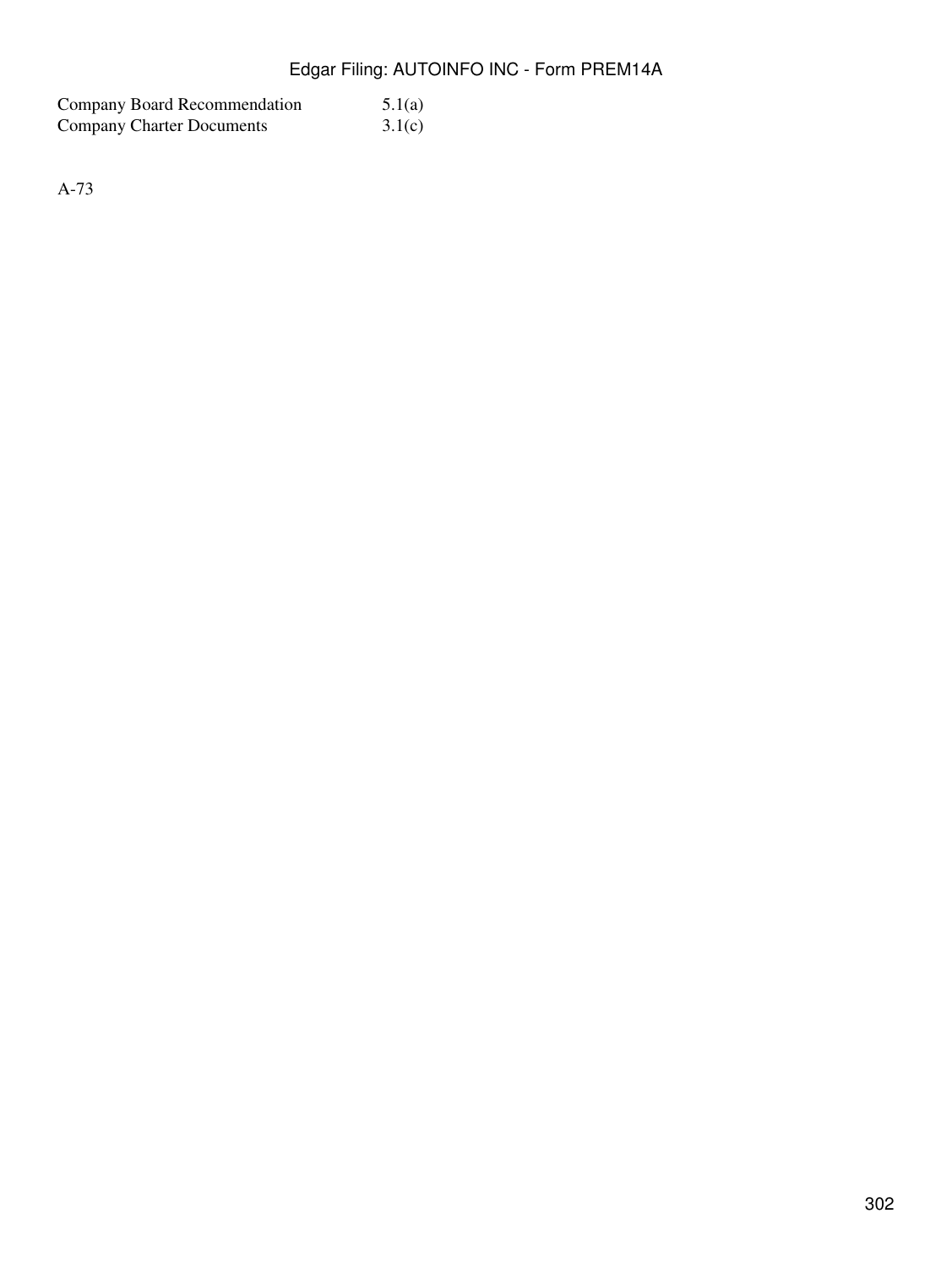| | |
|---|---|
| Company Board Recommendation | 5.1(a) |
| Company Charter Documents | 3.1(c) |

A-73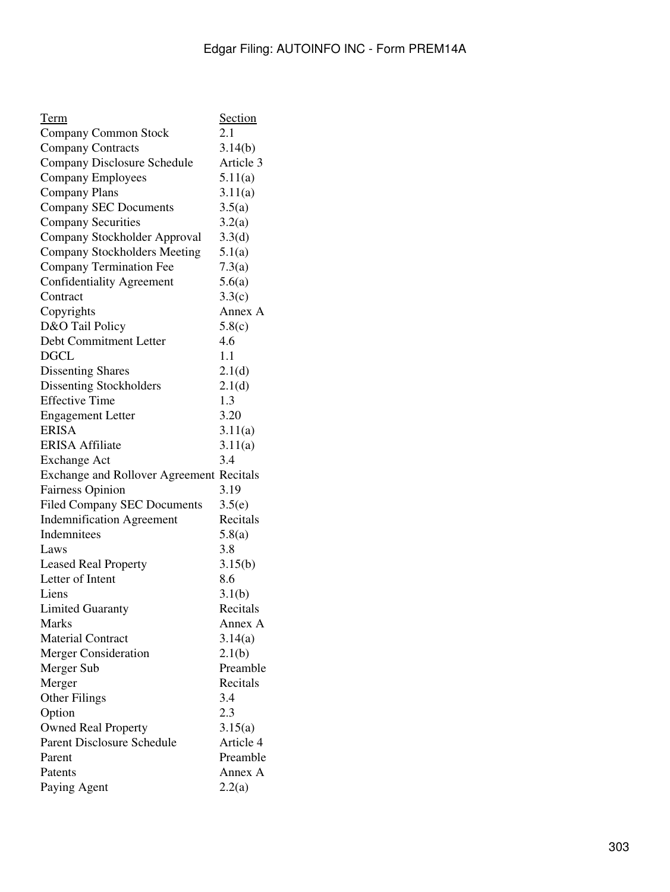| Term | Section |
|---|---|
| Company Common Stock | 2.1 |
| Company Contracts | 3.14(b) |
| Company Disclosure Schedule | Article 3 |
| Company Employees | 5.11(a) |
| Company Plans | 3.11(a) |
| Company SEC Documents | 3.5(a) |
| Company Securities | 3.2(a) |
| Company Stockholder Approval | 3.3(d) |
| Company Stockholders Meeting | 5.1(a) |
| Company Termination Fee | 7.3(a) |
| Confidentiality Agreement | 5.6(a) |
| Contract | 3.3(c) |
| Copyrights | Annex A |
| D&O Tail Policy | 5.8(c) |
| Debt Commitment Letter | 4.6 |
| DGCL | 1.1 |
| Dissenting Shares | 2.1(d) |
| Dissenting Stockholders | 2.1(d) |
| Effective Time | 1.3 |
| Engagement Letter | 3.20 |
| ERISA | 3.11(a) |
| ERISA Affiliate | 3.11(a) |
| Exchange Act | 3.4 |
| Exchange and Rollover Agreement | Recitals |
| Fairness Opinion | 3.19 |
| Filed Company SEC Documents | 3.5(e) |
| Indemnification Agreement | Recitals |
| Indemnitees | 5.8(a) |
| Laws | 3.8 |
| Leased Real Property | 3.15(b) |
| Letter of Intent | 8.6 |
| Liens | 3.1(b) |
| Limited Guaranty | Recitals |
| Marks | Annex A |
| Material Contract | 3.14(a) |
| Merger Consideration | 2.1(b) |
| Merger Sub | Preamble |
| Merger | Recitals |
| Other Filings | 3.4 |
| Option | 2.3 |
| Owned Real Property | 3.15(a) |
| Parent Disclosure Schedule | Article 4 |
| Parent | Preamble |
| Patents | Annex A |
| Paying Agent | 2.2(a) |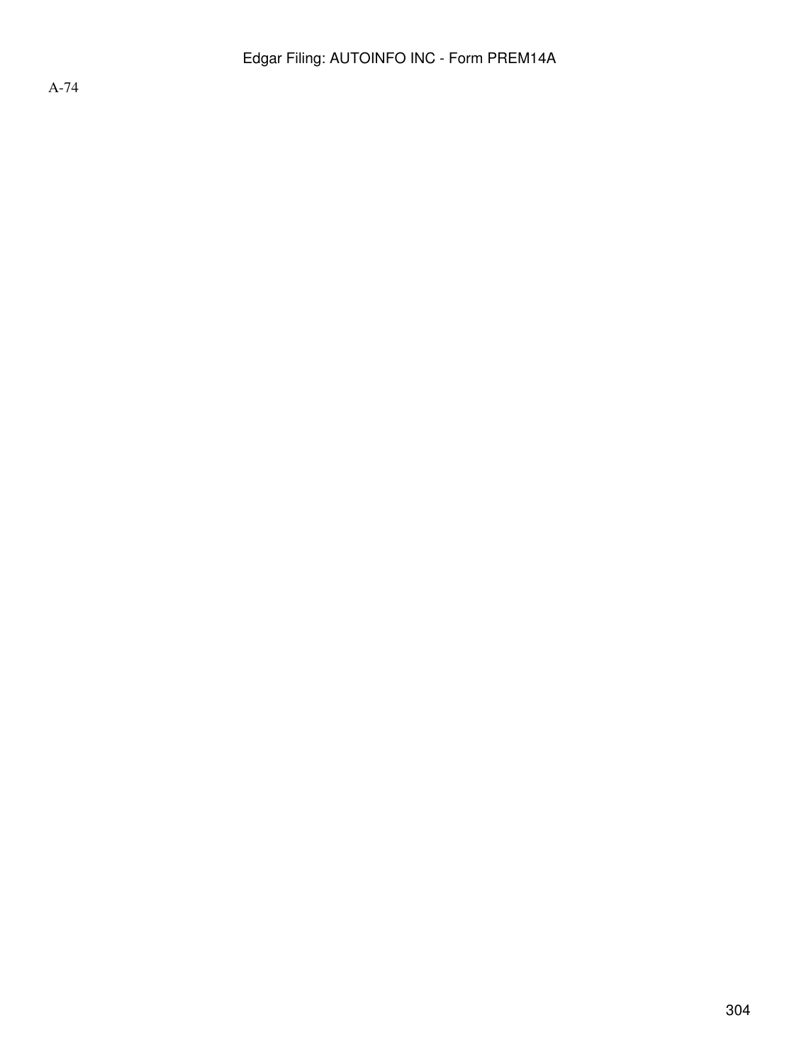A-74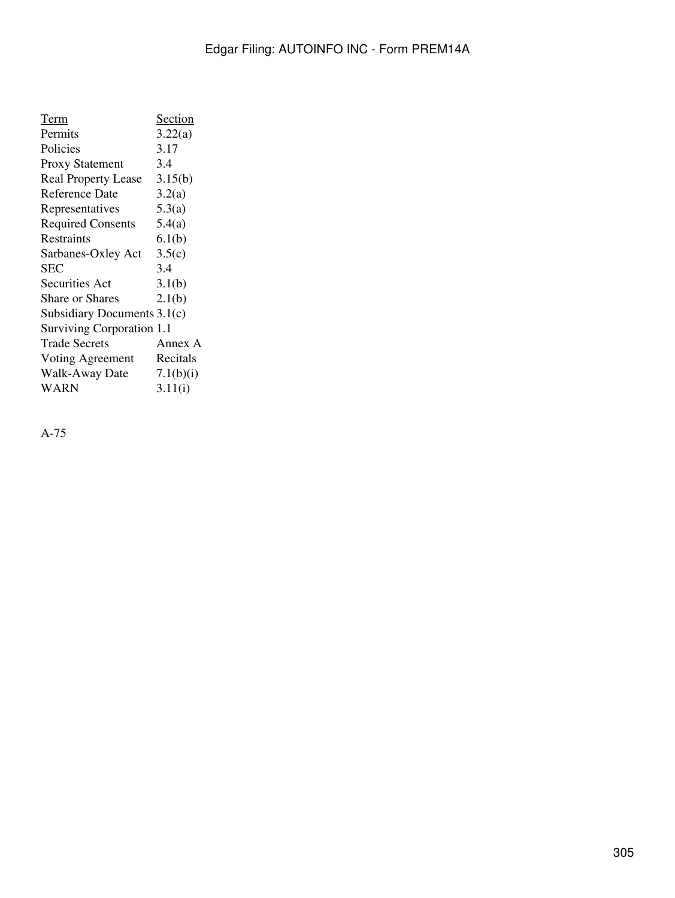| Term | Section |
| --- | --- |
| Permits | 3.22(a) |
| Policies | 3.17 |
| Proxy Statement | 3.4 |
| Real Property Lease | 3.15(b) |
| Reference Date | 3.2(a) |
| Representatives | 5.3(a) |
| Required Consents | 5.4(a) |
| Restraints | 6.1(b) |
| Sarbanes-Oxley Act | 3.5(c) |
| SEC | 3.4 |
| Securities Act | 3.1(b) |
| Share or Shares | 2.1(b) |
| Subsidiary Documents | 3.1(c) |
| Surviving Corporation | 1.1 |
| Trade Secrets | Annex A |
| Voting Agreement | Recitals |
| Walk-Away Date | 7.1(b)(i) |
| WARN | 3.11(i) |

A-75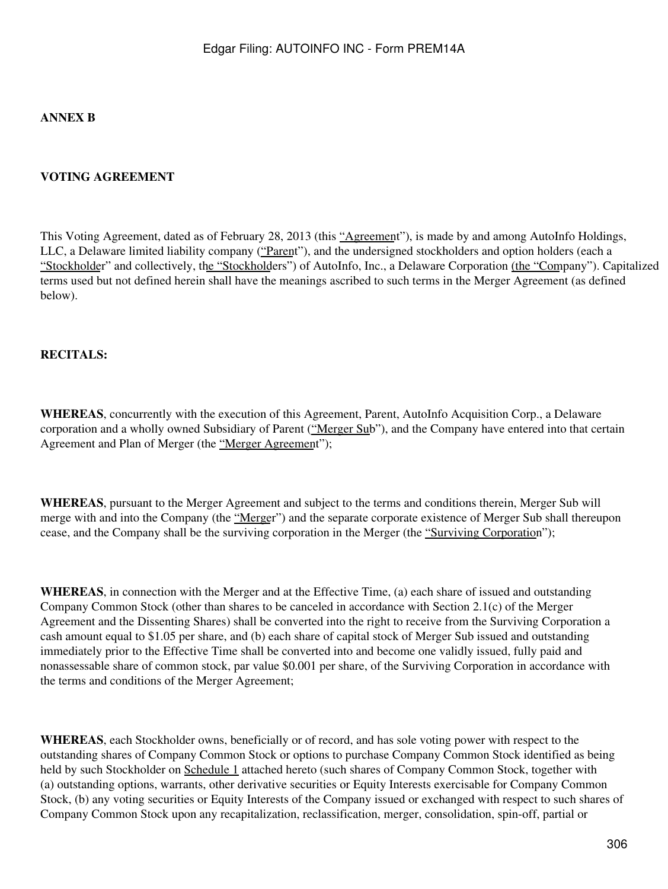**ANNEX B**

**VOTING AGREEMENT**

This Voting Agreement, dated as of February 28, 2013 (this "Agreement"), is made by and among AutoInfo Holdings, LLC, a Delaware limited liability company ("Parent"), and the undersigned stockholders and option holders (each a "Stockholder" and collectively, the "Stockholders") of AutoInfo, Inc., a Delaware Corporation (the "Company"). Capitalized terms used but not defined herein shall have the meanings ascribed to such terms in the Merger Agreement (as defined below).

**RECITALS:**

**WHEREAS**, concurrently with the execution of this Agreement, Parent, AutoInfo Acquisition Corp., a Delaware corporation and a wholly owned Subsidiary of Parent ("Merger Sub"), and the Company have entered into that certain Agreement and Plan of Merger (the "Merger Agreement");

**WHEREAS**, pursuant to the Merger Agreement and subject to the terms and conditions therein, Merger Sub will merge with and into the Company (the "Merger") and the separate corporate existence of Merger Sub shall thereupon cease, and the Company shall be the surviving corporation in the Merger (the "Surviving Corporation");

**WHEREAS**, in connection with the Merger and at the Effective Time, (a) each share of issued and outstanding Company Common Stock (other than shares to be canceled in accordance with Section 2.1(c) of the Merger Agreement and the Dissenting Shares) shall be converted into the right to receive from the Surviving Corporation a cash amount equal to $1.05 per share, and (b) each share of capital stock of Merger Sub issued and outstanding immediately prior to the Effective Time shall be converted into and become one validly issued, fully paid and nonassessable share of common stock, par value $0.001 per share, of the Surviving Corporation in accordance with the terms and conditions of the Merger Agreement;

**WHEREAS**, each Stockholder owns, beneficially or of record, and has sole voting power with respect to the outstanding shares of Company Common Stock or options to purchase Company Common Stock identified as being held by such Stockholder on Schedule 1 attached hereto (such shares of Company Common Stock, together with (a) outstanding options, warrants, other derivative securities or Equity Interests exercisable for Company Common Stock, (b) any voting securities or Equity Interests of the Company issued or exchanged with respect to such shares of Company Common Stock upon any recapitalization, reclassification, merger, consolidation, spin-off, partial or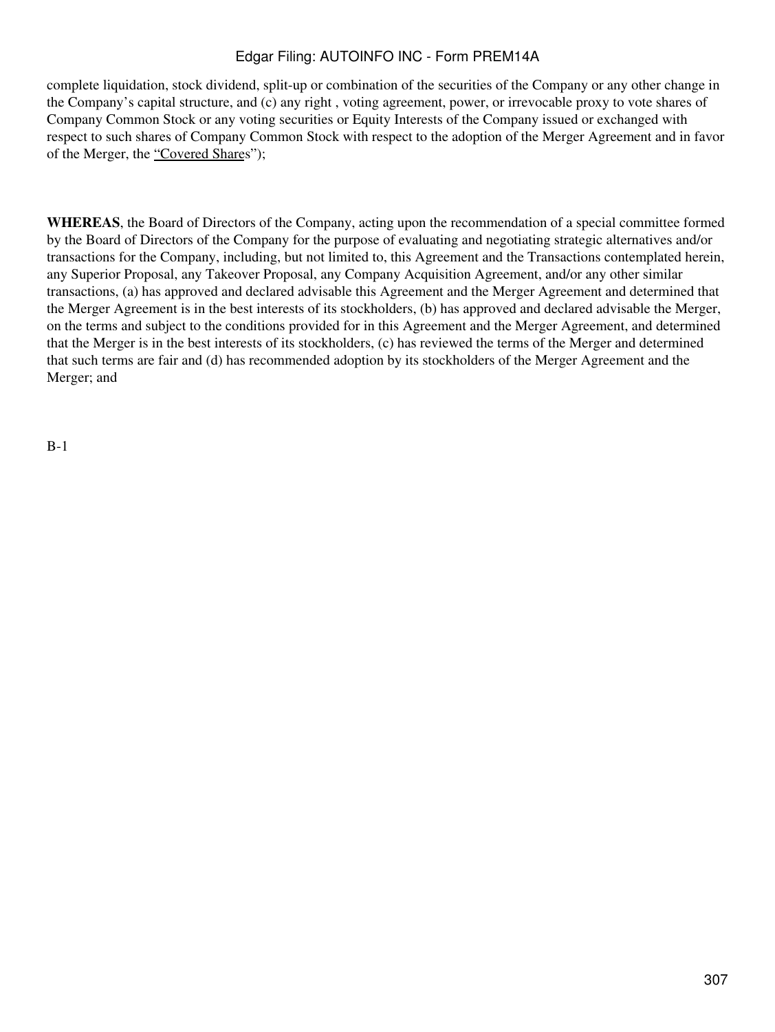complete liquidation, stock dividend, split-up or combination of the securities of the Company or any other change in the Company's capital structure, and (c) any right , voting agreement, power, or irrevocable proxy to vote shares of Company Common Stock or any voting securities or Equity Interests of the Company issued or exchanged with respect to such shares of Company Common Stock with respect to the adoption of the Merger Agreement and in favor of the Merger, the "Covered Shares");

**WHEREAS**, the Board of Directors of the Company, acting upon the recommendation of a special committee formed by the Board of Directors of the Company for the purpose of evaluating and negotiating strategic alternatives and/or transactions for the Company, including, but not limited to, this Agreement and the Transactions contemplated herein, any Superior Proposal, any Takeover Proposal, any Company Acquisition Agreement, and/or any other similar transactions, (a) has approved and declared advisable this Agreement and the Merger Agreement and determined that the Merger Agreement is in the best interests of its stockholders, (b) has approved and declared advisable the Merger, on the terms and subject to the conditions provided for in this Agreement and the Merger Agreement, and determined that the Merger is in the best interests of its stockholders, (c) has reviewed the terms of the Merger and determined that such terms are fair and (d) has recommended adoption by its stockholders of the Merger Agreement and the Merger; and

B-1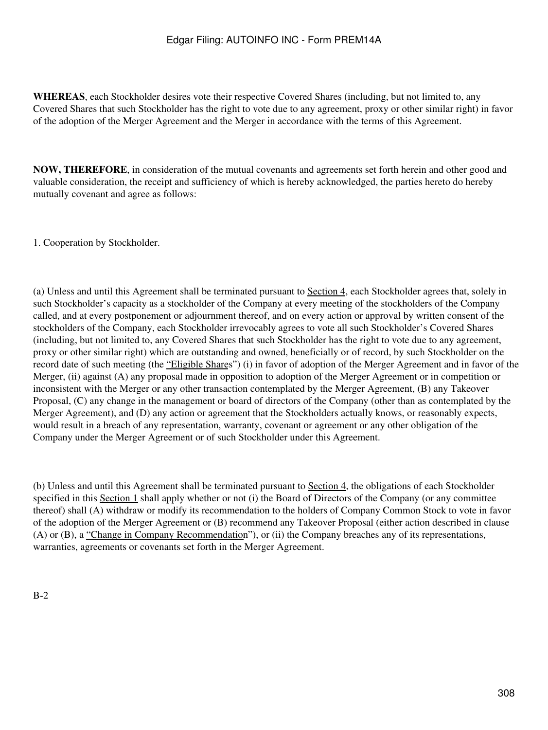**WHEREAS**, each Stockholder desires vote their respective Covered Shares (including, but not limited to, any Covered Shares that such Stockholder has the right to vote due to any agreement, proxy or other similar right) in favor of the adoption of the Merger Agreement and the Merger in accordance with the terms of this Agreement.

**NOW, THEREFORE**, in consideration of the mutual covenants and agreements set forth herein and other good and valuable consideration, the receipt and sufficiency of which is hereby acknowledged, the parties hereto do hereby mutually covenant and agree as follows:

1. Cooperation by Stockholder.

(a) Unless and until this Agreement shall be terminated pursuant to Section 4, each Stockholder agrees that, solely in such Stockholder's capacity as a stockholder of the Company at every meeting of the stockholders of the Company called, and at every postponement or adjournment thereof, and on every action or approval by written consent of the stockholders of the Company, each Stockholder irrevocably agrees to vote all such Stockholder's Covered Shares (including, but not limited to, any Covered Shares that such Stockholder has the right to vote due to any agreement, proxy or other similar right) which are outstanding and owned, beneficially or of record, by such Stockholder on the record date of such meeting (the "Eligible Shares") (i) in favor of adoption of the Merger Agreement and in favor of the Merger, (ii) against (A) any proposal made in opposition to adoption of the Merger Agreement or in competition or inconsistent with the Merger or any other transaction contemplated by the Merger Agreement, (B) any Takeover Proposal, (C) any change in the management or board of directors of the Company (other than as contemplated by the Merger Agreement), and (D) any action or agreement that the Stockholders actually knows, or reasonably expects, would result in a breach of any representation, warranty, covenant or agreement or any other obligation of the Company under the Merger Agreement or of such Stockholder under this Agreement.

(b) Unless and until this Agreement shall be terminated pursuant to Section 4, the obligations of each Stockholder specified in this Section 1 shall apply whether or not (i) the Board of Directors of the Company (or any committee thereof) shall (A) withdraw or modify its recommendation to the holders of Company Common Stock to vote in favor of the adoption of the Merger Agreement or (B) recommend any Takeover Proposal (either action described in clause (A) or (B), a "Change in Company Recommendation"), or (ii) the Company breaches any of its representations, warranties, agreements or covenants set forth in the Merger Agreement.

B-2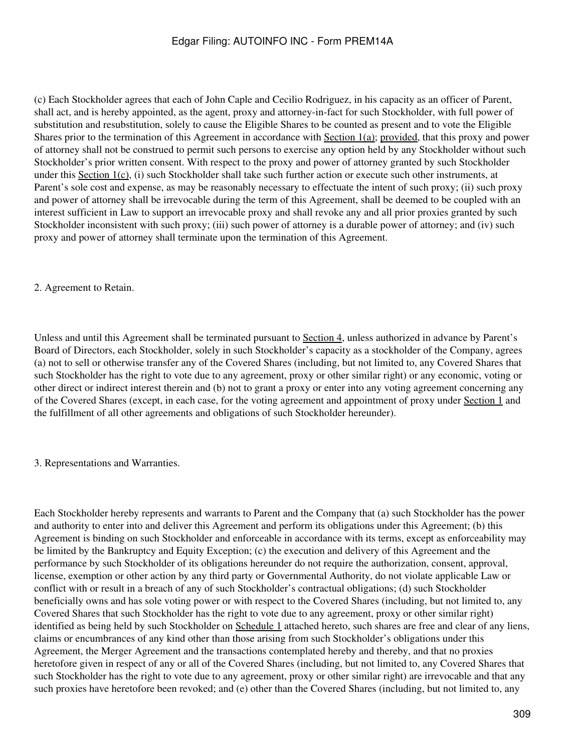(c) Each Stockholder agrees that each of John Caple and Cecilio Rodriguez, in his capacity as an officer of Parent, shall act, and is hereby appointed, as the agent, proxy and attorney-in-fact for such Stockholder, with full power of substitution and resubstitution, solely to cause the Eligible Shares to be counted as present and to vote the Eligible Shares prior to the termination of this Agreement in accordance with Section 1(a); provided, that this proxy and power of attorney shall not be construed to permit such persons to exercise any option held by any Stockholder without such Stockholder's prior written consent. With respect to the proxy and power of attorney granted by such Stockholder under this Section 1(c), (i) such Stockholder shall take such further action or execute such other instruments, at Parent's sole cost and expense, as may be reasonably necessary to effectuate the intent of such proxy; (ii) such proxy and power of attorney shall be irrevocable during the term of this Agreement, shall be deemed to be coupled with an interest sufficient in Law to support an irrevocable proxy and shall revoke any and all prior proxies granted by such Stockholder inconsistent with such proxy; (iii) such power of attorney is a durable power of attorney; and (iv) such proxy and power of attorney shall terminate upon the termination of this Agreement.

2. Agreement to Retain.

Unless and until this Agreement shall be terminated pursuant to Section 4, unless authorized in advance by Parent's Board of Directors, each Stockholder, solely in such Stockholder's capacity as a stockholder of the Company, agrees (a) not to sell or otherwise transfer any of the Covered Shares (including, but not limited to, any Covered Shares that such Stockholder has the right to vote due to any agreement, proxy or other similar right) or any economic, voting or other direct or indirect interest therein and (b) not to grant a proxy or enter into any voting agreement concerning any of the Covered Shares (except, in each case, for the voting agreement and appointment of proxy under Section 1 and the fulfillment of all other agreements and obligations of such Stockholder hereunder).

3. Representations and Warranties.

Each Stockholder hereby represents and warrants to Parent and the Company that (a) such Stockholder has the power and authority to enter into and deliver this Agreement and perform its obligations under this Agreement; (b) this Agreement is binding on such Stockholder and enforceable in accordance with its terms, except as enforceability may be limited by the Bankruptcy and Equity Exception; (c) the execution and delivery of this Agreement and the performance by such Stockholder of its obligations hereunder do not require the authorization, consent, approval, license, exemption or other action by any third party or Governmental Authority, do not violate applicable Law or conflict with or result in a breach of any of such Stockholder's contractual obligations; (d) such Stockholder beneficially owns and has sole voting power or with respect to the Covered Shares (including, but not limited to, any Covered Shares that such Stockholder has the right to vote due to any agreement, proxy or other similar right) identified as being held by such Stockholder on Schedule 1 attached hereto, such shares are free and clear of any liens, claims or encumbrances of any kind other than those arising from such Stockholder's obligations under this Agreement, the Merger Agreement and the transactions contemplated hereby and thereby, and that no proxies heretofore given in respect of any or all of the Covered Shares (including, but not limited to, any Covered Shares that such Stockholder has the right to vote due to any agreement, proxy or other similar right) are irrevocable and that any such proxies have heretofore been revoked; and (e) other than the Covered Shares (including, but not limited to, any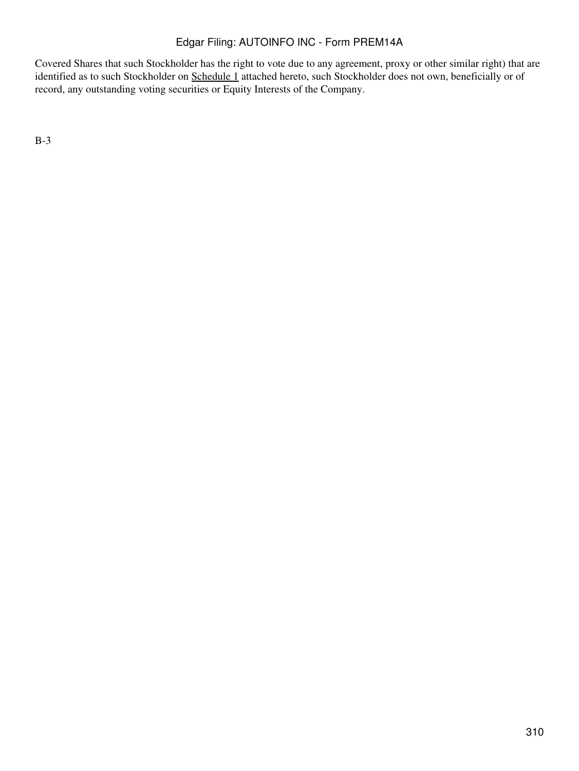Covered Shares that such Stockholder has the right to vote due to any agreement, proxy or other similar right) that are identified as to such Stockholder on Schedule 1 attached hereto, such Stockholder does not own, beneficially or of record, any outstanding voting securities or Equity Interests of the Company.

B-3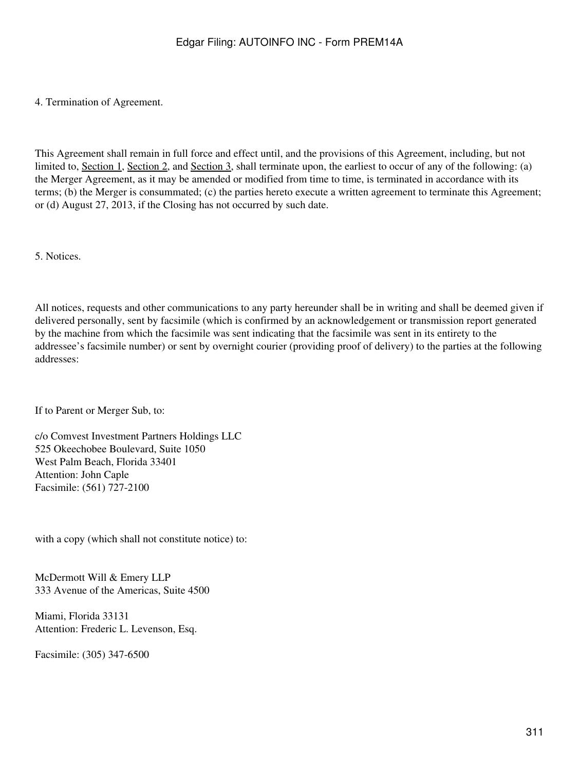4. Termination of Agreement.

This Agreement shall remain in full force and effect until, and the provisions of this Agreement, including, but not limited to, Section 1, Section 2, and Section 3, shall terminate upon, the earliest to occur of any of the following: (a) the Merger Agreement, as it may be amended or modified from time to time, is terminated in accordance with its terms; (b) the Merger is consummated; (c) the parties hereto execute a written agreement to terminate this Agreement; or (d) August 27, 2013, if the Closing has not occurred by such date.

5. Notices.

All notices, requests and other communications to any party hereunder shall be in writing and shall be deemed given if delivered personally, sent by facsimile (which is confirmed by an acknowledgement or transmission report generated by the machine from which the facsimile was sent indicating that the facsimile was sent in its entirety to the addressee's facsimile number) or sent by overnight courier (providing proof of delivery) to the parties at the following addresses:

If to Parent or Merger Sub, to:

c/o Comvest Investment Partners Holdings LLC
525 Okeechobee Boulevard, Suite 1050
West Palm Beach, Florida 33401
Attention: John Caple
Facsimile: (561) 727-2100

with a copy (which shall not constitute notice) to:

McDermott Will & Emery LLP
333 Avenue of the Americas, Suite 4500

Miami, Florida 33131
Attention: Frederic L. Levenson, Esq.

Facsimile: (305) 347-6500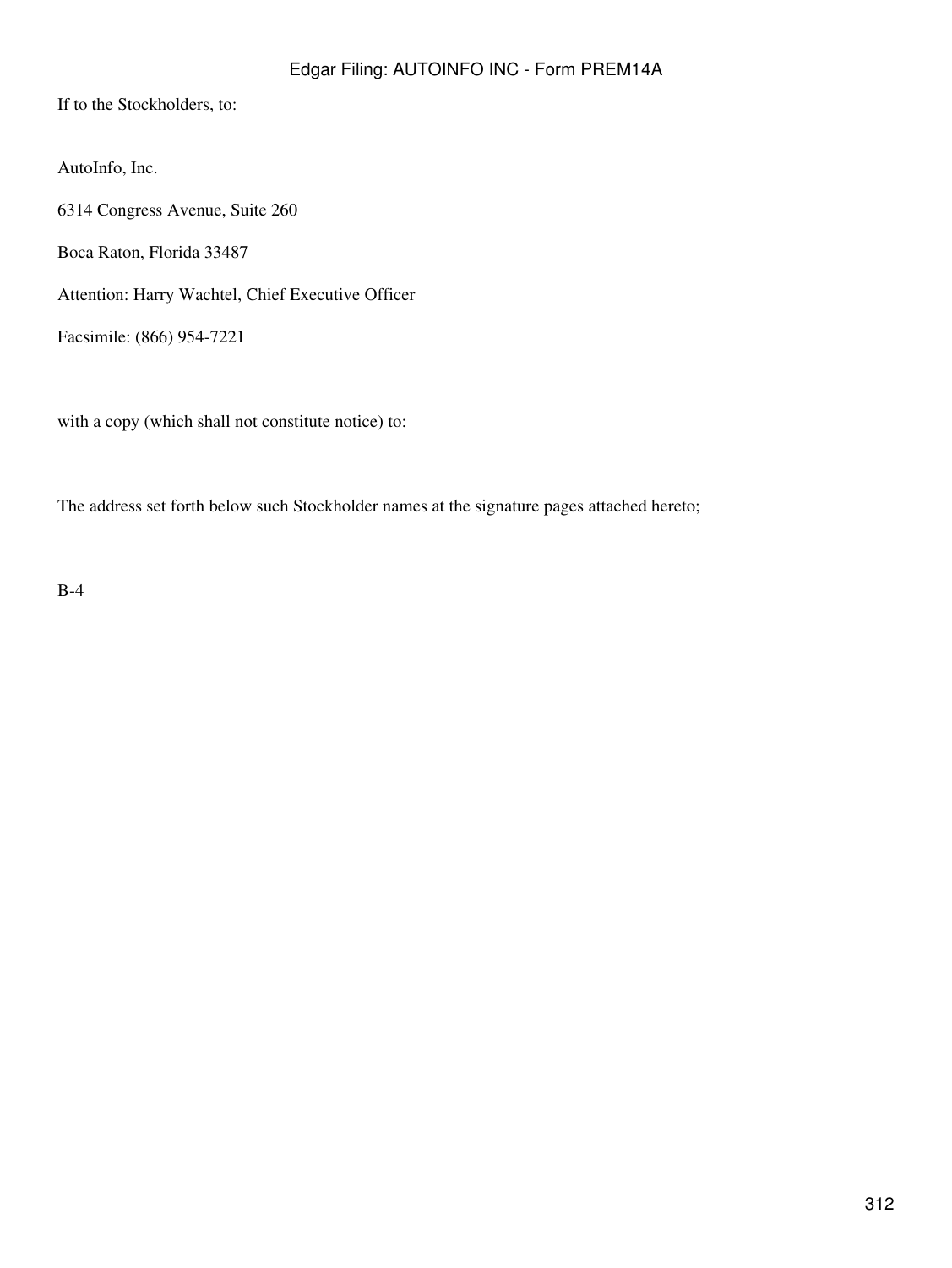If to the Stockholders, to:

AutoInfo, Inc.

6314 Congress Avenue, Suite 260

Boca Raton, Florida 33487

Attention: Harry Wachtel, Chief Executive Officer

Facsimile: (866) 954-7221

with a copy (which shall not constitute notice) to:

The address set forth below such Stockholder names at the signature pages attached hereto;

B-4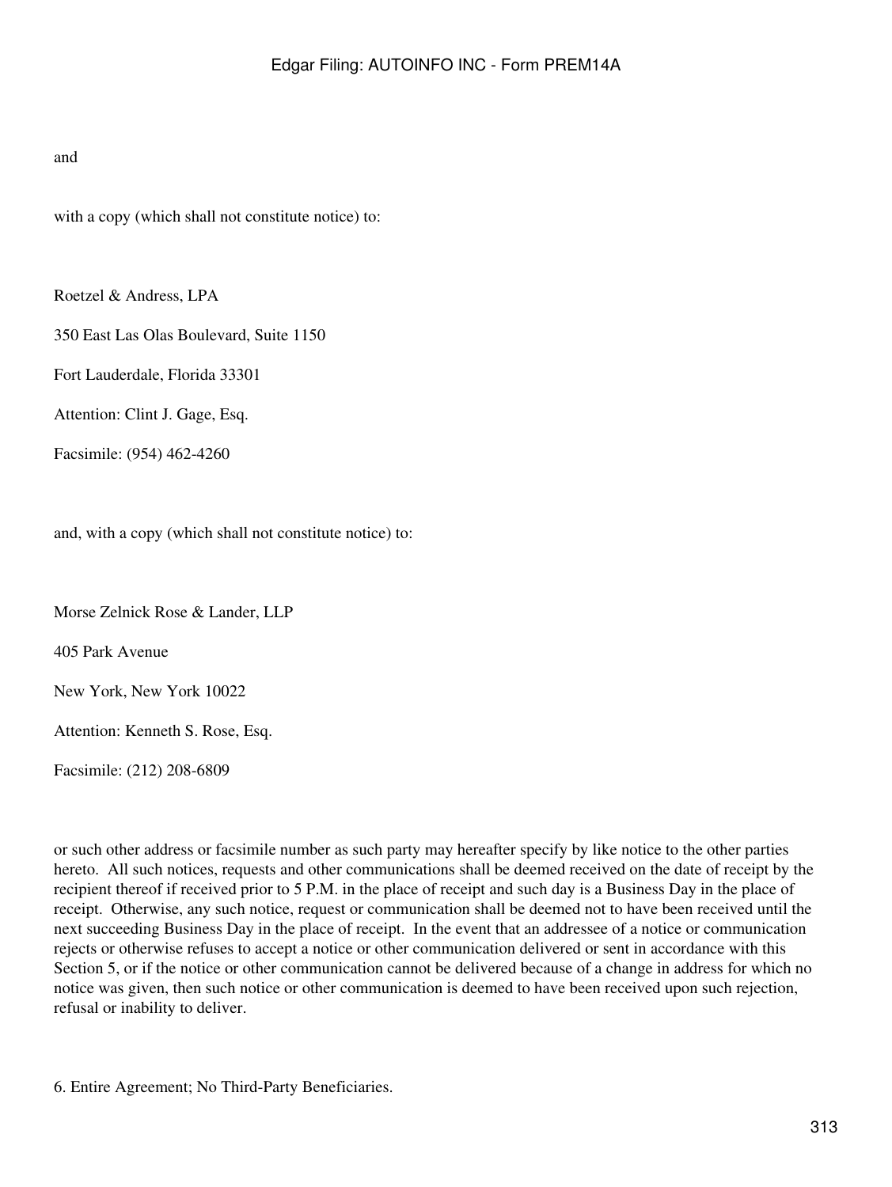and

with a copy (which shall not constitute notice) to:

Roetzel & Andress, LPA

350 East Las Olas Boulevard, Suite 1150

Fort Lauderdale, Florida 33301

Attention: Clint J. Gage, Esq.

Facsimile: (954) 462-4260

and, with a copy (which shall not constitute notice) to:

Morse Zelnick Rose & Lander, LLP

405 Park Avenue

New York, New York 10022

Attention: Kenneth S. Rose, Esq.

Facsimile: (212) 208-6809

or such other address or facsimile number as such party may hereafter specify by like notice to the other parties hereto. All such notices, requests and other communications shall be deemed received on the date of receipt by the recipient thereof if received prior to 5 P.M. in the place of receipt and such day is a Business Day in the place of receipt. Otherwise, any such notice, request or communication shall be deemed not to have been received until the next succeeding Business Day in the place of receipt. In the event that an addressee of a notice or communication rejects or otherwise refuses to accept a notice or other communication delivered or sent in accordance with this Section 5, or if the notice or other communication cannot be delivered because of a change in address for which no notice was given, then such notice or other communication is deemed to have been received upon such rejection, refusal or inability to deliver.

6. Entire Agreement; No Third-Party Beneficiaries.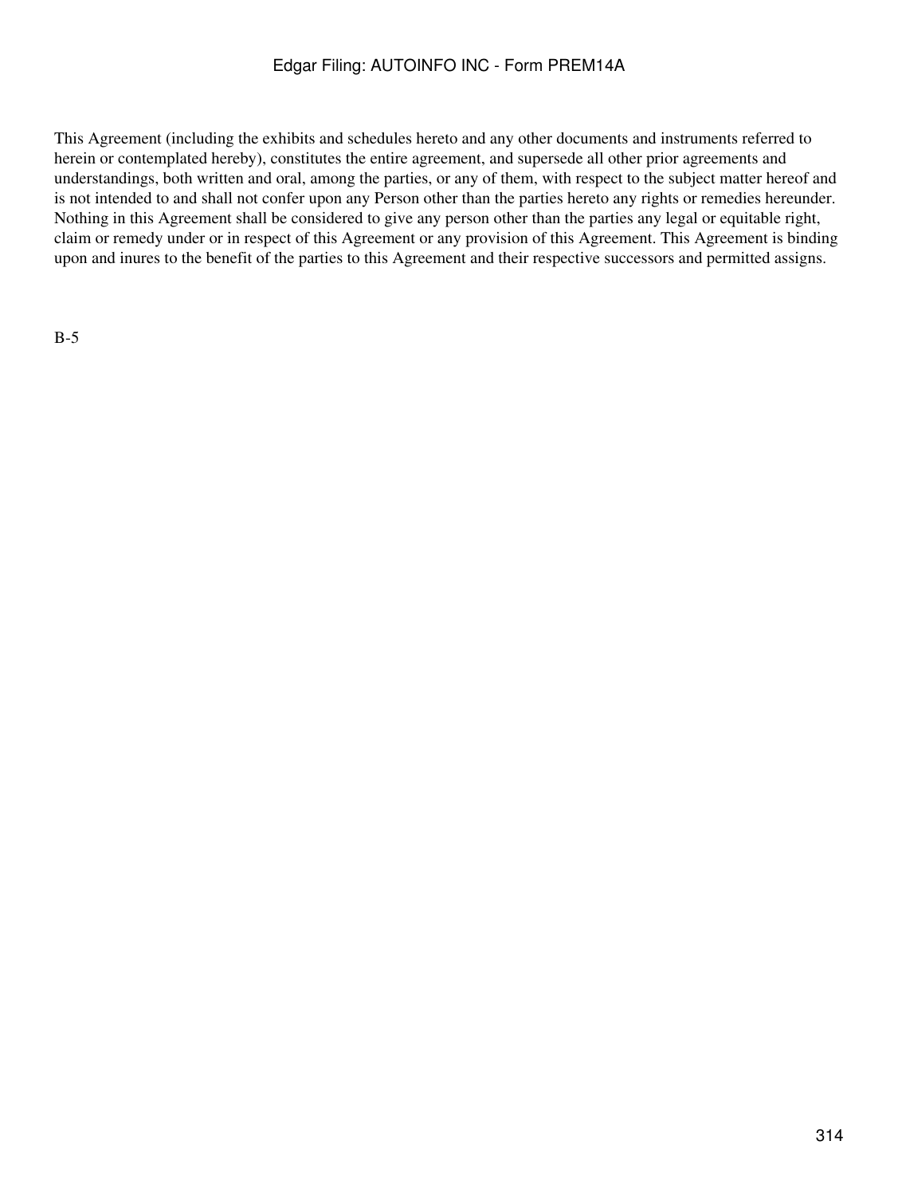This Agreement (including the exhibits and schedules hereto and any other documents and instruments referred to herein or contemplated hereby), constitutes the entire agreement, and supersede all other prior agreements and understandings, both written and oral, among the parties, or any of them, with respect to the subject matter hereof and is not intended to and shall not confer upon any Person other than the parties hereto any rights or remedies hereunder. Nothing in this Agreement shall be considered to give any person other than the parties any legal or equitable right, claim or remedy under or in respect of this Agreement or any provision of this Agreement. This Agreement is binding upon and inures to the benefit of the parties to this Agreement and their respective successors and permitted assigns.

B-5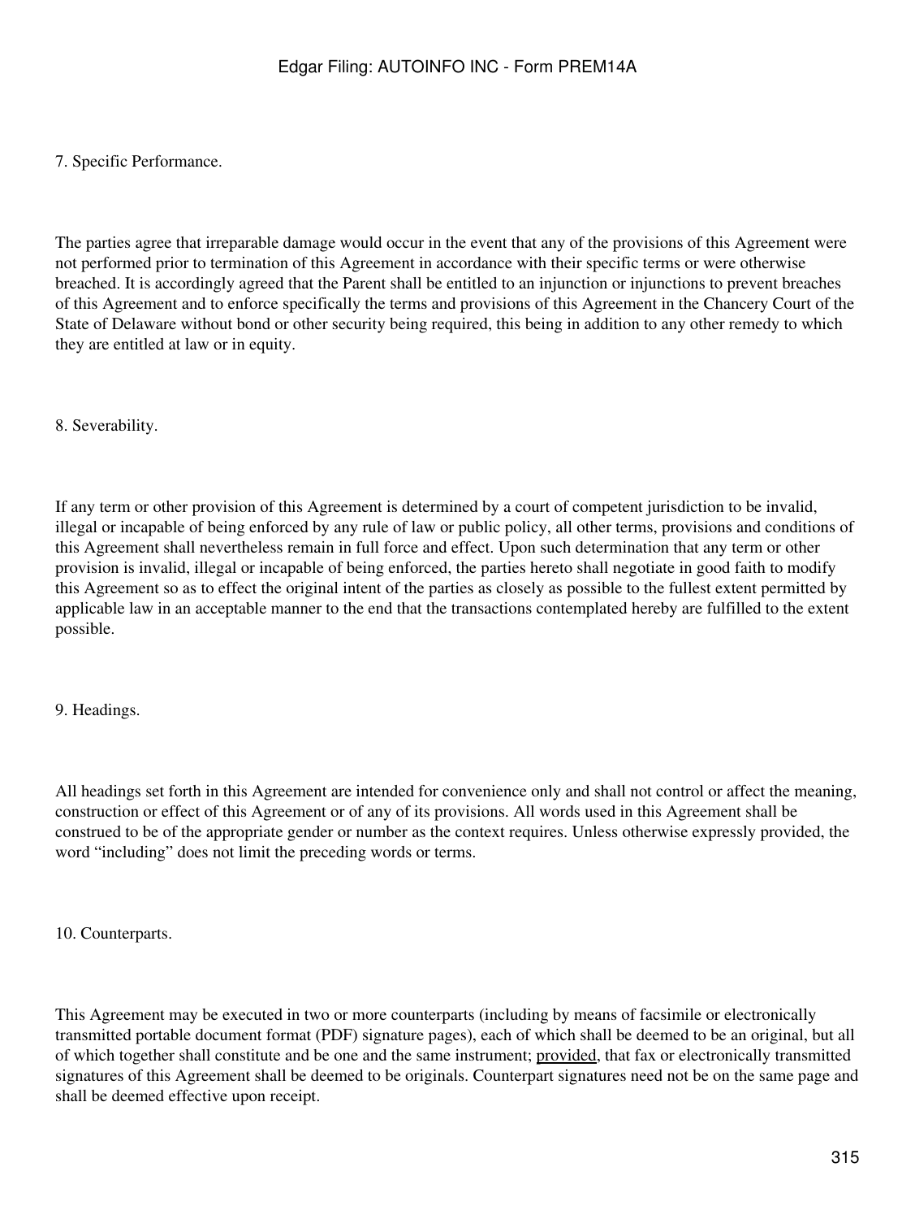7. Specific Performance.

The parties agree that irreparable damage would occur in the event that any of the provisions of this Agreement were not performed prior to termination of this Agreement in accordance with their specific terms or were otherwise breached. It is accordingly agreed that the Parent shall be entitled to an injunction or injunctions to prevent breaches of this Agreement and to enforce specifically the terms and provisions of this Agreement in the Chancery Court of the State of Delaware without bond or other security being required, this being in addition to any other remedy to which they are entitled at law or in equity.

8. Severability.

If any term or other provision of this Agreement is determined by a court of competent jurisdiction to be invalid, illegal or incapable of being enforced by any rule of law or public policy, all other terms, provisions and conditions of this Agreement shall nevertheless remain in full force and effect. Upon such determination that any term or other provision is invalid, illegal or incapable of being enforced, the parties hereto shall negotiate in good faith to modify this Agreement so as to effect the original intent of the parties as closely as possible to the fullest extent permitted by applicable law in an acceptable manner to the end that the transactions contemplated hereby are fulfilled to the extent possible.

9. Headings.

All headings set forth in this Agreement are intended for convenience only and shall not control or affect the meaning, construction or effect of this Agreement or of any of its provisions. All words used in this Agreement shall be construed to be of the appropriate gender or number as the context requires. Unless otherwise expressly provided, the word "including" does not limit the preceding words or terms.

10. Counterparts.

This Agreement may be executed in two or more counterparts (including by means of facsimile or electronically transmitted portable document format (PDF) signature pages), each of which shall be deemed to be an original, but all of which together shall constitute and be one and the same instrument; provided, that fax or electronically transmitted signatures of this Agreement shall be deemed to be originals. Counterpart signatures need not be on the same page and shall be deemed effective upon receipt.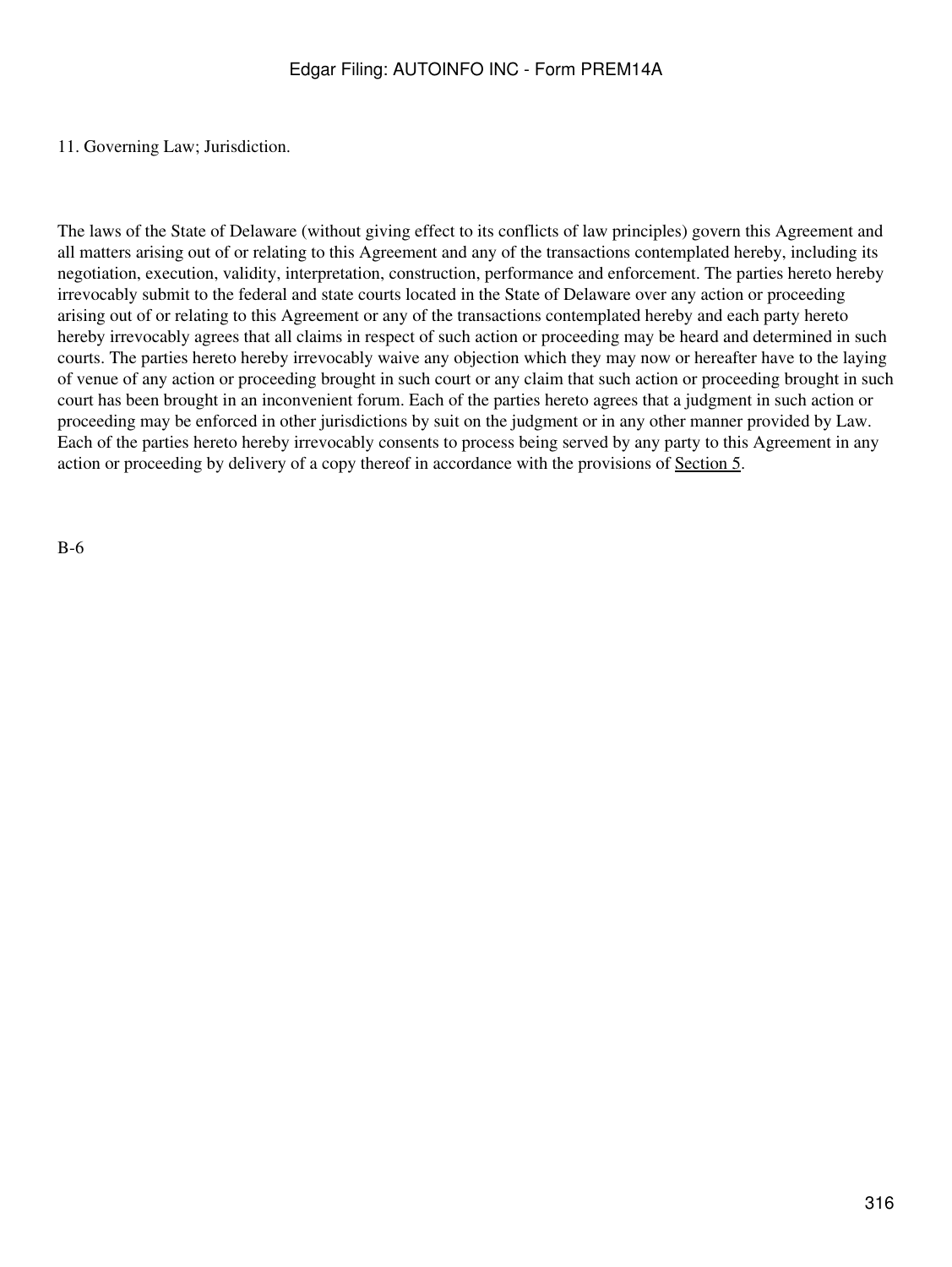11. Governing Law; Jurisdiction.

The laws of the State of Delaware (without giving effect to its conflicts of law principles) govern this Agreement and all matters arising out of or relating to this Agreement and any of the transactions contemplated hereby, including its negotiation, execution, validity, interpretation, construction, performance and enforcement. The parties hereto hereby irrevocably submit to the federal and state courts located in the State of Delaware over any action or proceeding arising out of or relating to this Agreement or any of the transactions contemplated hereby and each party hereto hereby irrevocably agrees that all claims in respect of such action or proceeding may be heard and determined in such courts. The parties hereto hereby irrevocably waive any objection which they may now or hereafter have to the laying of venue of any action or proceeding brought in such court or any claim that such action or proceeding brought in such court has been brought in an inconvenient forum. Each of the parties hereto agrees that a judgment in such action or proceeding may be enforced in other jurisdictions by suit on the judgment or in any other manner provided by Law. Each of the parties hereto hereby irrevocably consents to process being served by any party to this Agreement in any action or proceeding by delivery of a copy thereof in accordance with the provisions of Section 5.

B-6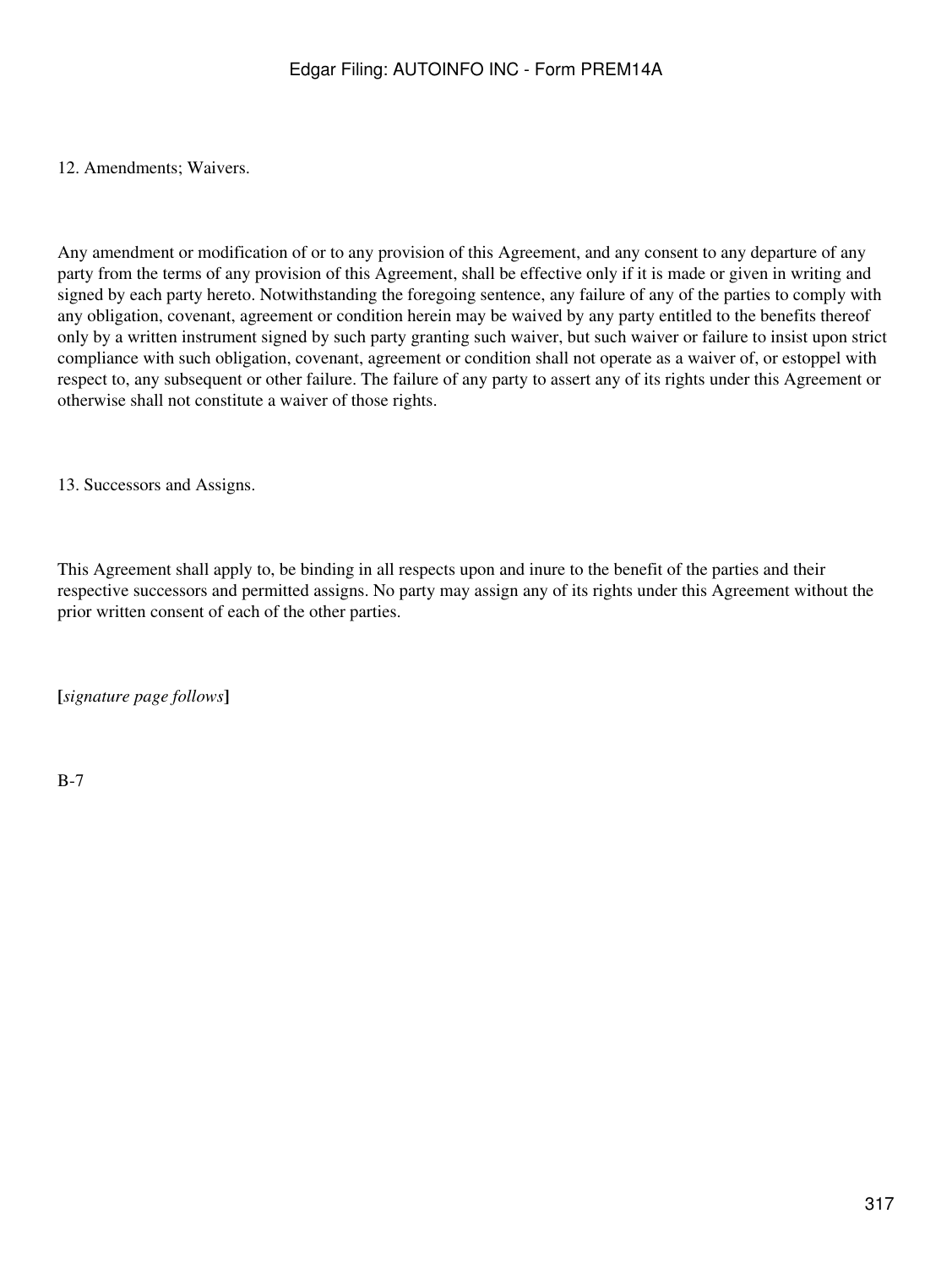12. Amendments; Waivers.

Any amendment or modification of or to any provision of this Agreement, and any consent to any departure of any party from the terms of any provision of this Agreement, shall be effective only if it is made or given in writing and signed by each party hereto. Notwithstanding the foregoing sentence, any failure of any of the parties to comply with any obligation, covenant, agreement or condition herein may be waived by any party entitled to the benefits thereof only by a written instrument signed by such party granting such waiver, but such waiver or failure to insist upon strict compliance with such obligation, covenant, agreement or condition shall not operate as a waiver of, or estoppel with respect to, any subsequent or other failure. The failure of any party to assert any of its rights under this Agreement or otherwise shall not constitute a waiver of those rights.

13. Successors and Assigns.

This Agreement shall apply to, be binding in all respects upon and inure to the benefit of the parties and their respective successors and permitted assigns. No party may assign any of its rights under this Agreement without the prior written consent of each of the other parties.

**[***signature page follows***]**

B-7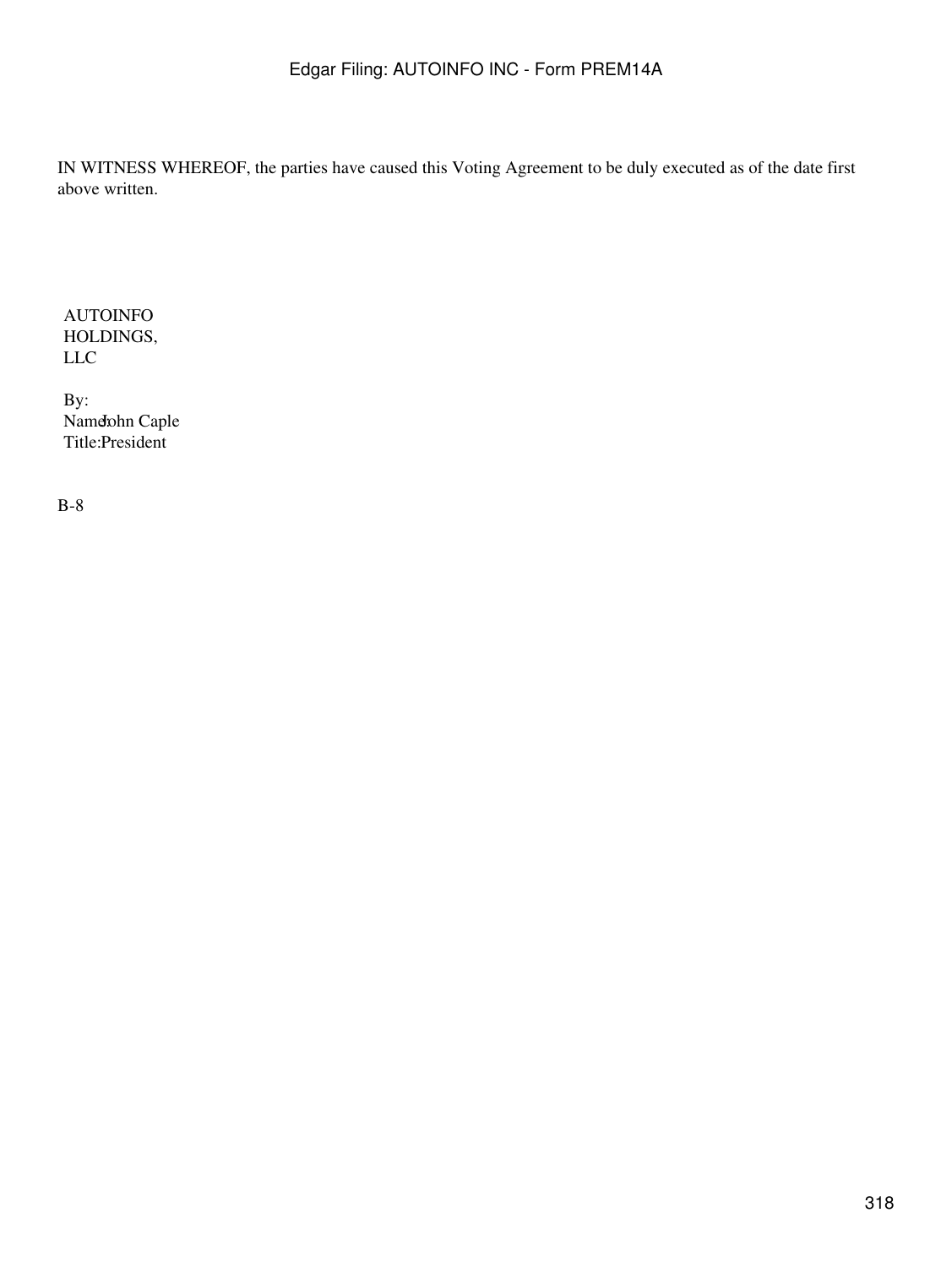IN WITNESS WHEREOF, the parties have caused this Voting Agreement to be duly executed as of the date first above written.

AUTOINFO HOLDINGS, LLC

By:
Name: John Caple
Title: President

B-8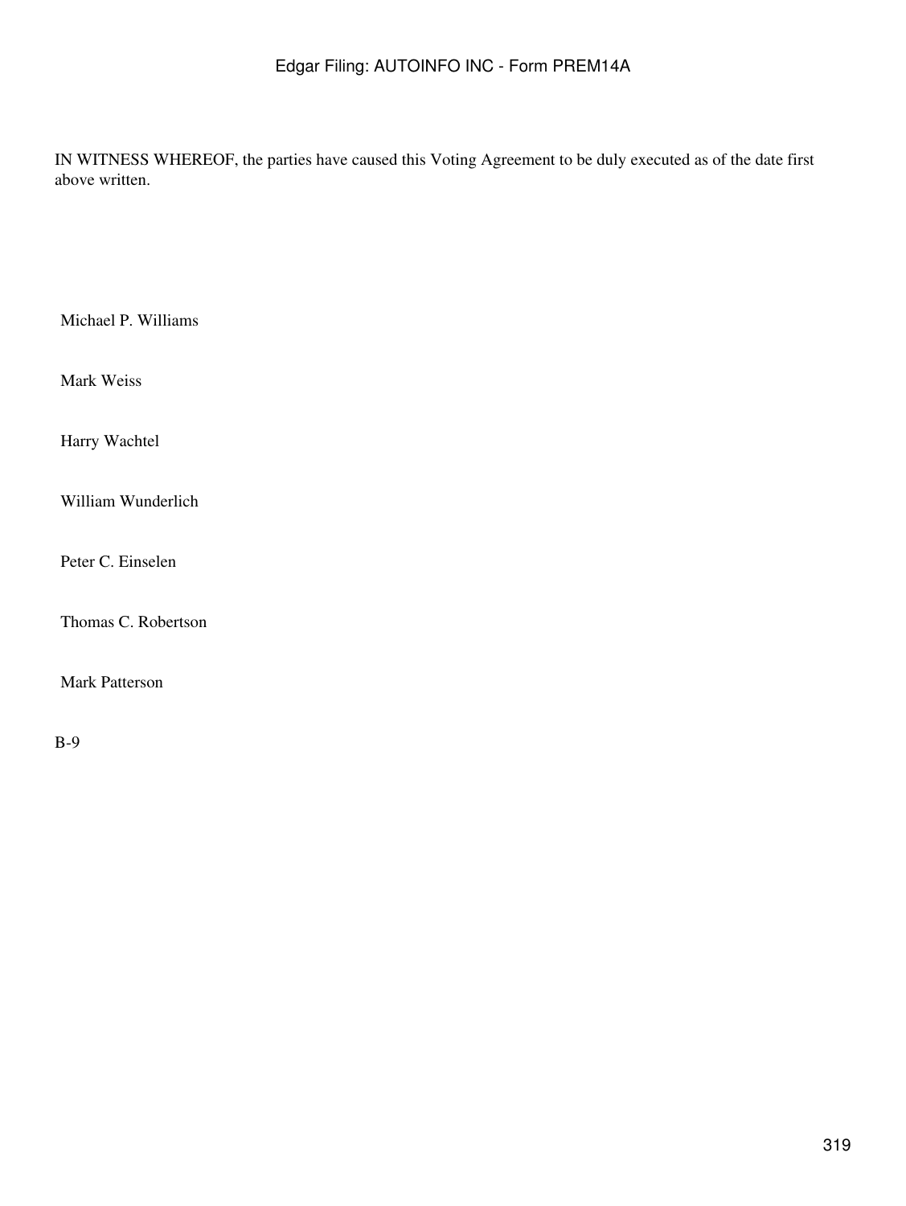IN WITNESS WHEREOF, the parties have caused this Voting Agreement to be duly executed as of the date first above written.

Michael P. Williams

Mark Weiss

Harry Wachtel

William Wunderlich

Peter C. Einselen

Thomas C. Robertson

Mark Patterson

B-9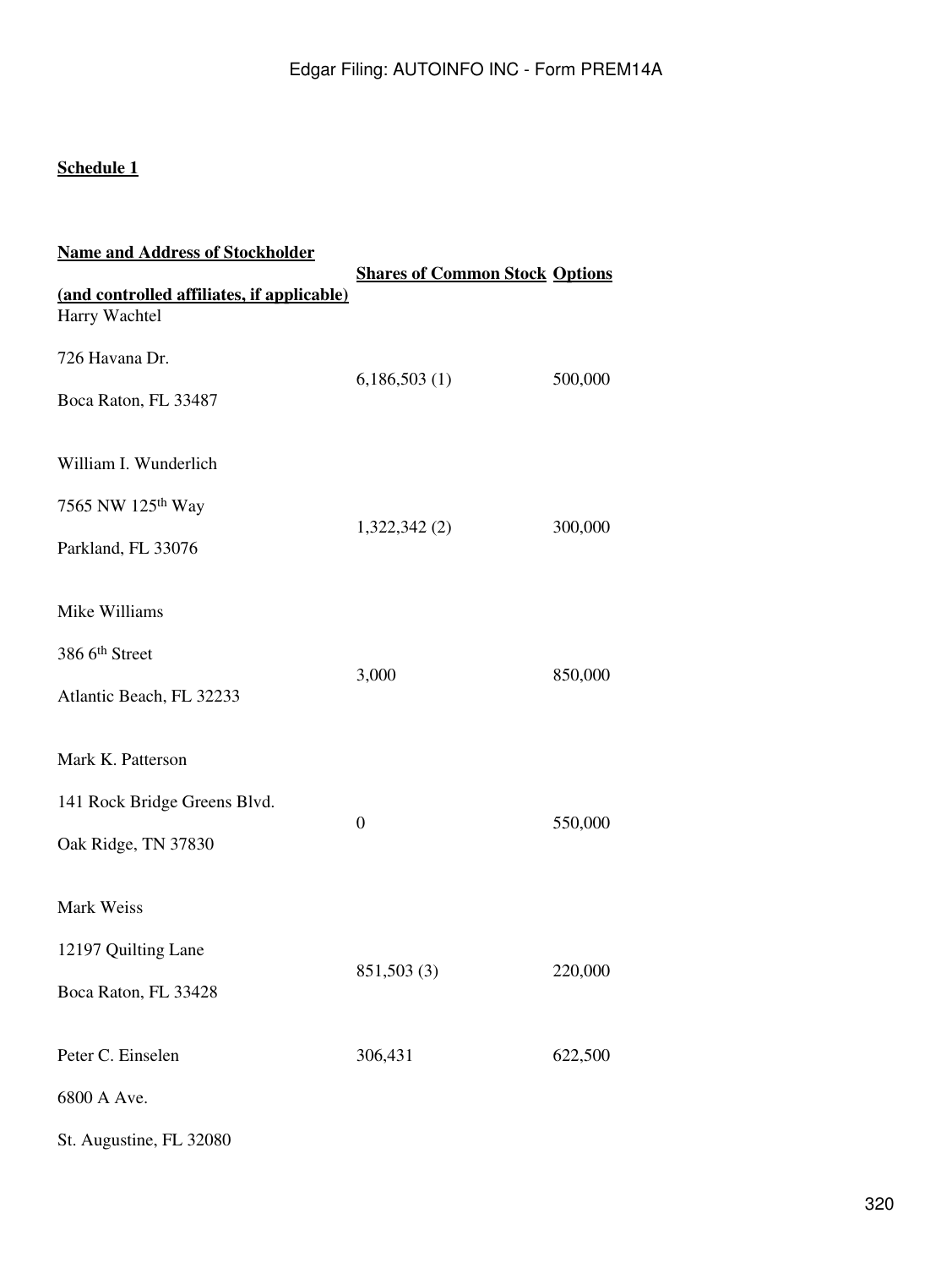**Schedule 1**

| **Name and Address of Stockholder (and controlled affiliates, if applicable)** | **Shares of Common Stock** | **Options** |
|---|---|---|
| Harry Wachtel<br>726 Havana Dr.<br>Boca Raton, FL 33487 | 6,186,503 (1) | 500,000 |
| William I. Wunderlich<br>7565 NW 125th Way<br>Parkland, FL 33076 | 1,322,342 (2) | 300,000 |
| Mike Williams<br>386 6th Street<br>Atlantic Beach, FL 32233 | 3,000 | 850,000 |
| Mark K. Patterson<br>141 Rock Bridge Greens Blvd.<br>Oak Ridge, TN 37830 | 0 | 550,000 |
| Mark Weiss<br>12197 Quilting Lane<br>Boca Raton, FL 33428 | 851,503 (3) | 220,000 |
| Peter C. Einselen<br>6800 A Ave.<br>St. Augustine, FL 32080 | 306,431 | 622,500 |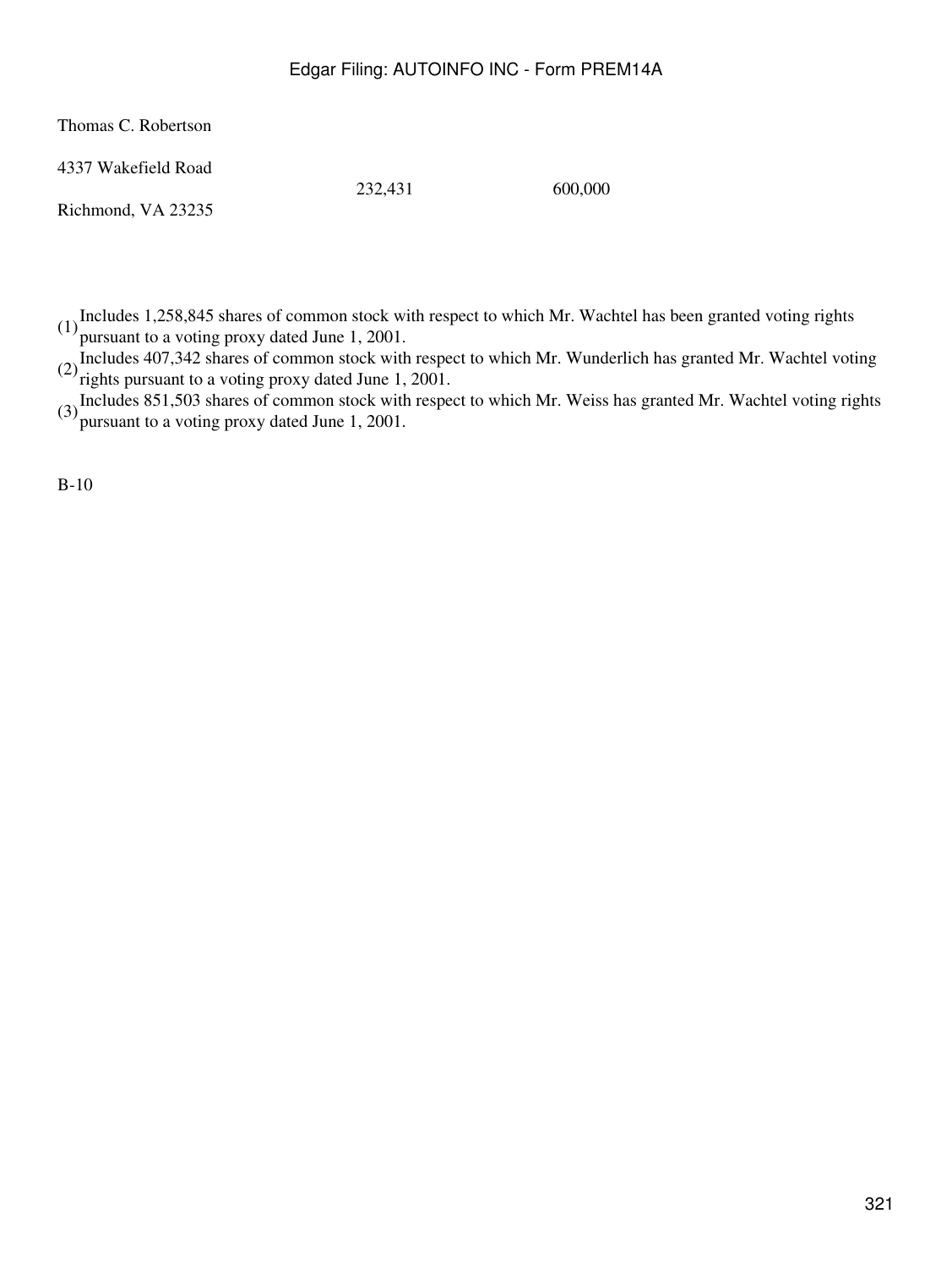| | | |
|---|---|---|
| Thomas C. Robertson<br>4337 Wakefield Road<br>Richmond, VA 23235 | 232,431 | 600,000 |

(1) Includes 1,258,845 shares of common stock with respect to which Mr. Wachtel has been granted voting rights pursuant to a voting proxy dated June 1, 2001.

(2) Includes 407,342 shares of common stock with respect to which Mr. Wunderlich has granted Mr. Wachtel voting rights pursuant to a voting proxy dated June 1, 2001.

(3) Includes 851,503 shares of common stock with respect to which Mr. Weiss has granted Mr. Wachtel voting rights pursuant to a voting proxy dated June 1, 2001.

B-10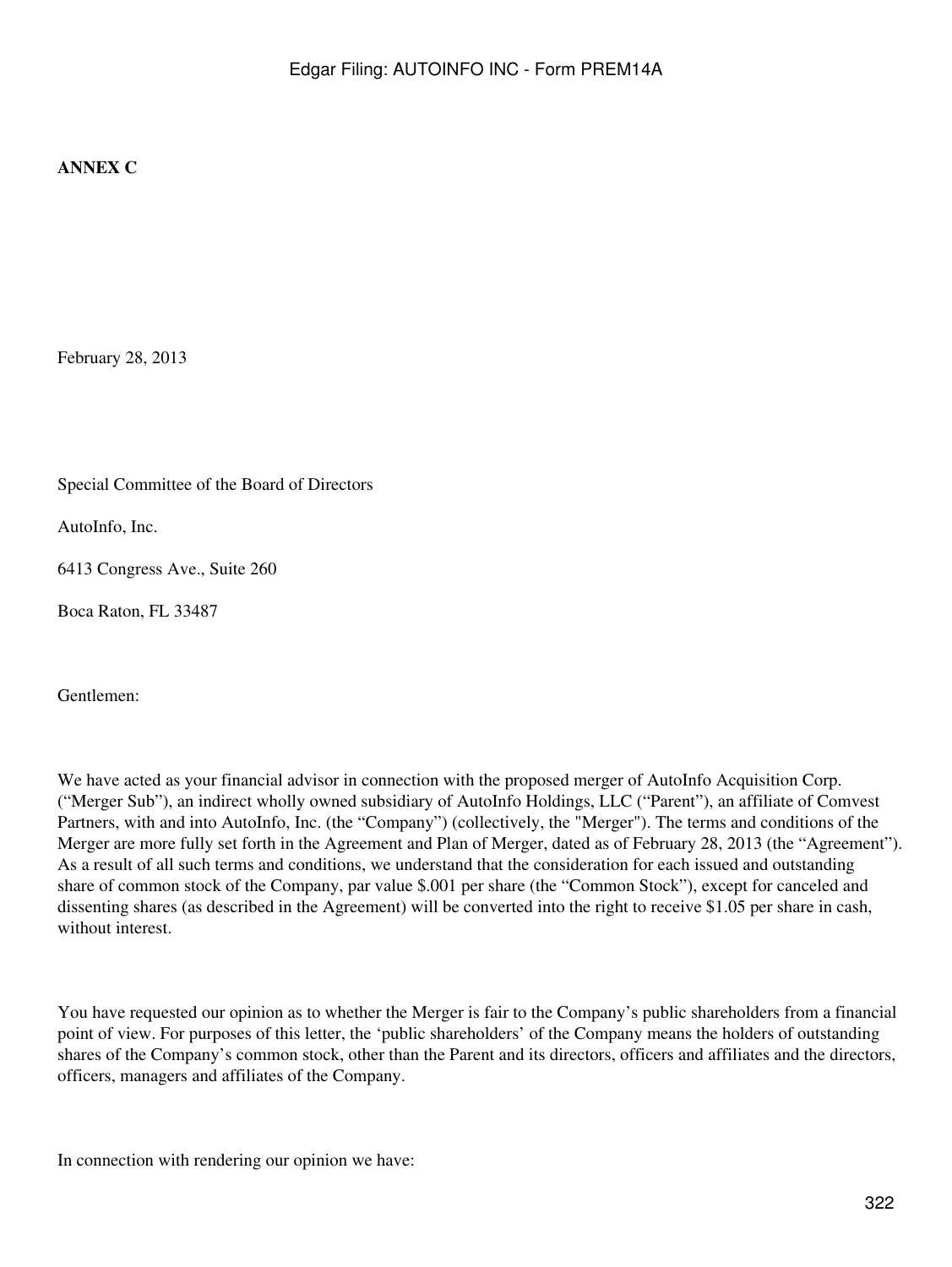**ANNEX C**

February 28, 2013

Special Committee of the Board of Directors

AutoInfo, Inc.

6413 Congress Ave., Suite 260

Boca Raton, FL 33487

Gentlemen:

We have acted as your financial advisor in connection with the proposed merger of AutoInfo Acquisition Corp. ("Merger Sub"), an indirect wholly owned subsidiary of AutoInfo Holdings, LLC ("Parent"), an affiliate of Comvest Partners, with and into AutoInfo, Inc. (the "Company") (collectively, the "Merger"). The terms and conditions of the Merger are more fully set forth in the Agreement and Plan of Merger, dated as of February 28, 2013 (the "Agreement"). As a result of all such terms and conditions, we understand that the consideration for each issued and outstanding share of common stock of the Company, par value $.001 per share (the "Common Stock"), except for canceled and dissenting shares (as described in the Agreement) will be converted into the right to receive $1.05 per share in cash, without interest.

You have requested our opinion as to whether the Merger is fair to the Company's public shareholders from a financial point of view. For purposes of this letter, the 'public shareholders' of the Company means the holders of outstanding shares of the Company's common stock, other than the Parent and its directors, officers and affiliates and the directors, officers, managers and affiliates of the Company.

In connection with rendering our opinion we have: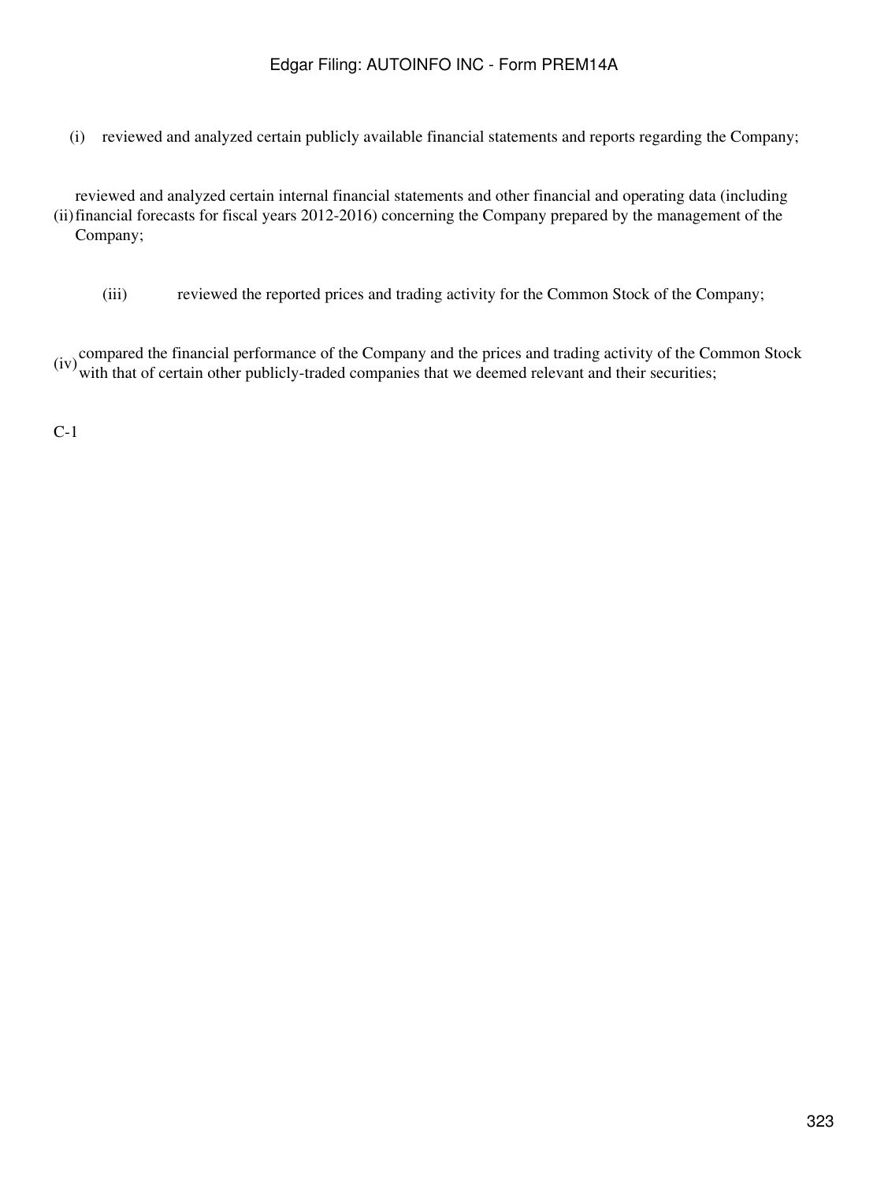(i) reviewed and analyzed certain publicly available financial statements and reports regarding the Company;

(ii) reviewed and analyzed certain internal financial statements and other financial and operating data (including financial forecasts for fiscal years 2012-2016) concerning the Company prepared by the management of the Company;

(iii) reviewed the reported prices and trading activity for the Common Stock of the Company;

(iv) compared the financial performance of the Company and the prices and trading activity of the Common Stock with that of certain other publicly-traded companies that we deemed relevant and their securities;

C-1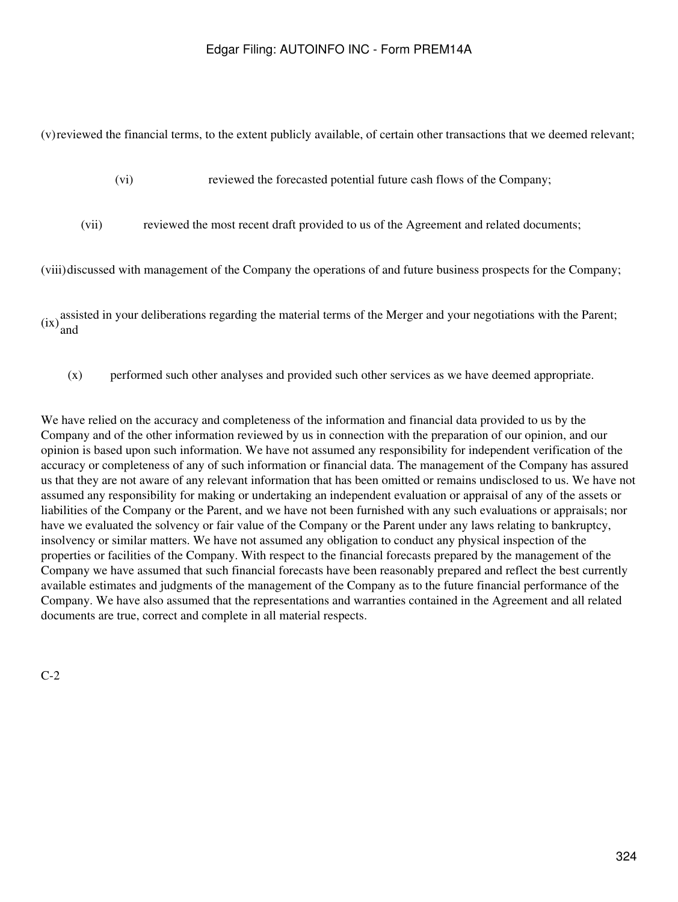(v) reviewed the financial terms, to the extent publicly available, of certain other transactions that we deemed relevant;

(vi) reviewed the forecasted potential future cash flows of the Company;

(vii) reviewed the most recent draft provided to us of the Agreement and related documents;

(viii) discussed with management of the Company the operations of and future business prospects for the Company;

(ix) assisted in your deliberations regarding the material terms of the Merger and your negotiations with the Parent; and

(x) performed such other analyses and provided such other services as we have deemed appropriate.

We have relied on the accuracy and completeness of the information and financial data provided to us by the Company and of the other information reviewed by us in connection with the preparation of our opinion, and our opinion is based upon such information. We have not assumed any responsibility for independent verification of the accuracy or completeness of any of such information or financial data. The management of the Company has assured us that they are not aware of any relevant information that has been omitted or remains undisclosed to us. We have not assumed any responsibility for making or undertaking an independent evaluation or appraisal of any of the assets or liabilities of the Company or the Parent, and we have not been furnished with any such evaluations or appraisals; nor have we evaluated the solvency or fair value of the Company or the Parent under any laws relating to bankruptcy, insolvency or similar matters. We have not assumed any obligation to conduct any physical inspection of the properties or facilities of the Company. With respect to the financial forecasts prepared by the management of the Company we have assumed that such financial forecasts have been reasonably prepared and reflect the best currently available estimates and judgments of the management of the Company as to the future financial performance of the Company. We have also assumed that the representations and warranties contained in the Agreement and all related documents are true, correct and complete in all material respects.

C-2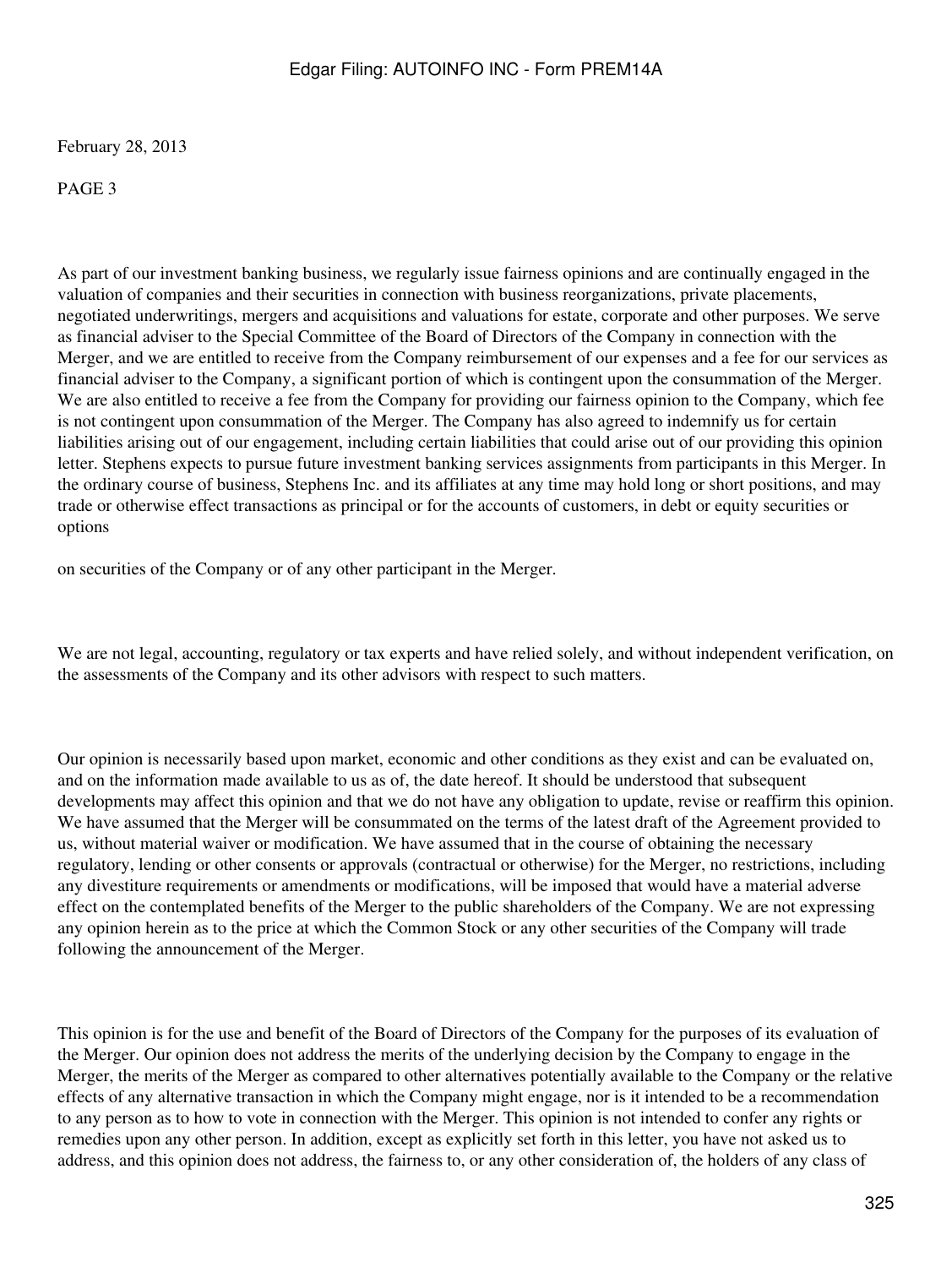February 28, 2013

PAGE 3

As part of our investment banking business, we regularly issue fairness opinions and are continually engaged in the valuation of companies and their securities in connection with business reorganizations, private placements, negotiated underwritings, mergers and acquisitions and valuations for estate, corporate and other purposes. We serve as financial adviser to the Special Committee of the Board of Directors of the Company in connection with the Merger, and we are entitled to receive from the Company reimbursement of our expenses and a fee for our services as financial adviser to the Company, a significant portion of which is contingent upon the consummation of the Merger. We are also entitled to receive a fee from the Company for providing our fairness opinion to the Company, which fee is not contingent upon consummation of the Merger. The Company has also agreed to indemnify us for certain liabilities arising out of our engagement, including certain liabilities that could arise out of our providing this opinion letter. Stephens expects to pursue future investment banking services assignments from participants in this Merger. In the ordinary course of business, Stephens Inc. and its affiliates at any time may hold long or short positions, and may trade or otherwise effect transactions as principal or for the accounts of customers, in debt or equity securities or options on securities of the Company or of any other participant in the Merger.

We are not legal, accounting, regulatory or tax experts and have relied solely, and without independent verification, on the assessments of the Company and its other advisors with respect to such matters.

Our opinion is necessarily based upon market, economic and other conditions as they exist and can be evaluated on, and on the information made available to us as of, the date hereof. It should be understood that subsequent developments may affect this opinion and that we do not have any obligation to update, revise or reaffirm this opinion. We have assumed that the Merger will be consummated on the terms of the latest draft of the Agreement provided to us, without material waiver or modification. We have assumed that in the course of obtaining the necessary regulatory, lending or other consents or approvals (contractual or otherwise) for the Merger, no restrictions, including any divestiture requirements or amendments or modifications, will be imposed that would have a material adverse effect on the contemplated benefits of the Merger to the public shareholders of the Company. We are not expressing any opinion herein as to the price at which the Common Stock or any other securities of the Company will trade following the announcement of the Merger.

This opinion is for the use and benefit of the Board of Directors of the Company for the purposes of its evaluation of the Merger. Our opinion does not address the merits of the underlying decision by the Company to engage in the Merger, the merits of the Merger as compared to other alternatives potentially available to the Company or the relative effects of any alternative transaction in which the Company might engage, nor is it intended to be a recommendation to any person as to how to vote in connection with the Merger. This opinion is not intended to confer any rights or remedies upon any other person. In addition, except as explicitly set forth in this letter, you have not asked us to address, and this opinion does not address, the fairness to, or any other consideration of, the holders of any class of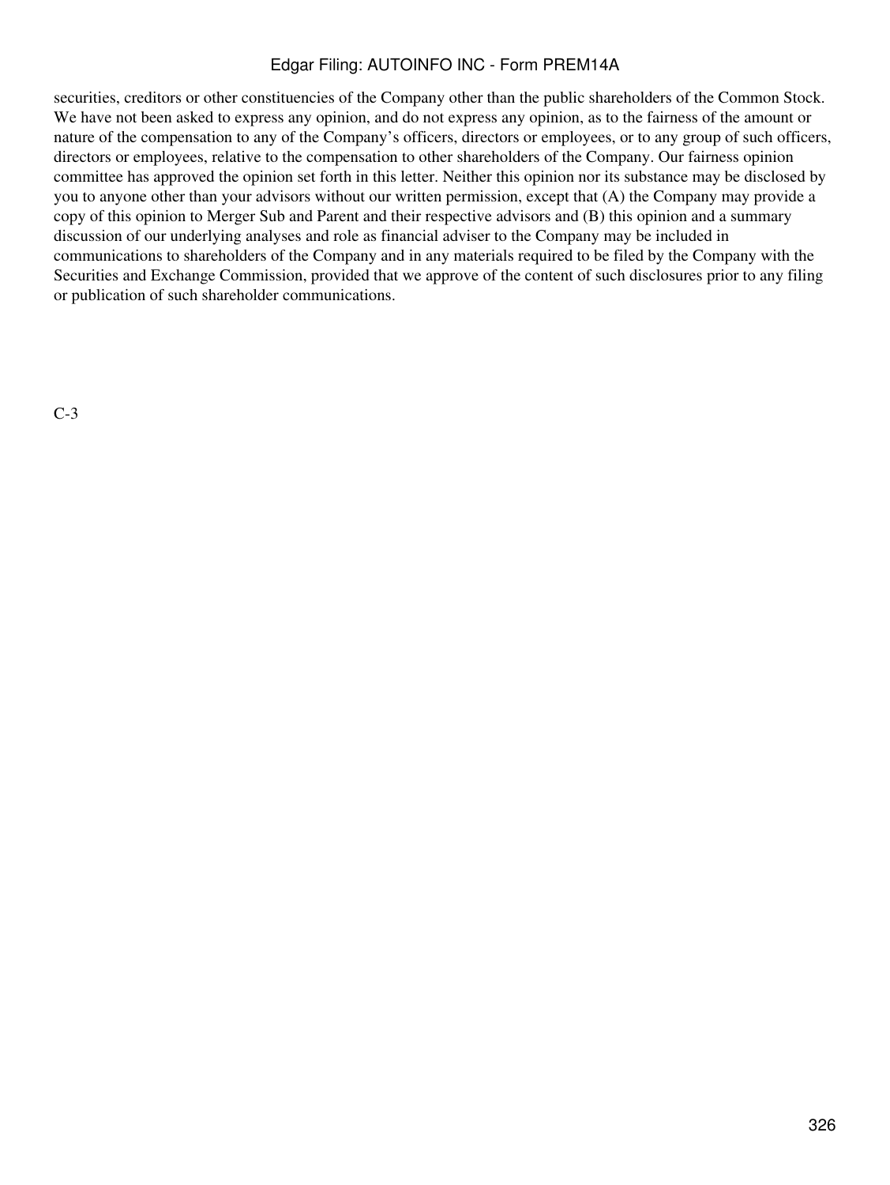securities, creditors or other constituencies of the Company other than the public shareholders of the Common Stock. We have not been asked to express any opinion, and do not express any opinion, as to the fairness of the amount or nature of the compensation to any of the Company's officers, directors or employees, or to any group of such officers, directors or employees, relative to the compensation to other shareholders of the Company. Our fairness opinion committee has approved the opinion set forth in this letter. Neither this opinion nor its substance may be disclosed by you to anyone other than your advisors without our written permission, except that (A) the Company may provide a copy of this opinion to Merger Sub and Parent and their respective advisors and (B) this opinion and a summary discussion of our underlying analyses and role as financial adviser to the Company may be included in communications to shareholders of the Company and in any materials required to be filed by the Company with the Securities and Exchange Commission, provided that we approve of the content of such disclosures prior to any filing or publication of such shareholder communications.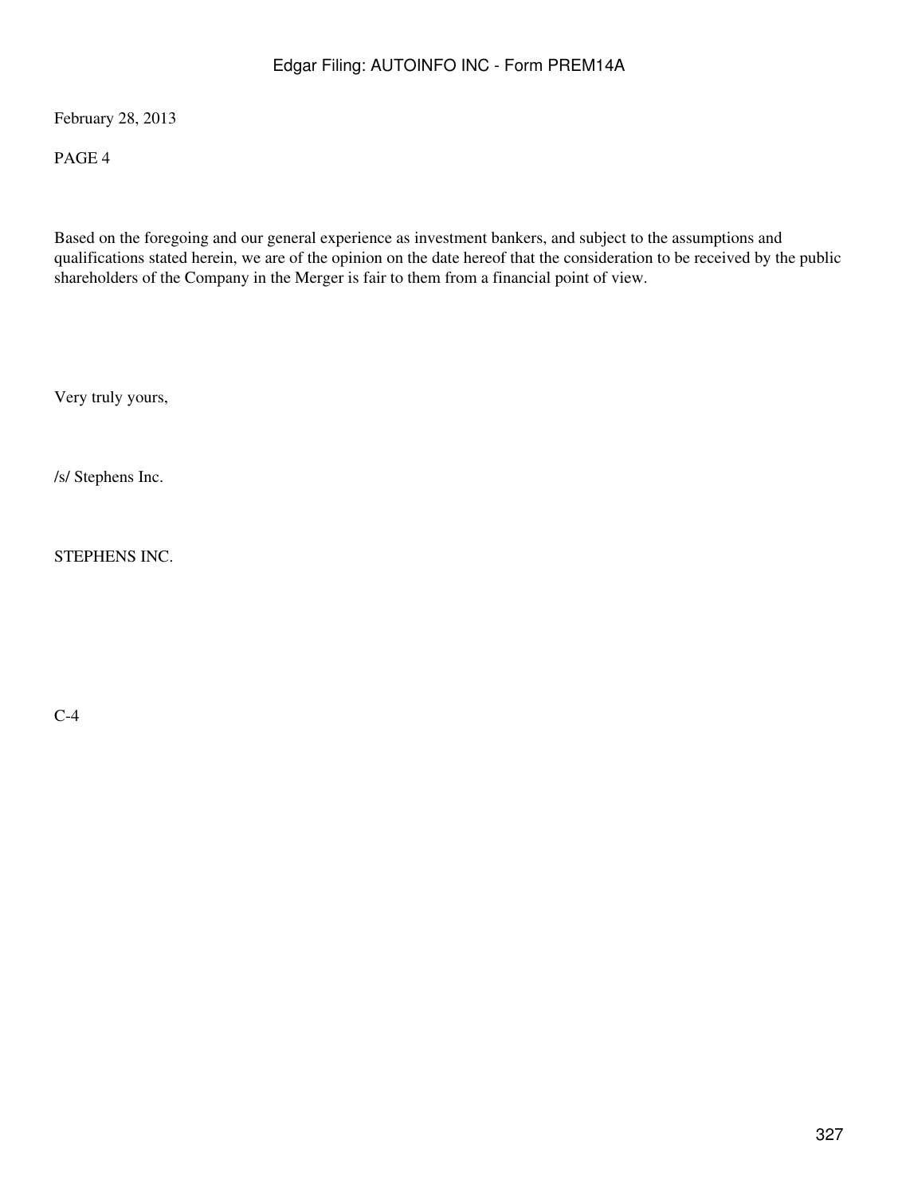February 28, 2013

PAGE 4

Based on the foregoing and our general experience as investment bankers, and subject to the assumptions and qualifications stated herein, we are of the opinion on the date hereof that the consideration to be received by the public shareholders of the Company in the Merger is fair to them from a financial point of view.

Very truly yours,

/s/ Stephens Inc.

STEPHENS INC.

C-4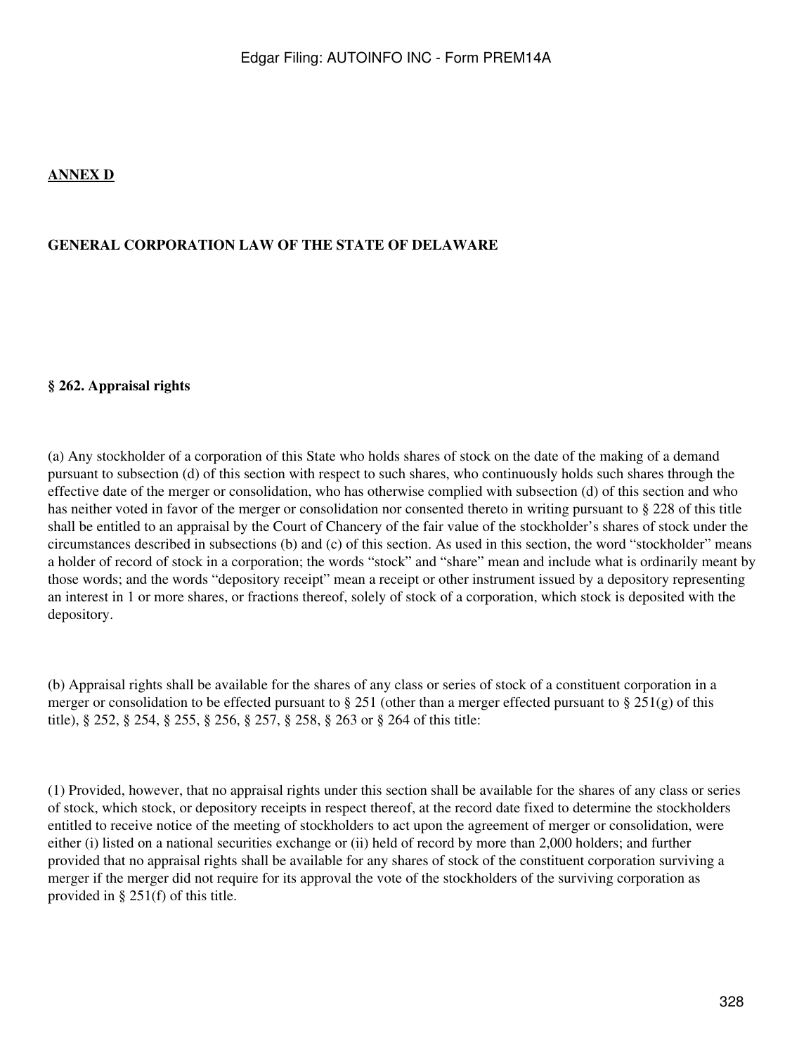**ANNEX D**

**GENERAL CORPORATION LAW OF THE STATE OF DELAWARE**

**§ 262. Appraisal rights**

(a) Any stockholder of a corporation of this State who holds shares of stock on the date of the making of a demand pursuant to subsection (d) of this section with respect to such shares, who continuously holds such shares through the effective date of the merger or consolidation, who has otherwise complied with subsection (d) of this section and who has neither voted in favor of the merger or consolidation nor consented thereto in writing pursuant to § 228 of this title shall be entitled to an appraisal by the Court of Chancery of the fair value of the stockholder's shares of stock under the circumstances described in subsections (b) and (c) of this section. As used in this section, the word "stockholder" means a holder of record of stock in a corporation; the words "stock" and "share" mean and include what is ordinarily meant by those words; and the words "depository receipt" mean a receipt or other instrument issued by a depository representing an interest in 1 or more shares, or fractions thereof, solely of stock of a corporation, which stock is deposited with the depository.

(b) Appraisal rights shall be available for the shares of any class or series of stock of a constituent corporation in a merger or consolidation to be effected pursuant to § 251 (other than a merger effected pursuant to § 251(g) of this title), § 252, § 254, § 255, § 256, § 257, § 258, § 263 or § 264 of this title:

(1) Provided, however, that no appraisal rights under this section shall be available for the shares of any class or series of stock, which stock, or depository receipts in respect thereof, at the record date fixed to determine the stockholders entitled to receive notice of the meeting of stockholders to act upon the agreement of merger or consolidation, were either (i) listed on a national securities exchange or (ii) held of record by more than 2,000 holders; and further provided that no appraisal rights shall be available for any shares of stock of the constituent corporation surviving a merger if the merger did not require for its approval the vote of the stockholders of the surviving corporation as provided in § 251(f) of this title.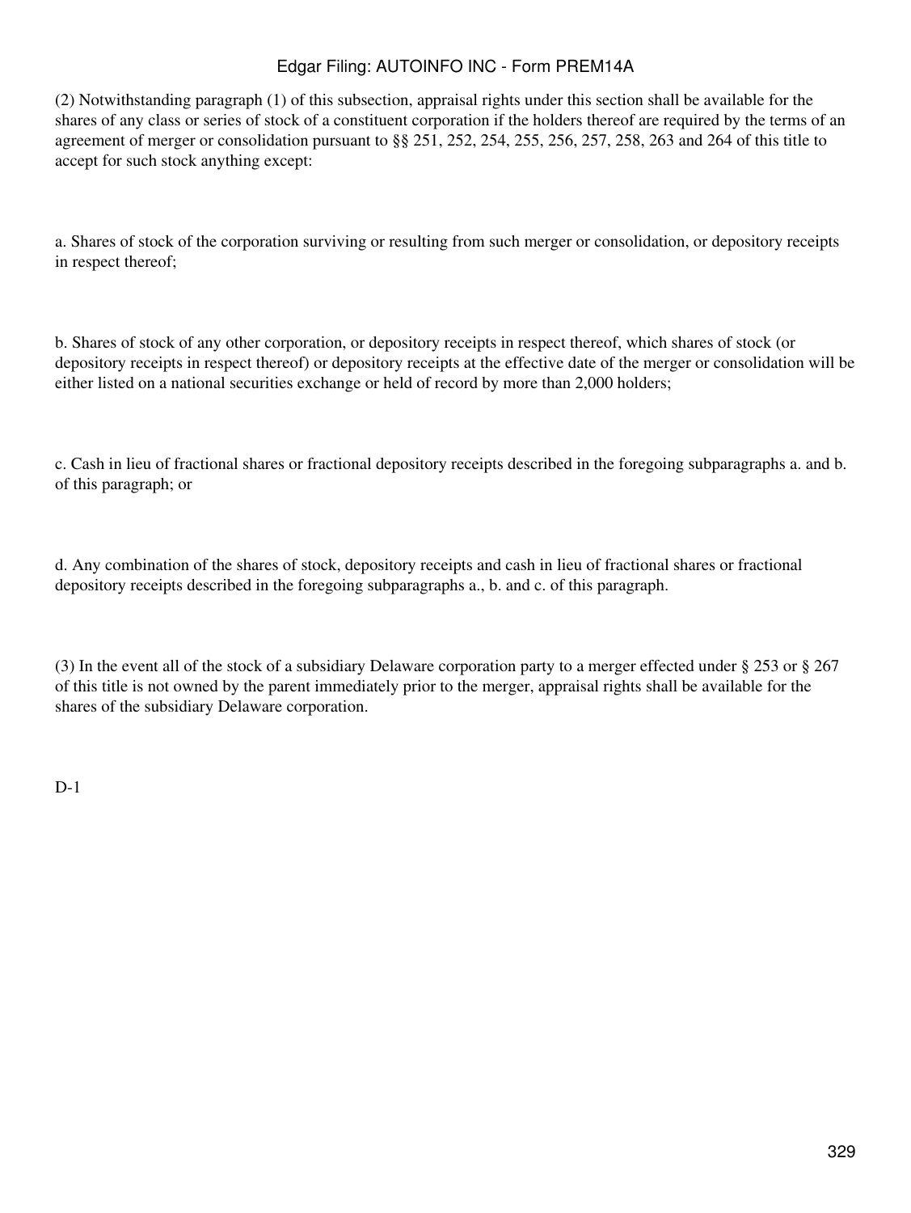(2) Notwithstanding paragraph (1) of this subsection, appraisal rights under this section shall be available for the shares of any class or series of stock of a constituent corporation if the holders thereof are required by the terms of an agreement of merger or consolidation pursuant to §§ 251, 252, 254, 255, 256, 257, 258, 263 and 264 of this title to accept for such stock anything except:

a. Shares of stock of the corporation surviving or resulting from such merger or consolidation, or depository receipts in respect thereof;

b. Shares of stock of any other corporation, or depository receipts in respect thereof, which shares of stock (or depository receipts in respect thereof) or depository receipts at the effective date of the merger or consolidation will be either listed on a national securities exchange or held of record by more than 2,000 holders;

c. Cash in lieu of fractional shares or fractional depository receipts described in the foregoing subparagraphs a. and b. of this paragraph; or

d. Any combination of the shares of stock, depository receipts and cash in lieu of fractional shares or fractional depository receipts described in the foregoing subparagraphs a., b. and c. of this paragraph.

(3) In the event all of the stock of a subsidiary Delaware corporation party to a merger effected under § 253 or § 267 of this title is not owned by the parent immediately prior to the merger, appraisal rights shall be available for the shares of the subsidiary Delaware corporation.

D-1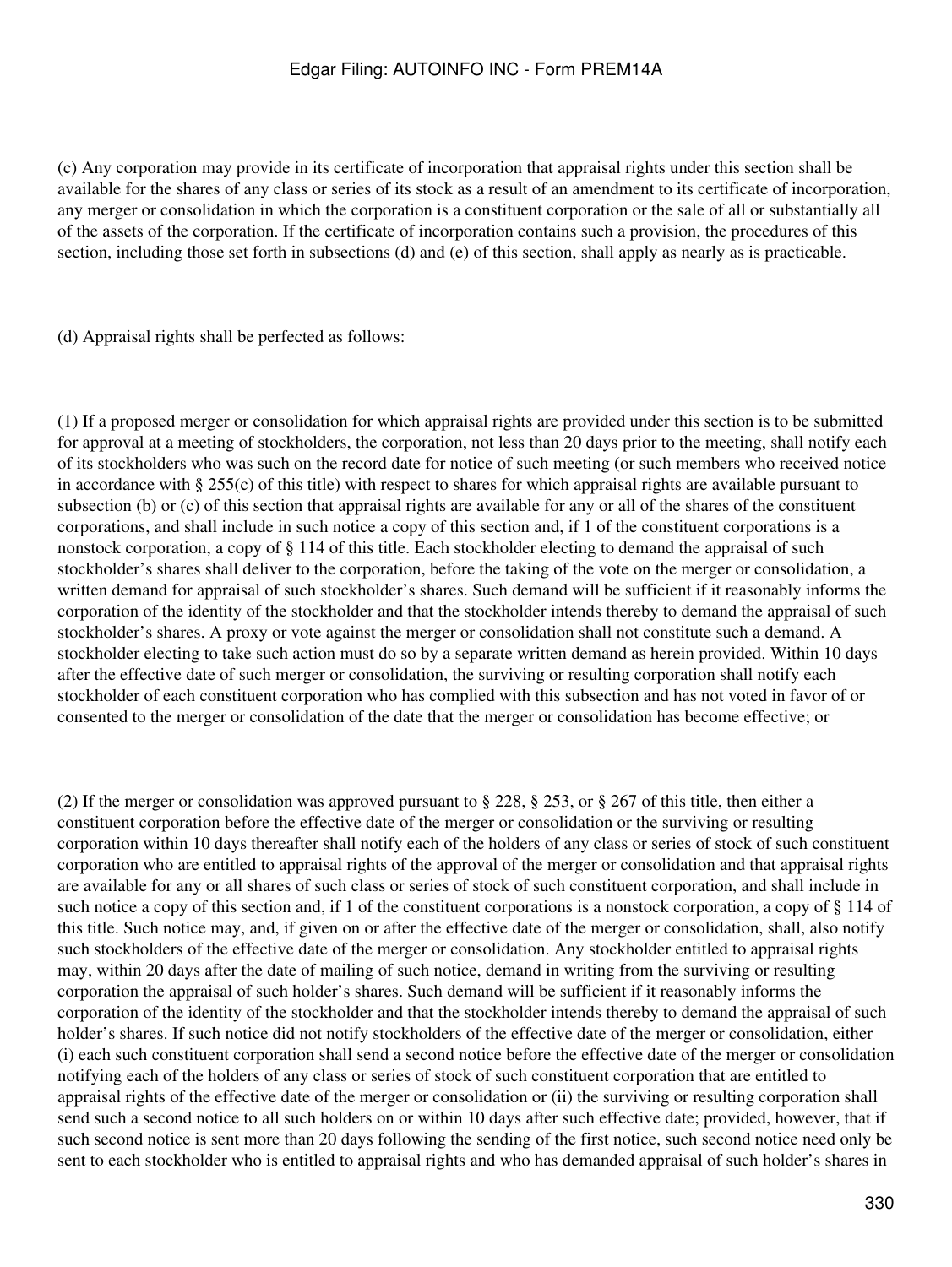(c) Any corporation may provide in its certificate of incorporation that appraisal rights under this section shall be available for the shares of any class or series of its stock as a result of an amendment to its certificate of incorporation, any merger or consolidation in which the corporation is a constituent corporation or the sale of all or substantially all of the assets of the corporation. If the certificate of incorporation contains such a provision, the procedures of this section, including those set forth in subsections (d) and (e) of this section, shall apply as nearly as is practicable.

(d) Appraisal rights shall be perfected as follows:

(1) If a proposed merger or consolidation for which appraisal rights are provided under this section is to be submitted for approval at a meeting of stockholders, the corporation, not less than 20 days prior to the meeting, shall notify each of its stockholders who was such on the record date for notice of such meeting (or such members who received notice in accordance with § 255(c) of this title) with respect to shares for which appraisal rights are available pursuant to subsection (b) or (c) of this section that appraisal rights are available for any or all of the shares of the constituent corporations, and shall include in such notice a copy of this section and, if 1 of the constituent corporations is a nonstock corporation, a copy of § 114 of this title. Each stockholder electing to demand the appraisal of such stockholder's shares shall deliver to the corporation, before the taking of the vote on the merger or consolidation, a written demand for appraisal of such stockholder's shares. Such demand will be sufficient if it reasonably informs the corporation of the identity of the stockholder and that the stockholder intends thereby to demand the appraisal of such stockholder's shares. A proxy or vote against the merger or consolidation shall not constitute such a demand. A stockholder electing to take such action must do so by a separate written demand as herein provided. Within 10 days after the effective date of such merger or consolidation, the surviving or resulting corporation shall notify each stockholder of each constituent corporation who has complied with this subsection and has not voted in favor of or consented to the merger or consolidation of the date that the merger or consolidation has become effective; or

(2) If the merger or consolidation was approved pursuant to § 228, § 253, or § 267 of this title, then either a constituent corporation before the effective date of the merger or consolidation or the surviving or resulting corporation within 10 days thereafter shall notify each of the holders of any class or series of stock of such constituent corporation who are entitled to appraisal rights of the approval of the merger or consolidation and that appraisal rights are available for any or all shares of such class or series of stock of such constituent corporation, and shall include in such notice a copy of this section and, if 1 of the constituent corporations is a nonstock corporation, a copy of § 114 of this title. Such notice may, and, if given on or after the effective date of the merger or consolidation, shall, also notify such stockholders of the effective date of the merger or consolidation. Any stockholder entitled to appraisal rights may, within 20 days after the date of mailing of such notice, demand in writing from the surviving or resulting corporation the appraisal of such holder's shares. Such demand will be sufficient if it reasonably informs the corporation of the identity of the stockholder and that the stockholder intends thereby to demand the appraisal of such holder's shares. If such notice did not notify stockholders of the effective date of the merger or consolidation, either (i) each such constituent corporation shall send a second notice before the effective date of the merger or consolidation notifying each of the holders of any class or series of stock of such constituent corporation that are entitled to appraisal rights of the effective date of the merger or consolidation or (ii) the surviving or resulting corporation shall send such a second notice to all such holders on or within 10 days after such effective date; provided, however, that if such second notice is sent more than 20 days following the sending of the first notice, such second notice need only be sent to each stockholder who is entitled to appraisal rights and who has demanded appraisal of such holder's shares in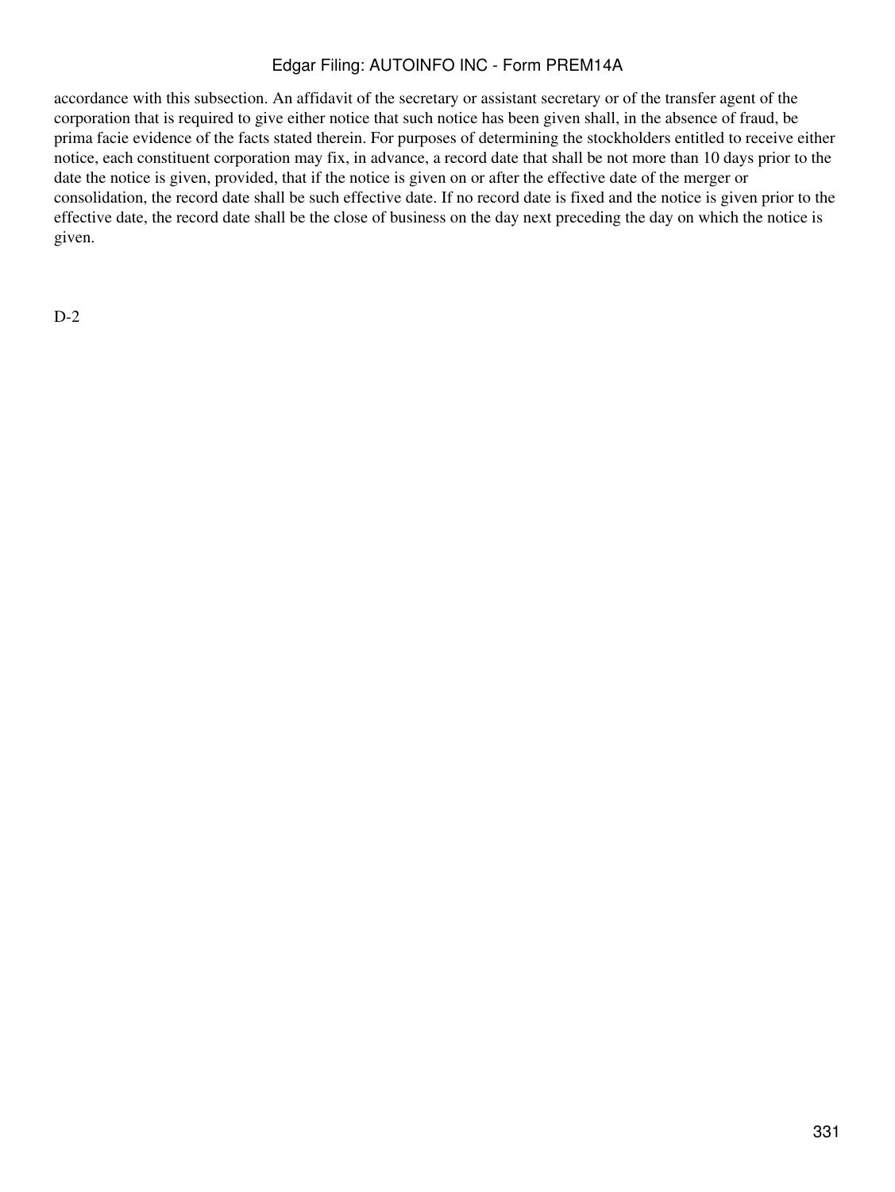accordance with this subsection. An affidavit of the secretary or assistant secretary or of the transfer agent of the corporation that is required to give either notice that such notice has been given shall, in the absence of fraud, be prima facie evidence of the facts stated therein. For purposes of determining the stockholders entitled to receive either notice, each constituent corporation may fix, in advance, a record date that shall be not more than 10 days prior to the date the notice is given, provided, that if the notice is given on or after the effective date of the merger or consolidation, the record date shall be such effective date. If no record date is fixed and the notice is given prior to the effective date, the record date shall be the close of business on the day next preceding the day on which the notice is given.

D-2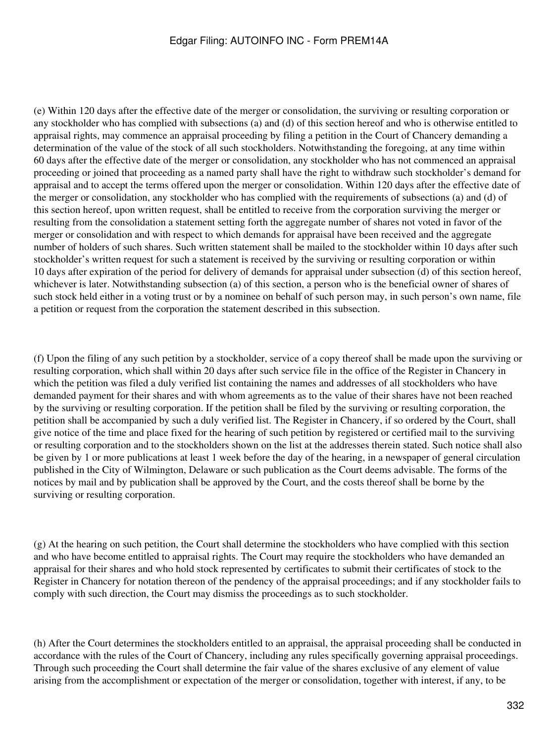(e) Within 120 days after the effective date of the merger or consolidation, the surviving or resulting corporation or any stockholder who has complied with subsections (a) and (d) of this section hereof and who is otherwise entitled to appraisal rights, may commence an appraisal proceeding by filing a petition in the Court of Chancery demanding a determination of the value of the stock of all such stockholders. Notwithstanding the foregoing, at any time within 60 days after the effective date of the merger or consolidation, any stockholder who has not commenced an appraisal proceeding or joined that proceeding as a named party shall have the right to withdraw such stockholder's demand for appraisal and to accept the terms offered upon the merger or consolidation. Within 120 days after the effective date of the merger or consolidation, any stockholder who has complied with the requirements of subsections (a) and (d) of this section hereof, upon written request, shall be entitled to receive from the corporation surviving the merger or resulting from the consolidation a statement setting forth the aggregate number of shares not voted in favor of the merger or consolidation and with respect to which demands for appraisal have been received and the aggregate number of holders of such shares. Such written statement shall be mailed to the stockholder within 10 days after such stockholder's written request for such a statement is received by the surviving or resulting corporation or within 10 days after expiration of the period for delivery of demands for appraisal under subsection (d) of this section hereof, whichever is later. Notwithstanding subsection (a) of this section, a person who is the beneficial owner of shares of such stock held either in a voting trust or by a nominee on behalf of such person may, in such person's own name, file a petition or request from the corporation the statement described in this subsection.

(f) Upon the filing of any such petition by a stockholder, service of a copy thereof shall be made upon the surviving or resulting corporation, which shall within 20 days after such service file in the office of the Register in Chancery in which the petition was filed a duly verified list containing the names and addresses of all stockholders who have demanded payment for their shares and with whom agreements as to the value of their shares have not been reached by the surviving or resulting corporation. If the petition shall be filed by the surviving or resulting corporation, the petition shall be accompanied by such a duly verified list. The Register in Chancery, if so ordered by the Court, shall give notice of the time and place fixed for the hearing of such petition by registered or certified mail to the surviving or resulting corporation and to the stockholders shown on the list at the addresses therein stated. Such notice shall also be given by 1 or more publications at least 1 week before the day of the hearing, in a newspaper of general circulation published in the City of Wilmington, Delaware or such publication as the Court deems advisable. The forms of the notices by mail and by publication shall be approved by the Court, and the costs thereof shall be borne by the surviving or resulting corporation.

(g) At the hearing on such petition, the Court shall determine the stockholders who have complied with this section and who have become entitled to appraisal rights. The Court may require the stockholders who have demanded an appraisal for their shares and who hold stock represented by certificates to submit their certificates of stock to the Register in Chancery for notation thereon of the pendency of the appraisal proceedings; and if any stockholder fails to comply with such direction, the Court may dismiss the proceedings as to such stockholder.

(h) After the Court determines the stockholders entitled to an appraisal, the appraisal proceeding shall be conducted in accordance with the rules of the Court of Chancery, including any rules specifically governing appraisal proceedings. Through such proceeding the Court shall determine the fair value of the shares exclusive of any element of value arising from the accomplishment or expectation of the merger or consolidation, together with interest, if any, to be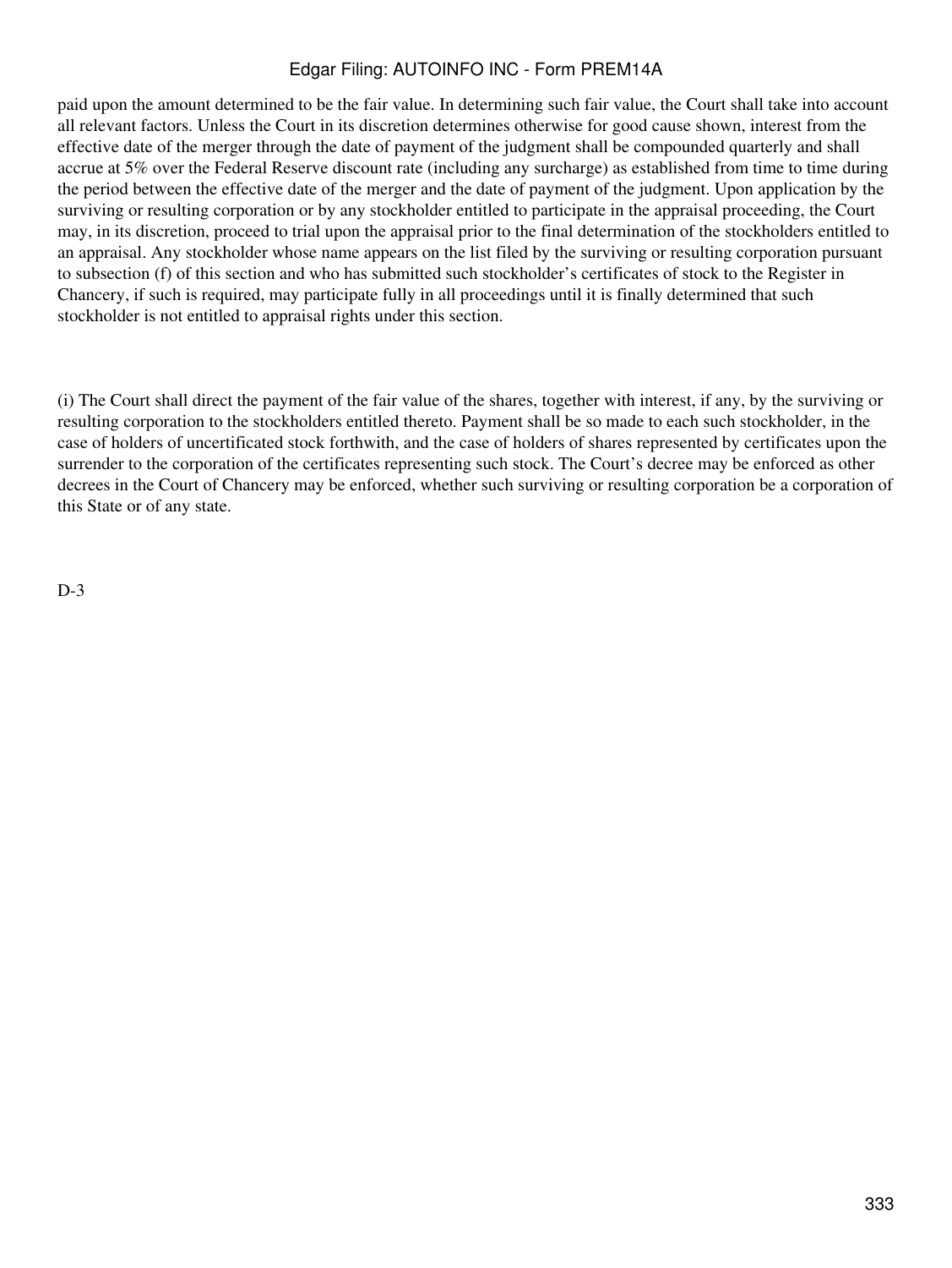paid upon the amount determined to be the fair value. In determining such fair value, the Court shall take into account all relevant factors. Unless the Court in its discretion determines otherwise for good cause shown, interest from the effective date of the merger through the date of payment of the judgment shall be compounded quarterly and shall accrue at 5% over the Federal Reserve discount rate (including any surcharge) as established from time to time during the period between the effective date of the merger and the date of payment of the judgment. Upon application by the surviving or resulting corporation or by any stockholder entitled to participate in the appraisal proceeding, the Court may, in its discretion, proceed to trial upon the appraisal prior to the final determination of the stockholders entitled to an appraisal. Any stockholder whose name appears on the list filed by the surviving or resulting corporation pursuant to subsection (f) of this section and who has submitted such stockholder's certificates of stock to the Register in Chancery, if such is required, may participate fully in all proceedings until it is finally determined that such stockholder is not entitled to appraisal rights under this section.

(i) The Court shall direct the payment of the fair value of the shares, together with interest, if any, by the surviving or resulting corporation to the stockholders entitled thereto. Payment shall be so made to each such stockholder, in the case of holders of uncertificated stock forthwith, and the case of holders of shares represented by certificates upon the surrender to the corporation of the certificates representing such stock. The Court's decree may be enforced as other decrees in the Court of Chancery may be enforced, whether such surviving or resulting corporation be a corporation of this State or of any state.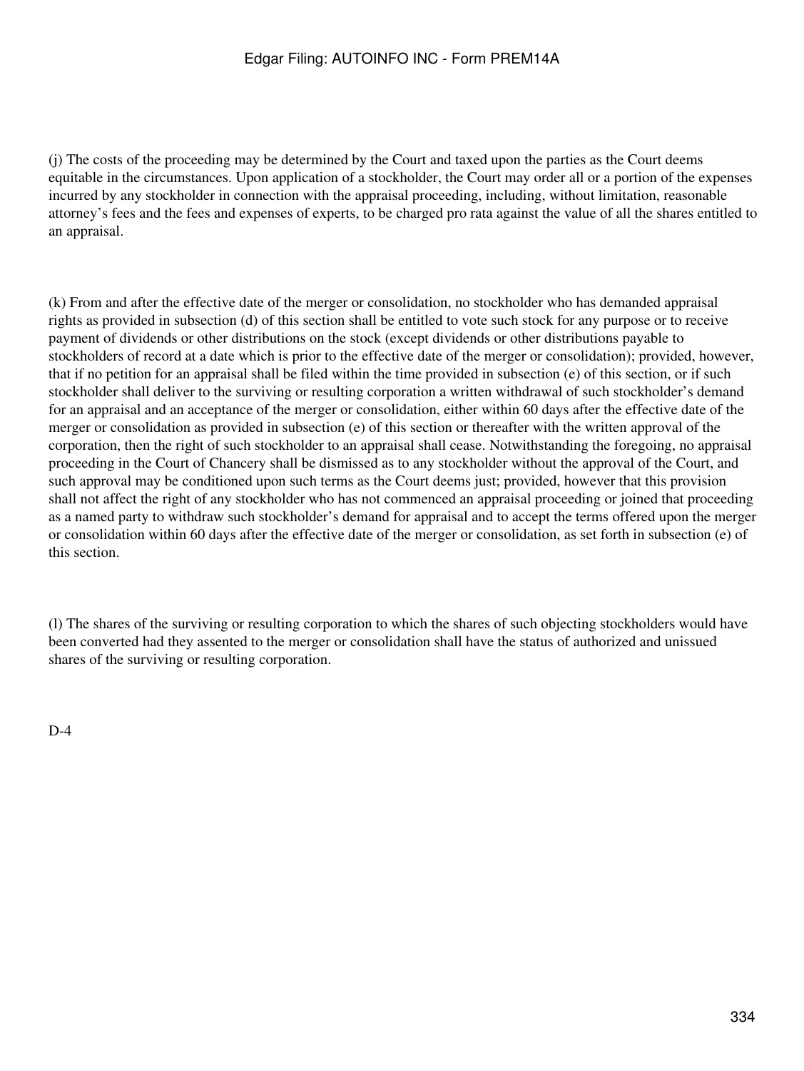(j) The costs of the proceeding may be determined by the Court and taxed upon the parties as the Court deems equitable in the circumstances. Upon application of a stockholder, the Court may order all or a portion of the expenses incurred by any stockholder in connection with the appraisal proceeding, including, without limitation, reasonable attorney's fees and the fees and expenses of experts, to be charged pro rata against the value of all the shares entitled to an appraisal.

(k) From and after the effective date of the merger or consolidation, no stockholder who has demanded appraisal rights as provided in subsection (d) of this section shall be entitled to vote such stock for any purpose or to receive payment of dividends or other distributions on the stock (except dividends or other distributions payable to stockholders of record at a date which is prior to the effective date of the merger or consolidation); provided, however, that if no petition for an appraisal shall be filed within the time provided in subsection (e) of this section, or if such stockholder shall deliver to the surviving or resulting corporation a written withdrawal of such stockholder's demand for an appraisal and an acceptance of the merger or consolidation, either within 60 days after the effective date of the merger or consolidation as provided in subsection (e) of this section or thereafter with the written approval of the corporation, then the right of such stockholder to an appraisal shall cease. Notwithstanding the foregoing, no appraisal proceeding in the Court of Chancery shall be dismissed as to any stockholder without the approval of the Court, and such approval may be conditioned upon such terms as the Court deems just; provided, however that this provision shall not affect the right of any stockholder who has not commenced an appraisal proceeding or joined that proceeding as a named party to withdraw such stockholder's demand for appraisal and to accept the terms offered upon the merger or consolidation within 60 days after the effective date of the merger or consolidation, as set forth in subsection (e) of this section.

(l) The shares of the surviving or resulting corporation to which the shares of such objecting stockholders would have been converted had they assented to the merger or consolidation shall have the status of authorized and unissued shares of the surviving or resulting corporation.

D-4